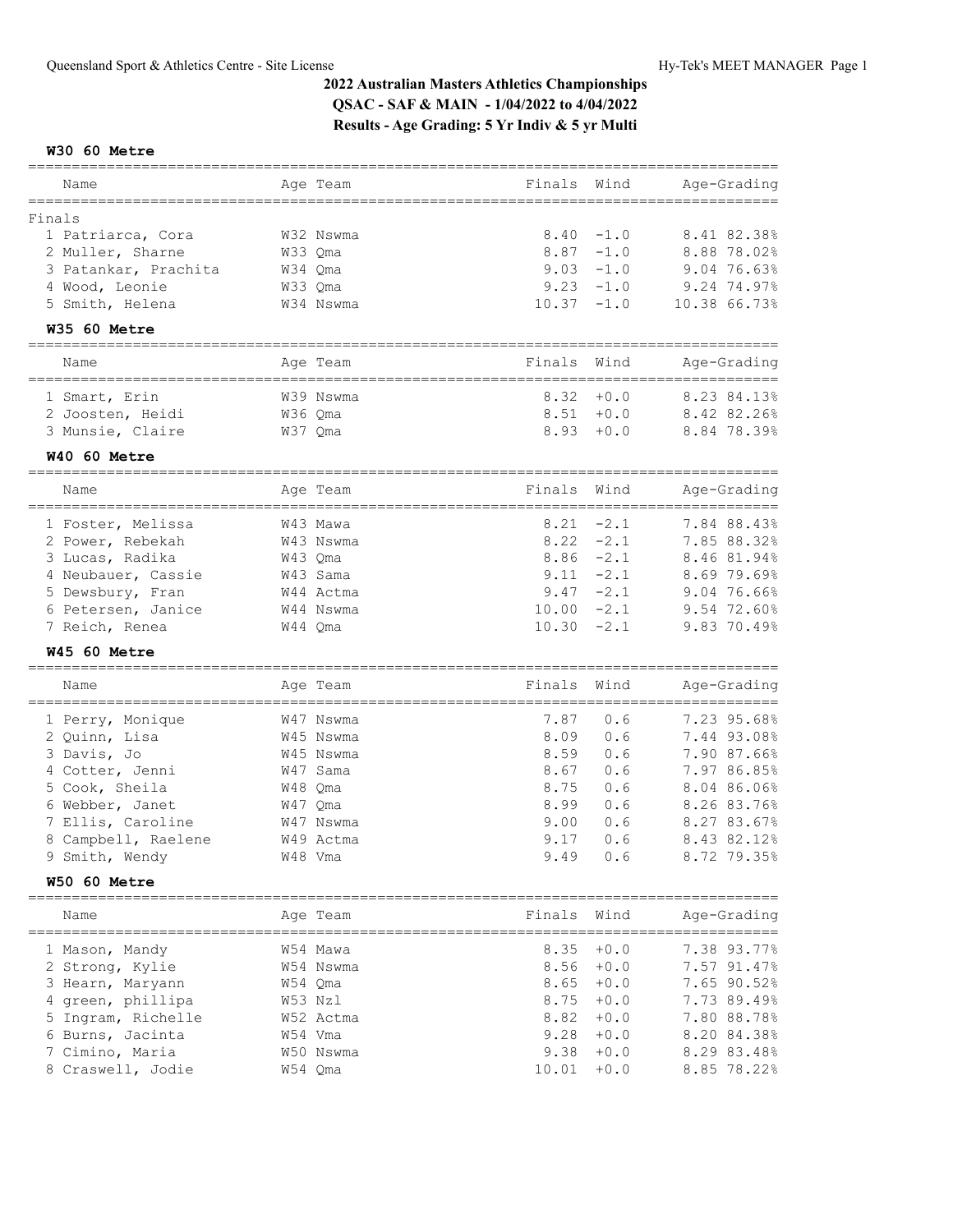# 2022 Australian Masters Athletics Championships

**QSAC - SAF & MAIN - 1/04/2022 to 4/04/2022**

**Results - Age Grading: 5 Yr Indiv & 5 yr Multi**

### W30 60 Metre

| Name | Age | Team | Finals | Wind | Age-Grading | |
|---|---|---|---|---|---|---|
| **Finals** | | | | | | |
| 1 Patriarca, Cora | W32 | Nswma | 8.40 | -1.0 | 8.41 | 82.38% |
| 2 Muller, Sharne | W33 | Qma | 8.87 | -1.0 | 8.88 | 78.02% |
| 3 Patankar, Prachita | W34 | Qma | 9.03 | -1.0 | 9.04 | 76.63% |
| 4 Wood, Leonie | W33 | Qma | 9.23 | -1.0 | 9.24 | 74.97% |
| 5 Smith, Helena | W34 | Nswma | 10.37 | -1.0 | 10.38 | 66.73% |

### W35 60 Metre

| Name | Age | Team | Finals | Wind | Age-Grading | |
|---|---|---|---|---|---|---|
| 1 Smart, Erin | W39 | Nswma | 8.32 | +0.0 | 8.23 | 84.13% |
| 2 Joosten, Heidi | W36 | Qma | 8.51 | +0.0 | 8.42 | 82.26% |
| 3 Munsie, Claire | W37 | Qma | 8.93 | +0.0 | 8.84 | 78.39% |

### W40 60 Metre

| Name | Age | Team | Finals | Wind | Age-Grading | |
|---|---|---|---|---|---|---|
| 1 Foster, Melissa | W43 | Mawa | 8.21 | -2.1 | 7.84 | 88.43% |
| 2 Power, Rebekah | W43 | Nswma | 8.22 | -2.1 | 7.85 | 88.32% |
| 3 Lucas, Radika | W43 | Qma | 8.86 | -2.1 | 8.46 | 81.94% |
| 4 Neubauer, Cassie | W43 | Sama | 9.11 | -2.1 | 8.69 | 79.69% |
| 5 Dewsbury, Fran | W44 | Actma | 9.47 | -2.1 | 9.04 | 76.66% |
| 6 Petersen, Janice | W44 | Nswma | 10.00 | -2.1 | 9.54 | 72.60% |
| 7 Reich, Renea | W44 | Qma | 10.30 | -2.1 | 9.83 | 70.49% |

### W45 60 Metre

| Name | Age | Team | Finals | Wind | Age-Grading | |
|---|---|---|---|---|---|---|
| 1 Perry, Monique | W47 | Nswma | 7.87 | 0.6 | 7.23 | 95.68% |
| 2 Quinn, Lisa | W45 | Nswma | 8.09 | 0.6 | 7.44 | 93.08% |
| 3 Davis, Jo | W45 | Nswma | 8.59 | 0.6 | 7.90 | 87.66% |
| 4 Cotter, Jenni | W47 | Sama | 8.67 | 0.6 | 7.97 | 86.85% |
| 5 Cook, Sheila | W48 | Qma | 8.75 | 0.6 | 8.04 | 86.06% |
| 6 Webber, Janet | W47 | Qma | 8.99 | 0.6 | 8.26 | 83.76% |
| 7 Ellis, Caroline | W47 | Nswma | 9.00 | 0.6 | 8.27 | 83.67% |
| 8 Campbell, Raelene | W49 | Actma | 9.17 | 0.6 | 8.43 | 82.12% |
| 9 Smith, Wendy | W48 | Vma | 9.49 | 0.6 | 8.72 | 79.35% |

### W50 60 Metre

| Name | Age | Team | Finals | Wind | Age-Grading | |
|---|---|---|---|---|---|---|
| 1 Mason, Mandy | W54 | Mawa | 8.35 | +0.0 | 7.38 | 93.77% |
| 2 Strong, Kylie | W54 | Nswma | 8.56 | +0.0 | 7.57 | 91.47% |
| 3 Hearn, Maryann | W54 | Qma | 8.65 | +0.0 | 7.65 | 90.52% |
| 4 green, phillipa | W53 | Nzl | 8.75 | +0.0 | 7.73 | 89.49% |
| 5 Ingram, Richelle | W52 | Actma | 8.82 | +0.0 | 7.80 | 88.78% |
| 6 Burns, Jacinta | W54 | Vma | 9.28 | +0.0 | 8.20 | 84.38% |
| 7 Cimino, Maria | W50 | Nswma | 9.38 | +0.0 | 8.29 | 83.48% |
| 8 Craswell, Jodie | W54 | Qma | 10.01 | +0.0 | 8.85 | 78.22% |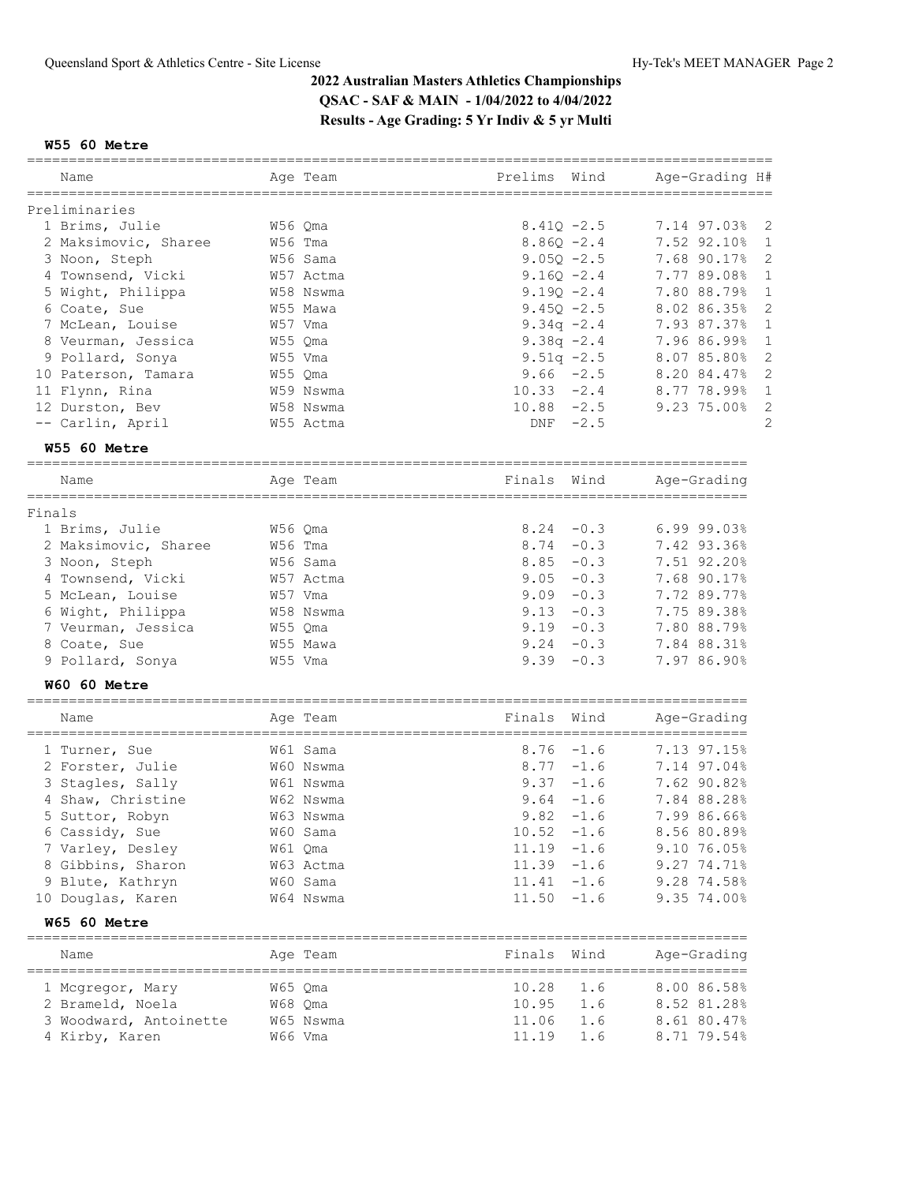## 2022 Australian Masters Athletics Championships

**QSAC - SAF & MAIN - 1/04/2022 to 4/04/2022**

**Results - Age Grading: 5 Yr Indiv & 5 yr Multi**

### W55 60 Metre

**Preliminaries**

| | Name | Age | Team | Prelims | Wind | Age-Grading | | H# |
|---|---|---|---|---|---|---|---|---|
| 1 | Brims, Julie | W56 | Qma | 8.41Q | -2.5 | 7.14 | 97.03% | 2 |
| 2 | Maksimovic, Sharee | W56 | Tma | 8.86Q | -2.4 | 7.52 | 92.10% | 1 |
| 3 | Noon, Steph | W56 | Sama | 9.05Q | -2.5 | 7.68 | 90.17% | 2 |
| 4 | Townsend, Vicki | W57 | Actma | 9.16Q | -2.4 | 7.77 | 89.08% | 1 |
| 5 | Wight, Philippa | W58 | Nswma | 9.19Q | -2.4 | 7.80 | 88.79% | 1 |
| 6 | Coate, Sue | W55 | Mawa | 9.45Q | -2.5 | 8.02 | 86.35% | 2 |
| 7 | McLean, Louise | W57 | Vma | 9.34q | -2.4 | 7.93 | 87.37% | 1 |
| 8 | Veurman, Jessica | W55 | Qma | 9.38q | -2.4 | 7.96 | 86.99% | 1 |
| 9 | Pollard, Sonya | W55 | Vma | 9.51q | -2.5 | 8.07 | 85.80% | 2 |
| 10 | Paterson, Tamara | W55 | Qma | 9.66 | -2.5 | 8.20 | 84.47% | 2 |
| 11 | Flynn, Rina | W59 | Nswma | 10.33 | -2.4 | 8.77 | 78.99% | 1 |
| 12 | Durston, Bev | W58 | Nswma | 10.88 | -2.5 | 9.23 | 75.00% | 2 |
| -- | Carlin, April | W55 | Actma | DNF | -2.5 | | | 2 |

### W55 60 Metre

**Finals**

| | Name | Age | Team | Finals | Wind | Age-Grading | |
|---|---|---|---|---|---|---|---|
| 1 | Brims, Julie | W56 | Qma | 8.24 | -0.3 | 6.99 | 99.03% |
| 2 | Maksimovic, Sharee | W56 | Tma | 8.74 | -0.3 | 7.42 | 93.36% |
| 3 | Noon, Steph | W56 | Sama | 8.85 | -0.3 | 7.51 | 92.20% |
| 4 | Townsend, Vicki | W57 | Actma | 9.05 | -0.3 | 7.68 | 90.17% |
| 5 | McLean, Louise | W57 | Vma | 9.09 | -0.3 | 7.72 | 89.77% |
| 6 | Wight, Philippa | W58 | Nswma | 9.13 | -0.3 | 7.75 | 89.38% |
| 7 | Veurman, Jessica | W55 | Qma | 9.19 | -0.3 | 7.80 | 88.79% |
| 8 | Coate, Sue | W55 | Mawa | 9.24 | -0.3 | 7.84 | 88.31% |
| 9 | Pollard, Sonya | W55 | Vma | 9.39 | -0.3 | 7.97 | 86.90% |

### W60 60 Metre

| | Name | Age | Team | Finals | Wind | Age-Grading | |
|---|---|---|---|---|---|---|---|
| 1 | Turner, Sue | W61 | Sama | 8.76 | -1.6 | 7.13 | 97.15% |
| 2 | Forster, Julie | W60 | Nswma | 8.77 | -1.6 | 7.14 | 97.04% |
| 3 | Stagles, Sally | W61 | Nswma | 9.37 | -1.6 | 7.62 | 90.82% |
| 4 | Shaw, Christine | W62 | Nswma | 9.64 | -1.6 | 7.84 | 88.28% |
| 5 | Suttor, Robyn | W63 | Nswma | 9.82 | -1.6 | 7.99 | 86.66% |
| 6 | Cassidy, Sue | W60 | Sama | 10.52 | -1.6 | 8.56 | 80.89% |
| 7 | Varley, Desley | W61 | Qma | 11.19 | -1.6 | 9.10 | 76.05% |
| 8 | Gibbins, Sharon | W63 | Actma | 11.39 | -1.6 | 9.27 | 74.71% |
| 9 | Blute, Kathryn | W60 | Sama | 11.41 | -1.6 | 9.28 | 74.58% |
| 10 | Douglas, Karen | W64 | Nswma | 11.50 | -1.6 | 9.35 | 74.00% |

### W65 60 Metre

| | Name | Age | Team | Finals | Wind | Age-Grading | |
|---|---|---|---|---|---|---|---|
| 1 | Mcgregor, Mary | W65 | Qma | 10.28 | 1.6 | 8.00 | 86.58% |
| 2 | Brameld, Noela | W68 | Qma | 10.95 | 1.6 | 8.52 | 81.28% |
| 3 | Woodward, Antoinette | W65 | Nswma | 11.06 | 1.6 | 8.61 | 80.47% |
| 4 | Kirby, Karen | W66 | Vma | 11.19 | 1.6 | 8.71 | 79.54% |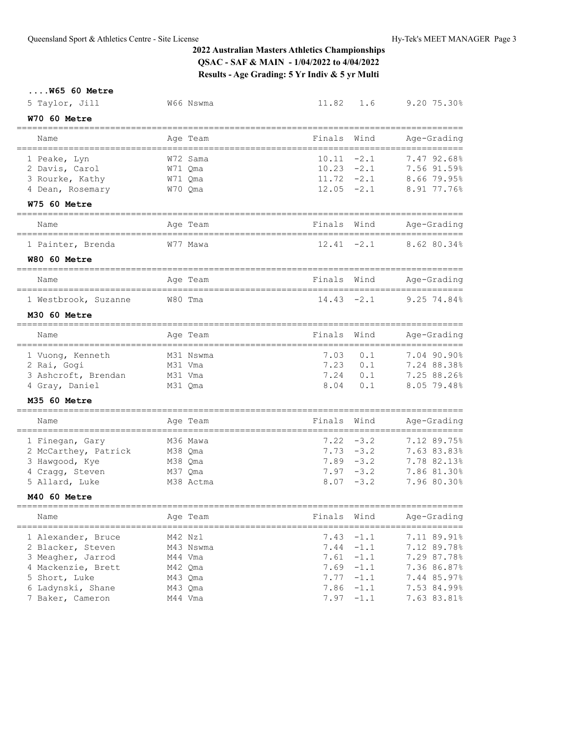## 2022 Australian Masters Athletics Championships
### QSAC - SAF & MAIN - 1/04/2022 to 4/04/2022
### Results - Age Grading: 5 Yr Indiv & 5 yr Multi

**....W65 60 Metre**

| Name | Age Team | Finals | Wind | Age-Grading |
|---|---|---|---|---|
| 5 Taylor, Jill | W66 Nswma | 11.82 | 1.6 | 9.20 75.30% |

**W70 60 Metre**

| Name | Age Team | Finals | Wind | Age-Grading |
|---|---|---|---|---|
| 1 Peake, Lyn | W72 Sama | 10.11 | -2.1 | 7.47 92.68% |
| 2 Davis, Carol | W71 Qma | 10.23 | -2.1 | 7.56 91.59% |
| 3 Rourke, Kathy | W71 Qma | 11.72 | -2.1 | 8.66 79.95% |
| 4 Dean, Rosemary | W70 Qma | 12.05 | -2.1 | 8.91 77.76% |

**W75 60 Metre**

| Name | Age Team | Finals | Wind | Age-Grading |
|---|---|---|---|---|
| 1 Painter, Brenda | W77 Mawa | 12.41 | -2.1 | 8.62 80.34% |

**W80 60 Metre**

| Name | Age Team | Finals | Wind | Age-Grading |
|---|---|---|---|---|
| 1 Westbrook, Suzanne | W80 Tma | 14.43 | -2.1 | 9.25 74.84% |

**M30 60 Metre**

| Name | Age Team | Finals | Wind | Age-Grading |
|---|---|---|---|---|
| 1 Vuong, Kenneth | M31 Nswma | 7.03 | 0.1 | 7.04 90.90% |
| 2 Rai, Gogi | M31 Vma | 7.23 | 0.1 | 7.24 88.38% |
| 3 Ashcroft, Brendan | M31 Vma | 7.24 | 0.1 | 7.25 88.26% |
| 4 Gray, Daniel | M31 Qma | 8.04 | 0.1 | 8.05 79.48% |

**M35 60 Metre**

| Name | Age Team | Finals | Wind | Age-Grading |
|---|---|---|---|---|
| 1 Finegan, Gary | M36 Mawa | 7.22 | -3.2 | 7.12 89.75% |
| 2 McCarthey, Patrick | M38 Qma | 7.73 | -3.2 | 7.63 83.83% |
| 3 Hawgood, Kye | M38 Qma | 7.89 | -3.2 | 7.78 82.13% |
| 4 Cragg, Steven | M37 Qma | 7.97 | -3.2 | 7.86 81.30% |
| 5 Allard, Luke | M38 Actma | 8.07 | -3.2 | 7.96 80.30% |

**M40 60 Metre**

| Name | Age Team | Finals | Wind | Age-Grading |
|---|---|---|---|---|
| 1 Alexander, Bruce | M42 Nzl | 7.43 | -1.1 | 7.11 89.91% |
| 2 Blacker, Steven | M43 Nswma | 7.44 | -1.1 | 7.12 89.78% |
| 3 Meagher, Jarrod | M44 Vma | 7.61 | -1.1 | 7.29 87.78% |
| 4 Mackenzie, Brett | M42 Qma | 7.69 | -1.1 | 7.36 86.87% |
| 5 Short, Luke | M43 Qma | 7.77 | -1.1 | 7.44 85.97% |
| 6 Ladynski, Shane | M43 Qma | 7.86 | -1.1 | 7.53 84.99% |
| 7 Baker, Cameron | M44 Vma | 7.97 | -1.1 | 7.63 83.81% |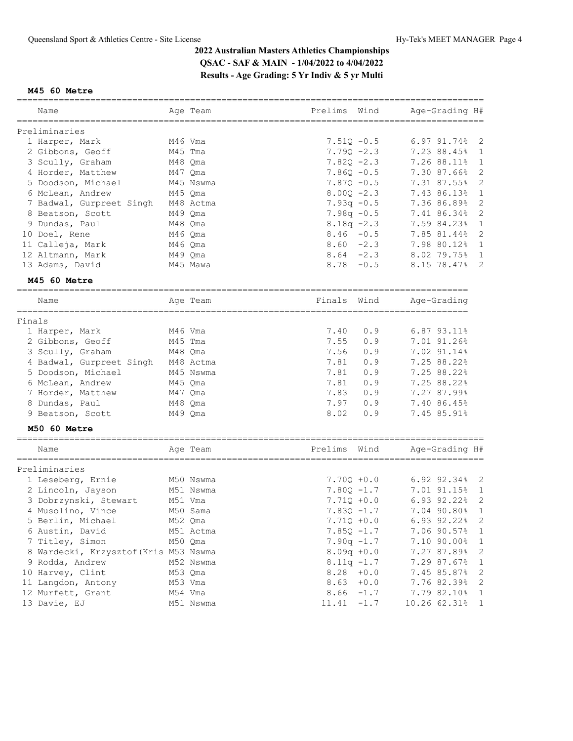# 2022 Australian Masters Athletics Championships

**QSAC - SAF & MAIN - 1/04/2022 to 4/04/2022**

**Results - Age Grading: 5 Yr Indiv & 5 yr Multi**

### M45 60 Metre

**Preliminaries**

| | Name | Age | Team | Prelims | Wind | Age-Grading | | H# |
|---|---|---|---|---|---|---|---|---|
| 1 | Harper, Mark | M46 | Vma | 7.51Q | -0.5 | 6.97 | 91.74% | 2 |
| 2 | Gibbons, Geoff | M45 | Tma | 7.79Q | -2.3 | 7.23 | 88.45% | 1 |
| 3 | Scully, Graham | M48 | Qma | 7.82Q | -2.3 | 7.26 | 88.11% | 1 |
| 4 | Horder, Matthew | M47 | Qma | 7.86Q | -0.5 | 7.30 | 87.66% | 2 |
| 5 | Doodson, Michael | M45 | Nswma | 7.87Q | -0.5 | 7.31 | 87.55% | 2 |
| 6 | McLean, Andrew | M45 | Qma | 8.00Q | -2.3 | 7.43 | 86.13% | 1 |
| 7 | Badwal, Gurpreet Singh | M48 | Actma | 7.93q | -0.5 | 7.36 | 86.89% | 2 |
| 8 | Beatson, Scott | M49 | Qma | 7.98q | -0.5 | 7.41 | 86.34% | 2 |
| 9 | Dundas, Paul | M48 | Qma | 8.18q | -2.3 | 7.59 | 84.23% | 1 |
| 10 | Doel, Rene | M46 | Qma | 8.46 | -0.5 | 7.85 | 81.44% | 2 |
| 11 | Calleja, Mark | M46 | Qma | 8.60 | -2.3 | 7.98 | 80.12% | 1 |
| 12 | Altmann, Mark | M49 | Qma | 8.64 | -2.3 | 8.02 | 79.75% | 1 |
| 13 | Adams, David | M45 | Mawa | 8.78 | -0.5 | 8.15 | 78.47% | 2 |

### M45 60 Metre

**Finals**

| | Name | Age | Team | Finals | Wind | Age-Grading | |
|---|---|---|---|---|---|---|---|
| 1 | Harper, Mark | M46 | Vma | 7.40 | 0.9 | 6.87 | 93.11% |
| 2 | Gibbons, Geoff | M45 | Tma | 7.55 | 0.9 | 7.01 | 91.26% |
| 3 | Scully, Graham | M48 | Qma | 7.56 | 0.9 | 7.02 | 91.14% |
| 4 | Badwal, Gurpreet Singh | M48 | Actma | 7.81 | 0.9 | 7.25 | 88.22% |
| 5 | Doodson, Michael | M45 | Nswma | 7.81 | 0.9 | 7.25 | 88.22% |
| 6 | McLean, Andrew | M45 | Qma | 7.81 | 0.9 | 7.25 | 88.22% |
| 7 | Horder, Matthew | M47 | Qma | 7.83 | 0.9 | 7.27 | 87.99% |
| 8 | Dundas, Paul | M48 | Qma | 7.97 | 0.9 | 7.40 | 86.45% |
| 9 | Beatson, Scott | M49 | Qma | 8.02 | 0.9 | 7.45 | 85.91% |

### M50 60 Metre

**Preliminaries**

| | Name | Age | Team | Prelims | Wind | Age-Grading | | H# |
|---|---|---|---|---|---|---|---|---|
| 1 | Leseberg, Ernie | M50 | Nswma | 7.70Q | +0.0 | 6.92 | 92.34% | 2 |
| 2 | Lincoln, Jayson | M51 | Nswma | 7.80Q | -1.7 | 7.01 | 91.15% | 1 |
| 3 | Dobrzynski, Stewart | M51 | Vma | 7.71Q | +0.0 | 6.93 | 92.22% | 2 |
| 4 | Musolino, Vince | M50 | Sama | 7.83Q | -1.7 | 7.04 | 90.80% | 1 |
| 5 | Berlin, Michael | M52 | Qma | 7.71Q | +0.0 | 6.93 | 92.22% | 2 |
| 6 | Austin, David | M51 | Actma | 7.85Q | -1.7 | 7.06 | 90.57% | 1 |
| 7 | Titley, Simon | M50 | Qma | 7.90q | -1.7 | 7.10 | 90.00% | 1 |
| 8 | Wardecki, Krzysztof(Kris | M53 | Nswma | 8.09q | +0.0 | 7.27 | 87.89% | 2 |
| 9 | Rodda, Andrew | M52 | Nswma | 8.11q | -1.7 | 7.29 | 87.67% | 1 |
| 10 | Harvey, Clint | M53 | Qma | 8.28 | +0.0 | 7.45 | 85.87% | 2 |
| 11 | Langdon, Antony | M53 | Vma | 8.63 | +0.0 | 7.76 | 82.39% | 2 |
| 12 | Murfett, Grant | M54 | Vma | 8.66 | -1.7 | 7.79 | 82.10% | 1 |
| 13 | Davie, EJ | M51 | Nswma | 11.41 | -1.7 | 10.26 | 62.31% | 1 |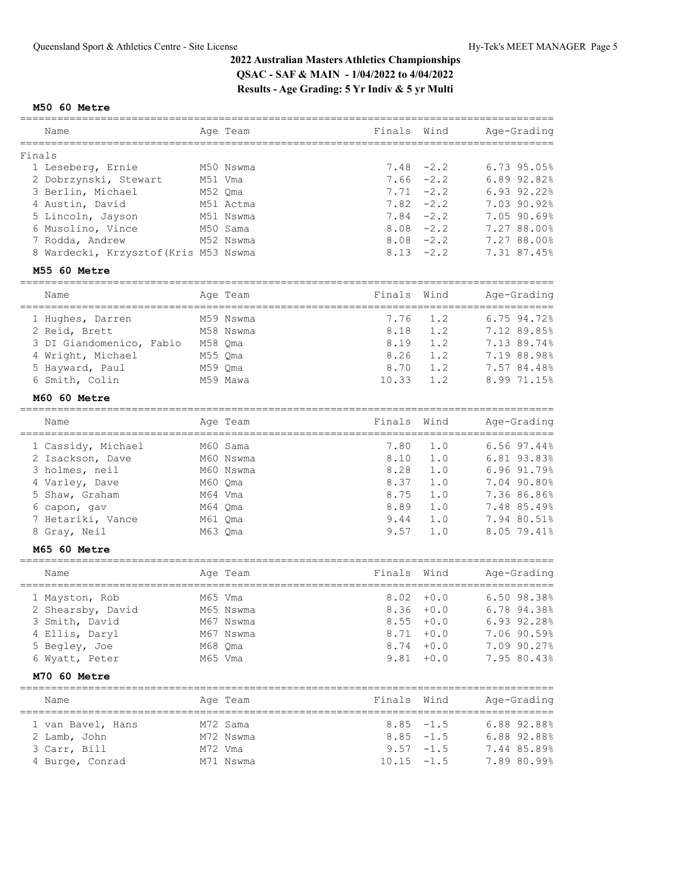# 2022 Australian Masters Athletics Championships

**QSAC - SAF & MAIN - 1/04/2022 to 4/04/2022**

**Results - Age Grading: 5 Yr Indiv & 5 yr Multi**

### M50 60 Metre

Finals

| Place | Name | Age | Team | Finals | Wind | Age-Grading | |
|---|---|---|---|---|---|---|---|
| 1 | Leseberg, Ernie | M50 | Nswma | 7.48 | -2.2 | 6.73 | 95.05% |
| 2 | Dobrzynski, Stewart | M51 | Vma | 7.66 | -2.2 | 6.89 | 92.82% |
| 3 | Berlin, Michael | M52 | Qma | 7.71 | -2.2 | 6.93 | 92.22% |
| 4 | Austin, David | M51 | Actma | 7.82 | -2.2 | 7.03 | 90.92% |
| 5 | Lincoln, Jayson | M51 | Nswma | 7.84 | -2.2 | 7.05 | 90.69% |
| 6 | Musolino, Vince | M50 | Sama | 8.08 | -2.2 | 7.27 | 88.00% |
| 7 | Rodda, Andrew | M52 | Nswma | 8.08 | -2.2 | 7.27 | 88.00% |
| 8 | Wardecki, Krzysztof(Kris | M53 | Nswma | 8.13 | -2.2 | 7.31 | 87.45% |

### M55 60 Metre

| Place | Name | Age | Team | Finals | Wind | Age-Grading | |
|---|---|---|---|---|---|---|---|
| 1 | Hughes, Darren | M59 | Nswma | 7.76 | 1.2 | 6.75 | 94.72% |
| 2 | Reid, Brett | M58 | Nswma | 8.18 | 1.2 | 7.12 | 89.85% |
| 3 | DI Giandomenico, Fabio | M58 | Qma | 8.19 | 1.2 | 7.13 | 89.74% |
| 4 | Wright, Michael | M55 | Qma | 8.26 | 1.2 | 7.19 | 88.98% |
| 5 | Hayward, Paul | M59 | Qma | 8.70 | 1.2 | 7.57 | 84.48% |
| 6 | Smith, Colin | M59 | Mawa | 10.33 | 1.2 | 8.99 | 71.15% |

### M60 60 Metre

| Place | Name | Age | Team | Finals | Wind | Age-Grading | |
|---|---|---|---|---|---|---|---|
| 1 | Cassidy, Michael | M60 | Sama | 7.80 | 1.0 | 6.56 | 97.44% |
| 2 | Isackson, Dave | M60 | Nswma | 8.10 | 1.0 | 6.81 | 93.83% |
| 3 | holmes, neil | M60 | Nswma | 8.28 | 1.0 | 6.96 | 91.79% |
| 4 | Varley, Dave | M60 | Qma | 8.37 | 1.0 | 7.04 | 90.80% |
| 5 | Shaw, Graham | M64 | Vma | 8.75 | 1.0 | 7.36 | 86.86% |
| 6 | capon, gav | M64 | Qma | 8.89 | 1.0 | 7.48 | 85.49% |
| 7 | Hetariki, Vance | M61 | Qma | 9.44 | 1.0 | 7.94 | 80.51% |
| 8 | Gray, Neil | M63 | Qma | 9.57 | 1.0 | 8.05 | 79.41% |

### M65 60 Metre

| Place | Name | Age | Team | Finals | Wind | Age-Grading | |
|---|---|---|---|---|---|---|---|
| 1 | Mayston, Rob | M65 | Vma | 8.02 | +0.0 | 6.50 | 98.38% |
| 2 | Shearsby, David | M65 | Nswma | 8.36 | +0.0 | 6.78 | 94.38% |
| 3 | Smith, David | M67 | Nswma | 8.55 | +0.0 | 6.93 | 92.28% |
| 4 | Ellis, Daryl | M67 | Nswma | 8.71 | +0.0 | 7.06 | 90.59% |
| 5 | Begley, Joe | M68 | Qma | 8.74 | +0.0 | 7.09 | 90.27% |
| 6 | Wyatt, Peter | M65 | Vma | 9.81 | +0.0 | 7.95 | 80.43% |

### M70 60 Metre

| Place | Name | Age | Team | Finals | Wind | Age-Grading | |
|---|---|---|---|---|---|---|---|
| 1 | van Bavel, Hans | M72 | Sama | 8.85 | -1.5 | 6.88 | 92.88% |
| 2 | Lamb, John | M72 | Nswma | 8.85 | -1.5 | 6.88 | 92.88% |
| 3 | Carr, Bill | M72 | Vma | 9.57 | -1.5 | 7.44 | 85.89% |
| 4 | Burge, Conrad | M71 | Nswma | 10.15 | -1.5 | 7.89 | 80.99% |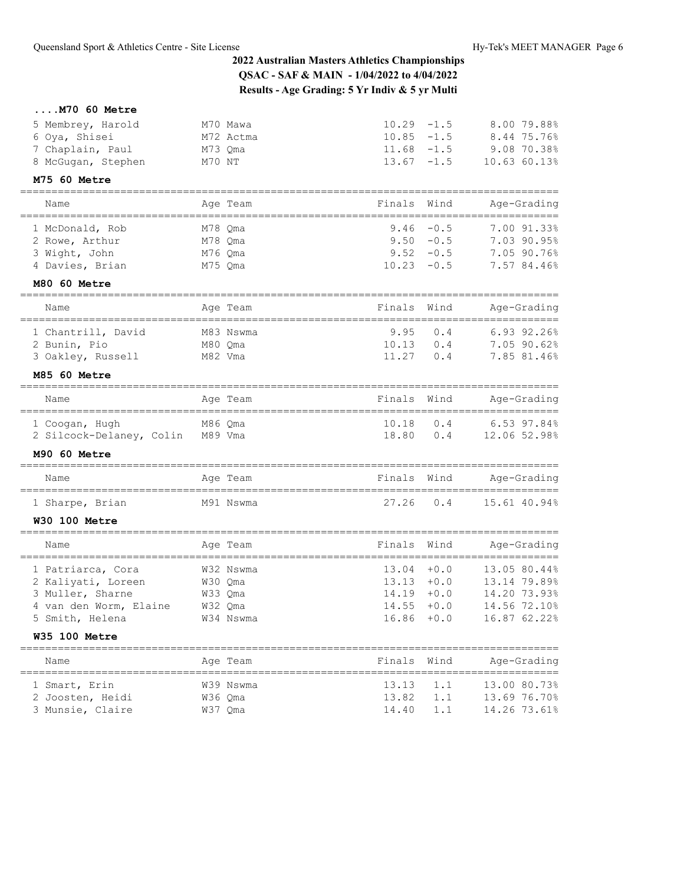## 2022 Australian Masters Athletics Championships

**QSAC - SAF & MAIN - 1/04/2022 to 4/04/2022**

**Results - Age Grading: 5 Yr Indiv & 5 yr Multi**

### ....M70 60 Metre

| Name | Age Team | Finals | Wind | Age-Grading |
|---|---|---|---|---|
| 5 Membrey, Harold | M70 Mawa | 10.29 | -1.5 | 8.00 79.88% |
| 6 Oya, Shisei | M72 Actma | 10.85 | -1.5 | 8.44 75.76% |
| 7 Chaplain, Paul | M73 Qma | 11.68 | -1.5 | 9.08 70.38% |
| 8 McGugan, Stephen | M70 NT | 13.67 | -1.5 | 10.63 60.13% |

### M75 60 Metre

| Name | Age Team | Finals | Wind | Age-Grading |
|---|---|---|---|---|
| 1 McDonald, Rob | M78 Qma | 9.46 | -0.5 | 7.00 91.33% |
| 2 Rowe, Arthur | M78 Qma | 9.50 | -0.5 | 7.03 90.95% |
| 3 Wight, John | M76 Qma | 9.52 | -0.5 | 7.05 90.76% |
| 4 Davies, Brian | M75 Qma | 10.23 | -0.5 | 7.57 84.46% |

### M80 60 Metre

| Name | Age Team | Finals | Wind | Age-Grading |
|---|---|---|---|---|
| 1 Chantrill, David | M83 Nswma | 9.95 | 0.4 | 6.93 92.26% |
| 2 Bunin, Pio | M80 Qma | 10.13 | 0.4 | 7.05 90.62% |
| 3 Oakley, Russell | M82 Vma | 11.27 | 0.4 | 7.85 81.46% |

### M85 60 Metre

| Name | Age Team | Finals | Wind | Age-Grading |
|---|---|---|---|---|
| 1 Coogan, Hugh | M86 Qma | 10.18 | 0.4 | 6.53 97.84% |
| 2 Silcock-Delaney, Colin | M89 Vma | 18.80 | 0.4 | 12.06 52.98% |

### M90 60 Metre

| Name | Age Team | Finals | Wind | Age-Grading |
|---|---|---|---|---|
| 1 Sharpe, Brian | M91 Nswma | 27.26 | 0.4 | 15.61 40.94% |

### W30 100 Metre

| Name | Age Team | Finals | Wind | Age-Grading |
|---|---|---|---|---|
| 1 Patriarca, Cora | W32 Nswma | 13.04 | +0.0 | 13.05 80.44% |
| 2 Kaliyati, Loreen | W30 Qma | 13.13 | +0.0 | 13.14 79.89% |
| 3 Muller, Sharne | W33 Qma | 14.19 | +0.0 | 14.20 73.93% |
| 4 van den Worm, Elaine | W32 Qma | 14.55 | +0.0 | 14.56 72.10% |
| 5 Smith, Helena | W34 Nswma | 16.86 | +0.0 | 16.87 62.22% |

### W35 100 Metre

| Name | Age Team | Finals | Wind | Age-Grading |
|---|---|---|---|---|
| 1 Smart, Erin | W39 Nswma | 13.13 | 1.1 | 13.00 80.73% |
| 2 Joosten, Heidi | W36 Qma | 13.82 | 1.1 | 13.69 76.70% |
| 3 Munsie, Claire | W37 Qma | 14.40 | 1.1 | 14.26 73.61% |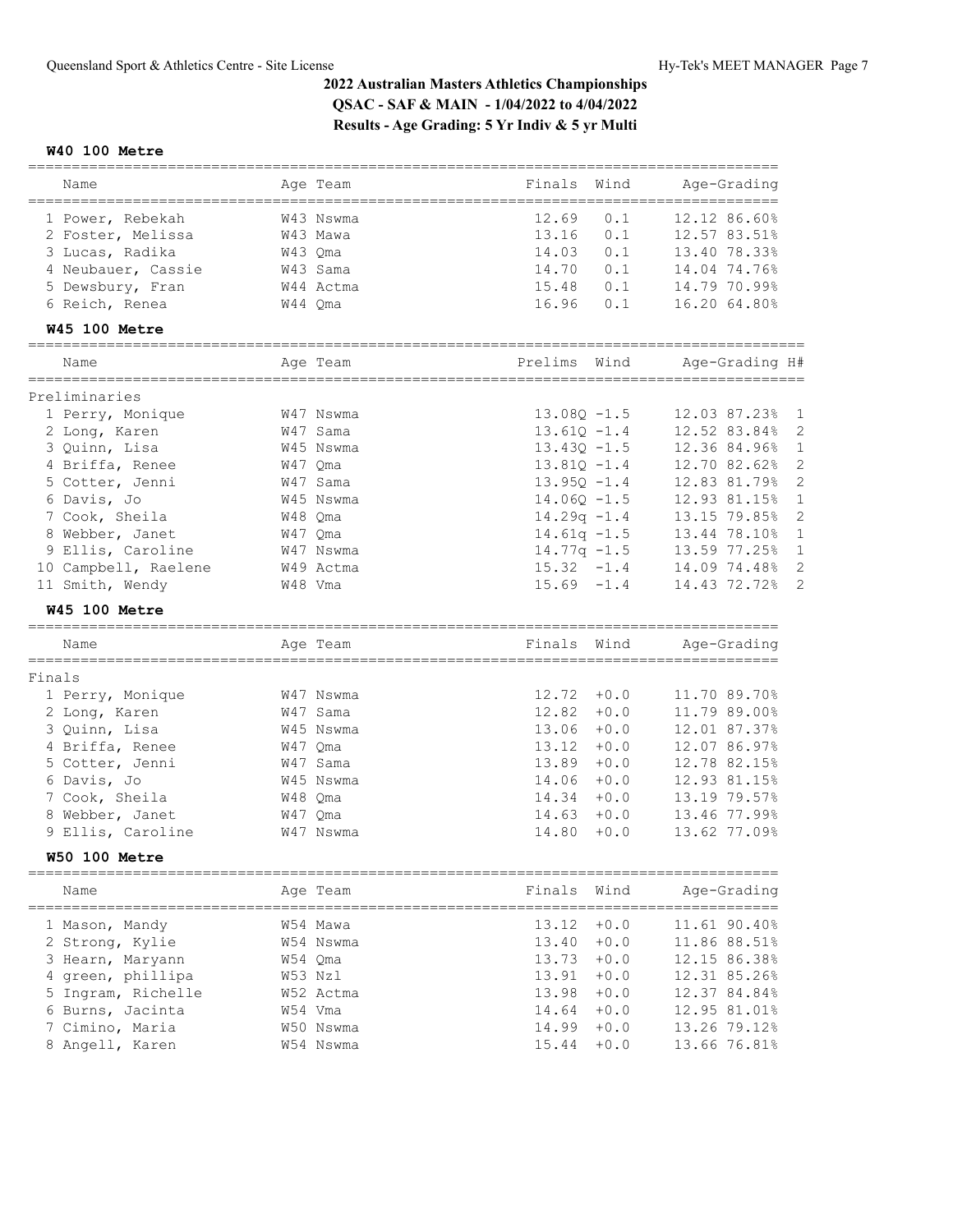## 2022 Australian Masters Athletics Championships

**QSAC - SAF & MAIN - 1/04/2022 to 4/04/2022**

**Results - Age Grading: 5 Yr Indiv & 5 yr Multi**

### W40 100 Metre

| Name | Age | Team | Finals | Wind | Age-Grading | |
|---|---|---|---|---|---|---|
| 1 Power, Rebekah | W43 | Nswma | 12.69 | 0.1 | 12.12 | 86.60% |
| 2 Foster, Melissa | W43 | Mawa | 13.16 | 0.1 | 12.57 | 83.51% |
| 3 Lucas, Radika | W43 | Qma | 14.03 | 0.1 | 13.40 | 78.33% |
| 4 Neubauer, Cassie | W43 | Sama | 14.70 | 0.1 | 14.04 | 74.76% |
| 5 Dewsbury, Fran | W44 | Actma | 15.48 | 0.1 | 14.79 | 70.99% |
| 6 Reich, Renea | W44 | Qma | 16.96 | 0.1 | 16.20 | 64.80% |

### W45 100 Metre

| Name | Age | Team | Prelims | Wind | Age-Grading | | H# |
|---|---|---|---|---|---|---|---|
| **Preliminaries** | | | | | | | |
| 1 Perry, Monique | W47 | Nswma | 13.08Q | -1.5 | 12.03 | 87.23% | 1 |
| 2 Long, Karen | W47 | Sama | 13.61Q | -1.4 | 12.52 | 83.84% | 2 |
| 3 Quinn, Lisa | W45 | Nswma | 13.43Q | -1.5 | 12.36 | 84.96% | 1 |
| 4 Briffa, Renee | W47 | Qma | 13.81Q | -1.4 | 12.70 | 82.62% | 2 |
| 5 Cotter, Jenni | W47 | Sama | 13.95Q | -1.4 | 12.83 | 81.79% | 2 |
| 6 Davis, Jo | W45 | Nswma | 14.06Q | -1.5 | 12.93 | 81.15% | 1 |
| 7 Cook, Sheila | W48 | Qma | 14.29q | -1.4 | 13.15 | 79.85% | 2 |
| 8 Webber, Janet | W47 | Qma | 14.61q | -1.5 | 13.44 | 78.10% | 1 |
| 9 Ellis, Caroline | W47 | Nswma | 14.77q | -1.5 | 13.59 | 77.25% | 1 |
| 10 Campbell, Raelene | W49 | Actma | 15.32 | -1.4 | 14.09 | 74.48% | 2 |
| 11 Smith, Wendy | W48 | Vma | 15.69 | -1.4 | 14.43 | 72.72% | 2 |

### W45 100 Metre

| Name | Age | Team | Finals | Wind | Age-Grading | |
|---|---|---|---|---|---|---|
| **Finals** | | | | | | |
| 1 Perry, Monique | W47 | Nswma | 12.72 | +0.0 | 11.70 | 89.70% |
| 2 Long, Karen | W47 | Sama | 12.82 | +0.0 | 11.79 | 89.00% |
| 3 Quinn, Lisa | W45 | Nswma | 13.06 | +0.0 | 12.01 | 87.37% |
| 4 Briffa, Renee | W47 | Qma | 13.12 | +0.0 | 12.07 | 86.97% |
| 5 Cotter, Jenni | W47 | Sama | 13.89 | +0.0 | 12.78 | 82.15% |
| 6 Davis, Jo | W45 | Nswma | 14.06 | +0.0 | 12.93 | 81.15% |
| 7 Cook, Sheila | W48 | Qma | 14.34 | +0.0 | 13.19 | 79.57% |
| 8 Webber, Janet | W47 | Qma | 14.63 | +0.0 | 13.46 | 77.99% |
| 9 Ellis, Caroline | W47 | Nswma | 14.80 | +0.0 | 13.62 | 77.09% |

### W50 100 Metre

| Name | Age | Team | Finals | Wind | Age-Grading | |
|---|---|---|---|---|---|---|
| 1 Mason, Mandy | W54 | Mawa | 13.12 | +0.0 | 11.61 | 90.40% |
| 2 Strong, Kylie | W54 | Nswma | 13.40 | +0.0 | 11.86 | 88.51% |
| 3 Hearn, Maryann | W54 | Qma | 13.73 | +0.0 | 12.15 | 86.38% |
| 4 green, phillipa | W53 | Nzl | 13.91 | +0.0 | 12.31 | 85.26% |
| 5 Ingram, Richelle | W52 | Actma | 13.98 | +0.0 | 12.37 | 84.84% |
| 6 Burns, Jacinta | W54 | Vma | 14.64 | +0.0 | 12.95 | 81.01% |
| 7 Cimino, Maria | W50 | Nswma | 14.99 | +0.0 | 13.26 | 79.12% |
| 8 Angell, Karen | W54 | Nswma | 15.44 | +0.0 | 13.66 | 76.81% |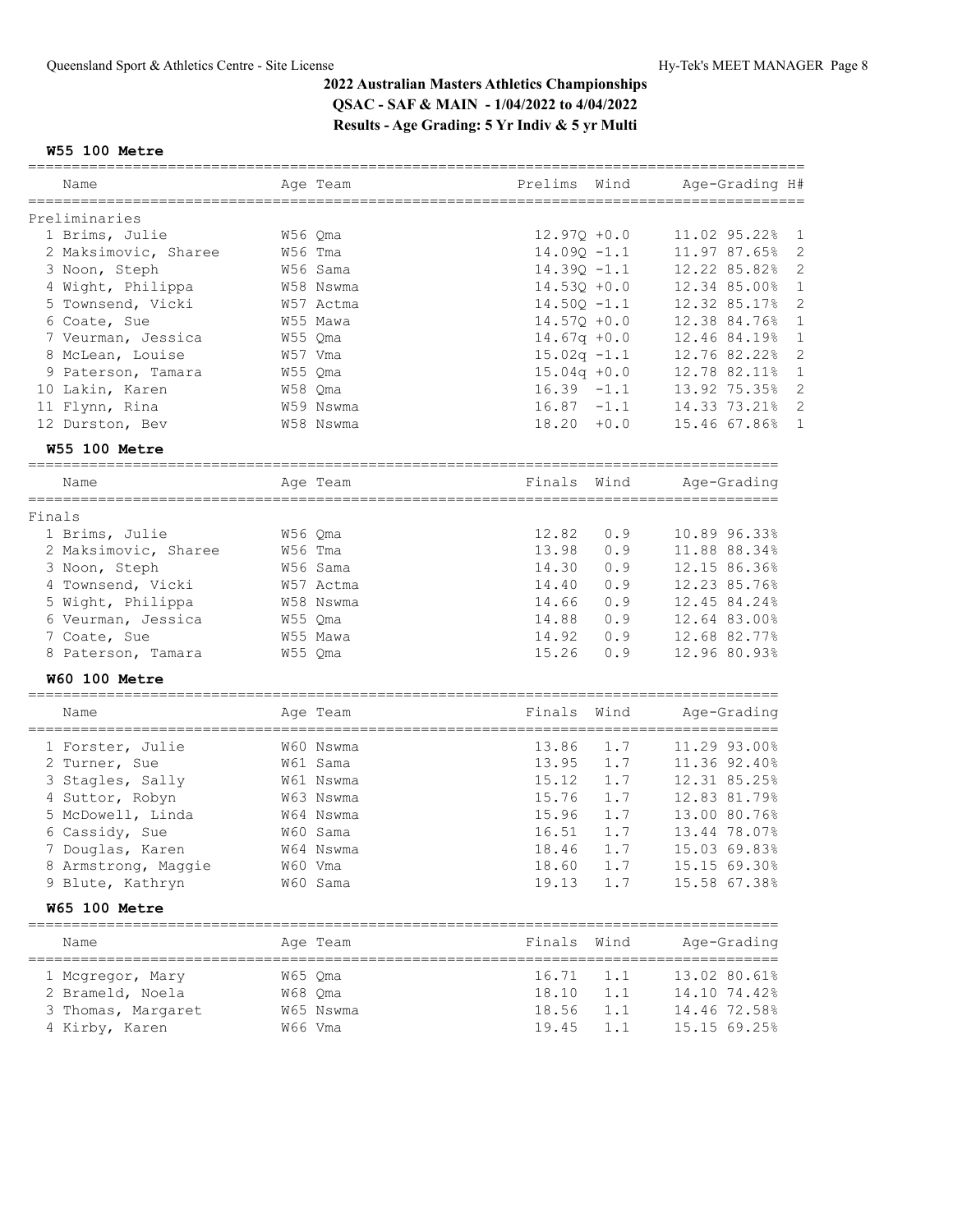## 2022 Australian Masters Athletics Championships

**QSAC - SAF & MAIN - 1/04/2022 to 4/04/2022**

**Results - Age Grading: 5 Yr Indiv & 5 yr Multi**

### W55 100 Metre

**Preliminaries**

| Place | Name | Age | Team | Prelims | Wind | Age-Grading | | H# |
|---|---|---|---|---|---|---|---|---|
| 1 | Brims, Julie | W56 | Qma | 12.97Q | +0.0 | 11.02 | 95.22% | 1 |
| 2 | Maksimovic, Sharee | W56 | Tma | 14.09Q | -1.1 | 11.97 | 87.65% | 2 |
| 3 | Noon, Steph | W56 | Sama | 14.39Q | -1.1 | 12.22 | 85.82% | 2 |
| 4 | Wight, Philippa | W58 | Nswma | 14.53Q | +0.0 | 12.34 | 85.00% | 1 |
| 5 | Townsend, Vicki | W57 | Actma | 14.50Q | -1.1 | 12.32 | 85.17% | 2 |
| 6 | Coate, Sue | W55 | Mawa | 14.57Q | +0.0 | 12.38 | 84.76% | 1 |
| 7 | Veurman, Jessica | W55 | Qma | 14.67q | +0.0 | 12.46 | 84.19% | 1 |
| 8 | McLean, Louise | W57 | Vma | 15.02q | -1.1 | 12.76 | 82.22% | 2 |
| 9 | Paterson, Tamara | W55 | Qma | 15.04q | +0.0 | 12.78 | 82.11% | 1 |
| 10 | Lakin, Karen | W58 | Qma | 16.39 | -1.1 | 13.92 | 75.35% | 2 |
| 11 | Flynn, Rina | W59 | Nswma | 16.87 | -1.1 | 14.33 | 73.21% | 2 |
| 12 | Durston, Bev | W58 | Nswma | 18.20 | +0.0 | 15.46 | 67.86% | 1 |

### W55 100 Metre

**Finals**

| Place | Name | Age | Team | Finals | Wind | Age-Grading | |
|---|---|---|---|---|---|---|---|
| 1 | Brims, Julie | W56 | Qma | 12.82 | 0.9 | 10.89 | 96.33% |
| 2 | Maksimovic, Sharee | W56 | Tma | 13.98 | 0.9 | 11.88 | 88.34% |
| 3 | Noon, Steph | W56 | Sama | 14.30 | 0.9 | 12.15 | 86.36% |
| 4 | Townsend, Vicki | W57 | Actma | 14.40 | 0.9 | 12.23 | 85.76% |
| 5 | Wight, Philippa | W58 | Nswma | 14.66 | 0.9 | 12.45 | 84.24% |
| 6 | Veurman, Jessica | W55 | Qma | 14.88 | 0.9 | 12.64 | 83.00% |
| 7 | Coate, Sue | W55 | Mawa | 14.92 | 0.9 | 12.68 | 82.77% |
| 8 | Paterson, Tamara | W55 | Qma | 15.26 | 0.9 | 12.96 | 80.93% |

### W60 100 Metre

| Place | Name | Age | Team | Finals | Wind | Age-Grading | |
|---|---|---|---|---|---|---|---|
| 1 | Forster, Julie | W60 | Nswma | 13.86 | 1.7 | 11.29 | 93.00% |
| 2 | Turner, Sue | W61 | Sama | 13.95 | 1.7 | 11.36 | 92.40% |
| 3 | Stagles, Sally | W61 | Nswma | 15.12 | 1.7 | 12.31 | 85.25% |
| 4 | Suttor, Robyn | W63 | Nswma | 15.76 | 1.7 | 12.83 | 81.79% |
| 5 | McDowell, Linda | W64 | Nswma | 15.96 | 1.7 | 13.00 | 80.76% |
| 6 | Cassidy, Sue | W60 | Sama | 16.51 | 1.7 | 13.44 | 78.07% |
| 7 | Douglas, Karen | W64 | Nswma | 18.46 | 1.7 | 15.03 | 69.83% |
| 8 | Armstrong, Maggie | W60 | Vma | 18.60 | 1.7 | 15.15 | 69.30% |
| 9 | Blute, Kathryn | W60 | Sama | 19.13 | 1.7 | 15.58 | 67.38% |

### W65 100 Metre

| Place | Name | Age | Team | Finals | Wind | Age-Grading | |
|---|---|---|---|---|---|---|---|
| 1 | Mcgregor, Mary | W65 | Qma | 16.71 | 1.1 | 13.02 | 80.61% |
| 2 | Brameld, Noela | W68 | Qma | 18.10 | 1.1 | 14.10 | 74.42% |
| 3 | Thomas, Margaret | W65 | Nswma | 18.56 | 1.1 | 14.46 | 72.58% |
| 4 | Kirby, Karen | W66 | Vma | 19.45 | 1.1 | 15.15 | 69.25% |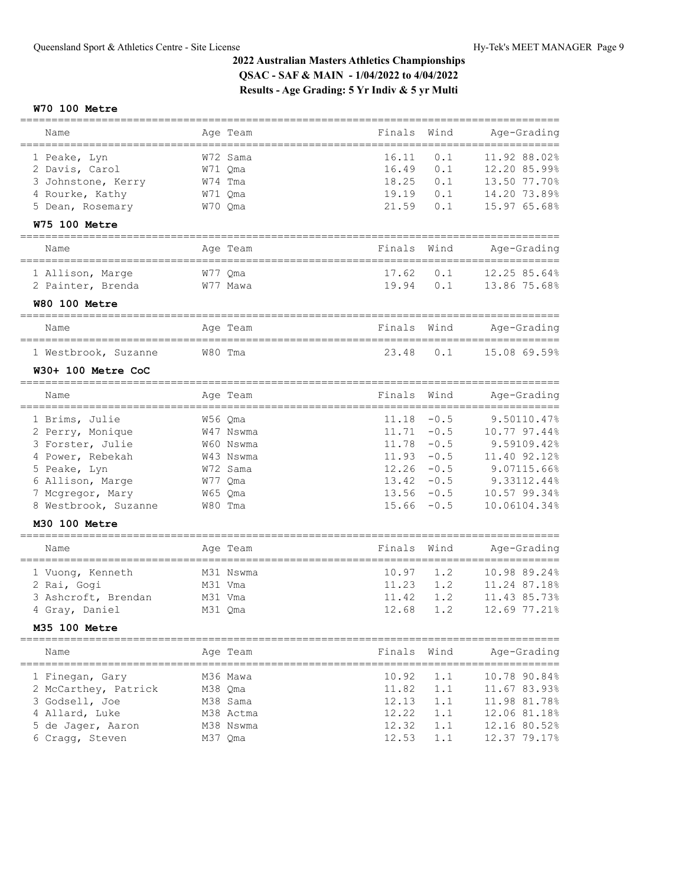## 2022 Australian Masters Athletics Championships

**QSAC - SAF & MAIN - 1/04/2022 to 4/04/2022**

**Results - Age Grading: 5 Yr Indiv & 5 yr Multi**

### W70 100 Metre

| Name | Age Team | Finals | Wind | Age-Grading |
|---|---|---|---|---|
| 1 Peake, Lyn | W72 Sama | 16.11 | 0.1 | 11.92 88.02% |
| 2 Davis, Carol | W71 Qma | 16.49 | 0.1 | 12.20 85.99% |
| 3 Johnstone, Kerry | W74 Tma | 18.25 | 0.1 | 13.50 77.70% |
| 4 Rourke, Kathy | W71 Qma | 19.19 | 0.1 | 14.20 73.89% |
| 5 Dean, Rosemary | W70 Qma | 21.59 | 0.1 | 15.97 65.68% |

### W75 100 Metre

| Name | Age Team | Finals | Wind | Age-Grading |
|---|---|---|---|---|
| 1 Allison, Marge | W77 Qma | 17.62 | 0.1 | 12.25 85.64% |
| 2 Painter, Brenda | W77 Mawa | 19.94 | 0.1 | 13.86 75.68% |

### W80 100 Metre

| Name | Age Team | Finals | Wind | Age-Grading |
|---|---|---|---|---|
| 1 Westbrook, Suzanne | W80 Tma | 23.48 | 0.1 | 15.08 69.59% |

### W30+ 100 Metre CoC

| Name | Age Team | Finals | Wind | Age-Grading |
|---|---|---|---|---|
| 1 Brims, Julie | W56 Qma | 11.18 | -0.5 | 9.50110.47% |
| 2 Perry, Monique | W47 Nswma | 11.71 | -0.5 | 10.77 97.44% |
| 3 Forster, Julie | W60 Nswma | 11.78 | -0.5 | 9.59109.42% |
| 4 Power, Rebekah | W43 Nswma | 11.93 | -0.5 | 11.40 92.12% |
| 5 Peake, Lyn | W72 Sama | 12.26 | -0.5 | 9.07115.66% |
| 6 Allison, Marge | W77 Qma | 13.42 | -0.5 | 9.33112.44% |
| 7 Mcgregor, Mary | W65 Qma | 13.56 | -0.5 | 10.57 99.34% |
| 8 Westbrook, Suzanne | W80 Tma | 15.66 | -0.5 | 10.06104.34% |

### M30 100 Metre

| Name | Age Team | Finals | Wind | Age-Grading |
|---|---|---|---|---|
| 1 Vuong, Kenneth | M31 Nswma | 10.97 | 1.2 | 10.98 89.24% |
| 2 Rai, Gogi | M31 Vma | 11.23 | 1.2 | 11.24 87.18% |
| 3 Ashcroft, Brendan | M31 Vma | 11.42 | 1.2 | 11.43 85.73% |
| 4 Gray, Daniel | M31 Qma | 12.68 | 1.2 | 12.69 77.21% |

### M35 100 Metre

| Name | Age Team | Finals | Wind | Age-Grading |
|---|---|---|---|---|
| 1 Finegan, Gary | M36 Mawa | 10.92 | 1.1 | 10.78 90.84% |
| 2 McCarthey, Patrick | M38 Qma | 11.82 | 1.1 | 11.67 83.93% |
| 3 Godsell, Joe | M38 Sama | 12.13 | 1.1 | 11.98 81.78% |
| 4 Allard, Luke | M38 Actma | 12.22 | 1.1 | 12.06 81.18% |
| 5 de Jager, Aaron | M38 Nswma | 12.32 | 1.1 | 12.16 80.52% |
| 6 Cragg, Steven | M37 Qma | 12.53 | 1.1 | 12.37 79.17% |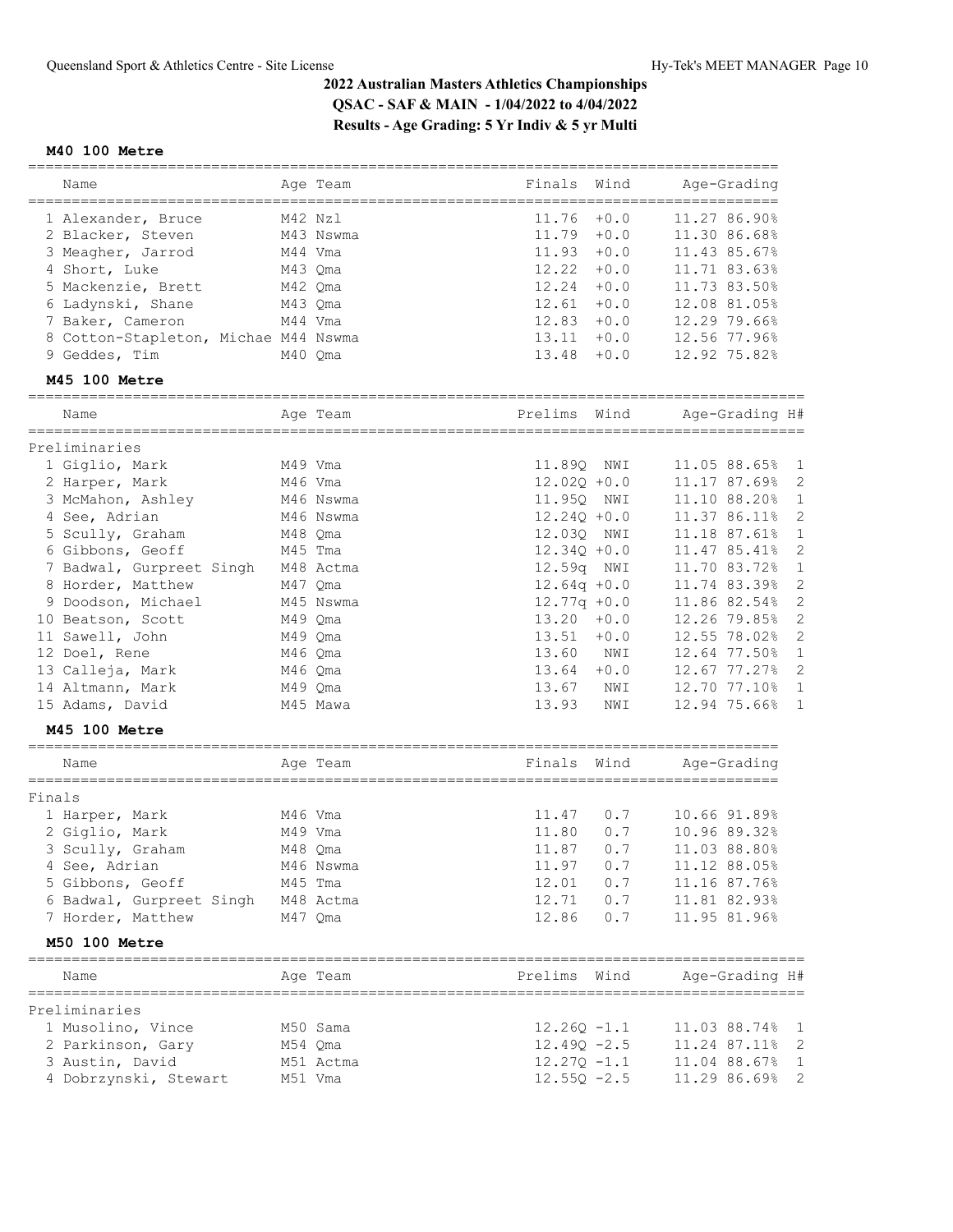## 2022 Australian Masters Athletics Championships

**QSAC - SAF & MAIN - 1/04/2022 to 4/04/2022**

**Results - Age Grading: 5 Yr Indiv & 5 yr Multi**

### M40 100 Metre

| Place | Name | Age | Team | Finals | Wind | Age-Grading | |
|---|---|---|---|---|---|---|---|
| 1 | Alexander, Bruce | M42 | Nzl | 11.76 | +0.0 | 11.27 | 86.90% |
| 2 | Blacker, Steven | M43 | Nswma | 11.79 | +0.0 | 11.30 | 86.68% |
| 3 | Meagher, Jarrod | M44 | Vma | 11.93 | +0.0 | 11.43 | 85.67% |
| 4 | Short, Luke | M43 | Qma | 12.22 | +0.0 | 11.71 | 83.63% |
| 5 | Mackenzie, Brett | M42 | Qma | 12.24 | +0.0 | 11.73 | 83.50% |
| 6 | Ladynski, Shane | M43 | Qma | 12.61 | +0.0 | 12.08 | 81.05% |
| 7 | Baker, Cameron | M44 | Vma | 12.83 | +0.0 | 12.29 | 79.66% |
| 8 | Cotton-Stapleton, Michae | M44 | Nswma | 13.11 | +0.0 | 12.56 | 77.96% |
| 9 | Geddes, Tim | M40 | Qma | 13.48 | +0.0 | 12.92 | 75.82% |

### M45 100 Metre

Preliminaries

| Place | Name | Age | Team | Prelims | Wind | Age-Grading | | H# |
|---|---|---|---|---|---|---|---|---|
| 1 | Giglio, Mark | M49 | Vma | 11.89Q | NWI | 11.05 | 88.65% | 1 |
| 2 | Harper, Mark | M46 | Vma | 12.02Q | +0.0 | 11.17 | 87.69% | 2 |
| 3 | McMahon, Ashley | M46 | Nswma | 11.95Q | NWI | 11.10 | 88.20% | 1 |
| 4 | See, Adrian | M46 | Nswma | 12.24Q | +0.0 | 11.37 | 86.11% | 2 |
| 5 | Scully, Graham | M48 | Qma | 12.03Q | NWI | 11.18 | 87.61% | 1 |
| 6 | Gibbons, Geoff | M45 | Tma | 12.34Q | +0.0 | 11.47 | 85.41% | 2 |
| 7 | Badwal, Gurpreet Singh | M48 | Actma | 12.59q | NWI | 11.70 | 83.72% | 1 |
| 8 | Horder, Matthew | M47 | Qma | 12.64q | +0.0 | 11.74 | 83.39% | 2 |
| 9 | Doodson, Michael | M45 | Nswma | 12.77q | +0.0 | 11.86 | 82.54% | 2 |
| 10 | Beatson, Scott | M49 | Qma | 13.20 | +0.0 | 12.26 | 79.85% | 2 |
| 11 | Sawell, John | M49 | Qma | 13.51 | +0.0 | 12.55 | 78.02% | 2 |
| 12 | Doel, Rene | M46 | Qma | 13.60 | NWI | 12.64 | 77.50% | 1 |
| 13 | Calleja, Mark | M46 | Qma | 13.64 | +0.0 | 12.67 | 77.27% | 2 |
| 14 | Altmann, Mark | M49 | Qma | 13.67 | NWI | 12.70 | 77.10% | 1 |
| 15 | Adams, David | M45 | Mawa | 13.93 | NWI | 12.94 | 75.66% | 1 |

### M45 100 Metre

Finals

| Place | Name | Age | Team | Finals | Wind | Age-Grading | |
|---|---|---|---|---|---|---|---|
| 1 | Harper, Mark | M46 | Vma | 11.47 | 0.7 | 10.66 | 91.89% |
| 2 | Giglio, Mark | M49 | Vma | 11.80 | 0.7 | 10.96 | 89.32% |
| 3 | Scully, Graham | M48 | Qma | 11.87 | 0.7 | 11.03 | 88.80% |
| 4 | See, Adrian | M46 | Nswma | 11.97 | 0.7 | 11.12 | 88.05% |
| 5 | Gibbons, Geoff | M45 | Tma | 12.01 | 0.7 | 11.16 | 87.76% |
| 6 | Badwal, Gurpreet Singh | M48 | Actma | 12.71 | 0.7 | 11.81 | 82.93% |
| 7 | Horder, Matthew | M47 | Qma | 12.86 | 0.7 | 11.95 | 81.96% |

### M50 100 Metre

Preliminaries

| Place | Name | Age | Team | Prelims | Wind | Age-Grading | | H# |
|---|---|---|---|---|---|---|---|---|
| 1 | Musolino, Vince | M50 | Sama | 12.26Q | -1.1 | 11.03 | 88.74% | 1 |
| 2 | Parkinson, Gary | M54 | Qma | 12.49Q | -2.5 | 11.24 | 87.11% | 2 |
| 3 | Austin, David | M51 | Actma | 12.27Q | -1.1 | 11.04 | 88.67% | 1 |
| 4 | Dobrzynski, Stewart | M51 | Vma | 12.55Q | -2.5 | 11.29 | 86.69% | 2 |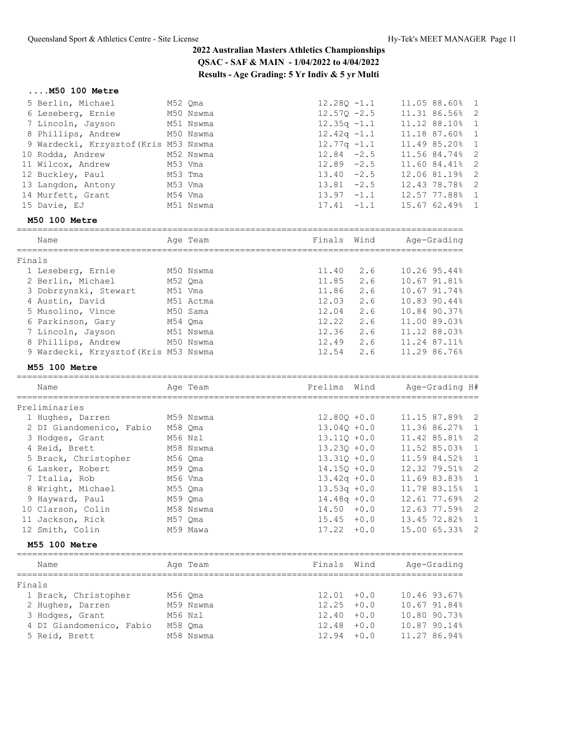## 2022 Australian Masters Athletics Championships

**QSAC - SAF & MAIN - 1/04/2022 to 4/04/2022**

**Results - Age Grading: 5 Yr Indiv & 5 yr Multi**

### ....M50 100 Metre

| Place | Name | Age | Team | Prelims | Wind | Age-Grading | | H# |
|---|---|---|---|---|---|---|---|---|
| 5 | Berlin, Michael | M52 | Qma | 12.28Q | -1.1 | 11.05 | 88.60% | 1 |
| 6 | Leseberg, Ernie | M50 | Nswma | 12.57Q | -2.5 | 11.31 | 86.56% | 2 |
| 7 | Lincoln, Jayson | M51 | Nswma | 12.35q | -1.1 | 11.12 | 88.10% | 1 |
| 8 | Phillips, Andrew | M50 | Nswma | 12.42q | -1.1 | 11.18 | 87.60% | 1 |
| 9 | Wardecki, Krzysztof(Kris | M53 | Nswma | 12.77q | -1.1 | 11.49 | 85.20% | 1 |
| 10 | Rodda, Andrew | M52 | Nswma | 12.84 | -2.5 | 11.56 | 84.74% | 2 |
| 11 | Wilcox, Andrew | M53 | Vma | 12.89 | -2.5 | 11.60 | 84.41% | 2 |
| 12 | Buckley, Paul | M53 | Tma | 13.40 | -2.5 | 12.06 | 81.19% | 2 |
| 13 | Langdon, Antony | M53 | Vma | 13.81 | -2.5 | 12.43 | 78.78% | 2 |
| 14 | Murfett, Grant | M54 | Vma | 13.97 | -1.1 | 12.57 | 77.88% | 1 |
| 15 | Davie, EJ | M51 | Nswma | 17.41 | -1.1 | 15.67 | 62.49% | 1 |

### M50 100 Metre

| Place | Name | Age | Team | Finals | Wind | Age-Grading | |
|---|---|---|---|---|---|---|---|
| **Finals** | | | | | | | |
| 1 | Leseberg, Ernie | M50 | Nswma | 11.40 | 2.6 | 10.26 | 95.44% |
| 2 | Berlin, Michael | M52 | Qma | 11.85 | 2.6 | 10.67 | 91.81% |
| 3 | Dobrzynski, Stewart | M51 | Vma | 11.86 | 2.6 | 10.67 | 91.74% |
| 4 | Austin, David | M51 | Actma | 12.03 | 2.6 | 10.83 | 90.44% |
| 5 | Musolino, Vince | M50 | Sama | 12.04 | 2.6 | 10.84 | 90.37% |
| 6 | Parkinson, Gary | M54 | Qma | 12.22 | 2.6 | 11.00 | 89.03% |
| 7 | Lincoln, Jayson | M51 | Nswma | 12.36 | 2.6 | 11.12 | 88.03% |
| 8 | Phillips, Andrew | M50 | Nswma | 12.49 | 2.6 | 11.24 | 87.11% |
| 9 | Wardecki, Krzysztof(Kris | M53 | Nswma | 12.54 | 2.6 | 11.29 | 86.76% |

### M55 100 Metre

| Place | Name | Age | Team | Prelims | Wind | Age-Grading | | H# |
|---|---|---|---|---|---|---|---|---|
| **Preliminaries** | | | | | | | | |
| 1 | Hughes, Darren | M59 | Nswma | 12.80Q | +0.0 | 11.15 | 87.89% | 2 |
| 2 | DI Giandomenico, Fabio | M58 | Qma | 13.04Q | +0.0 | 11.36 | 86.27% | 1 |
| 3 | Hodges, Grant | M56 | Nzl | 13.11Q | +0.0 | 11.42 | 85.81% | 2 |
| 4 | Reid, Brett | M58 | Nswma | 13.23Q | +0.0 | 11.52 | 85.03% | 1 |
| 5 | Brack, Christopher | M56 | Qma | 13.31Q | +0.0 | 11.59 | 84.52% | 1 |
| 6 | Lasker, Robert | M59 | Qma | 14.15Q | +0.0 | 12.32 | 79.51% | 2 |
| 7 | Italia, Rob | M56 | Vma | 13.42q | +0.0 | 11.69 | 83.83% | 1 |
| 8 | Wright, Michael | M55 | Qma | 13.53q | +0.0 | 11.78 | 83.15% | 1 |
| 9 | Hayward, Paul | M59 | Qma | 14.48q | +0.0 | 12.61 | 77.69% | 2 |
| 10 | Clarson, Colin | M58 | Nswma | 14.50 | +0.0 | 12.63 | 77.59% | 2 |
| 11 | Jackson, Rick | M57 | Qma | 15.45 | +0.0 | 13.45 | 72.82% | 1 |
| 12 | Smith, Colin | M59 | Mawa | 17.22 | +0.0 | 15.00 | 65.33% | 2 |

### M55 100 Metre

| Place | Name | Age | Team | Finals | Wind | Age-Grading | |
|---|---|---|---|---|---|---|---|
| **Finals** | | | | | | | |
| 1 | Brack, Christopher | M56 | Qma | 12.01 | +0.0 | 10.46 | 93.67% |
| 2 | Hughes, Darren | M59 | Nswma | 12.25 | +0.0 | 10.67 | 91.84% |
| 3 | Hodges, Grant | M56 | Nzl | 12.40 | +0.0 | 10.80 | 90.73% |
| 4 | DI Giandomenico, Fabio | M58 | Qma | 12.48 | +0.0 | 10.87 | 90.14% |
| 5 | Reid, Brett | M58 | Nswma | 12.94 | +0.0 | 11.27 | 86.94% |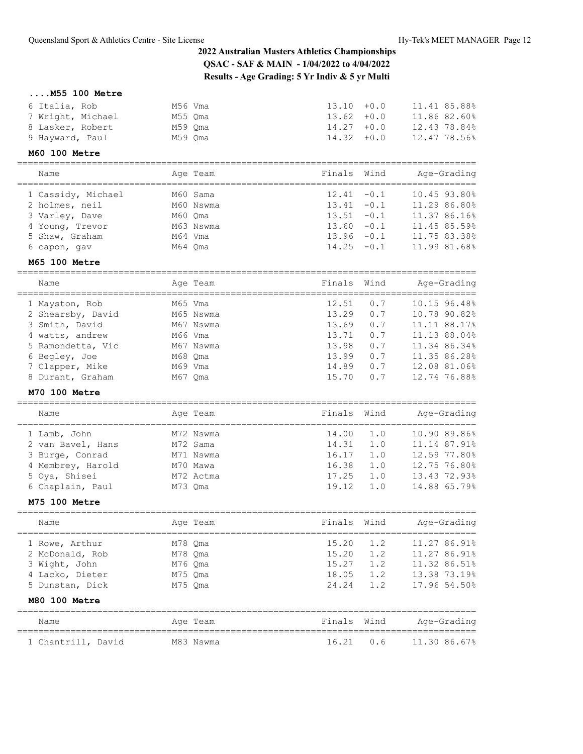## 2022 Australian Masters Athletics Championships

**QSAC - SAF & MAIN - 1/04/2022 to 4/04/2022**

**Results - Age Grading: 5 Yr Indiv & 5 yr Multi**

### ....M55 100 Metre

| Name | Age | Team | Finals | Wind | Age-Grading |
|---|---|---|---|---|---|
| 6 Italia, Rob | M56 | Vma | 13.10 | +0.0 | 11.41 85.88% |
| 7 Wright, Michael | M55 | Qma | 13.62 | +0.0 | 11.86 82.60% |
| 8 Lasker, Robert | M59 | Qma | 14.27 | +0.0 | 12.43 78.84% |
| 9 Hayward, Paul | M59 | Qma | 14.32 | +0.0 | 12.47 78.56% |

### M60 100 Metre

| Name | Age | Team | Finals | Wind | Age-Grading |
|---|---|---|---|---|---|
| 1 Cassidy, Michael | M60 | Sama | 12.41 | -0.1 | 10.45 93.80% |
| 2 holmes, neil | M60 | Nswma | 13.41 | -0.1 | 11.29 86.80% |
| 3 Varley, Dave | M60 | Qma | 13.51 | -0.1 | 11.37 86.16% |
| 4 Young, Trevor | M63 | Nswma | 13.60 | -0.1 | 11.45 85.59% |
| 5 Shaw, Graham | M64 | Vma | 13.96 | -0.1 | 11.75 83.38% |
| 6 capon, gav | M64 | Qma | 14.25 | -0.1 | 11.99 81.68% |

### M65 100 Metre

| Name | Age | Team | Finals | Wind | Age-Grading |
|---|---|---|---|---|---|
| 1 Mayston, Rob | M65 | Vma | 12.51 | 0.7 | 10.15 96.48% |
| 2 Shearsby, David | M65 | Nswma | 13.29 | 0.7 | 10.78 90.82% |
| 3 Smith, David | M67 | Nswma | 13.69 | 0.7 | 11.11 88.17% |
| 4 watts, andrew | M66 | Vma | 13.71 | 0.7 | 11.13 88.04% |
| 5 Ramondetta, Vic | M67 | Nswma | 13.98 | 0.7 | 11.34 86.34% |
| 6 Begley, Joe | M68 | Qma | 13.99 | 0.7 | 11.35 86.28% |
| 7 Clapper, Mike | M69 | Vma | 14.89 | 0.7 | 12.08 81.06% |
| 8 Durant, Graham | M67 | Qma | 15.70 | 0.7 | 12.74 76.88% |

### M70 100 Metre

| Name | Age | Team | Finals | Wind | Age-Grading |
|---|---|---|---|---|---|
| 1 Lamb, John | M72 | Nswma | 14.00 | 1.0 | 10.90 89.86% |
| 2 van Bavel, Hans | M72 | Sama | 14.31 | 1.0 | 11.14 87.91% |
| 3 Burge, Conrad | M71 | Nswma | 16.17 | 1.0 | 12.59 77.80% |
| 4 Membrey, Harold | M70 | Mawa | 16.38 | 1.0 | 12.75 76.80% |
| 5 Oya, Shisei | M72 | Actma | 17.25 | 1.0 | 13.43 72.93% |
| 6 Chaplain, Paul | M73 | Qma | 19.12 | 1.0 | 14.88 65.79% |

### M75 100 Metre

| Name | Age | Team | Finals | Wind | Age-Grading |
|---|---|---|---|---|---|
| 1 Rowe, Arthur | M78 | Qma | 15.20 | 1.2 | 11.27 86.91% |
| 2 McDonald, Rob | M78 | Qma | 15.20 | 1.2 | 11.27 86.91% |
| 3 Wight, John | M76 | Qma | 15.27 | 1.2 | 11.32 86.51% |
| 4 Lacko, Dieter | M75 | Qma | 18.05 | 1.2 | 13.38 73.19% |
| 5 Dunstan, Dick | M75 | Qma | 24.24 | 1.2 | 17.96 54.50% |

### M80 100 Metre

| Name | Age | Team | Finals | Wind | Age-Grading |
|---|---|---|---|---|---|
| 1 Chantrill, David | M83 | Nswma | 16.21 | 0.6 | 11.30 86.67% |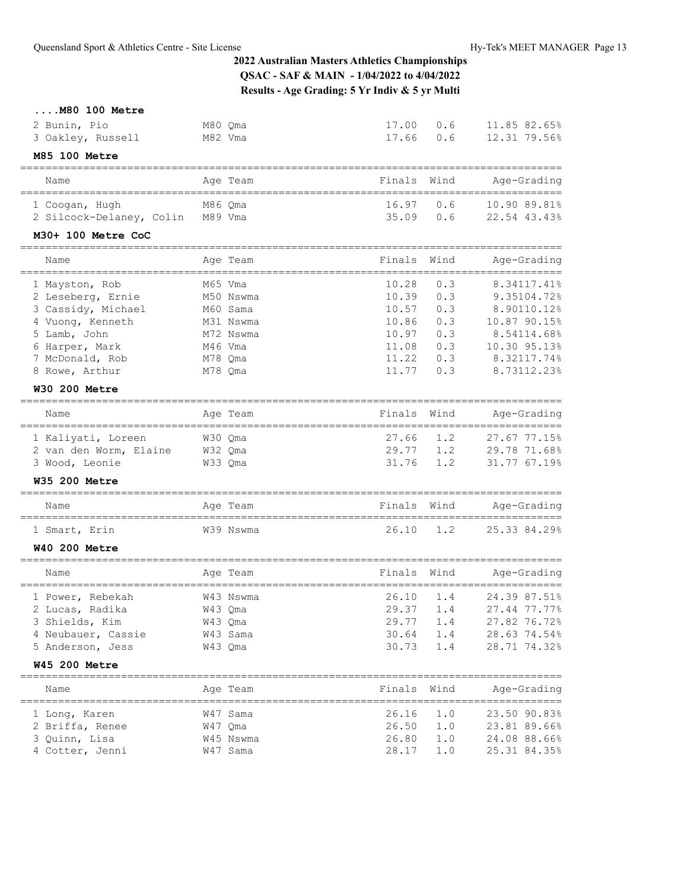# 2022 Australian Masters Athletics Championships

**QSAC - SAF & MAIN - 1/04/2022 to 4/04/2022**

**Results - Age Grading: 5 Yr Indiv & 5 yr Multi**

### ....M80 100 Metre

| Name | Age | Team | Finals | Wind | Age-Grading | |
|---|---|---|---|---|---|---|
| 2 Bunin, Pio | M80 | Qma | 17.00 | 0.6 | 11.85 | 82.65% |
| 3 Oakley, Russell | M82 | Vma | 17.66 | 0.6 | 12.31 | 79.56% |

### M85 100 Metre

| Name | Age | Team | Finals | Wind | Age-Grading | |
|---|---|---|---|---|---|---|
| 1 Coogan, Hugh | M86 | Qma | 16.97 | 0.6 | 10.90 | 89.81% |
| 2 Silcock-Delaney, Colin | M89 | Vma | 35.09 | 0.6 | 22.54 | 43.43% |

### M30+ 100 Metre CoC

| Name | Age | Team | Finals | Wind | Age-Grading | |
|---|---|---|---|---|---|---|
| 1 Mayston, Rob | M65 | Vma | 10.28 | 0.3 | 8.34 | 117.41% |
| 2 Leseberg, Ernie | M50 | Nswma | 10.39 | 0.3 | 9.35 | 104.72% |
| 3 Cassidy, Michael | M60 | Sama | 10.57 | 0.3 | 8.90 | 110.12% |
| 4 Vuong, Kenneth | M31 | Nswma | 10.86 | 0.3 | 10.87 | 90.15% |
| 5 Lamb, John | M72 | Nswma | 10.97 | 0.3 | 8.54 | 114.68% |
| 6 Harper, Mark | M46 | Vma | 11.08 | 0.3 | 10.30 | 95.13% |
| 7 McDonald, Rob | M78 | Qma | 11.22 | 0.3 | 8.32 | 117.74% |
| 8 Rowe, Arthur | M78 | Qma | 11.77 | 0.3 | 8.73 | 112.23% |

### W30 200 Metre

| Name | Age | Team | Finals | Wind | Age-Grading | |
|---|---|---|---|---|---|---|
| 1 Kaliyati, Loreen | W30 | Qma | 27.66 | 1.2 | 27.67 | 77.15% |
| 2 van den Worm, Elaine | W32 | Qma | 29.77 | 1.2 | 29.78 | 71.68% |
| 3 Wood, Leonie | W33 | Qma | 31.76 | 1.2 | 31.77 | 67.19% |

### W35 200 Metre

| Name | Age | Team | Finals | Wind | Age-Grading | |
|---|---|---|---|---|---|---|
| 1 Smart, Erin | W39 | Nswma | 26.10 | 1.2 | 25.33 | 84.29% |

### W40 200 Metre

| Name | Age | Team | Finals | Wind | Age-Grading | |
|---|---|---|---|---|---|---|
| 1 Power, Rebekah | W43 | Nswma | 26.10 | 1.4 | 24.39 | 87.51% |
| 2 Lucas, Radika | W43 | Qma | 29.37 | 1.4 | 27.44 | 77.77% |
| 3 Shields, Kim | W43 | Qma | 29.77 | 1.4 | 27.82 | 76.72% |
| 4 Neubauer, Cassie | W43 | Sama | 30.64 | 1.4 | 28.63 | 74.54% |
| 5 Anderson, Jess | W43 | Qma | 30.73 | 1.4 | 28.71 | 74.32% |

### W45 200 Metre

| Name | Age | Team | Finals | Wind | Age-Grading | |
|---|---|---|---|---|---|---|
| 1 Long, Karen | W47 | Sama | 26.16 | 1.0 | 23.50 | 90.83% |
| 2 Briffa, Renee | W47 | Qma | 26.50 | 1.0 | 23.81 | 89.66% |
| 3 Quinn, Lisa | W45 | Nswma | 26.80 | 1.0 | 24.08 | 88.66% |
| 4 Cotter, Jenni | W47 | Sama | 28.17 | 1.0 | 25.31 | 84.35% |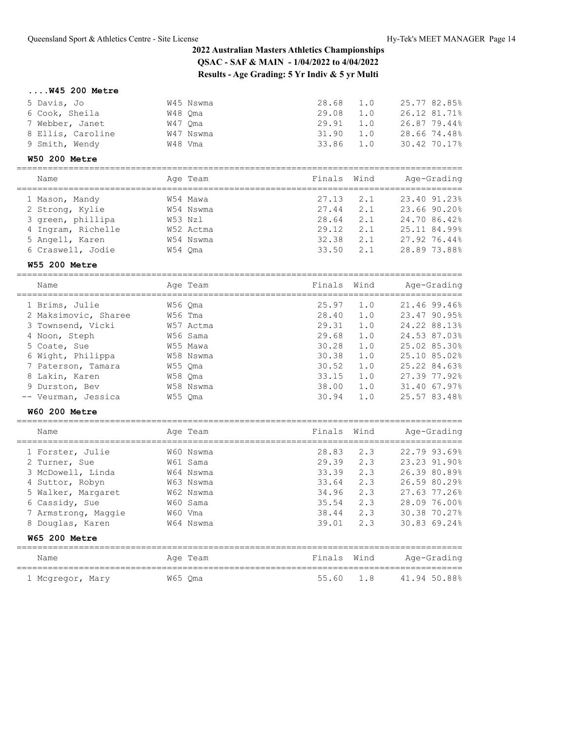## 2022 Australian Masters Athletics Championships

**QSAC - SAF & MAIN - 1/04/2022 to 4/04/2022**

**Results - Age Grading: 5 Yr Indiv & 5 yr Multi**

### ....W45 200 Metre

| Place | Name | Age Team | Finals | Wind | Age-Grading | |
|---|---|---|---|---|---|---|
| 5 | Davis, Jo | W45 Nswma | 28.68 | 1.0 | 25.77 | 82.85% |
| 6 | Cook, Sheila | W48 Qma | 29.08 | 1.0 | 26.12 | 81.71% |
| 7 | Webber, Janet | W47 Qma | 29.91 | 1.0 | 26.87 | 79.44% |
| 8 | Ellis, Caroline | W47 Nswma | 31.90 | 1.0 | 28.66 | 74.48% |
| 9 | Smith, Wendy | W48 Vma | 33.86 | 1.0 | 30.42 | 70.17% |

### W50 200 Metre

| Place | Name | Age Team | Finals | Wind | Age-Grading | |
|---|---|---|---|---|---|---|
| 1 | Mason, Mandy | W54 Mawa | 27.13 | 2.1 | 23.40 | 91.23% |
| 2 | Strong, Kylie | W54 Nswma | 27.44 | 2.1 | 23.66 | 90.20% |
| 3 | green, phillipa | W53 Nzl | 28.64 | 2.1 | 24.70 | 86.42% |
| 4 | Ingram, Richelle | W52 Actma | 29.12 | 2.1 | 25.11 | 84.99% |
| 5 | Angell, Karen | W54 Nswma | 32.38 | 2.1 | 27.92 | 76.44% |
| 6 | Craswell, Jodie | W54 Qma | 33.50 | 2.1 | 28.89 | 73.88% |

### W55 200 Metre

| Place | Name | Age Team | Finals | Wind | Age-Grading | |
|---|---|---|---|---|---|---|
| 1 | Brims, Julie | W56 Qma | 25.97 | 1.0 | 21.46 | 99.46% |
| 2 | Maksimovic, Sharee | W56 Tma | 28.40 | 1.0 | 23.47 | 90.95% |
| 3 | Townsend, Vicki | W57 Actma | 29.31 | 1.0 | 24.22 | 88.13% |
| 4 | Noon, Steph | W56 Sama | 29.68 | 1.0 | 24.53 | 87.03% |
| 5 | Coate, Sue | W55 Mawa | 30.28 | 1.0 | 25.02 | 85.30% |
| 6 | Wight, Philippa | W58 Nswma | 30.38 | 1.0 | 25.10 | 85.02% |
| 7 | Paterson, Tamara | W55 Qma | 30.52 | 1.0 | 25.22 | 84.63% |
| 8 | Lakin, Karen | W58 Qma | 33.15 | 1.0 | 27.39 | 77.92% |
| 9 | Durston, Bev | W58 Nswma | 38.00 | 1.0 | 31.40 | 67.97% |
| -- | Veurman, Jessica | W55 Qma | 30.94 | 1.0 | 25.57 | 83.48% |

### W60 200 Metre

| Place | Name | Age Team | Finals | Wind | Age-Grading | |
|---|---|---|---|---|---|---|
| 1 | Forster, Julie | W60 Nswma | 28.83 | 2.3 | 22.79 | 93.69% |
| 2 | Turner, Sue | W61 Sama | 29.39 | 2.3 | 23.23 | 91.90% |
| 3 | McDowell, Linda | W64 Nswma | 33.39 | 2.3 | 26.39 | 80.89% |
| 4 | Suttor, Robyn | W63 Nswma | 33.64 | 2.3 | 26.59 | 80.29% |
| 5 | Walker, Margaret | W62 Nswma | 34.96 | 2.3 | 27.63 | 77.26% |
| 6 | Cassidy, Sue | W60 Sama | 35.54 | 2.3 | 28.09 | 76.00% |
| 7 | Armstrong, Maggie | W60 Vma | 38.44 | 2.3 | 30.38 | 70.27% |
| 8 | Douglas, Karen | W64 Nswma | 39.01 | 2.3 | 30.83 | 69.24% |

### W65 200 Metre

| Place | Name | Age Team | Finals | Wind | Age-Grading | |
|---|---|---|---|---|---|---|
| 1 | Mcgregor, Mary | W65 Qma | 55.60 | 1.8 | 41.94 | 50.88% |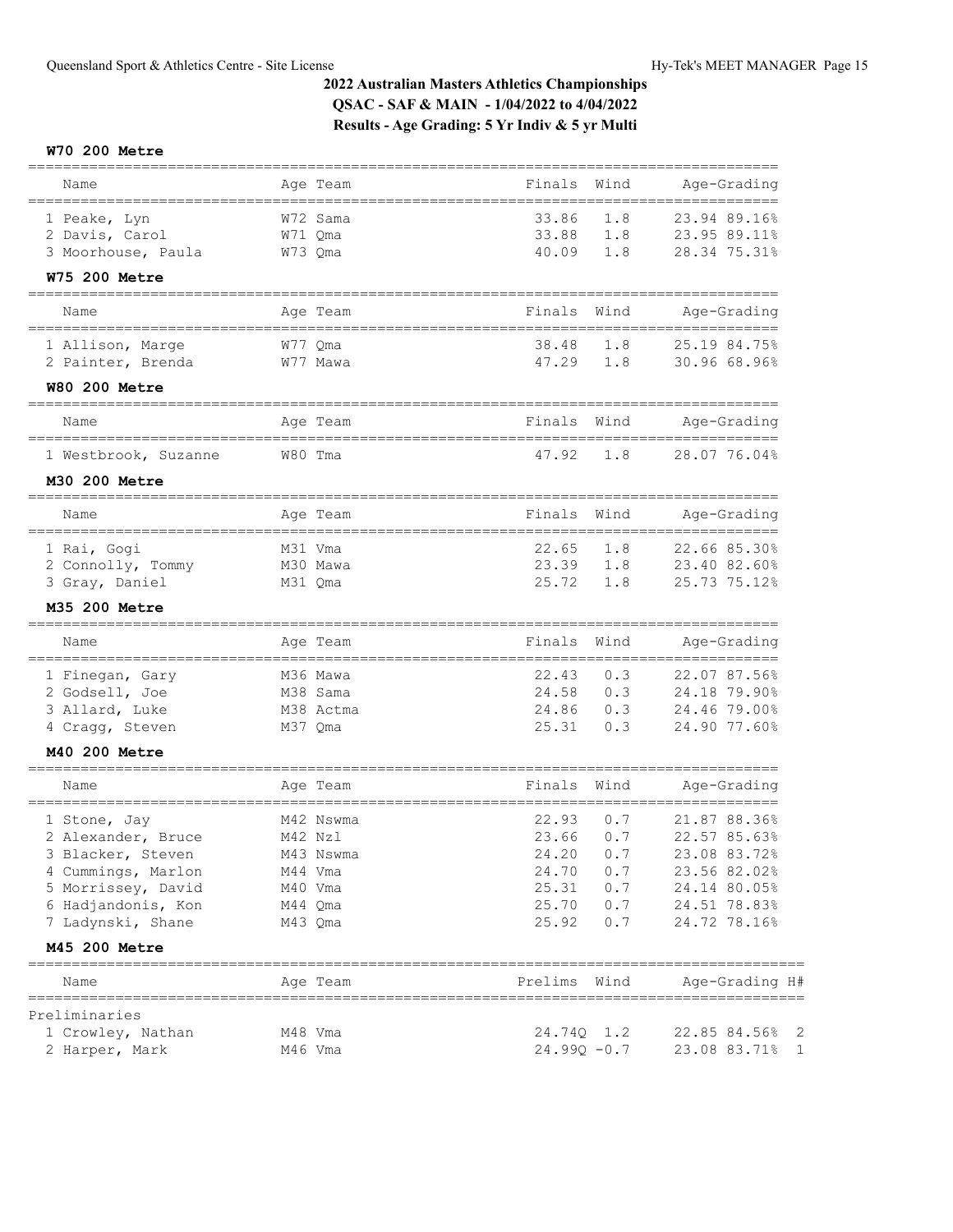# 2022 Australian Masters Athletics Championships

**QSAC - SAF & MAIN - 1/04/2022 to 4/04/2022**

**Results - Age Grading: 5 Yr Indiv & 5 yr Multi**

### W70 200 Metre

| Name | Age | Team | Finals | Wind | Age-Grading |
|---|---|---|---|---|---|
| 1 Peake, Lyn | W72 | Sama | 33.86 | 1.8 | 23.94 89.16% |
| 2 Davis, Carol | W71 | Qma | 33.88 | 1.8 | 23.95 89.11% |
| 3 Moorhouse, Paula | W73 | Qma | 40.09 | 1.8 | 28.34 75.31% |

### W75 200 Metre

| Name | Age | Team | Finals | Wind | Age-Grading |
|---|---|---|---|---|---|
| 1 Allison, Marge | W77 | Qma | 38.48 | 1.8 | 25.19 84.75% |
| 2 Painter, Brenda | W77 | Mawa | 47.29 | 1.8 | 30.96 68.96% |

### W80 200 Metre

| Name | Age | Team | Finals | Wind | Age-Grading |
|---|---|---|---|---|---|
| 1 Westbrook, Suzanne | W80 | Tma | 47.92 | 1.8 | 28.07 76.04% |

### M30 200 Metre

| Name | Age | Team | Finals | Wind | Age-Grading |
|---|---|---|---|---|---|
| 1 Rai, Gogi | M31 | Vma | 22.65 | 1.8 | 22.66 85.30% |
| 2 Connolly, Tommy | M30 | Mawa | 23.39 | 1.8 | 23.40 82.60% |
| 3 Gray, Daniel | M31 | Qma | 25.72 | 1.8 | 25.73 75.12% |

### M35 200 Metre

| Name | Age | Team | Finals | Wind | Age-Grading |
|---|---|---|---|---|---|
| 1 Finegan, Gary | M36 | Mawa | 22.43 | 0.3 | 22.07 87.56% |
| 2 Godsell, Joe | M38 | Sama | 24.58 | 0.3 | 24.18 79.90% |
| 3 Allard, Luke | M38 | Actma | 24.86 | 0.3 | 24.46 79.00% |
| 4 Cragg, Steven | M37 | Qma | 25.31 | 0.3 | 24.90 77.60% |

### M40 200 Metre

| Name | Age | Team | Finals | Wind | Age-Grading |
|---|---|---|---|---|---|
| 1 Stone, Jay | M42 | Nswma | 22.93 | 0.7 | 21.87 88.36% |
| 2 Alexander, Bruce | M42 | Nzl | 23.66 | 0.7 | 22.57 85.63% |
| 3 Blacker, Steven | M43 | Nswma | 24.20 | 0.7 | 23.08 83.72% |
| 4 Cummings, Marlon | M44 | Vma | 24.70 | 0.7 | 23.56 82.02% |
| 5 Morrissey, David | M40 | Vma | 25.31 | 0.7 | 24.14 80.05% |
| 6 Hadjandonis, Kon | M44 | Qma | 25.70 | 0.7 | 24.51 78.83% |
| 7 Ladynski, Shane | M43 | Qma | 25.92 | 0.7 | 24.72 78.16% |

### M45 200 Metre

| Name | Age | Team | Prelims | Wind | Age-Grading | H# |
|---|---|---|---|---|---|---|
| **Preliminaries** | | | | | | |
| 1 Crowley, Nathan | M48 | Vma | 24.74Q | 1.2 | 22.85 84.56% | 2 |
| 2 Harper, Mark | M46 | Vma | 24.99Q | -0.7 | 23.08 83.71% | 1 |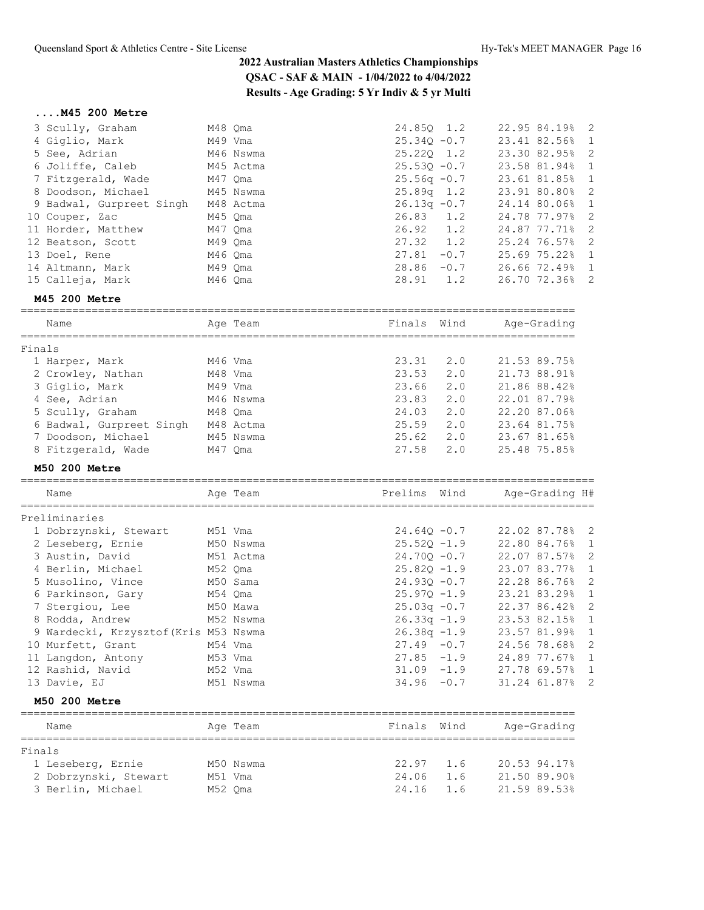# 2022 Australian Masters Athletics Championships

**QSAC - SAF & MAIN - 1/04/2022 to 4/04/2022**

**Results - Age Grading: 5 Yr Indiv & 5 yr Multi**

### ....M45 200 Metre

| | Name | Age | Team | Prelims | Wind | Age-Grading | | H# |
|---|---|---|---|---|---|---|---|---|
| 3 | Scully, Graham | M48 | Qma | 24.85Q | 1.2 | 22.95 | 84.19% | 2 |
| 4 | Giglio, Mark | M49 | Vma | 25.34Q | -0.7 | 23.41 | 82.56% | 1 |
| 5 | See, Adrian | M46 | Nswma | 25.22Q | 1.2 | 23.30 | 82.95% | 2 |
| 6 | Joliffe, Caleb | M45 | Actma | 25.53Q | -0.7 | 23.58 | 81.94% | 1 |
| 7 | Fitzgerald, Wade | M47 | Qma | 25.56q | -0.7 | 23.61 | 81.85% | 1 |
| 8 | Doodson, Michael | M45 | Nswma | 25.89q | 1.2 | 23.91 | 80.80% | 2 |
| 9 | Badwal, Gurpreet Singh | M48 | Actma | 26.13q | -0.7 | 24.14 | 80.06% | 1 |
| 10 | Couper, Zac | M45 | Qma | 26.83 | 1.2 | 24.78 | 77.97% | 2 |
| 11 | Horder, Matthew | M47 | Qma | 26.92 | 1.2 | 24.87 | 77.71% | 2 |
| 12 | Beatson, Scott | M49 | Qma | 27.32 | 1.2 | 25.24 | 76.57% | 2 |
| 13 | Doel, Rene | M46 | Qma | 27.81 | -0.7 | 25.69 | 75.22% | 1 |
| 14 | Altmann, Mark | M49 | Qma | 28.86 | -0.7 | 26.66 | 72.49% | 1 |
| 15 | Calleja, Mark | M46 | Qma | 28.91 | 1.2 | 26.70 | 72.36% | 2 |

### M45 200 Metre

| | Name | Age | Team | Finals | Wind | Age-Grading | |
|---|---|---|---|---|---|---|---|
| **Finals** | | | | | | | |
| 1 | Harper, Mark | M46 | Vma | 23.31 | 2.0 | 21.53 | 89.75% |
| 2 | Crowley, Nathan | M48 | Vma | 23.53 | 2.0 | 21.73 | 88.91% |
| 3 | Giglio, Mark | M49 | Vma | 23.66 | 2.0 | 21.86 | 88.42% |
| 4 | See, Adrian | M46 | Nswma | 23.83 | 2.0 | 22.01 | 87.79% |
| 5 | Scully, Graham | M48 | Qma | 24.03 | 2.0 | 22.20 | 87.06% |
| 6 | Badwal, Gurpreet Singh | M48 | Actma | 25.59 | 2.0 | 23.64 | 81.75% |
| 7 | Doodson, Michael | M45 | Nswma | 25.62 | 2.0 | 23.67 | 81.65% |
| 8 | Fitzgerald, Wade | M47 | Qma | 27.58 | 2.0 | 25.48 | 75.85% |

### M50 200 Metre

| | Name | Age | Team | Prelims | Wind | Age-Grading | | H# |
|---|---|---|---|---|---|---|---|---|
| **Preliminaries** | | | | | | | | |
| 1 | Dobrzynski, Stewart | M51 | Vma | 24.64Q | -0.7 | 22.02 | 87.78% | 2 |
| 2 | Leseberg, Ernie | M50 | Nswma | 25.52Q | -1.9 | 22.80 | 84.76% | 1 |
| 3 | Austin, David | M51 | Actma | 24.70Q | -0.7 | 22.07 | 87.57% | 2 |
| 4 | Berlin, Michael | M52 | Qma | 25.82Q | -1.9 | 23.07 | 83.77% | 1 |
| 5 | Musolino, Vince | M50 | Sama | 24.93Q | -0.7 | 22.28 | 86.76% | 2 |
| 6 | Parkinson, Gary | M54 | Qma | 25.97Q | -1.9 | 23.21 | 83.29% | 1 |
| 7 | Stergiou, Lee | M50 | Mawa | 25.03q | -0.7 | 22.37 | 86.42% | 2 |
| 8 | Rodda, Andrew | M52 | Nswma | 26.33q | -1.9 | 23.53 | 82.15% | 1 |
| 9 | Wardecki, Krzysztof(Kris | M53 | Nswma | 26.38q | -1.9 | 23.57 | 81.99% | 1 |
| 10 | Murfett, Grant | M54 | Vma | 27.49 | -0.7 | 24.56 | 78.68% | 2 |
| 11 | Langdon, Antony | M53 | Vma | 27.85 | -1.9 | 24.89 | 77.67% | 1 |
| 12 | Rashid, Navid | M52 | Vma | 31.09 | -1.9 | 27.78 | 69.57% | 1 |
| 13 | Davie, EJ | M51 | Nswma | 34.96 | -0.7 | 31.24 | 61.87% | 2 |

### M50 200 Metre

| | Name | Age | Team | Finals | Wind | Age-Grading | |
|---|---|---|---|---|---|---|---|
| **Finals** | | | | | | | |
| 1 | Leseberg, Ernie | M50 | Nswma | 22.97 | 1.6 | 20.53 | 94.17% |
| 2 | Dobrzynski, Stewart | M51 | Vma | 24.06 | 1.6 | 21.50 | 89.90% |
| 3 | Berlin, Michael | M52 | Qma | 24.16 | 1.6 | 21.59 | 89.53% |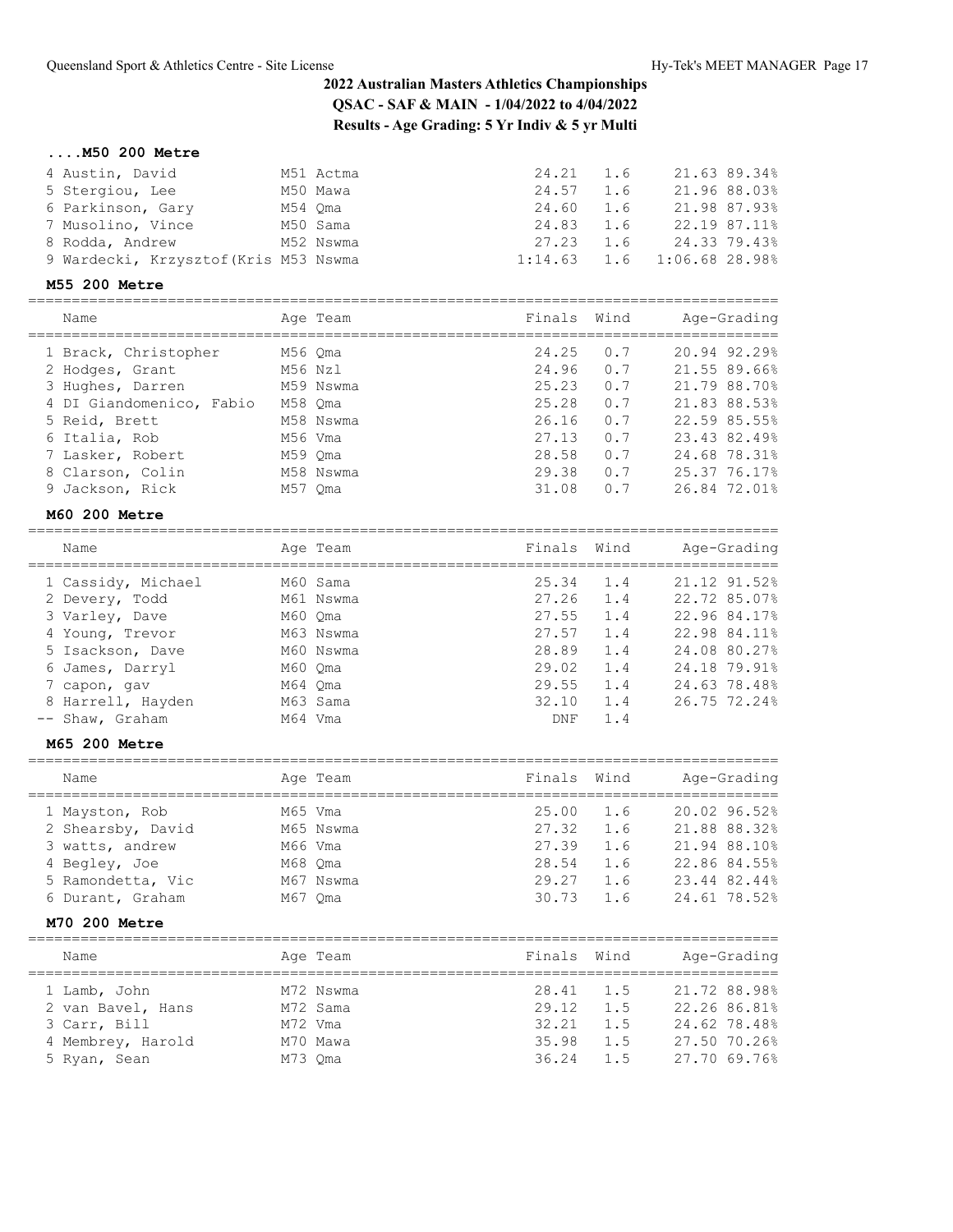## 2022 Australian Masters Athletics Championships

**QSAC - SAF & MAIN - 1/04/2022 to 4/04/2022**

**Results - Age Grading: 5 Yr Indiv & 5 yr Multi**

### ....M50 200 Metre

| Name | Age | Team | Finals | Wind | Age-Grading | |
|---|---|---|---|---|---|---|
| 4 Austin, David | M51 | Actma | 24.21 | 1.6 | 21.63 | 89.34% |
| 5 Stergiou, Lee | M50 | Mawa | 24.57 | 1.6 | 21.96 | 88.03% |
| 6 Parkinson, Gary | M54 | Qma | 24.60 | 1.6 | 21.98 | 87.93% |
| 7 Musolino, Vince | M50 | Sama | 24.83 | 1.6 | 22.19 | 87.11% |
| 8 Rodda, Andrew | M52 | Nswma | 27.23 | 1.6 | 24.33 | 79.43% |
| 9 Wardecki, Krzysztof(Kris | M53 | Nswma | 1:14.63 | 1.6 | 1:06.68 | 28.98% |

### M55 200 Metre

| Name | Age | Team | Finals | Wind | Age-Grading | |
|---|---|---|---|---|---|---|
| 1 Brack, Christopher | M56 | Qma | 24.25 | 0.7 | 20.94 | 92.29% |
| 2 Hodges, Grant | M56 | Nzl | 24.96 | 0.7 | 21.55 | 89.66% |
| 3 Hughes, Darren | M59 | Nswma | 25.23 | 0.7 | 21.79 | 88.70% |
| 4 DI Giandomenico, Fabio | M58 | Qma | 25.28 | 0.7 | 21.83 | 88.53% |
| 5 Reid, Brett | M58 | Nswma | 26.16 | 0.7 | 22.59 | 85.55% |
| 6 Italia, Rob | M56 | Vma | 27.13 | 0.7 | 23.43 | 82.49% |
| 7 Lasker, Robert | M59 | Qma | 28.58 | 0.7 | 24.68 | 78.31% |
| 8 Clarson, Colin | M58 | Nswma | 29.38 | 0.7 | 25.37 | 76.17% |
| 9 Jackson, Rick | M57 | Qma | 31.08 | 0.7 | 26.84 | 72.01% |

### M60 200 Metre

| Name | Age | Team | Finals | Wind | Age-Grading | |
|---|---|---|---|---|---|---|
| 1 Cassidy, Michael | M60 | Sama | 25.34 | 1.4 | 21.12 | 91.52% |
| 2 Devery, Todd | M61 | Nswma | 27.26 | 1.4 | 22.72 | 85.07% |
| 3 Varley, Dave | M60 | Qma | 27.55 | 1.4 | 22.96 | 84.17% |
| 4 Young, Trevor | M63 | Nswma | 27.57 | 1.4 | 22.98 | 84.11% |
| 5 Isackson, Dave | M60 | Nswma | 28.89 | 1.4 | 24.08 | 80.27% |
| 6 James, Darryl | M60 | Qma | 29.02 | 1.4 | 24.18 | 79.91% |
| 7 capon, gav | M64 | Qma | 29.55 | 1.4 | 24.63 | 78.48% |
| 8 Harrell, Hayden | M63 | Sama | 32.10 | 1.4 | 26.75 | 72.24% |
| -- Shaw, Graham | M64 | Vma | DNF | 1.4 | | |

### M65 200 Metre

| Name | Age | Team | Finals | Wind | Age-Grading | |
|---|---|---|---|---|---|---|
| 1 Mayston, Rob | M65 | Vma | 25.00 | 1.6 | 20.02 | 96.52% |
| 2 Shearsby, David | M65 | Nswma | 27.32 | 1.6 | 21.88 | 88.32% |
| 3 watts, andrew | M66 | Vma | 27.39 | 1.6 | 21.94 | 88.10% |
| 4 Begley, Joe | M68 | Qma | 28.54 | 1.6 | 22.86 | 84.55% |
| 5 Ramondetta, Vic | M67 | Nswma | 29.27 | 1.6 | 23.44 | 82.44% |
| 6 Durant, Graham | M67 | Qma | 30.73 | 1.6 | 24.61 | 78.52% |

### M70 200 Metre

| Name | Age | Team | Finals | Wind | Age-Grading | |
|---|---|---|---|---|---|---|
| 1 Lamb, John | M72 | Nswma | 28.41 | 1.5 | 21.72 | 88.98% |
| 2 van Bavel, Hans | M72 | Sama | 29.12 | 1.5 | 22.26 | 86.81% |
| 3 Carr, Bill | M72 | Vma | 32.21 | 1.5 | 24.62 | 78.48% |
| 4 Membrey, Harold | M70 | Mawa | 35.98 | 1.5 | 27.50 | 70.26% |
| 5 Ryan, Sean | M73 | Qma | 36.24 | 1.5 | 27.70 | 69.76% |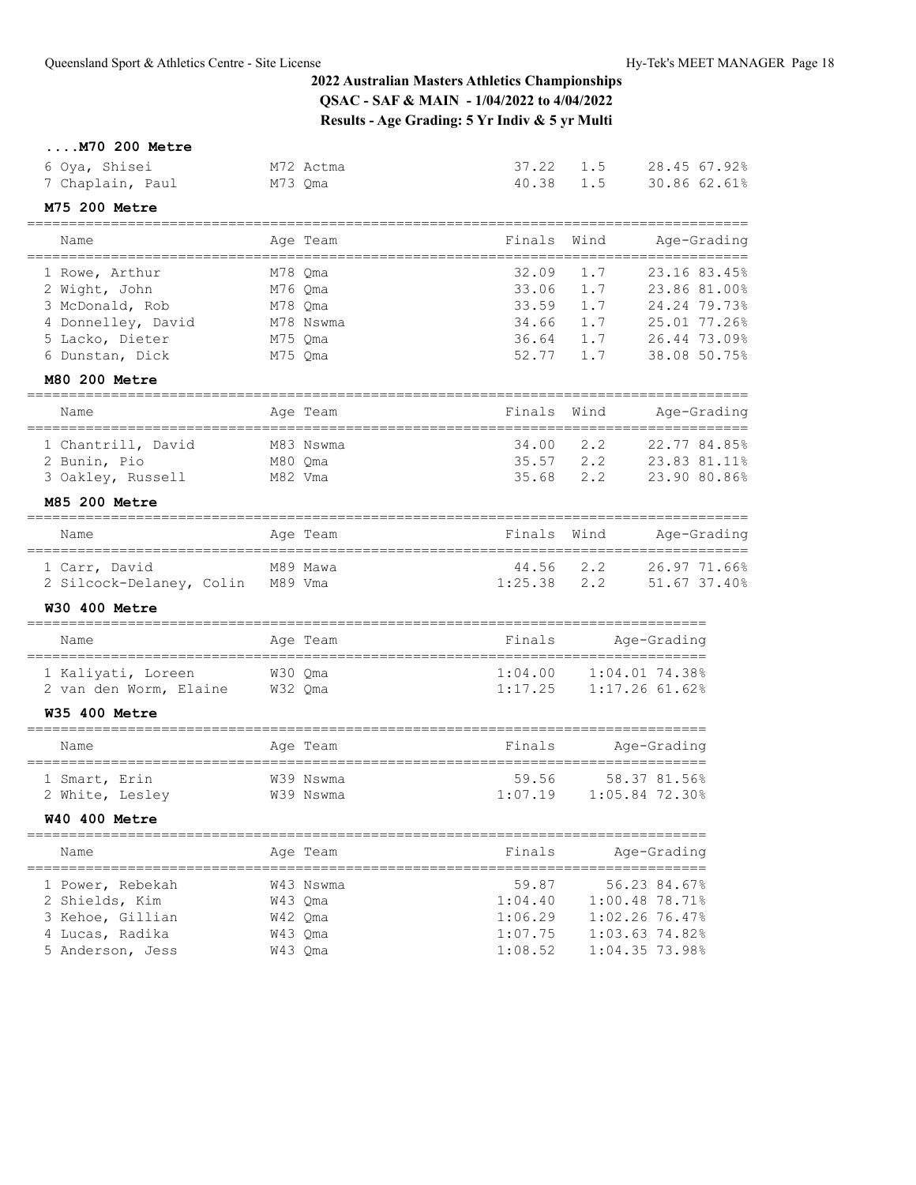## 2022 Australian Masters Athletics Championships

**QSAC - SAF & MAIN - 1/04/2022 to 4/04/2022**

**Results - Age Grading: 5 Yr Indiv & 5 yr Multi**

### ....M70 200 Metre

| Name | Age Team | Finals | Wind | Age-Grading |
|---|---|---|---|---|
| 6 Oya, Shisei | M72 Actma | 37.22 | 1.5 | 28.45 67.92% |
| 7 Chaplain, Paul | M73 Qma | 40.38 | 1.5 | 30.86 62.61% |

### M75 200 Metre

| Name | Age Team | Finals | Wind | Age-Grading |
|---|---|---|---|---|
| 1 Rowe, Arthur | M78 Qma | 32.09 | 1.7 | 23.16 83.45% |
| 2 Wight, John | M76 Qma | 33.06 | 1.7 | 23.86 81.00% |
| 3 McDonald, Rob | M78 Qma | 33.59 | 1.7 | 24.24 79.73% |
| 4 Donnelley, David | M78 Nswma | 34.66 | 1.7 | 25.01 77.26% |
| 5 Lacko, Dieter | M75 Qma | 36.64 | 1.7 | 26.44 73.09% |
| 6 Dunstan, Dick | M75 Qma | 52.77 | 1.7 | 38.08 50.75% |

### M80 200 Metre

| Name | Age Team | Finals | Wind | Age-Grading |
|---|---|---|---|---|
| 1 Chantrill, David | M83 Nswma | 34.00 | 2.2 | 22.77 84.85% |
| 2 Bunin, Pio | M80 Qma | 35.57 | 2.2 | 23.83 81.11% |
| 3 Oakley, Russell | M82 Vma | 35.68 | 2.2 | 23.90 80.86% |

### M85 200 Metre

| Name | Age Team | Finals | Wind | Age-Grading |
|---|---|---|---|---|
| 1 Carr, David | M89 Mawa | 44.56 | 2.2 | 26.97 71.66% |
| 2 Silcock-Delaney, Colin | M89 Vma | 1:25.38 | 2.2 | 51.67 37.40% |

### W30 400 Metre

| Name | Age Team | Finals | Age-Grading |
|---|---|---|---|
| 1 Kaliyati, Loreen | W30 Qma | 1:04.00 | 1:04.01 74.38% |
| 2 van den Worm, Elaine | W32 Qma | 1:17.25 | 1:17.26 61.62% |

### W35 400 Metre

| Name | Age Team | Finals | Age-Grading |
|---|---|---|---|
| 1 Smart, Erin | W39 Nswma | 59.56 | 58.37 81.56% |
| 2 White, Lesley | W39 Nswma | 1:07.19 | 1:05.84 72.30% |

### W40 400 Metre

| Name | Age Team | Finals | Age-Grading |
|---|---|---|---|
| 1 Power, Rebekah | W43 Nswma | 59.87 | 56.23 84.67% |
| 2 Shields, Kim | W43 Qma | 1:04.40 | 1:00.48 78.71% |
| 3 Kehoe, Gillian | W42 Qma | 1:06.29 | 1:02.26 76.47% |
| 4 Lucas, Radika | W43 Qma | 1:07.75 | 1:03.63 74.82% |
| 5 Anderson, Jess | W43 Qma | 1:08.52 | 1:04.35 73.98% |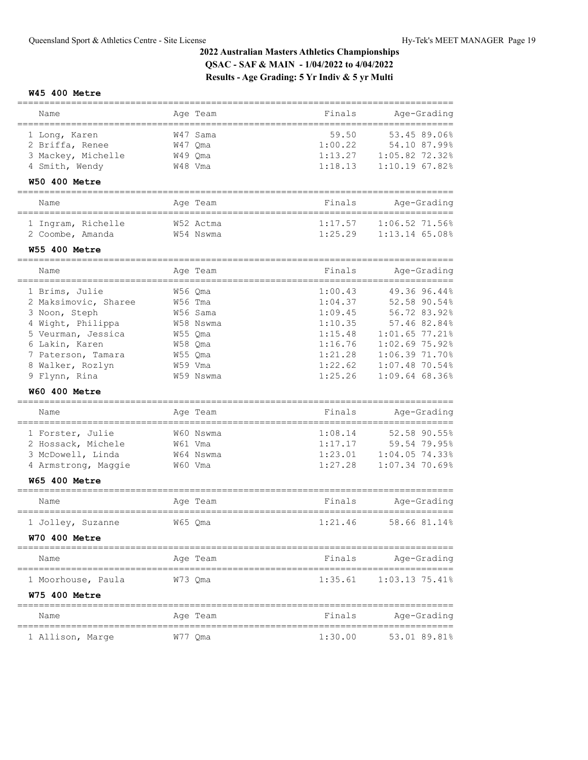## 2022 Australian Masters Athletics Championships
## QSAC - SAF & MAIN - 1/04/2022 to 4/04/2022
## Results - Age Grading: 5 Yr Indiv & 5 yr Multi

### W45 400 Metre

| Name | Age | Team | Finals | Age-Grading | |
|---|---|---|---|---|---|
| 1 Long, Karen | W47 | Sama | 59.50 | 53.45 | 89.06% |
| 2 Briffa, Renee | W47 | Qma | 1:00.22 | 54.10 | 87.99% |
| 3 Mackey, Michelle | W49 | Qma | 1:13.27 | 1:05.82 | 72.32% |
| 4 Smith, Wendy | W48 | Vma | 1:18.13 | 1:10.19 | 67.82% |

### W50 400 Metre

| Name | Age | Team | Finals | Age-Grading | |
|---|---|---|---|---|---|
| 1 Ingram, Richelle | W52 | Actma | 1:17.57 | 1:06.52 | 71.56% |
| 2 Coombe, Amanda | W54 | Nswma | 1:25.29 | 1:13.14 | 65.08% |

### W55 400 Metre

| Name | Age | Team | Finals | Age-Grading | |
|---|---|---|---|---|---|
| 1 Brims, Julie | W56 | Qma | 1:00.43 | 49.36 | 96.44% |
| 2 Maksimovic, Sharee | W56 | Tma | 1:04.37 | 52.58 | 90.54% |
| 3 Noon, Steph | W56 | Sama | 1:09.45 | 56.72 | 83.92% |
| 4 Wight, Philippa | W58 | Nswma | 1:10.35 | 57.46 | 82.84% |
| 5 Veurman, Jessica | W55 | Qma | 1:15.48 | 1:01.65 | 77.21% |
| 6 Lakin, Karen | W58 | Qma | 1:16.76 | 1:02.69 | 75.92% |
| 7 Paterson, Tamara | W55 | Qma | 1:21.28 | 1:06.39 | 71.70% |
| 8 Walker, Rozlyn | W59 | Vma | 1:22.62 | 1:07.48 | 70.54% |
| 9 Flynn, Rina | W59 | Nswma | 1:25.26 | 1:09.64 | 68.36% |

### W60 400 Metre

| Name | Age | Team | Finals | Age-Grading | |
|---|---|---|---|---|---|
| 1 Forster, Julie | W60 | Nswma | 1:08.14 | 52.58 | 90.55% |
| 2 Hossack, Michele | W61 | Vma | 1:17.17 | 59.54 | 79.95% |
| 3 McDowell, Linda | W64 | Nswma | 1:23.01 | 1:04.05 | 74.33% |
| 4 Armstrong, Maggie | W60 | Vma | 1:27.28 | 1:07.34 | 70.69% |

### W65 400 Metre

| Name | Age | Team | Finals | Age-Grading | |
|---|---|---|---|---|---|
| 1 Jolley, Suzanne | W65 | Qma | 1:21.46 | 58.66 | 81.14% |

### W70 400 Metre

| Name | Age | Team | Finals | Age-Grading | |
|---|---|---|---|---|---|
| 1 Moorhouse, Paula | W73 | Qma | 1:35.61 | 1:03.13 | 75.41% |

### W75 400 Metre

| Name | Age | Team | Finals | Age-Grading | |
|---|---|---|---|---|---|
| 1 Allison, Marge | W77 | Qma | 1:30.00 | 53.01 | 89.81% |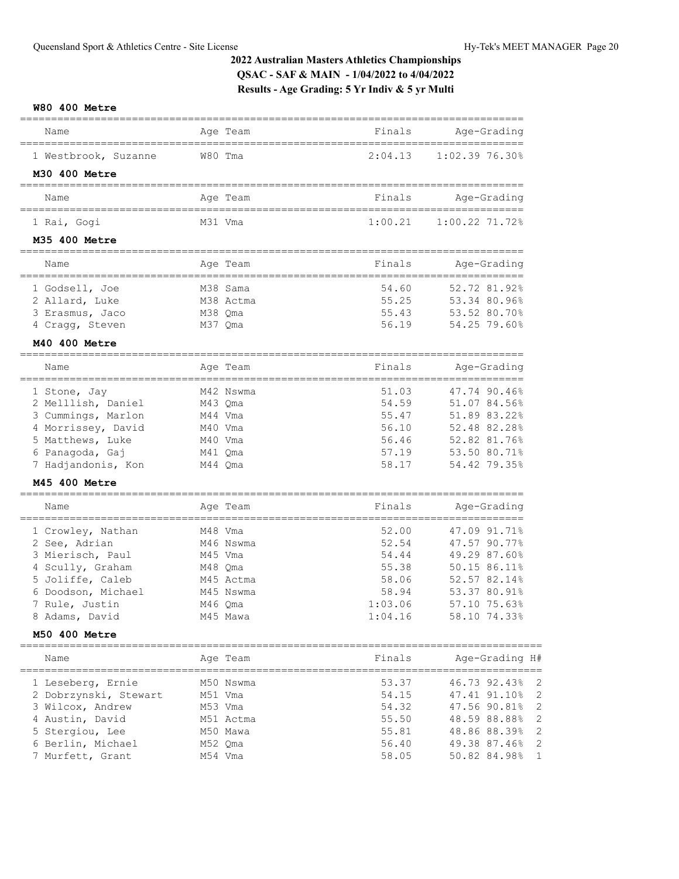## 2022 Australian Masters Athletics Championships

**QSAC - SAF & MAIN - 1/04/2022 to 4/04/2022**

**Results - Age Grading: 5 Yr Indiv & 5 yr Multi**

### W80 400 Metre

| | Name | Age | Team | Finals | Age-Grading | |
|---|---|---|---|---|---|---|
| 1 | Westbrook, Suzanne | W80 | Tma | 2:04.13 | 1:02.39 | 76.30% |

### M30 400 Metre

| | Name | Age | Team | Finals | Age-Grading | |
|---|---|---|---|---|---|---|
| 1 | Rai, Gogi | M31 | Vma | 1:00.21 | 1:00.22 | 71.72% |

### M35 400 Metre

| | Name | Age | Team | Finals | Age-Grading | |
|---|---|---|---|---|---|---|
| 1 | Godsell, Joe | M38 | Sama | 54.60 | 52.72 | 81.92% |
| 2 | Allard, Luke | M38 | Actma | 55.25 | 53.34 | 80.96% |
| 3 | Erasmus, Jaco | M38 | Qma | 55.43 | 53.52 | 80.70% |
| 4 | Cragg, Steven | M37 | Qma | 56.19 | 54.25 | 79.60% |

### M40 400 Metre

| | Name | Age | Team | Finals | Age-Grading | |
|---|---|---|---|---|---|---|
| 1 | Stone, Jay | M42 | Nswma | 51.03 | 47.74 | 90.46% |
| 2 | Melllish, Daniel | M43 | Qma | 54.59 | 51.07 | 84.56% |
| 3 | Cummings, Marlon | M44 | Vma | 55.47 | 51.89 | 83.22% |
| 4 | Morrissey, David | M40 | Vma | 56.10 | 52.48 | 82.28% |
| 5 | Matthews, Luke | M40 | Vma | 56.46 | 52.82 | 81.76% |
| 6 | Panagoda, Gaj | M41 | Qma | 57.19 | 53.50 | 80.71% |
| 7 | Hadjandonis, Kon | M44 | Qma | 58.17 | 54.42 | 79.35% |

### M45 400 Metre

| | Name | Age | Team | Finals | Age-Grading | |
|---|---|---|---|---|---|---|
| 1 | Crowley, Nathan | M48 | Vma | 52.00 | 47.09 | 91.71% |
| 2 | See, Adrian | M46 | Nswma | 52.54 | 47.57 | 90.77% |
| 3 | Mierisch, Paul | M45 | Vma | 54.44 | 49.29 | 87.60% |
| 4 | Scully, Graham | M48 | Qma | 55.38 | 50.15 | 86.11% |
| 5 | Joliffe, Caleb | M45 | Actma | 58.06 | 52.57 | 82.14% |
| 6 | Doodson, Michael | M45 | Nswma | 58.94 | 53.37 | 80.91% |
| 7 | Rule, Justin | M46 | Qma | 1:03.06 | 57.10 | 75.63% |
| 8 | Adams, David | M45 | Mawa | 1:04.16 | 58.10 | 74.33% |

### M50 400 Metre

| | Name | Age | Team | Finals | Age-Grading | | H# |
|---|---|---|---|---|---|---|---|
| 1 | Leseberg, Ernie | M50 | Nswma | 53.37 | 46.73 | 92.43% | 2 |
| 2 | Dobrzynski, Stewart | M51 | Vma | 54.15 | 47.41 | 91.10% | 2 |
| 3 | Wilcox, Andrew | M53 | Vma | 54.32 | 47.56 | 90.81% | 2 |
| 4 | Austin, David | M51 | Actma | 55.50 | 48.59 | 88.88% | 2 |
| 5 | Stergiou, Lee | M50 | Mawa | 55.81 | 48.86 | 88.39% | 2 |
| 6 | Berlin, Michael | M52 | Qma | 56.40 | 49.38 | 87.46% | 2 |
| 7 | Murfett, Grant | M54 | Vma | 58.05 | 50.82 | 84.98% | 1 |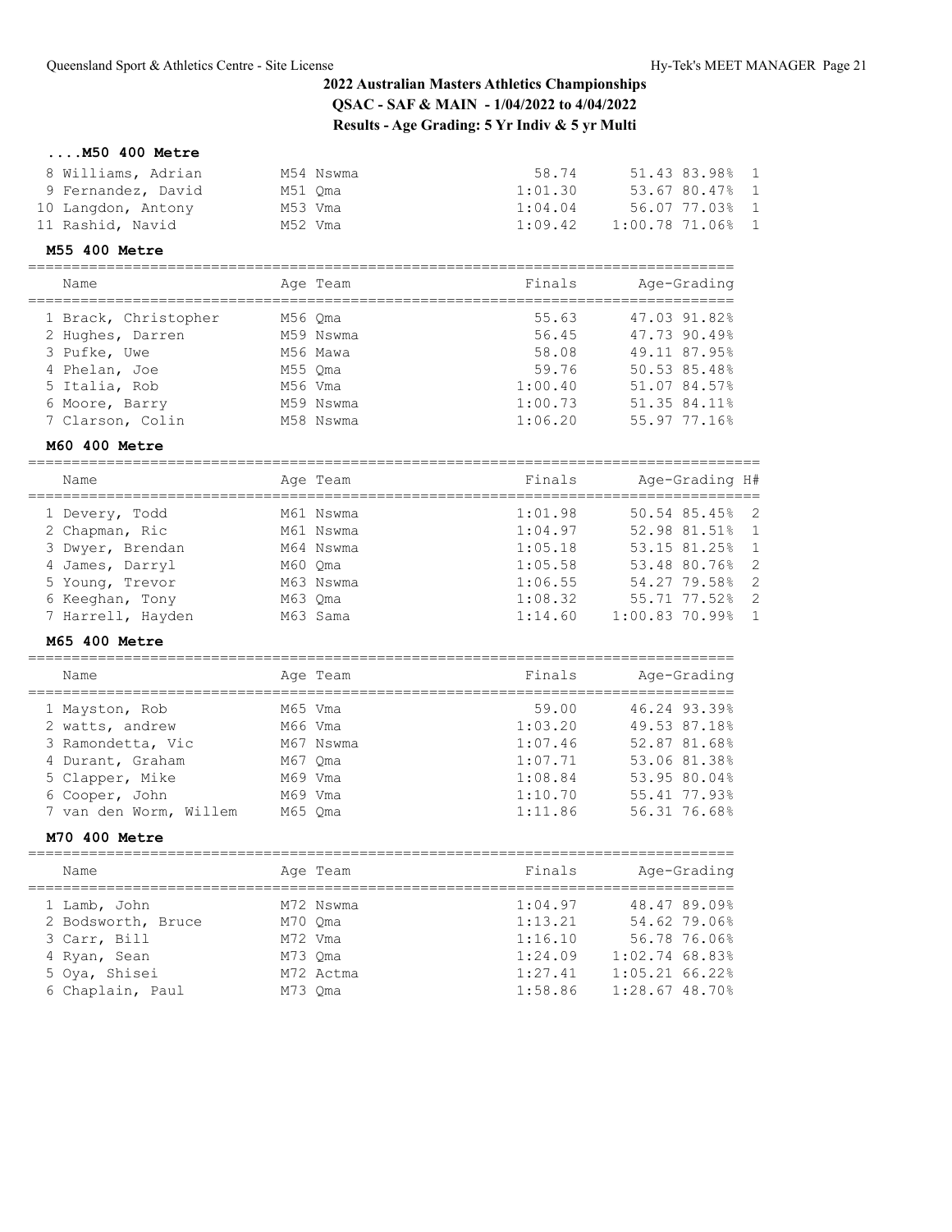## 2022 Australian Masters Athletics Championships

**QSAC - SAF & MAIN - 1/04/2022 to 4/04/2022**

**Results - Age Grading: 5 Yr Indiv & 5 yr Multi**

### ....M50 400 Metre

| Name | Age | Team | Finals | Age-Grading | | H# |
|---|---|---|---|---|---|---|
| 8 Williams, Adrian | M54 | Nswma | 58.74 | 51.43 | 83.98% | 1 |
| 9 Fernandez, David | M51 | Qma | 1:01.30 | 53.67 | 80.47% | 1 |
| 10 Langdon, Antony | M53 | Vma | 1:04.04 | 56.07 | 77.03% | 1 |
| 11 Rashid, Navid | M52 | Vma | 1:09.42 | 1:00.78 | 71.06% | 1 |

### M55 400 Metre

| Name | Age | Team | Finals | Age-Grading | |
|---|---|---|---|---|---|
| 1 Brack, Christopher | M56 | Qma | 55.63 | 47.03 | 91.82% |
| 2 Hughes, Darren | M59 | Nswma | 56.45 | 47.73 | 90.49% |
| 3 Pufke, Uwe | M56 | Mawa | 58.08 | 49.11 | 87.95% |
| 4 Phelan, Joe | M55 | Qma | 59.76 | 50.53 | 85.48% |
| 5 Italia, Rob | M56 | Vma | 1:00.40 | 51.07 | 84.57% |
| 6 Moore, Barry | M59 | Nswma | 1:00.73 | 51.35 | 84.11% |
| 7 Clarson, Colin | M58 | Nswma | 1:06.20 | 55.97 | 77.16% |

### M60 400 Metre

| Name | Age | Team | Finals | Age-Grading | | H# |
|---|---|---|---|---|---|---|
| 1 Devery, Todd | M61 | Nswma | 1:01.98 | 50.54 | 85.45% | 2 |
| 2 Chapman, Ric | M61 | Nswma | 1:04.97 | 52.98 | 81.51% | 1 |
| 3 Dwyer, Brendan | M64 | Nswma | 1:05.18 | 53.15 | 81.25% | 1 |
| 4 James, Darryl | M60 | Qma | 1:05.58 | 53.48 | 80.76% | 2 |
| 5 Young, Trevor | M63 | Nswma | 1:06.55 | 54.27 | 79.58% | 2 |
| 6 Keeghan, Tony | M63 | Qma | 1:08.32 | 55.71 | 77.52% | 2 |
| 7 Harrell, Hayden | M63 | Sama | 1:14.60 | 1:00.83 | 70.99% | 1 |

### M65 400 Metre

| Name | Age | Team | Finals | Age-Grading | |
|---|---|---|---|---|---|
| 1 Mayston, Rob | M65 | Vma | 59.00 | 46.24 | 93.39% |
| 2 watts, andrew | M66 | Vma | 1:03.20 | 49.53 | 87.18% |
| 3 Ramondetta, Vic | M67 | Nswma | 1:07.46 | 52.87 | 81.68% |
| 4 Durant, Graham | M67 | Qma | 1:07.71 | 53.06 | 81.38% |
| 5 Clapper, Mike | M69 | Vma | 1:08.84 | 53.95 | 80.04% |
| 6 Cooper, John | M69 | Vma | 1:10.70 | 55.41 | 77.93% |
| 7 van den Worm, Willem | M65 | Qma | 1:11.86 | 56.31 | 76.68% |

### M70 400 Metre

| Name | Age | Team | Finals | Age-Grading | |
|---|---|---|---|---|---|
| 1 Lamb, John | M72 | Nswma | 1:04.97 | 48.47 | 89.09% |
| 2 Bodsworth, Bruce | M70 | Qma | 1:13.21 | 54.62 | 79.06% |
| 3 Carr, Bill | M72 | Vma | 1:16.10 | 56.78 | 76.06% |
| 4 Ryan, Sean | M73 | Qma | 1:24.09 | 1:02.74 | 68.83% |
| 5 Oya, Shisei | M72 | Actma | 1:27.41 | 1:05.21 | 66.22% |
| 6 Chaplain, Paul | M73 | Qma | 1:58.86 | 1:28.67 | 48.70% |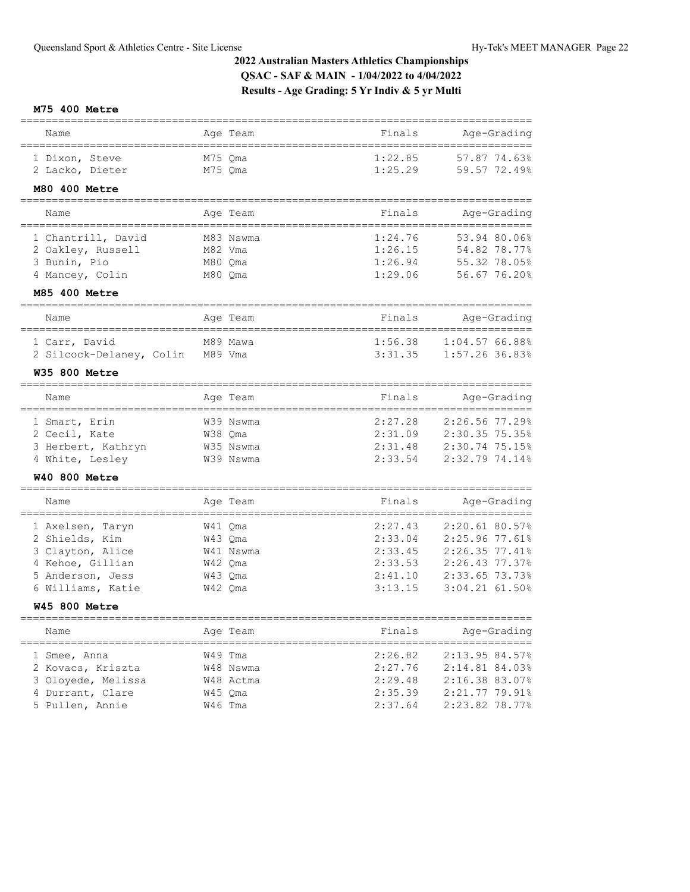## 2022 Australian Masters Athletics Championships

**QSAC - SAF & MAIN - 1/04/2022 to 4/04/2022**

**Results - Age Grading: 5 Yr Indiv & 5 yr Multi**

### M75 400 Metre

| | Name | Age | Team | Finals | Age-Grading | |
|---|---|---|---|---|---|---|
| 1 | Dixon, Steve | M75 | Qma | 1:22.85 | 57.87 | 74.63% |
| 2 | Lacko, Dieter | M75 | Qma | 1:25.29 | 59.57 | 72.49% |

### M80 400 Metre

| | Name | Age | Team | Finals | Age-Grading | |
|---|---|---|---|---|---|---|
| 1 | Chantrill, David | M83 | Nswma | 1:24.76 | 53.94 | 80.06% |
| 2 | Oakley, Russell | M82 | Vma | 1:26.15 | 54.82 | 78.77% |
| 3 | Bunin, Pio | M80 | Qma | 1:26.94 | 55.32 | 78.05% |
| 4 | Mancey, Colin | M80 | Qma | 1:29.06 | 56.67 | 76.20% |

### M85 400 Metre

| | Name | Age | Team | Finals | Age-Grading | |
|---|---|---|---|---|---|---|
| 1 | Carr, David | M89 | Mawa | 1:56.38 | 1:04.57 | 66.88% |
| 2 | Silcock-Delaney, Colin | M89 | Vma | 3:31.35 | 1:57.26 | 36.83% |

### W35 800 Metre

| | Name | Age | Team | Finals | Age-Grading | |
|---|---|---|---|---|---|---|
| 1 | Smart, Erin | W39 | Nswma | 2:27.28 | 2:26.56 | 77.29% |
| 2 | Cecil, Kate | W38 | Qma | 2:31.09 | 2:30.35 | 75.35% |
| 3 | Herbert, Kathryn | W35 | Nswma | 2:31.48 | 2:30.74 | 75.15% |
| 4 | White, Lesley | W39 | Nswma | 2:33.54 | 2:32.79 | 74.14% |

### W40 800 Metre

| | Name | Age | Team | Finals | Age-Grading | |
|---|---|---|---|---|---|---|
| 1 | Axelsen, Taryn | W41 | Qma | 2:27.43 | 2:20.61 | 80.57% |
| 2 | Shields, Kim | W43 | Qma | 2:33.04 | 2:25.96 | 77.61% |
| 3 | Clayton, Alice | W41 | Nswma | 2:33.45 | 2:26.35 | 77.41% |
| 4 | Kehoe, Gillian | W42 | Qma | 2:33.53 | 2:26.43 | 77.37% |
| 5 | Anderson, Jess | W43 | Qma | 2:41.10 | 2:33.65 | 73.73% |
| 6 | Williams, Katie | W42 | Qma | 3:13.15 | 3:04.21 | 61.50% |

### W45 800 Metre

| | Name | Age | Team | Finals | Age-Grading | |
|---|---|---|---|---|---|---|
| 1 | Smee, Anna | W49 | Tma | 2:26.82 | 2:13.95 | 84.57% |
| 2 | Kovacs, Kriszta | W48 | Nswma | 2:27.76 | 2:14.81 | 84.03% |
| 3 | Oloyede, Melissa | W48 | Actma | 2:29.48 | 2:16.38 | 83.07% |
| 4 | Durrant, Clare | W45 | Qma | 2:35.39 | 2:21.77 | 79.91% |
| 5 | Pullen, Annie | W46 | Tma | 2:37.64 | 2:23.82 | 78.77% |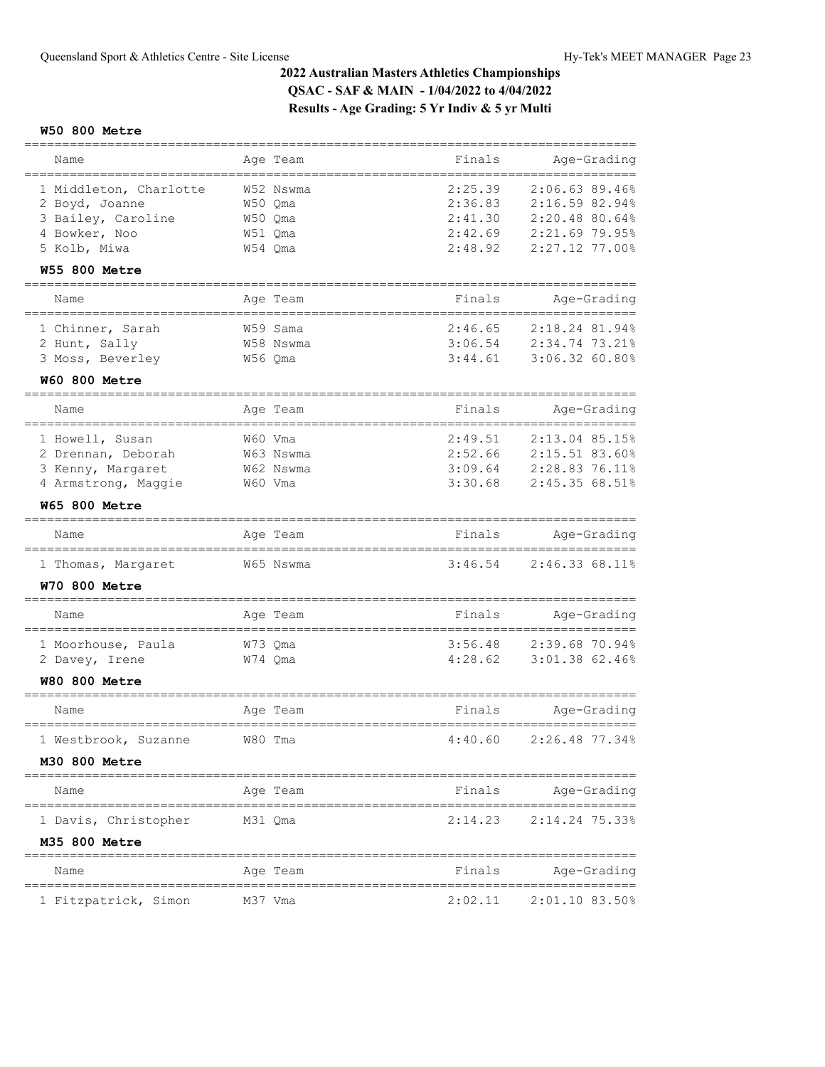## 2022 Australian Masters Athletics Championships

**QSAC - SAF & MAIN - 1/04/2022 to 4/04/2022**

**Results - Age Grading: 5 Yr Indiv & 5 yr Multi**

### W50 800 Metre

| | Name | Age | Team | Finals | Age-Grading | |
|---|---|---|---|---|---|---|
| 1 | Middleton, Charlotte | W52 | Nswma | 2:25.39 | 2:06.63 | 89.46% |
| 2 | Boyd, Joanne | W50 | Qma | 2:36.83 | 2:16.59 | 82.94% |
| 3 | Bailey, Caroline | W50 | Qma | 2:41.30 | 2:20.48 | 80.64% |
| 4 | Bowker, Noo | W51 | Qma | 2:42.69 | 2:21.69 | 79.95% |
| 5 | Kolb, Miwa | W54 | Qma | 2:48.92 | 2:27.12 | 77.00% |

### W55 800 Metre

| | Name | Age | Team | Finals | Age-Grading | |
|---|---|---|---|---|---|---|
| 1 | Chinner, Sarah | W59 | Sama | 2:46.65 | 2:18.24 | 81.94% |
| 2 | Hunt, Sally | W58 | Nswma | 3:06.54 | 2:34.74 | 73.21% |
| 3 | Moss, Beverley | W56 | Qma | 3:44.61 | 3:06.32 | 60.80% |

### W60 800 Metre

| | Name | Age | Team | Finals | Age-Grading | |
|---|---|---|---|---|---|---|
| 1 | Howell, Susan | W60 | Vma | 2:49.51 | 2:13.04 | 85.15% |
| 2 | Drennan, Deborah | W63 | Nswma | 2:52.66 | 2:15.51 | 83.60% |
| 3 | Kenny, Margaret | W62 | Nswma | 3:09.64 | 2:28.83 | 76.11% |
| 4 | Armstrong, Maggie | W60 | Vma | 3:30.68 | 2:45.35 | 68.51% |

### W65 800 Metre

| | Name | Age | Team | Finals | Age-Grading | |
|---|---|---|---|---|---|---|
| 1 | Thomas, Margaret | W65 | Nswma | 3:46.54 | 2:46.33 | 68.11% |

### W70 800 Metre

| | Name | Age | Team | Finals | Age-Grading | |
|---|---|---|---|---|---|---|
| 1 | Moorhouse, Paula | W73 | Qma | 3:56.48 | 2:39.68 | 70.94% |
| 2 | Davey, Irene | W74 | Qma | 4:28.62 | 3:01.38 | 62.46% |

### W80 800 Metre

| | Name | Age | Team | Finals | Age-Grading | |
|---|---|---|---|---|---|---|
| 1 | Westbrook, Suzanne | W80 | Tma | 4:40.60 | 2:26.48 | 77.34% |

### M30 800 Metre

| | Name | Age | Team | Finals | Age-Grading | |
|---|---|---|---|---|---|---|
| 1 | Davis, Christopher | M31 | Qma | 2:14.23 | 2:14.24 | 75.33% |

### M35 800 Metre

| | Name | Age | Team | Finals | Age-Grading | |
|---|---|---|---|---|---|---|
| 1 | Fitzpatrick, Simon | M37 | Vma | 2:02.11 | 2:01.10 | 83.50% |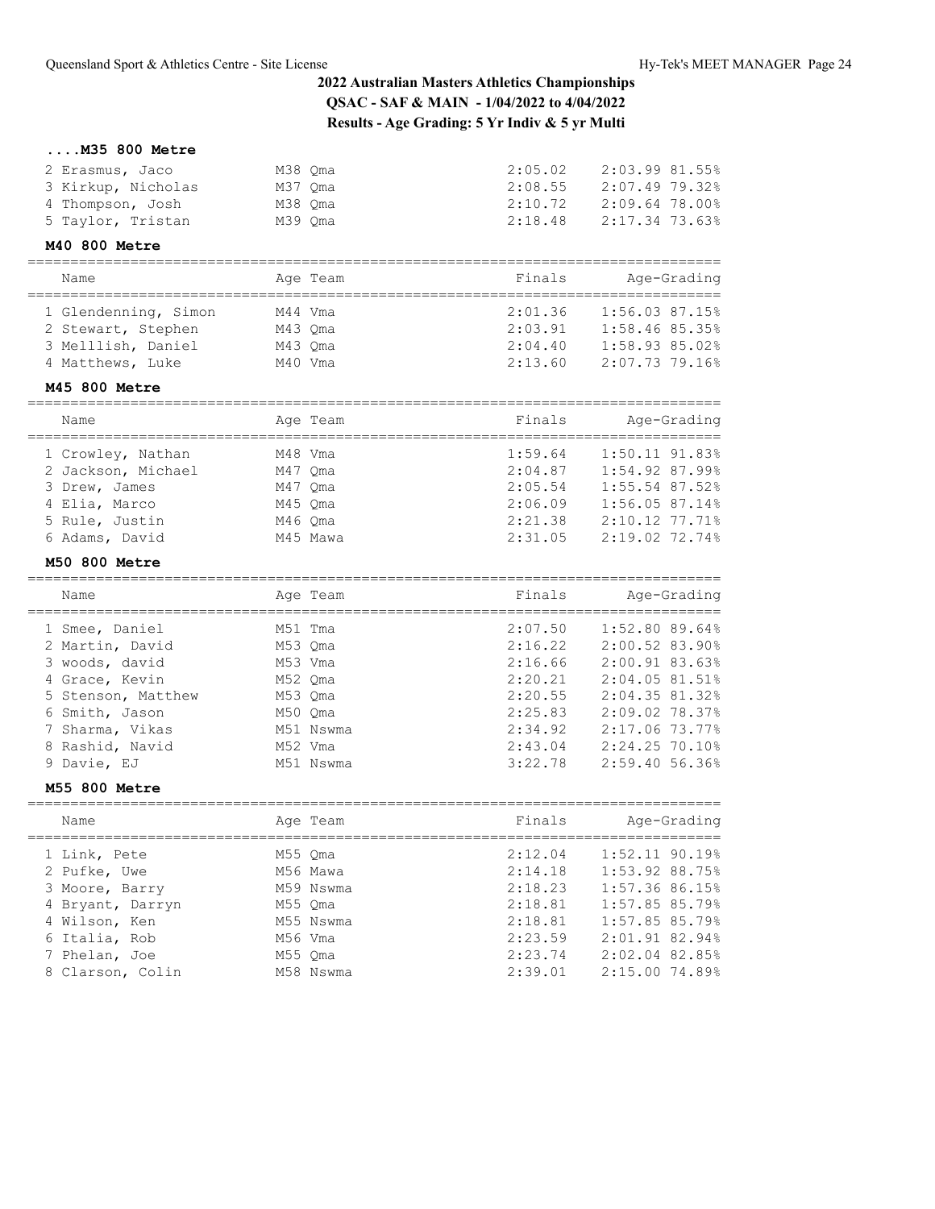## 2022 Australian Masters Athletics Championships

**QSAC - SAF & MAIN - 1/04/2022 to 4/04/2022**

**Results - Age Grading: 5 Yr Indiv & 5 yr Multi**

### ....M35 800 Metre

| Name | Age | Team | Finals | Age-Grading |
|---|---|---|---|---|
| 2 Erasmus, Jaco | M38 | Qma | 2:05.02 | 2:03.99 81.55% |
| 3 Kirkup, Nicholas | M37 | Qma | 2:08.55 | 2:07.49 79.32% |
| 4 Thompson, Josh | M38 | Qma | 2:10.72 | 2:09.64 78.00% |
| 5 Taylor, Tristan | M39 | Qma | 2:18.48 | 2:17.34 73.63% |

### M40 800 Metre

| Name | Age | Team | Finals | Age-Grading |
|---|---|---|---|---|
| 1 Glendenning, Simon | M44 | Vma | 2:01.36 | 1:56.03 87.15% |
| 2 Stewart, Stephen | M43 | Qma | 2:03.91 | 1:58.46 85.35% |
| 3 Melllish, Daniel | M43 | Qma | 2:04.40 | 1:58.93 85.02% |
| 4 Matthews, Luke | M40 | Vma | 2:13.60 | 2:07.73 79.16% |

### M45 800 Metre

| Name | Age | Team | Finals | Age-Grading |
|---|---|---|---|---|
| 1 Crowley, Nathan | M48 | Vma | 1:59.64 | 1:50.11 91.83% |
| 2 Jackson, Michael | M47 | Qma | 2:04.87 | 1:54.92 87.99% |
| 3 Drew, James | M47 | Qma | 2:05.54 | 1:55.54 87.52% |
| 4 Elia, Marco | M45 | Qma | 2:06.09 | 1:56.05 87.14% |
| 5 Rule, Justin | M46 | Qma | 2:21.38 | 2:10.12 77.71% |
| 6 Adams, David | M45 | Mawa | 2:31.05 | 2:19.02 72.74% |

### M50 800 Metre

| Name | Age | Team | Finals | Age-Grading |
|---|---|---|---|---|
| 1 Smee, Daniel | M51 | Tma | 2:07.50 | 1:52.80 89.64% |
| 2 Martin, David | M53 | Qma | 2:16.22 | 2:00.52 83.90% |
| 3 woods, david | M53 | Vma | 2:16.66 | 2:00.91 83.63% |
| 4 Grace, Kevin | M52 | Qma | 2:20.21 | 2:04.05 81.51% |
| 5 Stenson, Matthew | M53 | Qma | 2:20.55 | 2:04.35 81.32% |
| 6 Smith, Jason | M50 | Qma | 2:25.83 | 2:09.02 78.37% |
| 7 Sharma, Vikas | M51 | Nswma | 2:34.92 | 2:17.06 73.77% |
| 8 Rashid, Navid | M52 | Vma | 2:43.04 | 2:24.25 70.10% |
| 9 Davie, EJ | M51 | Nswma | 3:22.78 | 2:59.40 56.36% |

### M55 800 Metre

| Name | Age | Team | Finals | Age-Grading |
|---|---|---|---|---|
| 1 Link, Pete | M55 | Qma | 2:12.04 | 1:52.11 90.19% |
| 2 Pufke, Uwe | M56 | Mawa | 2:14.18 | 1:53.92 88.75% |
| 3 Moore, Barry | M59 | Nswma | 2:18.23 | 1:57.36 86.15% |
| 4 Bryant, Darryn | M55 | Qma | 2:18.81 | 1:57.85 85.79% |
| 4 Wilson, Ken | M55 | Nswma | 2:18.81 | 1:57.85 85.79% |
| 6 Italia, Rob | M56 | Vma | 2:23.59 | 2:01.91 82.94% |
| 7 Phelan, Joe | M55 | Qma | 2:23.74 | 2:02.04 82.85% |
| 8 Clarson, Colin | M58 | Nswma | 2:39.01 | 2:15.00 74.89% |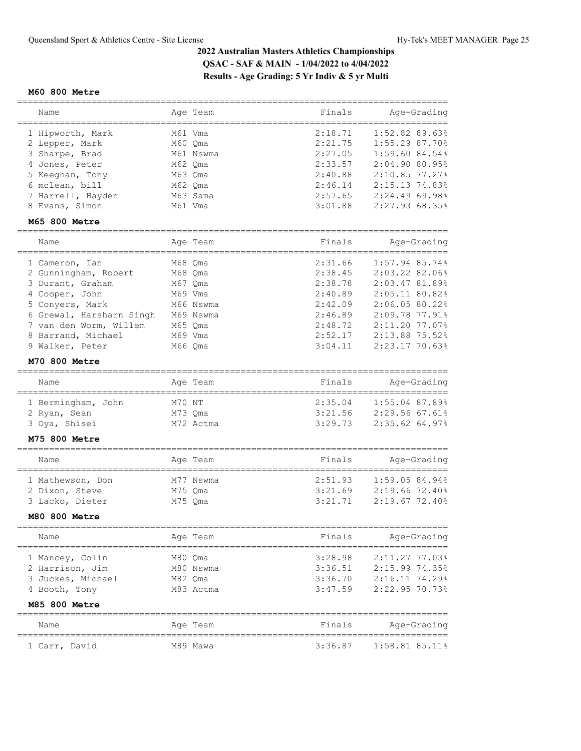## 2022 Australian Masters Athletics Championships

**QSAC - SAF & MAIN - 1/04/2022 to 4/04/2022**

**Results - Age Grading: 5 Yr Indiv & 5 yr Multi**

### M60 800 Metre

| | Name | Age | Team | Finals | Age-Grading | |
|---|---|---|---|---|---|---|
| 1 | Hipworth, Mark | M61 | Vma | 2:18.71 | 1:52.82 | 89.63% |
| 2 | Lepper, Mark | M60 | Qma | 2:21.75 | 1:55.29 | 87.70% |
| 3 | Sharpe, Brad | M61 | Nswma | 2:27.05 | 1:59.60 | 84.54% |
| 4 | Jones, Peter | M62 | Qma | 2:33.57 | 2:04.90 | 80.95% |
| 5 | Keeghan, Tony | M63 | Qma | 2:40.88 | 2:10.85 | 77.27% |
| 6 | mclean, bill | M62 | Qma | 2:46.14 | 2:15.13 | 74.83% |
| 7 | Harrell, Hayden | M63 | Sama | 2:57.65 | 2:24.49 | 69.98% |
| 8 | Evans, Simon | M61 | Vma | 3:01.88 | 2:27.93 | 68.35% |

### M65 800 Metre

| | Name | Age | Team | Finals | Age-Grading | |
|---|---|---|---|---|---|---|
| 1 | Cameron, Ian | M68 | Qma | 2:31.66 | 1:57.94 | 85.74% |
| 2 | Gunningham, Robert | M68 | Qma | 2:38.45 | 2:03.22 | 82.06% |
| 3 | Durant, Graham | M67 | Qma | 2:38.78 | 2:03.47 | 81.89% |
| 4 | Cooper, John | M69 | Vma | 2:40.89 | 2:05.11 | 80.82% |
| 5 | Conyers, Mark | M66 | Nswma | 2:42.09 | 2:06.05 | 80.22% |
| 6 | Grewal, Harsharn Singh | M69 | Nswma | 2:46.89 | 2:09.78 | 77.91% |
| 7 | van den Worm, Willem | M65 | Qma | 2:48.72 | 2:11.20 | 77.07% |
| 8 | Barrand, Michael | M69 | Vma | 2:52.17 | 2:13.88 | 75.52% |
| 9 | Walker, Peter | M66 | Qma | 3:04.11 | 2:23.17 | 70.63% |

### M70 800 Metre

| | Name | Age | Team | Finals | Age-Grading | |
|---|---|---|---|---|---|---|
| 1 | Bermingham, John | M70 | NT | 2:35.04 | 1:55.04 | 87.89% |
| 2 | Ryan, Sean | M73 | Qma | 3:21.56 | 2:29.56 | 67.61% |
| 3 | Oya, Shisei | M72 | Actma | 3:29.73 | 2:35.62 | 64.97% |

### M75 800 Metre

| | Name | Age | Team | Finals | Age-Grading | |
|---|---|---|---|---|---|---|
| 1 | Mathewson, Don | M77 | Nswma | 2:51.93 | 1:59.05 | 84.94% |
| 2 | Dixon, Steve | M75 | Qma | 3:21.69 | 2:19.66 | 72.40% |
| 3 | Lacko, Dieter | M75 | Qma | 3:21.71 | 2:19.67 | 72.40% |

### M80 800 Metre

| | Name | Age | Team | Finals | Age-Grading | |
|---|---|---|---|---|---|---|
| 1 | Mancey, Colin | M80 | Qma | 3:28.98 | 2:11.27 | 77.03% |
| 2 | Harrison, Jim | M80 | Nswma | 3:36.51 | 2:15.99 | 74.35% |
| 3 | Juckes, Michael | M82 | Qma | 3:36.70 | 2:16.11 | 74.29% |
| 4 | Booth, Tony | M83 | Actma | 3:47.59 | 2:22.95 | 70.73% |

### M85 800 Metre

| | Name | Age | Team | Finals | Age-Grading | |
|---|---|---|---|---|---|---|
| 1 | Carr, David | M89 | Mawa | 3:36.87 | 1:58.81 | 85.11% |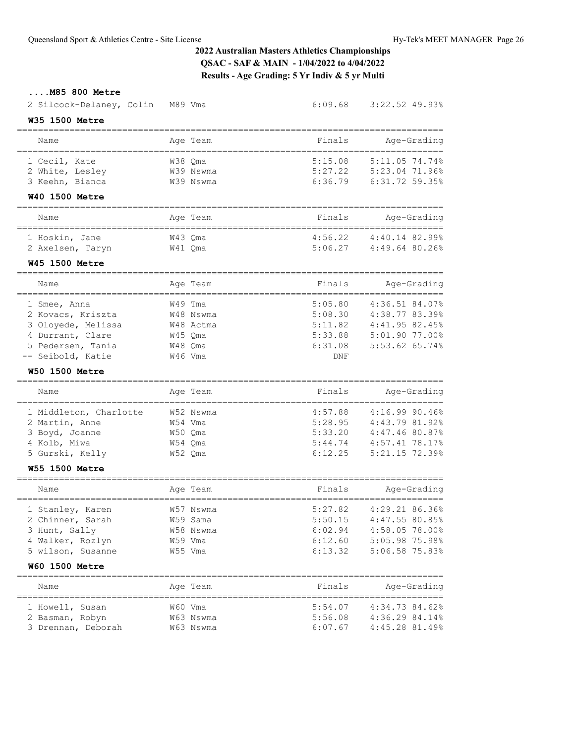## 2022 Australian Masters Athletics Championships

**QSAC - SAF & MAIN - 1/04/2022 to 4/04/2022**

**Results - Age Grading: 5 Yr Indiv & 5 yr Multi**

### ....M85 800 Metre

| | Name | Age Team | Finals | Age-Grading |
|---|---|---|---|---|
| 2 | Silcock-Delaney, Colin | M89 Vma | 6:09.68 | 3:22.52 49.93% |

### W35 1500 Metre

| | Name | Age Team | Finals | Age-Grading |
|---|---|---|---|---|
| 1 | Cecil, Kate | W38 Qma | 5:15.08 | 5:11.05 74.74% |
| 2 | White, Lesley | W39 Nswma | 5:27.22 | 5:23.04 71.96% |
| 3 | Keehn, Bianca | W39 Nswma | 6:36.79 | 6:31.72 59.35% |

### W40 1500 Metre

| | Name | Age Team | Finals | Age-Grading |
|---|---|---|---|---|
| 1 | Hoskin, Jane | W43 Qma | 4:56.22 | 4:40.14 82.99% |
| 2 | Axelsen, Taryn | W41 Qma | 5:06.27 | 4:49.64 80.26% |

### W45 1500 Metre

| | Name | Age Team | Finals | Age-Grading |
|---|---|---|---|---|
| 1 | Smee, Anna | W49 Tma | 5:05.80 | 4:36.51 84.07% |
| 2 | Kovacs, Kriszta | W48 Nswma | 5:08.30 | 4:38.77 83.39% |
| 3 | Oloyede, Melissa | W48 Actma | 5:11.82 | 4:41.95 82.45% |
| 4 | Durrant, Clare | W45 Qma | 5:33.88 | 5:01.90 77.00% |
| 5 | Pedersen, Tania | W48 Qma | 6:31.08 | 5:53.62 65.74% |
| -- | Seibold, Katie | W46 Vma | DNF | |

### W50 1500 Metre

| | Name | Age Team | Finals | Age-Grading |
|---|---|---|---|---|
| 1 | Middleton, Charlotte | W52 Nswma | 4:57.88 | 4:16.99 90.46% |
| 2 | Martin, Anne | W54 Vma | 5:28.95 | 4:43.79 81.92% |
| 3 | Boyd, Joanne | W50 Qma | 5:33.20 | 4:47.46 80.87% |
| 4 | Kolb, Miwa | W54 Qma | 5:44.74 | 4:57.41 78.17% |
| 5 | Gurski, Kelly | W52 Qma | 6:12.25 | 5:21.15 72.39% |

### W55 1500 Metre

| | Name | Age Team | Finals | Age-Grading |
|---|---|---|---|---|
| 1 | Stanley, Karen | W57 Nswma | 5:27.82 | 4:29.21 86.36% |
| 2 | Chinner, Sarah | W59 Sama | 5:50.15 | 4:47.55 80.85% |
| 3 | Hunt, Sally | W58 Nswma | 6:02.94 | 4:58.05 78.00% |
| 4 | Walker, Rozlyn | W59 Vma | 6:12.60 | 5:05.98 75.98% |
| 5 | wilson, Susanne | W55 Vma | 6:13.32 | 5:06.58 75.83% |

### W60 1500 Metre

| | Name | Age Team | Finals | Age-Grading |
|---|---|---|---|---|
| 1 | Howell, Susan | W60 Vma | 5:54.07 | 4:34.73 84.62% |
| 2 | Basman, Robyn | W63 Nswma | 5:56.08 | 4:36.29 84.14% |
| 3 | Drennan, Deborah | W63 Nswma | 6:07.67 | 4:45.28 81.49% |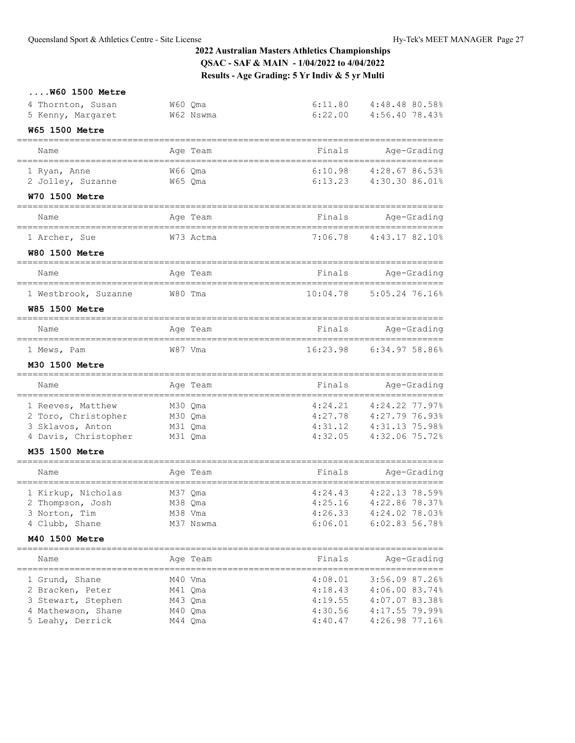## 2022 Australian Masters Athletics Championships

**QSAC - SAF & MAIN - 1/04/2022 to 4/04/2022**

**Results - Age Grading: 5 Yr Indiv & 5 yr Multi**

### ....W60 1500 Metre

| Name | Age | Team | Finals | Age-Grading | |
|---|---|---|---|---|---|
| 4 Thornton, Susan | W60 | Qma | 6:11.80 | 4:48.48 | 80.58% |
| 5 Kenny, Margaret | W62 | Nswma | 6:22.00 | 4:56.40 | 78.43% |

### W65 1500 Metre

| Name | Age | Team | Finals | Age-Grading | |
|---|---|---|---|---|---|
| 1 Ryan, Anne | W66 | Qma | 6:10.98 | 4:28.67 | 86.53% |
| 2 Jolley, Suzanne | W65 | Qma | 6:13.23 | 4:30.30 | 86.01% |

### W70 1500 Metre

| Name | Age | Team | Finals | Age-Grading | |
|---|---|---|---|---|---|
| 1 Archer, Sue | W73 | Actma | 7:06.78 | 4:43.17 | 82.10% |

### W80 1500 Metre

| Name | Age | Team | Finals | Age-Grading | |
|---|---|---|---|---|---|
| 1 Westbrook, Suzanne | W80 | Tma | 10:04.78 | 5:05.24 | 76.16% |

### W85 1500 Metre

| Name | Age | Team | Finals | Age-Grading | |
|---|---|---|---|---|---|
| 1 Mews, Pam | W87 | Vma | 16:23.98 | 6:34.97 | 58.86% |

### M30 1500 Metre

| Name | Age | Team | Finals | Age-Grading | |
|---|---|---|---|---|---|
| 1 Reeves, Matthew | M30 | Qma | 4:24.21 | 4:24.22 | 77.97% |
| 2 Toro, Christopher | M30 | Qma | 4:27.78 | 4:27.79 | 76.93% |
| 3 Sklavos, Anton | M31 | Qma | 4:31.12 | 4:31.13 | 75.98% |
| 4 Davis, Christopher | M31 | Qma | 4:32.05 | 4:32.06 | 75.72% |

### M35 1500 Metre

| Name | Age | Team | Finals | Age-Grading | |
|---|---|---|---|---|---|
| 1 Kirkup, Nicholas | M37 | Qma | 4:24.43 | 4:22.13 | 78.59% |
| 2 Thompson, Josh | M38 | Qma | 4:25.16 | 4:22.86 | 78.37% |
| 3 Norton, Tim | M38 | Vma | 4:26.33 | 4:24.02 | 78.03% |
| 4 Clubb, Shane | M37 | Nswma | 6:06.01 | 6:02.83 | 56.78% |

### M40 1500 Metre

| Name | Age | Team | Finals | Age-Grading | |
|---|---|---|---|---|---|
| 1 Grund, Shane | M40 | Vma | 4:08.01 | 3:56.09 | 87.26% |
| 2 Bracken, Peter | M41 | Qma | 4:18.43 | 4:06.00 | 83.74% |
| 3 Stewart, Stephen | M43 | Qma | 4:19.55 | 4:07.07 | 83.38% |
| 4 Mathewson, Shane | M40 | Qma | 4:30.56 | 4:17.55 | 79.99% |
| 5 Leahy, Derrick | M44 | Qma | 4:40.47 | 4:26.98 | 77.16% |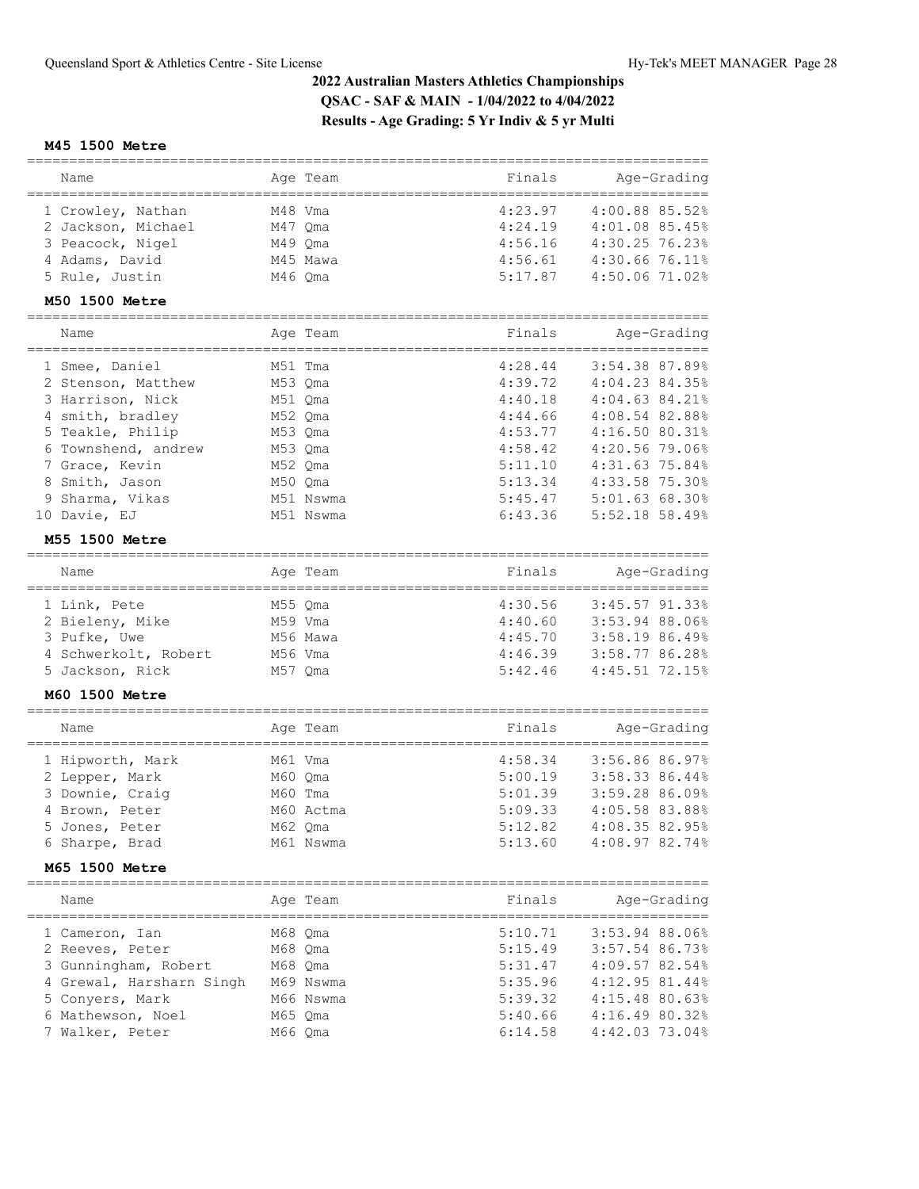## 2022 Australian Masters Athletics Championships
## QSAC - SAF & MAIN - 1/04/2022 to 4/04/2022
## Results - Age Grading: 5 Yr Indiv & 5 yr Multi

### M45 1500 Metre

| | Name | Age | Team | Finals | Age-Grading | |
|---|---|---|---|---|---|---|
| 1 | Crowley, Nathan | M48 | Vma | 4:23.97 | 4:00.88 | 85.52% |
| 2 | Jackson, Michael | M47 | Qma | 4:24.19 | 4:01.08 | 85.45% |
| 3 | Peacock, Nigel | M49 | Qma | 4:56.16 | 4:30.25 | 76.23% |
| 4 | Adams, David | M45 | Mawa | 4:56.61 | 4:30.66 | 76.11% |
| 5 | Rule, Justin | M46 | Qma | 5:17.87 | 4:50.06 | 71.02% |

### M50 1500 Metre

| | Name | Age | Team | Finals | Age-Grading | |
|---|---|---|---|---|---|---|
| 1 | Smee, Daniel | M51 | Tma | 4:28.44 | 3:54.38 | 87.89% |
| 2 | Stenson, Matthew | M53 | Qma | 4:39.72 | 4:04.23 | 84.35% |
| 3 | Harrison, Nick | M51 | Qma | 4:40.18 | 4:04.63 | 84.21% |
| 4 | smith, bradley | M52 | Qma | 4:44.66 | 4:08.54 | 82.88% |
| 5 | Teakle, Philip | M53 | Qma | 4:53.77 | 4:16.50 | 80.31% |
| 6 | Townshend, andrew | M53 | Qma | 4:58.42 | 4:20.56 | 79.06% |
| 7 | Grace, Kevin | M52 | Qma | 5:11.10 | 4:31.63 | 75.84% |
| 8 | Smith, Jason | M50 | Qma | 5:13.34 | 4:33.58 | 75.30% |
| 9 | Sharma, Vikas | M51 | Nswma | 5:45.47 | 5:01.63 | 68.30% |
| 10 | Davie, EJ | M51 | Nswma | 6:43.36 | 5:52.18 | 58.49% |

### M55 1500 Metre

| | Name | Age | Team | Finals | Age-Grading | |
|---|---|---|---|---|---|---|
| 1 | Link, Pete | M55 | Qma | 4:30.56 | 3:45.57 | 91.33% |
| 2 | Bieleny, Mike | M59 | Vma | 4:40.60 | 3:53.94 | 88.06% |
| 3 | Pufke, Uwe | M56 | Mawa | 4:45.70 | 3:58.19 | 86.49% |
| 4 | Schwerkolt, Robert | M56 | Vma | 4:46.39 | 3:58.77 | 86.28% |
| 5 | Jackson, Rick | M57 | Qma | 5:42.46 | 4:45.51 | 72.15% |

### M60 1500 Metre

| | Name | Age | Team | Finals | Age-Grading | |
|---|---|---|---|---|---|---|
| 1 | Hipworth, Mark | M61 | Vma | 4:58.34 | 3:56.86 | 86.97% |
| 2 | Lepper, Mark | M60 | Qma | 5:00.19 | 3:58.33 | 86.44% |
| 3 | Downie, Craig | M60 | Tma | 5:01.39 | 3:59.28 | 86.09% |
| 4 | Brown, Peter | M60 | Actma | 5:09.33 | 4:05.58 | 83.88% |
| 5 | Jones, Peter | M62 | Qma | 5:12.82 | 4:08.35 | 82.95% |
| 6 | Sharpe, Brad | M61 | Nswma | 5:13.60 | 4:08.97 | 82.74% |

### M65 1500 Metre

| | Name | Age | Team | Finals | Age-Grading | |
|---|---|---|---|---|---|---|
| 1 | Cameron, Ian | M68 | Qma | 5:10.71 | 3:53.94 | 88.06% |
| 2 | Reeves, Peter | M68 | Qma | 5:15.49 | 3:57.54 | 86.73% |
| 3 | Gunningham, Robert | M68 | Qma | 5:31.47 | 4:09.57 | 82.54% |
| 4 | Grewal, Harsharn Singh | M69 | Nswma | 5:35.96 | 4:12.95 | 81.44% |
| 5 | Conyers, Mark | M66 | Nswma | 5:39.32 | 4:15.48 | 80.63% |
| 6 | Mathewson, Noel | M65 | Qma | 5:40.66 | 4:16.49 | 80.32% |
| 7 | Walker, Peter | M66 | Qma | 6:14.58 | 4:42.03 | 73.04% |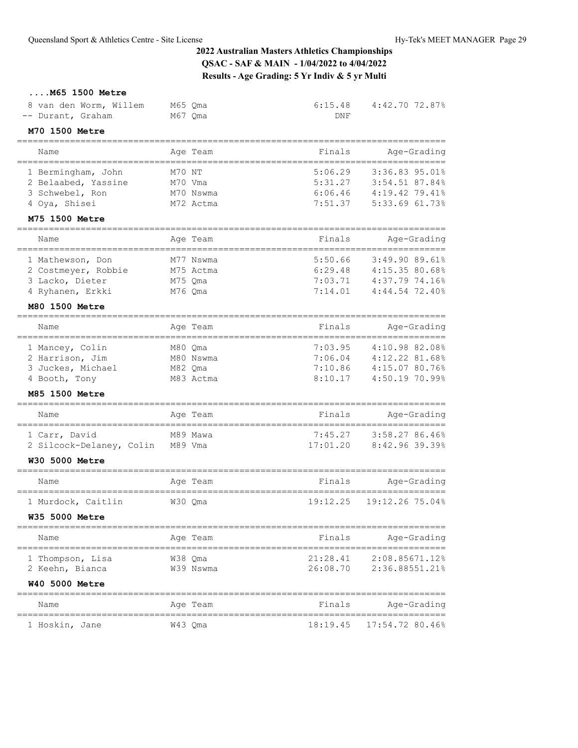# 2022 Australian Masters Athletics Championships

**QSAC - SAF & MAIN - 1/04/2022 to 4/04/2022**

**Results - Age Grading: 5 Yr Indiv & 5 yr Multi**

### ....M65 1500 Metre

| Place | Name | Age | Team | Finals | Age-Grading |
|---|---|---|---|---|---|
| 8 | van den Worm, Willem | M65 | Qma | 6:15.48 | 4:42.70 72.87% |
| -- | Durant, Graham | M67 | Qma | DNF | |

### M70 1500 Metre

| Place | Name | Age | Team | Finals | Age-Grading |
|---|---|---|---|---|---|
| 1 | Bermingham, John | M70 | NT | 5:06.29 | 3:36.83 95.01% |
| 2 | Belaabed, Yassine | M70 | Vma | 5:31.27 | 3:54.51 87.84% |
| 3 | Schwebel, Ron | M70 | Nswma | 6:06.46 | 4:19.42 79.41% |
| 4 | Oya, Shisei | M72 | Actma | 7:51.37 | 5:33.69 61.73% |

### M75 1500 Metre

| Place | Name | Age | Team | Finals | Age-Grading |
|---|---|---|---|---|---|
| 1 | Mathewson, Don | M77 | Nswma | 5:50.66 | 3:49.90 89.61% |
| 2 | Costmeyer, Robbie | M75 | Actma | 6:29.48 | 4:15.35 80.68% |
| 3 | Lacko, Dieter | M75 | Qma | 7:03.71 | 4:37.79 74.16% |
| 4 | Ryhanen, Erkki | M76 | Qma | 7:14.01 | 4:44.54 72.40% |

### M80 1500 Metre

| Place | Name | Age | Team | Finals | Age-Grading |
|---|---|---|---|---|---|
| 1 | Mancey, Colin | M80 | Qma | 7:03.95 | 4:10.98 82.08% |
| 2 | Harrison, Jim | M80 | Nswma | 7:06.04 | 4:12.22 81.68% |
| 3 | Juckes, Michael | M82 | Qma | 7:10.86 | 4:15.07 80.76% |
| 4 | Booth, Tony | M83 | Actma | 8:10.17 | 4:50.19 70.99% |

### M85 1500 Metre

| Place | Name | Age | Team | Finals | Age-Grading |
|---|---|---|---|---|---|
| 1 | Carr, David | M89 | Mawa | 7:45.27 | 3:58.27 86.46% |
| 2 | Silcock-Delaney, Colin | M89 | Vma | 17:01.20 | 8:42.96 39.39% |

### W30 5000 Metre

| Place | Name | Age | Team | Finals | Age-Grading |
|---|---|---|---|---|---|
| 1 | Murdock, Caitlin | W30 | Qma | 19:12.25 | 19:12.26 75.04% |

### W35 5000 Metre

| Place | Name | Age | Team | Finals | Age-Grading |
|---|---|---|---|---|---|
| 1 | Thompson, Lisa | W38 | Qma | 21:28.41 | 2:08.85671.12% |
| 2 | Keehn, Bianca | W39 | Nswma | 26:08.70 | 2:36.88551.21% |

### W40 5000 Metre

| Place | Name | Age | Team | Finals | Age-Grading |
|---|---|---|---|---|---|
| 1 | Hoskin, Jane | W43 | Qma | 18:19.45 | 17:54.72 80.46% |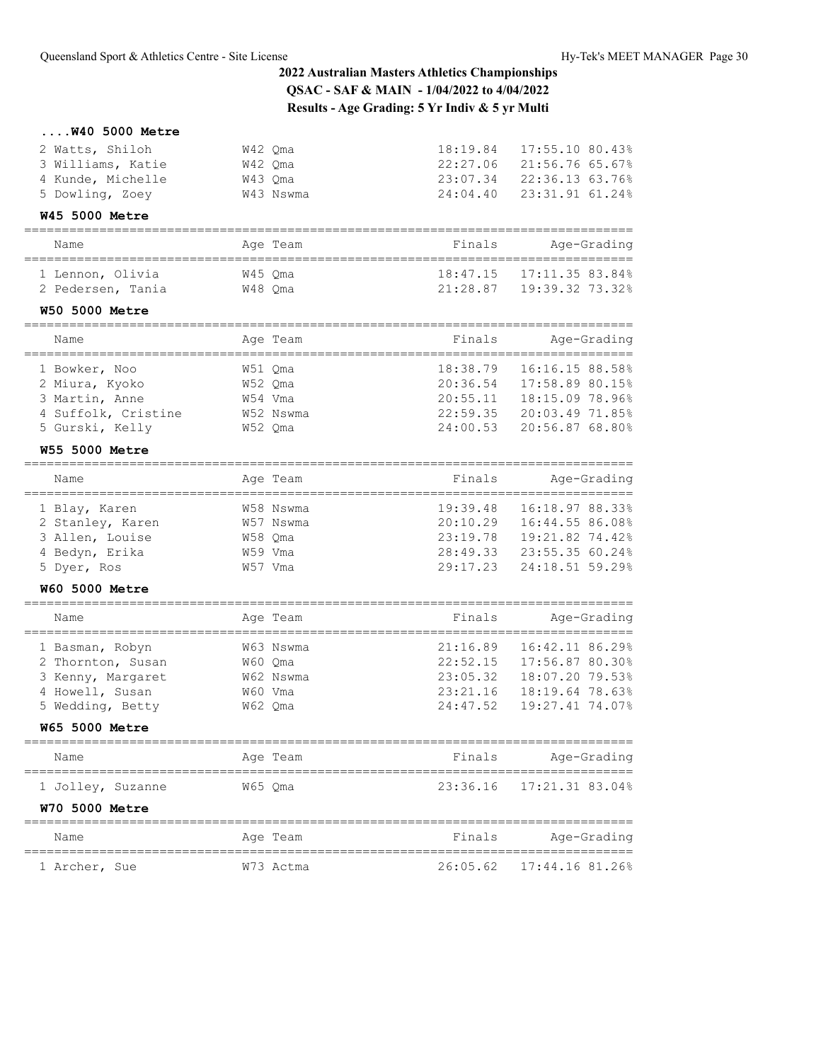## 2022 Australian Masters Athletics Championships

**QSAC - SAF & MAIN - 1/04/2022 to 4/04/2022**

**Results - Age Grading: 5 Yr Indiv & 5 yr Multi**

### ....W40 5000 Metre

| Name | Age | Team | Finals | Age-Grading | |
|---|---|---|---|---|---|
| 2 Watts, Shiloh | W42 | Qma | 18:19.84 | 17:55.10 | 80.43% |
| 3 Williams, Katie | W42 | Qma | 22:27.06 | 21:56.76 | 65.67% |
| 4 Kunde, Michelle | W43 | Qma | 23:07.34 | 22:36.13 | 63.76% |
| 5 Dowling, Zoey | W43 | Nswma | 24:04.40 | 23:31.91 | 61.24% |

### W45 5000 Metre

| Name | Age | Team | Finals | Age-Grading | |
|---|---|---|---|---|---|
| 1 Lennon, Olivia | W45 | Qma | 18:47.15 | 17:11.35 | 83.84% |
| 2 Pedersen, Tania | W48 | Qma | 21:28.87 | 19:39.32 | 73.32% |

### W50 5000 Metre

| Name | Age | Team | Finals | Age-Grading | |
|---|---|---|---|---|---|
| 1 Bowker, Noo | W51 | Qma | 18:38.79 | 16:16.15 | 88.58% |
| 2 Miura, Kyoko | W52 | Qma | 20:36.54 | 17:58.89 | 80.15% |
| 3 Martin, Anne | W54 | Vma | 20:55.11 | 18:15.09 | 78.96% |
| 4 Suffolk, Cristine | W52 | Nswma | 22:59.35 | 20:03.49 | 71.85% |
| 5 Gurski, Kelly | W52 | Qma | 24:00.53 | 20:56.87 | 68.80% |

### W55 5000 Metre

| Name | Age | Team | Finals | Age-Grading | |
|---|---|---|---|---|---|
| 1 Blay, Karen | W58 | Nswma | 19:39.48 | 16:18.97 | 88.33% |
| 2 Stanley, Karen | W57 | Nswma | 20:10.29 | 16:44.55 | 86.08% |
| 3 Allen, Louise | W58 | Qma | 23:19.78 | 19:21.82 | 74.42% |
| 4 Bedyn, Erika | W59 | Vma | 28:49.33 | 23:55.35 | 60.24% |
| 5 Dyer, Ros | W57 | Vma | 29:17.23 | 24:18.51 | 59.29% |

### W60 5000 Metre

| Name | Age | Team | Finals | Age-Grading | |
|---|---|---|---|---|---|
| 1 Basman, Robyn | W63 | Nswma | 21:16.89 | 16:42.11 | 86.29% |
| 2 Thornton, Susan | W60 | Qma | 22:52.15 | 17:56.87 | 80.30% |
| 3 Kenny, Margaret | W62 | Nswma | 23:05.32 | 18:07.20 | 79.53% |
| 4 Howell, Susan | W60 | Vma | 23:21.16 | 18:19.64 | 78.63% |
| 5 Wedding, Betty | W62 | Qma | 24:47.52 | 19:27.41 | 74.07% |

### W65 5000 Metre

| Name | Age | Team | Finals | Age-Grading | |
|---|---|---|---|---|---|
| 1 Jolley, Suzanne | W65 | Qma | 23:36.16 | 17:21.31 | 83.04% |

### W70 5000 Metre

| Name | Age | Team | Finals | Age-Grading | |
|---|---|---|---|---|---|
| 1 Archer, Sue | W73 | Actma | 26:05.62 | 17:44.16 | 81.26% |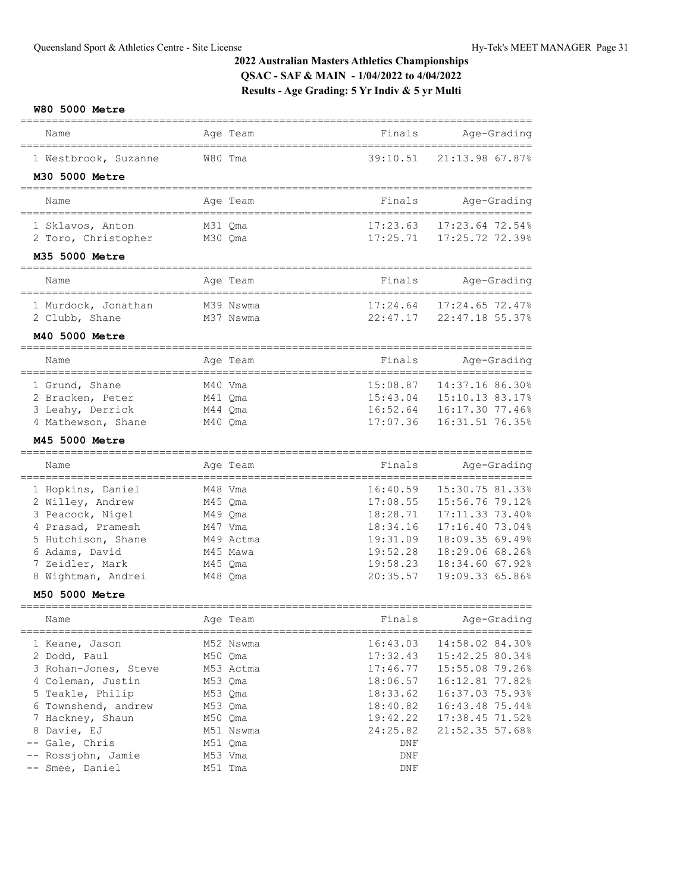# 2022 Australian Masters Athletics Championships

## QSAC - SAF & MAIN - 1/04/2022 to 4/04/2022

## Results - Age Grading: 5 Yr Indiv & 5 yr Multi

### W80 5000 Metre

| | Name | Age | Team | Finals | Age-Grading | |
|---|---|---|---|---|---|---|
| 1 | Westbrook, Suzanne | W80 | Tma | 39:10.51 | 21:13.98 | 67.87% |

### M30 5000 Metre

| | Name | Age | Team | Finals | Age-Grading | |
|---|---|---|---|---|---|---|
| 1 | Sklavos, Anton | M31 | Qma | 17:23.63 | 17:23.64 | 72.54% |
| 2 | Toro, Christopher | M30 | Qma | 17:25.71 | 17:25.72 | 72.39% |

### M35 5000 Metre

| | Name | Age | Team | Finals | Age-Grading | |
|---|---|---|---|---|---|---|
| 1 | Murdock, Jonathan | M39 | Nswma | 17:24.64 | 17:24.65 | 72.47% |
| 2 | Clubb, Shane | M37 | Nswma | 22:47.17 | 22:47.18 | 55.37% |

### M40 5000 Metre

| | Name | Age | Team | Finals | Age-Grading | |
|---|---|---|---|---|---|---|
| 1 | Grund, Shane | M40 | Vma | 15:08.87 | 14:37.16 | 86.30% |
| 2 | Bracken, Peter | M41 | Qma | 15:43.04 | 15:10.13 | 83.17% |
| 3 | Leahy, Derrick | M44 | Qma | 16:52.64 | 16:17.30 | 77.46% |
| 4 | Mathewson, Shane | M40 | Qma | 17:07.36 | 16:31.51 | 76.35% |

### M45 5000 Metre

| | Name | Age | Team | Finals | Age-Grading | |
|---|---|---|---|---|---|---|
| 1 | Hopkins, Daniel | M48 | Vma | 16:40.59 | 15:30.75 | 81.33% |
| 2 | Willey, Andrew | M45 | Qma | 17:08.55 | 15:56.76 | 79.12% |
| 3 | Peacock, Nigel | M49 | Qma | 18:28.71 | 17:11.33 | 73.40% |
| 4 | Prasad, Pramesh | M47 | Vma | 18:34.16 | 17:16.40 | 73.04% |
| 5 | Hutchison, Shane | M49 | Actma | 19:31.09 | 18:09.35 | 69.49% |
| 6 | Adams, David | M45 | Mawa | 19:52.28 | 18:29.06 | 68.26% |
| 7 | Zeidler, Mark | M45 | Qma | 19:58.23 | 18:34.60 | 67.92% |
| 8 | Wightman, Andrei | M48 | Qma | 20:35.57 | 19:09.33 | 65.86% |

### M50 5000 Metre

| | Name | Age | Team | Finals | Age-Grading | |
|---|---|---|---|---|---|---|
| 1 | Keane, Jason | M52 | Nswma | 16:43.03 | 14:58.02 | 84.30% |
| 2 | Dodd, Paul | M50 | Qma | 17:32.43 | 15:42.25 | 80.34% |
| 3 | Rohan-Jones, Steve | M53 | Actma | 17:46.77 | 15:55.08 | 79.26% |
| 4 | Coleman, Justin | M53 | Qma | 18:06.57 | 16:12.81 | 77.82% |
| 5 | Teakle, Philip | M53 | Qma | 18:33.62 | 16:37.03 | 75.93% |
| 6 | Townshend, andrew | M53 | Qma | 18:40.82 | 16:43.48 | 75.44% |
| 7 | Hackney, Shaun | M50 | Qma | 19:42.22 | 17:38.45 | 71.52% |
| 8 | Davie, EJ | M51 | Nswma | 24:25.82 | 21:52.35 | 57.68% |
| -- | Gale, Chris | M51 | Qma | DNF | | |
| -- | Rossjohn, Jamie | M53 | Vma | DNF | | |
| -- | Smee, Daniel | M51 | Tma | DNF | | |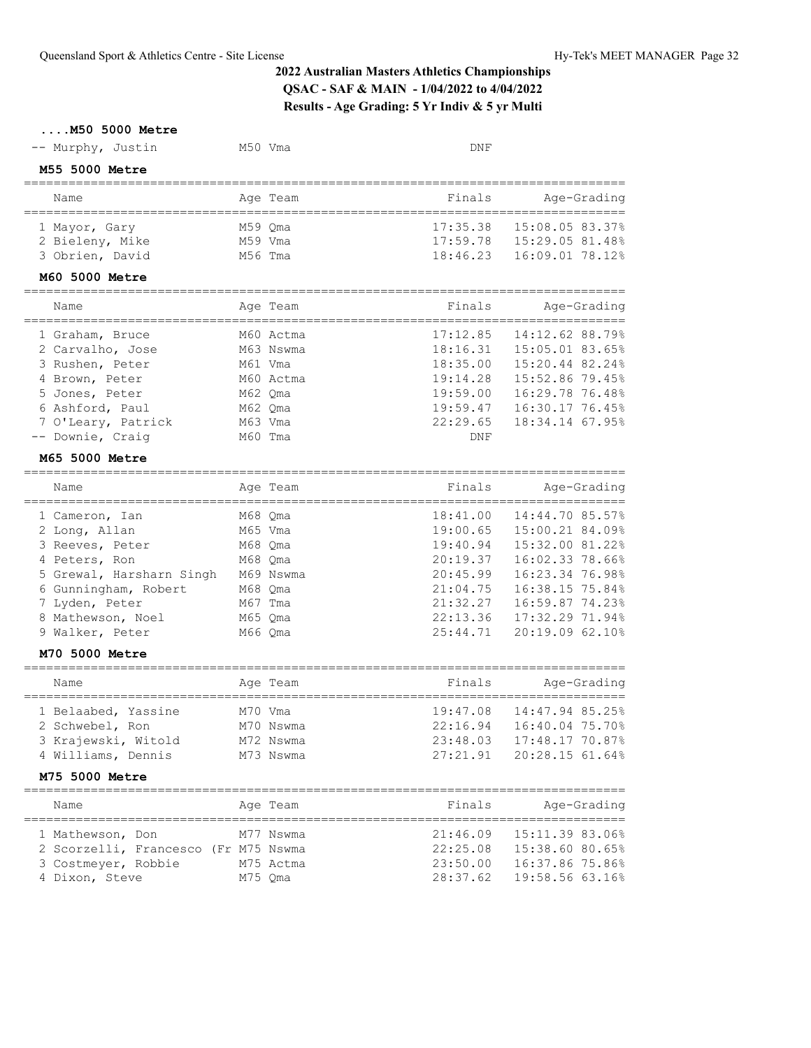# 2022 Australian Masters Athletics Championships

**QSAC - SAF & MAIN - 1/04/2022 to 4/04/2022**

**Results - Age Grading: 5 Yr Indiv & 5 yr Multi**

### ....M50 5000 Metre

| Place | Name | Age Team | Finals | Age-Grading |
|---|---|---|---|---|
| -- | Murphy, Justin | M50 Vma | DNF | |

### M55 5000 Metre

| Place | Name | Age Team | Finals | Age-Grading |
|---|---|---|---|---|
| 1 | Mayor, Gary | M59 Qma | 17:35.38 | 15:08.05 83.37% |
| 2 | Bieleny, Mike | M59 Vma | 17:59.78 | 15:29.05 81.48% |
| 3 | Obrien, David | M56 Tma | 18:46.23 | 16:09.01 78.12% |

### M60 5000 Metre

| Place | Name | Age Team | Finals | Age-Grading |
|---|---|---|---|---|
| 1 | Graham, Bruce | M60 Actma | 17:12.85 | 14:12.62 88.79% |
| 2 | Carvalho, Jose | M63 Nswma | 18:16.31 | 15:05.01 83.65% |
| 3 | Rushen, Peter | M61 Vma | 18:35.00 | 15:20.44 82.24% |
| 4 | Brown, Peter | M60 Actma | 19:14.28 | 15:52.86 79.45% |
| 5 | Jones, Peter | M62 Qma | 19:59.00 | 16:29.78 76.48% |
| 6 | Ashford, Paul | M62 Qma | 19:59.47 | 16:30.17 76.45% |
| 7 | O'Leary, Patrick | M63 Vma | 22:29.65 | 18:34.14 67.95% |
| -- | Downie, Craig | M60 Tma | DNF | |

### M65 5000 Metre

| Place | Name | Age Team | Finals | Age-Grading |
|---|---|---|---|---|
| 1 | Cameron, Ian | M68 Qma | 18:41.00 | 14:44.70 85.57% |
| 2 | Long, Allan | M65 Vma | 19:00.65 | 15:00.21 84.09% |
| 3 | Reeves, Peter | M68 Qma | 19:40.94 | 15:32.00 81.22% |
| 4 | Peters, Ron | M68 Qma | 20:19.37 | 16:02.33 78.66% |
| 5 | Grewal, Harsharn Singh | M69 Nswma | 20:45.99 | 16:23.34 76.98% |
| 6 | Gunningham, Robert | M68 Qma | 21:04.75 | 16:38.15 75.84% |
| 7 | Lyden, Peter | M67 Tma | 21:32.27 | 16:59.87 74.23% |
| 8 | Mathewson, Noel | M65 Qma | 22:13.36 | 17:32.29 71.94% |
| 9 | Walker, Peter | M66 Qma | 25:44.71 | 20:19.09 62.10% |

### M70 5000 Metre

| Place | Name | Age Team | Finals | Age-Grading |
|---|---|---|---|---|
| 1 | Belaabed, Yassine | M70 Vma | 19:47.08 | 14:47.94 85.25% |
| 2 | Schwebel, Ron | M70 Nswma | 22:16.94 | 16:40.04 75.70% |
| 3 | Krajewski, Witold | M72 Nswma | 23:48.03 | 17:48.17 70.87% |
| 4 | Williams, Dennis | M73 Nswma | 27:21.91 | 20:28.15 61.64% |

### M75 5000 Metre

| Place | Name | Age Team | Finals | Age-Grading |
|---|---|---|---|---|
| 1 | Mathewson, Don | M77 Nswma | 21:46.09 | 15:11.39 83.06% |
| 2 | Scorzelli, Francesco (Fr | M75 Nswma | 22:25.08 | 15:38.60 80.65% |
| 3 | Costmeyer, Robbie | M75 Actma | 23:50.00 | 16:37.86 75.86% |
| 4 | Dixon, Steve | M75 Qma | 28:37.62 | 19:58.56 63.16% |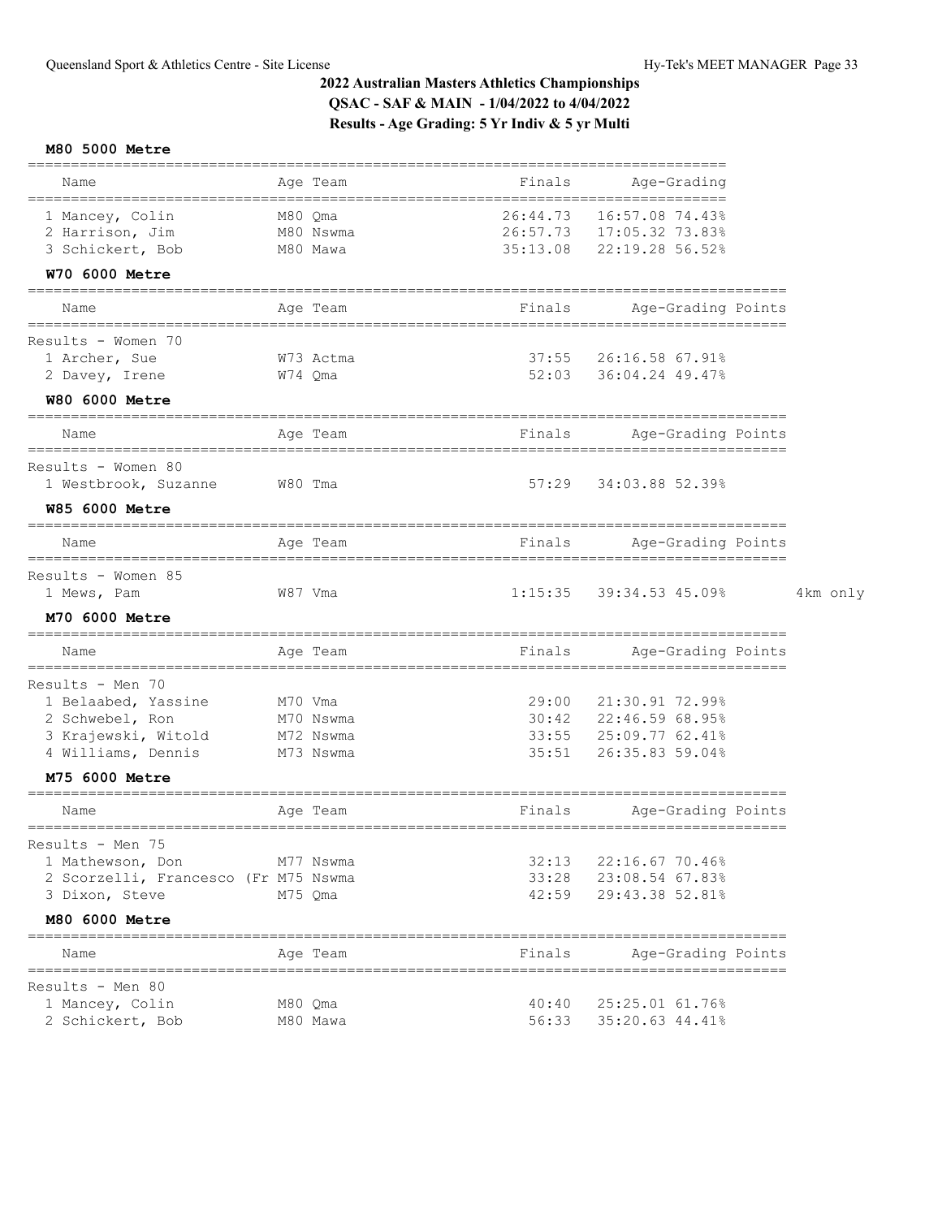# 2022 Australian Masters Athletics Championships
## QSAC - SAF & MAIN - 1/04/2022 to 4/04/2022
## Results - Age Grading: 5 Yr Indiv & 5 yr Multi

### M80 5000 Metre

| Name | Age | Team | Finals | Age-Grading |
|---|---|---|---|---|
| 1 Mancey, Colin | M80 | Qma | 26:44.73 | 16:57.08 74.43% |
| 2 Harrison, Jim | M80 | Nswma | 26:57.73 | 17:05.32 73.83% |
| 3 Schickert, Bob | M80 | Mawa | 35:13.08 | 22:19.28 56.52% |

### W70 6000 Metre

| Name | Age | Team | Finals | Age-Grading | Points |
|---|---|---|---|---|---|
| Results - Women 70 | | | | | |
| 1 Archer, Sue | W73 | Actma | 37:55 | 26:16.58 67.91% | |
| 2 Davey, Irene | W74 | Qma | 52:03 | 36:04.24 49.47% | |

### W80 6000 Metre

| Name | Age | Team | Finals | Age-Grading | Points |
|---|---|---|---|---|---|
| Results - Women 80 | | | | | |
| 1 Westbrook, Suzanne | W80 | Tma | 57:29 | 34:03.88 52.39% | |

### W85 6000 Metre

| Name | Age | Team | Finals | Age-Grading | Points | |
|---|---|---|---|---|---|---|
| Results - Women 85 | | | | | | |
| 1 Mews, Pam | W87 | Vma | 1:15:35 | 39:34.53 45.09% | | 4km only |

### M70 6000 Metre

| Name | Age | Team | Finals | Age-Grading | Points |
|---|---|---|---|---|---|
| Results - Men 70 | | | | | |
| 1 Belaabed, Yassine | M70 | Vma | 29:00 | 21:30.91 72.99% | |
| 2 Schwebel, Ron | M70 | Nswma | 30:42 | 22:46.59 68.95% | |
| 3 Krajewski, Witold | M72 | Nswma | 33:55 | 25:09.77 62.41% | |
| 4 Williams, Dennis | M73 | Nswma | 35:51 | 26:35.83 59.04% | |

### M75 6000 Metre

| Name | Age | Team | Finals | Age-Grading | Points |
|---|---|---|---|---|---|
| Results - Men 75 | | | | | |
| 1 Mathewson, Don | M77 | Nswma | 32:13 | 22:16.67 70.46% | |
| 2 Scorzelli, Francesco (Fr | M75 | Nswma | 33:28 | 23:08.54 67.83% | |
| 3 Dixon, Steve | M75 | Qma | 42:59 | 29:43.38 52.81% | |

### M80 6000 Metre

| Name | Age | Team | Finals | Age-Grading | Points |
|---|---|---|---|---|---|
| Results - Men 80 | | | | | |
| 1 Mancey, Colin | M80 | Qma | 40:40 | 25:25.01 61.76% | |
| 2 Schickert, Bob | M80 | Mawa | 56:33 | 35:20.63 44.41% | |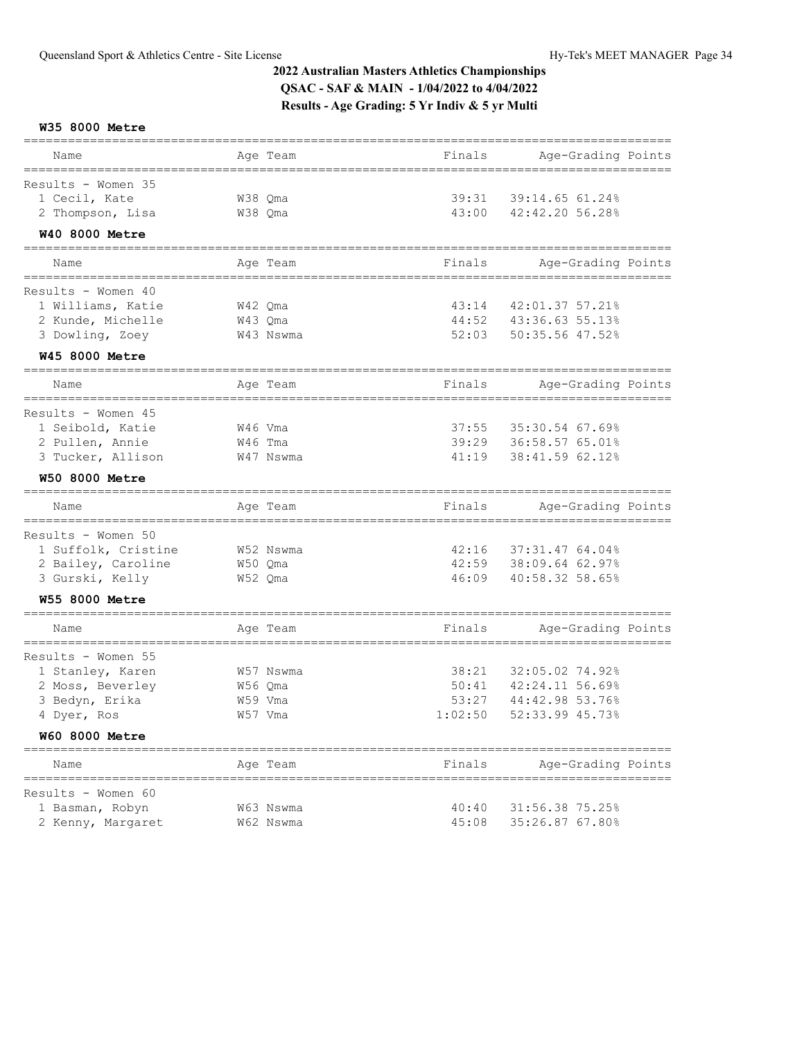## 2022 Australian Masters Athletics Championships

**QSAC - SAF & MAIN - 1/04/2022 to 4/04/2022**

**Results - Age Grading: 5 Yr Indiv & 5 yr Multi**

### W35 8000 Metre

| Name | Age Team | Finals | Age-Grading Points |
|---|---|---|---|
| Results - Women 35 | | | |
| 1 Cecil, Kate | W38 Qma | 39:31 | 39:14.65 61.24% |
| 2 Thompson, Lisa | W38 Qma | 43:00 | 42:42.20 56.28% |

### W40 8000 Metre

| Name | Age Team | Finals | Age-Grading Points |
|---|---|---|---|
| Results - Women 40 | | | |
| 1 Williams, Katie | W42 Qma | 43:14 | 42:01.37 57.21% |
| 2 Kunde, Michelle | W43 Qma | 44:52 | 43:36.63 55.13% |
| 3 Dowling, Zoey | W43 Nswma | 52:03 | 50:35.56 47.52% |

### W45 8000 Metre

| Name | Age Team | Finals | Age-Grading Points |
|---|---|---|---|
| Results - Women 45 | | | |
| 1 Seibold, Katie | W46 Vma | 37:55 | 35:30.54 67.69% |
| 2 Pullen, Annie | W46 Tma | 39:29 | 36:58.57 65.01% |
| 3 Tucker, Allison | W47 Nswma | 41:19 | 38:41.59 62.12% |

### W50 8000 Metre

| Name | Age Team | Finals | Age-Grading Points |
|---|---|---|---|
| Results - Women 50 | | | |
| 1 Suffolk, Cristine | W52 Nswma | 42:16 | 37:31.47 64.04% |
| 2 Bailey, Caroline | W50 Qma | 42:59 | 38:09.64 62.97% |
| 3 Gurski, Kelly | W52 Qma | 46:09 | 40:58.32 58.65% |

### W55 8000 Metre

| Name | Age Team | Finals | Age-Grading Points |
|---|---|---|---|
| Results - Women 55 | | | |
| 1 Stanley, Karen | W57 Nswma | 38:21 | 32:05.02 74.92% |
| 2 Moss, Beverley | W56 Qma | 50:41 | 42:24.11 56.69% |
| 3 Bedyn, Erika | W59 Vma | 53:27 | 44:42.98 53.76% |
| 4 Dyer, Ros | W57 Vma | 1:02:50 | 52:33.99 45.73% |

### W60 8000 Metre

| Name | Age Team | Finals | Age-Grading Points |
|---|---|---|---|
| Results - Women 60 | | | |
| 1 Basman, Robyn | W63 Nswma | 40:40 | 31:56.38 75.25% |
| 2 Kenny, Margaret | W62 Nswma | 45:08 | 35:26.87 67.80% |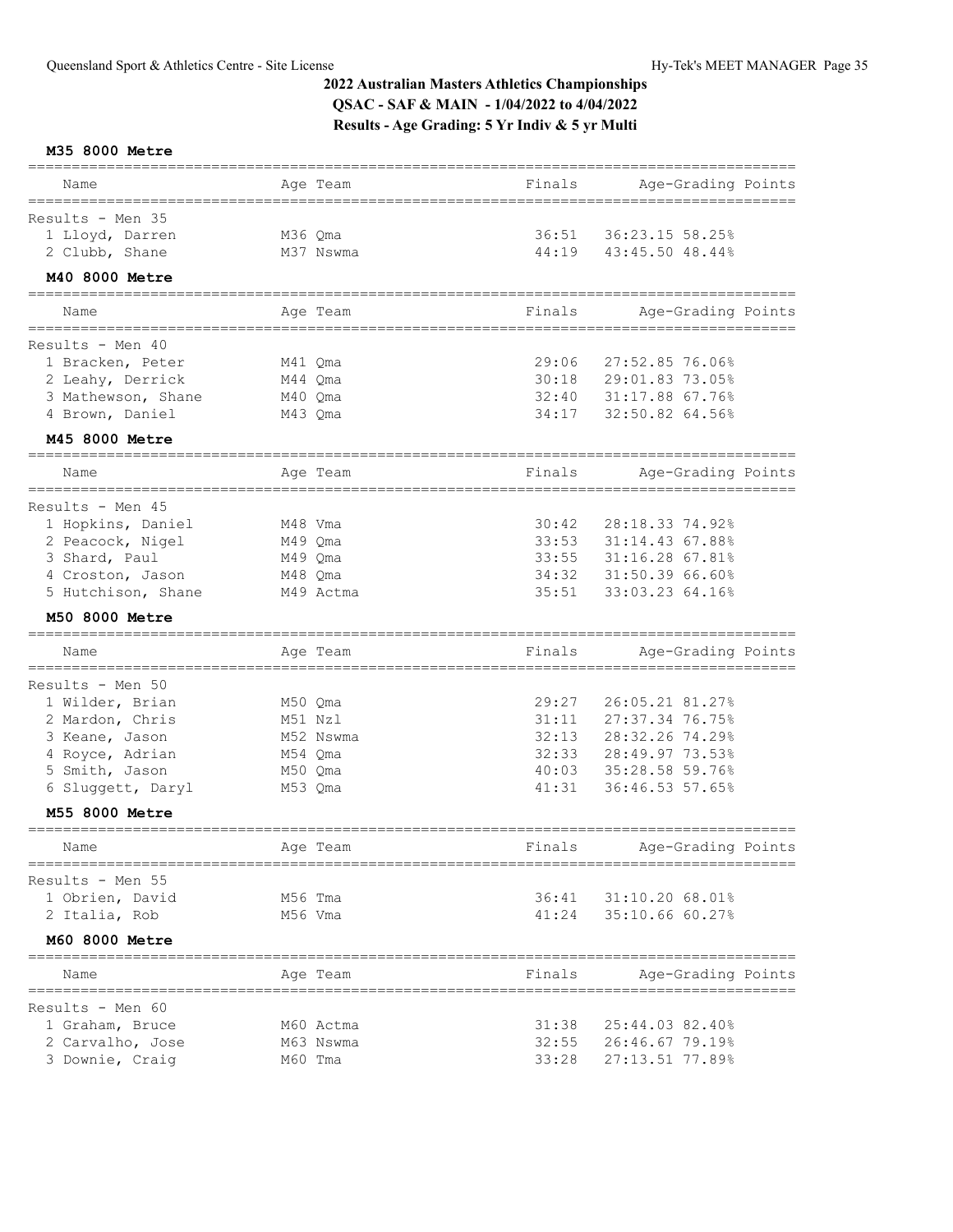## 2022 Australian Masters Athletics Championships

**QSAC - SAF & MAIN - 1/04/2022 to 4/04/2022**

**Results - Age Grading: 5 Yr Indiv & 5 yr Multi**

### M35 8000 Metre

| Name | Age Team | Finals | Age-Grading Points |
|---|---|---|---|
| Results - Men 35 | | | |
| 1 Lloyd, Darren | M36 Qma | 36:51 | 36:23.15 58.25% |
| 2 Clubb, Shane | M37 Nswma | 44:19 | 43:45.50 48.44% |

### M40 8000 Metre

| Name | Age Team | Finals | Age-Grading Points |
|---|---|---|---|
| Results - Men 40 | | | |
| 1 Bracken, Peter | M41 Qma | 29:06 | 27:52.85 76.06% |
| 2 Leahy, Derrick | M44 Qma | 30:18 | 29:01.83 73.05% |
| 3 Mathewson, Shane | M40 Qma | 32:40 | 31:17.88 67.76% |
| 4 Brown, Daniel | M43 Qma | 34:17 | 32:50.82 64.56% |

### M45 8000 Metre

| Name | Age Team | Finals | Age-Grading Points |
|---|---|---|---|
| Results - Men 45 | | | |
| 1 Hopkins, Daniel | M48 Vma | 30:42 | 28:18.33 74.92% |
| 2 Peacock, Nigel | M49 Qma | 33:53 | 31:14.43 67.88% |
| 3 Shard, Paul | M49 Qma | 33:55 | 31:16.28 67.81% |
| 4 Croston, Jason | M48 Qma | 34:32 | 31:50.39 66.60% |
| 5 Hutchison, Shane | M49 Actma | 35:51 | 33:03.23 64.16% |

### M50 8000 Metre

| Name | Age Team | Finals | Age-Grading Points |
|---|---|---|---|
| Results - Men 50 | | | |
| 1 Wilder, Brian | M50 Qma | 29:27 | 26:05.21 81.27% |
| 2 Mardon, Chris | M51 Nzl | 31:11 | 27:37.34 76.75% |
| 3 Keane, Jason | M52 Nswma | 32:13 | 28:32.26 74.29% |
| 4 Royce, Adrian | M54 Qma | 32:33 | 28:49.97 73.53% |
| 5 Smith, Jason | M50 Qma | 40:03 | 35:28.58 59.76% |
| 6 Sluggett, Daryl | M53 Qma | 41:31 | 36:46.53 57.65% |

### M55 8000 Metre

| Name | Age Team | Finals | Age-Grading Points |
|---|---|---|---|
| Results - Men 55 | | | |
| 1 Obrien, David | M56 Tma | 36:41 | 31:10.20 68.01% |
| 2 Italia, Rob | M56 Vma | 41:24 | 35:10.66 60.27% |

### M60 8000 Metre

| Name | Age Team | Finals | Age-Grading Points |
|---|---|---|---|
| Results - Men 60 | | | |
| 1 Graham, Bruce | M60 Actma | 31:38 | 25:44.03 82.40% |
| 2 Carvalho, Jose | M63 Nswma | 32:55 | 26:46.67 79.19% |
| 3 Downie, Craig | M60 Tma | 33:28 | 27:13.51 77.89% |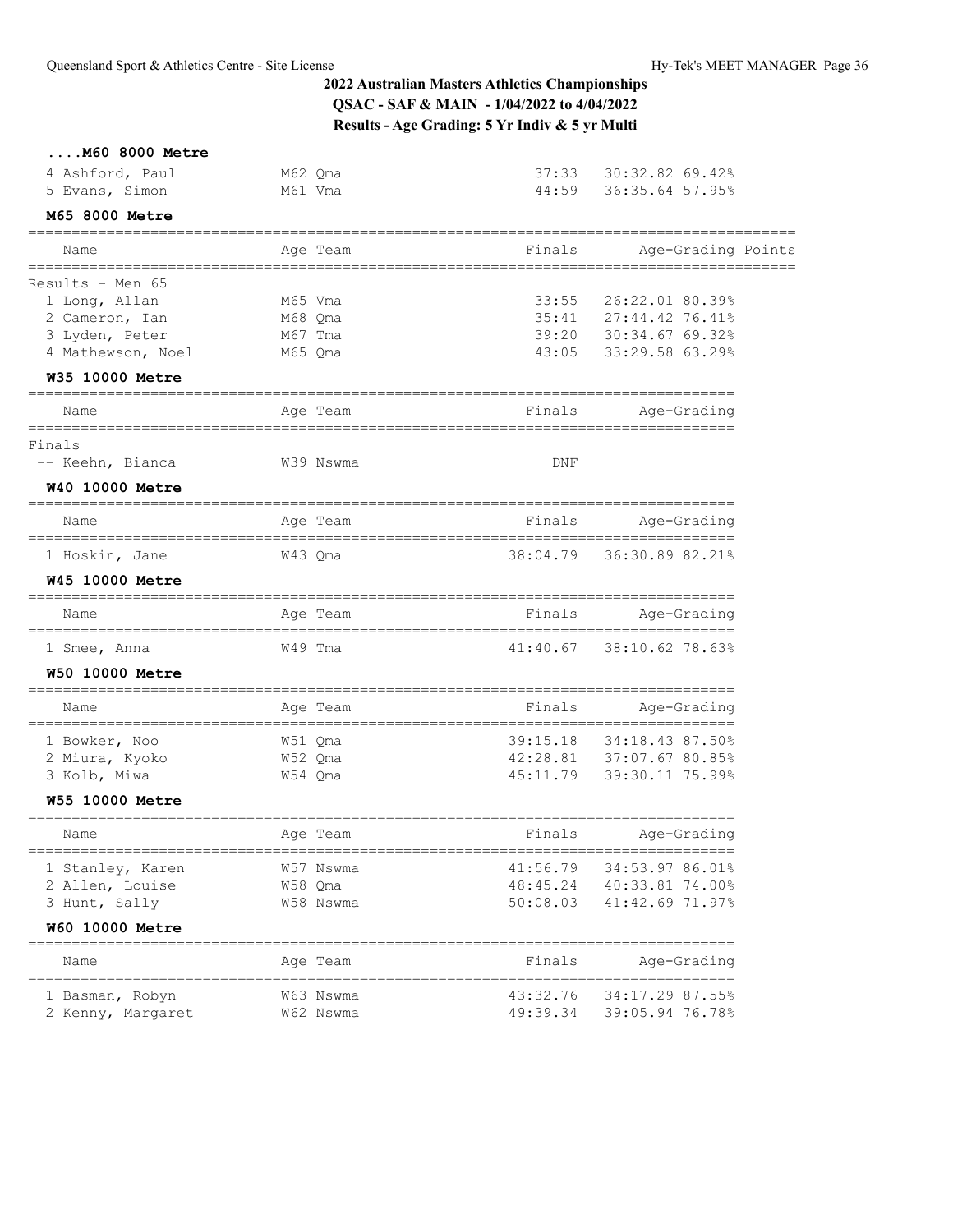## 2022 Australian Masters Athletics Championships

**QSAC - SAF & MAIN - 1/04/2022 to 4/04/2022**

**Results - Age Grading: 5 Yr Indiv & 5 yr Multi**

### ....M60 8000 Metre

| Place | Name | Age | Team | Finals | Age-Grading | |
|---|---|---|---|---|---|---|
| 4 | Ashford, Paul | M62 | Qma | 37:33 | 30:32.82 | 69.42% |
| 5 | Evans, Simon | M61 | Vma | 44:59 | 36:35.64 | 57.95% |

### M65 8000 Metre

Results - Men 65

| Place | Name | Age | Team | Finals | Age-Grading | | Points |
|---|---|---|---|---|---|---|---|
| 1 | Long, Allan | M65 | Vma | 33:55 | 26:22.01 | 80.39% | |
| 2 | Cameron, Ian | M68 | Qma | 35:41 | 27:44.42 | 76.41% | |
| 3 | Lyden, Peter | M67 | Tma | 39:20 | 30:34.67 | 69.32% | |
| 4 | Mathewson, Noel | M65 | Qma | 43:05 | 33:29.58 | 63.29% | |

### W35 10000 Metre

Finals

| Place | Name | Age | Team | Finals | Age-Grading |
|---|---|---|---|---|---|
| -- | Keehn, Bianca | W39 | Nswma | DNF | |

### W40 10000 Metre

| Place | Name | Age | Team | Finals | Age-Grading | |
|---|---|---|---|---|---|---|
| 1 | Hoskin, Jane | W43 | Qma | 38:04.79 | 36:30.89 | 82.21% |

### W45 10000 Metre

| Place | Name | Age | Team | Finals | Age-Grading | |
|---|---|---|---|---|---|---|
| 1 | Smee, Anna | W49 | Tma | 41:40.67 | 38:10.62 | 78.63% |

### W50 10000 Metre

| Place | Name | Age | Team | Finals | Age-Grading | |
|---|---|---|---|---|---|---|
| 1 | Bowker, Noo | W51 | Qma | 39:15.18 | 34:18.43 | 87.50% |
| 2 | Miura, Kyoko | W52 | Qma | 42:28.81 | 37:07.67 | 80.85% |
| 3 | Kolb, Miwa | W54 | Qma | 45:11.79 | 39:30.11 | 75.99% |

### W55 10000 Metre

| Place | Name | Age | Team | Finals | Age-Grading | |
|---|---|---|---|---|---|---|
| 1 | Stanley, Karen | W57 | Nswma | 41:56.79 | 34:53.97 | 86.01% |
| 2 | Allen, Louise | W58 | Qma | 48:45.24 | 40:33.81 | 74.00% |
| 3 | Hunt, Sally | W58 | Nswma | 50:08.03 | 41:42.69 | 71.97% |

### W60 10000 Metre

| Place | Name | Age | Team | Finals | Age-Grading | |
|---|---|---|---|---|---|---|
| 1 | Basman, Robyn | W63 | Nswma | 43:32.76 | 34:17.29 | 87.55% |
| 2 | Kenny, Margaret | W62 | Nswma | 49:39.34 | 39:05.94 | 76.78% |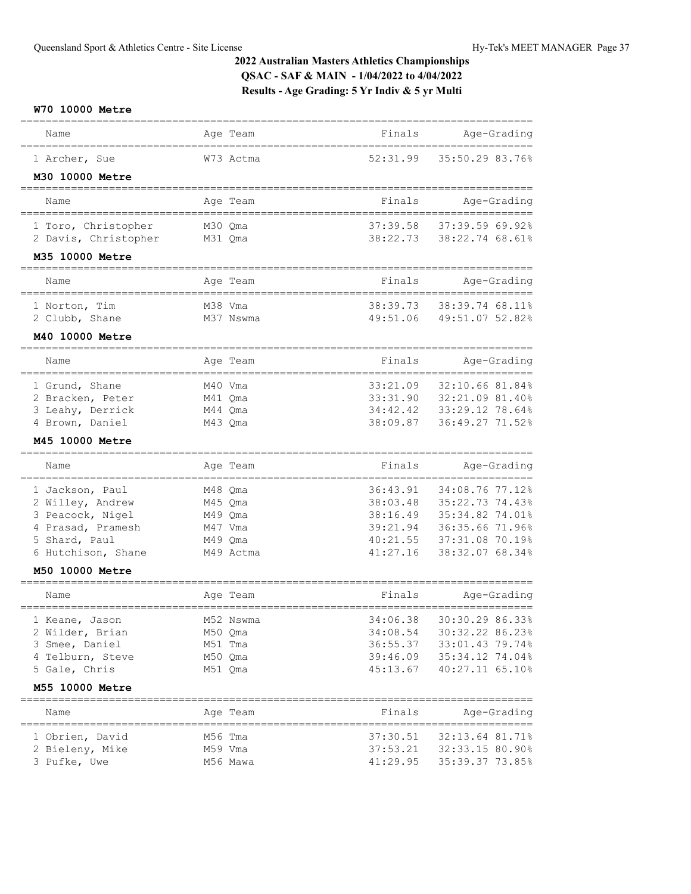# 2022 Australian Masters Athletics Championships

**QSAC - SAF & MAIN - 1/04/2022 to 4/04/2022**

**Results - Age Grading: 5 Yr Indiv & 5 yr Multi**

### W70 10000 Metre

| Name | Age Team | Finals | Age-Grading |
|---|---|---|---|
| 1 Archer, Sue | W73 Actma | 52:31.99 | 35:50.29 83.76% |

### M30 10000 Metre

| Name | Age Team | Finals | Age-Grading |
|---|---|---|---|
| 1 Toro, Christopher | M30 Qma | 37:39.58 | 37:39.59 69.92% |
| 2 Davis, Christopher | M31 Qma | 38:22.73 | 38:22.74 68.61% |

### M35 10000 Metre

| Name | Age Team | Finals | Age-Grading |
|---|---|---|---|
| 1 Norton, Tim | M38 Vma | 38:39.73 | 38:39.74 68.11% |
| 2 Clubb, Shane | M37 Nswma | 49:51.06 | 49:51.07 52.82% |

### M40 10000 Metre

| Name | Age Team | Finals | Age-Grading |
|---|---|---|---|
| 1 Grund, Shane | M40 Vma | 33:21.09 | 32:10.66 81.84% |
| 2 Bracken, Peter | M41 Qma | 33:31.90 | 32:21.09 81.40% |
| 3 Leahy, Derrick | M44 Qma | 34:42.42 | 33:29.12 78.64% |
| 4 Brown, Daniel | M43 Qma | 38:09.87 | 36:49.27 71.52% |

### M45 10000 Metre

| Name | Age Team | Finals | Age-Grading |
|---|---|---|---|
| 1 Jackson, Paul | M48 Qma | 36:43.91 | 34:08.76 77.12% |
| 2 Willey, Andrew | M45 Qma | 38:03.48 | 35:22.73 74.43% |
| 3 Peacock, Nigel | M49 Qma | 38:16.49 | 35:34.82 74.01% |
| 4 Prasad, Pramesh | M47 Vma | 39:21.94 | 36:35.66 71.96% |
| 5 Shard, Paul | M49 Qma | 40:21.55 | 37:31.08 70.19% |
| 6 Hutchison, Shane | M49 Actma | 41:27.16 | 38:32.07 68.34% |

### M50 10000 Metre

| Name | Age Team | Finals | Age-Grading |
|---|---|---|---|
| 1 Keane, Jason | M52 Nswma | 34:06.38 | 30:30.29 86.33% |
| 2 Wilder, Brian | M50 Qma | 34:08.54 | 30:32.22 86.23% |
| 3 Smee, Daniel | M51 Tma | 36:55.37 | 33:01.43 79.74% |
| 4 Telburn, Steve | M50 Qma | 39:46.09 | 35:34.12 74.04% |
| 5 Gale, Chris | M51 Qma | 45:13.67 | 40:27.11 65.10% |

### M55 10000 Metre

| Name | Age Team | Finals | Age-Grading |
|---|---|---|---|
| 1 Obrien, David | M56 Tma | 37:30.51 | 32:13.64 81.71% |
| 2 Bieleny, Mike | M59 Vma | 37:53.21 | 32:33.15 80.90% |
| 3 Pufke, Uwe | M56 Mawa | 41:29.95 | 35:39.37 73.85% |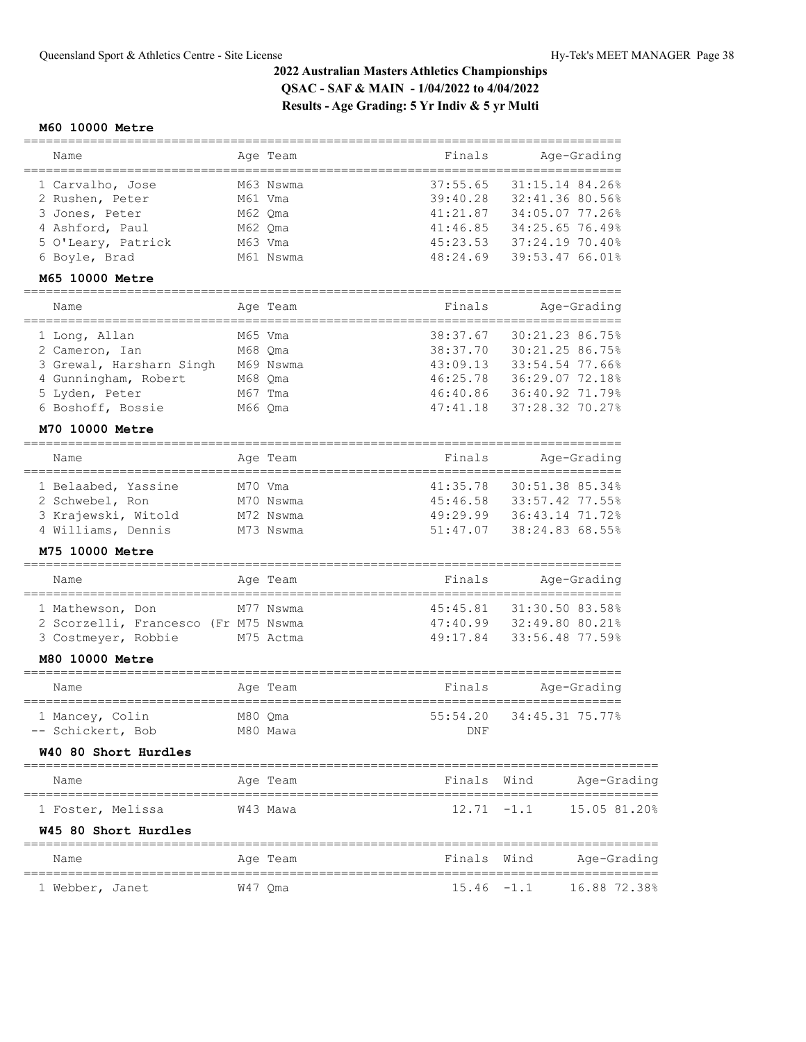## 2022 Australian Masters Athletics Championships

**QSAC - SAF & MAIN - 1/04/2022 to 4/04/2022**

**Results - Age Grading: 5 Yr Indiv & 5 yr Multi**

### M60 10000 Metre

| Name | Age | Team | Finals | Age-Grading |
|---|---|---|---|---|
| 1 Carvalho, Jose | M63 | Nswma | 37:55.65 | 31:15.14 84.26% |
| 2 Rushen, Peter | M61 | Vma | 39:40.28 | 32:41.36 80.56% |
| 3 Jones, Peter | M62 | Qma | 41:21.87 | 34:05.07 77.26% |
| 4 Ashford, Paul | M62 | Qma | 41:46.85 | 34:25.65 76.49% |
| 5 O'Leary, Patrick | M63 | Vma | 45:23.53 | 37:24.19 70.40% |
| 6 Boyle, Brad | M61 | Nswma | 48:24.69 | 39:53.47 66.01% |

### M65 10000 Metre

| Name | Age | Team | Finals | Age-Grading |
|---|---|---|---|---|
| 1 Long, Allan | M65 | Vma | 38:37.67 | 30:21.23 86.75% |
| 2 Cameron, Ian | M68 | Qma | 38:37.70 | 30:21.25 86.75% |
| 3 Grewal, Harsharn Singh | M69 | Nswma | 43:09.13 | 33:54.54 77.66% |
| 4 Gunningham, Robert | M68 | Qma | 46:25.78 | 36:29.07 72.18% |
| 5 Lyden, Peter | M67 | Tma | 46:40.86 | 36:40.92 71.79% |
| 6 Boshoff, Bossie | M66 | Qma | 47:41.18 | 37:28.32 70.27% |

### M70 10000 Metre

| Name | Age | Team | Finals | Age-Grading |
|---|---|---|---|---|
| 1 Belaabed, Yassine | M70 | Vma | 41:35.78 | 30:51.38 85.34% |
| 2 Schwebel, Ron | M70 | Nswma | 45:46.58 | 33:57.42 77.55% |
| 3 Krajewski, Witold | M72 | Nswma | 49:29.99 | 36:43.14 71.72% |
| 4 Williams, Dennis | M73 | Nswma | 51:47.07 | 38:24.83 68.55% |

### M75 10000 Metre

| Name | Age | Team | Finals | Age-Grading |
|---|---|---|---|---|
| 1 Mathewson, Don | M77 | Nswma | 45:45.81 | 31:30.50 83.58% |
| 2 Scorzelli, Francesco (Fr | M75 | Nswma | 47:40.99 | 32:49.80 80.21% |
| 3 Costmeyer, Robbie | M75 | Actma | 49:17.84 | 33:56.48 77.59% |

### M80 10000 Metre

| Name | Age | Team | Finals | Age-Grading |
|---|---|---|---|---|
| 1 Mancey, Colin | M80 | Qma | 55:54.20 | 34:45.31 75.77% |
| -- Schickert, Bob | M80 | Mawa | DNF | |

### W40 80 Short Hurdles

| Name | Age | Team | Finals | Wind | Age-Grading |
|---|---|---|---|---|---|
| 1 Foster, Melissa | W43 | Mawa | 12.71 | -1.1 | 15.05 81.20% |

### W45 80 Short Hurdles

| Name | Age | Team | Finals | Wind | Age-Grading |
|---|---|---|---|---|---|
| 1 Webber, Janet | W47 | Qma | 15.46 | -1.1 | 16.88 72.38% |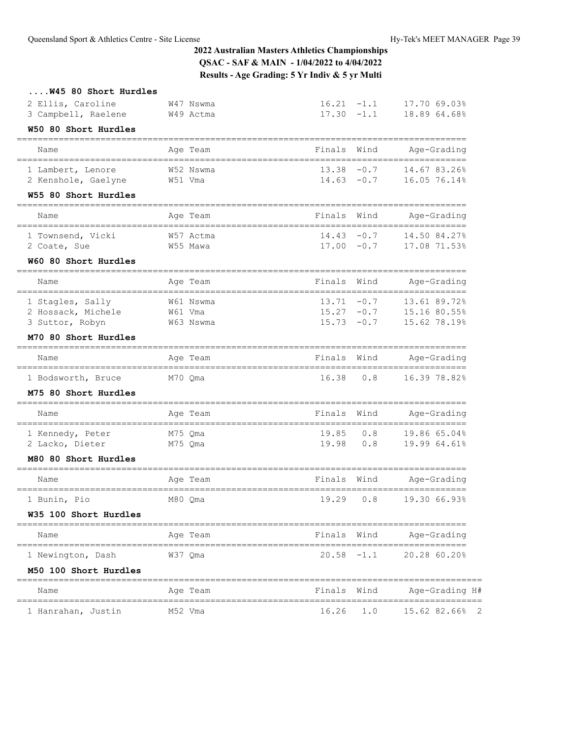## 2022 Australian Masters Athletics Championships

**QSAC - SAF & MAIN - 1/04/2022 to 4/04/2022**

**Results - Age Grading: 5 Yr Indiv & 5 yr Multi**

### ....W45 80 Short Hurdles

| Name | Age Team | Finals | Wind | Age-Grading |
|---|---|---|---|---|
| 2 Ellis, Caroline | W47 Nswma | 16.21 | -1.1 | 17.70 69.03% |
| 3 Campbell, Raelene | W49 Actma | 17.30 | -1.1 | 18.89 64.68% |

### W50 80 Short Hurdles

| Name | Age Team | Finals | Wind | Age-Grading |
|---|---|---|---|---|
| 1 Lambert, Lenore | W52 Nswma | 13.38 | -0.7 | 14.67 83.26% |
| 2 Kenshole, Gaelyne | W51 Vma | 14.63 | -0.7 | 16.05 76.14% |

### W55 80 Short Hurdles

| Name | Age Team | Finals | Wind | Age-Grading |
|---|---|---|---|---|
| 1 Townsend, Vicki | W57 Actma | 14.43 | -0.7 | 14.50 84.27% |
| 2 Coate, Sue | W55 Mawa | 17.00 | -0.7 | 17.08 71.53% |

### W60 80 Short Hurdles

| Name | Age Team | Finals | Wind | Age-Grading |
|---|---|---|---|---|
| 1 Stagles, Sally | W61 Nswma | 13.71 | -0.7 | 13.61 89.72% |
| 2 Hossack, Michele | W61 Vma | 15.27 | -0.7 | 15.16 80.55% |
| 3 Suttor, Robyn | W63 Nswma | 15.73 | -0.7 | 15.62 78.19% |

### M70 80 Short Hurdles

| Name | Age Team | Finals | Wind | Age-Grading |
|---|---|---|---|---|
| 1 Bodsworth, Bruce | M70 Qma | 16.38 | 0.8 | 16.39 78.82% |

### M75 80 Short Hurdles

| Name | Age Team | Finals | Wind | Age-Grading |
|---|---|---|---|---|
| 1 Kennedy, Peter | M75 Qma | 19.85 | 0.8 | 19.86 65.04% |
| 2 Lacko, Dieter | M75 Qma | 19.98 | 0.8 | 19.99 64.61% |

### M80 80 Short Hurdles

| Name | Age Team | Finals | Wind | Age-Grading |
|---|---|---|---|---|
| 1 Bunin, Pio | M80 Qma | 19.29 | 0.8 | 19.30 66.93% |

### W35 100 Short Hurdles

| Name | Age Team | Finals | Wind | Age-Grading |
|---|---|---|---|---|
| 1 Newington, Dash | W37 Qma | 20.58 | -1.1 | 20.28 60.20% |

### M50 100 Short Hurdles

| Name | Age Team | Finals | Wind | Age-Grading | H# |
|---|---|---|---|---|---|
| 1 Hanrahan, Justin | M52 Vma | 16.26 | 1.0 | 15.62 82.66% | 2 |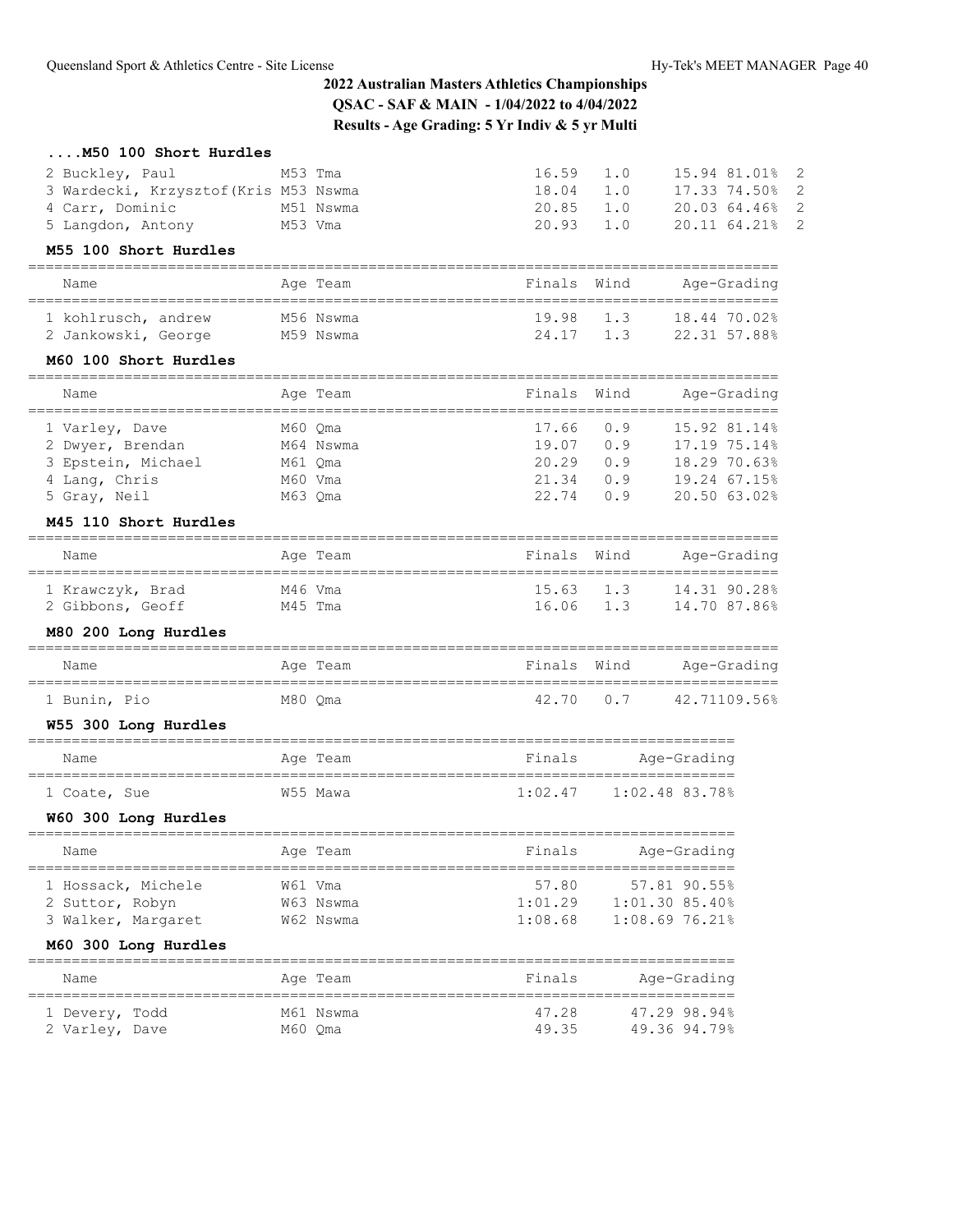## 2022 Australian Masters Athletics Championships

**QSAC - SAF & MAIN - 1/04/2022 to 4/04/2022**

**Results - Age Grading: 5 Yr Indiv & 5 yr Multi**

### ....M50 100 Short Hurdles

| Name | Age | Team | Finals | Wind | Age-Grading | | |
|---|---|---|---|---|---|---|---|
| 2 Buckley, Paul | M53 | Tma | 16.59 | 1.0 | 15.94 | 81.01% | 2 |
| 3 Wardecki, Krzysztof(Kris | M53 | Nswma | 18.04 | 1.0 | 17.33 | 74.50% | 2 |
| 4 Carr, Dominic | M51 | Nswma | 20.85 | 1.0 | 20.03 | 64.46% | 2 |
| 5 Langdon, Antony | M53 | Vma | 20.93 | 1.0 | 20.11 | 64.21% | 2 |

### M55 100 Short Hurdles

| Name | Age | Team | Finals | Wind | Age-Grading | |
|---|---|---|---|---|---|---|
| 1 kohlrusch, andrew | M56 | Nswma | 19.98 | 1.3 | 18.44 | 70.02% |
| 2 Jankowski, George | M59 | Nswma | 24.17 | 1.3 | 22.31 | 57.88% |

### M60 100 Short Hurdles

| Name | Age | Team | Finals | Wind | Age-Grading | |
|---|---|---|---|---|---|---|
| 1 Varley, Dave | M60 | Qma | 17.66 | 0.9 | 15.92 | 81.14% |
| 2 Dwyer, Brendan | M64 | Nswma | 19.07 | 0.9 | 17.19 | 75.14% |
| 3 Epstein, Michael | M61 | Qma | 20.29 | 0.9 | 18.29 | 70.63% |
| 4 Lang, Chris | M60 | Vma | 21.34 | 0.9 | 19.24 | 67.15% |
| 5 Gray, Neil | M63 | Qma | 22.74 | 0.9 | 20.50 | 63.02% |

### M45 110 Short Hurdles

| Name | Age | Team | Finals | Wind | Age-Grading | |
|---|---|---|---|---|---|---|
| 1 Krawczyk, Brad | M46 | Vma | 15.63 | 1.3 | 14.31 | 90.28% |
| 2 Gibbons, Geoff | M45 | Tma | 16.06 | 1.3 | 14.70 | 87.86% |

### M80 200 Long Hurdles

| Name | Age | Team | Finals | Wind | Age-Grading | |
|---|---|---|---|---|---|---|
| 1 Bunin, Pio | M80 | Qma | 42.70 | 0.7 | 42.71 | 109.56% |

### W55 300 Long Hurdles

| Name | Age | Team | Finals | Age-Grading | |
|---|---|---|---|---|---|
| 1 Coate, Sue | W55 | Mawa | 1:02.47 | 1:02.48 | 83.78% |

### W60 300 Long Hurdles

| Name | Age | Team | Finals | Age-Grading | |
|---|---|---|---|---|---|
| 1 Hossack, Michele | W61 | Vma | 57.80 | 57.81 | 90.55% |
| 2 Suttor, Robyn | W63 | Nswma | 1:01.29 | 1:01.30 | 85.40% |
| 3 Walker, Margaret | W62 | Nswma | 1:08.68 | 1:08.69 | 76.21% |

### M60 300 Long Hurdles

| Name | Age | Team | Finals | Age-Grading | |
|---|---|---|---|---|---|
| 1 Devery, Todd | M61 | Nswma | 47.28 | 47.29 | 98.94% |
| 2 Varley, Dave | M60 | Qma | 49.35 | 49.36 | 94.79% |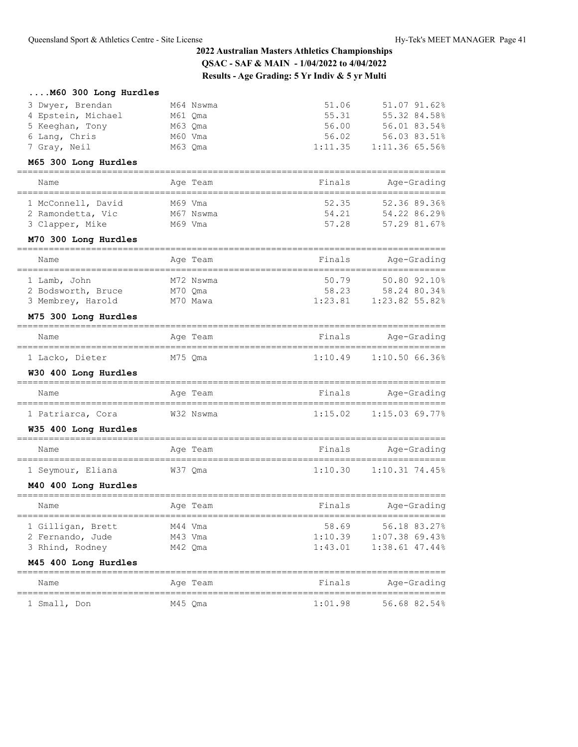## 2022 Australian Masters Athletics Championships

**QSAC - SAF & MAIN - 1/04/2022 to 4/04/2022**

**Results - Age Grading: 5 Yr Indiv & 5 yr Multi**

### ....M60 300 Long Hurdles

| Name | Age | Team | Finals | Age-Grading | |
|---|---|---|---|---|---|
| 3 Dwyer, Brendan | M64 | Nswma | 51.06 | 51.07 | 91.62% |
| 4 Epstein, Michael | M61 | Qma | 55.31 | 55.32 | 84.58% |
| 5 Keeghan, Tony | M63 | Qma | 56.00 | 56.01 | 83.54% |
| 6 Lang, Chris | M60 | Vma | 56.02 | 56.03 | 83.51% |
| 7 Gray, Neil | M63 | Qma | 1:11.35 | 1:11.36 | 65.56% |

### M65 300 Long Hurdles

| Name | Age | Team | Finals | Age-Grading | |
|---|---|---|---|---|---|
| 1 McConnell, David | M69 | Vma | 52.35 | 52.36 | 89.36% |
| 2 Ramondetta, Vic | M67 | Nswma | 54.21 | 54.22 | 86.29% |
| 3 Clapper, Mike | M69 | Vma | 57.28 | 57.29 | 81.67% |

### M70 300 Long Hurdles

| Name | Age | Team | Finals | Age-Grading | |
|---|---|---|---|---|---|
| 1 Lamb, John | M72 | Nswma | 50.79 | 50.80 | 92.10% |
| 2 Bodsworth, Bruce | M70 | Qma | 58.23 | 58.24 | 80.34% |
| 3 Membrey, Harold | M70 | Mawa | 1:23.81 | 1:23.82 | 55.82% |

### M75 300 Long Hurdles

| Name | Age | Team | Finals | Age-Grading | |
|---|---|---|---|---|---|
| 1 Lacko, Dieter | M75 | Qma | 1:10.49 | 1:10.50 | 66.36% |

### W30 400 Long Hurdles

| Name | Age | Team | Finals | Age-Grading | |
|---|---|---|---|---|---|
| 1 Patriarca, Cora | W32 | Nswma | 1:15.02 | 1:15.03 | 69.77% |

### W35 400 Long Hurdles

| Name | Age | Team | Finals | Age-Grading | |
|---|---|---|---|---|---|
| 1 Seymour, Eliana | W37 | Qma | 1:10.30 | 1:10.31 | 74.45% |

### M40 400 Long Hurdles

| Name | Age | Team | Finals | Age-Grading | |
|---|---|---|---|---|---|
| 1 Gilligan, Brett | M44 | Vma | 58.69 | 56.18 | 83.27% |
| 2 Fernando, Jude | M43 | Vma | 1:10.39 | 1:07.38 | 69.43% |
| 3 Rhind, Rodney | M42 | Qma | 1:43.01 | 1:38.61 | 47.44% |

### M45 400 Long Hurdles

| Name | Age | Team | Finals | Age-Grading | |
|---|---|---|---|---|---|
| 1 Small, Don | M45 | Qma | 1:01.98 | 56.68 | 82.54% |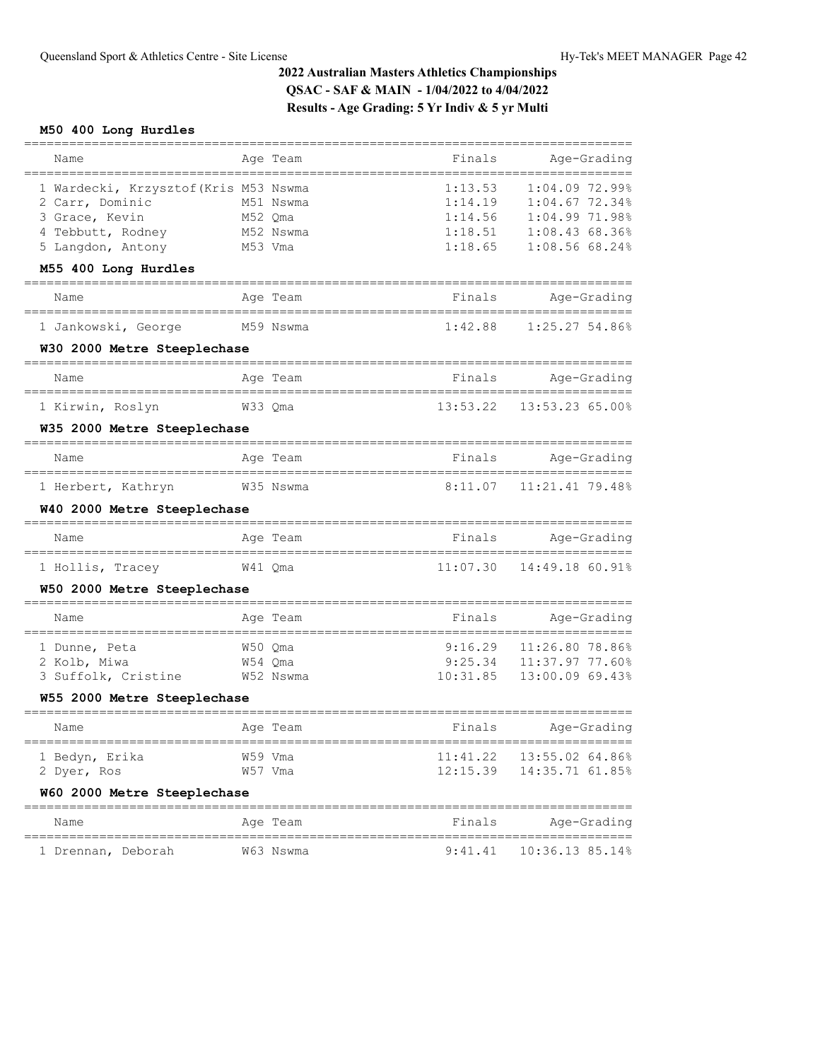## 2022 Australian Masters Athletics Championships
**QSAC - SAF & MAIN - 1/04/2022 to 4/04/2022**
**Results - Age Grading: 5 Yr Indiv & 5 yr Multi**

### M50 400 Long Hurdles

| Name | Age | Team | Finals | Age-Grading | |
|---|---|---|---|---|---|
| 1 Wardecki, Krzysztof(Kris | M53 | Nswma | 1:13.53 | 1:04.09 | 72.99% |
| 2 Carr, Dominic | M51 | Nswma | 1:14.19 | 1:04.67 | 72.34% |
| 3 Grace, Kevin | M52 | Qma | 1:14.56 | 1:04.99 | 71.98% |
| 4 Tebbutt, Rodney | M52 | Nswma | 1:18.51 | 1:08.43 | 68.36% |
| 5 Langdon, Antony | M53 | Vma | 1:18.65 | 1:08.56 | 68.24% |

### M55 400 Long Hurdles

| Name | Age | Team | Finals | Age-Grading | |
|---|---|---|---|---|---|
| 1 Jankowski, George | M59 | Nswma | 1:42.88 | 1:25.27 | 54.86% |

### W30 2000 Metre Steeplechase

| Name | Age | Team | Finals | Age-Grading | |
|---|---|---|---|---|---|
| 1 Kirwin, Roslyn | W33 | Qma | 13:53.22 | 13:53.23 | 65.00% |

### W35 2000 Metre Steeplechase

| Name | Age | Team | Finals | Age-Grading | |
|---|---|---|---|---|---|
| 1 Herbert, Kathryn | W35 | Nswma | 8:11.07 | 11:21.41 | 79.48% |

### W40 2000 Metre Steeplechase

| Name | Age | Team | Finals | Age-Grading | |
|---|---|---|---|---|---|
| 1 Hollis, Tracey | W41 | Qma | 11:07.30 | 14:49.18 | 60.91% |

### W50 2000 Metre Steeplechase

| Name | Age | Team | Finals | Age-Grading | |
|---|---|---|---|---|---|
| 1 Dunne, Peta | W50 | Qma | 9:16.29 | 11:26.80 | 78.86% |
| 2 Kolb, Miwa | W54 | Qma | 9:25.34 | 11:37.97 | 77.60% |
| 3 Suffolk, Cristine | W52 | Nswma | 10:31.85 | 13:00.09 | 69.43% |

### W55 2000 Metre Steeplechase

| Name | Age | Team | Finals | Age-Grading | |
|---|---|---|---|---|---|
| 1 Bedyn, Erika | W59 | Vma | 11:41.22 | 13:55.02 | 64.86% |
| 2 Dyer, Ros | W57 | Vma | 12:15.39 | 14:35.71 | 61.85% |

### W60 2000 Metre Steeplechase

| Name | Age | Team | Finals | Age-Grading | |
|---|---|---|---|---|---|
| 1 Drennan, Deborah | W63 | Nswma | 9:41.41 | 10:36.13 | 85.14% |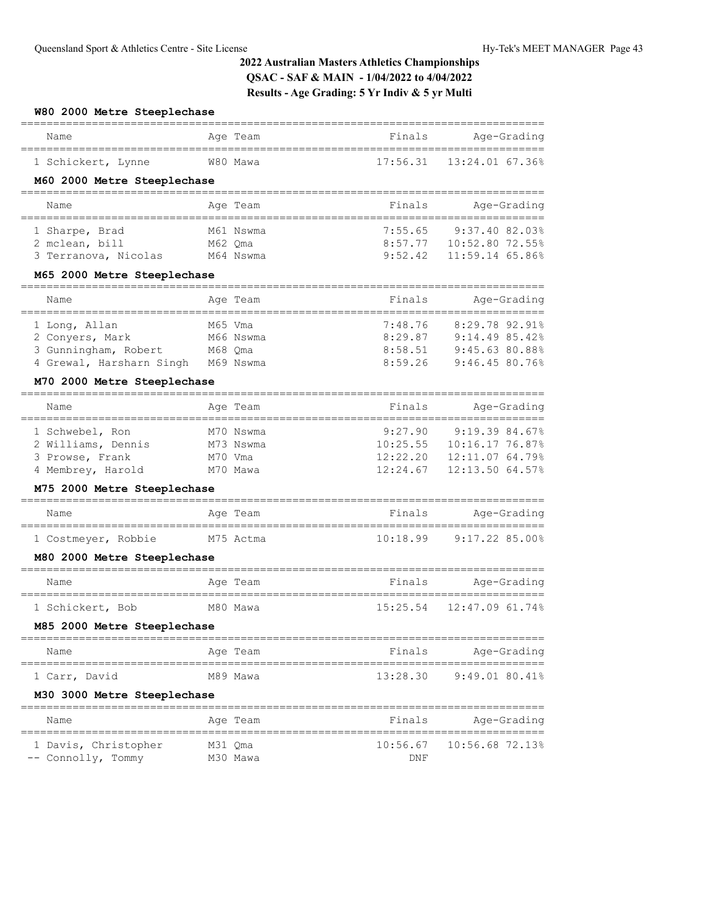## 2022 Australian Masters Athletics Championships
## QSAC - SAF & MAIN - 1/04/2022 to 4/04/2022
## Results - Age Grading: 5 Yr Indiv & 5 yr Multi

### W80 2000 Metre Steeplechase

| | Name | Age | Team | Finals | Age-Grading | |
|---|---|---|---|---|---|---|
| 1 | Schickert, Lynne | W80 | Mawa | 17:56.31 | 13:24.01 | 67.36% |

### M60 2000 Metre Steeplechase

| | Name | Age | Team | Finals | Age-Grading | |
|---|---|---|---|---|---|---|
| 1 | Sharpe, Brad | M61 | Nswma | 7:55.65 | 9:37.40 | 82.03% |
| 2 | mclean, bill | M62 | Qma | 8:57.77 | 10:52.80 | 72.55% |
| 3 | Terranova, Nicolas | M64 | Nswma | 9:52.42 | 11:59.14 | 65.86% |

### M65 2000 Metre Steeplechase

| | Name | Age | Team | Finals | Age-Grading | |
|---|---|---|---|---|---|---|
| 1 | Long, Allan | M65 | Vma | 7:48.76 | 8:29.78 | 92.91% |
| 2 | Conyers, Mark | M66 | Nswma | 8:29.87 | 9:14.49 | 85.42% |
| 3 | Gunningham, Robert | M68 | Qma | 8:58.51 | 9:45.63 | 80.88% |
| 4 | Grewal, Harsharn Singh | M69 | Nswma | 8:59.26 | 9:46.45 | 80.76% |

### M70 2000 Metre Steeplechase

| | Name | Age | Team | Finals | Age-Grading | |
|---|---|---|---|---|---|---|
| 1 | Schwebel, Ron | M70 | Nswma | 9:27.90 | 9:19.39 | 84.67% |
| 2 | Williams, Dennis | M73 | Nswma | 10:25.55 | 10:16.17 | 76.87% |
| 3 | Prowse, Frank | M70 | Vma | 12:22.20 | 12:11.07 | 64.79% |
| 4 | Membrey, Harold | M70 | Mawa | 12:24.67 | 12:13.50 | 64.57% |

### M75 2000 Metre Steeplechase

| | Name | Age | Team | Finals | Age-Grading | |
|---|---|---|---|---|---|---|
| 1 | Costmeyer, Robbie | M75 | Actma | 10:18.99 | 9:17.22 | 85.00% |

### M80 2000 Metre Steeplechase

| | Name | Age | Team | Finals | Age-Grading | |
|---|---|---|---|---|---|---|
| 1 | Schickert, Bob | M80 | Mawa | 15:25.54 | 12:47.09 | 61.74% |

### M85 2000 Metre Steeplechase

| | Name | Age | Team | Finals | Age-Grading | |
|---|---|---|---|---|---|---|
| 1 | Carr, David | M89 | Mawa | 13:28.30 | 9:49.01 | 80.41% |

### M30 3000 Metre Steeplechase

| | Name | Age | Team | Finals | Age-Grading | |
|---|---|---|---|---|---|---|
| 1 | Davis, Christopher | M31 | Qma | 10:56.67 | 10:56.68 | 72.13% |
| -- | Connolly, Tommy | M30 | Mawa | DNF | | |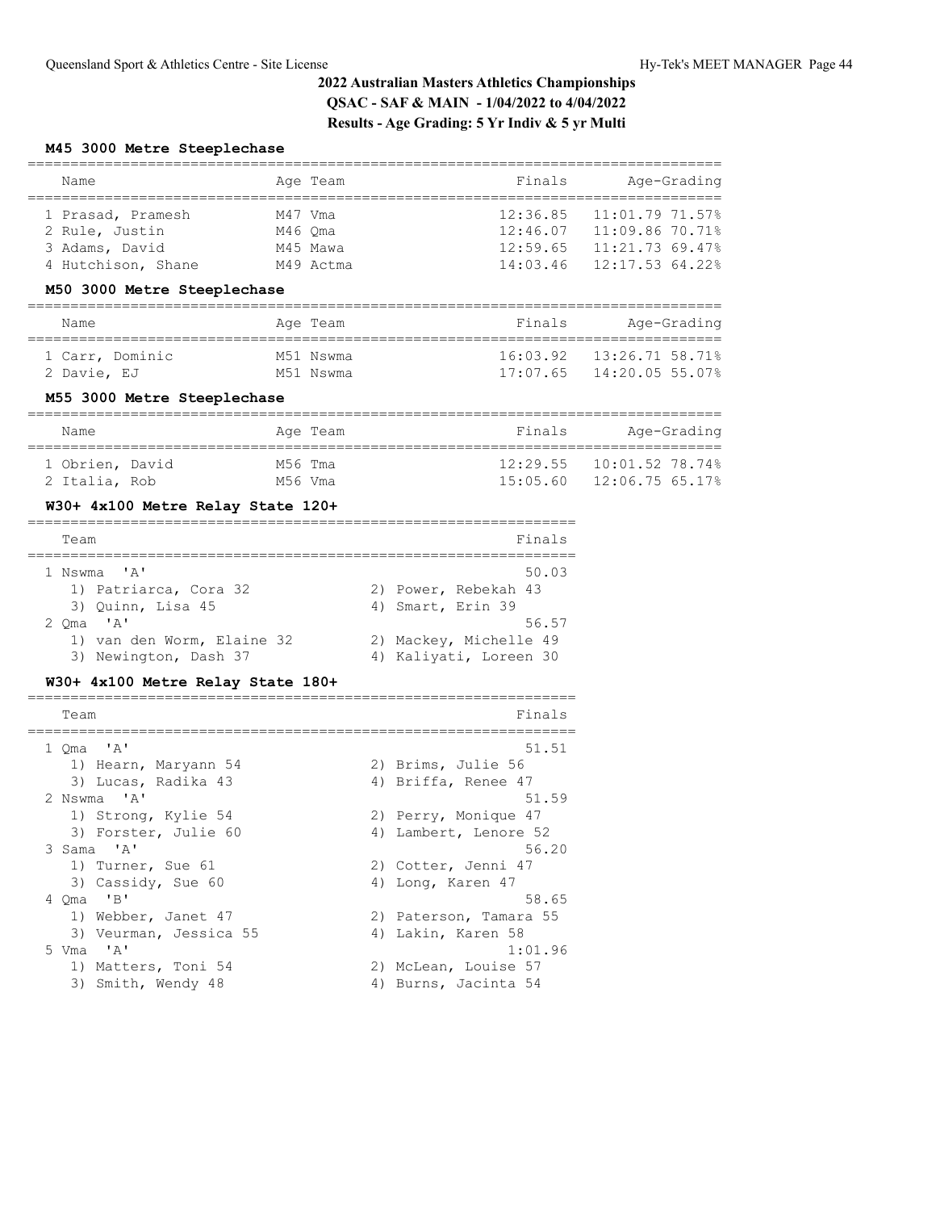## 2022 Australian Masters Athletics Championships
## QSAC - SAF & MAIN - 1/04/2022 to 4/04/2022
## Results - Age Grading: 5 Yr Indiv & 5 yr Multi

### M45 3000 Metre Steeplechase

| | Name | Age | Team | Finals | Age-Grading | |
|---|---|---|---|---|---|---|
| 1 | Prasad, Pramesh | M47 | Vma | 12:36.85 | 11:01.79 | 71.57% |
| 2 | Rule, Justin | M46 | Qma | 12:46.07 | 11:09.86 | 70.71% |
| 3 | Adams, David | M45 | Mawa | 12:59.65 | 11:21.73 | 69.47% |
| 4 | Hutchison, Shane | M49 | Actma | 14:03.46 | 12:17.53 | 64.22% |

### M50 3000 Metre Steeplechase

| | Name | Age | Team | Finals | Age-Grading | |
|---|---|---|---|---|---|---|
| 1 | Carr, Dominic | M51 | Nswma | 16:03.92 | 13:26.71 | 58.71% |
| 2 | Davie, EJ | M51 | Nswma | 17:07.65 | 14:20.05 | 55.07% |

### M55 3000 Metre Steeplechase

| | Name | Age | Team | Finals | Age-Grading | |
|---|---|---|---|---|---|---|
| 1 | Obrien, David | M56 | Tma | 12:29.55 | 10:01.52 | 78.74% |
| 2 | Italia, Rob | M56 | Vma | 15:05.60 | 12:06.75 | 65.17% |

### W30+ 4x100 Metre Relay State 120+

| | Team | Finals |
|---|---|---|
| 1 | Nswma 'A' | 50.03 |
| | 1) Patriarca, Cora 32; 2) Power, Rebekah 43; 3) Quinn, Lisa 45; 4) Smart, Erin 39 | |
| 2 | Qma 'A' | 56.57 |
| | 1) van den Worm, Elaine 32; 2) Mackey, Michelle 49; 3) Newington, Dash 37; 4) Kaliyati, Loreen 30 | |

### W30+ 4x100 Metre Relay State 180+

| | Team | Finals |
|---|---|---|
| 1 | Qma 'A' | 51.51 |
| | 1) Hearn, Maryann 54; 2) Brims, Julie 56; 3) Lucas, Radika 43; 4) Briffa, Renee 47 | |
| 2 | Nswma 'A' | 51.59 |
| | 1) Strong, Kylie 54; 2) Perry, Monique 47; 3) Forster, Julie 60; 4) Lambert, Lenore 52 | |
| 3 | Sama 'A' | 56.20 |
| | 1) Turner, Sue 61; 2) Cotter, Jenni 47; 3) Cassidy, Sue 60; 4) Long, Karen 47 | |
| 4 | Qma 'B' | 58.65 |
| | 1) Webber, Janet 47; 2) Paterson, Tamara 55; 3) Veurman, Jessica 55; 4) Lakin, Karen 58 | |
| 5 | Vma 'A' | 1:01.96 |
| | 1) Matters, Toni 54; 2) McLean, Louise 57; 3) Smith, Wendy 48; 4) Burns, Jacinta 54 | |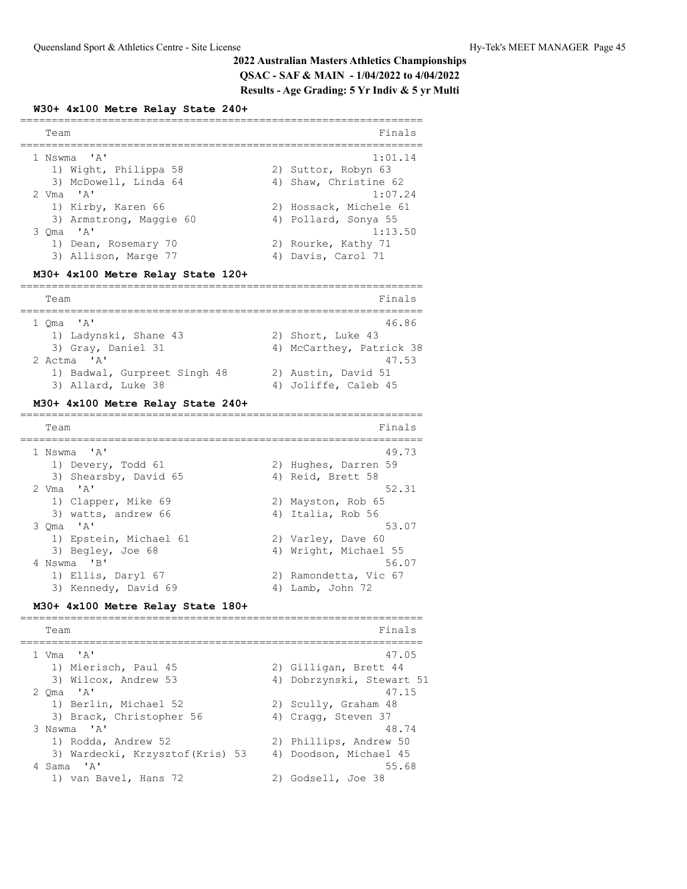## 2022 Australian Masters Athletics Championships

**QSAC - SAF & MAIN - 1/04/2022 to 4/04/2022**

**Results - Age Grading: 5 Yr Indiv & 5 yr Multi**

### W30+ 4x100 Metre Relay State 240+

| Team | Finals |
|---|---|
| 1 Nswma 'A' | 1:01.14 |
| 1) Wight, Philippa 58; 2) Suttor, Robyn 63; 3) McDowell, Linda 64; 4) Shaw, Christine 62 | |
| 2 Vma 'A' | 1:07.24 |
| 1) Kirby, Karen 66; 2) Hossack, Michele 61; 3) Armstrong, Maggie 60; 4) Pollard, Sonya 55 | |
| 3 Qma 'A' | 1:13.50 |
| 1) Dean, Rosemary 70; 2) Rourke, Kathy 71; 3) Allison, Marge 77; 4) Davis, Carol 71 | |

### M30+ 4x100 Metre Relay State 120+

| Team | Finals |
|---|---|
| 1 Qma 'A' | 46.86 |
| 1) Ladynski, Shane 43; 2) Short, Luke 43; 3) Gray, Daniel 31; 4) McCarthey, Patrick 38 | |
| 2 Actma 'A' | 47.53 |
| 1) Badwal, Gurpreet Singh 48; 2) Austin, David 51; 3) Allard, Luke 38; 4) Joliffe, Caleb 45 | |

### M30+ 4x100 Metre Relay State 240+

| Team | Finals |
|---|---|
| 1 Nswma 'A' | 49.73 |
| 1) Devery, Todd 61; 2) Hughes, Darren 59; 3) Shearsby, David 65; 4) Reid, Brett 58 | |
| 2 Vma 'A' | 52.31 |
| 1) Clapper, Mike 69; 2) Mayston, Rob 65; 3) watts, andrew 66; 4) Italia, Rob 56 | |
| 3 Qma 'A' | 53.07 |
| 1) Epstein, Michael 61; 2) Varley, Dave 60; 3) Begley, Joe 68; 4) Wright, Michael 55 | |
| 4 Nswma 'B' | 56.07 |
| 1) Ellis, Daryl 67; 2) Ramondetta, Vic 67; 3) Kennedy, David 69; 4) Lamb, John 72 | |

### M30+ 4x100 Metre Relay State 180+

| Team | Finals |
|---|---|
| 1 Vma 'A' | 47.05 |
| 1) Mierisch, Paul 45; 2) Gilligan, Brett 44; 3) Wilcox, Andrew 53; 4) Dobrzynski, Stewart 51 | |
| 2 Qma 'A' | 47.15 |
| 1) Berlin, Michael 52; 2) Scully, Graham 48; 3) Brack, Christopher 56; 4) Cragg, Steven 37 | |
| 3 Nswma 'A' | 48.74 |
| 1) Rodda, Andrew 52; 2) Phillips, Andrew 50; 3) Wardecki, Krzysztof(Kris) 53; 4) Doodson, Michael 45 | |
| 4 Sama 'A' | 55.68 |
| 1) van Bavel, Hans 72; 2) Godsell, Joe 38 | |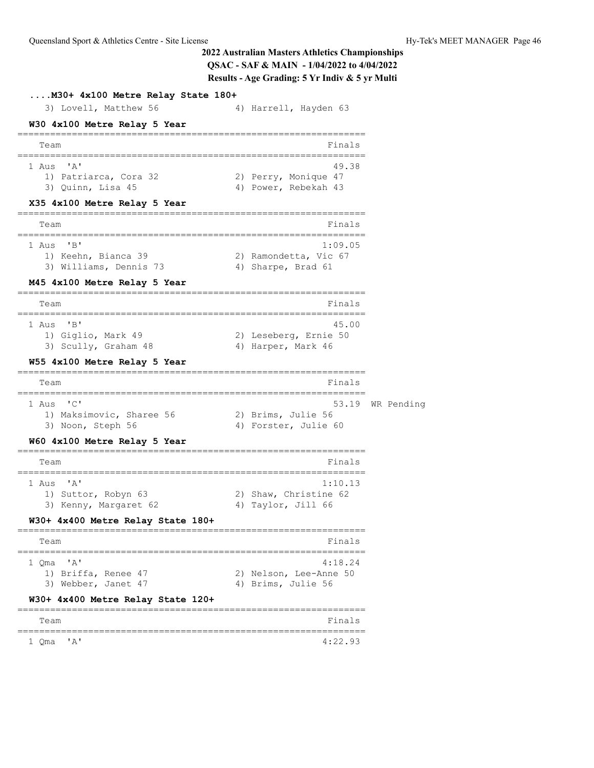## 2022 Australian Masters Athletics Championships

**QSAC - SAF & MAIN - 1/04/2022 to 4/04/2022**

**Results - Age Grading: 5 Yr Indiv & 5 yr Multi**

### ....M30+ 4x100 Metre Relay State 180+

3) Lovell, Matthew 56 — 4) Harrell, Hayden 63

### W30 4x100 Metre Relay 5 Year

| Team | Finals |
|---|---|
| 1 Aus 'A' | 49.38 |

1) Patriarca, Cora 32 — 2) Perry, Monique 47 — 3) Quinn, Lisa 45 — 4) Power, Rebekah 43

### X35 4x100 Metre Relay 5 Year

| Team | Finals |
|---|---|
| 1 Aus 'B' | 1:09.05 |

1) Keehn, Bianca 39 — 2) Ramondetta, Vic 67 — 3) Williams, Dennis 73 — 4) Sharpe, Brad 61

### M45 4x100 Metre Relay 5 Year

| Team | Finals |
|---|---|
| 1 Aus 'B' | 45.00 |

1) Giglio, Mark 49 — 2) Leseberg, Ernie 50 — 3) Scully, Graham 48 — 4) Harper, Mark 46

### W55 4x100 Metre Relay 5 Year

| Team | Finals | |
|---|---|---|
| 1 Aus 'C' | 53.19 | WR Pending |

1) Maksimovic, Sharee 56 — 2) Brims, Julie 56 — 3) Noon, Steph 56 — 4) Forster, Julie 60

### W60 4x100 Metre Relay 5 Year

| Team | Finals |
|---|---|
| 1 Aus 'A' | 1:10.13 |

1) Suttor, Robyn 63 — 2) Shaw, Christine 62 — 3) Kenny, Margaret 62 — 4) Taylor, Jill 66

### W30+ 4x400 Metre Relay State 180+

| Team | Finals |
|---|---|
| 1 Qma 'A' | 4:18.24 |

1) Briffa, Renee 47 — 2) Nelson, Lee-Anne 50 — 3) Webber, Janet 47 — 4) Brims, Julie 56

### W30+ 4x400 Metre Relay State 120+

| Team | Finals |
|---|---|
| 1 Qma 'A' | 4:22.93 |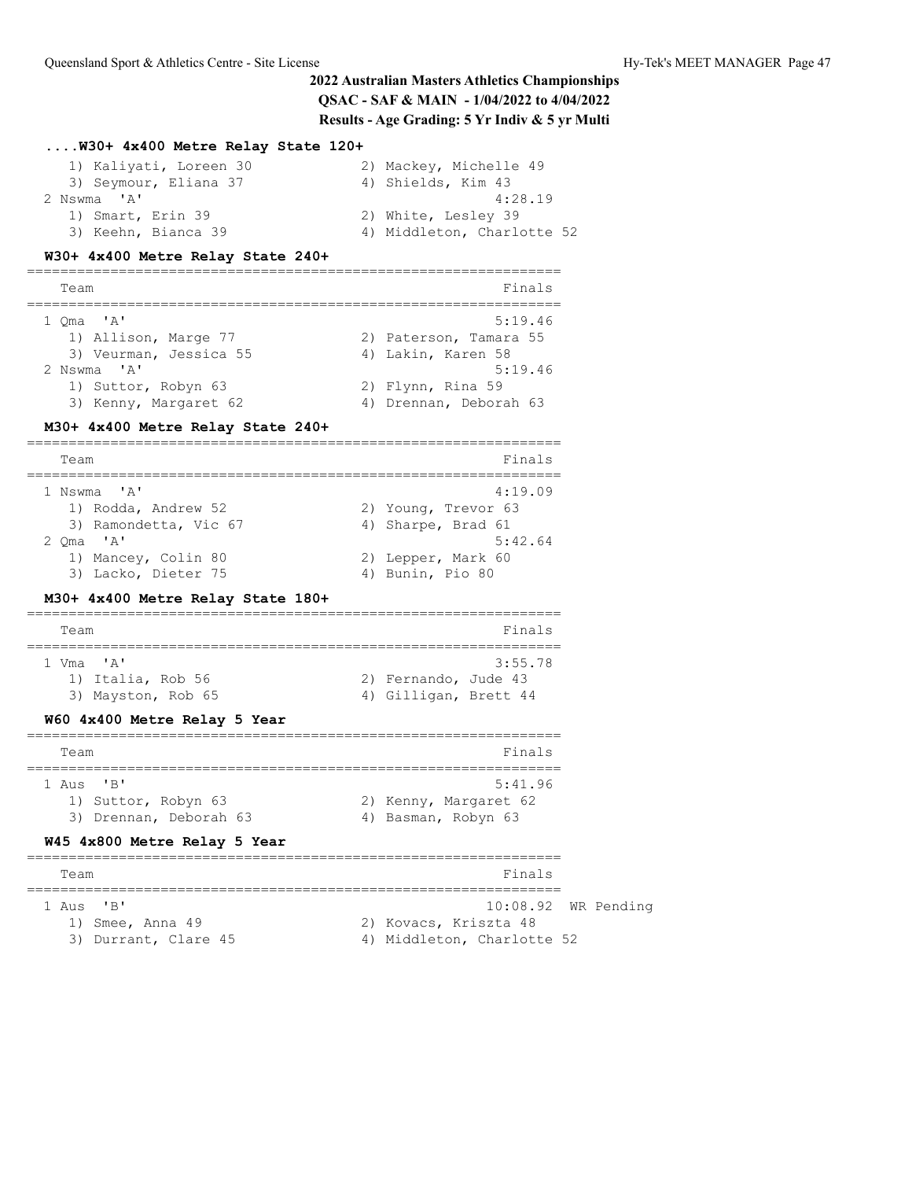## 2022 Australian Masters Athletics Championships

**QSAC - SAF & MAIN - 1/04/2022 to 4/04/2022**

**Results - Age Grading: 5 Yr Indiv & 5 yr Multi**

### ....W30+ 4x400 Metre Relay State 120+

```
   1) Kaliyati, Loreen 30            2) Mackey, Michelle 49
   3) Seymour, Eliana 37             4) Shields, Kim 43
 2 Nswma  'A'                                   4:28.19
   1) Smart, Erin 39                 2) White, Lesley 39
   3) Keehn, Bianca 39               4) Middleton, Charlotte 52
```

### W30+ 4x400 Metre Relay State 240+

```
===============================================================
   Team                                                 Finals
===============================================================
 1 Qma  'A'                                             5:19.46
   1) Allison, Marge 77              2) Paterson, Tamara 55
   3) Veurman, Jessica 55            4) Lakin, Karen 58
 2 Nswma  'A'                                           5:19.46
   1) Suttor, Robyn 63               2) Flynn, Rina 59
   3) Kenny, Margaret 62             4) Drennan, Deborah 63
```

### M30+ 4x400 Metre Relay State 240+

```
===============================================================
   Team                                                 Finals
===============================================================
 1 Nswma  'A'                                           4:19.09
   1) Rodda, Andrew 52               2) Young, Trevor 63
   3) Ramondetta, Vic 67             4) Sharpe, Brad 61
 2 Qma  'A'                                             5:42.64
   1) Mancey, Colin 80               2) Lepper, Mark 60
   3) Lacko, Dieter 75               4) Bunin, Pio 80
```

### M30+ 4x400 Metre Relay State 180+

```
===============================================================
   Team                                                 Finals
===============================================================
 1 Vma  'A'                                             3:55.78
   1) Italia, Rob 56                 2) Fernando, Jude 43
   3) Mayston, Rob 65                4) Gilligan, Brett 44
```

### W60 4x400 Metre Relay 5 Year

```
===============================================================
   Team                                                 Finals
===============================================================
 1 Aus  'B'                                             5:41.96
   1) Suttor, Robyn 63               2) Kenny, Margaret 62
   3) Drennan, Deborah 63            4) Basman, Robyn 63
```

### W45 4x800 Metre Relay 5 Year

```
===============================================================
   Team                                                 Finals
===============================================================
 1 Aus  'B'                                            10:08.92  WR Pending
   1) Smee, Anna 49                  2) Kovacs, Kriszta 48
   3) Durrant, Clare 45              4) Middleton, Charlotte 52
```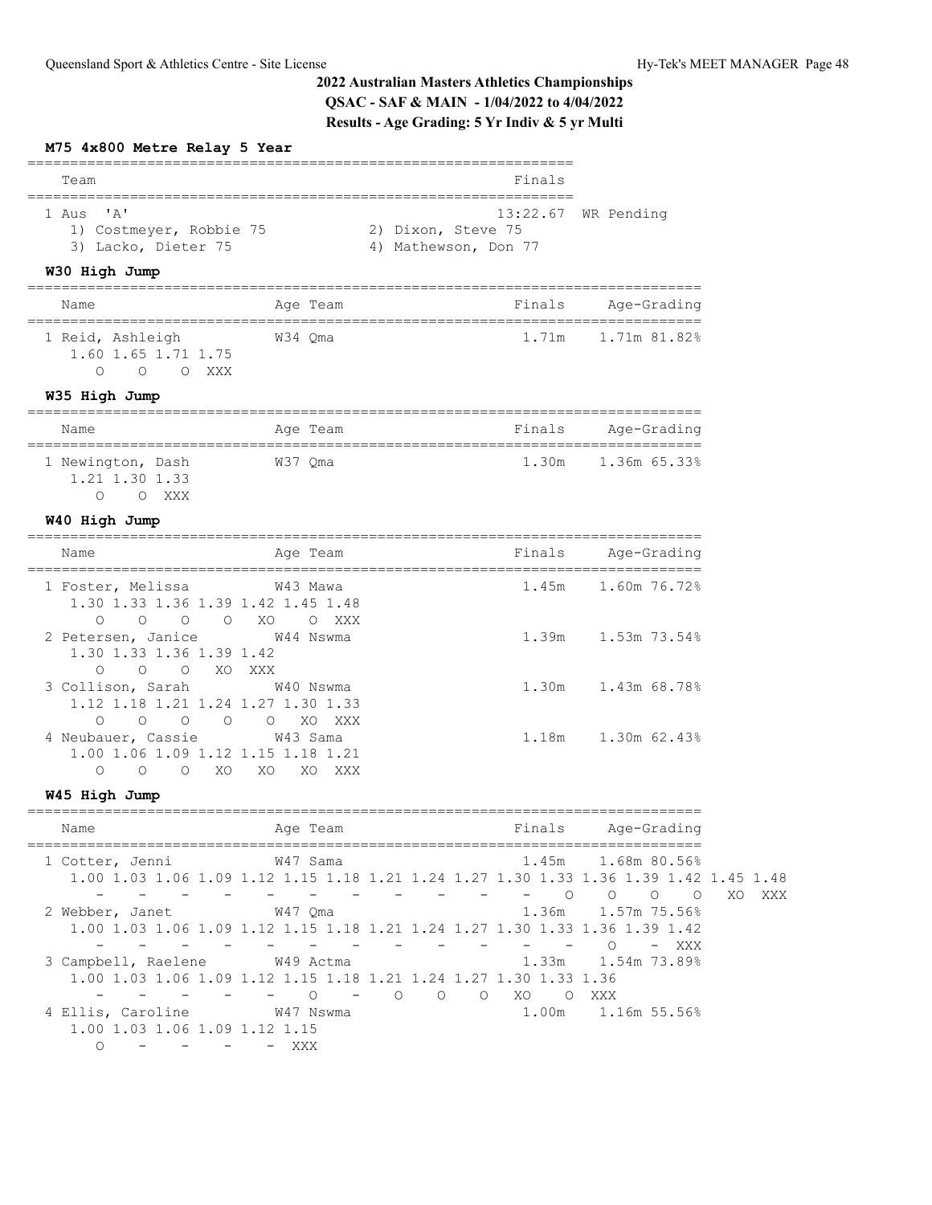# 2022 Australian Masters Athletics Championships

**QSAC - SAF & MAIN - 1/04/2022 to 4/04/2022**

**Results - Age Grading: 5 Yr Indiv & 5 yr Multi**

### M75 4x800 Metre Relay 5 Year

| Team | Finals | |
|---|---|---|
| 1 Aus 'A' | 13:22.67 | WR Pending |

1) Costmeyer, Robbie 75; 2) Dixon, Steve 75; 3) Lacko, Dieter 75; 4) Mathewson, Don 77

### W30 High Jump

| Name | Age | Team | Finals | Age-Grading |
|---|---|---|---|---|
| 1 Reid, Ashleigh | W34 | Qma | 1.71m | 1.71m 81.82% |

```
1.60 1.65 1.71 1.75
  O    O    O  XXX
```

### W35 High Jump

| Name | Age | Team | Finals | Age-Grading |
|---|---|---|---|---|
| 1 Newington, Dash | W37 | Qma | 1.30m | 1.36m 65.33% |

```
1.21 1.30 1.33
  O    O  XXX
```

### W40 High Jump

| Name | Age | Team | Finals | Age-Grading |
|---|---|---|---|---|
| 1 Foster, Melissa | W43 | Mawa | 1.45m | 1.60m 76.72% |
| 2 Petersen, Janice | W44 | Nswma | 1.39m | 1.53m 73.54% |
| 3 Collison, Sarah | W40 | Nswma | 1.30m | 1.43m 68.78% |
| 4 Neubauer, Cassie | W43 | Sama | 1.18m | 1.30m 62.43% |

```
1 Foster, Melissa
1.30 1.33 1.36 1.39 1.42 1.45 1.48
  O    O    O    O   XO    O  XXX
2 Petersen, Janice
1.30 1.33 1.36 1.39 1.42
  O    O    O   XO  XXX
3 Collison, Sarah
1.12 1.18 1.21 1.24 1.27 1.30 1.33
  O    O    O    O    O   XO  XXX
4 Neubauer, Cassie
1.00 1.06 1.09 1.12 1.15 1.18 1.21
  O    O    O   XO   XO   XO  XXX
```

### W45 High Jump

| Name | Age | Team | Finals | Age-Grading |
|---|---|---|---|---|
| 1 Cotter, Jenni | W47 | Sama | 1.45m | 1.68m 80.56% |
| 2 Webber, Janet | W47 | Qma | 1.36m | 1.57m 75.56% |
| 3 Campbell, Raelene | W49 | Actma | 1.33m | 1.54m 73.89% |
| 4 Ellis, Caroline | W47 | Nswma | 1.00m | 1.16m 55.56% |

```
1 Cotter, Jenni
1.00 1.03 1.06 1.09 1.12 1.15 1.18 1.21 1.24 1.27 1.30 1.33 1.36 1.39 1.42 1.45 1.48
  -    -    -    -    -    -    -    -    -    -    -    O    O    O    O   XO  XXX
2 Webber, Janet
1.00 1.03 1.06 1.09 1.12 1.15 1.18 1.21 1.24 1.27 1.30 1.33 1.36 1.39 1.42
  -    -    -    -    -    -    -    -    -    -    -    -    O    -  XXX
3 Campbell, Raelene
1.00 1.03 1.06 1.09 1.12 1.15 1.18 1.21 1.24 1.27 1.30 1.33 1.36
  -    -    -    -    -    O    -    O    O    O   XO    O  XXX
4 Ellis, Caroline
1.00 1.03 1.06 1.09 1.12 1.15
  O    -    -    -    -  XXX
```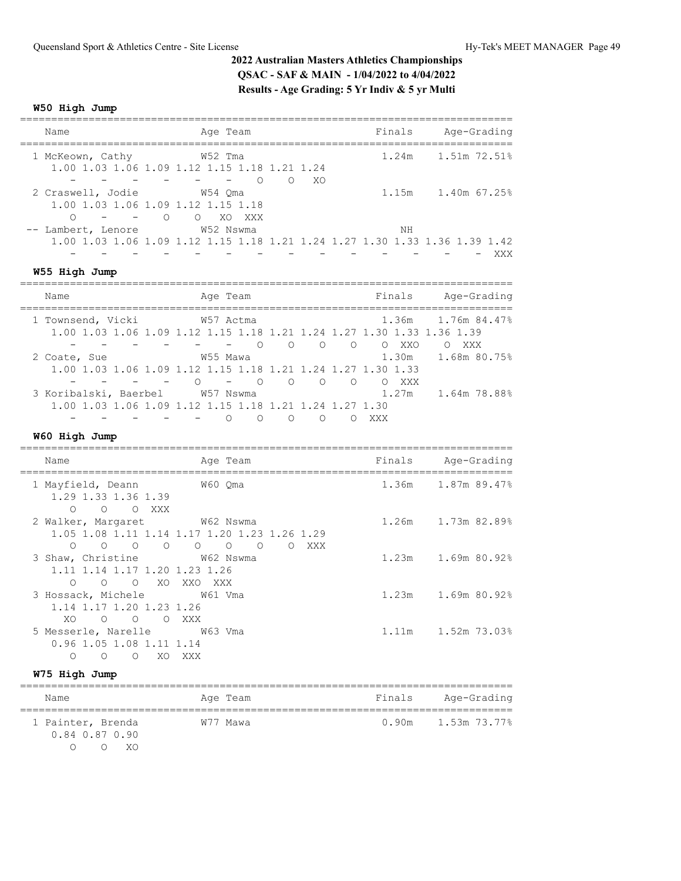## 2022 Australian Masters Athletics Championships

**QSAC - SAF & MAIN - 1/04/2022 to 4/04/2022**

**Results - Age Grading: 5 Yr Indiv & 5 yr Multi**

### W50 High Jump

```
=================================================================================
  Name                     Age Team                         Finals    Age-Grading
=================================================================================
  1 McKeown, Cathy          W52 Tma                          1.24m    1.51m 72.51%
     1.00 1.03 1.06 1.09 1.12 1.15 1.18 1.21 1.24
       -    -    -    -    -    -    -    O    O   XO
  2 Craswell, Jodie         W54 Qma                          1.15m    1.40m 67.25%
     1.00 1.03 1.06 1.09 1.12 1.15 1.18
       O    -    -    O    O   XO  XXX
 -- Lambert, Lenore         W52 Nswma                           NH
     1.00 1.03 1.06 1.09 1.12 1.15 1.18 1.21 1.24 1.27 1.30 1.33 1.36 1.39 1.42
       -    -    -    -    -    -    -    -    -    -    -    -    -    -  XXX
```

### W55 High Jump

```
=================================================================================
  Name                     Age Team                         Finals    Age-Grading
=================================================================================
  1 Townsend, Vicki         W57 Actma                        1.36m    1.76m 84.47%
     1.00 1.03 1.06 1.09 1.12 1.15 1.18 1.21 1.24 1.27 1.30 1.33 1.36 1.39
       -    -    -    -    -    -    -    O    O    O    O    O  XXO    O  XXX
  2 Coate, Sue              W55 Mawa                         1.30m    1.68m 80.75%
     1.00 1.03 1.06 1.09 1.12 1.15 1.18 1.21 1.24 1.27 1.30 1.33
       -    -    -    -    O    -    O    O    O    O    O  XXX
  3 Koribalski, Baerbel     W57 Nswma                        1.27m    1.64m 78.88%
     1.00 1.03 1.06 1.09 1.12 1.15 1.18 1.21 1.24 1.27 1.30
       -    -    -    -    -    O    O    O    O    O  XXX
```

### W60 High Jump

```
=================================================================================
  Name                     Age Team                         Finals    Age-Grading
=================================================================================
  1 Mayfield, Deann         W60 Qma                          1.36m    1.87m 89.47%
     1.29 1.33 1.36 1.39
       O    O    O  XXX
  2 Walker, Margaret        W62 Nswma                        1.26m    1.73m 82.89%
     1.05 1.08 1.11 1.14 1.17 1.20 1.23 1.26 1.29
       O    O    O    O    O    O    O    O  XXX
  3 Shaw, Christine         W62 Nswma                        1.23m    1.69m 80.92%
     1.11 1.14 1.17 1.20 1.23 1.26
       O    O    O   XO  XXO  XXX
  3 Hossack, Michele        W61 Vma                          1.23m    1.69m 80.92%
     1.14 1.17 1.20 1.23 1.26
      XO    O    O    O  XXX
  5 Messerle, Narelle       W63 Vma                          1.11m    1.52m 73.03%
     0.96 1.05 1.08 1.11 1.14
       O    O    O   XO  XXX
```

### W75 High Jump

```
=================================================================================
  Name                     Age Team                         Finals    Age-Grading
=================================================================================
  1 Painter, Brenda         W77 Mawa                         0.90m    1.53m 73.77%
     0.84 0.87 0.90
       O    O   XO
```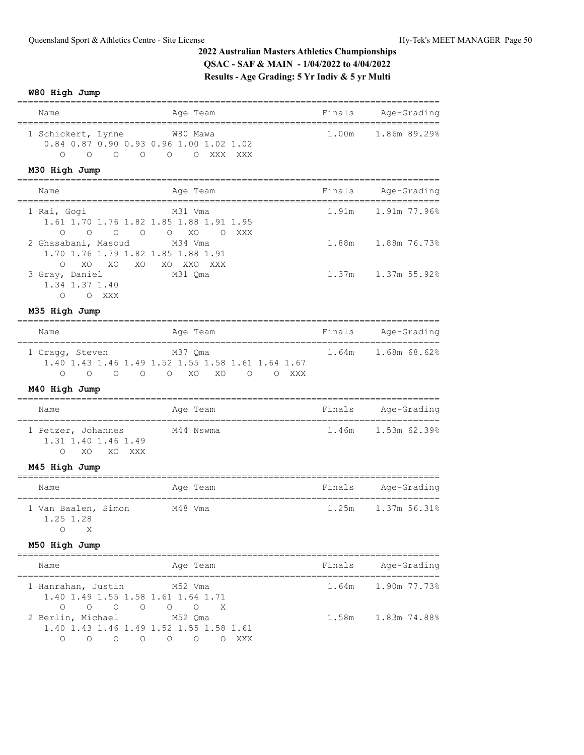## 2022 Australian Masters Athletics Championships

**QSAC - SAF & MAIN - 1/04/2022 to 4/04/2022**

**Results - Age Grading: 5 Yr Indiv & 5 yr Multi**

### W80 High Jump

| Name | Age | Team | Finals | Age-Grading |
|---|---|---|---|---|
| 1 Schickert, Lynne | W80 | Mawa | 1.00m | 1.86m 89.29% |

```
0.84 0.87 0.90 0.93 0.96 1.00 1.02 1.02
   O    O    O    O    O    O  XXX  XXX
```

### M30 High Jump

| Name | Age | Team | Finals | Age-Grading |
|---|---|---|---|---|
| 1 Rai, Gogi | M31 | Vma | 1.91m | 1.91m 77.96% |
| 2 Ghasabani, Masoud | M34 | Vma | 1.88m | 1.88m 76.73% |
| 3 Gray, Daniel | M31 | Qma | 1.37m | 1.37m 55.92% |

```
1 Rai, Gogi
1.61 1.70 1.76 1.82 1.85 1.88 1.91 1.95
   O    O    O    O    O   XO    O  XXX
2 Ghasabani, Masoud
1.70 1.76 1.79 1.82 1.85 1.88 1.91
   O   XO   XO   XO   XO  XXO  XXX
3 Gray, Daniel
1.34 1.37 1.40
   O    O  XXX
```

### M35 High Jump

| Name | Age | Team | Finals | Age-Grading |
|---|---|---|---|---|
| 1 Cragg, Steven | M37 | Qma | 1.64m | 1.68m 68.62% |

```
1.40 1.43 1.46 1.49 1.52 1.55 1.58 1.61 1.64 1.67
   O    O    O    O    O   XO   XO    O    O  XXX
```

### M40 High Jump

| Name | Age | Team | Finals | Age-Grading |
|---|---|---|---|---|
| 1 Petzer, Johannes | M44 | Nswma | 1.46m | 1.53m 62.39% |

```
1.31 1.40 1.46 1.49
   O   XO   XO  XXX
```

### M45 High Jump

| Name | Age | Team | Finals | Age-Grading |
|---|---|---|---|---|
| 1 Van Baalen, Simon | M48 | Vma | 1.25m | 1.37m 56.31% |

```
1.25 1.28
   O    X
```

### M50 High Jump

| Name | Age | Team | Finals | Age-Grading |
|---|---|---|---|---|
| 1 Hanrahan, Justin | M52 | Vma | 1.64m | 1.90m 77.73% |
| 2 Berlin, Michael | M52 | Qma | 1.58m | 1.83m 74.88% |

```
1 Hanrahan, Justin
1.40 1.49 1.55 1.58 1.61 1.64 1.71
   O    O    O    O    O    O    X
2 Berlin, Michael
1.40 1.43 1.46 1.49 1.52 1.55 1.58 1.61
   O    O    O    O    O    O    O  XXX
```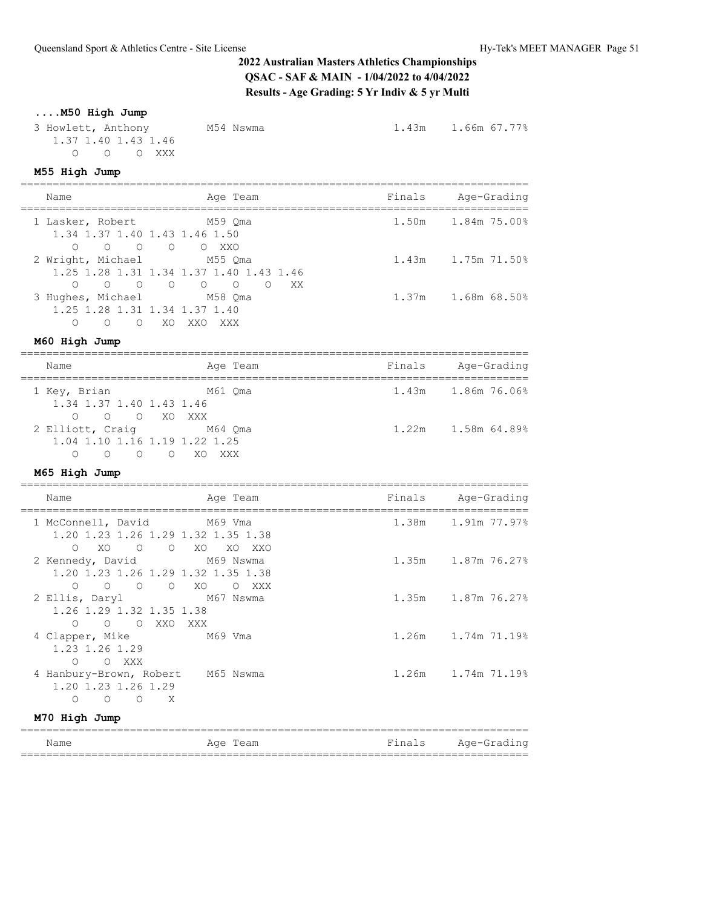## 2022 Australian Masters Athletics Championships

**QSAC - SAF & MAIN - 1/04/2022 to 4/04/2022**

**Results - Age Grading: 5 Yr Indiv & 5 yr Multi**

### ....M50 High Jump

```
 3 Howlett, Anthony         M54 Nswma                    1.43m    1.66m 67.77%
    1.37 1.40 1.43 1.46
      O    O    O  XXX
```

### M55 High Jump

```
=============================================================================
   Name                     Age Team                    Finals    Age-Grading
=============================================================================
 1 Lasker, Robert           M59 Qma                      1.50m    1.84m 75.00%
    1.34 1.37 1.40 1.43 1.46 1.50
      O    O    O    O    O  XXO
 2 Wright, Michael          M55 Qma                      1.43m    1.75m 71.50%
    1.25 1.28 1.31 1.34 1.37 1.40 1.43 1.46
      O    O    O    O    O    O    O   XX
 3 Hughes, Michael          M58 Qma                      1.37m    1.68m 68.50%
    1.25 1.28 1.31 1.34 1.37 1.40
      O    O    O   XO  XXO  XXX
```

### M60 High Jump

```
=============================================================================
   Name                     Age Team                    Finals    Age-Grading
=============================================================================
 1 Key, Brian               M61 Qma                      1.43m    1.86m 76.06%
    1.34 1.37 1.40 1.43 1.46
      O    O    O   XO  XXX
 2 Elliott, Craig           M64 Qma                      1.22m    1.58m 64.89%
    1.04 1.10 1.16 1.19 1.22 1.25
      O    O    O    O   XO  XXX
```

### M65 High Jump

```
=============================================================================
   Name                     Age Team                    Finals    Age-Grading
=============================================================================
 1 McConnell, David         M69 Vma                      1.38m    1.91m 77.97%
    1.20 1.23 1.26 1.29 1.32 1.35 1.38
      O   XO    O    O   XO   XO  XXO
 2 Kennedy, David           M69 Nswma                    1.35m    1.87m 76.27%
    1.20 1.23 1.26 1.29 1.32 1.35 1.38
      O    O    O    O   XO    O  XXX
 2 Ellis, Daryl             M67 Nswma                    1.35m    1.87m 76.27%
    1.26 1.29 1.32 1.35 1.38
      O    O    O  XXO  XXX
 4 Clapper, Mike            M69 Vma                      1.26m    1.74m 71.19%
    1.23 1.26 1.29
      O    O  XXX
 4 Hanbury-Brown, Robert    M65 Nswma                    1.26m    1.74m 71.19%
    1.20 1.23 1.26 1.29
      O    O    O    X
```

### M70 High Jump

```
=============================================================================
   Name                     Age Team                    Finals    Age-Grading
=============================================================================
```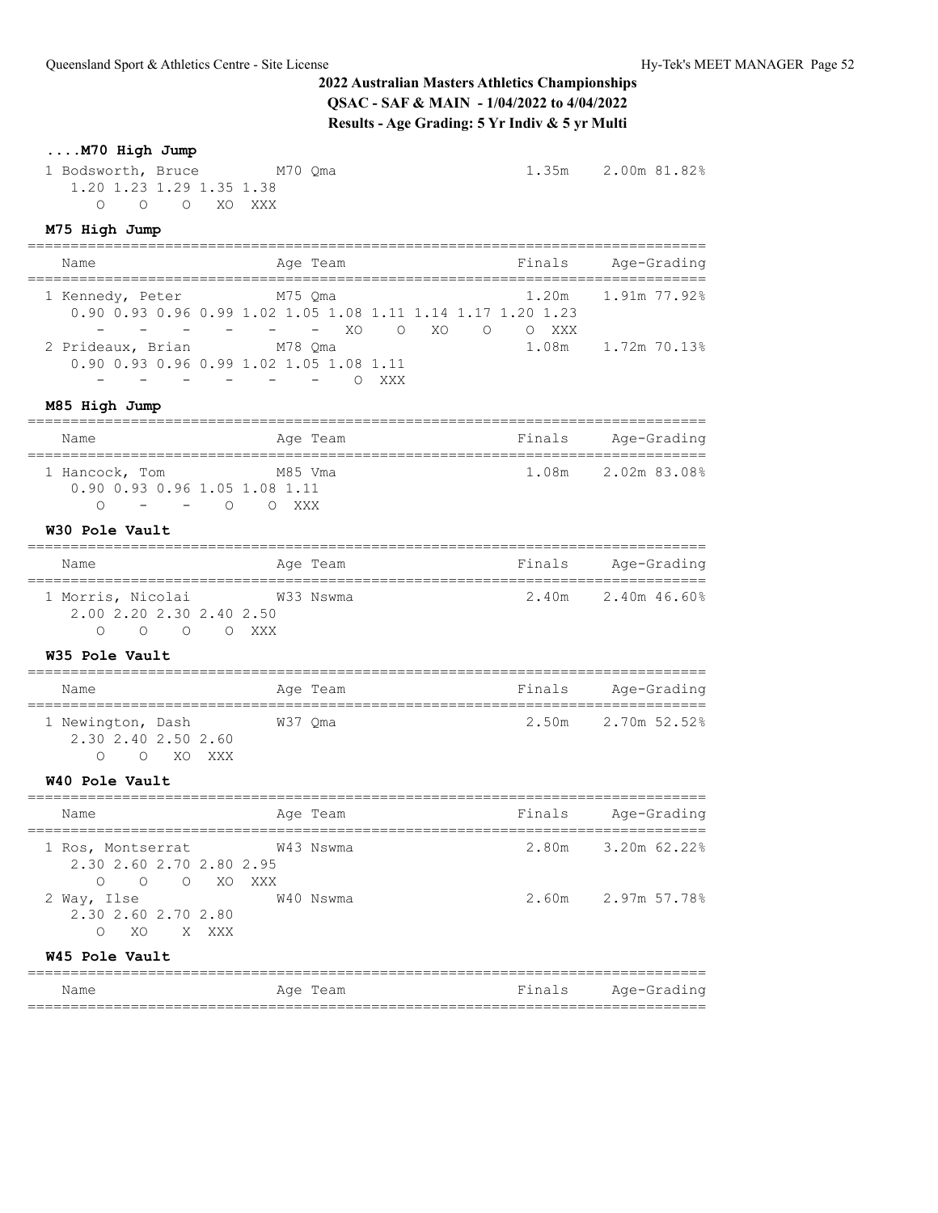## 2022 Australian Masters Athletics Championships

**QSAC - SAF & MAIN - 1/04/2022 to 4/04/2022**

**Results - Age Grading: 5 Yr Indiv & 5 yr Multi**

### ....M70 High Jump

```
  1 Bodsworth, Bruce         M70 Qma                              1.35m    2.00m 81.82%
     1.20 1.23 1.29 1.35 1.38
        O    O    O   XO  XXX
```

### M75 High Jump

```
=============================================================================
   Name                      Age Team                          Finals    Age-Grading
=============================================================================
  1 Kennedy, Peter           M75 Qma                              1.20m    1.91m 77.92%
     0.90 0.93 0.96 0.99 1.02 1.05 1.08 1.11 1.14 1.17 1.20 1.23
        -    -    -    -    -    -   XO    O   XO    O    O  XXX
  2 Prideaux, Brian          M78 Qma                              1.08m    1.72m 70.13%
     0.90 0.93 0.96 0.99 1.02 1.05 1.08 1.11
        -    -    -    -    -    -    O  XXX
```

### M85 High Jump

```
=============================================================================
   Name                      Age Team                          Finals    Age-Grading
=============================================================================
  1 Hancock, Tom             M85 Vma                              1.08m    2.02m 83.08%
     0.90 0.93 0.96 1.05 1.08 1.11
        O    -    -    O    O  XXX
```

### W30 Pole Vault

```
=============================================================================
   Name                      Age Team                          Finals    Age-Grading
=============================================================================
  1 Morris, Nicolai          W33 Nswma                            2.40m    2.40m 46.60%
     2.00 2.20 2.30 2.40 2.50
        O    O    O    O  XXX
```

### W35 Pole Vault

```
=============================================================================
   Name                      Age Team                          Finals    Age-Grading
=============================================================================
  1 Newington, Dash          W37 Qma                              2.50m    2.70m 52.52%
     2.30 2.40 2.50 2.60
        O    O   XO  XXX
```

### W40 Pole Vault

```
=============================================================================
   Name                      Age Team                          Finals    Age-Grading
=============================================================================
  1 Ros, Montserrat          W43 Nswma                            2.80m    3.20m 62.22%
     2.30 2.60 2.70 2.80 2.95
        O    O    O   XO  XXX
  2 Way, Ilse                W40 Nswma                            2.60m    2.97m 57.78%
     2.30 2.60 2.70 2.80
        O   XO    X  XXX
```

### W45 Pole Vault

```
=============================================================================
   Name                      Age Team                          Finals    Age-Grading
=============================================================================
```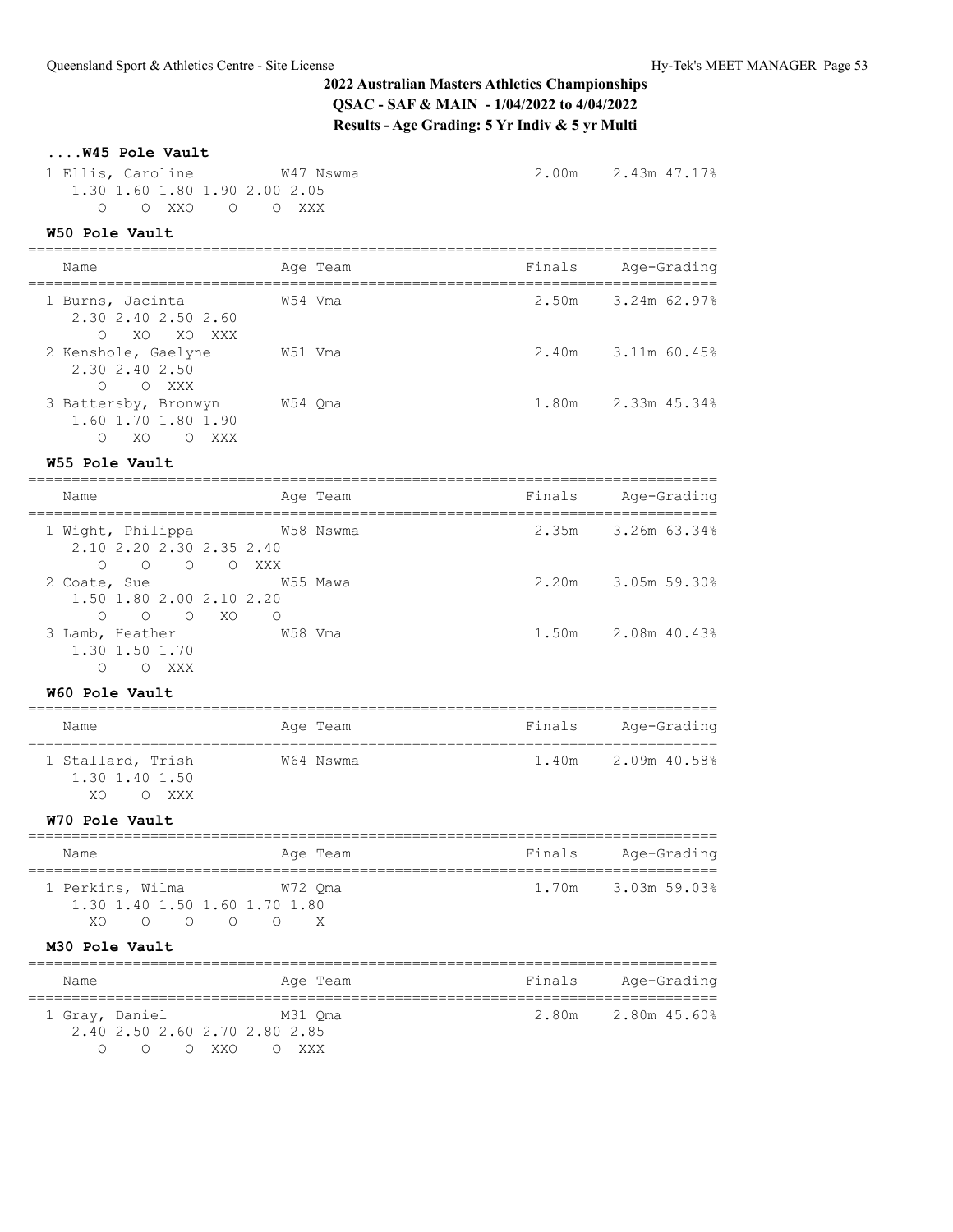## 2022 Australian Masters Athletics Championships

**QSAC - SAF & MAIN - 1/04/2022 to 4/04/2022**

**Results - Age Grading: 5 Yr Indiv & 5 yr Multi**

### ....W45 Pole Vault

```
 1 Ellis, Caroline             W47 Nswma                     2.00m    2.43m 47.17%
    1.30 1.60 1.80 1.90 2.00 2.05
       O    O  XXO    O    O  XXX
```

### W50 Pole Vault

```
=============================================================================
   Name                        Age Team                    Finals    Age-Grading
=============================================================================
 1 Burns, Jacinta              W54 Vma                       2.50m    3.24m 62.97%
    2.30 2.40 2.50 2.60
       O   XO   XO  XXX
 2 Kenshole, Gaelyne           W51 Vma                       2.40m    3.11m 60.45%
    2.30 2.40 2.50
       O    O  XXX
 3 Battersby, Bronwyn          W54 Qma                       1.80m    2.33m 45.34%
    1.60 1.70 1.80 1.90
       O   XO    O  XXX
```

### W55 Pole Vault

```
=============================================================================
   Name                        Age Team                    Finals    Age-Grading
=============================================================================
 1 Wight, Philippa             W58 Nswma                     2.35m    3.26m 63.34%
    2.10 2.20 2.30 2.35 2.40
       O    O    O    O  XXX
 2 Coate, Sue                  W55 Mawa                      2.20m    3.05m 59.30%
    1.50 1.80 2.00 2.10 2.20
       O    O    O   XO    O
 3 Lamb, Heather               W58 Vma                       1.50m    2.08m 40.43%
    1.30 1.50 1.70
       O    O  XXX
```

### W60 Pole Vault

```
=============================================================================
   Name                        Age Team                    Finals    Age-Grading
=============================================================================
 1 Stallard, Trish             W64 Nswma                     1.40m    2.09m 40.58%
    1.30 1.40 1.50
      XO    O  XXX
```

### W70 Pole Vault

```
=============================================================================
   Name                        Age Team                    Finals    Age-Grading
=============================================================================
 1 Perkins, Wilma              W72 Qma                       1.70m    3.03m 59.03%
    1.30 1.40 1.50 1.60 1.70 1.80
      XO    O    O    O    O    X
```

### M30 Pole Vault

```
=============================================================================
   Name                        Age Team                    Finals    Age-Grading
=============================================================================
 1 Gray, Daniel                M31 Qma                       2.80m    2.80m 45.60%
    2.40 2.50 2.60 2.70 2.80 2.85
       O    O    O  XXO    O  XXX
```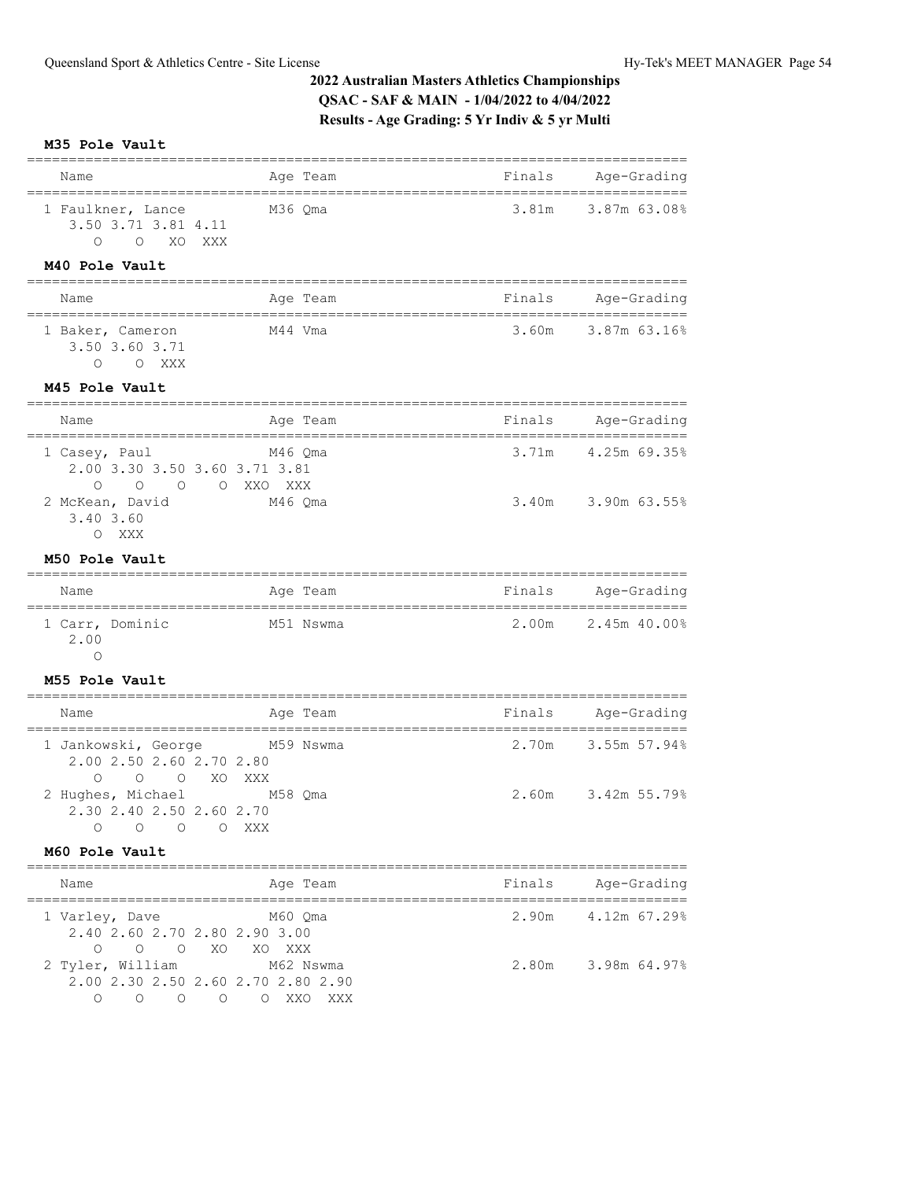## 2022 Australian Masters Athletics Championships

**QSAC - SAF & MAIN - 1/04/2022 to 4/04/2022**

**Results - Age Grading: 5 Yr Indiv & 5 yr Multi**

### M35 Pole Vault

| Name | Age | Team | Finals | Age-Grading |
|---|---|---|---|---|
| 1 Faulkner, Lance | M36 | Qma | 3.81m | 3.87m 63.08% |

```
3.50 3.71 3.81 4.11
 O    O    XO  XXX
```

### M40 Pole Vault

| Name | Age | Team | Finals | Age-Grading |
|---|---|---|---|---|
| 1 Baker, Cameron | M44 | Vma | 3.60m | 3.87m 63.16% |

```
3.50 3.60 3.71
 O    O   XXX
```

### M45 Pole Vault

| Name | Age | Team | Finals | Age-Grading |
|---|---|---|---|---|
| 1 Casey, Paul | M46 | Qma | 3.71m | 4.25m 69.35% |
| 2 McKean, David | M46 | Qma | 3.40m | 3.90m 63.55% |

Casey, Paul:
```
2.00 3.30 3.50 3.60 3.71 3.81
 O    O    O    O   XXO  XXX
```

McKean, David:
```
3.40 3.60
 O   XXX
```

### M50 Pole Vault

| Name | Age | Team | Finals | Age-Grading |
|---|---|---|---|---|
| 1 Carr, Dominic | M51 | Nswma | 2.00m | 2.45m 40.00% |

```
2.00
 O
```

### M55 Pole Vault

| Name | Age | Team | Finals | Age-Grading |
|---|---|---|---|---|
| 1 Jankowski, George | M59 | Nswma | 2.70m | 3.55m 57.94% |
| 2 Hughes, Michael | M58 | Qma | 2.60m | 3.42m 55.79% |

Jankowski, George:
```
2.00 2.50 2.60 2.70 2.80
 O    O    O    XO  XXX
```

Hughes, Michael:
```
2.30 2.40 2.50 2.60 2.70
 O    O    O    O   XXX
```

### M60 Pole Vault

| Name | Age | Team | Finals | Age-Grading |
|---|---|---|---|---|
| 1 Varley, Dave | M60 | Qma | 2.90m | 4.12m 67.29% |
| 2 Tyler, William | M62 | Nswma | 2.80m | 3.98m 64.97% |

Varley, Dave:
```
2.40 2.60 2.70 2.80 2.90 3.00
 O    O    O    XO   XO  XXX
```

Tyler, William:
```
2.00 2.30 2.50 2.60 2.70 2.80 2.90
 O    O    O    O    O   XXO  XXX
```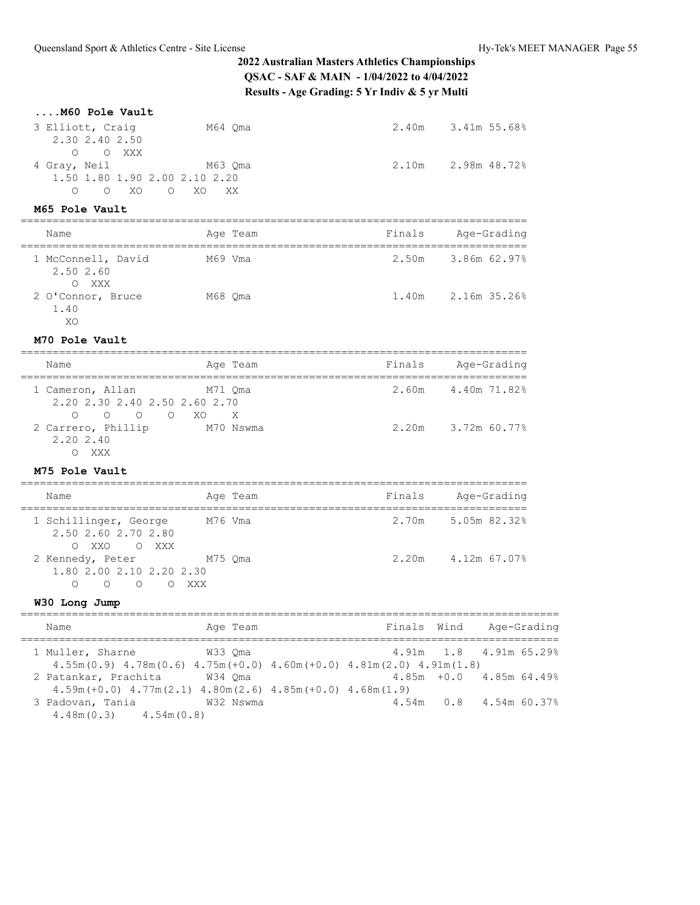## 2022 Australian Masters Athletics Championships

**QSAC - SAF & MAIN - 1/04/2022 to 4/04/2022**

**Results - Age Grading: 5 Yr Indiv & 5 yr Multi**

### ....M60 Pole Vault

```
 3 Elliott, Craig          M64 Qma                      2.40m    3.41m 55.68%
    2.30 2.40 2.50
      O    O  XXX
 4 Gray, Neil              M63 Qma                      2.10m    2.98m 48.72%
    1.50 1.80 1.90 2.00 2.10 2.20
      O    O   XO    O   XO   XX
```

### M65 Pole Vault

```
============================================================================
   Name                    Age Team                    Finals    Age-Grading
============================================================================
 1 McConnell, David        M69 Vma                      2.50m    3.86m 62.97%
    2.50 2.60
      O  XXX
 2 O'Connor, Bruce         M68 Qma                      1.40m    2.16m 35.26%
    1.40
     XO
```

### M70 Pole Vault

```
============================================================================
   Name                    Age Team                    Finals    Age-Grading
============================================================================
 1 Cameron, Allan          M71 Qma                      2.60m    4.40m 71.82%
    2.20 2.30 2.40 2.50 2.60 2.70
      O    O    O    O   XO    X
 2 Carrero, Phillip        M70 Nswma                    2.20m    3.72m 60.77%
    2.20 2.40
      O  XXX
```

### M75 Pole Vault

```
============================================================================
   Name                    Age Team                    Finals    Age-Grading
============================================================================
 1 Schillinger, George     M76 Vma                      2.70m    5.05m 82.32%
    2.50 2.60 2.70 2.80
      O  XXO    O  XXX
 2 Kennedy, Peter          M75 Qma                      2.20m    4.12m 67.07%
    1.80 2.00 2.10 2.20 2.30
      O    O    O    O  XXX
```

### W30 Long Jump

```
==================================================================================
   Name                    Age Team                    Finals  Wind    Age-Grading
==================================================================================
 1 Muller, Sharne          W33 Qma                      4.91m   1.8   4.91m 65.29%
    4.55m(0.9) 4.78m(0.6) 4.75m(+0.0) 4.60m(+0.0) 4.81m(2.0) 4.91m(1.8)
 2 Patankar, Prachita      W34 Qma                      4.85m  +0.0   4.85m 64.49%
    4.59m(+0.0) 4.77m(2.1) 4.80m(2.6) 4.85m(+0.0) 4.68m(1.9)
 3 Padovan, Tania          W32 Nswma                    4.54m   0.8   4.54m 60.37%
    4.48m(0.3)    4.54m(0.8)
```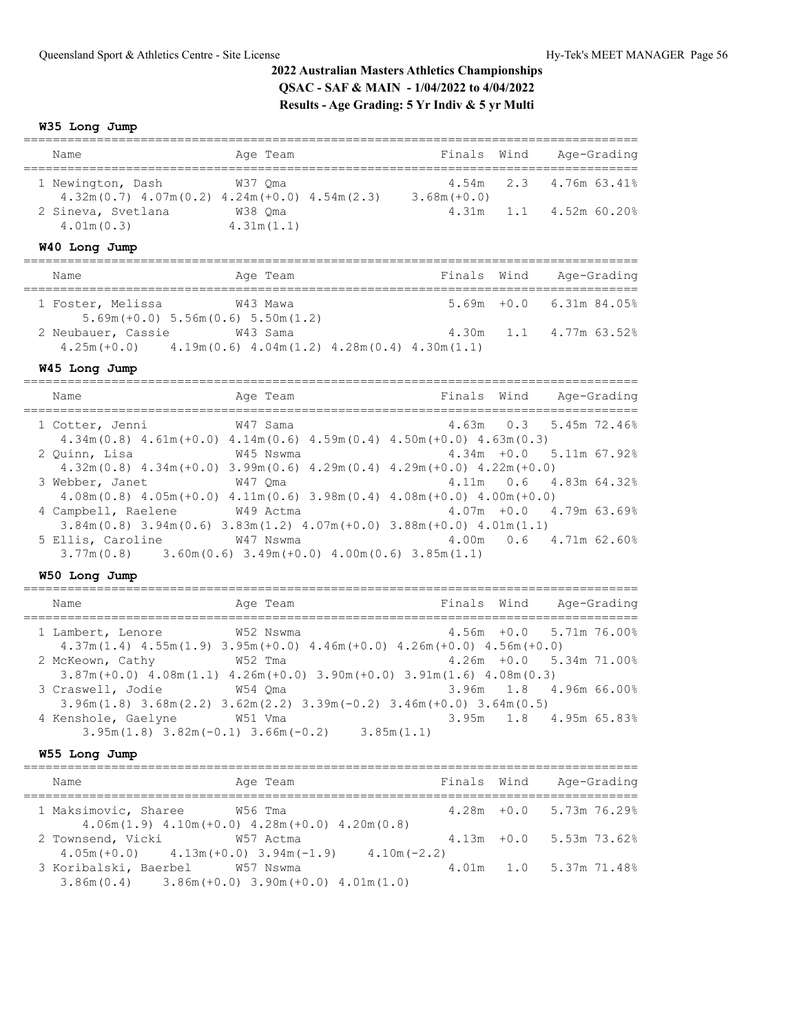## 2022 Australian Masters Athletics Championships

**QSAC - SAF & MAIN - 1/04/2022 to 4/04/2022**

**Results - Age Grading: 5 Yr Indiv & 5 yr Multi**

### W35 Long Jump

| Name | Age | Team | Finals | Wind | Age-Grading | |
|---|---|---|---|---|---|---|
| 1 Newington, Dash | W37 | Qma | 4.54m | 2.3 | 4.76m | 63.41% |
| 4.32m(0.7) 4.07m(0.2) 4.24m(+0.0) 4.54m(2.3) 3.68m(+0.0) | | | | | | |
| 2 Sineva, Svetlana | W38 | Qma | 4.31m | 1.1 | 4.52m | 60.20% |
| 4.01m(0.3) 4.31m(1.1) | | | | | | |

### W40 Long Jump

| Name | Age | Team | Finals | Wind | Age-Grading | |
|---|---|---|---|---|---|---|
| 1 Foster, Melissa | W43 | Mawa | 5.69m | +0.0 | 6.31m | 84.05% |
| 5.69m(+0.0) 5.56m(0.6) 5.50m(1.2) | | | | | | |
| 2 Neubauer, Cassie | W43 | Sama | 4.30m | 1.1 | 4.77m | 63.52% |
| 4.25m(+0.0) 4.19m(0.6) 4.04m(1.2) 4.28m(0.4) 4.30m(1.1) | | | | | | |

### W45 Long Jump

| Name | Age | Team | Finals | Wind | Age-Grading | |
|---|---|---|---|---|---|---|
| 1 Cotter, Jenni | W47 | Sama | 4.63m | 0.3 | 5.45m | 72.46% |
| 4.34m(0.8) 4.61m(+0.0) 4.14m(0.6) 4.59m(0.4) 4.50m(+0.0) 4.63m(0.3) | | | | | | |
| 2 Quinn, Lisa | W45 | Nswma | 4.34m | +0.0 | 5.11m | 67.92% |
| 4.32m(0.8) 4.34m(+0.0) 3.99m(0.6) 4.29m(0.4) 4.29m(+0.0) 4.22m(+0.0) | | | | | | |
| 3 Webber, Janet | W47 | Qma | 4.11m | 0.6 | 4.83m | 64.32% |
| 4.08m(0.8) 4.05m(+0.0) 4.11m(0.6) 3.98m(0.4) 4.08m(+0.0) 4.00m(+0.0) | | | | | | |
| 4 Campbell, Raelene | W49 | Actma | 4.07m | +0.0 | 4.79m | 63.69% |
| 3.84m(0.8) 3.94m(0.6) 3.83m(1.2) 4.07m(+0.0) 3.88m(+0.0) 4.01m(1.1) | | | | | | |
| 5 Ellis, Caroline | W47 | Nswma | 4.00m | 0.6 | 4.71m | 62.60% |
| 3.77m(0.8) 3.60m(0.6) 3.49m(+0.0) 4.00m(0.6) 3.85m(1.1) | | | | | | |

### W50 Long Jump

| Name | Age | Team | Finals | Wind | Age-Grading | |
|---|---|---|---|---|---|---|
| 1 Lambert, Lenore | W52 | Nswma | 4.56m | +0.0 | 5.71m | 76.00% |
| 4.37m(1.4) 4.55m(1.9) 3.95m(+0.0) 4.46m(+0.0) 4.26m(+0.0) 4.56m(+0.0) | | | | | | |
| 2 McKeown, Cathy | W52 | Tma | 4.26m | +0.0 | 5.34m | 71.00% |
| 3.87m(+0.0) 4.08m(1.1) 4.26m(+0.0) 3.90m(+0.0) 3.91m(1.6) 4.08m(0.3) | | | | | | |
| 3 Craswell, Jodie | W54 | Qma | 3.96m | 1.8 | 4.96m | 66.00% |
| 3.96m(1.8) 3.68m(2.2) 3.62m(2.2) 3.39m(-0.2) 3.46m(+0.0) 3.64m(0.5) | | | | | | |
| 4 Kenshole, Gaelyne | W51 | Vma | 3.95m | 1.8 | 4.95m | 65.83% |
| 3.95m(1.8) 3.82m(-0.1) 3.66m(-0.2) 3.85m(1.1) | | | | | | |

### W55 Long Jump

| Name | Age | Team | Finals | Wind | Age-Grading | |
|---|---|---|---|---|---|---|
| 1 Maksimovic, Sharee | W56 | Tma | 4.28m | +0.0 | 5.73m | 76.29% |
| 4.06m(1.9) 4.10m(+0.0) 4.28m(+0.0) 4.20m(0.8) | | | | | | |
| 2 Townsend, Vicki | W57 | Actma | 4.13m | +0.0 | 5.53m | 73.62% |
| 4.05m(+0.0) 4.13m(+0.0) 3.94m(-1.9) 4.10m(-2.2) | | | | | | |
| 3 Koribalski, Baerbel | W57 | Nswma | 4.01m | 1.0 | 5.37m | 71.48% |
| 3.86m(0.4) 3.86m(+0.0) 3.90m(+0.0) 4.01m(1.0) | | | | | | |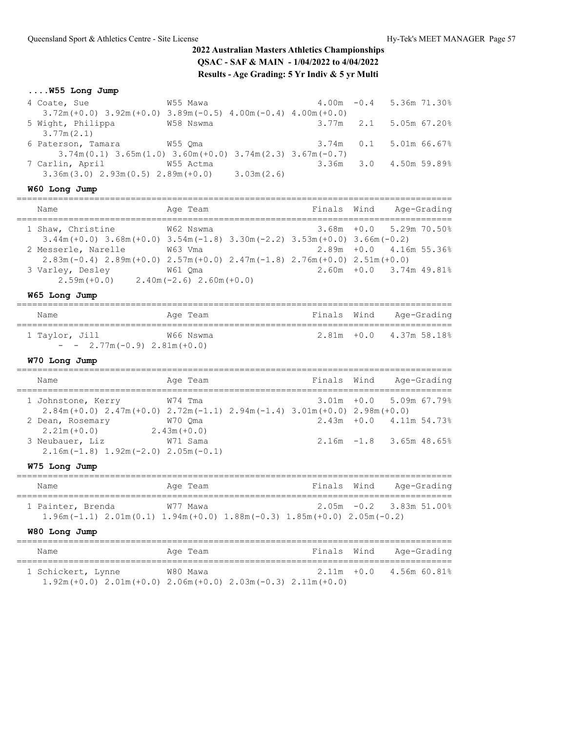## 2022 Australian Masters Athletics Championships

**QSAC - SAF & MAIN - 1/04/2022 to 4/04/2022**

**Results - Age Grading: 5 Yr Indiv & 5 yr Multi**

### ....W55 Long Jump

| Name | Age | Team | Finals | Wind | Age-Grading |
|---|---|---|---|---|---|
| 4 Coate, Sue | W55 | Mawa | 4.00m | -0.4 | 5.36m 71.30% |
| 3.72m(+0.0) 3.92m(+0.0) 3.89m(-0.5) 4.00m(-0.4) 4.00m(+0.0) | | | | | |
| 5 Wight, Philippa | W58 | Nswma | 3.77m | 2.1 | 5.05m 67.20% |
| 3.77m(2.1) | | | | | |
| 6 Paterson, Tamara | W55 | Qma | 3.74m | 0.1 | 5.01m 66.67% |
| 3.74m(0.1) 3.65m(1.0) 3.60m(+0.0) 3.74m(2.3) 3.67m(-0.7) | | | | | |
| 7 Carlin, April | W55 | Actma | 3.36m | 3.0 | 4.50m 59.89% |
| 3.36m(3.0) 2.93m(0.5) 2.89m(+0.0) 3.03m(2.6) | | | | | |

### W60 Long Jump

| Name | Age | Team | Finals | Wind | Age-Grading |
|---|---|---|---|---|---|
| 1 Shaw, Christine | W62 | Nswma | 3.68m | +0.0 | 5.29m 70.50% |
| 3.44m(+0.0) 3.68m(+0.0) 3.54m(-1.8) 3.30m(-2.2) 3.53m(+0.0) 3.66m(-0.2) | | | | | |
| 2 Messerle, Narelle | W63 | Vma | 2.89m | +0.0 | 4.16m 55.36% |
| 2.83m(-0.4) 2.89m(+0.0) 2.57m(+0.0) 2.47m(-1.8) 2.76m(+0.0) 2.51m(+0.0) | | | | | |
| 3 Varley, Desley | W61 | Qma | 2.60m | +0.0 | 3.74m 49.81% |
| 2.59m(+0.0) 2.40m(-2.6) 2.60m(+0.0) | | | | | |

### W65 Long Jump

| Name | Age | Team | Finals | Wind | Age-Grading |
|---|---|---|---|---|---|
| 1 Taylor, Jill | W66 | Nswma | 2.81m | +0.0 | 4.37m 58.18% |
| - - 2.77m(-0.9) 2.81m(+0.0) | | | | | |

### W70 Long Jump

| Name | Age | Team | Finals | Wind | Age-Grading |
|---|---|---|---|---|---|
| 1 Johnstone, Kerry | W74 | Tma | 3.01m | +0.0 | 5.09m 67.79% |
| 2.84m(+0.0) 2.47m(+0.0) 2.72m(-1.1) 2.94m(-1.4) 3.01m(+0.0) 2.98m(+0.0) | | | | | |
| 2 Dean, Rosemary | W70 | Qma | 2.43m | +0.0 | 4.11m 54.73% |
| 2.21m(+0.0) 2.43m(+0.0) | | | | | |
| 3 Neubauer, Liz | W71 | Sama | 2.16m | -1.8 | 3.65m 48.65% |
| 2.16m(-1.8) 1.92m(-2.0) 2.05m(-0.1) | | | | | |

### W75 Long Jump

| Name | Age | Team | Finals | Wind | Age-Grading |
|---|---|---|---|---|---|
| 1 Painter, Brenda | W77 | Mawa | 2.05m | -0.2 | 3.83m 51.00% |
| 1.96m(-1.1) 2.01m(0.1) 1.94m(+0.0) 1.88m(-0.3) 1.85m(+0.0) 2.05m(-0.2) | | | | | |

### W80 Long Jump

| Name | Age | Team | Finals | Wind | Age-Grading |
|---|---|---|---|---|---|
| 1 Schickert, Lynne | W80 | Mawa | 2.11m | +0.0 | 4.56m 60.81% |
| 1.92m(+0.0) 2.01m(+0.0) 2.06m(+0.0) 2.03m(-0.3) 2.11m(+0.0) | | | | | |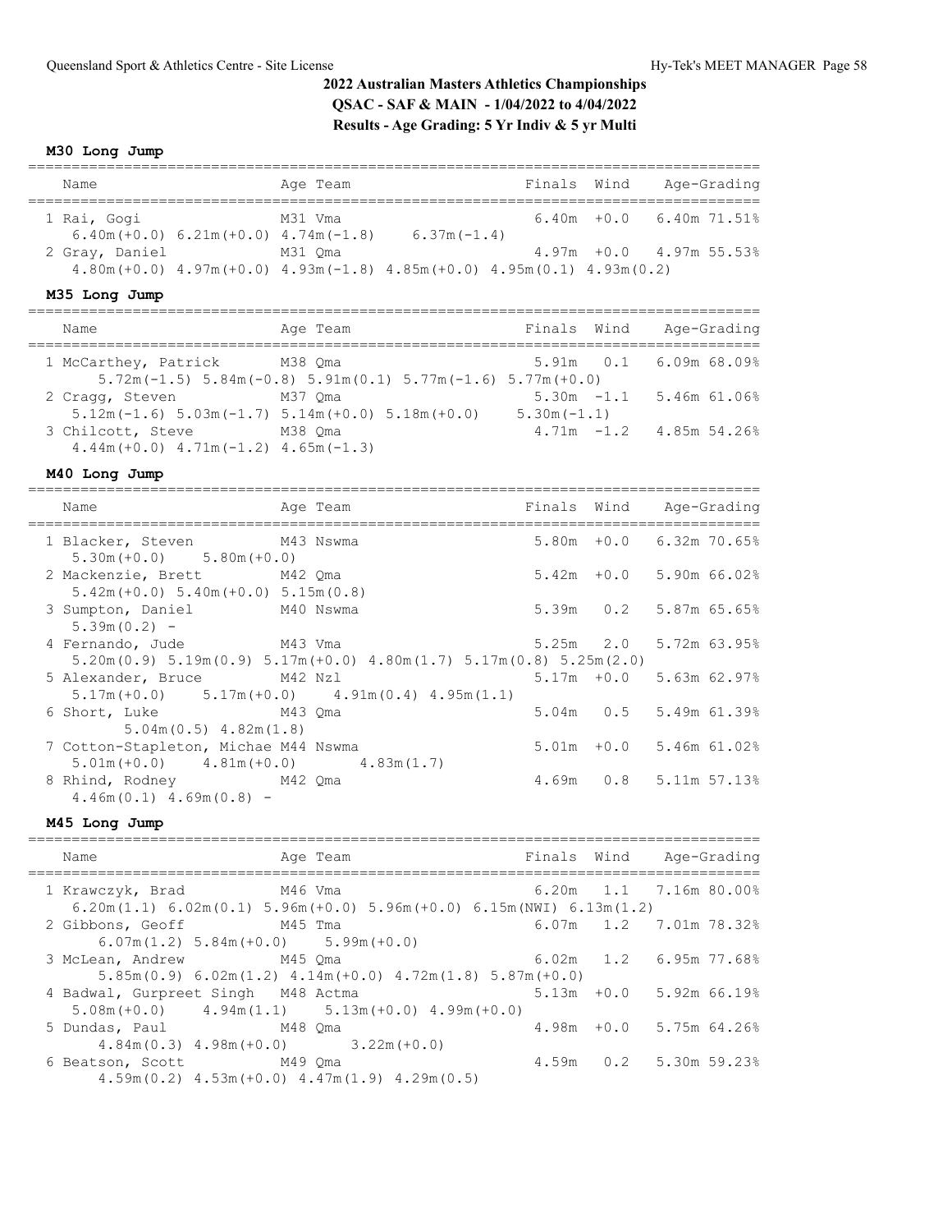## 2022 Australian Masters Athletics Championships

**QSAC - SAF & MAIN - 1/04/2022 to 4/04/2022**

**Results - Age Grading: 5 Yr Indiv & 5 yr Multi**

### M30 Long Jump

| Place | Name | Age | Team | Finals | Wind | Age-Grading |
|---|---|---|---|---|---|---|
| 1 | Rai, Gogi | M31 | Vma | 6.40m | +0.0 | 6.40m 71.51% |
| | 6.40m(+0.0) 6.21m(+0.0) 4.74m(-1.8) 6.37m(-1.4) | | | | | |
| 2 | Gray, Daniel | M31 | Qma | 4.97m | +0.0 | 4.97m 55.53% |
| | 4.80m(+0.0) 4.97m(+0.0) 4.93m(-1.8) 4.85m(+0.0) 4.95m(0.1) 4.93m(0.2) | | | | | |

### M35 Long Jump

| Place | Name | Age | Team | Finals | Wind | Age-Grading |
|---|---|---|---|---|---|---|
| 1 | McCarthey, Patrick | M38 | Qma | 5.91m | 0.1 | 6.09m 68.09% |
| | 5.72m(-1.5) 5.84m(-0.8) 5.91m(0.1) 5.77m(-1.6) 5.77m(+0.0) | | | | | |
| 2 | Cragg, Steven | M37 | Qma | 5.30m | -1.1 | 5.46m 61.06% |
| | 5.12m(-1.6) 5.03m(-1.7) 5.14m(+0.0) 5.18m(+0.0) 5.30m(-1.1) | | | | | |
| 3 | Chilcott, Steve | M38 | Qma | 4.71m | -1.2 | 4.85m 54.26% |
| | 4.44m(+0.0) 4.71m(-1.2) 4.65m(-1.3) | | | | | |

### M40 Long Jump

| Place | Name | Age | Team | Finals | Wind | Age-Grading |
|---|---|---|---|---|---|---|
| 1 | Blacker, Steven | M43 | Nswma | 5.80m | +0.0 | 6.32m 70.65% |
| | 5.30m(+0.0) 5.80m(+0.0) | | | | | |
| 2 | Mackenzie, Brett | M42 | Qma | 5.42m | +0.0 | 5.90m 66.02% |
| | 5.42m(+0.0) 5.40m(+0.0) 5.15m(0.8) | | | | | |
| 3 | Sumpton, Daniel | M40 | Nswma | 5.39m | 0.2 | 5.87m 65.65% |
| | 5.39m(0.2) - | | | | | |
| 4 | Fernando, Jude | M43 | Vma | 5.25m | 2.0 | 5.72m 63.95% |
| | 5.20m(0.9) 5.19m(0.9) 5.17m(+0.0) 4.80m(1.7) 5.17m(0.8) 5.25m(2.0) | | | | | |
| 5 | Alexander, Bruce | M42 | Nzl | 5.17m | +0.0 | 5.63m 62.97% |
| | 5.17m(+0.0) 5.17m(+0.0) 4.91m(0.4) 4.95m(1.1) | | | | | |
| 6 | Short, Luke | M43 | Qma | 5.04m | 0.5 | 5.49m 61.39% |
| | 5.04m(0.5) 4.82m(1.8) | | | | | |
| 7 | Cotton-Stapleton, Michae | M44 | Nswma | 5.01m | +0.0 | 5.46m 61.02% |
| | 5.01m(+0.0) 4.81m(+0.0) 4.83m(1.7) | | | | | |
| 8 | Rhind, Rodney | M42 | Qma | 4.69m | 0.8 | 5.11m 57.13% |
| | 4.46m(0.1) 4.69m(0.8) - | | | | | |

### M45 Long Jump

| Place | Name | Age | Team | Finals | Wind | Age-Grading |
|---|---|---|---|---|---|---|
| 1 | Krawczyk, Brad | M46 | Vma | 6.20m | 1.1 | 7.16m 80.00% |
| | 6.20m(1.1) 6.02m(0.1) 5.96m(+0.0) 5.96m(+0.0) 6.15m(NWI) 6.13m(1.2) | | | | | |
| 2 | Gibbons, Geoff | M45 | Tma | 6.07m | 1.2 | 7.01m 78.32% |
| | 6.07m(1.2) 5.84m(+0.0) 5.99m(+0.0) | | | | | |
| 3 | McLean, Andrew | M45 | Qma | 6.02m | 1.2 | 6.95m 77.68% |
| | 5.85m(0.9) 6.02m(1.2) 4.14m(+0.0) 4.72m(1.8) 5.87m(+0.0) | | | | | |
| 4 | Badwal, Gurpreet Singh | M48 | Actma | 5.13m | +0.0 | 5.92m 66.19% |
| | 5.08m(+0.0) 4.94m(1.1) 5.13m(+0.0) 4.99m(+0.0) | | | | | |
| 5 | Dundas, Paul | M48 | Qma | 4.98m | +0.0 | 5.75m 64.26% |
| | 4.84m(0.3) 4.98m(+0.0) 3.22m(+0.0) | | | | | |
| 6 | Beatson, Scott | M49 | Qma | 4.59m | 0.2 | 5.30m 59.23% |
| | 4.59m(0.2) 4.53m(+0.0) 4.47m(1.9) 4.29m(0.5) | | | | | |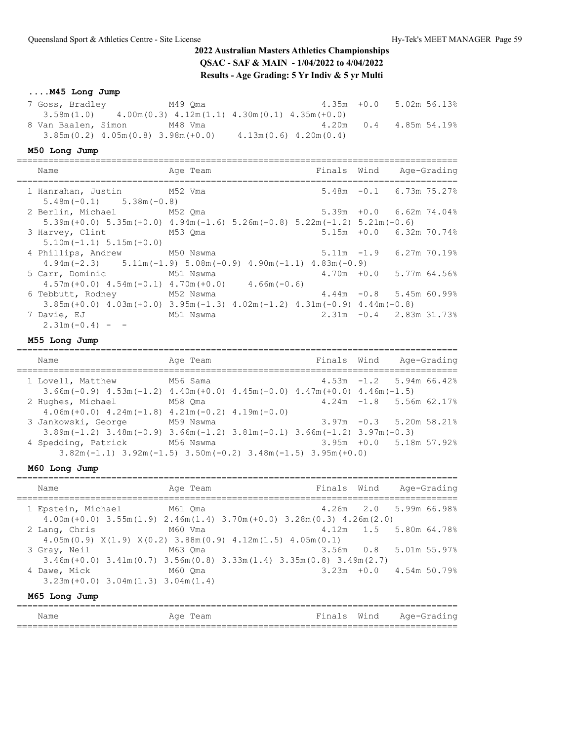## 2022 Australian Masters Athletics Championships

**QSAC - SAF & MAIN - 1/04/2022 to 4/04/2022**

**Results - Age Grading: 5 Yr Indiv & 5 yr Multi**

### ....M45 Long Jump

| Place | Name | Age | Team | Finals | Wind | Age-Grading |
|---|---|---|---|---|---|---|
| 7 | Goss, Bradley | M49 | Qma | 4.35m | +0.0 | 5.02m 56.13% |
| | 3.58m(1.0) 4.00m(0.3) 4.12m(1.1) 4.30m(0.1) 4.35m(+0.0) | | | | | |
| 8 | Van Baalen, Simon | M48 | Vma | 4.20m | 0.4 | 4.85m 54.19% |
| | 3.85m(0.2) 4.05m(0.8) 3.98m(+0.0) 4.13m(0.6) 4.20m(0.4) | | | | | |

### M50 Long Jump

| Place | Name | Age | Team | Finals | Wind | Age-Grading |
|---|---|---|---|---|---|---|
| 1 | Hanrahan, Justin | M52 | Vma | 5.48m | -0.1 | 6.73m 75.27% |
| | 5.48m(-0.1) 5.38m(-0.8) | | | | | |
| 2 | Berlin, Michael | M52 | Qma | 5.39m | +0.0 | 6.62m 74.04% |
| | 5.39m(+0.0) 5.35m(+0.0) 4.94m(-1.6) 5.26m(-0.8) 5.22m(-1.2) 5.21m(-0.6) | | | | | |
| 3 | Harvey, Clint | M53 | Qma | 5.15m | +0.0 | 6.32m 70.74% |
| | 5.10m(-1.1) 5.15m(+0.0) | | | | | |
| 4 | Phillips, Andrew | M50 | Nswma | 5.11m | -1.9 | 6.27m 70.19% |
| | 4.94m(-2.3) 5.11m(-1.9) 5.08m(-0.9) 4.90m(-1.1) 4.83m(-0.9) | | | | | |
| 5 | Carr, Dominic | M51 | Nswma | 4.70m | +0.0 | 5.77m 64.56% |
| | 4.57m(+0.0) 4.54m(-0.1) 4.70m(+0.0) 4.66m(-0.6) | | | | | |
| 6 | Tebbutt, Rodney | M52 | Nswma | 4.44m | -0.8 | 5.45m 60.99% |
| | 3.85m(+0.0) 4.03m(+0.0) 3.95m(-1.3) 4.02m(-1.2) 4.31m(-0.9) 4.44m(-0.8) | | | | | |
| 7 | Davie, EJ | M51 | Nswma | 2.31m | -0.4 | 2.83m 31.73% |
| | 2.31m(-0.4) - - | | | | | |

### M55 Long Jump

| Place | Name | Age | Team | Finals | Wind | Age-Grading |
|---|---|---|---|---|---|---|
| 1 | Lovell, Matthew | M56 | Sama | 4.53m | -1.2 | 5.94m 66.42% |
| | 3.66m(-0.9) 4.53m(-1.2) 4.40m(+0.0) 4.45m(+0.0) 4.47m(+0.0) 4.46m(-1.5) | | | | | |
| 2 | Hughes, Michael | M58 | Qma | 4.24m | -1.8 | 5.56m 62.17% |
| | 4.06m(+0.0) 4.24m(-1.8) 4.21m(-0.2) 4.19m(+0.0) | | | | | |
| 3 | Jankowski, George | M59 | Nswma | 3.97m | -0.3 | 5.20m 58.21% |
| | 3.89m(-1.2) 3.48m(-0.9) 3.66m(-1.2) 3.81m(-0.1) 3.66m(-1.2) 3.97m(-0.3) | | | | | |
| 4 | Spedding, Patrick | M56 | Nswma | 3.95m | +0.0 | 5.18m 57.92% |
| | 3.82m(-1.1) 3.92m(-1.5) 3.50m(-0.2) 3.48m(-1.5) 3.95m(+0.0) | | | | | |

### M60 Long Jump

| Place | Name | Age | Team | Finals | Wind | Age-Grading |
|---|---|---|---|---|---|---|
| 1 | Epstein, Michael | M61 | Qma | 4.26m | 2.0 | 5.99m 66.98% |
| | 4.00m(+0.0) 3.55m(1.9) 2.46m(1.4) 3.70m(+0.0) 3.28m(0.3) 4.26m(2.0) | | | | | |
| 2 | Lang, Chris | M60 | Vma | 4.12m | 1.5 | 5.80m 64.78% |
| | 4.05m(0.9) X(1.9) X(0.2) 3.88m(0.9) 4.12m(1.5) 4.05m(0.1) | | | | | |
| 3 | Gray, Neil | M63 | Qma | 3.56m | 0.8 | 5.01m 55.97% |
| | 3.46m(+0.0) 3.41m(0.7) 3.56m(0.8) 3.33m(1.4) 3.35m(0.8) 3.49m(2.7) | | | | | |
| 4 | Dawe, Mick | M60 | Qma | 3.23m | +0.0 | 4.54m 50.79% |
| | 3.23m(+0.0) 3.04m(1.3) 3.04m(1.4) | | | | | |

### M65 Long Jump

| Name | Age | Team | Finals | Wind | Age-Grading |
|---|---|---|---|---|---|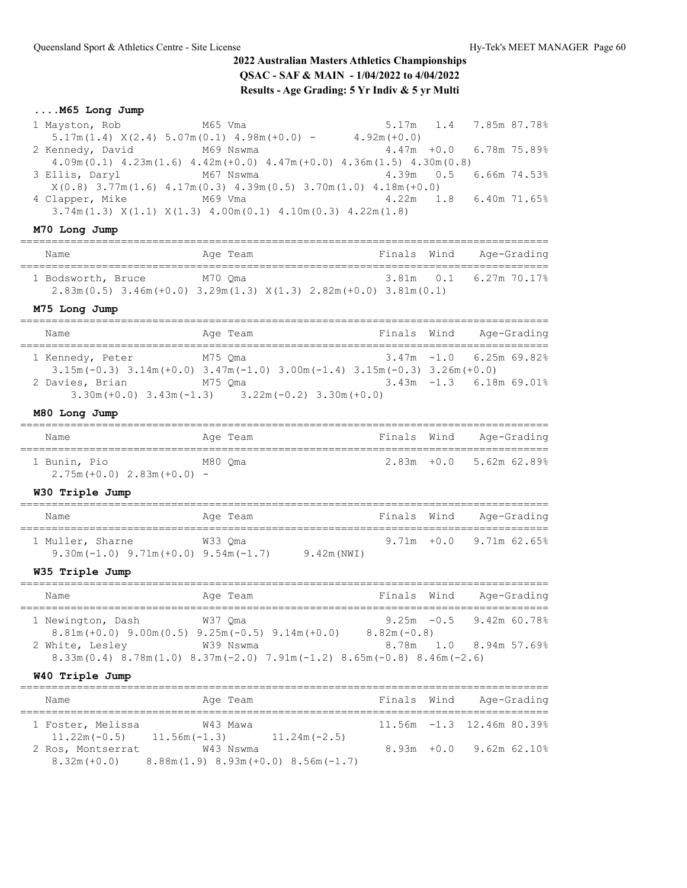## 2022 Australian Masters Athletics Championships

**QSAC - SAF & MAIN - 1/04/2022 to 4/04/2022**

**Results - Age Grading: 5 Yr Indiv & 5 yr Multi**

### ....M65 Long Jump

| Name | Age | Team | Finals | Wind | Age-Grading |
|---|---|---|---|---|---|
| 1 Mayston, Rob | M65 | Vma | 5.17m | 1.4 | 7.85m 87.78% |
| 5.17m(1.4) X(2.4) 5.07m(0.1) 4.98m(+0.0) - 4.92m(+0.0) | | | | | |
| 2 Kennedy, David | M69 | Nswma | 4.47m | +0.0 | 6.78m 75.89% |
| 4.09m(0.1) 4.23m(1.6) 4.42m(+0.0) 4.47m(+0.0) 4.36m(1.5) 4.30m(0.8) | | | | | |
| 3 Ellis, Daryl | M67 | Nswma | 4.39m | 0.5 | 6.66m 74.53% |
| X(0.8) 3.77m(1.6) 4.17m(0.3) 4.39m(0.5) 3.70m(1.0) 4.18m(+0.0) | | | | | |
| 4 Clapper, Mike | M69 | Vma | 4.22m | 1.8 | 6.40m 71.65% |
| 3.74m(1.3) X(1.1) X(1.3) 4.00m(0.1) 4.10m(0.3) 4.22m(1.8) | | | | | |

### M70 Long Jump

| Name | Age | Team | Finals | Wind | Age-Grading |
|---|---|---|---|---|---|
| 1 Bodsworth, Bruce | M70 | Qma | 3.81m | 0.1 | 6.27m 70.17% |
| 2.83m(0.5) 3.46m(+0.0) 3.29m(1.3) X(1.3) 2.82m(+0.0) 3.81m(0.1) | | | | | |

### M75 Long Jump

| Name | Age | Team | Finals | Wind | Age-Grading |
|---|---|---|---|---|---|
| 1 Kennedy, Peter | M75 | Qma | 3.47m | -1.0 | 6.25m 69.82% |
| 3.15m(-0.3) 3.14m(+0.0) 3.47m(-1.0) 3.00m(-1.4) 3.15m(-0.3) 3.26m(+0.0) | | | | | |
| 2 Davies, Brian | M75 | Qma | 3.43m | -1.3 | 6.18m 69.01% |
| 3.30m(+0.0) 3.43m(-1.3) 3.22m(-0.2) 3.30m(+0.0) | | | | | |

### M80 Long Jump

| Name | Age | Team | Finals | Wind | Age-Grading |
|---|---|---|---|---|---|
| 1 Bunin, Pio | M80 | Qma | 2.83m | +0.0 | 5.62m 62.89% |
| 2.75m(+0.0) 2.83m(+0.0) - | | | | | |

### W30 Triple Jump

| Name | Age | Team | Finals | Wind | Age-Grading |
|---|---|---|---|---|---|
| 1 Muller, Sharne | W33 | Qma | 9.71m | +0.0 | 9.71m 62.65% |
| 9.30m(-1.0) 9.71m(+0.0) 9.54m(-1.7) 9.42m(NWI) | | | | | |

### W35 Triple Jump

| Name | Age | Team | Finals | Wind | Age-Grading |
|---|---|---|---|---|---|
| 1 Newington, Dash | W37 | Qma | 9.25m | -0.5 | 9.42m 60.78% |
| 8.81m(+0.0) 9.00m(0.5) 9.25m(-0.5) 9.14m(+0.0) 8.82m(-0.8) | | | | | |
| 2 White, Lesley | W39 | Nswma | 8.78m | 1.0 | 8.94m 57.69% |
| 8.33m(0.4) 8.78m(1.0) 8.37m(-2.0) 7.91m(-1.2) 8.65m(-0.8) 8.46m(-2.6) | | | | | |

### W40 Triple Jump

| Name | Age | Team | Finals | Wind | Age-Grading |
|---|---|---|---|---|---|
| 1 Foster, Melissa | W43 | Mawa | 11.56m | -1.3 | 12.46m 80.39% |
| 11.22m(-0.5) 11.56m(-1.3) 11.24m(-2.5) | | | | | |
| 2 Ros, Montserrat | W43 | Nswma | 8.93m | +0.0 | 9.62m 62.10% |
| 8.32m(+0.0) 8.88m(1.9) 8.93m(+0.0) 8.56m(-1.7) | | | | | |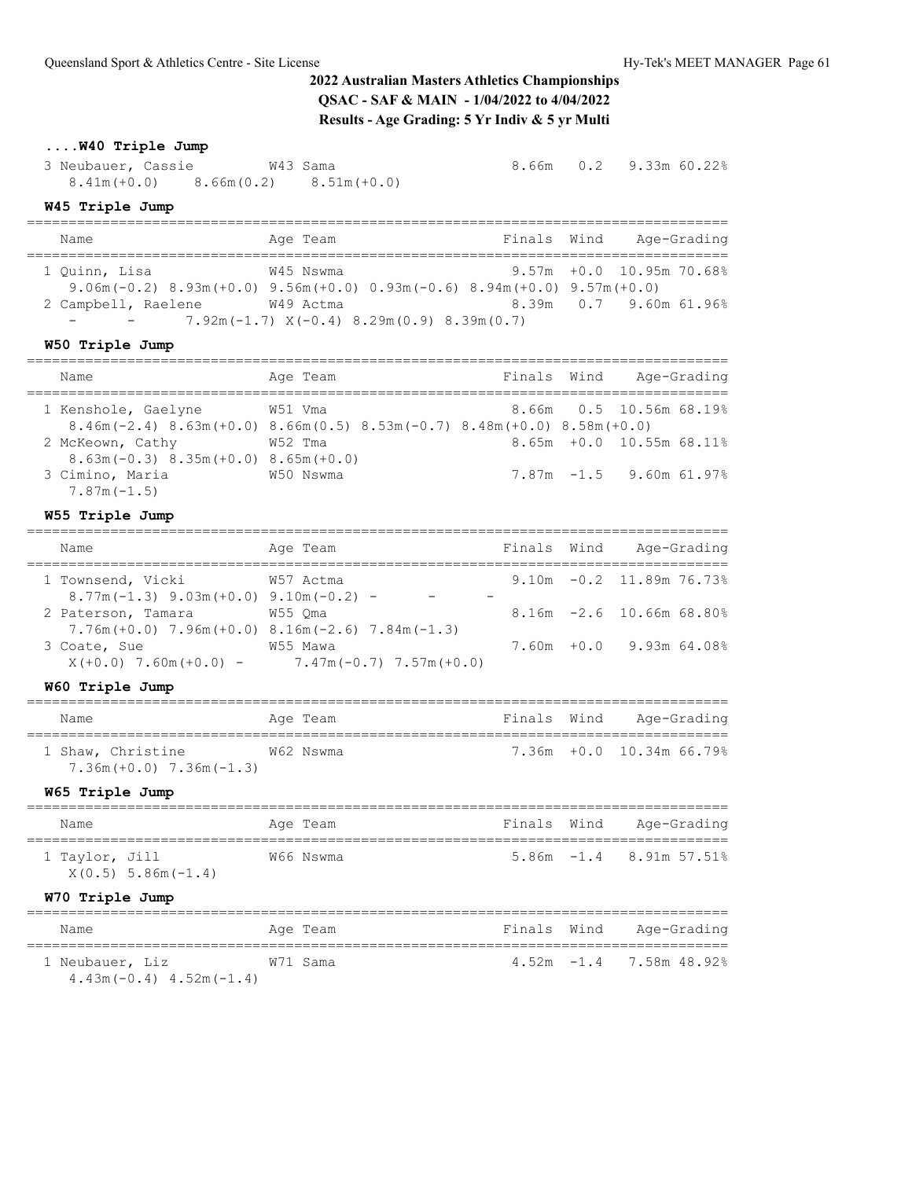## 2022 Australian Masters Athletics Championships

**QSAC - SAF & MAIN - 1/04/2022 to 4/04/2022**

**Results - Age Grading: 5 Yr Indiv & 5 yr Multi**

### ....W40 Triple Jump

| Place | Name | Age | Team | Finals | Wind | Age-Grading | |
|---|---|---|---|---|---|---|---|
| 3 | Neubauer, Cassie | W43 | Sama | 8.66m | 0.2 | 9.33m | 60.22% |

8.41m(+0.0) 8.66m(0.2) 8.51m(+0.0)

### W45 Triple Jump

| Place | Name | Age | Team | Finals | Wind | Age-Grading | |
|---|---|---|---|---|---|---|---|
| 1 | Quinn, Lisa | W45 | Nswma | 9.57m | +0.0 | 10.95m | 70.68% |
| | 9.06m(-0.2) 8.93m(+0.0) 9.56m(+0.0) 0.93m(-0.6) 8.94m(+0.0) 9.57m(+0.0) | | | | | | |
| 2 | Campbell, Raelene | W49 | Actma | 8.39m | 0.7 | 9.60m | 61.96% |
| | - - 7.92m(-1.7) X(-0.4) 8.29m(0.9) 8.39m(0.7) | | | | | | |

### W50 Triple Jump

| Place | Name | Age | Team | Finals | Wind | Age-Grading | |
|---|---|---|---|---|---|---|---|
| 1 | Kenshole, Gaelyne | W51 | Vma | 8.66m | 0.5 | 10.56m | 68.19% |
| | 8.46m(-2.4) 8.63m(+0.0) 8.66m(0.5) 8.53m(-0.7) 8.48m(+0.0) 8.58m(+0.0) | | | | | | |
| 2 | McKeown, Cathy | W52 | Tma | 8.65m | +0.0 | 10.55m | 68.11% |
| | 8.63m(-0.3) 8.35m(+0.0) 8.65m(+0.0) | | | | | | |
| 3 | Cimino, Maria | W50 | Nswma | 7.87m | -1.5 | 9.60m | 61.97% |
| | 7.87m(-1.5) | | | | | | |

### W55 Triple Jump

| Place | Name | Age | Team | Finals | Wind | Age-Grading | |
|---|---|---|---|---|---|---|---|
| 1 | Townsend, Vicki | W57 | Actma | 9.10m | -0.2 | 11.89m | 76.73% |
| | 8.77m(-1.3) 9.03m(+0.0) 9.10m(-0.2) - - - | | | | | | |
| 2 | Paterson, Tamara | W55 | Qma | 8.16m | -2.6 | 10.66m | 68.80% |
| | 7.76m(+0.0) 7.96m(+0.0) 8.16m(-2.6) 7.84m(-1.3) | | | | | | |
| 3 | Coate, Sue | W55 | Mawa | 7.60m | +0.0 | 9.93m | 64.08% |
| | X(+0.0) 7.60m(+0.0) - 7.47m(-0.7) 7.57m(+0.0) | | | | | | |

### W60 Triple Jump

| Place | Name | Age | Team | Finals | Wind | Age-Grading | |
|---|---|---|---|---|---|---|---|
| 1 | Shaw, Christine | W62 | Nswma | 7.36m | +0.0 | 10.34m | 66.79% |
| | 7.36m(+0.0) 7.36m(-1.3) | | | | | | |

### W65 Triple Jump

| Place | Name | Age | Team | Finals | Wind | Age-Grading | |
|---|---|---|---|---|---|---|---|
| 1 | Taylor, Jill | W66 | Nswma | 5.86m | -1.4 | 8.91m | 57.51% |
| | X(0.5) 5.86m(-1.4) | | | | | | |

### W70 Triple Jump

| Place | Name | Age | Team | Finals | Wind | Age-Grading | |
|---|---|---|---|---|---|---|---|
| 1 | Neubauer, Liz | W71 | Sama | 4.52m | -1.4 | 7.58m | 48.92% |
| | 4.43m(-0.4) 4.52m(-1.4) | | | | | | |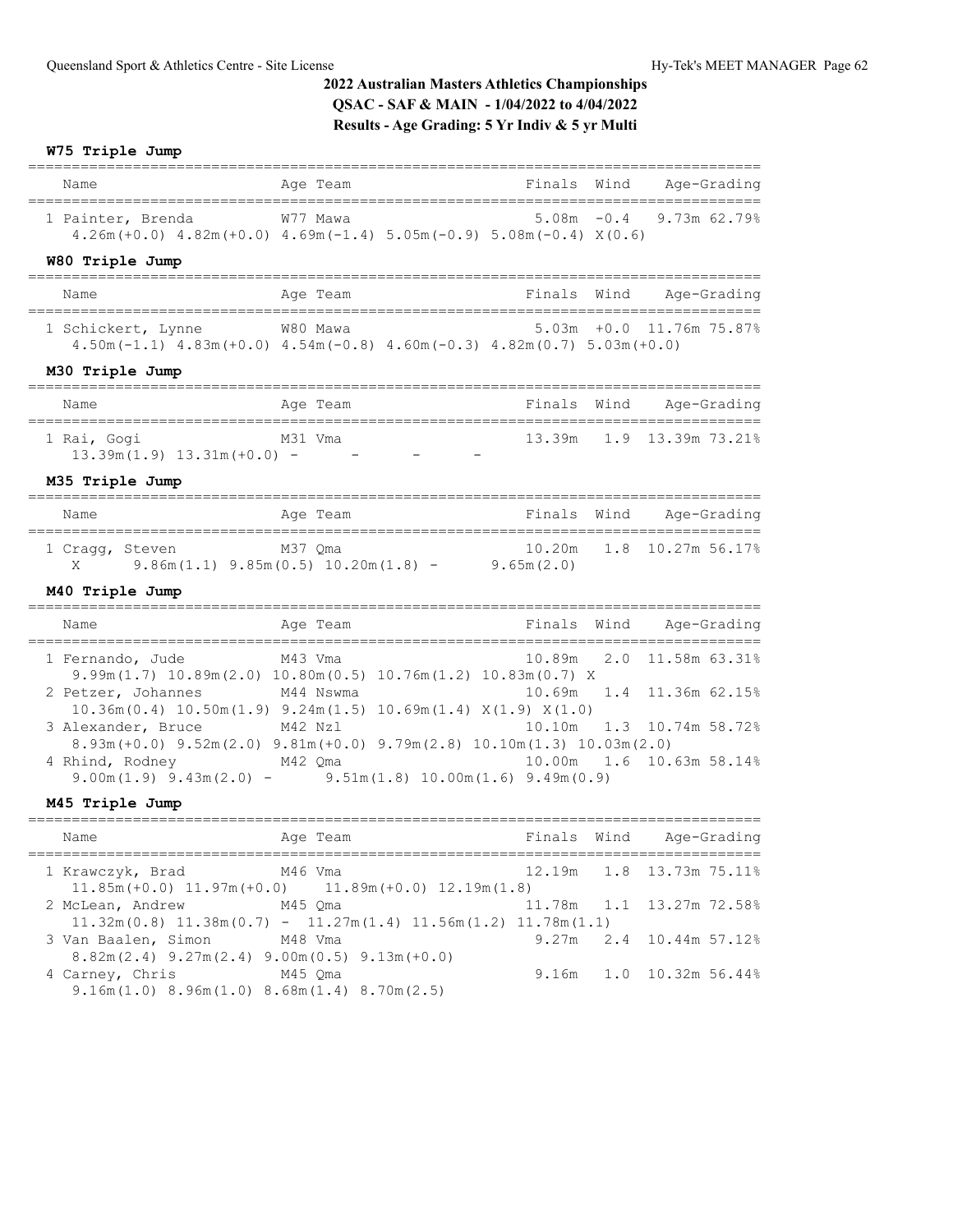# 2022 Australian Masters Athletics Championships

**QSAC - SAF & MAIN - 1/04/2022 to 4/04/2022**

**Results - Age Grading: 5 Yr Indiv & 5 yr Multi**

## W75 Triple Jump

| Name | Age | Team | Finals | Wind | Age-Grading |
|---|---|---|---|---|---|
| 1 Painter, Brenda | W77 | Mawa | 5.08m | -0.4 | 9.73m 62.79% |

4.26m(+0.0) 4.82m(+0.0) 4.69m(-1.4) 5.05m(-0.9) 5.08m(-0.4) X(0.6)

## W80 Triple Jump

| Name | Age | Team | Finals | Wind | Age-Grading |
|---|---|---|---|---|---|
| 1 Schickert, Lynne | W80 | Mawa | 5.03m | +0.0 | 11.76m 75.87% |

4.50m(-1.1) 4.83m(+0.0) 4.54m(-0.8) 4.60m(-0.3) 4.82m(0.7) 5.03m(+0.0)

## M30 Triple Jump

| Name | Age | Team | Finals | Wind | Age-Grading |
|---|---|---|---|---|---|
| 1 Rai, Gogi | M31 | Vma | 13.39m | 1.9 | 13.39m 73.21% |

13.39m(1.9) 13.31m(+0.0) - - - -

## M35 Triple Jump

| Name | Age | Team | Finals | Wind | Age-Grading |
|---|---|---|---|---|---|
| 1 Cragg, Steven | M37 | Qma | 10.20m | 1.8 | 10.27m 56.17% |

X 9.86m(1.1) 9.85m(0.5) 10.20m(1.8) - 9.65m(2.0)

## M40 Triple Jump

| Name | Age | Team | Finals | Wind | Age-Grading |
|---|---|---|---|---|---|
| 1 Fernando, Jude | M43 | Vma | 10.89m | 2.0 | 11.58m 63.31% |
| 9.99m(1.7) 10.89m(2.0) 10.80m(0.5) 10.76m(1.2) 10.83m(0.7) X | | | | | |
| 2 Petzer, Johannes | M44 | Nswma | 10.69m | 1.4 | 11.36m 62.15% |
| 10.36m(0.4) 10.50m(1.9) 9.24m(1.5) 10.69m(1.4) X(1.9) X(1.0) | | | | | |
| 3 Alexander, Bruce | M42 | Nzl | 10.10m | 1.3 | 10.74m 58.72% |
| 8.93m(+0.0) 9.52m(2.0) 9.81m(+0.0) 9.79m(2.8) 10.10m(1.3) 10.03m(2.0) | | | | | |
| 4 Rhind, Rodney | M42 | Qma | 10.00m | 1.6 | 10.63m 58.14% |
| 9.00m(1.9) 9.43m(2.0) - 9.51m(1.8) 10.00m(1.6) 9.49m(0.9) | | | | | |

## M45 Triple Jump

| Name | Age | Team | Finals | Wind | Age-Grading |
|---|---|---|---|---|---|
| 1 Krawczyk, Brad | M46 | Vma | 12.19m | 1.8 | 13.73m 75.11% |
| 11.85m(+0.0) 11.97m(+0.0) 11.89m(+0.0) 12.19m(1.8) | | | | | |
| 2 McLean, Andrew | M45 | Qma | 11.78m | 1.1 | 13.27m 72.58% |
| 11.32m(0.8) 11.38m(0.7) - 11.27m(1.4) 11.56m(1.2) 11.78m(1.1) | | | | | |
| 3 Van Baalen, Simon | M48 | Vma | 9.27m | 2.4 | 10.44m 57.12% |
| 8.82m(2.4) 9.27m(2.4) 9.00m(0.5) 9.13m(+0.0) | | | | | |
| 4 Carney, Chris | M45 | Qma | 9.16m | 1.0 | 10.32m 56.44% |
| 9.16m(1.0) 8.96m(1.0) 8.68m(1.4) 8.70m(2.5) | | | | | |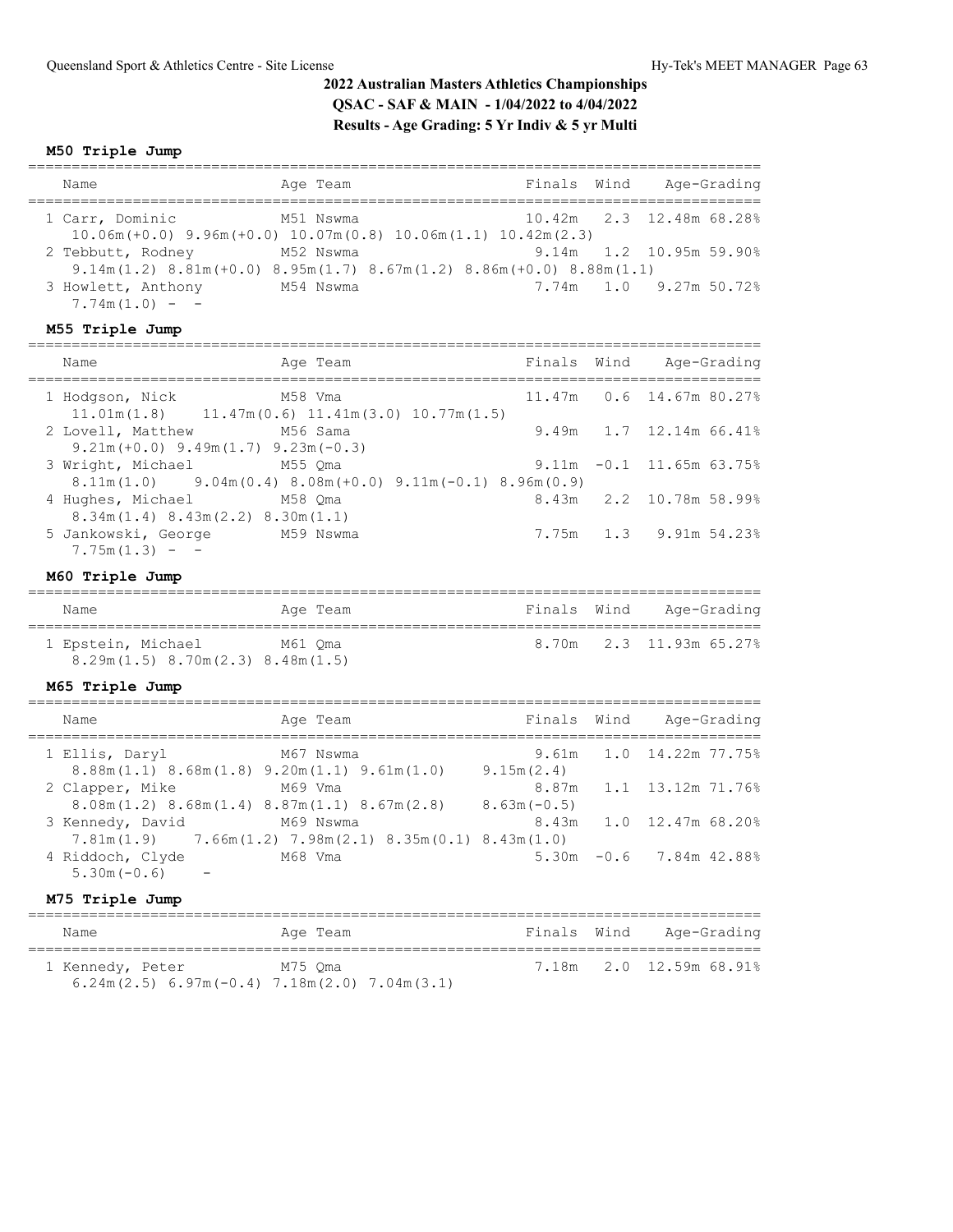# 2022 Australian Masters Athletics Championships

**QSAC - SAF & MAIN - 1/04/2022 to 4/04/2022**

**Results - Age Grading: 5 Yr Indiv & 5 yr Multi**

### M50 Triple Jump

| Name | Age | Team | Finals | Wind | Age-Grading |
|---|---|---|---|---|---|
| 1 Carr, Dominic | M51 | Nswma | 10.42m | 2.3 | 12.48m 68.28% |
| 10.06m(+0.0) 9.96m(+0.0) 10.07m(0.8) 10.06m(1.1) 10.42m(2.3) | | | | | |
| 2 Tebbutt, Rodney | M52 | Nswma | 9.14m | 1.2 | 10.95m 59.90% |
| 9.14m(1.2) 8.81m(+0.0) 8.95m(1.7) 8.67m(1.2) 8.86m(+0.0) 8.88m(1.1) | | | | | |
| 3 Howlett, Anthony | M54 | Nswma | 7.74m | 1.0 | 9.27m 50.72% |
| 7.74m(1.0) - - | | | | | |

### M55 Triple Jump

| Name | Age | Team | Finals | Wind | Age-Grading |
|---|---|---|---|---|---|
| 1 Hodgson, Nick | M58 | Vma | 11.47m | 0.6 | 14.67m 80.27% |
| 11.01m(1.8) 11.47m(0.6) 11.41m(3.0) 10.77m(1.5) | | | | | |
| 2 Lovell, Matthew | M56 | Sama | 9.49m | 1.7 | 12.14m 66.41% |
| 9.21m(+0.0) 9.49m(1.7) 9.23m(-0.3) | | | | | |
| 3 Wright, Michael | M55 | Qma | 9.11m | -0.1 | 11.65m 63.75% |
| 8.11m(1.0) 9.04m(0.4) 8.08m(+0.0) 9.11m(-0.1) 8.96m(0.9) | | | | | |
| 4 Hughes, Michael | M58 | Qma | 8.43m | 2.2 | 10.78m 58.99% |
| 8.34m(1.4) 8.43m(2.2) 8.30m(1.1) | | | | | |
| 5 Jankowski, George | M59 | Nswma | 7.75m | 1.3 | 9.91m 54.23% |
| 7.75m(1.3) - - | | | | | |

### M60 Triple Jump

| Name | Age | Team | Finals | Wind | Age-Grading |
|---|---|---|---|---|---|
| 1 Epstein, Michael | M61 | Qma | 8.70m | 2.3 | 11.93m 65.27% |
| 8.29m(1.5) 8.70m(2.3) 8.48m(1.5) | | | | | |

### M65 Triple Jump

| Name | Age | Team | Finals | Wind | Age-Grading |
|---|---|---|---|---|---|
| 1 Ellis, Daryl | M67 | Nswma | 9.61m | 1.0 | 14.22m 77.75% |
| 8.88m(1.1) 8.68m(1.8) 9.20m(1.1) 9.61m(1.0) 9.15m(2.4) | | | | | |
| 2 Clapper, Mike | M69 | Vma | 8.87m | 1.1 | 13.12m 71.76% |
| 8.08m(1.2) 8.68m(1.4) 8.87m(1.1) 8.67m(2.8) 8.63m(-0.5) | | | | | |
| 3 Kennedy, David | M69 | Nswma | 8.43m | 1.0 | 12.47m 68.20% |
| 7.81m(1.9) 7.66m(1.2) 7.98m(2.1) 8.35m(0.1) 8.43m(1.0) | | | | | |
| 4 Riddoch, Clyde | M68 | Vma | 5.30m | -0.6 | 7.84m 42.88% |
| 5.30m(-0.6) - | | | | | |

### M75 Triple Jump

| Name | Age | Team | Finals | Wind | Age-Grading |
|---|---|---|---|---|---|
| 1 Kennedy, Peter | M75 | Qma | 7.18m | 2.0 | 12.59m 68.91% |
| 6.24m(2.5) 6.97m(-0.4) 7.18m(2.0) 7.04m(3.1) | | | | | |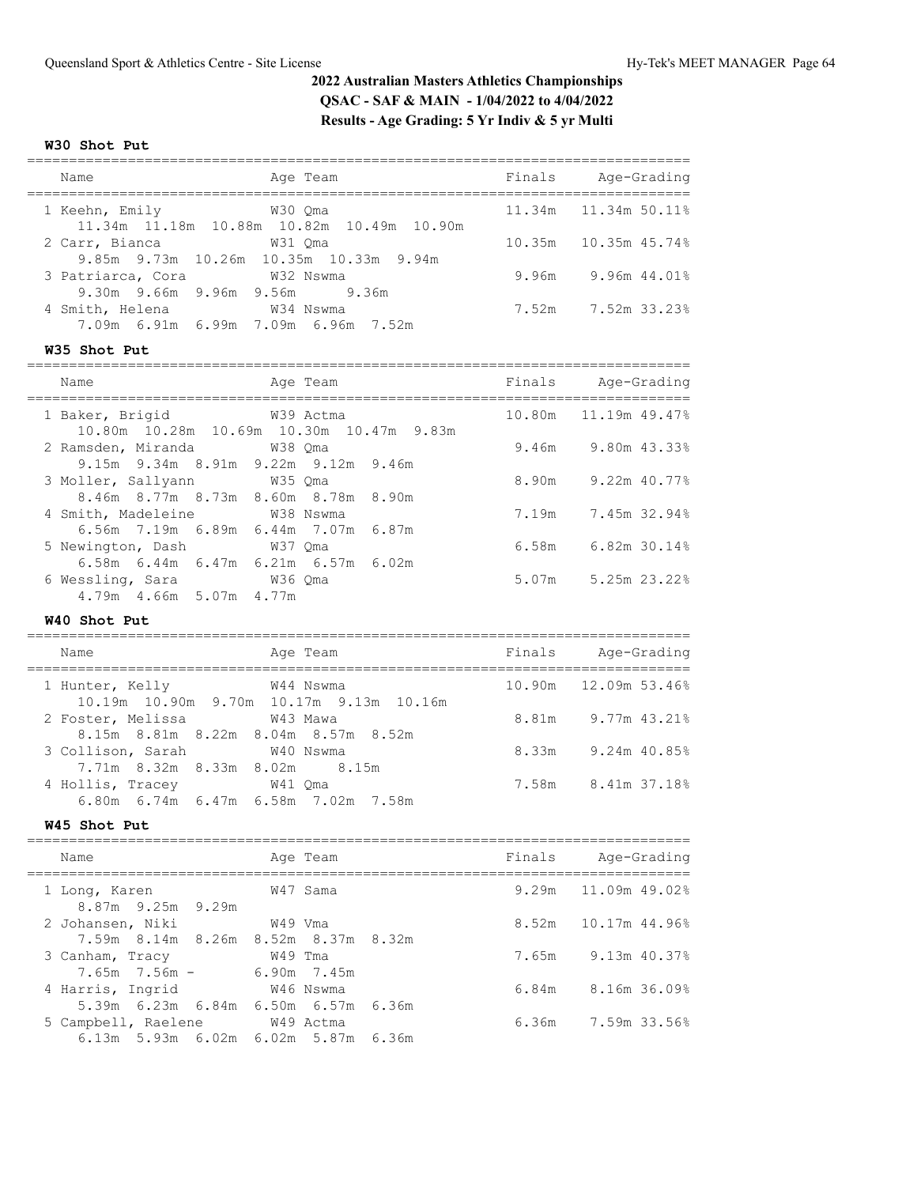## 2022 Australian Masters Athletics Championships

**QSAC - SAF & MAIN - 1/04/2022 to 4/04/2022**

**Results - Age Grading: 5 Yr Indiv & 5 yr Multi**

### W30 Shot Put

| Name | Age | Team | Finals | Age-Grading |
|---|---|---|---|---|
| 1 Keehn, Emily | W30 | Qma | 11.34m | 11.34m 50.11% |
| 11.34m 11.18m 10.88m 10.82m 10.49m 10.90m | | | | |
| 2 Carr, Bianca | W31 | Qma | 10.35m | 10.35m 45.74% |
| 9.85m 9.73m 10.26m 10.35m 10.33m 9.94m | | | | |
| 3 Patriarca, Cora | W32 | Nswma | 9.96m | 9.96m 44.01% |
| 9.30m 9.66m 9.96m 9.56m 9.36m | | | | |
| 4 Smith, Helena | W34 | Nswma | 7.52m | 7.52m 33.23% |
| 7.09m 6.91m 6.99m 7.09m 6.96m 7.52m | | | | |

### W35 Shot Put

| Name | Age | Team | Finals | Age-Grading |
|---|---|---|---|---|
| 1 Baker, Brigid | W39 | Actma | 10.80m | 11.19m 49.47% |
| 10.80m 10.28m 10.69m 10.30m 10.47m 9.83m | | | | |
| 2 Ramsden, Miranda | W38 | Qma | 9.46m | 9.80m 43.33% |
| 9.15m 9.34m 8.91m 9.22m 9.12m 9.46m | | | | |
| 3 Moller, Sallyann | W35 | Qma | 8.90m | 9.22m 40.77% |
| 8.46m 8.77m 8.73m 8.60m 8.78m 8.90m | | | | |
| 4 Smith, Madeleine | W38 | Nswma | 7.19m | 7.45m 32.94% |
| 6.56m 7.19m 6.89m 6.44m 7.07m 6.87m | | | | |
| 5 Newington, Dash | W37 | Qma | 6.58m | 6.82m 30.14% |
| 6.58m 6.44m 6.47m 6.21m 6.57m 6.02m | | | | |
| 6 Wessling, Sara | W36 | Qma | 5.07m | 5.25m 23.22% |
| 4.79m 4.66m 5.07m 4.77m | | | | |

### W40 Shot Put

| Name | Age | Team | Finals | Age-Grading |
|---|---|---|---|---|
| 1 Hunter, Kelly | W44 | Nswma | 10.90m | 12.09m 53.46% |
| 10.19m 10.90m 9.70m 10.17m 9.13m 10.16m | | | | |
| 2 Foster, Melissa | W43 | Mawa | 8.81m | 9.77m 43.21% |
| 8.15m 8.81m 8.22m 8.04m 8.57m 8.52m | | | | |
| 3 Collison, Sarah | W40 | Nswma | 8.33m | 9.24m 40.85% |
| 7.71m 8.32m 8.33m 8.02m 8.15m | | | | |
| 4 Hollis, Tracey | W41 | Qma | 7.58m | 8.41m 37.18% |
| 6.80m 6.74m 6.47m 6.58m 7.02m 7.58m | | | | |

### W45 Shot Put

| Name | Age | Team | Finals | Age-Grading |
|---|---|---|---|---|
| 1 Long, Karen | W47 | Sama | 9.29m | 11.09m 49.02% |
| 8.87m 9.25m 9.29m | | | | |
| 2 Johansen, Niki | W49 | Vma | 8.52m | 10.17m 44.96% |
| 7.59m 8.14m 8.26m 8.52m 8.37m 8.32m | | | | |
| 3 Canham, Tracy | W49 | Tma | 7.65m | 9.13m 40.37% |
| 7.65m 7.56m - 6.90m 7.45m | | | | |
| 4 Harris, Ingrid | W46 | Nswma | 6.84m | 8.16m 36.09% |
| 5.39m 6.23m 6.84m 6.50m 6.57m 6.36m | | | | |
| 5 Campbell, Raelene | W49 | Actma | 6.36m | 7.59m 33.56% |
| 6.13m 5.93m 6.02m 6.02m 5.87m 6.36m | | | | |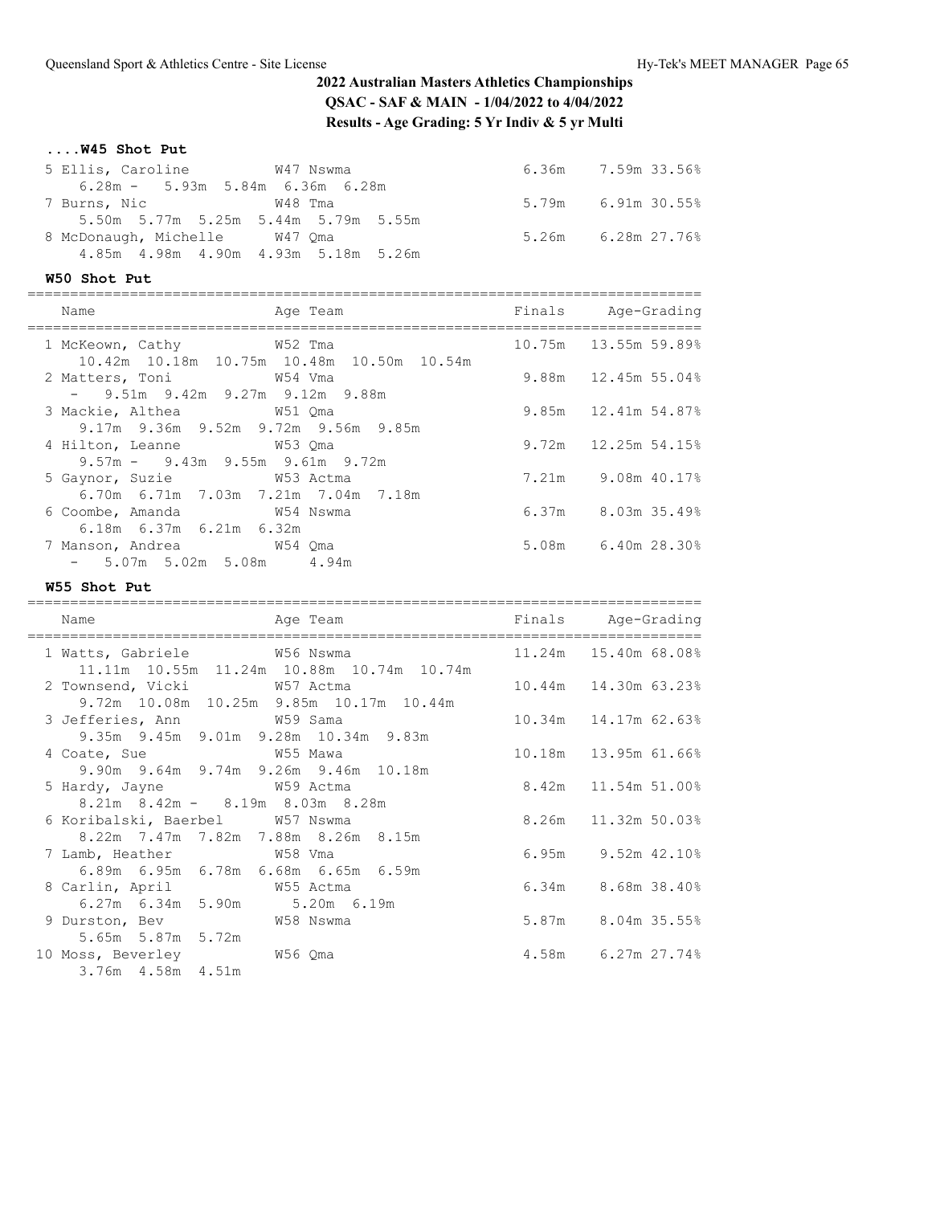## 2022 Australian Masters Athletics Championships

**QSAC - SAF & MAIN - 1/04/2022 to 4/04/2022**

**Results - Age Grading: 5 Yr Indiv & 5 yr Multi**

### ....W45 Shot Put

| Place | Name | Age Team | Finals | Age-Grading |
|---|---|---|---|---|
| 5 | Ellis, Caroline | W47 Nswma | 6.36m | 7.59m 33.56% |
| | 6.28m - 5.93m 5.84m 6.36m 6.28m | | | |
| 7 | Burns, Nic | W48 Tma | 5.79m | 6.91m 30.55% |
| | 5.50m 5.77m 5.25m 5.44m 5.79m 5.55m | | | |
| 8 | McDonaugh, Michelle | W47 Qma | 5.26m | 6.28m 27.76% |
| | 4.85m 4.98m 4.90m 4.93m 5.18m 5.26m | | | |

### W50 Shot Put

| Place | Name | Age Team | Finals | Age-Grading |
|---|---|---|---|---|
| 1 | McKeown, Cathy | W52 Tma | 10.75m | 13.55m 59.89% |
| | 10.42m 10.18m 10.75m 10.48m 10.50m 10.54m | | | |
| 2 | Matters, Toni | W54 Vma | 9.88m | 12.45m 55.04% |
| | - 9.51m 9.42m 9.27m 9.12m 9.88m | | | |
| 3 | Mackie, Althea | W51 Qma | 9.85m | 12.41m 54.87% |
| | 9.17m 9.36m 9.52m 9.72m 9.56m 9.85m | | | |
| 4 | Hilton, Leanne | W53 Qma | 9.72m | 12.25m 54.15% |
| | 9.57m - 9.43m 9.55m 9.61m 9.72m | | | |
| 5 | Gaynor, Suzie | W53 Actma | 7.21m | 9.08m 40.17% |
| | 6.70m 6.71m 7.03m 7.21m 7.04m 7.18m | | | |
| 6 | Coombe, Amanda | W54 Nswma | 6.37m | 8.03m 35.49% |
| | 6.18m 6.37m 6.21m 6.32m | | | |
| 7 | Manson, Andrea | W54 Qma | 5.08m | 6.40m 28.30% |
| | - 5.07m 5.02m 5.08m 4.94m | | | |

### W55 Shot Put

| Place | Name | Age Team | Finals | Age-Grading |
|---|---|---|---|---|
| 1 | Watts, Gabriele | W56 Nswma | 11.24m | 15.40m 68.08% |
| | 11.11m 10.55m 11.24m 10.88m 10.74m 10.74m | | | |
| 2 | Townsend, Vicki | W57 Actma | 10.44m | 14.30m 63.23% |
| | 9.72m 10.08m 10.25m 9.85m 10.17m 10.44m | | | |
| 3 | Jefferies, Ann | W59 Sama | 10.34m | 14.17m 62.63% |
| | 9.35m 9.45m 9.01m 9.28m 10.34m 9.83m | | | |
| 4 | Coate, Sue | W55 Mawa | 10.18m | 13.95m 61.66% |
| | 9.90m 9.64m 9.74m 9.26m 9.46m 10.18m | | | |
| 5 | Hardy, Jayne | W59 Actma | 8.42m | 11.54m 51.00% |
| | 8.21m 8.42m - 8.19m 8.03m 8.28m | | | |
| 6 | Koribalski, Baerbel | W57 Nswma | 8.26m | 11.32m 50.03% |
| | 8.22m 7.47m 7.82m 7.88m 8.26m 8.15m | | | |
| 7 | Lamb, Heather | W58 Vma | 6.95m | 9.52m 42.10% |
| | 6.89m 6.95m 6.78m 6.68m 6.65m 6.59m | | | |
| 8 | Carlin, April | W55 Actma | 6.34m | 8.68m 38.40% |
| | 6.27m 6.34m 5.90m 5.20m 6.19m | | | |
| 9 | Durston, Bev | W58 Nswma | 5.87m | 8.04m 35.55% |
| | 5.65m 5.87m 5.72m | | | |
| 10 | Moss, Beverley | W56 Qma | 4.58m | 6.27m 27.74% |
| | 3.76m 4.58m 4.51m | | | |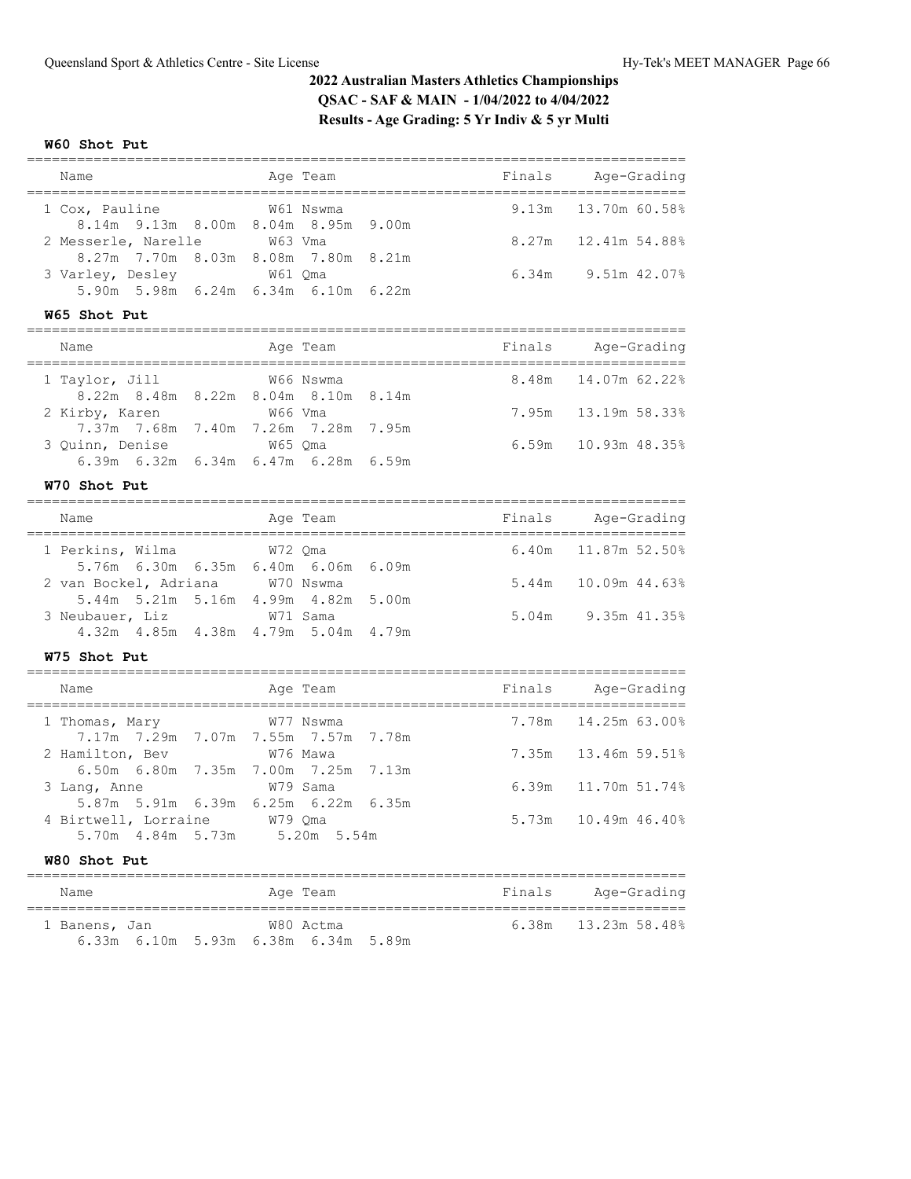## 2022 Australian Masters Athletics Championships

**QSAC - SAF & MAIN - 1/04/2022 to 4/04/2022**

**Results - Age Grading: 5 Yr Indiv & 5 yr Multi**

### W60 Shot Put

| Name | Age | Team | Finals | Age-Grading | |
|---|---|---|---|---|---|
| 1 Cox, Pauline | W61 | Nswma | 9.13m | 13.70m | 60.58% |
| 8.14m 9.13m 8.00m 8.04m 8.95m 9.00m | | | | | |
| 2 Messerle, Narelle | W63 | Vma | 8.27m | 12.41m | 54.88% |
| 8.27m 7.70m 8.03m 8.08m 7.80m 8.21m | | | | | |
| 3 Varley, Desley | W61 | Qma | 6.34m | 9.51m | 42.07% |
| 5.90m 5.98m 6.24m 6.34m 6.10m 6.22m | | | | | |

### W65 Shot Put

| Name | Age | Team | Finals | Age-Grading | |
|---|---|---|---|---|---|
| 1 Taylor, Jill | W66 | Nswma | 8.48m | 14.07m | 62.22% |
| 8.22m 8.48m 8.22m 8.04m 8.10m 8.14m | | | | | |
| 2 Kirby, Karen | W66 | Vma | 7.95m | 13.19m | 58.33% |
| 7.37m 7.68m 7.40m 7.26m 7.28m 7.95m | | | | | |
| 3 Quinn, Denise | W65 | Qma | 6.59m | 10.93m | 48.35% |
| 6.39m 6.32m 6.34m 6.47m 6.28m 6.59m | | | | | |

### W70 Shot Put

| Name | Age | Team | Finals | Age-Grading | |
|---|---|---|---|---|---|
| 1 Perkins, Wilma | W72 | Qma | 6.40m | 11.87m | 52.50% |
| 5.76m 6.30m 6.35m 6.40m 6.06m 6.09m | | | | | |
| 2 van Bockel, Adriana | W70 | Nswma | 5.44m | 10.09m | 44.63% |
| 5.44m 5.21m 5.16m 4.99m 4.82m 5.00m | | | | | |
| 3 Neubauer, Liz | W71 | Sama | 5.04m | 9.35m | 41.35% |
| 4.32m 4.85m 4.38m 4.79m 5.04m 4.79m | | | | | |

### W75 Shot Put

| Name | Age | Team | Finals | Age-Grading | |
|---|---|---|---|---|---|
| 1 Thomas, Mary | W77 | Nswma | 7.78m | 14.25m | 63.00% |
| 7.17m 7.29m 7.07m 7.55m 7.57m 7.78m | | | | | |
| 2 Hamilton, Bev | W76 | Mawa | 7.35m | 13.46m | 59.51% |
| 6.50m 6.80m 7.35m 7.00m 7.25m 7.13m | | | | | |
| 3 Lang, Anne | W79 | Sama | 6.39m | 11.70m | 51.74% |
| 5.87m 5.91m 6.39m 6.25m 6.22m 6.35m | | | | | |
| 4 Birtwell, Lorraine | W79 | Qma | 5.73m | 10.49m | 46.40% |
| 5.70m 4.84m 5.73m 5.20m 5.54m | | | | | |

### W80 Shot Put

| Name | Age | Team | Finals | Age-Grading | |
|---|---|---|---|---|---|
| 1 Banens, Jan | W80 | Actma | 6.38m | 13.23m | 58.48% |
| 6.33m 6.10m 5.93m 6.38m 6.34m 5.89m | | | | | |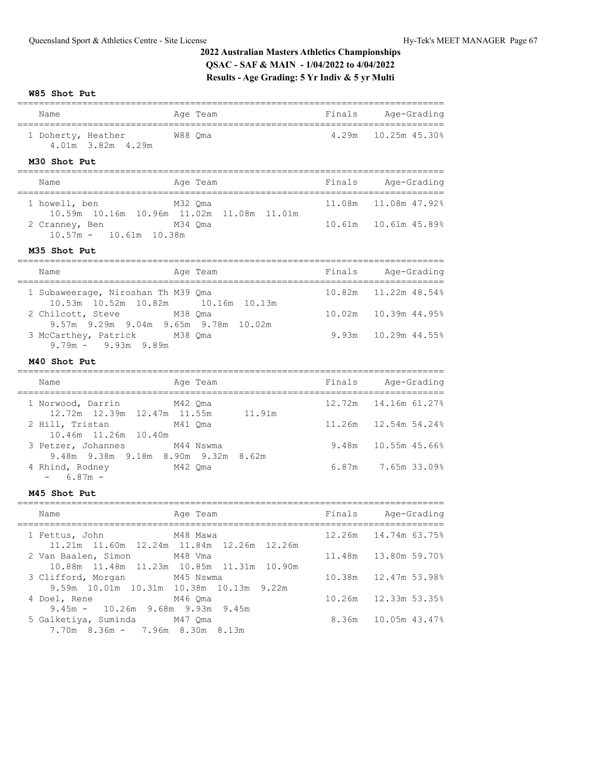## 2022 Australian Masters Athletics Championships

**QSAC - SAF & MAIN - 1/04/2022 to 4/04/2022**

**Results - Age Grading: 5 Yr Indiv & 5 yr Multi**

### W85 Shot Put

| | Name | Age | Team | Finals | Age-Grading | |
|---|---|---|---|---|---|---|
| 1 | Doherty, Heather | W88 | Qma | 4.29m | 10.25m | 45.30% |
| | 4.01m 3.82m 4.29m | | | | | |

### M30 Shot Put

| | Name | Age | Team | Finals | Age-Grading | |
|---|---|---|---|---|---|---|
| 1 | howell, ben | M32 | Qma | 11.08m | 11.08m | 47.92% |
| | 10.59m 10.16m 10.96m 11.02m 11.08m 11.01m | | | | | |
| 2 | Cranney, Ben | M34 | Qma | 10.61m | 10.61m | 45.89% |
| | 10.57m - 10.61m 10.38m | | | | | |

### M35 Shot Put

| | Name | Age | Team | Finals | Age-Grading | |
|---|---|---|---|---|---|---|
| 1 | Subaweerage, Niroshan Th | M39 | Qma | 10.82m | 11.22m | 48.54% |
| | 10.53m 10.52m 10.82m 10.16m 10.13m | | | | | |
| 2 | Chilcott, Steve | M38 | Qma | 10.02m | 10.39m | 44.95% |
| | 9.57m 9.29m 9.04m 9.65m 9.78m 10.02m | | | | | |
| 3 | McCarthey, Patrick | M38 | Qma | 9.93m | 10.29m | 44.55% |
| | 9.79m - 9.93m 9.89m | | | | | |

### M40 Shot Put

| | Name | Age | Team | Finals | Age-Grading | |
|---|---|---|---|---|---|---|
| 1 | Norwood, Darrin | M42 | Qma | 12.72m | 14.16m | 61.27% |
| | 12.72m 12.39m 12.47m 11.55m 11.91m | | | | | |
| 2 | Hill, Tristan | M41 | Qma | 11.26m | 12.54m | 54.24% |
| | 10.46m 11.26m 10.40m | | | | | |
| 3 | Petzer, Johannes | M44 | Nswma | 9.48m | 10.55m | 45.66% |
| | 9.48m 9.38m 9.18m 8.90m 9.32m 8.62m | | | | | |
| 4 | Rhind, Rodney | M42 | Qma | 6.87m | 7.65m | 33.09% |
| | - 6.87m - | | | | | |

### M45 Shot Put

| | Name | Age | Team | Finals | Age-Grading | |
|---|---|---|---|---|---|---|
| 1 | Fettus, John | M48 | Mawa | 12.26m | 14.74m | 63.75% |
| | 11.21m 11.60m 12.24m 11.84m 12.26m 12.26m | | | | | |
| 2 | Van Baalen, Simon | M48 | Vma | 11.48m | 13.80m | 59.70% |
| | 10.88m 11.48m 11.23m 10.85m 11.31m 10.90m | | | | | |
| 3 | Clifford, Morgan | M45 | Nswma | 10.38m | 12.47m | 53.98% |
| | 9.59m 10.01m 10.31m 10.38m 10.13m 9.22m | | | | | |
| 4 | Doel, Rene | M46 | Qma | 10.26m | 12.33m | 53.35% |
| | 9.45m - 10.26m 9.68m 9.93m 9.45m | | | | | |
| 5 | Galketiya, Suminda | M47 | Qma | 8.36m | 10.05m | 43.47% |
| | 7.70m 8.36m - 7.96m 8.30m 8.13m | | | | | |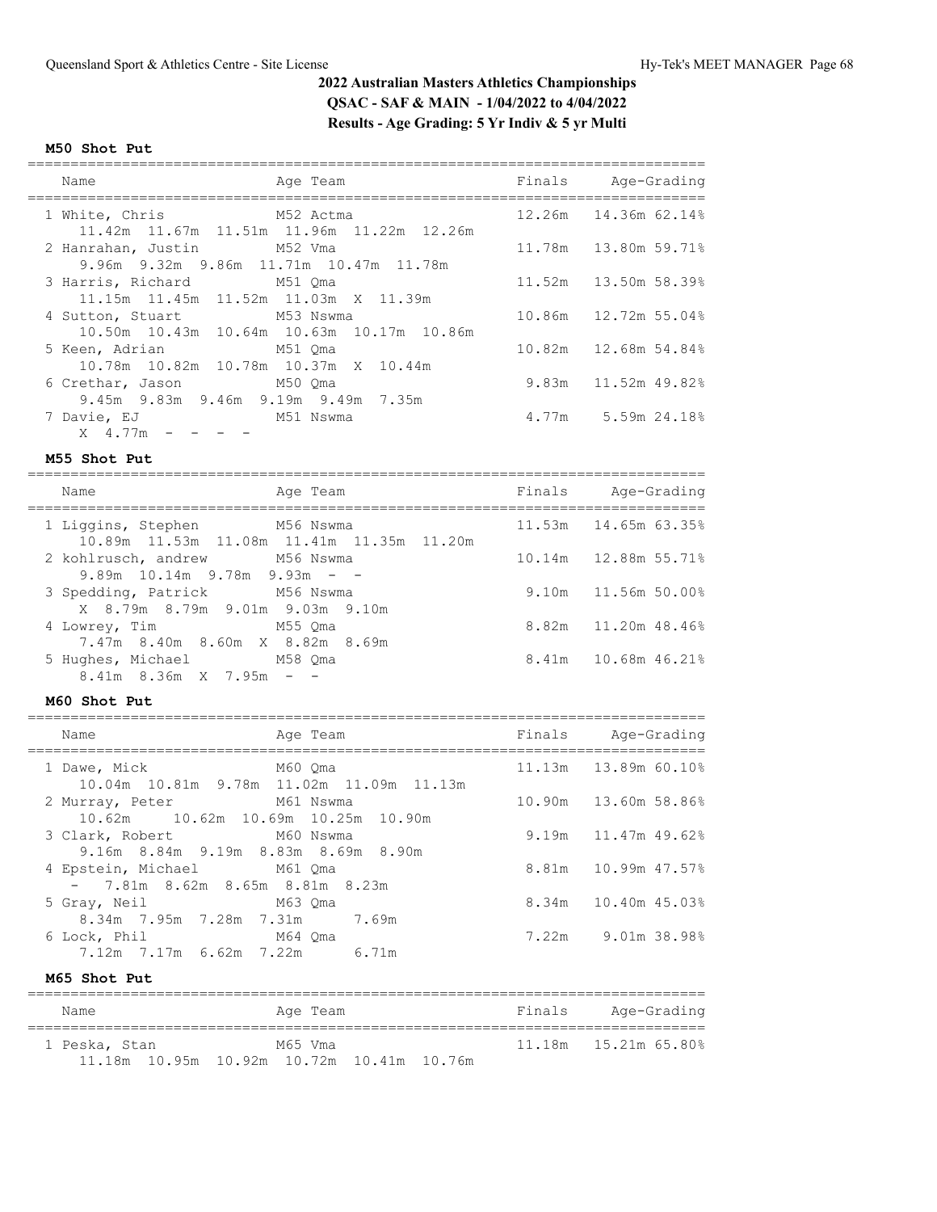# 2022 Australian Masters Athletics Championships

**QSAC - SAF & MAIN - 1/04/2022 to 4/04/2022**

**Results - Age Grading: 5 Yr Indiv & 5 yr Multi**

### M50 Shot Put

| Name | Age | Team | Finals | Age-Grading |
|---|---|---|---|---|
| 1 White, Chris | M52 | Actma | 12.26m | 14.36m 62.14% |
| 11.42m 11.67m 11.51m 11.96m 11.22m 12.26m | | | | |
| 2 Hanrahan, Justin | M52 | Vma | 11.78m | 13.80m 59.71% |
| 9.96m 9.32m 9.86m 11.71m 10.47m 11.78m | | | | |
| 3 Harris, Richard | M51 | Qma | 11.52m | 13.50m 58.39% |
| 11.15m 11.45m 11.52m 11.03m X 11.39m | | | | |
| 4 Sutton, Stuart | M53 | Nswma | 10.86m | 12.72m 55.04% |
| 10.50m 10.43m 10.64m 10.63m 10.17m 10.86m | | | | |
| 5 Keen, Adrian | M51 | Qma | 10.82m | 12.68m 54.84% |
| 10.78m 10.82m 10.78m 10.37m X 10.44m | | | | |
| 6 Crethar, Jason | M50 | Qma | 9.83m | 11.52m 49.82% |
| 9.45m 9.83m 9.46m 9.19m 9.49m 7.35m | | | | |
| 7 Davie, EJ | M51 | Nswma | 4.77m | 5.59m 24.18% |
| X 4.77m - - - - | | | | |

### M55 Shot Put

| Name | Age | Team | Finals | Age-Grading |
|---|---|---|---|---|
| 1 Liggins, Stephen | M56 | Nswma | 11.53m | 14.65m 63.35% |
| 10.89m 11.53m 11.08m 11.41m 11.35m 11.20m | | | | |
| 2 kohlrusch, andrew | M56 | Nswma | 10.14m | 12.88m 55.71% |
| 9.89m 10.14m 9.78m 9.93m - - | | | | |
| 3 Spedding, Patrick | M56 | Nswma | 9.10m | 11.56m 50.00% |
| X 8.79m 8.79m 9.01m 9.03m 9.10m | | | | |
| 4 Lowrey, Tim | M55 | Qma | 8.82m | 11.20m 48.46% |
| 7.47m 8.40m 8.60m X 8.82m 8.69m | | | | |
| 5 Hughes, Michael | M58 | Qma | 8.41m | 10.68m 46.21% |
| 8.41m 8.36m X 7.95m - - | | | | |

### M60 Shot Put

| Name | Age | Team | Finals | Age-Grading |
|---|---|---|---|---|
| 1 Dawe, Mick | M60 | Qma | 11.13m | 13.89m 60.10% |
| 10.04m 10.81m 9.78m 11.02m 11.09m 11.13m | | | | |
| 2 Murray, Peter | M61 | Nswma | 10.90m | 13.60m 58.86% |
| 10.62m 10.62m 10.69m 10.25m 10.90m | | | | |
| 3 Clark, Robert | M60 | Nswma | 9.19m | 11.47m 49.62% |
| 9.16m 8.84m 9.19m 8.83m 8.69m 8.90m | | | | |
| 4 Epstein, Michael | M61 | Qma | 8.81m | 10.99m 47.57% |
| - 7.81m 8.62m 8.65m 8.81m 8.23m | | | | |
| 5 Gray, Neil | M63 | Qma | 8.34m | 10.40m 45.03% |
| 8.34m 7.95m 7.28m 7.31m 7.69m | | | | |
| 6 Lock, Phil | M64 | Qma | 7.22m | 9.01m 38.98% |
| 7.12m 7.17m 6.62m 7.22m 6.71m | | | | |

### M65 Shot Put

| Name | Age | Team | Finals | Age-Grading |
|---|---|---|---|---|
| 1 Peska, Stan | M65 | Vma | 11.18m | 15.21m 65.80% |
| 11.18m 10.95m 10.92m 10.72m 10.41m 10.76m | | | | |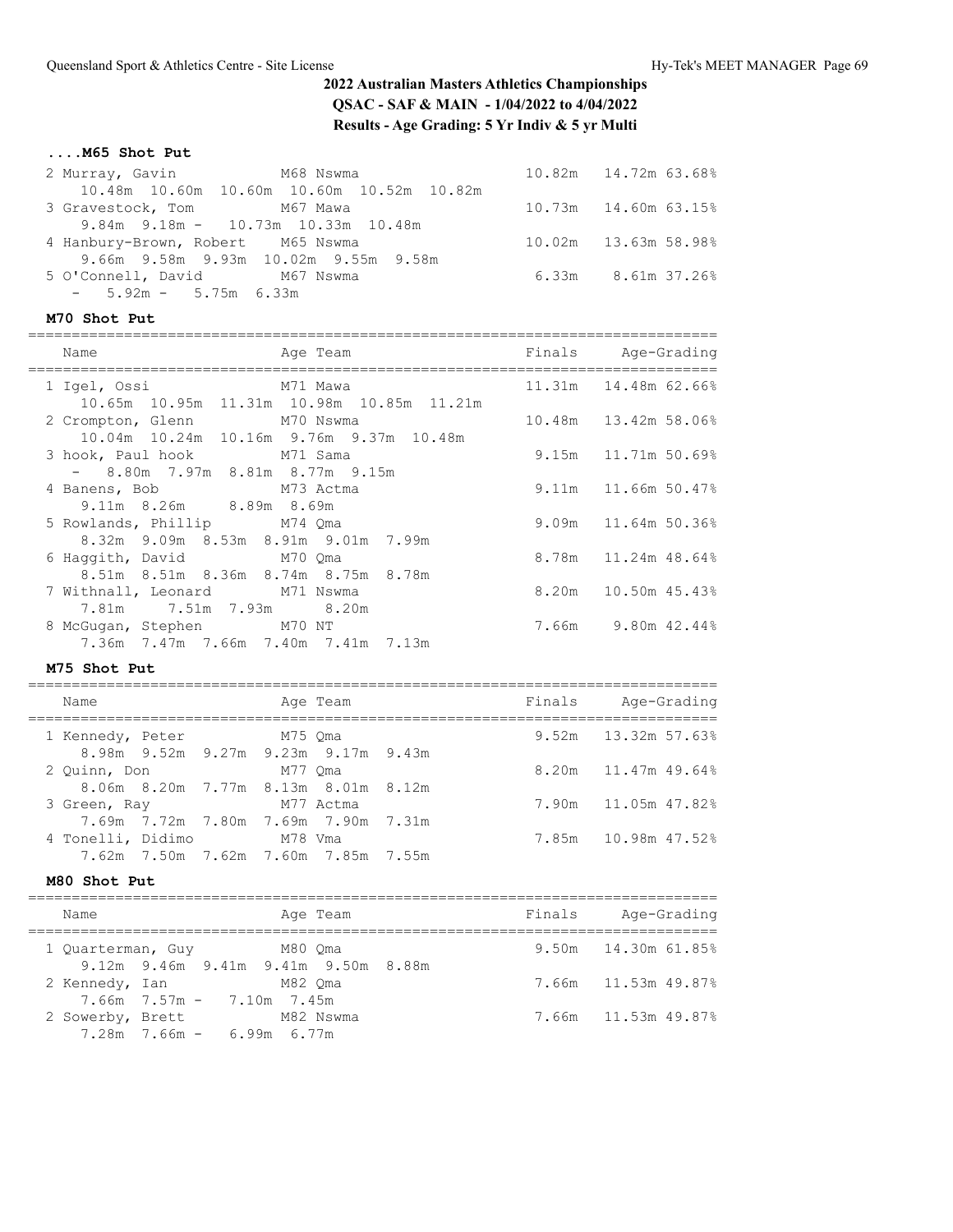## 2022 Australian Masters Athletics Championships

**QSAC - SAF & MAIN - 1/04/2022 to 4/04/2022**

**Results - Age Grading: 5 Yr Indiv & 5 yr Multi**

### ....M65 Shot Put

| Name | Age | Team | Finals | Age-Grading |
|---|---|---|---|---|
| 2 Murray, Gavin | M68 | Nswma | 10.82m | 14.72m 63.68% |
| 10.48m 10.60m 10.60m 10.60m 10.52m 10.82m | | | | |
| 3 Gravestock, Tom | M67 | Mawa | 10.73m | 14.60m 63.15% |
| 9.84m 9.18m - 10.73m 10.33m 10.48m | | | | |
| 4 Hanbury-Brown, Robert | M65 | Nswma | 10.02m | 13.63m 58.98% |
| 9.66m 9.58m 9.93m 10.02m 9.55m 9.58m | | | | |
| 5 O'Connell, David | M67 | Nswma | 6.33m | 8.61m 37.26% |
| - 5.92m - 5.75m 6.33m | | | | |

### M70 Shot Put

| Name | Age | Team | Finals | Age-Grading |
|---|---|---|---|---|
| 1 Igel, Ossi | M71 | Mawa | 11.31m | 14.48m 62.66% |
| 10.65m 10.95m 11.31m 10.98m 10.85m 11.21m | | | | |
| 2 Crompton, Glenn | M70 | Nswma | 10.48m | 13.42m 58.06% |
| 10.04m 10.24m 10.16m 9.76m 9.37m 10.48m | | | | |
| 3 hook, Paul hook | M71 | Sama | 9.15m | 11.71m 50.69% |
| - 8.80m 7.97m 8.81m 8.77m 9.15m | | | | |
| 4 Banens, Bob | M73 | Actma | 9.11m | 11.66m 50.47% |
| 9.11m 8.26m 8.89m 8.69m | | | | |
| 5 Rowlands, Phillip | M74 | Qma | 9.09m | 11.64m 50.36% |
| 8.32m 9.09m 8.53m 8.91m 9.01m 7.99m | | | | |
| 6 Haggith, David | M70 | Qma | 8.78m | 11.24m 48.64% |
| 8.51m 8.51m 8.36m 8.74m 8.75m 8.78m | | | | |
| 7 Withnall, Leonard | M71 | Nswma | 8.20m | 10.50m 45.43% |
| 7.81m 7.51m 7.93m 8.20m | | | | |
| 8 McGugan, Stephen | M70 | NT | 7.66m | 9.80m 42.44% |
| 7.36m 7.47m 7.66m 7.40m 7.41m 7.13m | | | | |

### M75 Shot Put

| Name | Age | Team | Finals | Age-Grading |
|---|---|---|---|---|
| 1 Kennedy, Peter | M75 | Qma | 9.52m | 13.32m 57.63% |
| 8.98m 9.52m 9.27m 9.23m 9.17m 9.43m | | | | |
| 2 Quinn, Don | M77 | Qma | 8.20m | 11.47m 49.64% |
| 8.06m 8.20m 7.77m 8.13m 8.01m 8.12m | | | | |
| 3 Green, Ray | M77 | Actma | 7.90m | 11.05m 47.82% |
| 7.69m 7.72m 7.80m 7.69m 7.90m 7.31m | | | | |
| 4 Tonelli, Didimo | M78 | Vma | 7.85m | 10.98m 47.52% |
| 7.62m 7.50m 7.62m 7.60m 7.85m 7.55m | | | | |

### M80 Shot Put

| Name | Age | Team | Finals | Age-Grading |
|---|---|---|---|---|
| 1 Quarterman, Guy | M80 | Qma | 9.50m | 14.30m 61.85% |
| 9.12m 9.46m 9.41m 9.41m 9.50m 8.88m | | | | |
| 2 Kennedy, Ian | M82 | Qma | 7.66m | 11.53m 49.87% |
| 7.66m 7.57m - 7.10m 7.45m | | | | |
| 2 Sowerby, Brett | M82 | Nswma | 7.66m | 11.53m 49.87% |
| 7.28m 7.66m - 6.99m 6.77m | | | | |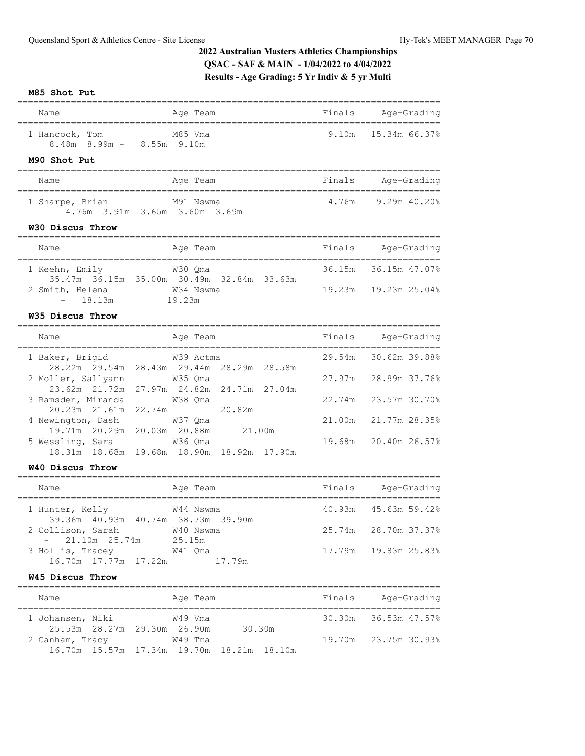## 2022 Australian Masters Athletics Championships

**QSAC - SAF & MAIN - 1/04/2022 to 4/04/2022**

**Results - Age Grading: 5 Yr Indiv & 5 yr Multi**

### M85 Shot Put

| Name | Age | Team | Finals | Age-Grading |
|---|---|---|---|---|
| 1 Hancock, Tom | M85 | Vma | 9.10m | 15.34m 66.37% |
| 8.48m 8.99m - 8.55m 9.10m | | | | |

### M90 Shot Put

| Name | Age | Team | Finals | Age-Grading |
|---|---|---|---|---|
| 1 Sharpe, Brian | M91 | Nswma | 4.76m | 9.29m 40.20% |
| 4.76m 3.91m 3.65m 3.60m 3.69m | | | | |

### W30 Discus Throw

| Name | Age | Team | Finals | Age-Grading |
|---|---|---|---|---|
| 1 Keehn, Emily | W30 | Qma | 36.15m | 36.15m 47.07% |
| 35.47m 36.15m 35.00m 30.49m 32.84m 33.63m | | | | |
| 2 Smith, Helena | W34 | Nswma | 19.23m | 19.23m 25.04% |
| - 18.13m 19.23m | | | | |

### W35 Discus Throw

| Name | Age | Team | Finals | Age-Grading |
|---|---|---|---|---|
| 1 Baker, Brigid | W39 | Actma | 29.54m | 30.62m 39.88% |
| 28.22m 29.54m 28.43m 29.44m 28.29m 28.58m | | | | |
| 2 Moller, Sallyann | W35 | Qma | 27.97m | 28.99m 37.76% |
| 23.62m 21.72m 27.97m 24.82m 24.71m 27.04m | | | | |
| 3 Ramsden, Miranda | W38 | Qma | 22.74m | 23.57m 30.70% |
| 20.23m 21.61m 22.74m 20.82m | | | | |
| 4 Newington, Dash | W37 | Qma | 21.00m | 21.77m 28.35% |
| 19.71m 20.29m 20.03m 20.88m 21.00m | | | | |
| 5 Wessling, Sara | W36 | Qma | 19.68m | 20.40m 26.57% |
| 18.31m 18.68m 19.68m 18.90m 18.92m 17.90m | | | | |

### W40 Discus Throw

| Name | Age | Team | Finals | Age-Grading |
|---|---|---|---|---|
| 1 Hunter, Kelly | W44 | Nswma | 40.93m | 45.63m 59.42% |
| 39.36m 40.93m 40.74m 38.73m 39.90m | | | | |
| 2 Collison, Sarah | W40 | Nswma | 25.74m | 28.70m 37.37% |
| - 21.10m 25.74m 25.15m | | | | |
| 3 Hollis, Tracey | W41 | Qma | 17.79m | 19.83m 25.83% |
| 16.70m 17.77m 17.22m 17.79m | | | | |

### W45 Discus Throw

| Name | Age | Team | Finals | Age-Grading |
|---|---|---|---|---|
| 1 Johansen, Niki | W49 | Vma | 30.30m | 36.53m 47.57% |
| 25.53m 28.27m 29.30m 26.90m 30.30m | | | | |
| 2 Canham, Tracy | W49 | Tma | 19.70m | 23.75m 30.93% |
| 16.70m 15.57m 17.34m 19.70m 18.21m 18.10m | | | | |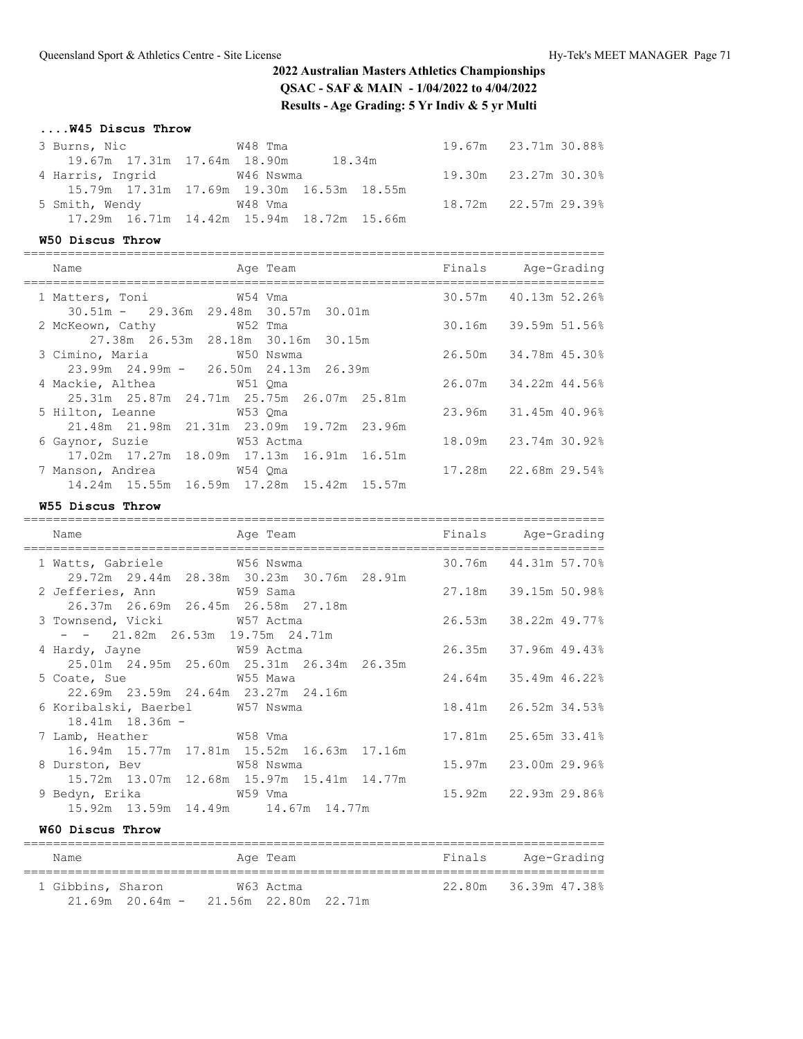## 2022 Australian Masters Athletics Championships
**QSAC - SAF & MAIN - 1/04/2022 to 4/04/2022**
**Results - Age Grading: 5 Yr Indiv & 5 yr Multi**

### ....W45 Discus Throw

| Place | Name | Age | Team | Finals | Age-Grading | % |
|---|---|---|---|---|---|---|
| 3 | Burns, Nic | W48 | Tma | 19.67m | 23.71m | 30.88% |
| | 19.67m 17.31m 17.64m 18.90m 18.34m | | | | | |
| 4 | Harris, Ingrid | W46 | Nswma | 19.30m | 23.27m | 30.30% |
| | 15.79m 17.31m 17.69m 19.30m 16.53m 18.55m | | | | | |
| 5 | Smith, Wendy | W48 | Vma | 18.72m | 22.57m | 29.39% |
| | 17.29m 16.71m 14.42m 15.94m 18.72m 15.66m | | | | | |

### W50 Discus Throw

| Place | Name | Age | Team | Finals | Age-Grading | % |
|---|---|---|---|---|---|---|
| 1 | Matters, Toni | W54 | Vma | 30.57m | 40.13m | 52.26% |
| | 30.51m - 29.36m 29.48m 30.57m 30.01m | | | | | |
| 2 | McKeown, Cathy | W52 | Tma | 30.16m | 39.59m | 51.56% |
| | 27.38m 26.53m 28.18m 30.16m 30.15m | | | | | |
| 3 | Cimino, Maria | W50 | Nswma | 26.50m | 34.78m | 45.30% |
| | 23.99m 24.99m - 26.50m 24.13m 26.39m | | | | | |
| 4 | Mackie, Althea | W51 | Qma | 26.07m | 34.22m | 44.56% |
| | 25.31m 25.87m 24.71m 25.75m 26.07m 25.81m | | | | | |
| 5 | Hilton, Leanne | W53 | Qma | 23.96m | 31.45m | 40.96% |
| | 21.48m 21.98m 21.31m 23.09m 19.72m 23.96m | | | | | |
| 6 | Gaynor, Suzie | W53 | Actma | 18.09m | 23.74m | 30.92% |
| | 17.02m 17.27m 18.09m 17.13m 16.91m 16.51m | | | | | |
| 7 | Manson, Andrea | W54 | Qma | 17.28m | 22.68m | 29.54% |
| | 14.24m 15.55m 16.59m 17.28m 15.42m 15.57m | | | | | |

### W55 Discus Throw

| Place | Name | Age | Team | Finals | Age-Grading | % |
|---|---|---|---|---|---|---|
| 1 | Watts, Gabriele | W56 | Nswma | 30.76m | 44.31m | 57.70% |
| | 29.72m 29.44m 28.38m 30.23m 30.76m 28.91m | | | | | |
| 2 | Jefferies, Ann | W59 | Sama | 27.18m | 39.15m | 50.98% |
| | 26.37m 26.69m 26.45m 26.58m 27.18m | | | | | |
| 3 | Townsend, Vicki | W57 | Actma | 26.53m | 38.22m | 49.77% |
| | - - 21.82m 26.53m 19.75m 24.71m | | | | | |
| 4 | Hardy, Jayne | W59 | Actma | 26.35m | 37.96m | 49.43% |
| | 25.01m 24.95m 25.60m 25.31m 26.34m 26.35m | | | | | |
| 5 | Coate, Sue | W55 | Mawa | 24.64m | 35.49m | 46.22% |
| | 22.69m 23.59m 24.64m 23.27m 24.16m | | | | | |
| 6 | Koribalski, Baerbel | W57 | Nswma | 18.41m | 26.52m | 34.53% |
| | 18.41m 18.36m - | | | | | |
| 7 | Lamb, Heather | W58 | Vma | 17.81m | 25.65m | 33.41% |
| | 16.94m 15.77m 17.81m 15.52m 16.63m 17.16m | | | | | |
| 8 | Durston, Bev | W58 | Nswma | 15.97m | 23.00m | 29.96% |
| | 15.72m 13.07m 12.68m 15.97m 15.41m 14.77m | | | | | |
| 9 | Bedyn, Erika | W59 | Vma | 15.92m | 22.93m | 29.86% |
| | 15.92m 13.59m 14.49m 14.67m 14.77m | | | | | |

### W60 Discus Throw

| Place | Name | Age | Team | Finals | Age-Grading | % |
|---|---|---|---|---|---|---|
| 1 | Gibbins, Sharon | W63 | Actma | 22.80m | 36.39m | 47.38% |
| | 21.69m 20.64m - 21.56m 22.80m 22.71m | | | | | |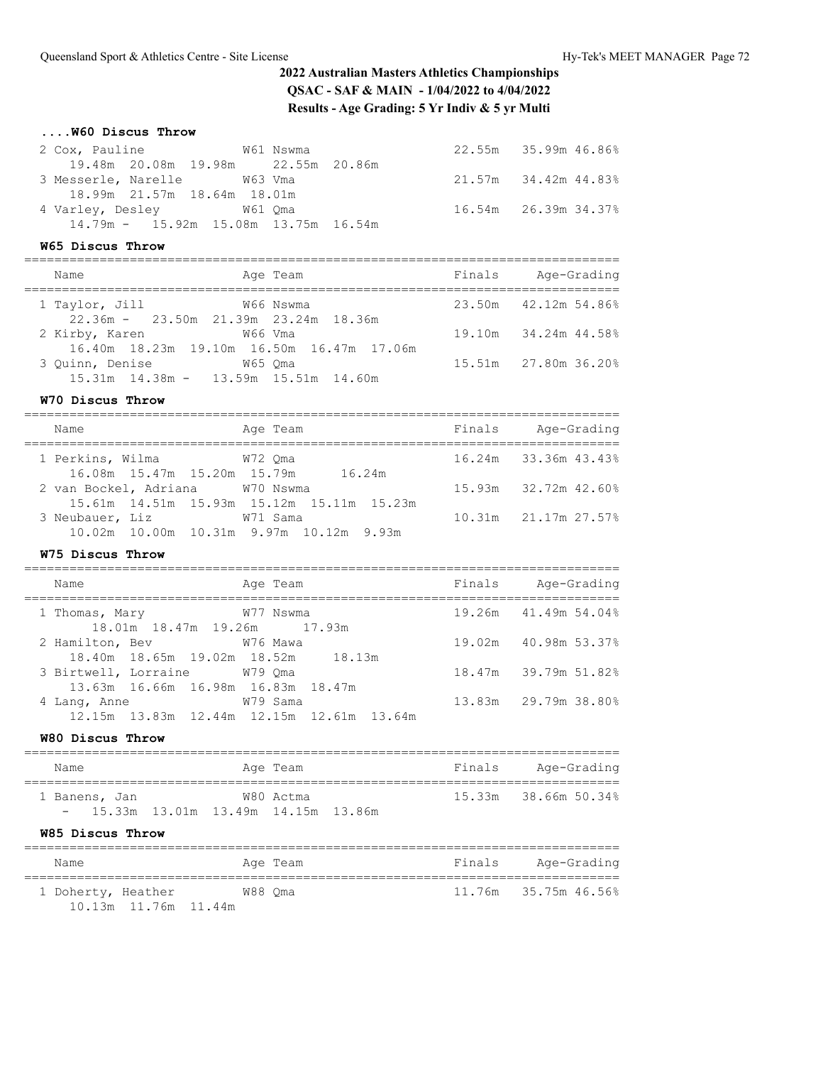## 2022 Australian Masters Athletics Championships

**QSAC - SAF & MAIN - 1/04/2022 to 4/04/2022**

**Results - Age Grading: 5 Yr Indiv & 5 yr Multi**

### ....W60 Discus Throw

| | Name | Age Team | Finals | Age-Grading | |
|---|---|---|---|---|---|
| 2 | Cox, Pauline | W61 Nswma | 22.55m | 35.99m | 46.86% |
| | 19.48m 20.08m 19.98m 22.55m 20.86m | | | | |
| 3 | Messerle, Narelle | W63 Vma | 21.57m | 34.42m | 44.83% |
| | 18.99m 21.57m 18.64m 18.01m | | | | |
| 4 | Varley, Desley | W61 Qma | 16.54m | 26.39m | 34.37% |
| | 14.79m - 15.92m 15.08m 13.75m 16.54m | | | | |

### W65 Discus Throw

| | Name | Age Team | Finals | Age-Grading | |
|---|---|---|---|---|---|
| 1 | Taylor, Jill | W66 Nswma | 23.50m | 42.12m | 54.86% |
| | 22.36m - 23.50m 21.39m 23.24m 18.36m | | | | |
| 2 | Kirby, Karen | W66 Vma | 19.10m | 34.24m | 44.58% |
| | 16.40m 18.23m 19.10m 16.50m 16.47m 17.06m | | | | |
| 3 | Quinn, Denise | W65 Qma | 15.51m | 27.80m | 36.20% |
| | 15.31m 14.38m - 13.59m 15.51m 14.60m | | | | |

### W70 Discus Throw

| | Name | Age Team | Finals | Age-Grading | |
|---|---|---|---|---|---|
| 1 | Perkins, Wilma | W72 Qma | 16.24m | 33.36m | 43.43% |
| | 16.08m 15.47m 15.20m 15.79m 16.24m | | | | |
| 2 | van Bockel, Adriana | W70 Nswma | 15.93m | 32.72m | 42.60% |
| | 15.61m 14.51m 15.93m 15.12m 15.11m 15.23m | | | | |
| 3 | Neubauer, Liz | W71 Sama | 10.31m | 21.17m | 27.57% |
| | 10.02m 10.00m 10.31m 9.97m 10.12m 9.93m | | | | |

### W75 Discus Throw

| | Name | Age Team | Finals | Age-Grading | |
|---|---|---|---|---|---|
| 1 | Thomas, Mary | W77 Nswma | 19.26m | 41.49m | 54.04% |
| | 18.01m 18.47m 19.26m 17.93m | | | | |
| 2 | Hamilton, Bev | W76 Mawa | 19.02m | 40.98m | 53.37% |
| | 18.40m 18.65m 19.02m 18.52m 18.13m | | | | |
| 3 | Birtwell, Lorraine | W79 Qma | 18.47m | 39.79m | 51.82% |
| | 13.63m 16.66m 16.98m 16.83m 18.47m | | | | |
| 4 | Lang, Anne | W79 Sama | 13.83m | 29.79m | 38.80% |
| | 12.15m 13.83m 12.44m 12.15m 12.61m 13.64m | | | | |

### W80 Discus Throw

| | Name | Age Team | Finals | Age-Grading | |
|---|---|---|---|---|---|
| 1 | Banens, Jan | W80 Actma | 15.33m | 38.66m | 50.34% |
| | - 15.33m 13.01m 13.49m 14.15m 13.86m | | | | |

### W85 Discus Throw

| | Name | Age Team | Finals | Age-Grading | |
|---|---|---|---|---|---|
| 1 | Doherty, Heather | W88 Qma | 11.76m | 35.75m | 46.56% |
| | 10.13m 11.76m 11.44m | | | | |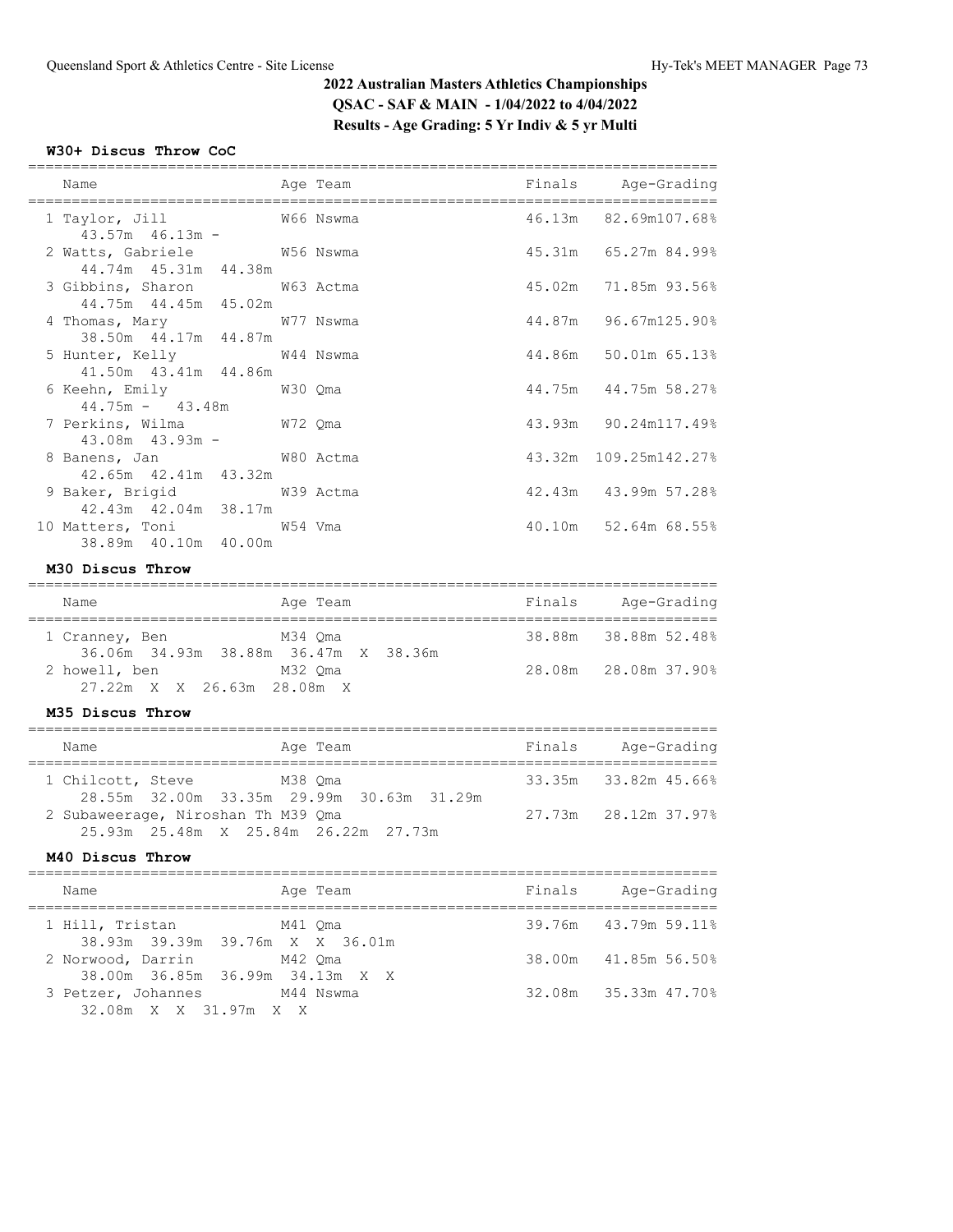## 2022 Australian Masters Athletics Championships
## QSAC - SAF & MAIN - 1/04/2022 to 4/04/2022
## Results - Age Grading: 5 Yr Indiv & 5 yr Multi

### W30+ Discus Throw CoC

| Place | Name | Age | Team | Finals | Age-Grading | Age-Grading % |
|---|---|---|---|---|---|---|
| 1 | Taylor, Jill | W66 | Nswma | 46.13m | 82.69m | 107.68% |
| | 43.57m 46.13m - | | | | | |
| 2 | Watts, Gabriele | W56 | Nswma | 45.31m | 65.27m | 84.99% |
| | 44.74m 45.31m 44.38m | | | | | |
| 3 | Gibbins, Sharon | W63 | Actma | 45.02m | 71.85m | 93.56% |
| | 44.75m 44.45m 45.02m | | | | | |
| 4 | Thomas, Mary | W77 | Nswma | 44.87m | 96.67m | 125.90% |
| | 38.50m 44.17m 44.87m | | | | | |
| 5 | Hunter, Kelly | W44 | Nswma | 44.86m | 50.01m | 65.13% |
| | 41.50m 43.41m 44.86m | | | | | |
| 6 | Keehn, Emily | W30 | Qma | 44.75m | 44.75m | 58.27% |
| | 44.75m - 43.48m | | | | | |
| 7 | Perkins, Wilma | W72 | Qma | 43.93m | 90.24m | 117.49% |
| | 43.08m 43.93m - | | | | | |
| 8 | Banens, Jan | W80 | Actma | 43.32m | 109.25m | 142.27% |
| | 42.65m 42.41m 43.32m | | | | | |
| 9 | Baker, Brigid | W39 | Actma | 42.43m | 43.99m | 57.28% |
| | 42.43m 42.04m 38.17m | | | | | |
| 10 | Matters, Toni | W54 | Vma | 40.10m | 52.64m | 68.55% |
| | 38.89m 40.10m 40.00m | | | | | |

### M30 Discus Throw

| Place | Name | Age | Team | Finals | Age-Grading | Age-Grading % |
|---|---|---|---|---|---|---|
| 1 | Cranney, Ben | M34 | Qma | 38.88m | 38.88m | 52.48% |
| | 36.06m 34.93m 38.88m 36.47m X 38.36m | | | | | |
| 2 | howell, ben | M32 | Qma | 28.08m | 28.08m | 37.90% |
| | 27.22m X X 26.63m 28.08m X | | | | | |

### M35 Discus Throw

| Place | Name | Age | Team | Finals | Age-Grading | Age-Grading % |
|---|---|---|---|---|---|---|
| 1 | Chilcott, Steve | M38 | Qma | 33.35m | 33.82m | 45.66% |
| | 28.55m 32.00m 33.35m 29.99m 30.63m 31.29m | | | | | |
| 2 | Subaweerage, Niroshan Th | M39 | Qma | 27.73m | 28.12m | 37.97% |
| | 25.93m 25.48m X 25.84m 26.22m 27.73m | | | | | |

### M40 Discus Throw

| Place | Name | Age | Team | Finals | Age-Grading | Age-Grading % |
|---|---|---|---|---|---|---|
| 1 | Hill, Tristan | M41 | Qma | 39.76m | 43.79m | 59.11% |
| | 38.93m 39.39m 39.76m X X 36.01m | | | | | |
| 2 | Norwood, Darrin | M42 | Qma | 38.00m | 41.85m | 56.50% |
| | 38.00m 36.85m 36.99m 34.13m X X | | | | | |
| 3 | Petzer, Johannes | M44 | Nswma | 32.08m | 35.33m | 47.70% |
| | 32.08m X X 31.97m X X | | | | | |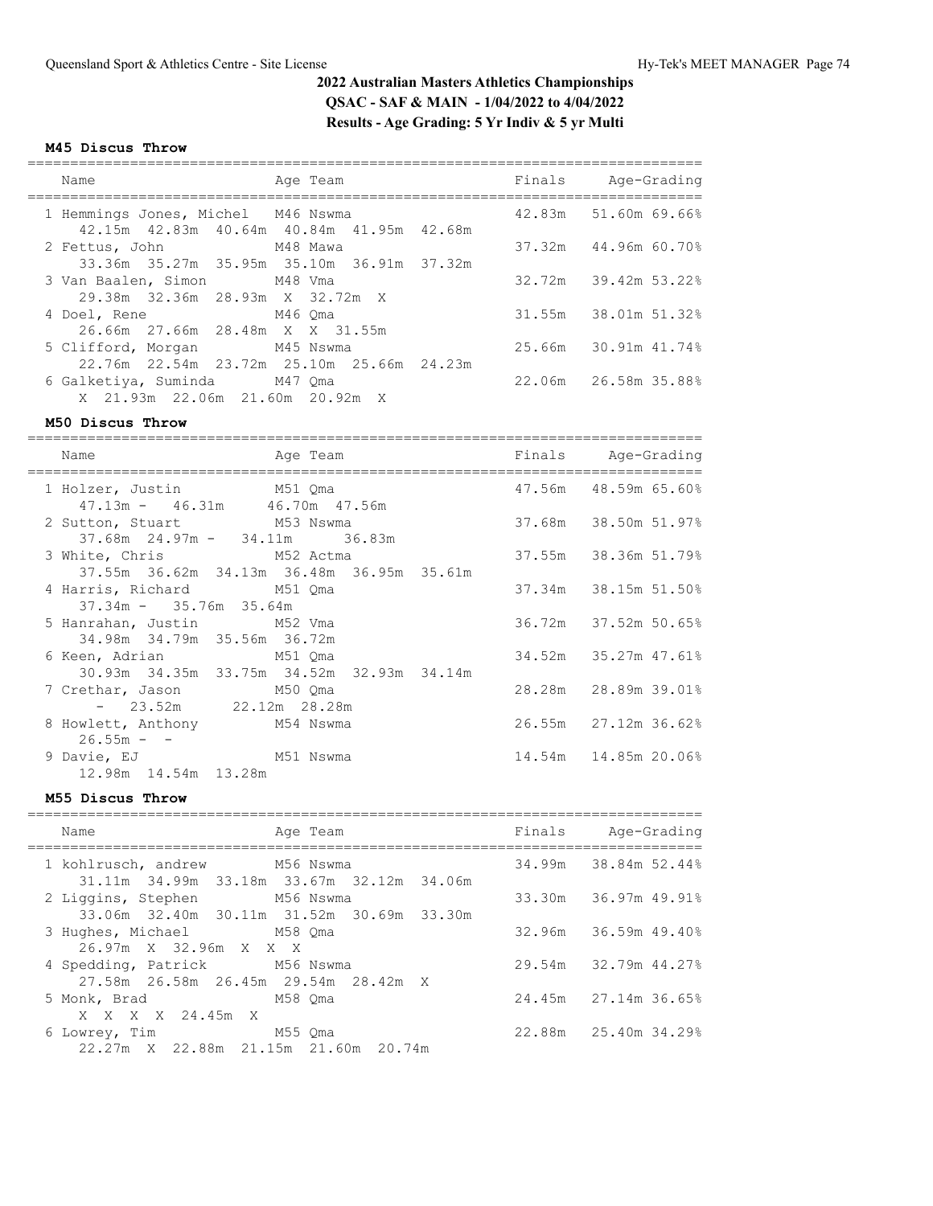## 2022 Australian Masters Athletics Championships

**QSAC - SAF & MAIN - 1/04/2022 to 4/04/2022**

**Results - Age Grading: 5 Yr Indiv & 5 yr Multi**

### M45 Discus Throw

| Name | Age | Team | Finals | Age-Grading | |
|---|---|---|---|---|---|
| 1 Hemmings Jones, Michel | M46 | Nswma | 42.83m | 51.60m | 69.66% |
| 42.15m 42.83m 40.64m 40.84m 41.95m 42.68m | | | | | |
| 2 Fettus, John | M48 | Mawa | 37.32m | 44.96m | 60.70% |
| 33.36m 35.27m 35.95m 35.10m 36.91m 37.32m | | | | | |
| 3 Van Baalen, Simon | M48 | Vma | 32.72m | 39.42m | 53.22% |
| 29.38m 32.36m 28.93m X 32.72m X | | | | | |
| 4 Doel, Rene | M46 | Qma | 31.55m | 38.01m | 51.32% |
| 26.66m 27.66m 28.48m X X 31.55m | | | | | |
| 5 Clifford, Morgan | M45 | Nswma | 25.66m | 30.91m | 41.74% |
| 22.76m 22.54m 23.72m 25.10m 25.66m 24.23m | | | | | |
| 6 Galketiya, Suminda | M47 | Qma | 22.06m | 26.58m | 35.88% |
| X 21.93m 22.06m 21.60m 20.92m X | | | | | |

### M50 Discus Throw

| Name | Age | Team | Finals | Age-Grading | |
|---|---|---|---|---|---|
| 1 Holzer, Justin | M51 | Qma | 47.56m | 48.59m | 65.60% |
| 47.13m - 46.31m 46.70m 47.56m | | | | | |
| 2 Sutton, Stuart | M53 | Nswma | 37.68m | 38.50m | 51.97% |
| 37.68m 24.97m - 34.11m 36.83m | | | | | |
| 3 White, Chris | M52 | Actma | 37.55m | 38.36m | 51.79% |
| 37.55m 36.62m 34.13m 36.48m 36.95m 35.61m | | | | | |
| 4 Harris, Richard | M51 | Qma | 37.34m | 38.15m | 51.50% |
| 37.34m - 35.76m 35.64m | | | | | |
| 5 Hanrahan, Justin | M52 | Vma | 36.72m | 37.52m | 50.65% |
| 34.98m 34.79m 35.56m 36.72m | | | | | |
| 6 Keen, Adrian | M51 | Qma | 34.52m | 35.27m | 47.61% |
| 30.93m 34.35m 33.75m 34.52m 32.93m 34.14m | | | | | |
| 7 Crethar, Jason | M50 | Qma | 28.28m | 28.89m | 39.01% |
| - 23.52m 22.12m 28.28m | | | | | |
| 8 Howlett, Anthony | M54 | Nswma | 26.55m | 27.12m | 36.62% |
| 26.55m - - | | | | | |
| 9 Davie, EJ | M51 | Nswma | 14.54m | 14.85m | 20.06% |
| 12.98m 14.54m 13.28m | | | | | |

### M55 Discus Throw

| Name | Age | Team | Finals | Age-Grading | |
|---|---|---|---|---|---|
| 1 kohlrusch, andrew | M56 | Nswma | 34.99m | 38.84m | 52.44% |
| 31.11m 34.99m 33.18m 33.67m 32.12m 34.06m | | | | | |
| 2 Liggins, Stephen | M56 | Nswma | 33.30m | 36.97m | 49.91% |
| 33.06m 32.40m 30.11m 31.52m 30.69m 33.30m | | | | | |
| 3 Hughes, Michael | M58 | Qma | 32.96m | 36.59m | 49.40% |
| 26.97m X 32.96m X X X | | | | | |
| 4 Spedding, Patrick | M56 | Nswma | 29.54m | 32.79m | 44.27% |
| 27.58m 26.58m 26.45m 29.54m 28.42m X | | | | | |
| 5 Monk, Brad | M58 | Qma | 24.45m | 27.14m | 36.65% |
| X X X X 24.45m X | | | | | |
| 6 Lowrey, Tim | M55 | Qma | 22.88m | 25.40m | 34.29% |
| 22.27m X 22.88m 21.15m 21.60m 20.74m | | | | | |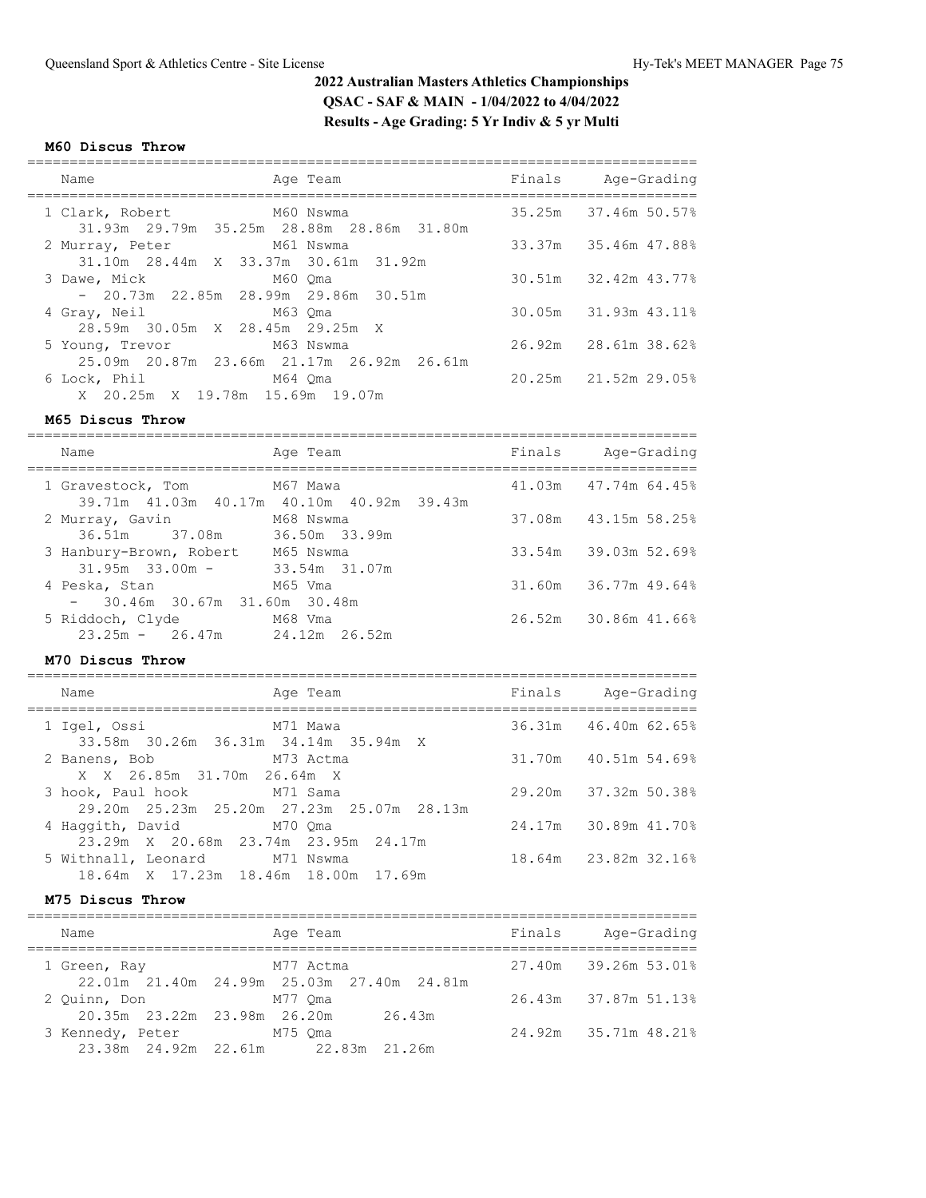# 2022 Australian Masters Athletics Championships

## QSAC - SAF & MAIN - 1/04/2022 to 4/04/2022

## Results - Age Grading: 5 Yr Indiv & 5 yr Multi

### M60 Discus Throw

| Name | Age | Team | Finals | Age-Grading | |
|---|---|---|---|---|---|
| 1 Clark, Robert | M60 | Nswma | 35.25m | 37.46m | 50.57% |
| 31.93m 29.79m 35.25m 28.88m 28.86m 31.80m | | | | | |
| 2 Murray, Peter | M61 | Nswma | 33.37m | 35.46m | 47.88% |
| 31.10m 28.44m X 33.37m 30.61m 31.92m | | | | | |
| 3 Dawe, Mick | M60 | Qma | 30.51m | 32.42m | 43.77% |
| - 20.73m 22.85m 28.99m 29.86m 30.51m | | | | | |
| 4 Gray, Neil | M63 | Qma | 30.05m | 31.93m | 43.11% |
| 28.59m 30.05m X 28.45m 29.25m X | | | | | |
| 5 Young, Trevor | M63 | Nswma | 26.92m | 28.61m | 38.62% |
| 25.09m 20.87m 23.66m 21.17m 26.92m 26.61m | | | | | |
| 6 Lock, Phil | M64 | Qma | 20.25m | 21.52m | 29.05% |
| X 20.25m X 19.78m 15.69m 19.07m | | | | | |

### M65 Discus Throw

| Name | Age | Team | Finals | Age-Grading | |
|---|---|---|---|---|---|
| 1 Gravestock, Tom | M67 | Mawa | 41.03m | 47.74m | 64.45% |
| 39.71m 41.03m 40.17m 40.10m 40.92m 39.43m | | | | | |
| 2 Murray, Gavin | M68 | Nswma | 37.08m | 43.15m | 58.25% |
| 36.51m 37.08m 36.50m 33.99m | | | | | |
| 3 Hanbury-Brown, Robert | M65 | Nswma | 33.54m | 39.03m | 52.69% |
| 31.95m 33.00m - 33.54m 31.07m | | | | | |
| 4 Peska, Stan | M65 | Vma | 31.60m | 36.77m | 49.64% |
| - 30.46m 30.67m 31.60m 30.48m | | | | | |
| 5 Riddoch, Clyde | M68 | Vma | 26.52m | 30.86m | 41.66% |
| 23.25m - 26.47m 24.12m 26.52m | | | | | |

### M70 Discus Throw

| Name | Age | Team | Finals | Age-Grading | |
|---|---|---|---|---|---|
| 1 Igel, Ossi | M71 | Mawa | 36.31m | 46.40m | 62.65% |
| 33.58m 30.26m 36.31m 34.14m 35.94m X | | | | | |
| 2 Banens, Bob | M73 | Actma | 31.70m | 40.51m | 54.69% |
| X X 26.85m 31.70m 26.64m X | | | | | |
| 3 hook, Paul hook | M71 | Sama | 29.20m | 37.32m | 50.38% |
| 29.20m 25.23m 25.20m 27.23m 25.07m 28.13m | | | | | |
| 4 Haggith, David | M70 | Qma | 24.17m | 30.89m | 41.70% |
| 23.29m X 20.68m 23.74m 23.95m 24.17m | | | | | |
| 5 Withnall, Leonard | M71 | Nswma | 18.64m | 23.82m | 32.16% |
| 18.64m X 17.23m 18.46m 18.00m 17.69m | | | | | |

### M75 Discus Throw

| Name | Age | Team | Finals | Age-Grading | |
|---|---|---|---|---|---|
| 1 Green, Ray | M77 | Actma | 27.40m | 39.26m | 53.01% |
| 22.01m 21.40m 24.99m 25.03m 27.40m 24.81m | | | | | |
| 2 Quinn, Don | M77 | Qma | 26.43m | 37.87m | 51.13% |
| 20.35m 23.22m 23.98m 26.20m 26.43m | | | | | |
| 3 Kennedy, Peter | M75 | Qma | 24.92m | 35.71m | 48.21% |
| 23.38m 24.92m 22.61m 22.83m 21.26m | | | | | |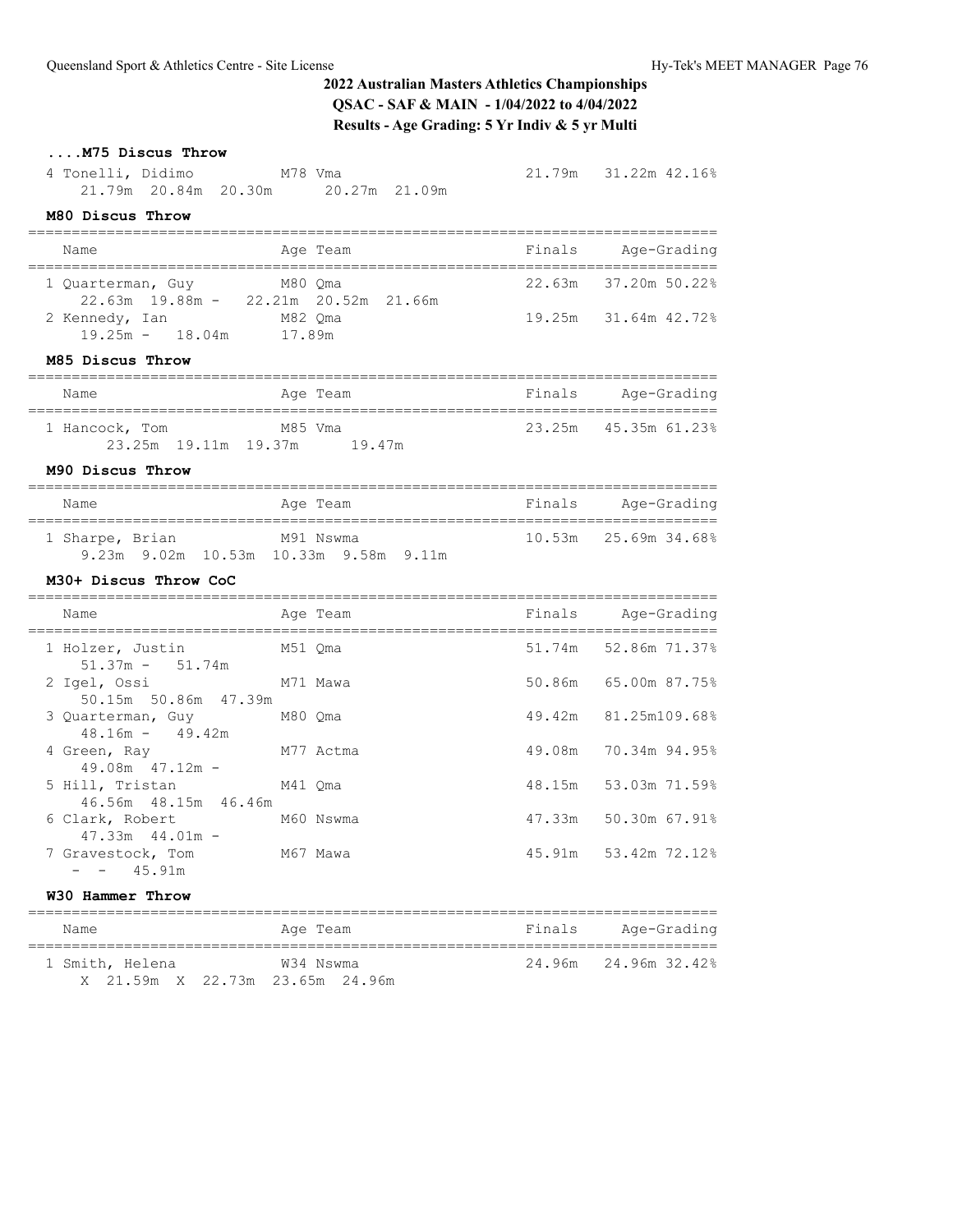## 2022 Australian Masters Athletics Championships

**QSAC - SAF & MAIN - 1/04/2022 to 4/04/2022**

**Results - Age Grading: 5 Yr Indiv & 5 yr Multi**

### ....M75 Discus Throw

| Name | Age Team | Finals | Age-Grading |
|---|---|---|---|
| 4 Tonelli, Didimo | M78 Vma | 21.79m | 31.22m 42.16% |
| 21.79m 20.84m 20.30m 20.27m 21.09m | | | |

### M80 Discus Throw

| Name | Age Team | Finals | Age-Grading |
|---|---|---|---|
| 1 Quarterman, Guy | M80 Qma | 22.63m | 37.20m 50.22% |
| 22.63m 19.88m - 22.21m 20.52m 21.66m | | | |
| 2 Kennedy, Ian | M82 Qma | 19.25m | 31.64m 42.72% |
| 19.25m - 18.04m 17.89m | | | |

### M85 Discus Throw

| Name | Age Team | Finals | Age-Grading |
|---|---|---|---|
| 1 Hancock, Tom | M85 Vma | 23.25m | 45.35m 61.23% |
| 23.25m 19.11m 19.37m 19.47m | | | |

### M90 Discus Throw

| Name | Age Team | Finals | Age-Grading |
|---|---|---|---|
| 1 Sharpe, Brian | M91 Nswma | 10.53m | 25.69m 34.68% |
| 9.23m 9.02m 10.53m 10.33m 9.58m 9.11m | | | |

### M30+ Discus Throw CoC

| Name | Age Team | Finals | Age-Grading |
|---|---|---|---|
| 1 Holzer, Justin | M51 Qma | 51.74m | 52.86m 71.37% |
| 51.37m - 51.74m | | | |
| 2 Igel, Ossi | M71 Mawa | 50.86m | 65.00m 87.75% |
| 50.15m 50.86m 47.39m | | | |
| 3 Quarterman, Guy | M80 Qma | 49.42m | 81.25m109.68% |
| 48.16m - 49.42m | | | |
| 4 Green, Ray | M77 Actma | 49.08m | 70.34m 94.95% |
| 49.08m 47.12m - | | | |
| 5 Hill, Tristan | M41 Qma | 48.15m | 53.03m 71.59% |
| 46.56m 48.15m 46.46m | | | |
| 6 Clark, Robert | M60 Nswma | 47.33m | 50.30m 67.91% |
| 47.33m 44.01m - | | | |
| 7 Gravestock, Tom | M67 Mawa | 45.91m | 53.42m 72.12% |
| - - 45.91m | | | |

### W30 Hammer Throw

| Name | Age Team | Finals | Age-Grading |
|---|---|---|---|
| 1 Smith, Helena | W34 Nswma | 24.96m | 24.96m 32.42% |
| X 21.59m X 22.73m 23.65m 24.96m | | | |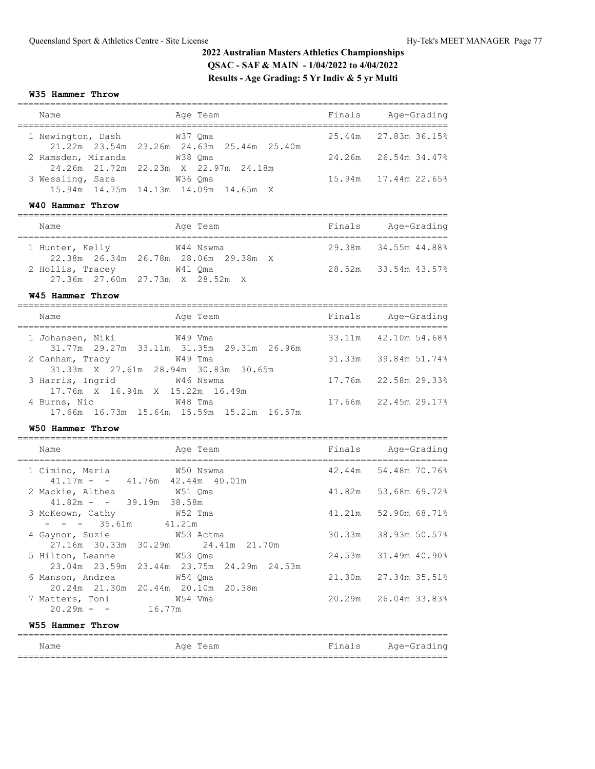## 2022 Australian Masters Athletics Championships

## QSAC - SAF & MAIN - 1/04/2022 to 4/04/2022

## Results - Age Grading: 5 Yr Indiv & 5 yr Multi

### W35 Hammer Throw

| Name | Age | Team | Finals | Age-Grading |
|---|---|---|---|---|
| 1 Newington, Dash | W37 | Qma | 25.44m | 27.83m 36.15% |
| 21.22m 23.54m 23.26m 24.63m 25.44m 25.40m | | | | |
| 2 Ramsden, Miranda | W38 | Qma | 24.26m | 26.54m 34.47% |
| 24.26m 21.72m 22.23m X 22.97m 24.18m | | | | |
| 3 Wessling, Sara | W36 | Qma | 15.94m | 17.44m 22.65% |
| 15.94m 14.75m 14.13m 14.09m 14.65m X | | | | |

### W40 Hammer Throw

| Name | Age | Team | Finals | Age-Grading |
|---|---|---|---|---|
| 1 Hunter, Kelly | W44 | Nswma | 29.38m | 34.55m 44.88% |
| 22.38m 26.34m 26.78m 28.06m 29.38m X | | | | |
| 2 Hollis, Tracey | W41 | Qma | 28.52m | 33.54m 43.57% |
| 27.36m 27.60m 27.73m X 28.52m X | | | | |

### W45 Hammer Throw

| Name | Age | Team | Finals | Age-Grading |
|---|---|---|---|---|
| 1 Johansen, Niki | W49 | Vma | 33.11m | 42.10m 54.68% |
| 31.77m 29.27m 33.11m 31.35m 29.31m 26.96m | | | | |
| 2 Canham, Tracy | W49 | Tma | 31.33m | 39.84m 51.74% |
| 31.33m X 27.61m 28.94m 30.83m 30.65m | | | | |
| 3 Harris, Ingrid | W46 | Nswma | 17.76m | 22.58m 29.33% |
| 17.76m X 16.94m X 15.22m 16.49m | | | | |
| 4 Burns, Nic | W48 | Tma | 17.66m | 22.45m 29.17% |
| 17.66m 16.73m 15.64m 15.59m 15.21m 16.57m | | | | |

### W50 Hammer Throw

| Name | Age | Team | Finals | Age-Grading |
|---|---|---|---|---|
| 1 Cimino, Maria | W50 | Nswma | 42.44m | 54.48m 70.76% |
| 41.17m - - 41.76m 42.44m 40.01m | | | | |
| 2 Mackie, Althea | W51 | Qma | 41.82m | 53.68m 69.72% |
| 41.82m - - 39.19m 38.58m | | | | |
| 3 McKeown, Cathy | W52 | Tma | 41.21m | 52.90m 68.71% |
| - - - 35.61m 41.21m | | | | |
| 4 Gaynor, Suzie | W53 | Actma | 30.33m | 38.93m 50.57% |
| 27.16m 30.33m 30.29m 24.41m 21.70m | | | | |
| 5 Hilton, Leanne | W53 | Qma | 24.53m | 31.49m 40.90% |
| 23.04m 23.59m 23.44m 23.75m 24.29m 24.53m | | | | |
| 6 Manson, Andrea | W54 | Qma | 21.30m | 27.34m 35.51% |
| 20.24m 21.30m 20.44m 20.10m 20.38m | | | | |
| 7 Matters, Toni | W54 | Vma | 20.29m | 26.04m 33.83% |
| 20.29m - - 16.77m | | | | |

### W55 Hammer Throw

| Name | Age | Team | Finals | Age-Grading |
|---|---|---|---|---|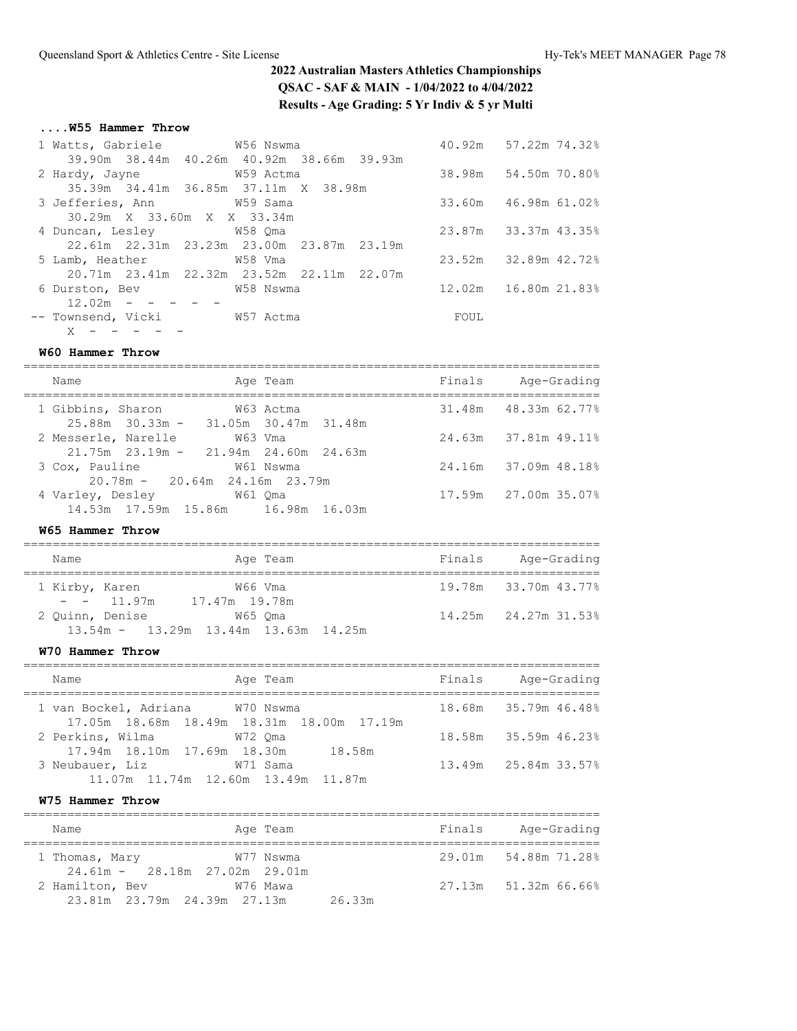# 2022 Australian Masters Athletics Championships

**QSAC - SAF & MAIN - 1/04/2022 to 4/04/2022**

**Results - Age Grading: 5 Yr Indiv & 5 yr Multi**

### ....W55 Hammer Throw

```
  1 Watts, Gabriele          W56 Nswma                      40.92m   57.22m 74.32%
     39.90m  38.44m  40.26m  40.92m  38.66m  39.93m
  2 Hardy, Jayne             W59 Actma                      38.98m   54.50m 70.80%
     35.39m  34.41m  36.85m  37.11m  X  38.98m
  3 Jefferies, Ann           W59 Sama                       33.60m   46.98m 61.02%
     30.29m  X  33.60m  X  X  33.34m
  4 Duncan, Lesley           W58 Qma                        23.87m   33.37m 43.35%
     22.61m  22.31m  23.23m  23.00m  23.87m  23.19m
  5 Lamb, Heather            W58 Vma                        23.52m   32.89m 42.72%
     20.71m  23.41m  22.32m  23.52m  22.11m  22.07m
  6 Durston, Bev             W58 Nswma                      12.02m   16.80m 21.83%
     12.02m  -  -  -  -  -
 -- Townsend, Vicki          W57 Actma                        FOUL
     X  -  -  -  -  -
```

### W60 Hammer Throw

```
===============================================================================
   Name                    Age Team                    Finals     Age-Grading
===============================================================================
  1 Gibbins, Sharon          W63 Actma                      31.48m   48.33m 62.77%
     25.88m  30.33m -  31.05m  30.47m  31.48m
  2 Messerle, Narelle        W63 Vma                        24.63m   37.81m 49.11%
     21.75m  23.19m -  21.94m  24.60m  24.63m
  3 Cox, Pauline             W61 Nswma                      24.16m   37.09m 48.18%
     20.78m -  20.64m  24.16m  23.79m
  4 Varley, Desley           W61 Qma                        17.59m   27.00m 35.07%
     14.53m  17.59m  15.86m     16.98m  16.03m
```

### W65 Hammer Throw

```
===============================================================================
   Name                    Age Team                    Finals     Age-Grading
===============================================================================
  1 Kirby, Karen             W66 Vma                        19.78m   33.70m 43.77%
     -  -  11.97m     17.47m  19.78m
  2 Quinn, Denise            W65 Qma                        14.25m   24.27m 31.53%
     13.54m -  13.29m  13.44m  13.63m  14.25m
```

### W70 Hammer Throw

```
===============================================================================
   Name                    Age Team                    Finals     Age-Grading
===============================================================================
  1 van Bockel, Adriana      W70 Nswma                      18.68m   35.79m 46.48%
     17.05m  18.68m  18.49m  18.31m  18.00m  17.19m
  2 Perkins, Wilma           W72 Qma                        18.58m   35.59m 46.23%
     17.94m  18.10m  17.69m  18.30m     18.58m
  3 Neubauer, Liz            W71 Sama                       13.49m   25.84m 33.57%
     11.07m  11.74m  12.60m  13.49m  11.87m
```

### W75 Hammer Throw

```
===============================================================================
   Name                    Age Team                    Finals     Age-Grading
===============================================================================
  1 Thomas, Mary             W77 Nswma                      29.01m   54.88m 71.28%
     24.61m -  28.18m  27.02m  29.01m
  2 Hamilton, Bev            W76 Mawa                       27.13m   51.32m 66.66%
     23.81m  23.79m  24.39m  27.13m     26.33m
```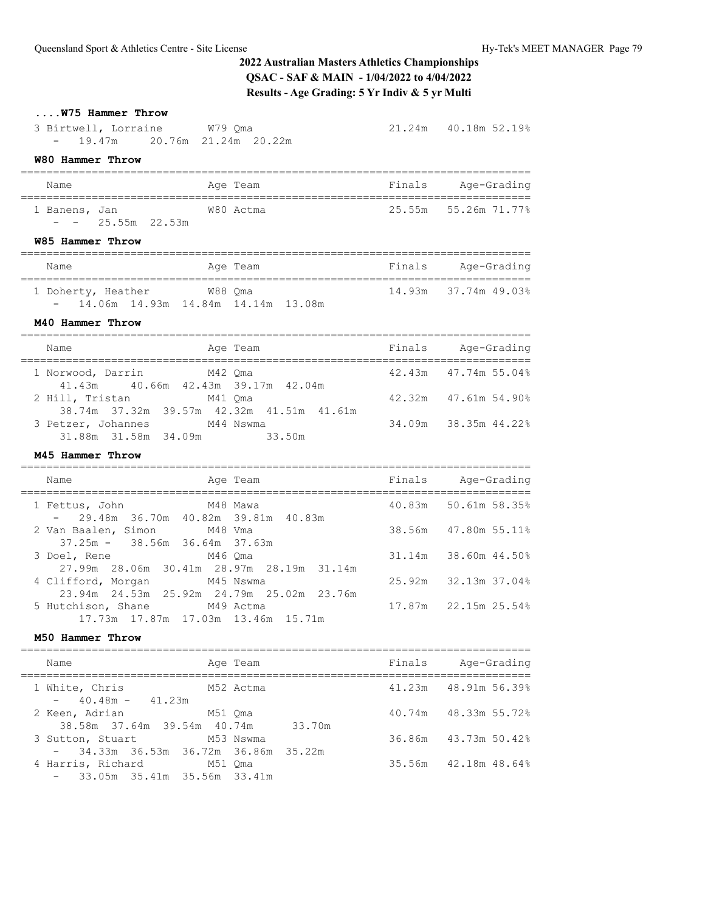# 2022 Australian Masters Athletics Championships

**QSAC - SAF & MAIN - 1/04/2022 to 4/04/2022**

**Results - Age Grading: 5 Yr Indiv & 5 yr Multi**

### ....W75 Hammer Throw

| Name | Age | Team | Finals | Age-Grading | |
|---|---|---|---|---|---|
| 3 Birtwell, Lorraine | W79 | Qma | 21.24m | 40.18m | 52.19% |
| - 19.47m 20.76m 21.24m 20.22m | | | | | |

### W80 Hammer Throw

| Name | Age | Team | Finals | Age-Grading | |
|---|---|---|---|---|---|
| 1 Banens, Jan | W80 | Actma | 25.55m | 55.26m | 71.77% |
| - - 25.55m 22.53m | | | | | |

### W85 Hammer Throw

| Name | Age | Team | Finals | Age-Grading | |
|---|---|---|---|---|---|
| 1 Doherty, Heather | W88 | Qma | 14.93m | 37.74m | 49.03% |
| - 14.06m 14.93m 14.84m 14.14m 13.08m | | | | | |

### M40 Hammer Throw

| Name | Age | Team | Finals | Age-Grading | |
|---|---|---|---|---|---|
| 1 Norwood, Darrin | M42 | Qma | 42.43m | 47.74m | 55.04% |
| 41.43m 40.66m 42.43m 39.17m 42.04m | | | | | |
| 2 Hill, Tristan | M41 | Qma | 42.32m | 47.61m | 54.90% |
| 38.74m 37.32m 39.57m 42.32m 41.51m 41.61m | | | | | |
| 3 Petzer, Johannes | M44 | Nswma | 34.09m | 38.35m | 44.22% |
| 31.88m 31.58m 34.09m 33.50m | | | | | |

### M45 Hammer Throw

| Name | Age | Team | Finals | Age-Grading | |
|---|---|---|---|---|---|
| 1 Fettus, John | M48 | Mawa | 40.83m | 50.61m | 58.35% |
| - 29.48m 36.70m 40.82m 39.81m 40.83m | | | | | |
| 2 Van Baalen, Simon | M48 | Vma | 38.56m | 47.80m | 55.11% |
| 37.25m - 38.56m 36.64m 37.63m | | | | | |
| 3 Doel, Rene | M46 | Qma | 31.14m | 38.60m | 44.50% |
| 27.99m 28.06m 30.41m 28.97m 28.19m 31.14m | | | | | |
| 4 Clifford, Morgan | M45 | Nswma | 25.92m | 32.13m | 37.04% |
| 23.94m 24.53m 25.92m 24.79m 25.02m 23.76m | | | | | |
| 5 Hutchison, Shane | M49 | Actma | 17.87m | 22.15m | 25.54% |
| 17.73m 17.87m 17.03m 13.46m 15.71m | | | | | |

### M50 Hammer Throw

| Name | Age | Team | Finals | Age-Grading | |
|---|---|---|---|---|---|
| 1 White, Chris | M52 | Actma | 41.23m | 48.91m | 56.39% |
| - 40.48m - 41.23m | | | | | |
| 2 Keen, Adrian | M51 | Qma | 40.74m | 48.33m | 55.72% |
| 38.58m 37.64m 39.54m 40.74m 33.70m | | | | | |
| 3 Sutton, Stuart | M53 | Nswma | 36.86m | 43.73m | 50.42% |
| - 34.33m 36.53m 36.72m 36.86m 35.22m | | | | | |
| 4 Harris, Richard | M51 | Qma | 35.56m | 42.18m | 48.64% |
| - 33.05m 35.41m 35.56m 33.41m | | | | | |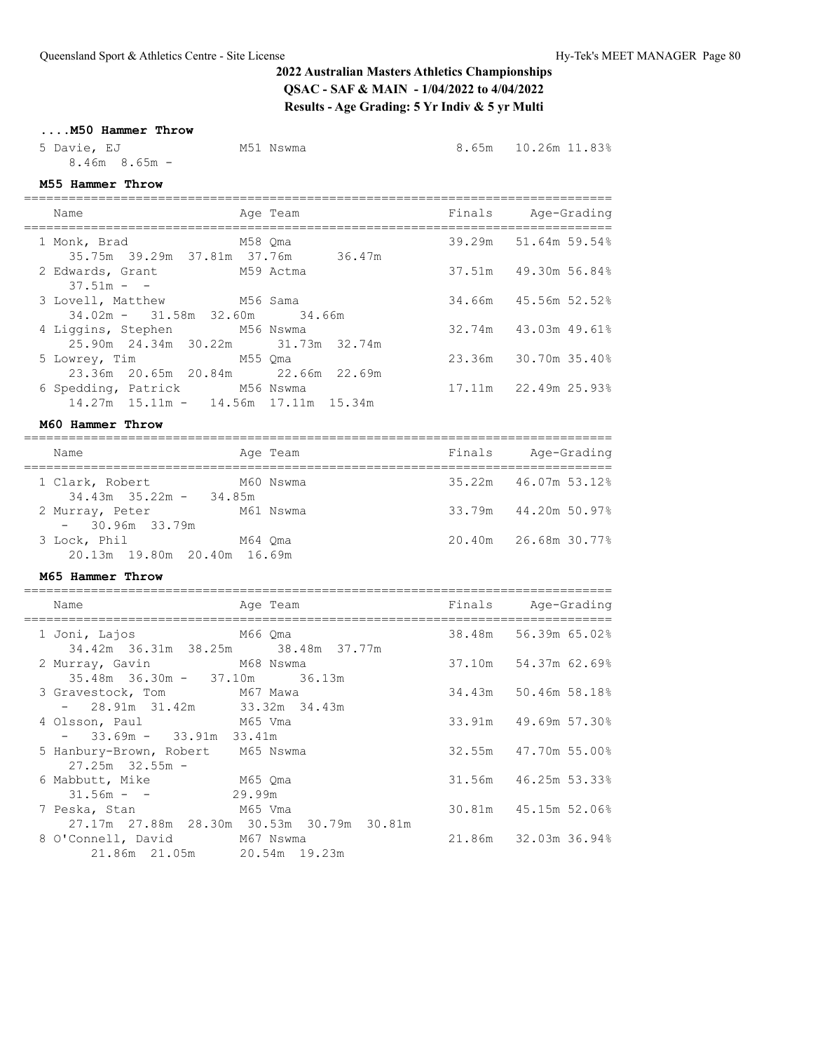# 2022 Australian Masters Athletics Championships

**QSAC - SAF & MAIN - 1/04/2022 to 4/04/2022**

**Results - Age Grading: 5 Yr Indiv & 5 yr Multi**

### ....M50 Hammer Throw

| Name | Age Team | Finals | Age-Grading | |
|---|---|---|---|---|
| 5 Davie, EJ | M51 Nswma | 8.65m | 10.26m | 11.83% |
| 8.46m 8.65m - | | | | |

### M55 Hammer Throw

| Name | Age Team | Finals | Age-Grading | |
|---|---|---|---|---|
| 1 Monk, Brad | M58 Qma | 39.29m | 51.64m | 59.54% |
| 35.75m 39.29m 37.81m 37.76m 36.47m | | | | |
| 2 Edwards, Grant | M59 Actma | 37.51m | 49.30m | 56.84% |
| 37.51m - - | | | | |
| 3 Lovell, Matthew | M56 Sama | 34.66m | 45.56m | 52.52% |
| 34.02m - 31.58m 32.60m 34.66m | | | | |
| 4 Liggins, Stephen | M56 Nswma | 32.74m | 43.03m | 49.61% |
| 25.90m 24.34m 30.22m 31.73m 32.74m | | | | |
| 5 Lowrey, Tim | M55 Qma | 23.36m | 30.70m | 35.40% |
| 23.36m 20.65m 20.84m 22.66m 22.69m | | | | |
| 6 Spedding, Patrick | M56 Nswma | 17.11m | 22.49m | 25.93% |
| 14.27m 15.11m - 14.56m 17.11m 15.34m | | | | |

### M60 Hammer Throw

| Name | Age Team | Finals | Age-Grading | |
|---|---|---|---|---|
| 1 Clark, Robert | M60 Nswma | 35.22m | 46.07m | 53.12% |
| 34.43m 35.22m - 34.85m | | | | |
| 2 Murray, Peter | M61 Nswma | 33.79m | 44.20m | 50.97% |
| - 30.96m 33.79m | | | | |
| 3 Lock, Phil | M64 Qma | 20.40m | 26.68m | 30.77% |
| 20.13m 19.80m 20.40m 16.69m | | | | |

### M65 Hammer Throw

| Name | Age Team | Finals | Age-Grading | |
|---|---|---|---|---|
| 1 Joni, Lajos | M66 Qma | 38.48m | 56.39m | 65.02% |
| 34.42m 36.31m 38.25m 38.48m 37.77m | | | | |
| 2 Murray, Gavin | M68 Nswma | 37.10m | 54.37m | 62.69% |
| 35.48m 36.30m - 37.10m 36.13m | | | | |
| 3 Gravestock, Tom | M67 Mawa | 34.43m | 50.46m | 58.18% |
| - 28.91m 31.42m 33.32m 34.43m | | | | |
| 4 Olsson, Paul | M65 Vma | 33.91m | 49.69m | 57.30% |
| - 33.69m - 33.91m 33.41m | | | | |
| 5 Hanbury-Brown, Robert | M65 Nswma | 32.55m | 47.70m | 55.00% |
| 27.25m 32.55m - | | | | |
| 6 Mabbutt, Mike | M65 Qma | 31.56m | 46.25m | 53.33% |
| 31.56m - - 29.99m | | | | |
| 7 Peska, Stan | M65 Vma | 30.81m | 45.15m | 52.06% |
| 27.17m 27.88m 28.30m 30.53m 30.79m 30.81m | | | | |
| 8 O'Connell, David | M67 Nswma | 21.86m | 32.03m | 36.94% |
| 21.86m 21.05m 20.54m 19.23m | | | | |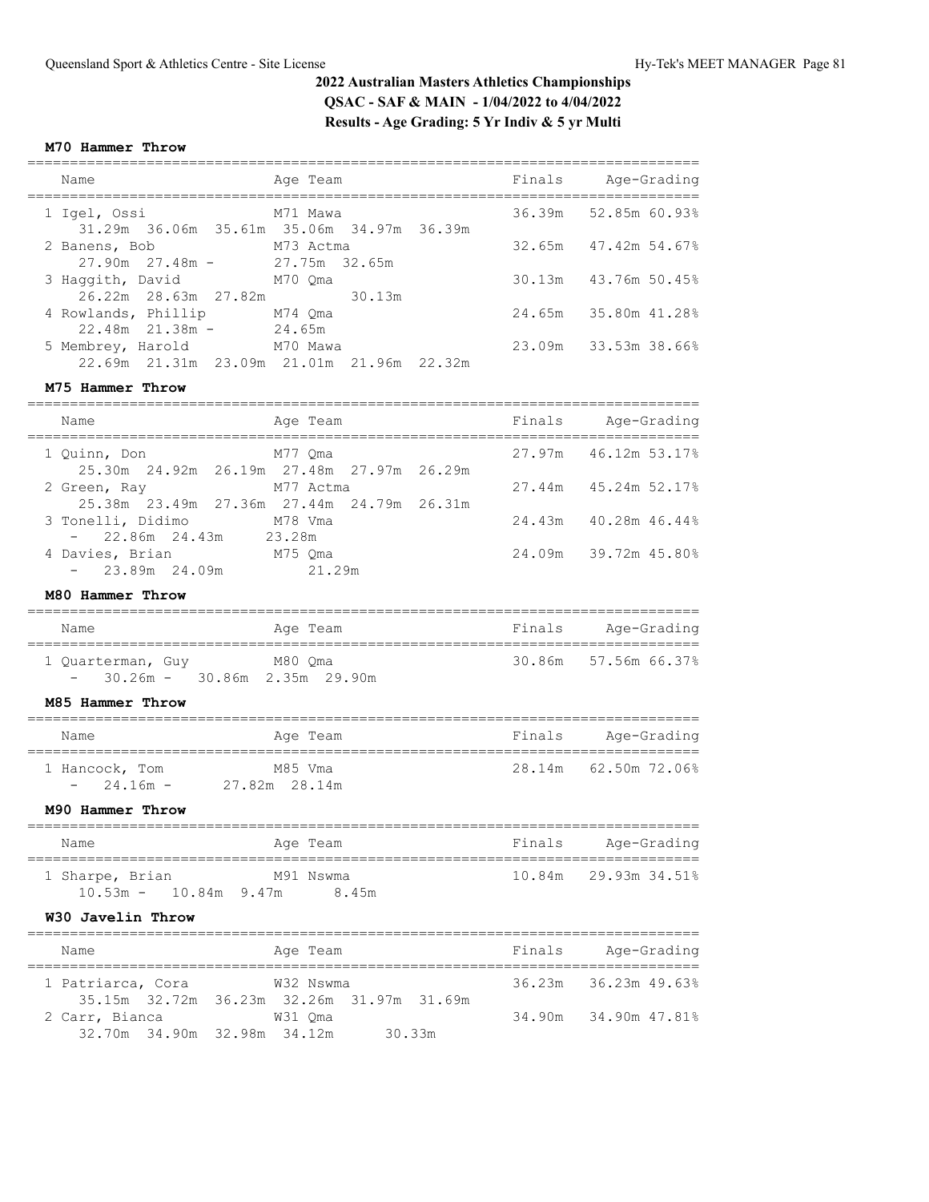# 2022 Australian Masters Athletics Championships

**QSAC - SAF & MAIN - 1/04/2022 to 4/04/2022**

**Results - Age Grading: 5 Yr Indiv & 5 yr Multi**

### M70 Hammer Throw

| Place | Name | Age | Team | Finals | Age-Grading | |
|---|---|---|---|---|---|---|
| 1 | Igel, Ossi | M71 | Mawa | 36.39m | 52.85m | 60.93% |
| | 31.29m 36.06m 35.61m 35.06m 34.97m 36.39m | | | | | |
| 2 | Banens, Bob | M73 | Actma | 32.65m | 47.42m | 54.67% |
| | 27.90m 27.48m - 27.75m 32.65m | | | | | |
| 3 | Haggith, David | M70 | Qma | 30.13m | 43.76m | 50.45% |
| | 26.22m 28.63m 27.82m 30.13m | | | | | |
| 4 | Rowlands, Phillip | M74 | Qma | 24.65m | 35.80m | 41.28% |
| | 22.48m 21.38m - 24.65m | | | | | |
| 5 | Membrey, Harold | M70 | Mawa | 23.09m | 33.53m | 38.66% |
| | 22.69m 21.31m 23.09m 21.01m 21.96m 22.32m | | | | | |

### M75 Hammer Throw

| Place | Name | Age | Team | Finals | Age-Grading | |
|---|---|---|---|---|---|---|
| 1 | Quinn, Don | M77 | Qma | 27.97m | 46.12m | 53.17% |
| | 25.30m 24.92m 26.19m 27.48m 27.97m 26.29m | | | | | |
| 2 | Green, Ray | M77 | Actma | 27.44m | 45.24m | 52.17% |
| | 25.38m 23.49m 27.36m 27.44m 24.79m 26.31m | | | | | |
| 3 | Tonelli, Didimo | M78 | Vma | 24.43m | 40.28m | 46.44% |
| | - 22.86m 24.43m 23.28m | | | | | |
| 4 | Davies, Brian | M75 | Qma | 24.09m | 39.72m | 45.80% |
| | - 23.89m 24.09m 21.29m | | | | | |

### M80 Hammer Throw

| Place | Name | Age | Team | Finals | Age-Grading | |
|---|---|---|---|---|---|---|
| 1 | Quarterman, Guy | M80 | Qma | 30.86m | 57.56m | 66.37% |
| | - 30.26m - 30.86m 2.35m 29.90m | | | | | |

### M85 Hammer Throw

| Place | Name | Age | Team | Finals | Age-Grading | |
|---|---|---|---|---|---|---|
| 1 | Hancock, Tom | M85 | Vma | 28.14m | 62.50m | 72.06% |
| | - 24.16m - 27.82m 28.14m | | | | | |

### M90 Hammer Throw

| Place | Name | Age | Team | Finals | Age-Grading | |
|---|---|---|---|---|---|---|
| 1 | Sharpe, Brian | M91 | Nswma | 10.84m | 29.93m | 34.51% |
| | 10.53m - 10.84m 9.47m 8.45m | | | | | |

### W30 Javelin Throw

| Place | Name | Age | Team | Finals | Age-Grading | |
|---|---|---|---|---|---|---|
| 1 | Patriarca, Cora | W32 | Nswma | 36.23m | 36.23m | 49.63% |
| | 35.15m 32.72m 36.23m 32.26m 31.97m 31.69m | | | | | |
| 2 | Carr, Bianca | W31 | Qma | 34.90m | 34.90m | 47.81% |
| | 32.70m 34.90m 32.98m 34.12m 30.33m | | | | | |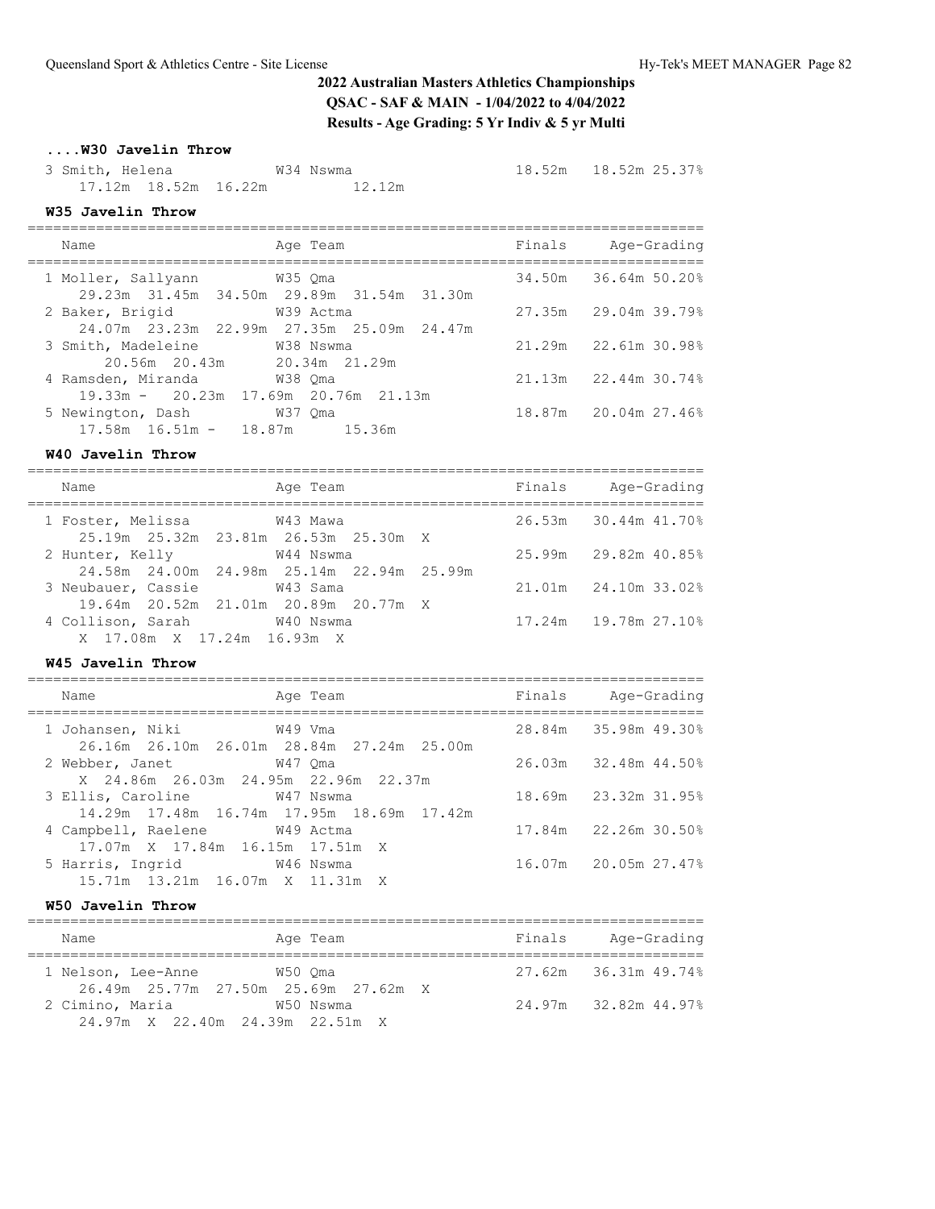## 2022 Australian Masters Athletics Championships

**QSAC - SAF & MAIN - 1/04/2022 to 4/04/2022**

**Results - Age Grading: 5 Yr Indiv & 5 yr Multi**

### ....W30 Javelin Throw

| Place | Name | Age | Team | Finals | Age-Grading | % |
|---|---|---|---|---|---|---|
| 3 | Smith, Helena | W34 | Nswma | 18.52m | 18.52m | 25.37% |
| | 17.12m 18.52m 16.22m 12.12m | | | | | |

### W35 Javelin Throw

| Place | Name | Age | Team | Finals | Age-Grading | % |
|---|---|---|---|---|---|---|
| 1 | Moller, Sallyann | W35 | Qma | 34.50m | 36.64m | 50.20% |
| | 29.23m 31.45m 34.50m 29.89m 31.54m 31.30m | | | | | |
| 2 | Baker, Brigid | W39 | Actma | 27.35m | 29.04m | 39.79% |
| | 24.07m 23.23m 22.99m 27.35m 25.09m 24.47m | | | | | |
| 3 | Smith, Madeleine | W38 | Nswma | 21.29m | 22.61m | 30.98% |
| | 20.56m 20.43m 20.34m 21.29m | | | | | |
| 4 | Ramsden, Miranda | W38 | Qma | 21.13m | 22.44m | 30.74% |
| | 19.33m - 20.23m 17.69m 20.76m 21.13m | | | | | |
| 5 | Newington, Dash | W37 | Qma | 18.87m | 20.04m | 27.46% |
| | 17.58m 16.51m - 18.87m 15.36m | | | | | |

### W40 Javelin Throw

| Place | Name | Age | Team | Finals | Age-Grading | % |
|---|---|---|---|---|---|---|
| 1 | Foster, Melissa | W43 | Mawa | 26.53m | 30.44m | 41.70% |
| | 25.19m 25.32m 23.81m 26.53m 25.30m X | | | | | |
| 2 | Hunter, Kelly | W44 | Nswma | 25.99m | 29.82m | 40.85% |
| | 24.58m 24.00m 24.98m 25.14m 22.94m 25.99m | | | | | |
| 3 | Neubauer, Cassie | W43 | Sama | 21.01m | 24.10m | 33.02% |
| | 19.64m 20.52m 21.01m 20.89m 20.77m X | | | | | |
| 4 | Collison, Sarah | W40 | Nswma | 17.24m | 19.78m | 27.10% |
| | X 17.08m X 17.24m 16.93m X | | | | | |

### W45 Javelin Throw

| Place | Name | Age | Team | Finals | Age-Grading | % |
|---|---|---|---|---|---|---|
| 1 | Johansen, Niki | W49 | Vma | 28.84m | 35.98m | 49.30% |
| | 26.16m 26.10m 26.01m 28.84m 27.24m 25.00m | | | | | |
| 2 | Webber, Janet | W47 | Qma | 26.03m | 32.48m | 44.50% |
| | X 24.86m 26.03m 24.95m 22.96m 22.37m | | | | | |
| 3 | Ellis, Caroline | W47 | Nswma | 18.69m | 23.32m | 31.95% |
| | 14.29m 17.48m 16.74m 17.95m 18.69m 17.42m | | | | | |
| 4 | Campbell, Raelene | W49 | Actma | 17.84m | 22.26m | 30.50% |
| | 17.07m X 17.84m 16.15m 17.51m X | | | | | |
| 5 | Harris, Ingrid | W46 | Nswma | 16.07m | 20.05m | 27.47% |
| | 15.71m 13.21m 16.07m X 11.31m X | | | | | |

### W50 Javelin Throw

| Place | Name | Age | Team | Finals | Age-Grading | % |
|---|---|---|---|---|---|---|
| 1 | Nelson, Lee-Anne | W50 | Qma | 27.62m | 36.31m | 49.74% |
| | 26.49m 25.77m 27.50m 25.69m 27.62m X | | | | | |
| 2 | Cimino, Maria | W50 | Nswma | 24.97m | 32.82m | 44.97% |
| | 24.97m X 22.40m 24.39m 22.51m X | | | | | |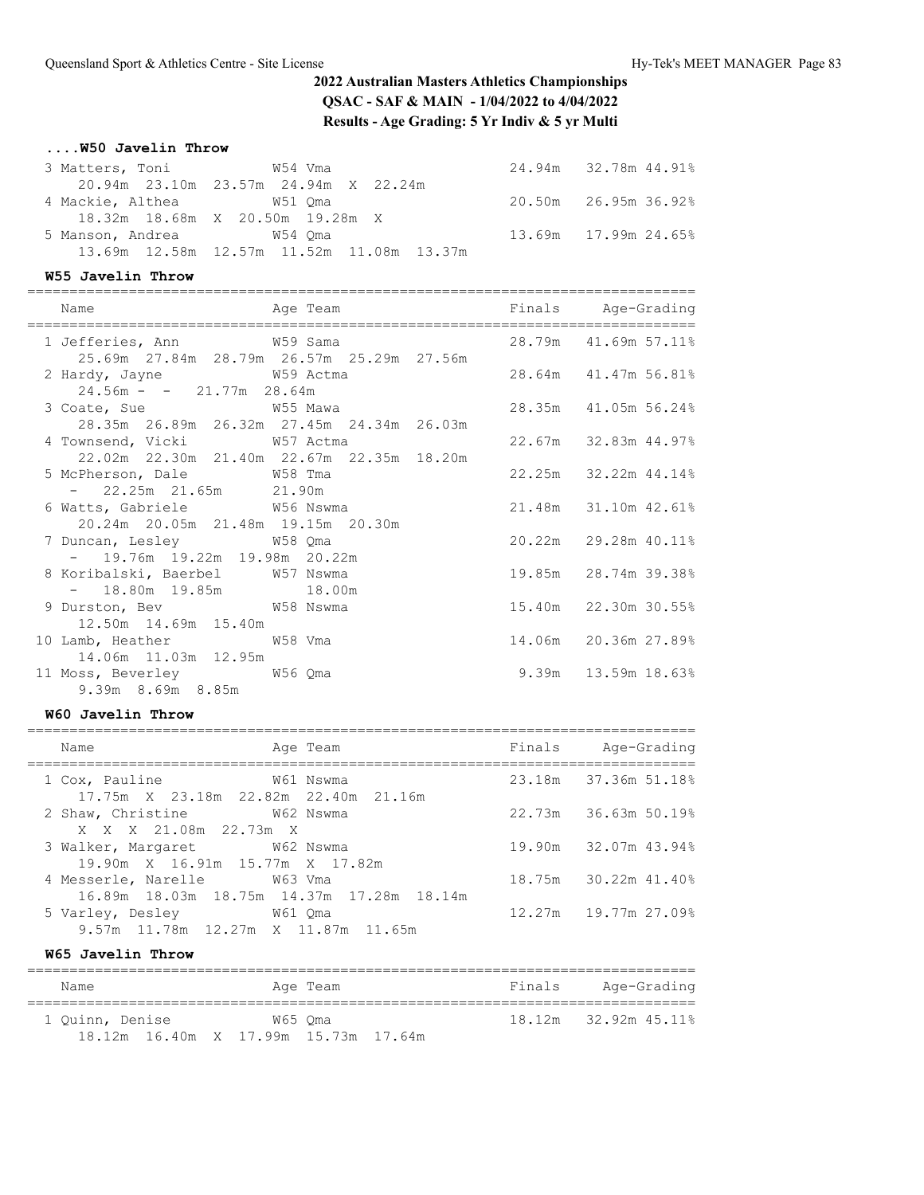## 2022 Australian Masters Athletics Championships
**QSAC - SAF & MAIN - 1/04/2022 to 4/04/2022**
**Results - Age Grading: 5 Yr Indiv & 5 yr Multi**

### ....W50 Javelin Throw

| Place | Name | Age | Team | Finals | Age-Grading | % |
|---|---|---|---|---|---|---|
| 3 | Matters, Toni | W54 | Vma | 24.94m | 32.78m | 44.91% |
| | 20.94m 23.10m 23.57m 24.94m X 22.24m | | | | | |
| 4 | Mackie, Althea | W51 | Qma | 20.50m | 26.95m | 36.92% |
| | 18.32m 18.68m X 20.50m 19.28m X | | | | | |
| 5 | Manson, Andrea | W54 | Qma | 13.69m | 17.99m | 24.65% |
| | 13.69m 12.58m 12.57m 11.52m 11.08m 13.37m | | | | | |

### W55 Javelin Throw

| Place | Name | Age | Team | Finals | Age-Grading | % |
|---|---|---|---|---|---|---|
| 1 | Jefferies, Ann | W59 | Sama | 28.79m | 41.69m | 57.11% |
| | 25.69m 27.84m 28.79m 26.57m 25.29m 27.56m | | | | | |
| 2 | Hardy, Jayne | W59 | Actma | 28.64m | 41.47m | 56.81% |
| | 24.56m - - 21.77m 28.64m | | | | | |
| 3 | Coate, Sue | W55 | Mawa | 28.35m | 41.05m | 56.24% |
| | 28.35m 26.89m 26.32m 27.45m 24.34m 26.03m | | | | | |
| 4 | Townsend, Vicki | W57 | Actma | 22.67m | 32.83m | 44.97% |
| | 22.02m 22.30m 21.40m 22.67m 22.35m 18.20m | | | | | |
| 5 | McPherson, Dale | W58 | Tma | 22.25m | 32.22m | 44.14% |
| | - 22.25m 21.65m 21.90m | | | | | |
| 6 | Watts, Gabriele | W56 | Nswma | 21.48m | 31.10m | 42.61% |
| | 20.24m 20.05m 21.48m 19.15m 20.30m | | | | | |
| 7 | Duncan, Lesley | W58 | Qma | 20.22m | 29.28m | 40.11% |
| | - 19.76m 19.22m 19.98m 20.22m | | | | | |
| 8 | Koribalski, Baerbel | W57 | Nswma | 19.85m | 28.74m | 39.38% |
| | - 18.80m 19.85m 18.00m | | | | | |
| 9 | Durston, Bev | W58 | Nswma | 15.40m | 22.30m | 30.55% |
| | 12.50m 14.69m 15.40m | | | | | |
| 10 | Lamb, Heather | W58 | Vma | 14.06m | 20.36m | 27.89% |
| | 14.06m 11.03m 12.95m | | | | | |
| 11 | Moss, Beverley | W56 | Qma | 9.39m | 13.59m | 18.63% |
| | 9.39m 8.69m 8.85m | | | | | |

### W60 Javelin Throw

| Place | Name | Age | Team | Finals | Age-Grading | % |
|---|---|---|---|---|---|---|
| 1 | Cox, Pauline | W61 | Nswma | 23.18m | 37.36m | 51.18% |
| | 17.75m X 23.18m 22.82m 22.40m 21.16m | | | | | |
| 2 | Shaw, Christine | W62 | Nswma | 22.73m | 36.63m | 50.19% |
| | X X X 21.08m 22.73m X | | | | | |
| 3 | Walker, Margaret | W62 | Nswma | 19.90m | 32.07m | 43.94% |
| | 19.90m X 16.91m 15.77m X 17.82m | | | | | |
| 4 | Messerle, Narelle | W63 | Vma | 18.75m | 30.22m | 41.40% |
| | 16.89m 18.03m 18.75m 14.37m 17.28m 18.14m | | | | | |
| 5 | Varley, Desley | W61 | Qma | 12.27m | 19.77m | 27.09% |
| | 9.57m 11.78m 12.27m X 11.87m 11.65m | | | | | |

### W65 Javelin Throw

| Place | Name | Age | Team | Finals | Age-Grading | % |
|---|---|---|---|---|---|---|
| 1 | Quinn, Denise | W65 | Qma | 18.12m | 32.92m | 45.11% |
| | 18.12m 16.40m X 17.99m 15.73m 17.64m | | | | | |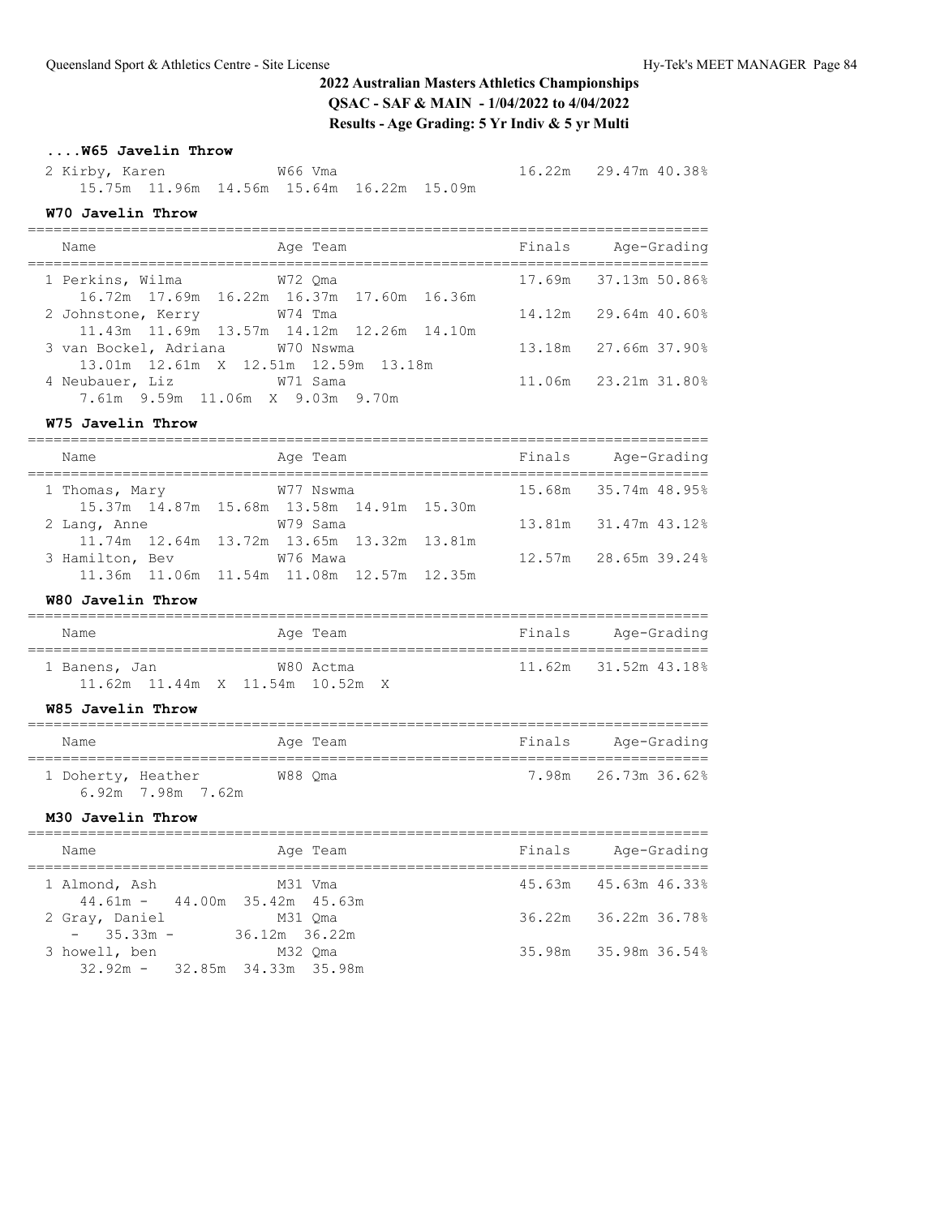## 2022 Australian Masters Athletics Championships

**QSAC - SAF & MAIN - 1/04/2022 to 4/04/2022**

**Results - Age Grading: 5 Yr Indiv & 5 yr Multi**

### ....W65 Javelin Throw

| Name | Age Team | Finals | Age-Grading |
|---|---|---|---|
| 2 Kirby, Karen | W66 Vma | 16.22m | 29.47m 40.38% |
| 15.75m 11.96m 14.56m 15.64m 16.22m 15.09m | | | |

### W70 Javelin Throw

| Name | Age Team | Finals | Age-Grading |
|---|---|---|---|
| 1 Perkins, Wilma | W72 Qma | 17.69m | 37.13m 50.86% |
| 16.72m 17.69m 16.22m 16.37m 17.60m 16.36m | | | |
| 2 Johnstone, Kerry | W74 Tma | 14.12m | 29.64m 40.60% |
| 11.43m 11.69m 13.57m 14.12m 12.26m 14.10m | | | |
| 3 van Bockel, Adriana | W70 Nswma | 13.18m | 27.66m 37.90% |
| 13.01m 12.61m X 12.51m 12.59m 13.18m | | | |
| 4 Neubauer, Liz | W71 Sama | 11.06m | 23.21m 31.80% |
| 7.61m 9.59m 11.06m X 9.03m 9.70m | | | |

### W75 Javelin Throw

| Name | Age Team | Finals | Age-Grading |
|---|---|---|---|
| 1 Thomas, Mary | W77 Nswma | 15.68m | 35.74m 48.95% |
| 15.37m 14.87m 15.68m 13.58m 14.91m 15.30m | | | |
| 2 Lang, Anne | W79 Sama | 13.81m | 31.47m 43.12% |
| 11.74m 12.64m 13.72m 13.65m 13.32m 13.81m | | | |
| 3 Hamilton, Bev | W76 Mawa | 12.57m | 28.65m 39.24% |
| 11.36m 11.06m 11.54m 11.08m 12.57m 12.35m | | | |

### W80 Javelin Throw

| Name | Age Team | Finals | Age-Grading |
|---|---|---|---|
| 1 Banens, Jan | W80 Actma | 11.62m | 31.52m 43.18% |
| 11.62m 11.44m X 11.54m 10.52m X | | | |

### W85 Javelin Throw

| Name | Age Team | Finals | Age-Grading |
|---|---|---|---|
| 1 Doherty, Heather | W88 Qma | 7.98m | 26.73m 36.62% |
| 6.92m 7.98m 7.62m | | | |

### M30 Javelin Throw

| Name | Age Team | Finals | Age-Grading |
|---|---|---|---|
| 1 Almond, Ash | M31 Vma | 45.63m | 45.63m 46.33% |
| 44.61m - 44.00m 35.42m 45.63m | | | |
| 2 Gray, Daniel | M31 Qma | 36.22m | 36.22m 36.78% |
| - 35.33m - 36.12m 36.22m | | | |
| 3 howell, ben | M32 Qma | 35.98m | 35.98m 36.54% |
| 32.92m - 32.85m 34.33m 35.98m | | | |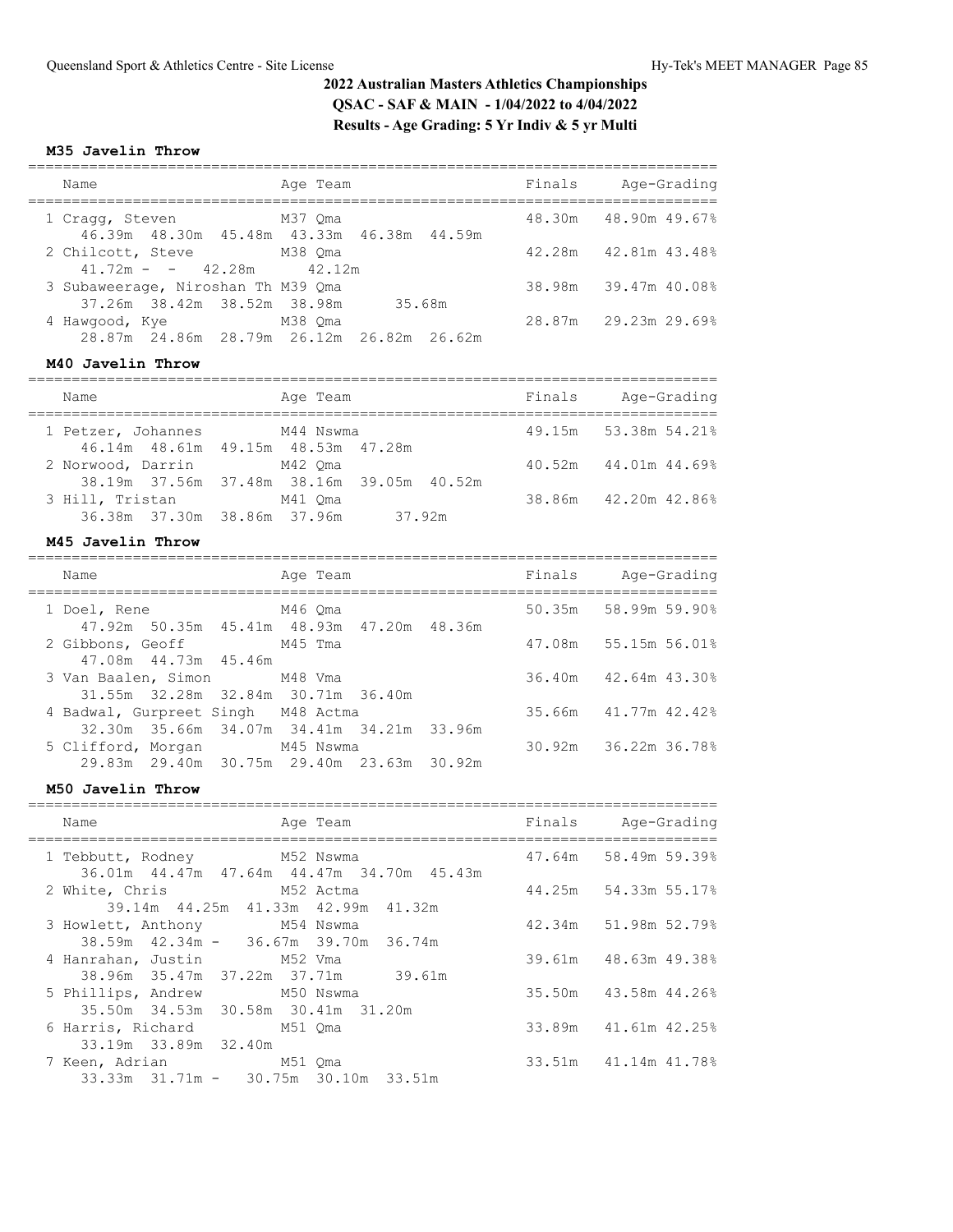# 2022 Australian Masters Athletics Championships

**QSAC - SAF & MAIN - 1/04/2022 to 4/04/2022**

**Results - Age Grading: 5 Yr Indiv & 5 yr Multi**

### M35 Javelin Throw

| Name | Age | Team | Finals | Age-Grading | |
|---|---|---|---|---|---|
| 1 Cragg, Steven | M37 | Qma | 48.30m | 48.90m | 49.67% |
| 46.39m 48.30m 45.48m 43.33m 46.38m 44.59m | | | | | |
| 2 Chilcott, Steve | M38 | Qma | 42.28m | 42.81m | 43.48% |
| 41.72m - - 42.28m 42.12m | | | | | |
| 3 Subaweerage, Niroshan Th | M39 | Qma | 38.98m | 39.47m | 40.08% |
| 37.26m 38.42m 38.52m 38.98m 35.68m | | | | | |
| 4 Hawgood, Kye | M38 | Qma | 28.87m | 29.23m | 29.69% |
| 28.87m 24.86m 28.79m 26.12m 26.82m 26.62m | | | | | |

### M40 Javelin Throw

| Name | Age | Team | Finals | Age-Grading | |
|---|---|---|---|---|---|
| 1 Petzer, Johannes | M44 | Nswma | 49.15m | 53.38m | 54.21% |
| 46.14m 48.61m 49.15m 48.53m 47.28m | | | | | |
| 2 Norwood, Darrin | M42 | Qma | 40.52m | 44.01m | 44.69% |
| 38.19m 37.56m 37.48m 38.16m 39.05m 40.52m | | | | | |
| 3 Hill, Tristan | M41 | Qma | 38.86m | 42.20m | 42.86% |
| 36.38m 37.30m 38.86m 37.96m 37.92m | | | | | |

### M45 Javelin Throw

| Name | Age | Team | Finals | Age-Grading | |
|---|---|---|---|---|---|
| 1 Doel, Rene | M46 | Qma | 50.35m | 58.99m | 59.90% |
| 47.92m 50.35m 45.41m 48.93m 47.20m 48.36m | | | | | |
| 2 Gibbons, Geoff | M45 | Tma | 47.08m | 55.15m | 56.01% |
| 47.08m 44.73m 45.46m | | | | | |
| 3 Van Baalen, Simon | M48 | Vma | 36.40m | 42.64m | 43.30% |
| 31.55m 32.28m 32.84m 30.71m 36.40m | | | | | |
| 4 Badwal, Gurpreet Singh | M48 | Actma | 35.66m | 41.77m | 42.42% |
| 32.30m 35.66m 34.07m 34.41m 34.21m 33.96m | | | | | |
| 5 Clifford, Morgan | M45 | Nswma | 30.92m | 36.22m | 36.78% |
| 29.83m 29.40m 30.75m 29.40m 23.63m 30.92m | | | | | |

### M50 Javelin Throw

| Name | Age | Team | Finals | Age-Grading | |
|---|---|---|---|---|---|
| 1 Tebbutt, Rodney | M52 | Nswma | 47.64m | 58.49m | 59.39% |
| 36.01m 44.47m 47.64m 44.47m 34.70m 45.43m | | | | | |
| 2 White, Chris | M52 | Actma | 44.25m | 54.33m | 55.17% |
| 39.14m 44.25m 41.33m 42.99m 41.32m | | | | | |
| 3 Howlett, Anthony | M54 | Nswma | 42.34m | 51.98m | 52.79% |
| 38.59m 42.34m - 36.67m 39.70m 36.74m | | | | | |
| 4 Hanrahan, Justin | M52 | Vma | 39.61m | 48.63m | 49.38% |
| 38.96m 35.47m 37.22m 37.71m 39.61m | | | | | |
| 5 Phillips, Andrew | M50 | Nswma | 35.50m | 43.58m | 44.26% |
| 35.50m 34.53m 30.58m 30.41m 31.20m | | | | | |
| 6 Harris, Richard | M51 | Qma | 33.89m | 41.61m | 42.25% |
| 33.19m 33.89m 32.40m | | | | | |
| 7 Keen, Adrian | M51 | Qma | 33.51m | 41.14m | 41.78% |
| 33.33m 31.71m - 30.75m 30.10m 33.51m | | | | | |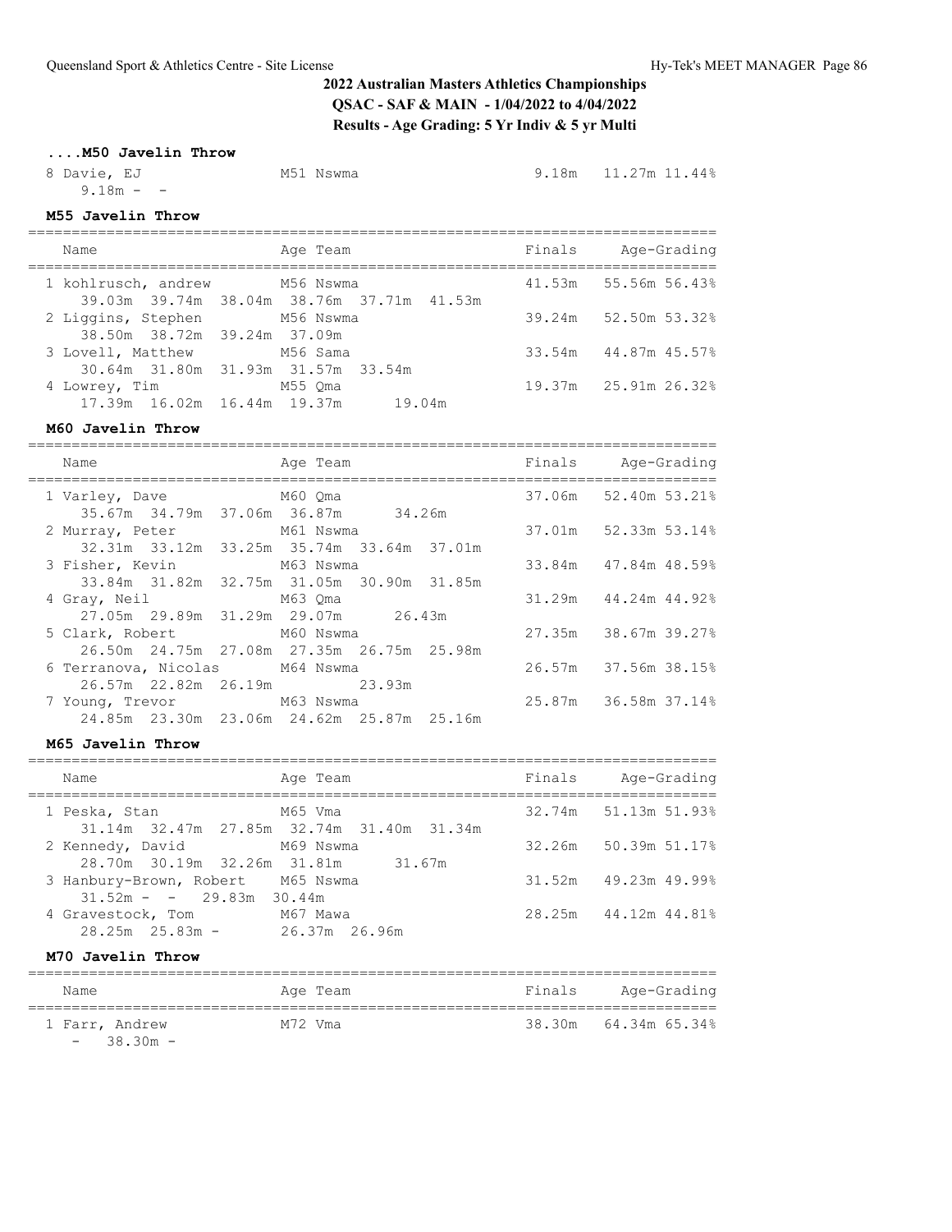## 2022 Australian Masters Athletics Championships

**QSAC - SAF & MAIN - 1/04/2022 to 4/04/2022**

**Results - Age Grading: 5 Yr Indiv & 5 yr Multi**

### ....M50 Javelin Throw

| Name | Age | Team | Finals | Age-Grading | |
|---|---|---|---|---|---|
| 8 Davie, EJ | M51 | Nswma | 9.18m | 11.27m | 11.44% |
| 9.18m - - | | | | | |

### M55 Javelin Throw

| Name | Age | Team | Finals | Age-Grading | |
|---|---|---|---|---|---|
| 1 kohlrusch, andrew | M56 | Nswma | 41.53m | 55.56m | 56.43% |
| 39.03m 39.74m 38.04m 38.76m 37.71m 41.53m | | | | | |
| 2 Liggins, Stephen | M56 | Nswma | 39.24m | 52.50m | 53.32% |
| 38.50m 38.72m 39.24m 37.09m | | | | | |
| 3 Lovell, Matthew | M56 | Sama | 33.54m | 44.87m | 45.57% |
| 30.64m 31.80m 31.93m 31.57m 33.54m | | | | | |
| 4 Lowrey, Tim | M55 | Qma | 19.37m | 25.91m | 26.32% |
| 17.39m 16.02m 16.44m 19.37m 19.04m | | | | | |

### M60 Javelin Throw

| Name | Age | Team | Finals | Age-Grading | |
|---|---|---|---|---|---|
| 1 Varley, Dave | M60 | Qma | 37.06m | 52.40m | 53.21% |
| 35.67m 34.79m 37.06m 36.87m 34.26m | | | | | |
| 2 Murray, Peter | M61 | Nswma | 37.01m | 52.33m | 53.14% |
| 32.31m 33.12m 33.25m 35.74m 33.64m 37.01m | | | | | |
| 3 Fisher, Kevin | M63 | Nswma | 33.84m | 47.84m | 48.59% |
| 33.84m 31.82m 32.75m 31.05m 30.90m 31.85m | | | | | |
| 4 Gray, Neil | M63 | Qma | 31.29m | 44.24m | 44.92% |
| 27.05m 29.89m 31.29m 29.07m 26.43m | | | | | |
| 5 Clark, Robert | M60 | Nswma | 27.35m | 38.67m | 39.27% |
| 26.50m 24.75m 27.08m 27.35m 26.75m 25.98m | | | | | |
| 6 Terranova, Nicolas | M64 | Nswma | 26.57m | 37.56m | 38.15% |
| 26.57m 22.82m 26.19m 23.93m | | | | | |
| 7 Young, Trevor | M63 | Nswma | 25.87m | 36.58m | 37.14% |
| 24.85m 23.30m 23.06m 24.62m 25.87m 25.16m | | | | | |

### M65 Javelin Throw

| Name | Age | Team | Finals | Age-Grading | |
|---|---|---|---|---|---|
| 1 Peska, Stan | M65 | Vma | 32.74m | 51.13m | 51.93% |
| 31.14m 32.47m 27.85m 32.74m 31.40m 31.34m | | | | | |
| 2 Kennedy, David | M69 | Nswma | 32.26m | 50.39m | 51.17% |
| 28.70m 30.19m 32.26m 31.81m 31.67m | | | | | |
| 3 Hanbury-Brown, Robert | M65 | Nswma | 31.52m | 49.23m | 49.99% |
| 31.52m - - 29.83m 30.44m | | | | | |
| 4 Gravestock, Tom | M67 | Mawa | 28.25m | 44.12m | 44.81% |
| 28.25m 25.83m - 26.37m 26.96m | | | | | |

### M70 Javelin Throw

| Name | Age | Team | Finals | Age-Grading | |
|---|---|---|---|---|---|
| 1 Farr, Andrew | M72 | Vma | 38.30m | 64.34m | 65.34% |
| - 38.30m - | | | | | |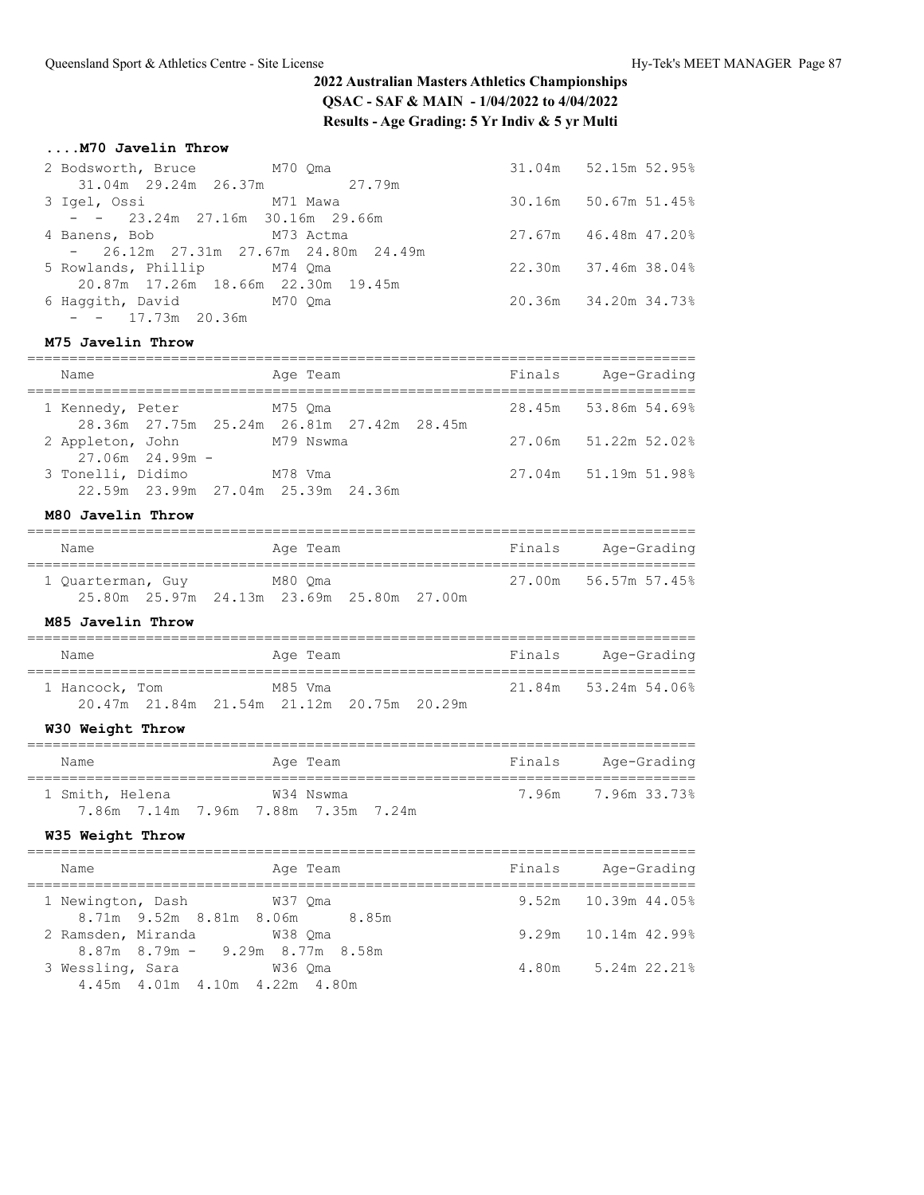# 2022 Australian Masters Athletics Championships

**QSAC - SAF & MAIN - 1/04/2022 to 4/04/2022**

**Results - Age Grading: 5 Yr Indiv & 5 yr Multi**

### ....M70 Javelin Throw

| Place | Name | Age | Team | Finals | Age-Grading | |
|---|---|---|---|---|---|---|
| 2 | Bodsworth, Bruce | M70 | Qma | 31.04m | 52.15m | 52.95% |
| | 31.04m 29.24m 26.37m 27.79m | | | | | |
| 3 | Igel, Ossi | M71 | Mawa | 30.16m | 50.67m | 51.45% |
| | - - 23.24m 27.16m 30.16m 29.66m | | | | | |
| 4 | Banens, Bob | M73 | Actma | 27.67m | 46.48m | 47.20% |
| | - 26.12m 27.31m 27.67m 24.80m 24.49m | | | | | |
| 5 | Rowlands, Phillip | M74 | Qma | 22.30m | 37.46m | 38.04% |
| | 20.87m 17.26m 18.66m 22.30m 19.45m | | | | | |
| 6 | Haggith, David | M70 | Qma | 20.36m | 34.20m | 34.73% |
| | - - 17.73m 20.36m | | | | | |

### M75 Javelin Throw

| Place | Name | Age | Team | Finals | Age-Grading | |
|---|---|---|---|---|---|---|
| 1 | Kennedy, Peter | M75 | Qma | 28.45m | 53.86m | 54.69% |
| | 28.36m 27.75m 25.24m 26.81m 27.42m 28.45m | | | | | |
| 2 | Appleton, John | M79 | Nswma | 27.06m | 51.22m | 52.02% |
| | 27.06m 24.99m - | | | | | |
| 3 | Tonelli, Didimo | M78 | Vma | 27.04m | 51.19m | 51.98% |
| | 22.59m 23.99m 27.04m 25.39m 24.36m | | | | | |

### M80 Javelin Throw

| Place | Name | Age | Team | Finals | Age-Grading | |
|---|---|---|---|---|---|---|
| 1 | Quarterman, Guy | M80 | Qma | 27.00m | 56.57m | 57.45% |
| | 25.80m 25.97m 24.13m 23.69m 25.80m 27.00m | | | | | |

### M85 Javelin Throw

| Place | Name | Age | Team | Finals | Age-Grading | |
|---|---|---|---|---|---|---|
| 1 | Hancock, Tom | M85 | Vma | 21.84m | 53.24m | 54.06% |
| | 20.47m 21.84m 21.54m 21.12m 20.75m 20.29m | | | | | |

### W30 Weight Throw

| Place | Name | Age | Team | Finals | Age-Grading | |
|---|---|---|---|---|---|---|
| 1 | Smith, Helena | W34 | Nswma | 7.96m | 7.96m | 33.73% |
| | 7.86m 7.14m 7.96m 7.88m 7.35m 7.24m | | | | | |

### W35 Weight Throw

| Place | Name | Age | Team | Finals | Age-Grading | |
|---|---|---|---|---|---|---|
| 1 | Newington, Dash | W37 | Qma | 9.52m | 10.39m | 44.05% |
| | 8.71m 9.52m 8.81m 8.06m 8.85m | | | | | |
| 2 | Ramsden, Miranda | W38 | Qma | 9.29m | 10.14m | 42.99% |
| | 8.87m 8.79m - 9.29m 8.77m 8.58m | | | | | |
| 3 | Wessling, Sara | W36 | Qma | 4.80m | 5.24m | 22.21% |
| | 4.45m 4.01m 4.10m 4.22m 4.80m | | | | | |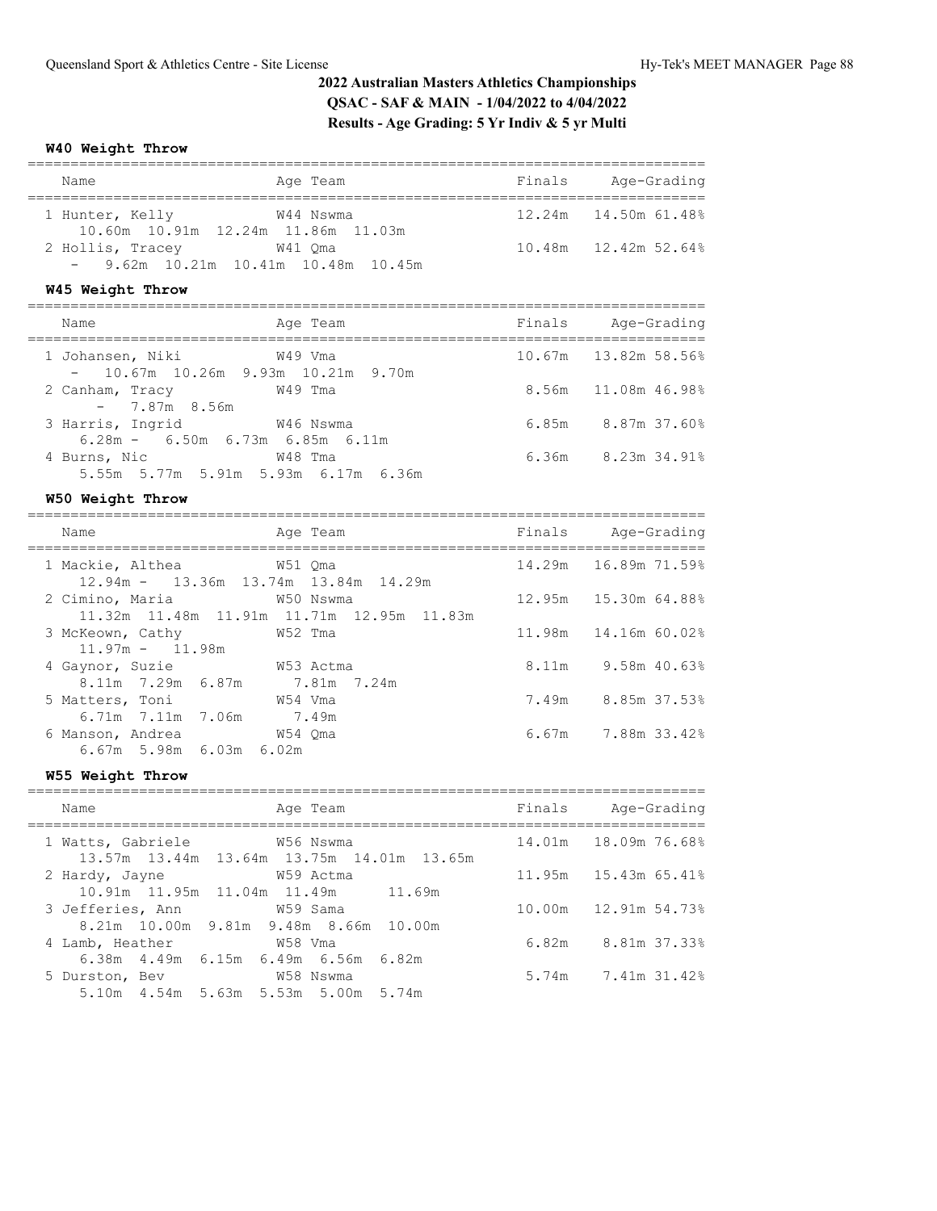# 2022 Australian Masters Athletics Championships

**QSAC - SAF & MAIN - 1/04/2022 to 4/04/2022**

**Results - Age Grading: 5 Yr Indiv & 5 yr Multi**

### W40 Weight Throw

| Name | Age | Team | Finals | Age-Grading | |
|---|---|---|---|---|---|
| 1 Hunter, Kelly | W44 | Nswma | 12.24m | 14.50m | 61.48% |
| 10.60m 10.91m 12.24m 11.86m 11.03m | | | | | |
| 2 Hollis, Tracey | W41 | Qma | 10.48m | 12.42m | 52.64% |
| - 9.62m 10.21m 10.41m 10.48m 10.45m | | | | | |

### W45 Weight Throw

| Name | Age | Team | Finals | Age-Grading | |
|---|---|---|---|---|---|
| 1 Johansen, Niki | W49 | Vma | 10.67m | 13.82m | 58.56% |
| - 10.67m 10.26m 9.93m 10.21m 9.70m | | | | | |
| 2 Canham, Tracy | W49 | Tma | 8.56m | 11.08m | 46.98% |
| - 7.87m 8.56m | | | | | |
| 3 Harris, Ingrid | W46 | Nswma | 6.85m | 8.87m | 37.60% |
| 6.28m - 6.50m 6.73m 6.85m 6.11m | | | | | |
| 4 Burns, Nic | W48 | Tma | 6.36m | 8.23m | 34.91% |
| 5.55m 5.77m 5.91m 5.93m 6.17m 6.36m | | | | | |

### W50 Weight Throw

| Name | Age | Team | Finals | Age-Grading | |
|---|---|---|---|---|---|
| 1 Mackie, Althea | W51 | Qma | 14.29m | 16.89m | 71.59% |
| 12.94m - 13.36m 13.74m 13.84m 14.29m | | | | | |
| 2 Cimino, Maria | W50 | Nswma | 12.95m | 15.30m | 64.88% |
| 11.32m 11.48m 11.91m 11.71m 12.95m 11.83m | | | | | |
| 3 McKeown, Cathy | W52 | Tma | 11.98m | 14.16m | 60.02% |
| 11.97m - 11.98m | | | | | |
| 4 Gaynor, Suzie | W53 | Actma | 8.11m | 9.58m | 40.63% |
| 8.11m 7.29m 6.87m 7.81m 7.24m | | | | | |
| 5 Matters, Toni | W54 | Vma | 7.49m | 8.85m | 37.53% |
| 6.71m 7.11m 7.06m 7.49m | | | | | |
| 6 Manson, Andrea | W54 | Qma | 6.67m | 7.88m | 33.42% |
| 6.67m 5.98m 6.03m 6.02m | | | | | |

### W55 Weight Throw

| Name | Age | Team | Finals | Age-Grading | |
|---|---|---|---|---|---|
| 1 Watts, Gabriele | W56 | Nswma | 14.01m | 18.09m | 76.68% |
| 13.57m 13.44m 13.64m 13.75m 14.01m 13.65m | | | | | |
| 2 Hardy, Jayne | W59 | Actma | 11.95m | 15.43m | 65.41% |
| 10.91m 11.95m 11.04m 11.49m 11.69m | | | | | |
| 3 Jefferies, Ann | W59 | Sama | 10.00m | 12.91m | 54.73% |
| 8.21m 10.00m 9.81m 9.48m 8.66m 10.00m | | | | | |
| 4 Lamb, Heather | W58 | Vma | 6.82m | 8.81m | 37.33% |
| 6.38m 4.49m 6.15m 6.49m 6.56m 6.82m | | | | | |
| 5 Durston, Bev | W58 | Nswma | 5.74m | 7.41m | 31.42% |
| 5.10m 4.54m 5.63m 5.53m 5.00m 5.74m | | | | | |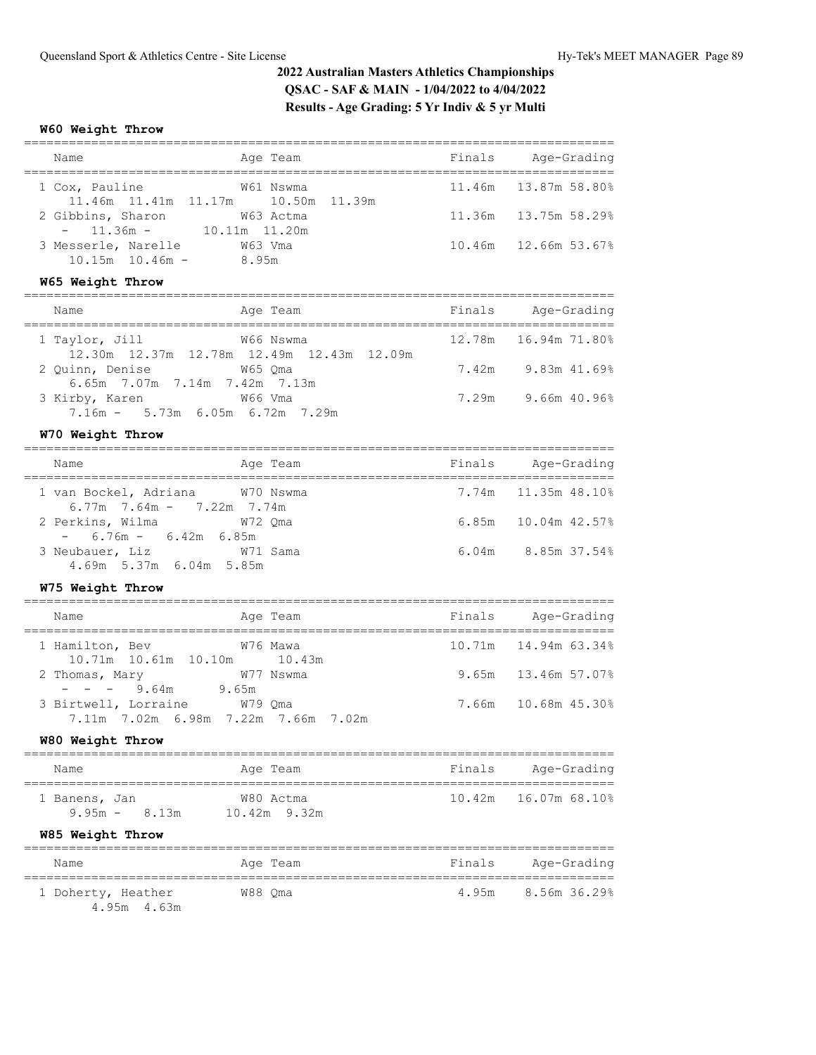# 2022 Australian Masters Athletics Championships

## QSAC - SAF & MAIN - 1/04/2022 to 4/04/2022

## Results - Age Grading: 5 Yr Indiv & 5 yr Multi

### W60 Weight Throw

| Place | Name | Age Team | Finals | Age-Grading |
|---|---|---|---|---|
| 1 | Cox, Pauline | W61 Nswma | 11.46m | 13.87m 58.80% |
| | 11.46m 11.41m 11.17m 10.50m 11.39m | | | |
| 2 | Gibbins, Sharon | W63 Actma | 11.36m | 13.75m 58.29% |
| | - 11.36m - 10.11m 11.20m | | | |
| 3 | Messerle, Narelle | W63 Vma | 10.46m | 12.66m 53.67% |
| | 10.15m 10.46m - 8.95m | | | |

### W65 Weight Throw

| Place | Name | Age Team | Finals | Age-Grading |
|---|---|---|---|---|
| 1 | Taylor, Jill | W66 Nswma | 12.78m | 16.94m 71.80% |
| | 12.30m 12.37m 12.78m 12.49m 12.43m 12.09m | | | |
| 2 | Quinn, Denise | W65 Qma | 7.42m | 9.83m 41.69% |
| | 6.65m 7.07m 7.14m 7.42m 7.13m | | | |
| 3 | Kirby, Karen | W66 Vma | 7.29m | 9.66m 40.96% |
| | 7.16m - 5.73m 6.05m 6.72m 7.29m | | | |

### W70 Weight Throw

| Place | Name | Age Team | Finals | Age-Grading |
|---|---|---|---|---|
| 1 | van Bockel, Adriana | W70 Nswma | 7.74m | 11.35m 48.10% |
| | 6.77m 7.64m - 7.22m 7.74m | | | |
| 2 | Perkins, Wilma | W72 Qma | 6.85m | 10.04m 42.57% |
| | - 6.76m - 6.42m 6.85m | | | |
| 3 | Neubauer, Liz | W71 Sama | 6.04m | 8.85m 37.54% |
| | 4.69m 5.37m 6.04m 5.85m | | | |

### W75 Weight Throw

| Place | Name | Age Team | Finals | Age-Grading |
|---|---|---|---|---|
| 1 | Hamilton, Bev | W76 Mawa | 10.71m | 14.94m 63.34% |
| | 10.71m 10.61m 10.10m 10.43m | | | |
| 2 | Thomas, Mary | W77 Nswma | 9.65m | 13.46m 57.07% |
| | - - - 9.64m 9.65m | | | |
| 3 | Birtwell, Lorraine | W79 Qma | 7.66m | 10.68m 45.30% |
| | 7.11m 7.02m 6.98m 7.22m 7.66m 7.02m | | | |

### W80 Weight Throw

| Place | Name | Age Team | Finals | Age-Grading |
|---|---|---|---|---|
| 1 | Banens, Jan | W80 Actma | 10.42m | 16.07m 68.10% |
| | 9.95m - 8.13m 10.42m 9.32m | | | |

### W85 Weight Throw

| Place | Name | Age Team | Finals | Age-Grading |
|---|---|---|---|---|
| 1 | Doherty, Heather | W88 Qma | 4.95m | 8.56m 36.29% |
| | 4.95m 4.63m | | | |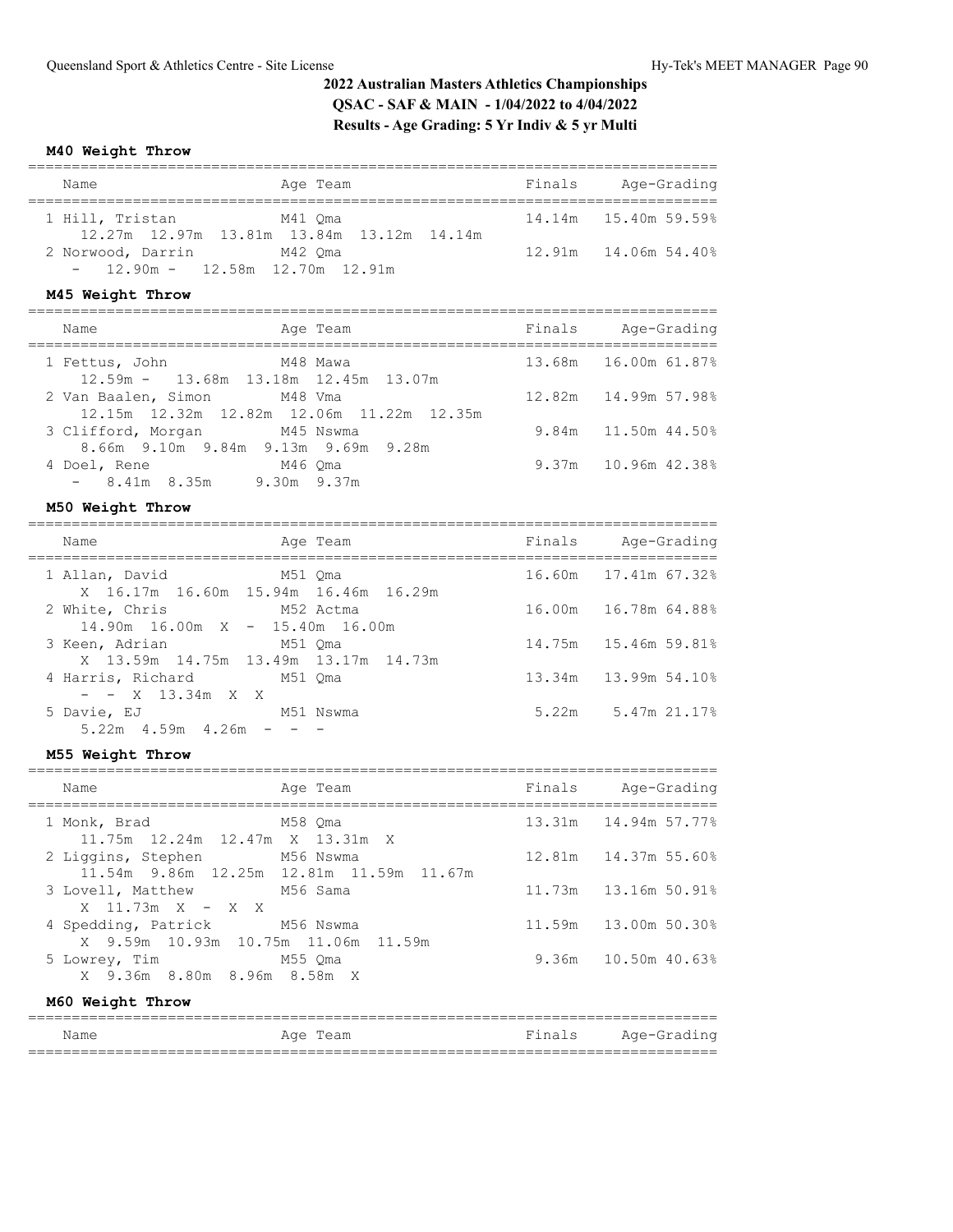## 2022 Australian Masters Athletics Championships

**QSAC - SAF & MAIN - 1/04/2022 to 4/04/2022**

**Results - Age Grading: 5 Yr Indiv & 5 yr Multi**

### M40 Weight Throw

| Name | Age | Team | Finals | Age-Grading | |
|---|---|---|---|---|---|
| 1 Hill, Tristan | M41 | Qma | 14.14m | 15.40m | 59.59% |
| 12.27m 12.97m 13.81m 13.84m 13.12m 14.14m | | | | | |
| 2 Norwood, Darrin | M42 | Qma | 12.91m | 14.06m | 54.40% |
| - 12.90m - 12.58m 12.70m 12.91m | | | | | |

### M45 Weight Throw

| Name | Age | Team | Finals | Age-Grading | |
|---|---|---|---|---|---|
| 1 Fettus, John | M48 | Mawa | 13.68m | 16.00m | 61.87% |
| 12.59m - 13.68m 13.18m 12.45m 13.07m | | | | | |
| 2 Van Baalen, Simon | M48 | Vma | 12.82m | 14.99m | 57.98% |
| 12.15m 12.32m 12.82m 12.06m 11.22m 12.35m | | | | | |
| 3 Clifford, Morgan | M45 | Nswma | 9.84m | 11.50m | 44.50% |
| 8.66m 9.10m 9.84m 9.13m 9.69m 9.28m | | | | | |
| 4 Doel, Rene | M46 | Qma | 9.37m | 10.96m | 42.38% |
| - 8.41m 8.35m 9.30m 9.37m | | | | | |

### M50 Weight Throw

| Name | Age | Team | Finals | Age-Grading | |
|---|---|---|---|---|---|
| 1 Allan, David | M51 | Qma | 16.60m | 17.41m | 67.32% |
| X 16.17m 16.60m 15.94m 16.46m 16.29m | | | | | |
| 2 White, Chris | M52 | Actma | 16.00m | 16.78m | 64.88% |
| 14.90m 16.00m X - 15.40m 16.00m | | | | | |
| 3 Keen, Adrian | M51 | Qma | 14.75m | 15.46m | 59.81% |
| X 13.59m 14.75m 13.49m 13.17m 14.73m | | | | | |
| 4 Harris, Richard | M51 | Qma | 13.34m | 13.99m | 54.10% |
| - - X 13.34m X X | | | | | |
| 5 Davie, EJ | M51 | Nswma | 5.22m | 5.47m | 21.17% |
| 5.22m 4.59m 4.26m - - - | | | | | |

### M55 Weight Throw

| Name | Age | Team | Finals | Age-Grading | |
|---|---|---|---|---|---|
| 1 Monk, Brad | M58 | Qma | 13.31m | 14.94m | 57.77% |
| 11.75m 12.24m 12.47m X 13.31m X | | | | | |
| 2 Liggins, Stephen | M56 | Nswma | 12.81m | 14.37m | 55.60% |
| 11.54m 9.86m 12.25m 12.81m 11.59m 11.67m | | | | | |
| 3 Lovell, Matthew | M56 | Sama | 11.73m | 13.16m | 50.91% |
| X 11.73m X - X X | | | | | |
| 4 Spedding, Patrick | M56 | Nswma | 11.59m | 13.00m | 50.30% |
| X 9.59m 10.93m 10.75m 11.06m 11.59m | | | | | |
| 5 Lowrey, Tim | M55 | Qma | 9.36m | 10.50m | 40.63% |
| X 9.36m 8.80m 8.96m 8.58m X | | | | | |

### M60 Weight Throw

| Name | Age | Team | Finals | Age-Grading |
|---|---|---|---|---|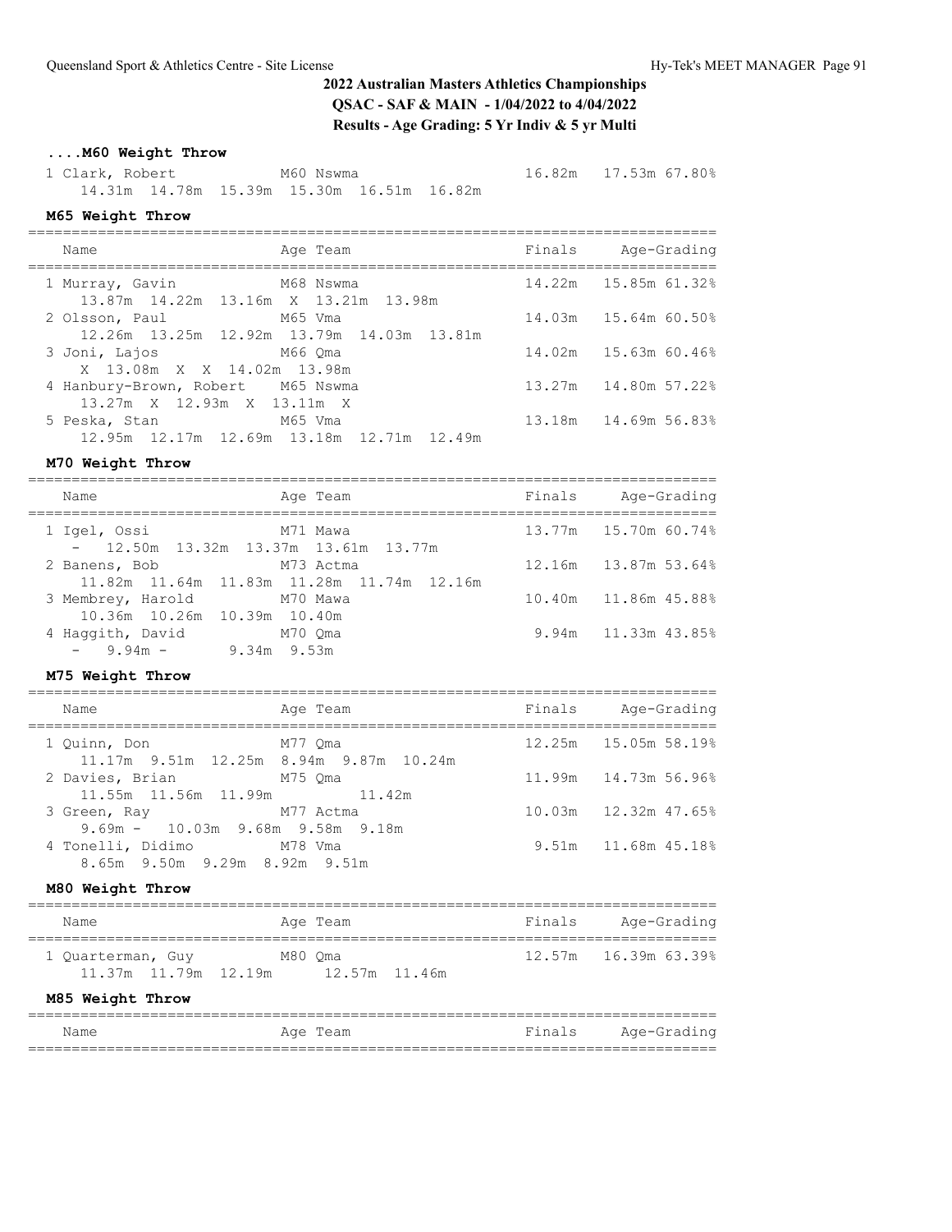## 2022 Australian Masters Athletics Championships

**QSAC - SAF & MAIN - 1/04/2022 to 4/04/2022**

**Results - Age Grading: 5 Yr Indiv & 5 yr Multi**

### ....M60 Weight Throw

| Name | Age Team | Finals | Age-Grading |
|---|---|---|---|
| 1 Clark, Robert | M60 Nswma | 16.82m | 17.53m 67.80% |
| 14.31m 14.78m 15.39m 15.30m 16.51m 16.82m | | | |

### M65 Weight Throw

| Name | Age Team | Finals | Age-Grading |
|---|---|---|---|
| 1 Murray, Gavin | M68 Nswma | 14.22m | 15.85m 61.32% |
| 13.87m 14.22m 13.16m X 13.21m 13.98m | | | |
| 2 Olsson, Paul | M65 Vma | 14.03m | 15.64m 60.50% |
| 12.26m 13.25m 12.92m 13.79m 14.03m 13.81m | | | |
| 3 Joni, Lajos | M66 Qma | 14.02m | 15.63m 60.46% |
| X 13.08m X X 14.02m 13.98m | | | |
| 4 Hanbury-Brown, Robert | M65 Nswma | 13.27m | 14.80m 57.22% |
| 13.27m X 12.93m X 13.11m X | | | |
| 5 Peska, Stan | M65 Vma | 13.18m | 14.69m 56.83% |
| 12.95m 12.17m 12.69m 13.18m 12.71m 12.49m | | | |

### M70 Weight Throw

| Name | Age Team | Finals | Age-Grading |
|---|---|---|---|
| 1 Igel, Ossi | M71 Mawa | 13.77m | 15.70m 60.74% |
| - 12.50m 13.32m 13.37m 13.61m 13.77m | | | |
| 2 Banens, Bob | M73 Actma | 12.16m | 13.87m 53.64% |
| 11.82m 11.64m 11.83m 11.28m 11.74m 12.16m | | | |
| 3 Membrey, Harold | M70 Mawa | 10.40m | 11.86m 45.88% |
| 10.36m 10.26m 10.39m 10.40m | | | |
| 4 Haggith, David | M70 Qma | 9.94m | 11.33m 43.85% |
| - 9.94m - 9.34m 9.53m | | | |

### M75 Weight Throw

| Name | Age Team | Finals | Age-Grading |
|---|---|---|---|
| 1 Quinn, Don | M77 Qma | 12.25m | 15.05m 58.19% |
| 11.17m 9.51m 12.25m 8.94m 9.87m 10.24m | | | |
| 2 Davies, Brian | M75 Qma | 11.99m | 14.73m 56.96% |
| 11.55m 11.56m 11.99m 11.42m | | | |
| 3 Green, Ray | M77 Actma | 10.03m | 12.32m 47.65% |
| 9.69m - 10.03m 9.68m 9.58m 9.18m | | | |
| 4 Tonelli, Didimo | M78 Vma | 9.51m | 11.68m 45.18% |
| 8.65m 9.50m 9.29m 8.92m 9.51m | | | |

### M80 Weight Throw

| Name | Age Team | Finals | Age-Grading |
|---|---|---|---|
| 1 Quarterman, Guy | M80 Qma | 12.57m | 16.39m 63.39% |
| 11.37m 11.79m 12.19m 12.57m 11.46m | | | |

### M85 Weight Throw

| Name | Age Team | Finals | Age-Grading |
|---|---|---|---|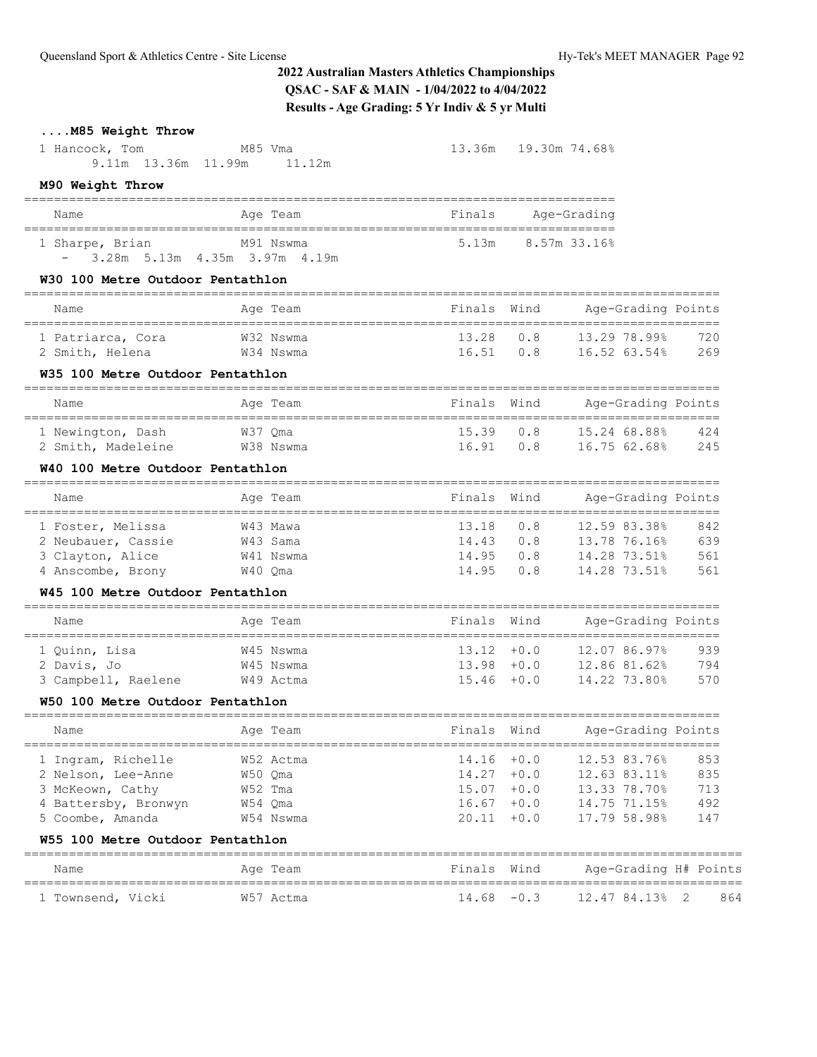## 2022 Australian Masters Athletics Championships

**QSAC - SAF & MAIN - 1/04/2022 to 4/04/2022**

**Results - Age Grading: 5 Yr Indiv & 5 yr Multi**

### ....M85 Weight Throw

| Name | Age | Team | Finals | Age-Grading |
|---|---|---|---|---|
| 1 Hancock, Tom | M85 | Vma | 13.36m | 19.30m 74.68% |
| 9.11m 13.36m 11.99m 11.12m | | | | |

### M90 Weight Throw

| Name | Age | Team | Finals | Age-Grading |
|---|---|---|---|---|
| 1 Sharpe, Brian | M91 | Nswma | 5.13m | 8.57m 33.16% |
| - 3.28m 5.13m 4.35m 3.97m 4.19m | | | | |

### W30 100 Metre Outdoor Pentathlon

| Name | Age | Team | Finals | Wind | Age-Grading | Points |
|---|---|---|---|---|---|---|
| 1 Patriarca, Cora | W32 | Nswma | 13.28 | 0.8 | 13.29 78.99% | 720 |
| 2 Smith, Helena | W34 | Nswma | 16.51 | 0.8 | 16.52 63.54% | 269 |

### W35 100 Metre Outdoor Pentathlon

| Name | Age | Team | Finals | Wind | Age-Grading | Points |
|---|---|---|---|---|---|---|
| 1 Newington, Dash | W37 | Qma | 15.39 | 0.8 | 15.24 68.88% | 424 |
| 2 Smith, Madeleine | W38 | Nswma | 16.91 | 0.8 | 16.75 62.68% | 245 |

### W40 100 Metre Outdoor Pentathlon

| Name | Age | Team | Finals | Wind | Age-Grading | Points |
|---|---|---|---|---|---|---|
| 1 Foster, Melissa | W43 | Mawa | 13.18 | 0.8 | 12.59 83.38% | 842 |
| 2 Neubauer, Cassie | W43 | Sama | 14.43 | 0.8 | 13.78 76.16% | 639 |
| 3 Clayton, Alice | W41 | Nswma | 14.95 | 0.8 | 14.28 73.51% | 561 |
| 4 Anscombe, Brony | W40 | Qma | 14.95 | 0.8 | 14.28 73.51% | 561 |

### W45 100 Metre Outdoor Pentathlon

| Name | Age | Team | Finals | Wind | Age-Grading | Points |
|---|---|---|---|---|---|---|
| 1 Quinn, Lisa | W45 | Nswma | 13.12 | +0.0 | 12.07 86.97% | 939 |
| 2 Davis, Jo | W45 | Nswma | 13.98 | +0.0 | 12.86 81.62% | 794 |
| 3 Campbell, Raelene | W49 | Actma | 15.46 | +0.0 | 14.22 73.80% | 570 |

### W50 100 Metre Outdoor Pentathlon

| Name | Age | Team | Finals | Wind | Age-Grading | Points |
|---|---|---|---|---|---|---|
| 1 Ingram, Richelle | W52 | Actma | 14.16 | +0.0 | 12.53 83.76% | 853 |
| 2 Nelson, Lee-Anne | W50 | Qma | 14.27 | +0.0 | 12.63 83.11% | 835 |
| 3 McKeown, Cathy | W52 | Tma | 15.07 | +0.0 | 13.33 78.70% | 713 |
| 4 Battersby, Bronwyn | W54 | Qma | 16.67 | +0.0 | 14.75 71.15% | 492 |
| 5 Coombe, Amanda | W54 | Nswma | 20.11 | +0.0 | 17.79 58.98% | 147 |

### W55 100 Metre Outdoor Pentathlon

| Name | Age | Team | Finals | Wind | Age-Grading | H# | Points |
|---|---|---|---|---|---|---|---|
| 1 Townsend, Vicki | W57 | Actma | 14.68 | -0.3 | 12.47 84.13% | 2 | 864 |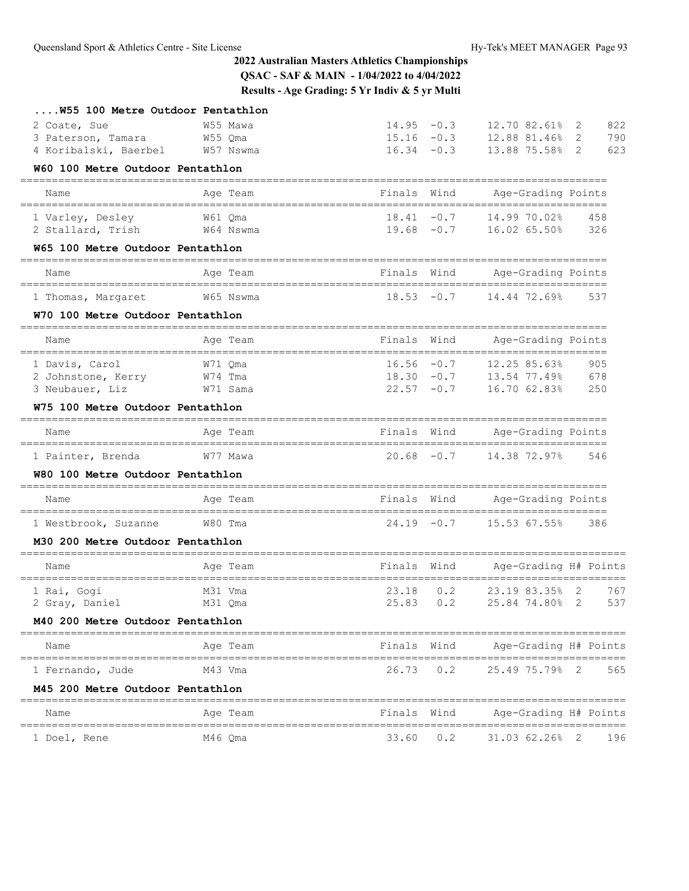## 2022 Australian Masters Athletics Championships

**QSAC - SAF & MAIN - 1/04/2022 to 4/04/2022**

**Results - Age Grading: 5 Yr Indiv & 5 yr Multi**

### ....W55 100 Metre Outdoor Pentathlon

| Name | Age Team | Finals | Wind | Age-Grading | | H# | Points |
|---|---|---|---|---|---|---|---|
| 2 Coate, Sue | W55 Mawa | 14.95 | -0.3 | 12.70 | 82.61% | 2 | 822 |
| 3 Paterson, Tamara | W55 Qma | 15.16 | -0.3 | 12.88 | 81.46% | 2 | 790 |
| 4 Koribalski, Baerbel | W57 Nswma | 16.34 | -0.3 | 13.88 | 75.58% | 2 | 623 |

### W60 100 Metre Outdoor Pentathlon

| Name | Age Team | Finals | Wind | Age-Grading | | Points |
|---|---|---|---|---|---|---|
| 1 Varley, Desley | W61 Qma | 18.41 | -0.7 | 14.99 | 70.02% | 458 |
| 2 Stallard, Trish | W64 Nswma | 19.68 | -0.7 | 16.02 | 65.50% | 326 |

### W65 100 Metre Outdoor Pentathlon

| Name | Age Team | Finals | Wind | Age-Grading | | Points |
|---|---|---|---|---|---|---|
| 1 Thomas, Margaret | W65 Nswma | 18.53 | -0.7 | 14.44 | 72.69% | 537 |

### W70 100 Metre Outdoor Pentathlon

| Name | Age Team | Finals | Wind | Age-Grading | | Points |
|---|---|---|---|---|---|---|
| 1 Davis, Carol | W71 Qma | 16.56 | -0.7 | 12.25 | 85.63% | 905 |
| 2 Johnstone, Kerry | W74 Tma | 18.30 | -0.7 | 13.54 | 77.49% | 678 |
| 3 Neubauer, Liz | W71 Sama | 22.57 | -0.7 | 16.70 | 62.83% | 250 |

### W75 100 Metre Outdoor Pentathlon

| Name | Age Team | Finals | Wind | Age-Grading | | Points |
|---|---|---|---|---|---|---|
| 1 Painter, Brenda | W77 Mawa | 20.68 | -0.7 | 14.38 | 72.97% | 546 |

### W80 100 Metre Outdoor Pentathlon

| Name | Age Team | Finals | Wind | Age-Grading | | Points |
|---|---|---|---|---|---|---|
| 1 Westbrook, Suzanne | W80 Tma | 24.19 | -0.7 | 15.53 | 67.55% | 386 |

### M30 200 Metre Outdoor Pentathlon

| Name | Age Team | Finals | Wind | Age-Grading | | H# | Points |
|---|---|---|---|---|---|---|---|
| 1 Rai, Gogi | M31 Vma | 23.18 | 0.2 | 23.19 | 83.35% | 2 | 767 |
| 2 Gray, Daniel | M31 Qma | 25.83 | 0.2 | 25.84 | 74.80% | 2 | 537 |

### M40 200 Metre Outdoor Pentathlon

| Name | Age Team | Finals | Wind | Age-Grading | | H# | Points |
|---|---|---|---|---|---|---|---|
| 1 Fernando, Jude | M43 Vma | 26.73 | 0.2 | 25.49 | 75.79% | 2 | 565 |

### M45 200 Metre Outdoor Pentathlon

| Name | Age Team | Finals | Wind | Age-Grading | | H# | Points |
|---|---|---|---|---|---|---|---|
| 1 Doel, Rene | M46 Qma | 33.60 | 0.2 | 31.03 | 62.26% | 2 | 196 |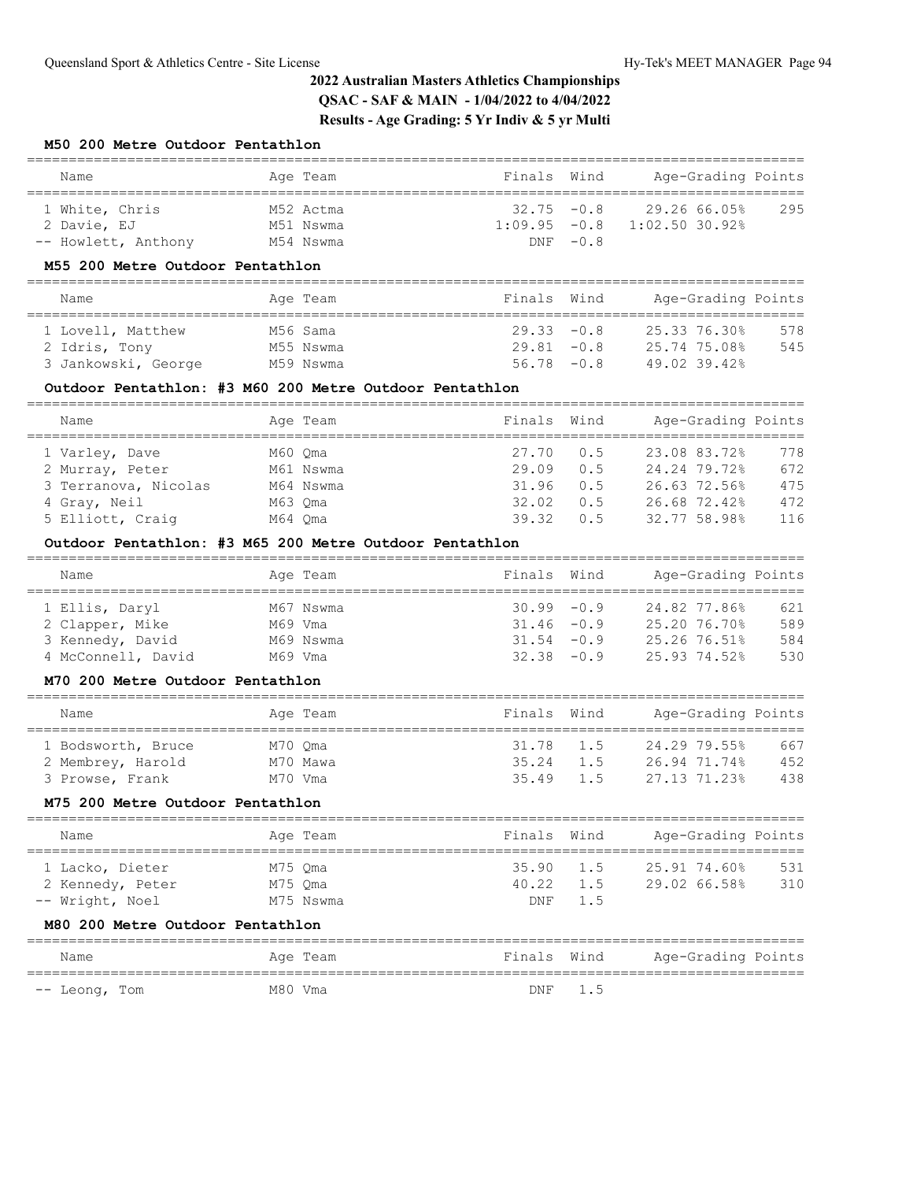## 2022 Australian Masters Athletics Championships
## QSAC - SAF & MAIN - 1/04/2022 to 4/04/2022
## Results - Age Grading: 5 Yr Indiv & 5 yr Multi

### M50 200 Metre Outdoor Pentathlon

| Name | Age | Team | Finals | Wind | Age-Grading | | Points |
|---|---|---|---|---|---|---|---|
| 1 White, Chris | M52 | Actma | 32.75 | -0.8 | 29.26 | 66.05% | 295 |
| 2 Davie, EJ | M51 | Nswma | 1:09.95 | -0.8 | 1:02.50 | 30.92% | |
| -- Howlett, Anthony | M54 | Nswma | DNF | -0.8 | | | |

### M55 200 Metre Outdoor Pentathlon

| Name | Age | Team | Finals | Wind | Age-Grading | | Points |
|---|---|---|---|---|---|---|---|
| 1 Lovell, Matthew | M56 | Sama | 29.33 | -0.8 | 25.33 | 76.30% | 578 |
| 2 Idris, Tony | M55 | Nswma | 29.81 | -0.8 | 25.74 | 75.08% | 545 |
| 3 Jankowski, George | M59 | Nswma | 56.78 | -0.8 | 49.02 | 39.42% | |

### Outdoor Pentathlon: #3 M60 200 Metre Outdoor Pentathlon

| Name | Age | Team | Finals | Wind | Age-Grading | | Points |
|---|---|---|---|---|---|---|---|
| 1 Varley, Dave | M60 | Qma | 27.70 | 0.5 | 23.08 | 83.72% | 778 |
| 2 Murray, Peter | M61 | Nswma | 29.09 | 0.5 | 24.24 | 79.72% | 672 |
| 3 Terranova, Nicolas | M64 | Nswma | 31.96 | 0.5 | 26.63 | 72.56% | 475 |
| 4 Gray, Neil | M63 | Qma | 32.02 | 0.5 | 26.68 | 72.42% | 472 |
| 5 Elliott, Craig | M64 | Qma | 39.32 | 0.5 | 32.77 | 58.98% | 116 |

### Outdoor Pentathlon: #3 M65 200 Metre Outdoor Pentathlon

| Name | Age | Team | Finals | Wind | Age-Grading | | Points |
|---|---|---|---|---|---|---|---|
| 1 Ellis, Daryl | M67 | Nswma | 30.99 | -0.9 | 24.82 | 77.86% | 621 |
| 2 Clapper, Mike | M69 | Vma | 31.46 | -0.9 | 25.20 | 76.70% | 589 |
| 3 Kennedy, David | M69 | Nswma | 31.54 | -0.9 | 25.26 | 76.51% | 584 |
| 4 McConnell, David | M69 | Vma | 32.38 | -0.9 | 25.93 | 74.52% | 530 |

### M70 200 Metre Outdoor Pentathlon

| Name | Age | Team | Finals | Wind | Age-Grading | | Points |
|---|---|---|---|---|---|---|---|
| 1 Bodsworth, Bruce | M70 | Qma | 31.78 | 1.5 | 24.29 | 79.55% | 667 |
| 2 Membrey, Harold | M70 | Mawa | 35.24 | 1.5 | 26.94 | 71.74% | 452 |
| 3 Prowse, Frank | M70 | Vma | 35.49 | 1.5 | 27.13 | 71.23% | 438 |

### M75 200 Metre Outdoor Pentathlon

| Name | Age | Team | Finals | Wind | Age-Grading | | Points |
|---|---|---|---|---|---|---|---|
| 1 Lacko, Dieter | M75 | Qma | 35.90 | 1.5 | 25.91 | 74.60% | 531 |
| 2 Kennedy, Peter | M75 | Qma | 40.22 | 1.5 | 29.02 | 66.58% | 310 |
| -- Wright, Noel | M75 | Nswma | DNF | 1.5 | | | |

### M80 200 Metre Outdoor Pentathlon

| Name | Age | Team | Finals | Wind | Age-Grading | | Points |
|---|---|---|---|---|---|---|---|
| -- Leong, Tom | M80 | Vma | DNF | 1.5 | | | |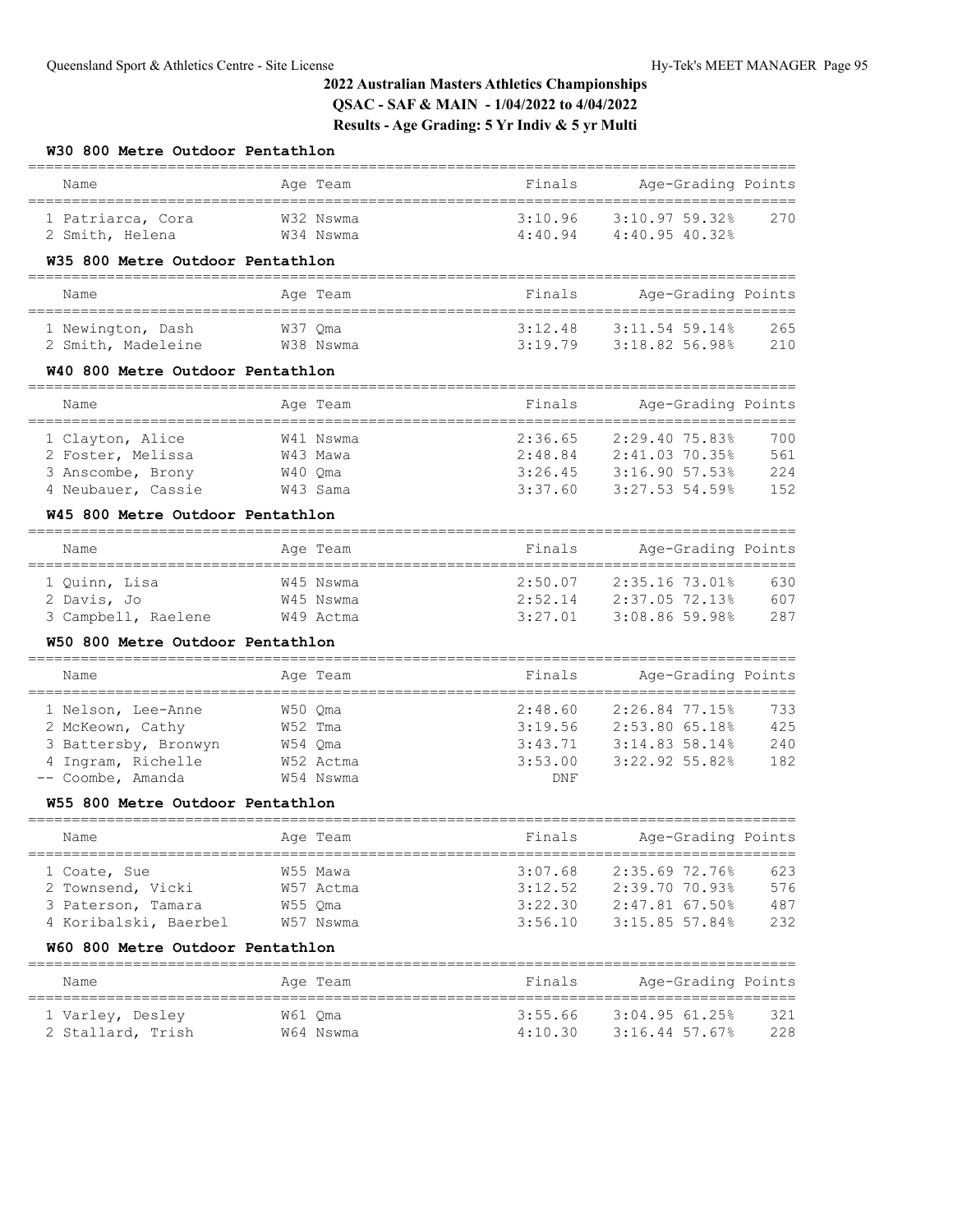# 2022 Australian Masters Athletics Championships

## QSAC - SAF & MAIN - 1/04/2022 to 4/04/2022

## Results - Age Grading: 5 Yr Indiv & 5 yr Multi

### W30 800 Metre Outdoor Pentathlon

| | Name | Age | Team | Finals | Age-Grading | | Points |
|---|---|---|---|---|---|---|---|
| 1 | Patriarca, Cora | W32 | Nswma | 3:10.96 | 3:10.97 | 59.32% | 270 |
| 2 | Smith, Helena | W34 | Nswma | 4:40.94 | 4:40.95 | 40.32% | |

### W35 800 Metre Outdoor Pentathlon

| | Name | Age | Team | Finals | Age-Grading | | Points |
|---|---|---|---|---|---|---|---|
| 1 | Newington, Dash | W37 | Qma | 3:12.48 | 3:11.54 | 59.14% | 265 |
| 2 | Smith, Madeleine | W38 | Nswma | 3:19.79 | 3:18.82 | 56.98% | 210 |

### W40 800 Metre Outdoor Pentathlon

| | Name | Age | Team | Finals | Age-Grading | | Points |
|---|---|---|---|---|---|---|---|
| 1 | Clayton, Alice | W41 | Nswma | 2:36.65 | 2:29.40 | 75.83% | 700 |
| 2 | Foster, Melissa | W43 | Mawa | 2:48.84 | 2:41.03 | 70.35% | 561 |
| 3 | Anscombe, Brony | W40 | Qma | 3:26.45 | 3:16.90 | 57.53% | 224 |
| 4 | Neubauer, Cassie | W43 | Sama | 3:37.60 | 3:27.53 | 54.59% | 152 |

### W45 800 Metre Outdoor Pentathlon

| | Name | Age | Team | Finals | Age-Grading | | Points |
|---|---|---|---|---|---|---|---|
| 1 | Quinn, Lisa | W45 | Nswma | 2:50.07 | 2:35.16 | 73.01% | 630 |
| 2 | Davis, Jo | W45 | Nswma | 2:52.14 | 2:37.05 | 72.13% | 607 |
| 3 | Campbell, Raelene | W49 | Actma | 3:27.01 | 3:08.86 | 59.98% | 287 |

### W50 800 Metre Outdoor Pentathlon

| | Name | Age | Team | Finals | Age-Grading | | Points |
|---|---|---|---|---|---|---|---|
| 1 | Nelson, Lee-Anne | W50 | Qma | 2:48.60 | 2:26.84 | 77.15% | 733 |
| 2 | McKeown, Cathy | W52 | Tma | 3:19.56 | 2:53.80 | 65.18% | 425 |
| 3 | Battersby, Bronwyn | W54 | Qma | 3:43.71 | 3:14.83 | 58.14% | 240 |
| 4 | Ingram, Richelle | W52 | Actma | 3:53.00 | 3:22.92 | 55.82% | 182 |
| -- | Coombe, Amanda | W54 | Nswma | DNF | | | |

### W55 800 Metre Outdoor Pentathlon

| | Name | Age | Team | Finals | Age-Grading | | Points |
|---|---|---|---|---|---|---|---|
| 1 | Coate, Sue | W55 | Mawa | 3:07.68 | 2:35.69 | 72.76% | 623 |
| 2 | Townsend, Vicki | W57 | Actma | 3:12.52 | 2:39.70 | 70.93% | 576 |
| 3 | Paterson, Tamara | W55 | Qma | 3:22.30 | 2:47.81 | 67.50% | 487 |
| 4 | Koribalski, Baerbel | W57 | Nswma | 3:56.10 | 3:15.85 | 57.84% | 232 |

### W60 800 Metre Outdoor Pentathlon

| | Name | Age | Team | Finals | Age-Grading | | Points |
|---|---|---|---|---|---|---|---|
| 1 | Varley, Desley | W61 | Qma | 3:55.66 | 3:04.95 | 61.25% | 321 |
| 2 | Stallard, Trish | W64 | Nswma | 4:10.30 | 3:16.44 | 57.67% | 228 |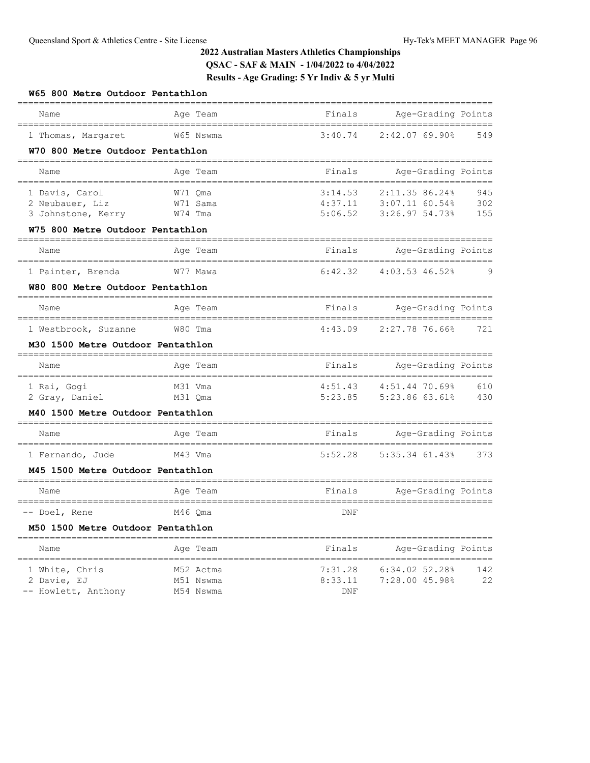# 2022 Australian Masters Athletics Championships

**QSAC - SAF & MAIN - 1/04/2022 to 4/04/2022**

**Results - Age Grading: 5 Yr Indiv & 5 yr Multi**

### W65 800 Metre Outdoor Pentathlon

| | Name | Age | Team | Finals | Age-Grading | | Points |
|---|---|---|---|---|---|---|---|
| 1 | Thomas, Margaret | W65 | Nswma | 3:40.74 | 2:42.07 | 69.90% | 549 |

### W70 800 Metre Outdoor Pentathlon

| | Name | Age | Team | Finals | Age-Grading | | Points |
|---|---|---|---|---|---|---|---|
| 1 | Davis, Carol | W71 | Qma | 3:14.53 | 2:11.35 | 86.24% | 945 |
| 2 | Neubauer, Liz | W71 | Sama | 4:37.11 | 3:07.11 | 60.54% | 302 |
| 3 | Johnstone, Kerry | W74 | Tma | 5:06.52 | 3:26.97 | 54.73% | 155 |

### W75 800 Metre Outdoor Pentathlon

| | Name | Age | Team | Finals | Age-Grading | | Points |
|---|---|---|---|---|---|---|---|
| 1 | Painter, Brenda | W77 | Mawa | 6:42.32 | 4:03.53 | 46.52% | 9 |

### W80 800 Metre Outdoor Pentathlon

| | Name | Age | Team | Finals | Age-Grading | | Points |
|---|---|---|---|---|---|---|---|
| 1 | Westbrook, Suzanne | W80 | Tma | 4:43.09 | 2:27.78 | 76.66% | 721 |

### M30 1500 Metre Outdoor Pentathlon

| | Name | Age | Team | Finals | Age-Grading | | Points |
|---|---|---|---|---|---|---|---|
| 1 | Rai, Gogi | M31 | Vma | 4:51.43 | 4:51.44 | 70.69% | 610 |
| 2 | Gray, Daniel | M31 | Qma | 5:23.85 | 5:23.86 | 63.61% | 430 |

### M40 1500 Metre Outdoor Pentathlon

| | Name | Age | Team | Finals | Age-Grading | | Points |
|---|---|---|---|---|---|---|---|
| 1 | Fernando, Jude | M43 | Vma | 5:52.28 | 5:35.34 | 61.43% | 373 |

### M45 1500 Metre Outdoor Pentathlon

| | Name | Age | Team | Finals | Age-Grading | | Points |
|---|---|---|---|---|---|---|---|
| -- | Doel, Rene | M46 | Qma | DNF | | | |

### M50 1500 Metre Outdoor Pentathlon

| | Name | Age | Team | Finals | Age-Grading | | Points |
|---|---|---|---|---|---|---|---|
| 1 | White, Chris | M52 | Actma | 7:31.28 | 6:34.02 | 52.28% | 142 |
| 2 | Davie, EJ | M51 | Nswma | 8:33.11 | 7:28.00 | 45.98% | 22 |
| -- | Howlett, Anthony | M54 | Nswma | DNF | | | |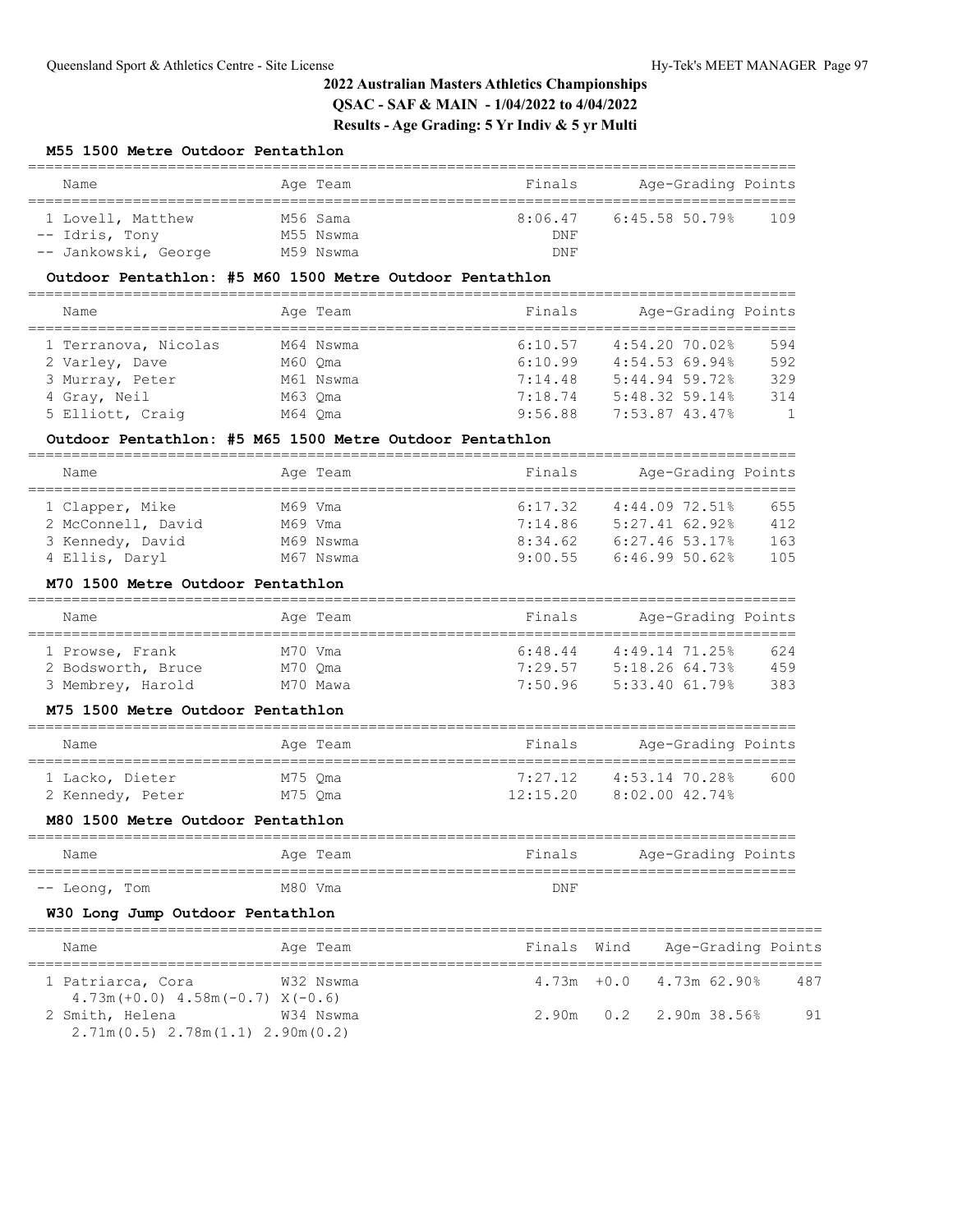# 2022 Australian Masters Athletics Championships

**QSAC - SAF & MAIN - 1/04/2022 to 4/04/2022**

**Results - Age Grading: 5 Yr Indiv & 5 yr Multi**

### M55 1500 Metre Outdoor Pentathlon

| Place | Name | Age | Team | Finals | Age-Grading | | Points |
|---|---|---|---|---|---|---|---|
| 1 | Lovell, Matthew | M56 | Sama | 8:06.47 | 6:45.58 | 50.79% | 109 |
| -- | Idris, Tony | M55 | Nswma | DNF | | | |
| -- | Jankowski, George | M59 | Nswma | DNF | | | |

### Outdoor Pentathlon: #5 M60 1500 Metre Outdoor Pentathlon

| Place | Name | Age | Team | Finals | Age-Grading | | Points |
|---|---|---|---|---|---|---|---|
| 1 | Terranova, Nicolas | M64 | Nswma | 6:10.57 | 4:54.20 | 70.02% | 594 |
| 2 | Varley, Dave | M60 | Qma | 6:10.99 | 4:54.53 | 69.94% | 592 |
| 3 | Murray, Peter | M61 | Nswma | 7:14.48 | 5:44.94 | 59.72% | 329 |
| 4 | Gray, Neil | M63 | Qma | 7:18.74 | 5:48.32 | 59.14% | 314 |
| 5 | Elliott, Craig | M64 | Qma | 9:56.88 | 7:53.87 | 43.47% | 1 |

### Outdoor Pentathlon: #5 M65 1500 Metre Outdoor Pentathlon

| Place | Name | Age | Team | Finals | Age-Grading | | Points |
|---|---|---|---|---|---|---|---|
| 1 | Clapper, Mike | M69 | Vma | 6:17.32 | 4:44.09 | 72.51% | 655 |
| 2 | McConnell, David | M69 | Vma | 7:14.86 | 5:27.41 | 62.92% | 412 |
| 3 | Kennedy, David | M69 | Nswma | 8:34.62 | 6:27.46 | 53.17% | 163 |
| 4 | Ellis, Daryl | M67 | Nswma | 9:00.55 | 6:46.99 | 50.62% | 105 |

### M70 1500 Metre Outdoor Pentathlon

| Place | Name | Age | Team | Finals | Age-Grading | | Points |
|---|---|---|---|---|---|---|---|
| 1 | Prowse, Frank | M70 | Vma | 6:48.44 | 4:49.14 | 71.25% | 624 |
| 2 | Bodsworth, Bruce | M70 | Qma | 7:29.57 | 5:18.26 | 64.73% | 459 |
| 3 | Membrey, Harold | M70 | Mawa | 7:50.96 | 5:33.40 | 61.79% | 383 |

### M75 1500 Metre Outdoor Pentathlon

| Place | Name | Age | Team | Finals | Age-Grading | | Points |
|---|---|---|---|---|---|---|---|
| 1 | Lacko, Dieter | M75 | Qma | 7:27.12 | 4:53.14 | 70.28% | 600 |
| 2 | Kennedy, Peter | M75 | Qma | 12:15.20 | 8:02.00 | 42.74% | |

### M80 1500 Metre Outdoor Pentathlon

| Place | Name | Age | Team | Finals | Age-Grading | | Points |
|---|---|---|---|---|---|---|---|
| -- | Leong, Tom | M80 | Vma | DNF | | | |

### W30 Long Jump Outdoor Pentathlon

| Place | Name | Age | Team | Finals | Wind | Age-Grading | | Points |
|---|---|---|---|---|---|---|---|---|
| 1 | Patriarca, Cora | W32 | Nswma | 4.73m | +0.0 | 4.73m | 62.90% | 487 |
| | 4.73m(+0.0) 4.58m(-0.7) X(-0.6) | | | | | | | |
| 2 | Smith, Helena | W34 | Nswma | 2.90m | 0.2 | 2.90m | 38.56% | 91 |
| | 2.71m(0.5) 2.78m(1.1) 2.90m(0.2) | | | | | | | |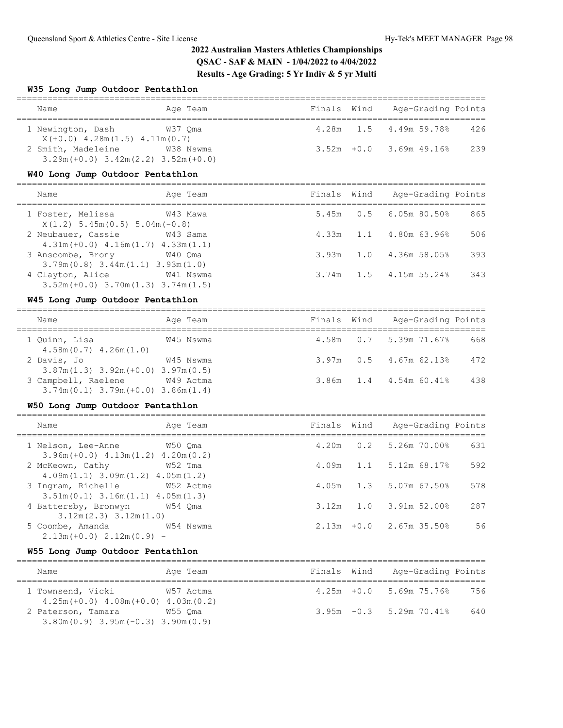# 2022 Australian Masters Athletics Championships

**QSAC - SAF & MAIN - 1/04/2022 to 4/04/2022**

**Results - Age Grading: 5 Yr Indiv & 5 yr Multi**

### W35 Long Jump Outdoor Pentathlon

| Name | Age | Team | Finals | Wind | Age-Grading | | Points |
|---|---|---|---|---|---|---|---|
| 1 Newington, Dash | W37 | Qma | 4.28m | 1.5 | 4.49m | 59.78% | 426 |
| X(+0.0) 4.28m(1.5) 4.11m(0.7) | | | | | | | |
| 2 Smith, Madeleine | W38 | Nswma | 3.52m | +0.0 | 3.69m | 49.16% | 239 |
| 3.29m(+0.0) 3.42m(2.2) 3.52m(+0.0) | | | | | | | |

### W40 Long Jump Outdoor Pentathlon

| Name | Age | Team | Finals | Wind | Age-Grading | | Points |
|---|---|---|---|---|---|---|---|
| 1 Foster, Melissa | W43 | Mawa | 5.45m | 0.5 | 6.05m | 80.50% | 865 |
| X(1.2) 5.45m(0.5) 5.04m(-0.8) | | | | | | | |
| 2 Neubauer, Cassie | W43 | Sama | 4.33m | 1.1 | 4.80m | 63.96% | 506 |
| 4.31m(+0.0) 4.16m(1.7) 4.33m(1.1) | | | | | | | |
| 3 Anscombe, Brony | W40 | Qma | 3.93m | 1.0 | 4.36m | 58.05% | 393 |
| 3.79m(0.8) 3.44m(1.1) 3.93m(1.0) | | | | | | | |
| 4 Clayton, Alice | W41 | Nswma | 3.74m | 1.5 | 4.15m | 55.24% | 343 |
| 3.52m(+0.0) 3.70m(1.3) 3.74m(1.5) | | | | | | | |

### W45 Long Jump Outdoor Pentathlon

| Name | Age | Team | Finals | Wind | Age-Grading | | Points |
|---|---|---|---|---|---|---|---|
| 1 Quinn, Lisa | W45 | Nswma | 4.58m | 0.7 | 5.39m | 71.67% | 668 |
| 4.58m(0.7) 4.26m(1.0) | | | | | | | |
| 2 Davis, Jo | W45 | Nswma | 3.97m | 0.5 | 4.67m | 62.13% | 472 |
| 3.87m(1.3) 3.92m(+0.0) 3.97m(0.5) | | | | | | | |
| 3 Campbell, Raelene | W49 | Actma | 3.86m | 1.4 | 4.54m | 60.41% | 438 |
| 3.74m(0.1) 3.79m(+0.0) 3.86m(1.4) | | | | | | | |

### W50 Long Jump Outdoor Pentathlon

| Name | Age | Team | Finals | Wind | Age-Grading | | Points |
|---|---|---|---|---|---|---|---|
| 1 Nelson, Lee-Anne | W50 | Qma | 4.20m | 0.2 | 5.26m | 70.00% | 631 |
| 3.96m(+0.0) 4.13m(1.2) 4.20m(0.2) | | | | | | | |
| 2 McKeown, Cathy | W52 | Tma | 4.09m | 1.1 | 5.12m | 68.17% | 592 |
| 4.09m(1.1) 3.09m(1.2) 4.05m(1.2) | | | | | | | |
| 3 Ingram, Richelle | W52 | Actma | 4.05m | 1.3 | 5.07m | 67.50% | 578 |
| 3.51m(0.1) 3.16m(1.1) 4.05m(1.3) | | | | | | | |
| 4 Battersby, Bronwyn | W54 | Qma | 3.12m | 1.0 | 3.91m | 52.00% | 287 |
| 3.12m(2.3) 3.12m(1.0) | | | | | | | |
| 5 Coombe, Amanda | W54 | Nswma | 2.13m | +0.0 | 2.67m | 35.50% | 56 |
| 2.13m(+0.0) 2.12m(0.9) - | | | | | | | |

### W55 Long Jump Outdoor Pentathlon

| Name | Age | Team | Finals | Wind | Age-Grading | | Points |
|---|---|---|---|---|---|---|---|
| 1 Townsend, Vicki | W57 | Actma | 4.25m | +0.0 | 5.69m | 75.76% | 756 |
| 4.25m(+0.0) 4.08m(+0.0) 4.03m(0.2) | | | | | | | |
| 2 Paterson, Tamara | W55 | Qma | 3.95m | -0.3 | 5.29m | 70.41% | 640 |
| 3.80m(0.9) 3.95m(-0.3) 3.90m(0.9) | | | | | | | |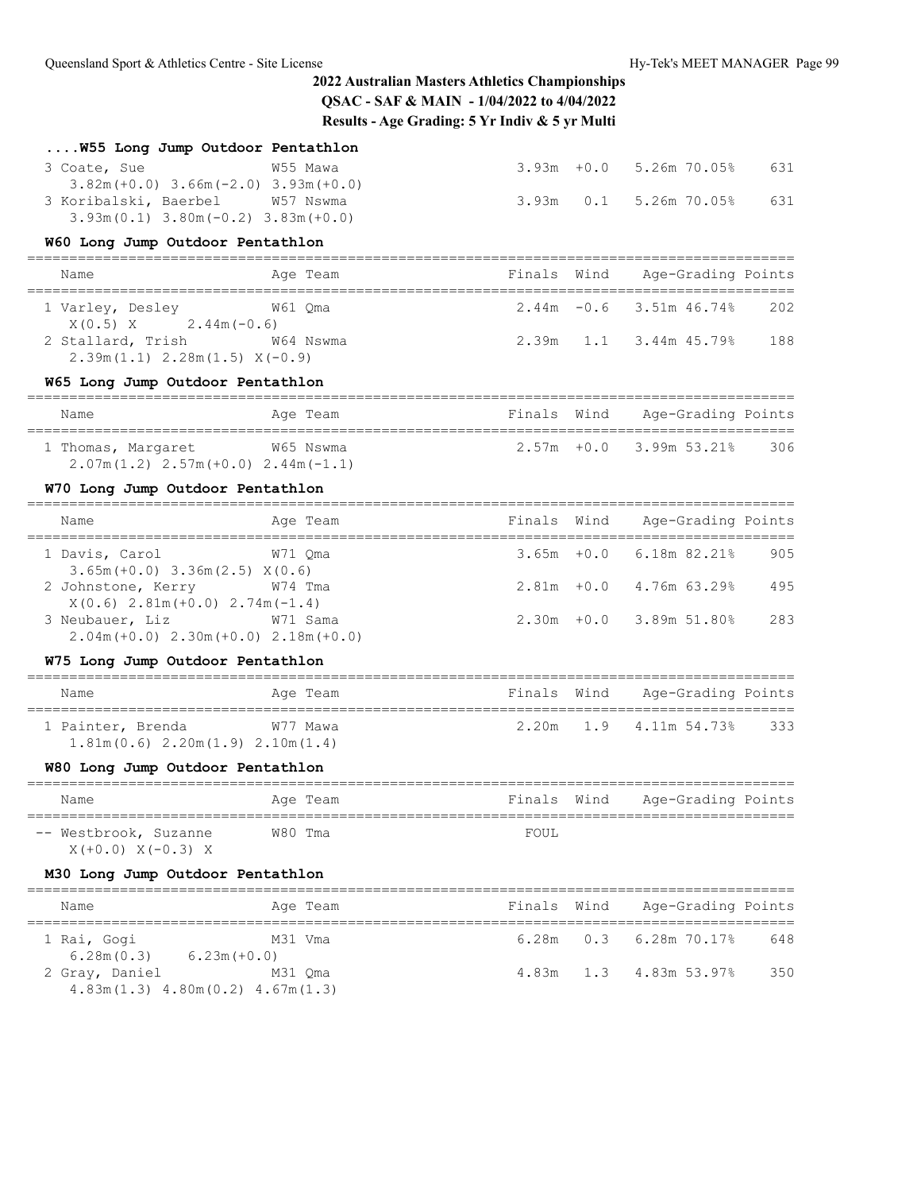## 2022 Australian Masters Athletics Championships

**QSAC - SAF & MAIN - 1/04/2022 to 4/04/2022**

**Results - Age Grading: 5 Yr Indiv & 5 yr Multi**

### ....W55 Long Jump Outdoor Pentathlon

| Name | Age Team | Finals | Wind | Age-Grading | | Points |
|---|---|---|---|---|---|---|
| 3 Coate, Sue | W55 Mawa | 3.93m | +0.0 | 5.26m | 70.05% | 631 |
| 3.82m(+0.0) 3.66m(-2.0) 3.93m(+0.0) | | | | | | |
| 3 Koribalski, Baerbel | W57 Nswma | 3.93m | 0.1 | 5.26m | 70.05% | 631 |
| 3.93m(0.1) 3.80m(-0.2) 3.83m(+0.0) | | | | | | |

### W60 Long Jump Outdoor Pentathlon

| Name | Age Team | Finals | Wind | Age-Grading | | Points |
|---|---|---|---|---|---|---|
| 1 Varley, Desley | W61 Qma | 2.44m | -0.6 | 3.51m | 46.74% | 202 |
| X(0.5) X 2.44m(-0.6) | | | | | | |
| 2 Stallard, Trish | W64 Nswma | 2.39m | 1.1 | 3.44m | 45.79% | 188 |
| 2.39m(1.1) 2.28m(1.5) X(-0.9) | | | | | | |

### W65 Long Jump Outdoor Pentathlon

| Name | Age Team | Finals | Wind | Age-Grading | | Points |
|---|---|---|---|---|---|---|
| 1 Thomas, Margaret | W65 Nswma | 2.57m | +0.0 | 3.99m | 53.21% | 306 |
| 2.07m(1.2) 2.57m(+0.0) 2.44m(-1.1) | | | | | | |

### W70 Long Jump Outdoor Pentathlon

| Name | Age Team | Finals | Wind | Age-Grading | | Points |
|---|---|---|---|---|---|---|
| 1 Davis, Carol | W71 Qma | 3.65m | +0.0 | 6.18m | 82.21% | 905 |
| 3.65m(+0.0) 3.36m(2.5) X(0.6) | | | | | | |
| 2 Johnstone, Kerry | W74 Tma | 2.81m | +0.0 | 4.76m | 63.29% | 495 |
| X(0.6) 2.81m(+0.0) 2.74m(-1.4) | | | | | | |
| 3 Neubauer, Liz | W71 Sama | 2.30m | +0.0 | 3.89m | 51.80% | 283 |
| 2.04m(+0.0) 2.30m(+0.0) 2.18m(+0.0) | | | | | | |

### W75 Long Jump Outdoor Pentathlon

| Name | Age Team | Finals | Wind | Age-Grading | | Points |
|---|---|---|---|---|---|---|
| 1 Painter, Brenda | W77 Mawa | 2.20m | 1.9 | 4.11m | 54.73% | 333 |
| 1.81m(0.6) 2.20m(1.9) 2.10m(1.4) | | | | | | |

### W80 Long Jump Outdoor Pentathlon

| Name | Age Team | Finals | Wind | Age-Grading | | Points |
|---|---|---|---|---|---|---|
| -- Westbrook, Suzanne | W80 Tma | FOUL | | | | |
| X(+0.0) X(-0.3) X | | | | | | |

### M30 Long Jump Outdoor Pentathlon

| Name | Age Team | Finals | Wind | Age-Grading | | Points |
|---|---|---|---|---|---|---|
| 1 Rai, Gogi | M31 Vma | 6.28m | 0.3 | 6.28m | 70.17% | 648 |
| 6.28m(0.3) 6.23m(+0.0) | | | | | | |
| 2 Gray, Daniel | M31 Qma | 4.83m | 1.3 | 4.83m | 53.97% | 350 |
| 4.83m(1.3) 4.80m(0.2) 4.67m(1.3) | | | | | | |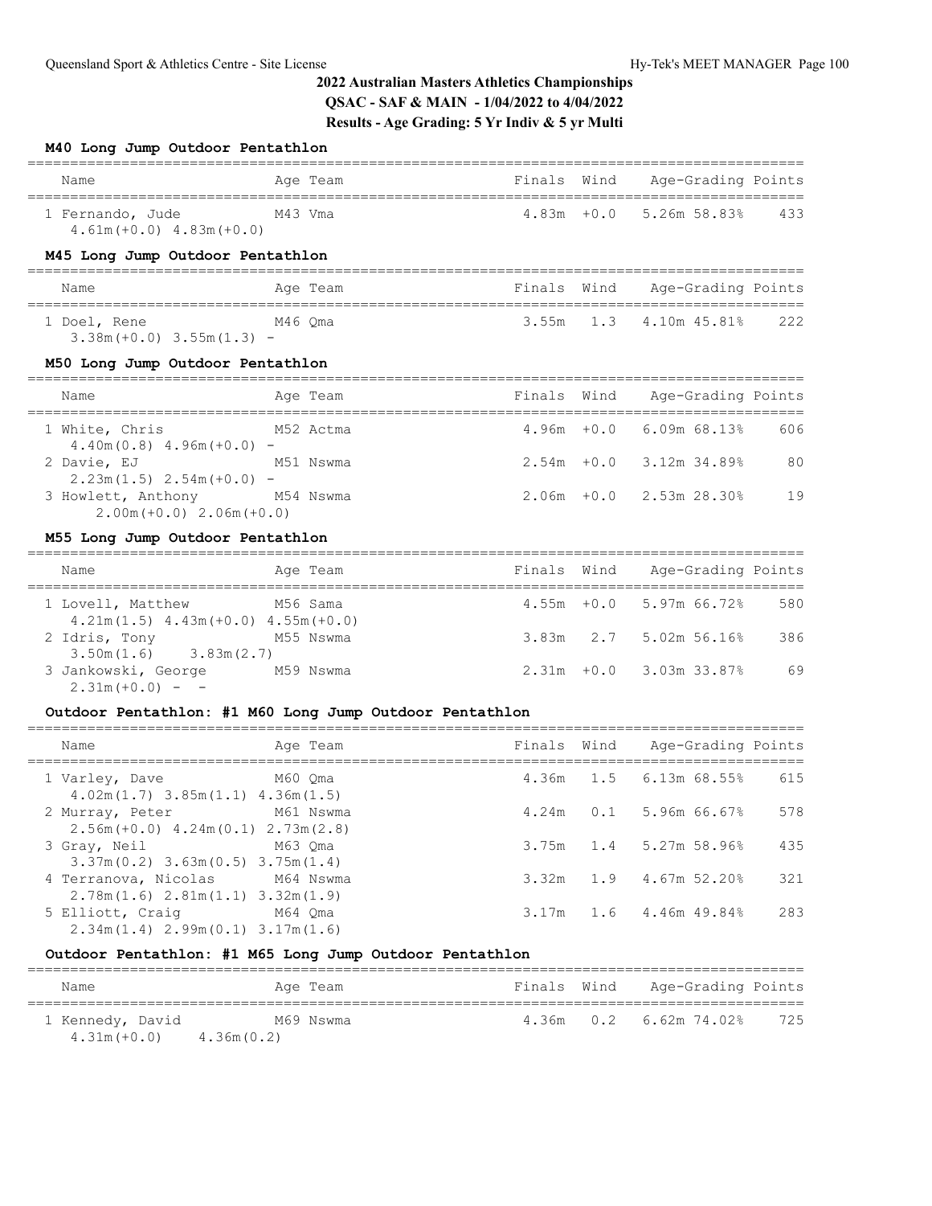## 2022 Australian Masters Athletics Championships

**QSAC - SAF & MAIN - 1/04/2022 to 4/04/2022**

**Results - Age Grading: 5 Yr Indiv & 5 yr Multi**

### M40 Long Jump Outdoor Pentathlon

| Name | Age | Team | Finals | Wind | Age-Grading | | Points |
|---|---|---|---|---|---|---|---|
| 1 Fernando, Jude | M43 | Vma | 4.83m | +0.0 | 5.26m | 58.83% | 433 |
| 4.61m(+0.0) 4.83m(+0.0) | | | | | | | |

### M45 Long Jump Outdoor Pentathlon

| Name | Age | Team | Finals | Wind | Age-Grading | | Points |
|---|---|---|---|---|---|---|---|
| 1 Doel, Rene | M46 | Qma | 3.55m | 1.3 | 4.10m | 45.81% | 222 |
| 3.38m(+0.0) 3.55m(1.3) - | | | | | | | |

### M50 Long Jump Outdoor Pentathlon

| Name | Age | Team | Finals | Wind | Age-Grading | | Points |
|---|---|---|---|---|---|---|---|
| 1 White, Chris | M52 | Actma | 4.96m | +0.0 | 6.09m | 68.13% | 606 |
| 4.40m(0.8) 4.96m(+0.0) - | | | | | | | |
| 2 Davie, EJ | M51 | Nswma | 2.54m | +0.0 | 3.12m | 34.89% | 80 |
| 2.23m(1.5) 2.54m(+0.0) - | | | | | | | |
| 3 Howlett, Anthony | M54 | Nswma | 2.06m | +0.0 | 2.53m | 28.30% | 19 |
| 2.00m(+0.0) 2.06m(+0.0) | | | | | | | |

### M55 Long Jump Outdoor Pentathlon

| Name | Age | Team | Finals | Wind | Age-Grading | | Points |
|---|---|---|---|---|---|---|---|
| 1 Lovell, Matthew | M56 | Sama | 4.55m | +0.0 | 5.97m | 66.72% | 580 |
| 4.21m(1.5) 4.43m(+0.0) 4.55m(+0.0) | | | | | | | |
| 2 Idris, Tony | M55 | Nswma | 3.83m | 2.7 | 5.02m | 56.16% | 386 |
| 3.50m(1.6) 3.83m(2.7) | | | | | | | |
| 3 Jankowski, George | M59 | Nswma | 2.31m | +0.0 | 3.03m | 33.87% | 69 |
| 2.31m(+0.0) - - | | | | | | | |

### Outdoor Pentathlon: #1 M60 Long Jump Outdoor Pentathlon

| Name | Age | Team | Finals | Wind | Age-Grading | | Points |
|---|---|---|---|---|---|---|---|
| 1 Varley, Dave | M60 | Qma | 4.36m | 1.5 | 6.13m | 68.55% | 615 |
| 4.02m(1.7) 3.85m(1.1) 4.36m(1.5) | | | | | | | |
| 2 Murray, Peter | M61 | Nswma | 4.24m | 0.1 | 5.96m | 66.67% | 578 |
| 2.56m(+0.0) 4.24m(0.1) 2.73m(2.8) | | | | | | | |
| 3 Gray, Neil | M63 | Qma | 3.75m | 1.4 | 5.27m | 58.96% | 435 |
| 3.37m(0.2) 3.63m(0.5) 3.75m(1.4) | | | | | | | |
| 4 Terranova, Nicolas | M64 | Nswma | 3.32m | 1.9 | 4.67m | 52.20% | 321 |
| 2.78m(1.6) 2.81m(1.1) 3.32m(1.9) | | | | | | | |
| 5 Elliott, Craig | M64 | Qma | 3.17m | 1.6 | 4.46m | 49.84% | 283 |
| 2.34m(1.4) 2.99m(0.1) 3.17m(1.6) | | | | | | | |

### Outdoor Pentathlon: #1 M65 Long Jump Outdoor Pentathlon

| Name | Age | Team | Finals | Wind | Age-Grading | | Points |
|---|---|---|---|---|---|---|---|
| 1 Kennedy, David | M69 | Nswma | 4.36m | 0.2 | 6.62m | 74.02% | 725 |
| 4.31m(+0.0) 4.36m(0.2) | | | | | | | |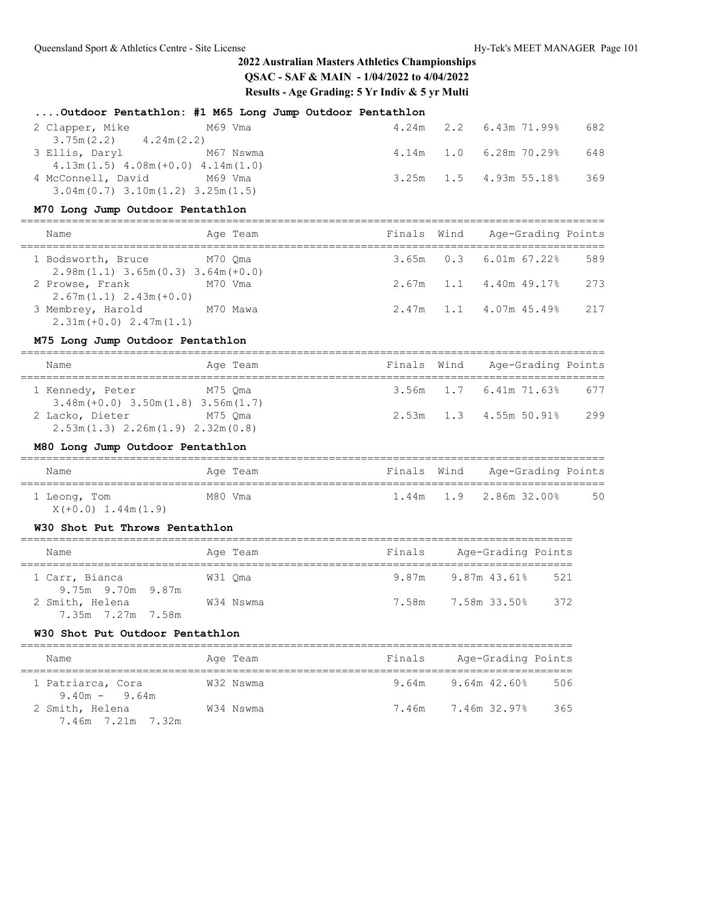## 2022 Australian Masters Athletics Championships

**QSAC - SAF & MAIN - 1/04/2022 to 4/04/2022**

**Results - Age Grading: 5 Yr Indiv & 5 yr Multi**

### ....Outdoor Pentathlon: #1 M65 Long Jump Outdoor Pentathlon

| Name | Age | Team | Finals | Wind | Age-Grading | | Points |
|---|---|---|---|---|---|---|---|
| 2 Clapper, Mike | M69 | Vma | 4.24m | 2.2 | 6.43m | 71.99% | 682 |
| 3.75m(2.2) 4.24m(2.2) | | | | | | | |
| 3 Ellis, Daryl | M67 | Nswma | 4.14m | 1.0 | 6.28m | 70.29% | 648 |
| 4.13m(1.5) 4.08m(+0.0) 4.14m(1.0) | | | | | | | |
| 4 McConnell, David | M69 | Vma | 3.25m | 1.5 | 4.93m | 55.18% | 369 |
| 3.04m(0.7) 3.10m(1.2) 3.25m(1.5) | | | | | | | |

### M70 Long Jump Outdoor Pentathlon

| Name | Age | Team | Finals | Wind | Age-Grading | | Points |
|---|---|---|---|---|---|---|---|
| 1 Bodsworth, Bruce | M70 | Qma | 3.65m | 0.3 | 6.01m | 67.22% | 589 |
| 2.98m(1.1) 3.65m(0.3) 3.64m(+0.0) | | | | | | | |
| 2 Prowse, Frank | M70 | Vma | 2.67m | 1.1 | 4.40m | 49.17% | 273 |
| 2.67m(1.1) 2.43m(+0.0) | | | | | | | |
| 3 Membrey, Harold | M70 | Mawa | 2.47m | 1.1 | 4.07m | 45.49% | 217 |
| 2.31m(+0.0) 2.47m(1.1) | | | | | | | |

### M75 Long Jump Outdoor Pentathlon

| Name | Age | Team | Finals | Wind | Age-Grading | | Points |
|---|---|---|---|---|---|---|---|
| 1 Kennedy, Peter | M75 | Qma | 3.56m | 1.7 | 6.41m | 71.63% | 677 |
| 3.48m(+0.0) 3.50m(1.8) 3.56m(1.7) | | | | | | | |
| 2 Lacko, Dieter | M75 | Qma | 2.53m | 1.3 | 4.55m | 50.91% | 299 |
| 2.53m(1.3) 2.26m(1.9) 2.32m(0.8) | | | | | | | |

### M80 Long Jump Outdoor Pentathlon

| Name | Age | Team | Finals | Wind | Age-Grading | | Points |
|---|---|---|---|---|---|---|---|
| 1 Leong, Tom | M80 | Vma | 1.44m | 1.9 | 2.86m | 32.00% | 50 |
| X(+0.0) 1.44m(1.9) | | | | | | | |

### W30 Shot Put Throws Pentathlon

| Name | Age | Team | Finals | Age-Grading | | Points |
|---|---|---|---|---|---|---|
| 1 Carr, Bianca | W31 | Qma | 9.87m | 9.87m | 43.61% | 521 |
| 9.75m 9.70m 9.87m | | | | | | |
| 2 Smith, Helena | W34 | Nswma | 7.58m | 7.58m | 33.50% | 372 |
| 7.35m 7.27m 7.58m | | | | | | |

### W30 Shot Put Outdoor Pentathlon

| Name | Age | Team | Finals | Age-Grading | | Points |
|---|---|---|---|---|---|---|
| 1 Patriarca, Cora | W32 | Nswma | 9.64m | 9.64m | 42.60% | 506 |
| 9.40m - 9.64m | | | | | | |
| 2 Smith, Helena | W34 | Nswma | 7.46m | 7.46m | 32.97% | 365 |
| 7.46m 7.21m 7.32m | | | | | | |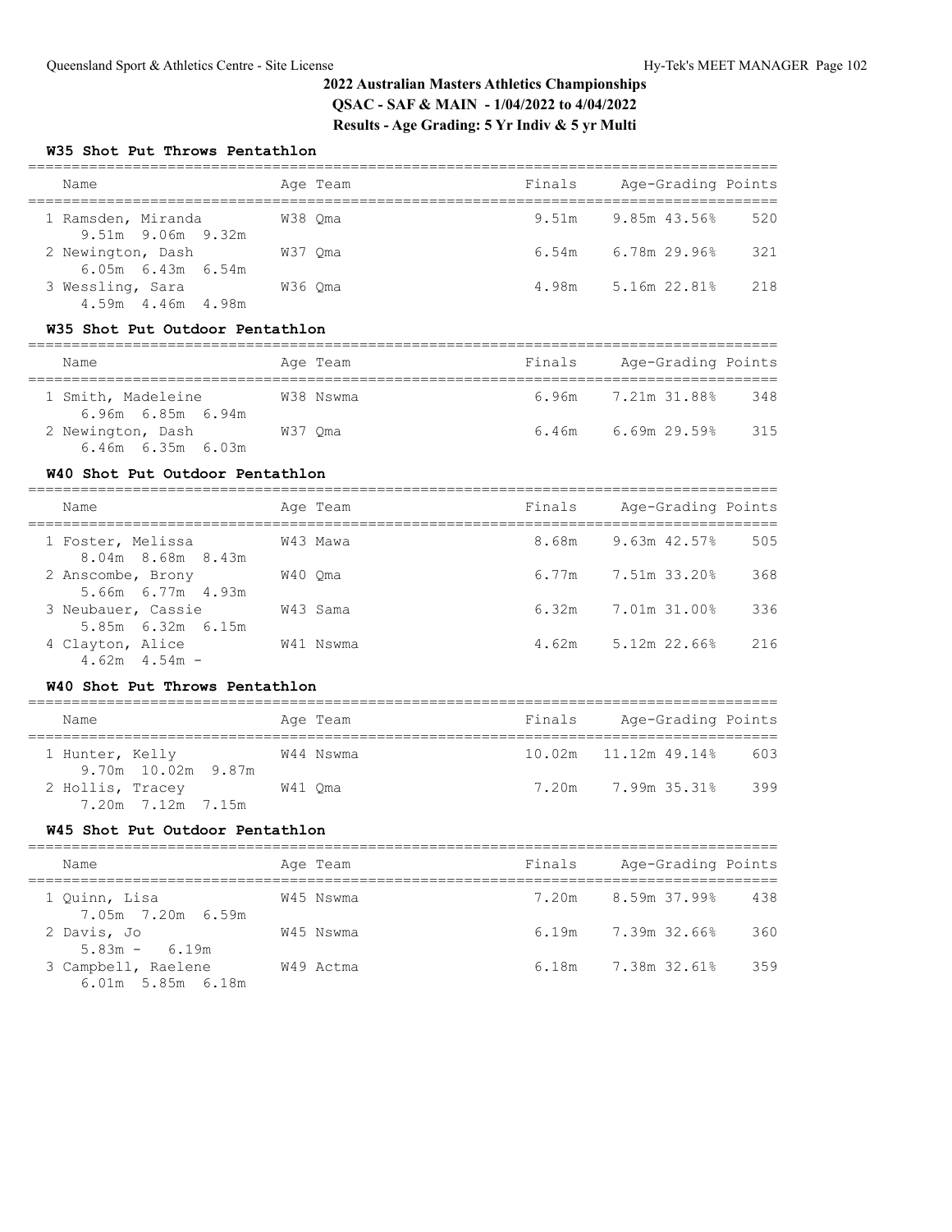## 2022 Australian Masters Athletics Championships

**QSAC - SAF & MAIN - 1/04/2022 to 4/04/2022**

**Results - Age Grading: 5 Yr Indiv & 5 yr Multi**

### W35 Shot Put Throws Pentathlon

| Name | Age | Team | Finals | Age-Grading | | Points |
|---|---|---|---|---|---|---|
| 1 Ramsden, Miranda | W38 | Qma | 9.51m | 9.85m | 43.56% | 520 |
| 9.51m 9.06m 9.32m | | | | | | |
| 2 Newington, Dash | W37 | Qma | 6.54m | 6.78m | 29.96% | 321 |
| 6.05m 6.43m 6.54m | | | | | | |
| 3 Wessling, Sara | W36 | Qma | 4.98m | 5.16m | 22.81% | 218 |
| 4.59m 4.46m 4.98m | | | | | | |

### W35 Shot Put Outdoor Pentathlon

| Name | Age | Team | Finals | Age-Grading | | Points |
|---|---|---|---|---|---|---|
| 1 Smith, Madeleine | W38 | Nswma | 6.96m | 7.21m | 31.88% | 348 |
| 6.96m 6.85m 6.94m | | | | | | |
| 2 Newington, Dash | W37 | Qma | 6.46m | 6.69m | 29.59% | 315 |
| 6.46m 6.35m 6.03m | | | | | | |

### W40 Shot Put Outdoor Pentathlon

| Name | Age | Team | Finals | Age-Grading | | Points |
|---|---|---|---|---|---|---|
| 1 Foster, Melissa | W43 | Mawa | 8.68m | 9.63m | 42.57% | 505 |
| 8.04m 8.68m 8.43m | | | | | | |
| 2 Anscombe, Brony | W40 | Qma | 6.77m | 7.51m | 33.20% | 368 |
| 5.66m 6.77m 4.93m | | | | | | |
| 3 Neubauer, Cassie | W43 | Sama | 6.32m | 7.01m | 31.00% | 336 |
| 5.85m 6.32m 6.15m | | | | | | |
| 4 Clayton, Alice | W41 | Nswma | 4.62m | 5.12m | 22.66% | 216 |
| 4.62m 4.54m - | | | | | | |

### W40 Shot Put Throws Pentathlon

| Name | Age | Team | Finals | Age-Grading | | Points |
|---|---|---|---|---|---|---|
| 1 Hunter, Kelly | W44 | Nswma | 10.02m | 11.12m | 49.14% | 603 |
| 9.70m 10.02m 9.87m | | | | | | |
| 2 Hollis, Tracey | W41 | Qma | 7.20m | 7.99m | 35.31% | 399 |
| 7.20m 7.12m 7.15m | | | | | | |

### W45 Shot Put Outdoor Pentathlon

| Name | Age | Team | Finals | Age-Grading | | Points |
|---|---|---|---|---|---|---|
| 1 Quinn, Lisa | W45 | Nswma | 7.20m | 8.59m | 37.99% | 438 |
| 7.05m 7.20m 6.59m | | | | | | |
| 2 Davis, Jo | W45 | Nswma | 6.19m | 7.39m | 32.66% | 360 |
| 5.83m - 6.19m | | | | | | |
| 3 Campbell, Raelene | W49 | Actma | 6.18m | 7.38m | 32.61% | 359 |
| 6.01m 5.85m 6.18m | | | | | | |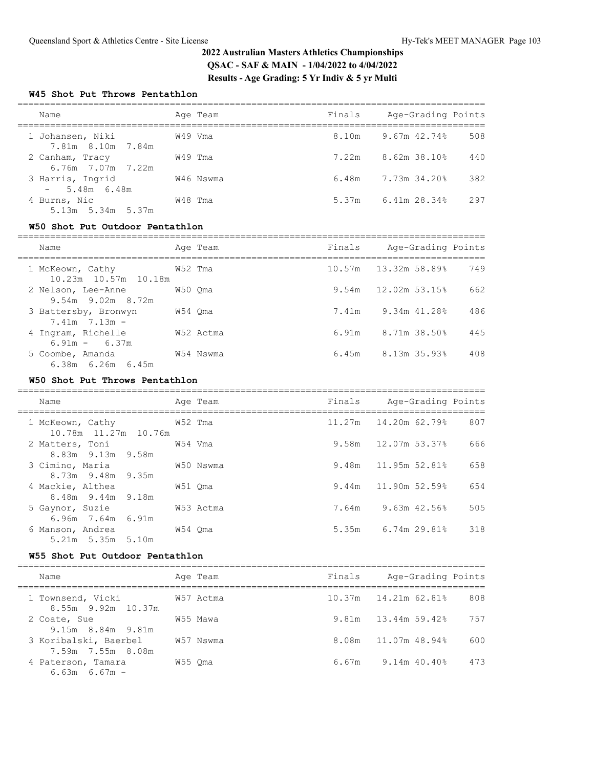# 2022 Australian Masters Athletics Championships

**QSAC - SAF & MAIN - 1/04/2022 to 4/04/2022**

**Results - Age Grading: 5 Yr Indiv & 5 yr Multi**

### W45 Shot Put Throws Pentathlon

| Name | Age | Team | Finals | Age-Grading | | Points |
|---|---|---|---|---|---|---|
| 1 Johansen, Niki | W49 | Vma | 8.10m | 9.67m | 42.74% | 508 |
| 7.81m 8.10m 7.84m | | | | | | |
| 2 Canham, Tracy | W49 | Tma | 7.22m | 8.62m | 38.10% | 440 |
| 6.76m 7.07m 7.22m | | | | | | |
| 3 Harris, Ingrid | W46 | Nswma | 6.48m | 7.73m | 34.20% | 382 |
| - 5.48m 6.48m | | | | | | |
| 4 Burns, Nic | W48 | Tma | 5.37m | 6.41m | 28.34% | 297 |
| 5.13m 5.34m 5.37m | | | | | | |

### W50 Shot Put Outdoor Pentathlon

| Name | Age | Team | Finals | Age-Grading | | Points |
|---|---|---|---|---|---|---|
| 1 McKeown, Cathy | W52 | Tma | 10.57m | 13.32m | 58.89% | 749 |
| 10.23m 10.57m 10.18m | | | | | | |
| 2 Nelson, Lee-Anne | W50 | Qma | 9.54m | 12.02m | 53.15% | 662 |
| 9.54m 9.02m 8.72m | | | | | | |
| 3 Battersby, Bronwyn | W54 | Qma | 7.41m | 9.34m | 41.28% | 486 |
| 7.41m 7.13m - | | | | | | |
| 4 Ingram, Richelle | W52 | Actma | 6.91m | 8.71m | 38.50% | 445 |
| 6.91m - 6.37m | | | | | | |
| 5 Coombe, Amanda | W54 | Nswma | 6.45m | 8.13m | 35.93% | 408 |
| 6.38m 6.26m 6.45m | | | | | | |

### W50 Shot Put Throws Pentathlon

| Name | Age | Team | Finals | Age-Grading | | Points |
|---|---|---|---|---|---|---|
| 1 McKeown, Cathy | W52 | Tma | 11.27m | 14.20m | 62.79% | 807 |
| 10.78m 11.27m 10.76m | | | | | | |
| 2 Matters, Toni | W54 | Vma | 9.58m | 12.07m | 53.37% | 666 |
| 8.83m 9.13m 9.58m | | | | | | |
| 3 Cimino, Maria | W50 | Nswma | 9.48m | 11.95m | 52.81% | 658 |
| 8.73m 9.48m 9.35m | | | | | | |
| 4 Mackie, Althea | W51 | Qma | 9.44m | 11.90m | 52.59% | 654 |
| 8.48m 9.44m 9.18m | | | | | | |
| 5 Gaynor, Suzie | W53 | Actma | 7.64m | 9.63m | 42.56% | 505 |
| 6.96m 7.64m 6.91m | | | | | | |
| 6 Manson, Andrea | W54 | Qma | 5.35m | 6.74m | 29.81% | 318 |
| 5.21m 5.35m 5.10m | | | | | | |

### W55 Shot Put Outdoor Pentathlon

| Name | Age | Team | Finals | Age-Grading | | Points |
|---|---|---|---|---|---|---|
| 1 Townsend, Vicki | W57 | Actma | 10.37m | 14.21m | 62.81% | 808 |
| 8.55m 9.92m 10.37m | | | | | | |
| 2 Coate, Sue | W55 | Mawa | 9.81m | 13.44m | 59.42% | 757 |
| 9.15m 8.84m 9.81m | | | | | | |
| 3 Koribalski, Baerbel | W57 | Nswma | 8.08m | 11.07m | 48.94% | 600 |
| 7.59m 7.55m 8.08m | | | | | | |
| 4 Paterson, Tamara | W55 | Qma | 6.67m | 9.14m | 40.40% | 473 |
| 6.63m 6.67m - | | | | | | |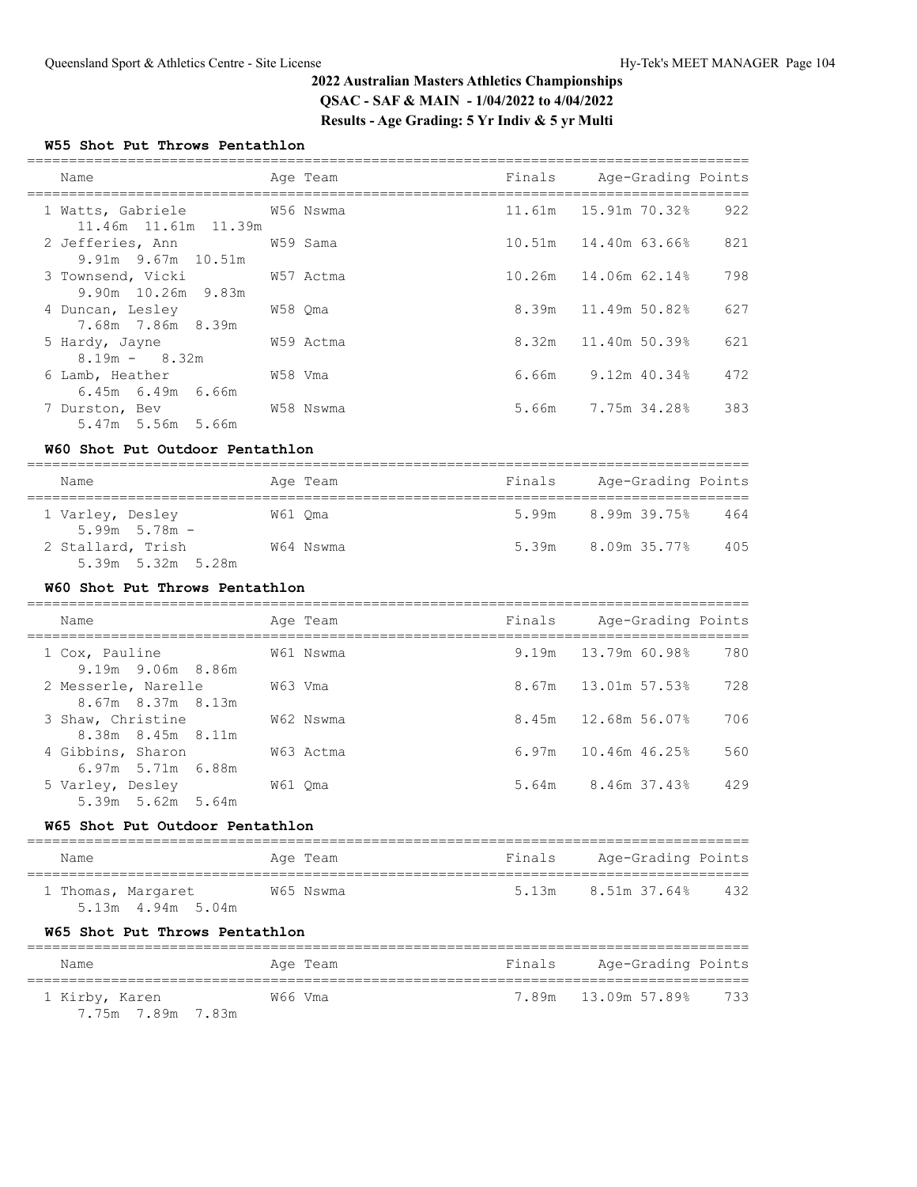## 2022 Australian Masters Athletics Championships
## QSAC - SAF & MAIN - 1/04/2022 to 4/04/2022
## Results - Age Grading: 5 Yr Indiv & 5 yr Multi

### W55 Shot Put Throws Pentathlon

| Name | Age | Team | Finals | Age-Grading | | Points |
|---|---|---|---|---|---|---|
| 1 Watts, Gabriele | W56 | Nswma | 11.61m | 15.91m | 70.32% | 922 |
| 11.46m 11.61m 11.39m | | | | | | |
| 2 Jefferies, Ann | W59 | Sama | 10.51m | 14.40m | 63.66% | 821 |
| 9.91m 9.67m 10.51m | | | | | | |
| 3 Townsend, Vicki | W57 | Actma | 10.26m | 14.06m | 62.14% | 798 |
| 9.90m 10.26m 9.83m | | | | | | |
| 4 Duncan, Lesley | W58 | Qma | 8.39m | 11.49m | 50.82% | 627 |
| 7.68m 7.86m 8.39m | | | | | | |
| 5 Hardy, Jayne | W59 | Actma | 8.32m | 11.40m | 50.39% | 621 |
| 8.19m - 8.32m | | | | | | |
| 6 Lamb, Heather | W58 | Vma | 6.66m | 9.12m | 40.34% | 472 |
| 6.45m 6.49m 6.66m | | | | | | |
| 7 Durston, Bev | W58 | Nswma | 5.66m | 7.75m | 34.28% | 383 |
| 5.47m 5.56m 5.66m | | | | | | |

### W60 Shot Put Outdoor Pentathlon

| Name | Age | Team | Finals | Age-Grading | | Points |
|---|---|---|---|---|---|---|
| 1 Varley, Desley | W61 | Qma | 5.99m | 8.99m | 39.75% | 464 |
| 5.99m 5.78m - | | | | | | |
| 2 Stallard, Trish | W64 | Nswma | 5.39m | 8.09m | 35.77% | 405 |
| 5.39m 5.32m 5.28m | | | | | | |

### W60 Shot Put Throws Pentathlon

| Name | Age | Team | Finals | Age-Grading | | Points |
|---|---|---|---|---|---|---|
| 1 Cox, Pauline | W61 | Nswma | 9.19m | 13.79m | 60.98% | 780 |
| 9.19m 9.06m 8.86m | | | | | | |
| 2 Messerle, Narelle | W63 | Vma | 8.67m | 13.01m | 57.53% | 728 |
| 8.67m 8.37m 8.13m | | | | | | |
| 3 Shaw, Christine | W62 | Nswma | 8.45m | 12.68m | 56.07% | 706 |
| 8.38m 8.45m 8.11m | | | | | | |
| 4 Gibbins, Sharon | W63 | Actma | 6.97m | 10.46m | 46.25% | 560 |
| 6.97m 5.71m 6.88m | | | | | | |
| 5 Varley, Desley | W61 | Qma | 5.64m | 8.46m | 37.43% | 429 |
| 5.39m 5.62m 5.64m | | | | | | |

### W65 Shot Put Outdoor Pentathlon

| Name | Age | Team | Finals | Age-Grading | | Points |
|---|---|---|---|---|---|---|
| 1 Thomas, Margaret | W65 | Nswma | 5.13m | 8.51m | 37.64% | 432 |
| 5.13m 4.94m 5.04m | | | | | | |

### W65 Shot Put Throws Pentathlon

| Name | Age | Team | Finals | Age-Grading | | Points |
|---|---|---|---|---|---|---|
| 1 Kirby, Karen | W66 | Vma | 7.89m | 13.09m | 57.89% | 733 |
| 7.75m 7.89m 7.83m | | | | | | |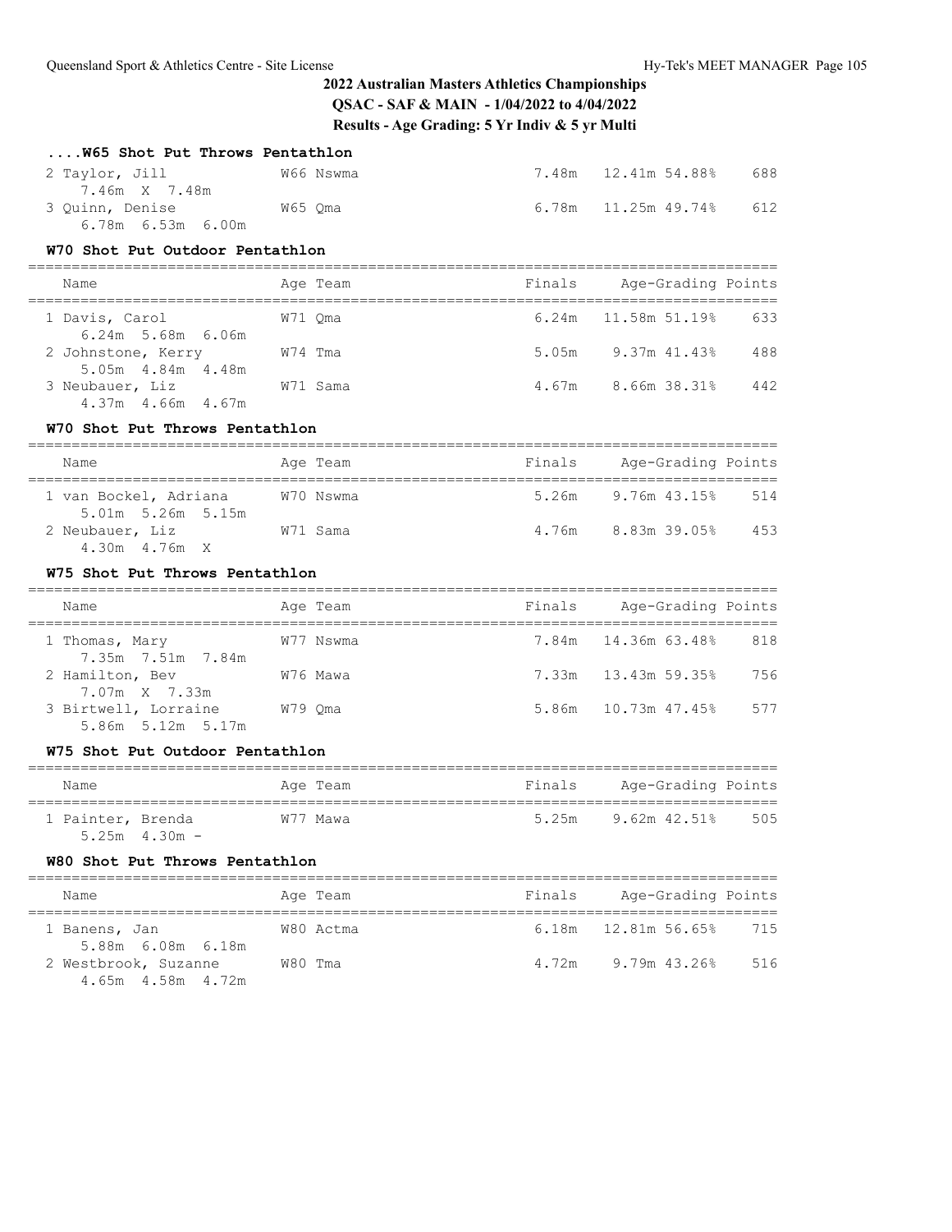## 2022 Australian Masters Athletics Championships

**QSAC - SAF & MAIN - 1/04/2022 to 4/04/2022**

**Results - Age Grading: 5 Yr Indiv & 5 yr Multi**

### ....W65 Shot Put Throws Pentathlon

| Name | Age Team | Finals | Age-Grading | | Points |
|---|---|---|---|---|---|
| 2 Taylor, Jill | W66 Nswma | 7.48m | 12.41m | 54.88% | 688 |
| 7.46m X 7.48m | | | | | |
| 3 Quinn, Denise | W65 Qma | 6.78m | 11.25m | 49.74% | 612 |
| 6.78m 6.53m 6.00m | | | | | |

### W70 Shot Put Outdoor Pentathlon

| Name | Age Team | Finals | Age-Grading | | Points |
|---|---|---|---|---|---|
| 1 Davis, Carol | W71 Qma | 6.24m | 11.58m | 51.19% | 633 |
| 6.24m 5.68m 6.06m | | | | | |
| 2 Johnstone, Kerry | W74 Tma | 5.05m | 9.37m | 41.43% | 488 |
| 5.05m 4.84m 4.48m | | | | | |
| 3 Neubauer, Liz | W71 Sama | 4.67m | 8.66m | 38.31% | 442 |
| 4.37m 4.66m 4.67m | | | | | |

### W70 Shot Put Throws Pentathlon

| Name | Age Team | Finals | Age-Grading | | Points |
|---|---|---|---|---|---|
| 1 van Bockel, Adriana | W70 Nswma | 5.26m | 9.76m | 43.15% | 514 |
| 5.01m 5.26m 5.15m | | | | | |
| 2 Neubauer, Liz | W71 Sama | 4.76m | 8.83m | 39.05% | 453 |
| 4.30m 4.76m X | | | | | |

### W75 Shot Put Throws Pentathlon

| Name | Age Team | Finals | Age-Grading | | Points |
|---|---|---|---|---|---|
| 1 Thomas, Mary | W77 Nswma | 7.84m | 14.36m | 63.48% | 818 |
| 7.35m 7.51m 7.84m | | | | | |
| 2 Hamilton, Bev | W76 Mawa | 7.33m | 13.43m | 59.35% | 756 |
| 7.07m X 7.33m | | | | | |
| 3 Birtwell, Lorraine | W79 Qma | 5.86m | 10.73m | 47.45% | 577 |
| 5.86m 5.12m 5.17m | | | | | |

### W75 Shot Put Outdoor Pentathlon

| Name | Age Team | Finals | Age-Grading | | Points |
|---|---|---|---|---|---|
| 1 Painter, Brenda | W77 Mawa | 5.25m | 9.62m | 42.51% | 505 |
| 5.25m 4.30m - | | | | | |

### W80 Shot Put Throws Pentathlon

| Name | Age Team | Finals | Age-Grading | | Points |
|---|---|---|---|---|---|
| 1 Banens, Jan | W80 Actma | 6.18m | 12.81m | 56.65% | 715 |
| 5.88m 6.08m 6.18m | | | | | |
| 2 Westbrook, Suzanne | W80 Tma | 4.72m | 9.79m | 43.26% | 516 |
| 4.65m 4.58m 4.72m | | | | | |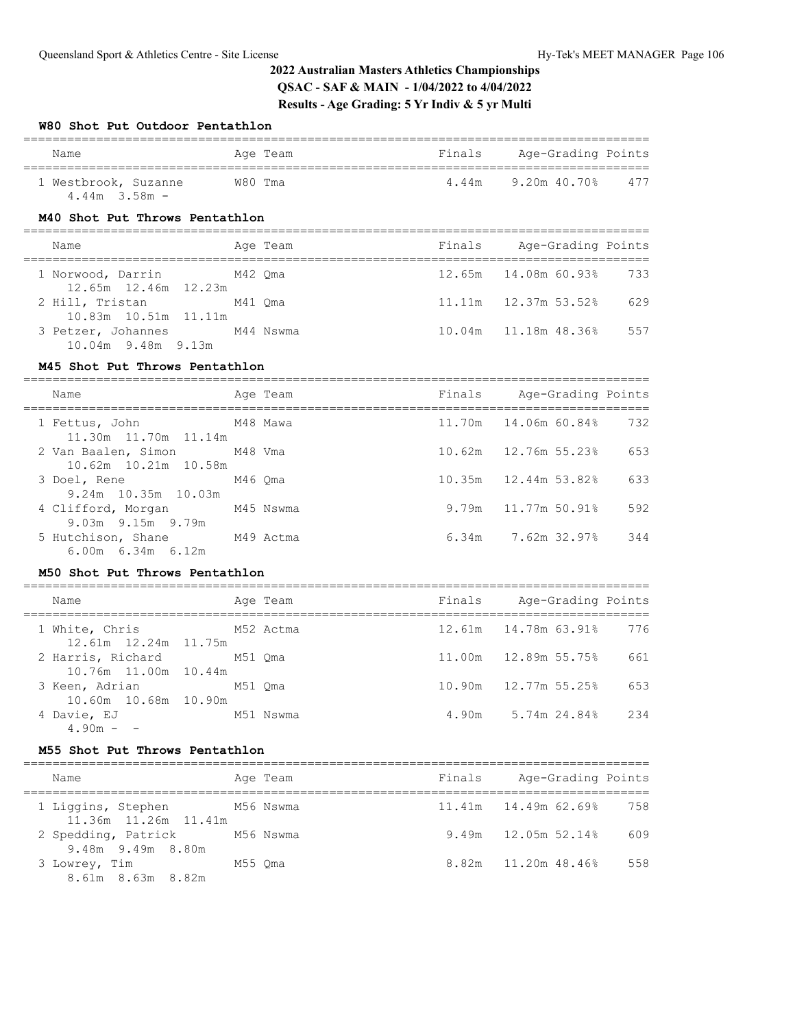## 2022 Australian Masters Athletics Championships

**QSAC - SAF & MAIN - 1/04/2022 to 4/04/2022**

**Results - Age Grading: 5 Yr Indiv & 5 yr Multi**

### W80 Shot Put Outdoor Pentathlon

| Name | Age | Team | Finals | Age-Grading | | Points |
|---|---|---|---|---|---|---|
| 1 Westbrook, Suzanne | W80 | Tma | 4.44m | 9.20m | 40.70% | 477 |
| 4.44m 3.58m - | | | | | | |

### M40 Shot Put Throws Pentathlon

| Name | Age | Team | Finals | Age-Grading | | Points |
|---|---|---|---|---|---|---|
| 1 Norwood, Darrin | M42 | Qma | 12.65m | 14.08m | 60.93% | 733 |
| 12.65m 12.46m 12.23m | | | | | | |
| 2 Hill, Tristan | M41 | Qma | 11.11m | 12.37m | 53.52% | 629 |
| 10.83m 10.51m 11.11m | | | | | | |
| 3 Petzer, Johannes | M44 | Nswma | 10.04m | 11.18m | 48.36% | 557 |
| 10.04m 9.48m 9.13m | | | | | | |

### M45 Shot Put Throws Pentathlon

| Name | Age | Team | Finals | Age-Grading | | Points |
|---|---|---|---|---|---|---|
| 1 Fettus, John | M48 | Mawa | 11.70m | 14.06m | 60.84% | 732 |
| 11.30m 11.70m 11.14m | | | | | | |
| 2 Van Baalen, Simon | M48 | Vma | 10.62m | 12.76m | 55.23% | 653 |
| 10.62m 10.21m 10.58m | | | | | | |
| 3 Doel, Rene | M46 | Qma | 10.35m | 12.44m | 53.82% | 633 |
| 9.24m 10.35m 10.03m | | | | | | |
| 4 Clifford, Morgan | M45 | Nswma | 9.79m | 11.77m | 50.91% | 592 |
| 9.03m 9.15m 9.79m | | | | | | |
| 5 Hutchison, Shane | M49 | Actma | 6.34m | 7.62m | 32.97% | 344 |
| 6.00m 6.34m 6.12m | | | | | | |

### M50 Shot Put Throws Pentathlon

| Name | Age | Team | Finals | Age-Grading | | Points |
|---|---|---|---|---|---|---|
| 1 White, Chris | M52 | Actma | 12.61m | 14.78m | 63.91% | 776 |
| 12.61m 12.24m 11.75m | | | | | | |
| 2 Harris, Richard | M51 | Qma | 11.00m | 12.89m | 55.75% | 661 |
| 10.76m 11.00m 10.44m | | | | | | |
| 3 Keen, Adrian | M51 | Qma | 10.90m | 12.77m | 55.25% | 653 |
| 10.60m 10.68m 10.90m | | | | | | |
| 4 Davie, EJ | M51 | Nswma | 4.90m | 5.74m | 24.84% | 234 |
| 4.90m - - | | | | | | |

### M55 Shot Put Throws Pentathlon

| Name | Age | Team | Finals | Age-Grading | | Points |
|---|---|---|---|---|---|---|
| 1 Liggins, Stephen | M56 | Nswma | 11.41m | 14.49m | 62.69% | 758 |
| 11.36m 11.26m 11.41m | | | | | | |
| 2 Spedding, Patrick | M56 | Nswma | 9.49m | 12.05m | 52.14% | 609 |
| 9.48m 9.49m 8.80m | | | | | | |
| 3 Lowrey, Tim | M55 | Qma | 8.82m | 11.20m | 48.46% | 558 |
| 8.61m 8.63m 8.82m | | | | | | |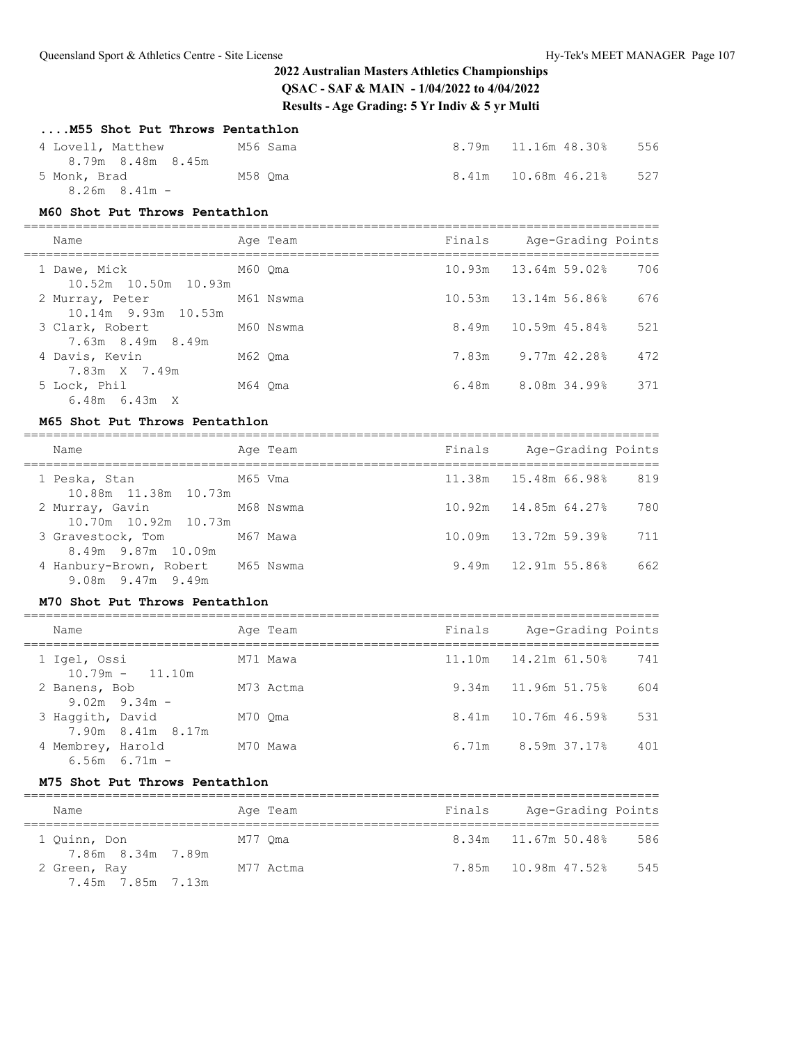## 2022 Australian Masters Athletics Championships

**QSAC - SAF & MAIN - 1/04/2022 to 4/04/2022**

**Results - Age Grading: 5 Yr Indiv & 5 yr Multi**

### ....M55 Shot Put Throws Pentathlon

| Name | Age | Team | Finals | Age-Grading | | Points |
|---|---|---|---|---|---|---|
| 4 Lovell, Matthew | M56 | Sama | 8.79m | 11.16m | 48.30% | 556 |
| 8.79m 8.48m 8.45m | | | | | | |
| 5 Monk, Brad | M58 | Qma | 8.41m | 10.68m | 46.21% | 527 |
| 8.26m 8.41m - | | | | | | |

### M60 Shot Put Throws Pentathlon

| Name | Age | Team | Finals | Age-Grading | | Points |
|---|---|---|---|---|---|---|
| 1 Dawe, Mick | M60 | Qma | 10.93m | 13.64m | 59.02% | 706 |
| 10.52m 10.50m 10.93m | | | | | | |
| 2 Murray, Peter | M61 | Nswma | 10.53m | 13.14m | 56.86% | 676 |
| 10.14m 9.93m 10.53m | | | | | | |
| 3 Clark, Robert | M60 | Nswma | 8.49m | 10.59m | 45.84% | 521 |
| 7.63m 8.49m 8.49m | | | | | | |
| 4 Davis, Kevin | M62 | Qma | 7.83m | 9.77m | 42.28% | 472 |
| 7.83m X 7.49m | | | | | | |
| 5 Lock, Phil | M64 | Qma | 6.48m | 8.08m | 34.99% | 371 |
| 6.48m 6.43m X | | | | | | |

### M65 Shot Put Throws Pentathlon

| Name | Age | Team | Finals | Age-Grading | | Points |
|---|---|---|---|---|---|---|
| 1 Peska, Stan | M65 | Vma | 11.38m | 15.48m | 66.98% | 819 |
| 10.88m 11.38m 10.73m | | | | | | |
| 2 Murray, Gavin | M68 | Nswma | 10.92m | 14.85m | 64.27% | 780 |
| 10.70m 10.92m 10.73m | | | | | | |
| 3 Gravestock, Tom | M67 | Mawa | 10.09m | 13.72m | 59.39% | 711 |
| 8.49m 9.87m 10.09m | | | | | | |
| 4 Hanbury-Brown, Robert | M65 | Nswma | 9.49m | 12.91m | 55.86% | 662 |
| 9.08m 9.47m 9.49m | | | | | | |

### M70 Shot Put Throws Pentathlon

| Name | Age | Team | Finals | Age-Grading | | Points |
|---|---|---|---|---|---|---|
| 1 Igel, Ossi | M71 | Mawa | 11.10m | 14.21m | 61.50% | 741 |
| 10.79m - 11.10m | | | | | | |
| 2 Banens, Bob | M73 | Actma | 9.34m | 11.96m | 51.75% | 604 |
| 9.02m 9.34m - | | | | | | |
| 3 Haggith, David | M70 | Qma | 8.41m | 10.76m | 46.59% | 531 |
| 7.90m 8.41m 8.17m | | | | | | |
| 4 Membrey, Harold | M70 | Mawa | 6.71m | 8.59m | 37.17% | 401 |
| 6.56m 6.71m - | | | | | | |

### M75 Shot Put Throws Pentathlon

| Name | Age | Team | Finals | Age-Grading | | Points |
|---|---|---|---|---|---|---|
| 1 Quinn, Don | M77 | Qma | 8.34m | 11.67m | 50.48% | 586 |
| 7.86m 8.34m 7.89m | | | | | | |
| 2 Green, Ray | M77 | Actma | 7.85m | 10.98m | 47.52% | 545 |
| 7.45m 7.85m 7.13m | | | | | | |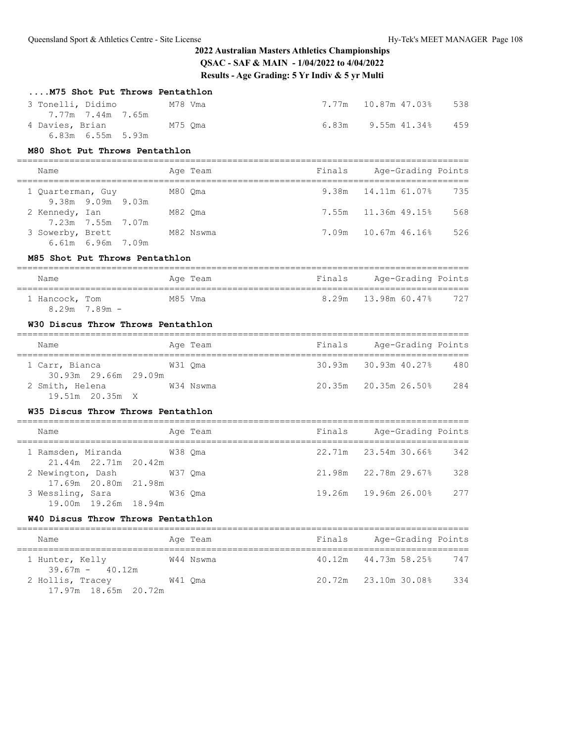## 2022 Australian Masters Athletics Championships

**QSAC - SAF & MAIN - 1/04/2022 to 4/04/2022**

**Results - Age Grading: 5 Yr Indiv & 5 yr Multi**

### ....M75 Shot Put Throws Pentathlon

| Name | Age | Team | Finals | Age-Grading | | Points |
|---|---|---|---|---|---|---|
| 3 Tonelli, Didimo | M78 | Vma | 7.77m | 10.87m | 47.03% | 538 |
| 7.77m 7.44m 7.65m | | | | | | |
| 4 Davies, Brian | M75 | Qma | 6.83m | 9.55m | 41.34% | 459 |
| 6.83m 6.55m 5.93m | | | | | | |

### M80 Shot Put Throws Pentathlon

| Name | Age | Team | Finals | Age-Grading | | Points |
|---|---|---|---|---|---|---|
| 1 Quarterman, Guy | M80 | Qma | 9.38m | 14.11m | 61.07% | 735 |
| 9.38m 9.09m 9.03m | | | | | | |
| 2 Kennedy, Ian | M82 | Qma | 7.55m | 11.36m | 49.15% | 568 |
| 7.23m 7.55m 7.07m | | | | | | |
| 3 Sowerby, Brett | M82 | Nswma | 7.09m | 10.67m | 46.16% | 526 |
| 6.61m 6.96m 7.09m | | | | | | |

### M85 Shot Put Throws Pentathlon

| Name | Age | Team | Finals | Age-Grading | | Points |
|---|---|---|---|---|---|---|
| 1 Hancock, Tom | M85 | Vma | 8.29m | 13.98m | 60.47% | 727 |
| 8.29m 7.89m - | | | | | | |

### W30 Discus Throw Throws Pentathlon

| Name | Age | Team | Finals | Age-Grading | | Points |
|---|---|---|---|---|---|---|
| 1 Carr, Bianca | W31 | Qma | 30.93m | 30.93m | 40.27% | 480 |
| 30.93m 29.66m 29.09m | | | | | | |
| 2 Smith, Helena | W34 | Nswma | 20.35m | 20.35m | 26.50% | 284 |
| 19.51m 20.35m X | | | | | | |

### W35 Discus Throw Throws Pentathlon

| Name | Age | Team | Finals | Age-Grading | | Points |
|---|---|---|---|---|---|---|
| 1 Ramsden, Miranda | W38 | Qma | 22.71m | 23.54m | 30.66% | 342 |
| 21.44m 22.71m 20.42m | | | | | | |
| 2 Newington, Dash | W37 | Qma | 21.98m | 22.78m | 29.67% | 328 |
| 17.69m 20.80m 21.98m | | | | | | |
| 3 Wessling, Sara | W36 | Qma | 19.26m | 19.96m | 26.00% | 277 |
| 19.00m 19.26m 18.94m | | | | | | |

### W40 Discus Throw Throws Pentathlon

| Name | Age | Team | Finals | Age-Grading | | Points |
|---|---|---|---|---|---|---|
| 1 Hunter, Kelly | W44 | Nswma | 40.12m | 44.73m | 58.25% | 747 |
| 39.67m - 40.12m | | | | | | |
| 2 Hollis, Tracey | W41 | Qma | 20.72m | 23.10m | 30.08% | 334 |
| 17.97m 18.65m 20.72m | | | | | | |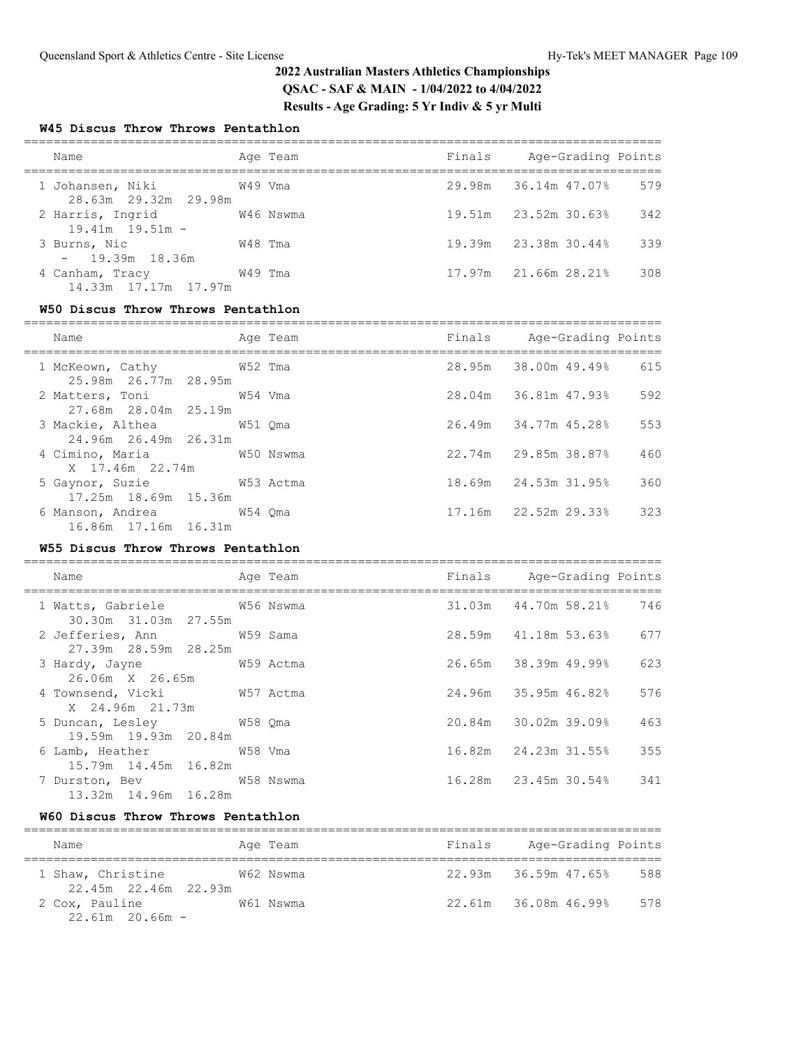## 2022 Australian Masters Athletics Championships

**QSAC - SAF & MAIN - 1/04/2022 to 4/04/2022**

**Results - Age Grading: 5 Yr Indiv & 5 yr Multi**

### W45 Discus Throw Throws Pentathlon

| Name | Age | Team | Finals | Age-Grading | | Points |
|---|---|---|---|---|---|---|
| 1 Johansen, Niki | W49 | Vma | 29.98m | 36.14m | 47.07% | 579 |
| 28.63m 29.32m 29.98m | | | | | | |
| 2 Harris, Ingrid | W46 | Nswma | 19.51m | 23.52m | 30.63% | 342 |
| 19.41m 19.51m - | | | | | | |
| 3 Burns, Nic | W48 | Tma | 19.39m | 23.38m | 30.44% | 339 |
| - 19.39m 18.36m | | | | | | |
| 4 Canham, Tracy | W49 | Tma | 17.97m | 21.66m | 28.21% | 308 |
| 14.33m 17.17m 17.97m | | | | | | |

### W50 Discus Throw Throws Pentathlon

| Name | Age | Team | Finals | Age-Grading | | Points |
|---|---|---|---|---|---|---|
| 1 McKeown, Cathy | W52 | Tma | 28.95m | 38.00m | 49.49% | 615 |
| 25.98m 26.77m 28.95m | | | | | | |
| 2 Matters, Toni | W54 | Vma | 28.04m | 36.81m | 47.93% | 592 |
| 27.68m 28.04m 25.19m | | | | | | |
| 3 Mackie, Althea | W51 | Qma | 26.49m | 34.77m | 45.28% | 553 |
| 24.96m 26.49m 26.31m | | | | | | |
| 4 Cimino, Maria | W50 | Nswma | 22.74m | 29.85m | 38.87% | 460 |
| X 17.46m 22.74m | | | | | | |
| 5 Gaynor, Suzie | W53 | Actma | 18.69m | 24.53m | 31.95% | 360 |
| 17.25m 18.69m 15.36m | | | | | | |
| 6 Manson, Andrea | W54 | Qma | 17.16m | 22.52m | 29.33% | 323 |
| 16.86m 17.16m 16.31m | | | | | | |

### W55 Discus Throw Throws Pentathlon

| Name | Age | Team | Finals | Age-Grading | | Points |
|---|---|---|---|---|---|---|
| 1 Watts, Gabriele | W56 | Nswma | 31.03m | 44.70m | 58.21% | 746 |
| 30.30m 31.03m 27.55m | | | | | | |
| 2 Jefferies, Ann | W59 | Sama | 28.59m | 41.18m | 53.63% | 677 |
| 27.39m 28.59m 28.25m | | | | | | |
| 3 Hardy, Jayne | W59 | Actma | 26.65m | 38.39m | 49.99% | 623 |
| 26.06m X 26.65m | | | | | | |
| 4 Townsend, Vicki | W57 | Actma | 24.96m | 35.95m | 46.82% | 576 |
| X 24.96m 21.73m | | | | | | |
| 5 Duncan, Lesley | W58 | Qma | 20.84m | 30.02m | 39.09% | 463 |
| 19.59m 19.93m 20.84m | | | | | | |
| 6 Lamb, Heather | W58 | Vma | 16.82m | 24.23m | 31.55% | 355 |
| 15.79m 14.45m 16.82m | | | | | | |
| 7 Durston, Bev | W58 | Nswma | 16.28m | 23.45m | 30.54% | 341 |
| 13.32m 14.96m 16.28m | | | | | | |

### W60 Discus Throw Throws Pentathlon

| Name | Age | Team | Finals | Age-Grading | | Points |
|---|---|---|---|---|---|---|
| 1 Shaw, Christine | W62 | Nswma | 22.93m | 36.59m | 47.65% | 588 |
| 22.45m 22.46m 22.93m | | | | | | |
| 2 Cox, Pauline | W61 | Nswma | 22.61m | 36.08m | 46.99% | 578 |
| 22.61m 20.66m - | | | | | | |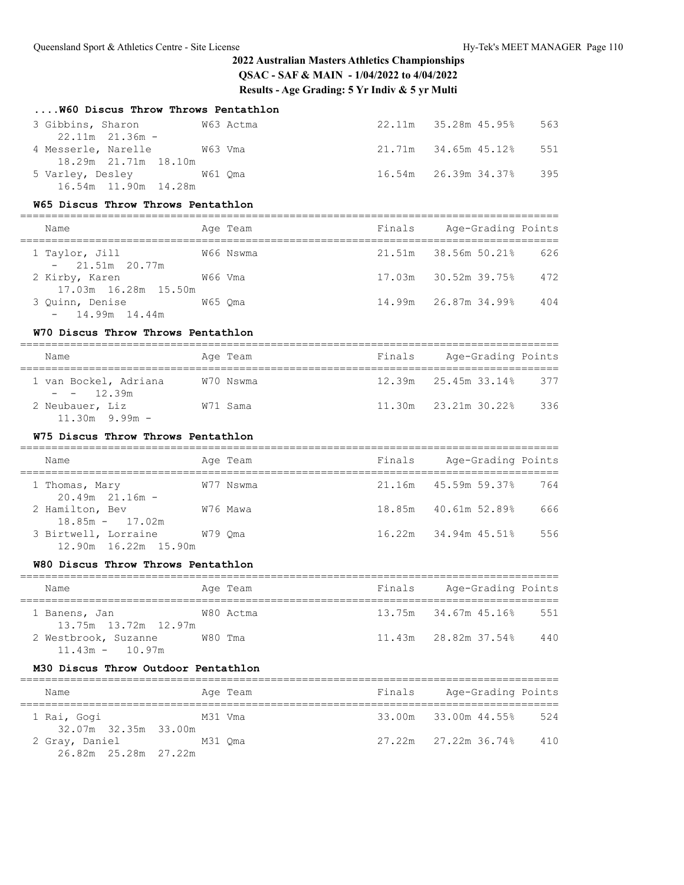## 2022 Australian Masters Athletics Championships

**QSAC - SAF & MAIN - 1/04/2022 to 4/04/2022**

**Results - Age Grading: 5 Yr Indiv & 5 yr Multi**

### ....W60 Discus Throw Throws Pentathlon

| Place | Name | Age | Team | Finals | Age-Grading | | Points |
|---|---|---|---|---|---|---|---|
| 3 | Gibbins, Sharon | W63 | Actma | 22.11m | 35.28m | 45.95% | 563 |
| | 22.11m 21.36m - | | | | | | |
| 4 | Messerle, Narelle | W63 | Vma | 21.71m | 34.65m | 45.12% | 551 |
| | 18.29m 21.71m 18.10m | | | | | | |
| 5 | Varley, Desley | W61 | Qma | 16.54m | 26.39m | 34.37% | 395 |
| | 16.54m 11.90m 14.28m | | | | | | |

### W65 Discus Throw Throws Pentathlon

| Place | Name | Age | Team | Finals | Age-Grading | | Points |
|---|---|---|---|---|---|---|---|
| 1 | Taylor, Jill | W66 | Nswma | 21.51m | 38.56m | 50.21% | 626 |
| | - 21.51m 20.77m | | | | | | |
| 2 | Kirby, Karen | W66 | Vma | 17.03m | 30.52m | 39.75% | 472 |
| | 17.03m 16.28m 15.50m | | | | | | |
| 3 | Quinn, Denise | W65 | Qma | 14.99m | 26.87m | 34.99% | 404 |
| | - 14.99m 14.44m | | | | | | |

### W70 Discus Throw Throws Pentathlon

| Place | Name | Age | Team | Finals | Age-Grading | | Points |
|---|---|---|---|---|---|---|---|
| 1 | van Bockel, Adriana | W70 | Nswma | 12.39m | 25.45m | 33.14% | 377 |
| | - - 12.39m | | | | | | |
| 2 | Neubauer, Liz | W71 | Sama | 11.30m | 23.21m | 30.22% | 336 |
| | 11.30m 9.99m - | | | | | | |

### W75 Discus Throw Throws Pentathlon

| Place | Name | Age | Team | Finals | Age-Grading | | Points |
|---|---|---|---|---|---|---|---|
| 1 | Thomas, Mary | W77 | Nswma | 21.16m | 45.59m | 59.37% | 764 |
| | 20.49m 21.16m - | | | | | | |
| 2 | Hamilton, Bev | W76 | Mawa | 18.85m | 40.61m | 52.89% | 666 |
| | 18.85m - 17.02m | | | | | | |
| 3 | Birtwell, Lorraine | W79 | Qma | 16.22m | 34.94m | 45.51% | 556 |
| | 12.90m 16.22m 15.90m | | | | | | |

### W80 Discus Throw Throws Pentathlon

| Place | Name | Age | Team | Finals | Age-Grading | | Points |
|---|---|---|---|---|---|---|---|
| 1 | Banens, Jan | W80 | Actma | 13.75m | 34.67m | 45.16% | 551 |
| | 13.75m 13.72m 12.97m | | | | | | |
| 2 | Westbrook, Suzanne | W80 | Tma | 11.43m | 28.82m | 37.54% | 440 |
| | 11.43m - 10.97m | | | | | | |

### M30 Discus Throw Outdoor Pentathlon

| Place | Name | Age | Team | Finals | Age-Grading | | Points |
|---|---|---|---|---|---|---|---|
| 1 | Rai, Gogi | M31 | Vma | 33.00m | 33.00m | 44.55% | 524 |
| | 32.07m 32.35m 33.00m | | | | | | |
| 2 | Gray, Daniel | M31 | Qma | 27.22m | 27.22m | 36.74% | 410 |
| | 26.82m 25.28m 27.22m | | | | | | |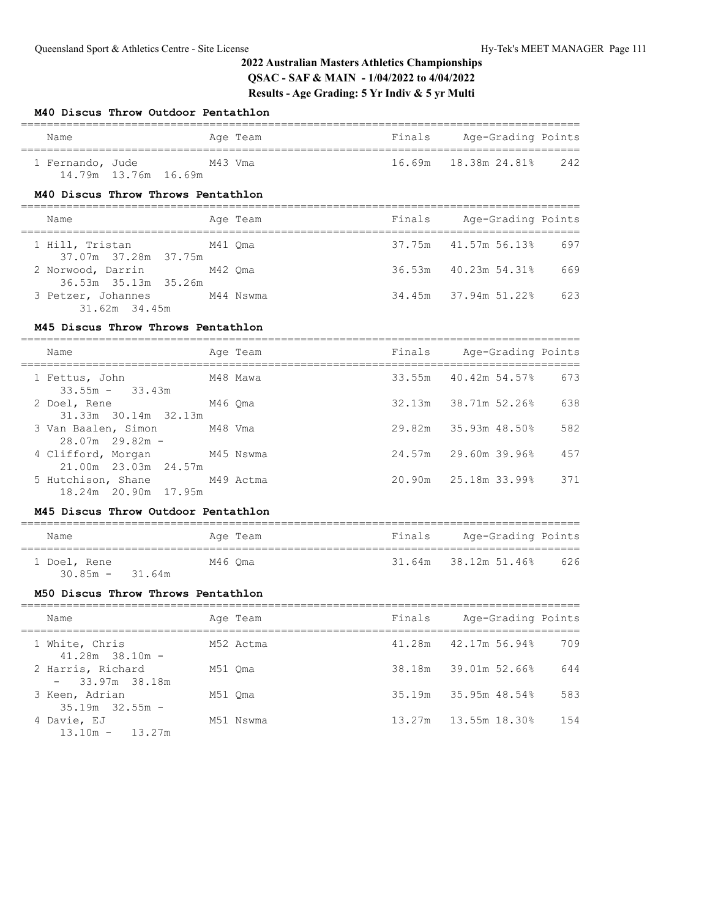## 2022 Australian Masters Athletics Championships

**QSAC - SAF & MAIN - 1/04/2022 to 4/04/2022**

**Results - Age Grading: 5 Yr Indiv & 5 yr Multi**

### M40 Discus Throw Outdoor Pentathlon

| Name | Age | Team | Finals | Age-Grading | | Points |
|---|---|---|---|---|---|---|
| 1 Fernando, Jude | M43 | Vma | 16.69m | 18.38m | 24.81% | 242 |
| 14.79m 13.76m 16.69m | | | | | | |

### M40 Discus Throw Throws Pentathlon

| Name | Age | Team | Finals | Age-Grading | | Points |
|---|---|---|---|---|---|---|
| 1 Hill, Tristan | M41 | Qma | 37.75m | 41.57m | 56.13% | 697 |
| 37.07m 37.28m 37.75m | | | | | | |
| 2 Norwood, Darrin | M42 | Qma | 36.53m | 40.23m | 54.31% | 669 |
| 36.53m 35.13m 35.26m | | | | | | |
| 3 Petzer, Johannes | M44 | Nswma | 34.45m | 37.94m | 51.22% | 623 |
| 31.62m 34.45m | | | | | | |

### M45 Discus Throw Throws Pentathlon

| Name | Age | Team | Finals | Age-Grading | | Points |
|---|---|---|---|---|---|---|
| 1 Fettus, John | M48 | Mawa | 33.55m | 40.42m | 54.57% | 673 |
| 33.55m - 33.43m | | | | | | |
| 2 Doel, Rene | M46 | Qma | 32.13m | 38.71m | 52.26% | 638 |
| 31.33m 30.14m 32.13m | | | | | | |
| 3 Van Baalen, Simon | M48 | Vma | 29.82m | 35.93m | 48.50% | 582 |
| 28.07m 29.82m - | | | | | | |
| 4 Clifford, Morgan | M45 | Nswma | 24.57m | 29.60m | 39.96% | 457 |
| 21.00m 23.03m 24.57m | | | | | | |
| 5 Hutchison, Shane | M49 | Actma | 20.90m | 25.18m | 33.99% | 371 |
| 18.24m 20.90m 17.95m | | | | | | |

### M45 Discus Throw Outdoor Pentathlon

| Name | Age | Team | Finals | Age-Grading | | Points |
|---|---|---|---|---|---|---|
| 1 Doel, Rene | M46 | Qma | 31.64m | 38.12m | 51.46% | 626 |
| 30.85m - 31.64m | | | | | | |

### M50 Discus Throw Throws Pentathlon

| Name | Age | Team | Finals | Age-Grading | | Points |
|---|---|---|---|---|---|---|
| 1 White, Chris | M52 | Actma | 41.28m | 42.17m | 56.94% | 709 |
| 41.28m 38.10m - | | | | | | |
| 2 Harris, Richard | M51 | Qma | 38.18m | 39.01m | 52.66% | 644 |
| - 33.97m 38.18m | | | | | | |
| 3 Keen, Adrian | M51 | Qma | 35.19m | 35.95m | 48.54% | 583 |
| 35.19m 32.55m - | | | | | | |
| 4 Davie, EJ | M51 | Nswma | 13.27m | 13.55m | 18.30% | 154 |
| 13.10m - 13.27m | | | | | | |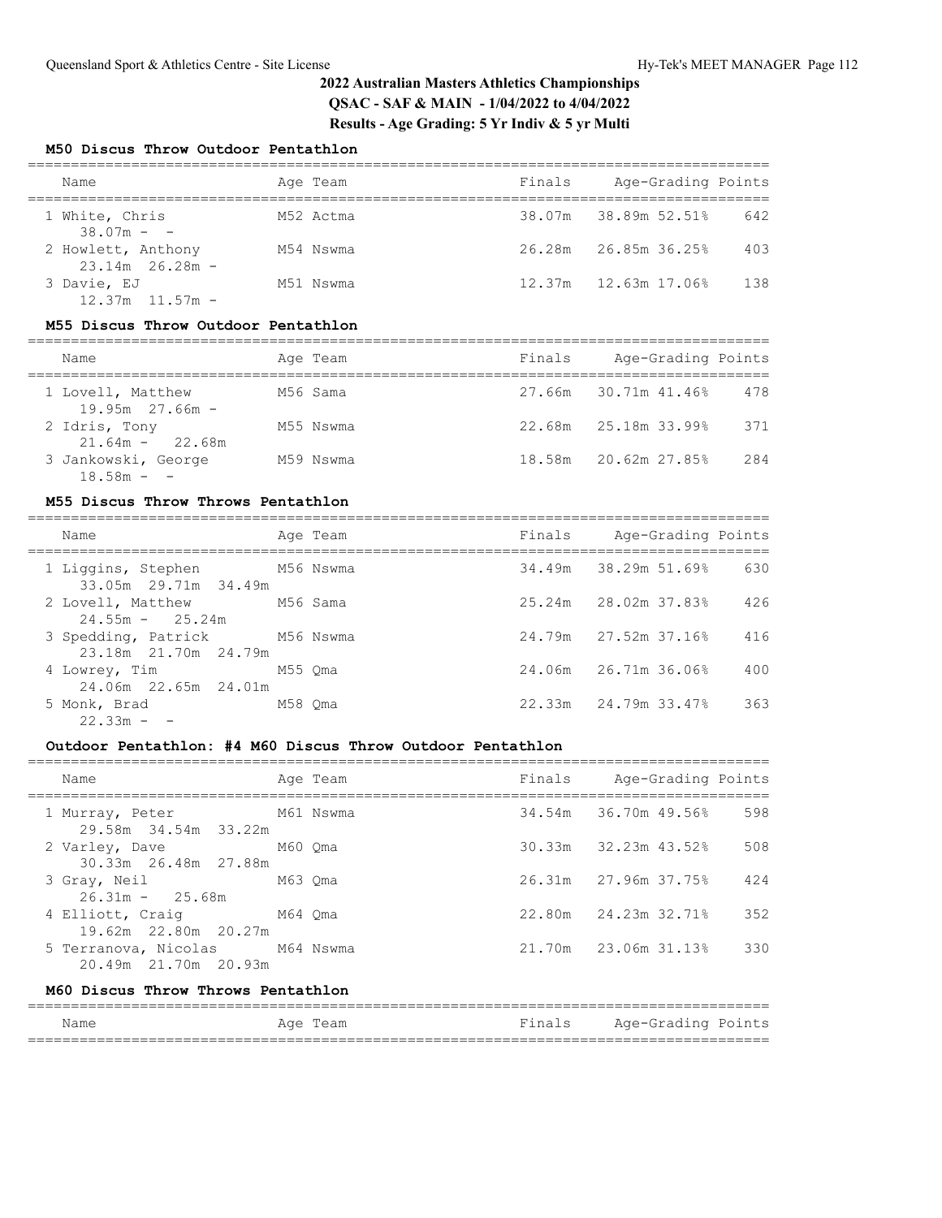## 2022 Australian Masters Athletics Championships

**QSAC - SAF & MAIN - 1/04/2022 to 4/04/2022**

**Results - Age Grading: 5 Yr Indiv & 5 yr Multi**

### M50 Discus Throw Outdoor Pentathlon

| Name | Age | Team | Finals | Age-Grading | | Points |
|---|---|---|---|---|---|---|
| 1 White, Chris | M52 | Actma | 38.07m | 38.89m | 52.51% | 642 |
| 38.07m - - | | | | | | |
| 2 Howlett, Anthony | M54 | Nswma | 26.28m | 26.85m | 36.25% | 403 |
| 23.14m 26.28m - | | | | | | |
| 3 Davie, EJ | M51 | Nswma | 12.37m | 12.63m | 17.06% | 138 |
| 12.37m 11.57m - | | | | | | |

### M55 Discus Throw Outdoor Pentathlon

| Name | Age | Team | Finals | Age-Grading | | Points |
|---|---|---|---|---|---|---|
| 1 Lovell, Matthew | M56 | Sama | 27.66m | 30.71m | 41.46% | 478 |
| 19.95m 27.66m - | | | | | | |
| 2 Idris, Tony | M55 | Nswma | 22.68m | 25.18m | 33.99% | 371 |
| 21.64m - 22.68m | | | | | | |
| 3 Jankowski, George | M59 | Nswma | 18.58m | 20.62m | 27.85% | 284 |
| 18.58m - - | | | | | | |

### M55 Discus Throw Throws Pentathlon

| Name | Age | Team | Finals | Age-Grading | | Points |
|---|---|---|---|---|---|---|
| 1 Liggins, Stephen | M56 | Nswma | 34.49m | 38.29m | 51.69% | 630 |
| 33.05m 29.71m 34.49m | | | | | | |
| 2 Lovell, Matthew | M56 | Sama | 25.24m | 28.02m | 37.83% | 426 |
| 24.55m - 25.24m | | | | | | |
| 3 Spedding, Patrick | M56 | Nswma | 24.79m | 27.52m | 37.16% | 416 |
| 23.18m 21.70m 24.79m | | | | | | |
| 4 Lowrey, Tim | M55 | Qma | 24.06m | 26.71m | 36.06% | 400 |
| 24.06m 22.65m 24.01m | | | | | | |
| 5 Monk, Brad | M58 | Qma | 22.33m | 24.79m | 33.47% | 363 |
| 22.33m - - | | | | | | |

### Outdoor Pentathlon: #4 M60 Discus Throw Outdoor Pentathlon

| Name | Age | Team | Finals | Age-Grading | | Points |
|---|---|---|---|---|---|---|
| 1 Murray, Peter | M61 | Nswma | 34.54m | 36.70m | 49.56% | 598 |
| 29.58m 34.54m 33.22m | | | | | | |
| 2 Varley, Dave | M60 | Qma | 30.33m | 32.23m | 43.52% | 508 |
| 30.33m 26.48m 27.88m | | | | | | |
| 3 Gray, Neil | M63 | Qma | 26.31m | 27.96m | 37.75% | 424 |
| 26.31m - 25.68m | | | | | | |
| 4 Elliott, Craig | M64 | Qma | 22.80m | 24.23m | 32.71% | 352 |
| 19.62m 22.80m 20.27m | | | | | | |
| 5 Terranova, Nicolas | M64 | Nswma | 21.70m | 23.06m | 31.13% | 330 |
| 20.49m 21.70m 20.93m | | | | | | |

### M60 Discus Throw Throws Pentathlon

| Name | Age | Team | Finals | Age-Grading | | Points |
|---|---|---|---|---|---|---|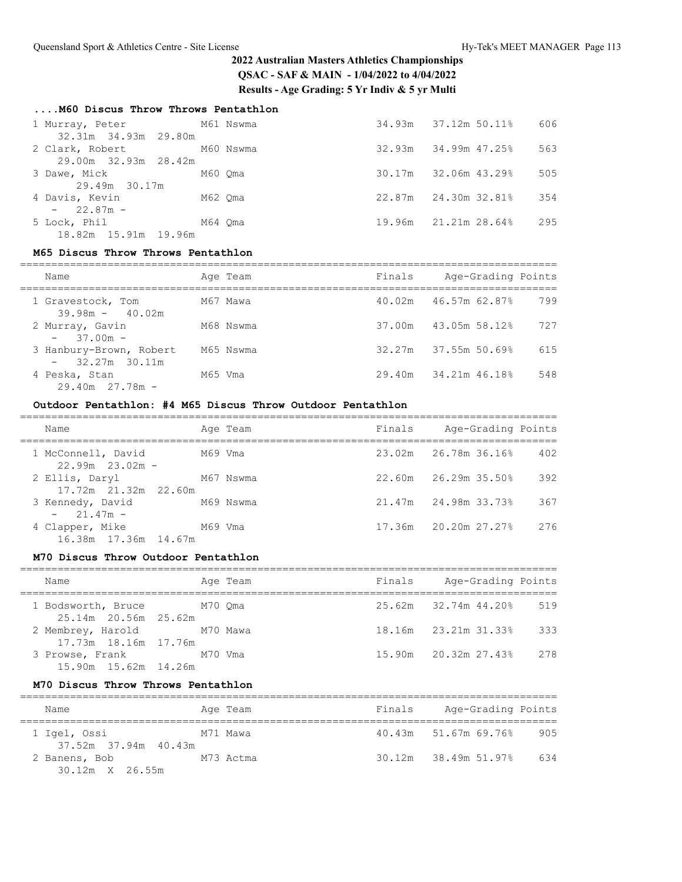## 2022 Australian Masters Athletics Championships

**QSAC - SAF & MAIN - 1/04/2022 to 4/04/2022**

**Results - Age Grading: 5 Yr Indiv & 5 yr Multi**

### ....M60 Discus Throw Throws Pentathlon

| Name | Age | Team | Finals | Age-Grading | | Points |
|---|---|---|---|---|---|---|
| 1 Murray, Peter | M61 | Nswma | 34.93m | 37.12m | 50.11% | 606 |
| 32.31m 34.93m 29.80m | | | | | | |
| 2 Clark, Robert | M60 | Nswma | 32.93m | 34.99m | 47.25% | 563 |
| 29.00m 32.93m 28.42m | | | | | | |
| 3 Dawe, Mick | M60 | Qma | 30.17m | 32.06m | 43.29% | 505 |
| 29.49m 30.17m | | | | | | |
| 4 Davis, Kevin | M62 | Qma | 22.87m | 24.30m | 32.81% | 354 |
| - 22.87m - | | | | | | |
| 5 Lock, Phil | M64 | Qma | 19.96m | 21.21m | 28.64% | 295 |
| 18.82m 15.91m 19.96m | | | | | | |

### M65 Discus Throw Throws Pentathlon

| Name | Age | Team | Finals | Age-Grading | | Points |
|---|---|---|---|---|---|---|
| 1 Gravestock, Tom | M67 | Mawa | 40.02m | 46.57m | 62.87% | 799 |
| 39.98m - 40.02m | | | | | | |
| 2 Murray, Gavin | M68 | Nswma | 37.00m | 43.05m | 58.12% | 727 |
| - 37.00m - | | | | | | |
| 3 Hanbury-Brown, Robert | M65 | Nswma | 32.27m | 37.55m | 50.69% | 615 |
| - 32.27m 30.11m | | | | | | |
| 4 Peska, Stan | M65 | Vma | 29.40m | 34.21m | 46.18% | 548 |
| 29.40m 27.78m - | | | | | | |

### Outdoor Pentathlon: #4 M65 Discus Throw Outdoor Pentathlon

| Name | Age | Team | Finals | Age-Grading | | Points |
|---|---|---|---|---|---|---|
| 1 McConnell, David | M69 | Vma | 23.02m | 26.78m | 36.16% | 402 |
| 22.99m 23.02m - | | | | | | |
| 2 Ellis, Daryl | M67 | Nswma | 22.60m | 26.29m | 35.50% | 392 |
| 17.72m 21.32m 22.60m | | | | | | |
| 3 Kennedy, David | M69 | Nswma | 21.47m | 24.98m | 33.73% | 367 |
| - 21.47m - | | | | | | |
| 4 Clapper, Mike | M69 | Vma | 17.36m | 20.20m | 27.27% | 276 |
| 16.38m 17.36m 14.67m | | | | | | |

### M70 Discus Throw Outdoor Pentathlon

| Name | Age | Team | Finals | Age-Grading | | Points |
|---|---|---|---|---|---|---|
| 1 Bodsworth, Bruce | M70 | Qma | 25.62m | 32.74m | 44.20% | 519 |
| 25.14m 20.56m 25.62m | | | | | | |
| 2 Membrey, Harold | M70 | Mawa | 18.16m | 23.21m | 31.33% | 333 |
| 17.73m 18.16m 17.76m | | | | | | |
| 3 Prowse, Frank | M70 | Vma | 15.90m | 20.32m | 27.43% | 278 |
| 15.90m 15.62m 14.26m | | | | | | |

### M70 Discus Throw Throws Pentathlon

| Name | Age | Team | Finals | Age-Grading | | Points |
|---|---|---|---|---|---|---|
| 1 Igel, Ossi | M71 | Mawa | 40.43m | 51.67m | 69.76% | 905 |
| 37.52m 37.94m 40.43m | | | | | | |
| 2 Banens, Bob | M73 | Actma | 30.12m | 38.49m | 51.97% | 634 |
| 30.12m X 26.55m | | | | | | |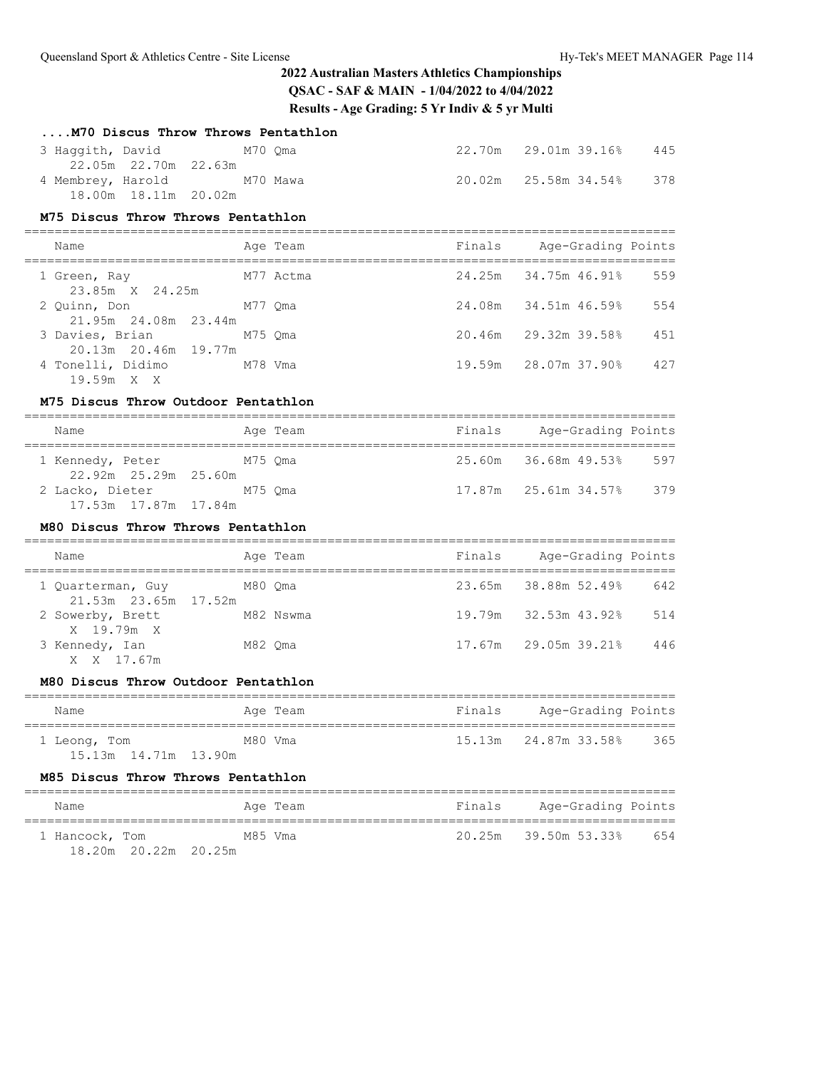## 2022 Australian Masters Athletics Championships

**QSAC - SAF & MAIN - 1/04/2022 to 4/04/2022**

**Results - Age Grading: 5 Yr Indiv & 5 yr Multi**

### ....M70 Discus Throw Throws Pentathlon

| Name | Age Team | Finals | Age-Grading | | Points |
|---|---|---|---|---|---|
| 3 Haggith, David | M70 Qma | 22.70m | 29.01m | 39.16% | 445 |
| 22.05m 22.70m 22.63m | | | | | |
| 4 Membrey, Harold | M70 Mawa | 20.02m | 25.58m | 34.54% | 378 |
| 18.00m 18.11m 20.02m | | | | | |

### M75 Discus Throw Throws Pentathlon

| Name | Age Team | Finals | Age-Grading | | Points |
|---|---|---|---|---|---|
| 1 Green, Ray | M77 Actma | 24.25m | 34.75m | 46.91% | 559 |
| 23.85m X 24.25m | | | | | |
| 2 Quinn, Don | M77 Qma | 24.08m | 34.51m | 46.59% | 554 |
| 21.95m 24.08m 23.44m | | | | | |
| 3 Davies, Brian | M75 Qma | 20.46m | 29.32m | 39.58% | 451 |
| 20.13m 20.46m 19.77m | | | | | |
| 4 Tonelli, Didimo | M78 Vma | 19.59m | 28.07m | 37.90% | 427 |
| 19.59m X X | | | | | |

### M75 Discus Throw Outdoor Pentathlon

| Name | Age Team | Finals | Age-Grading | | Points |
|---|---|---|---|---|---|
| 1 Kennedy, Peter | M75 Qma | 25.60m | 36.68m | 49.53% | 597 |
| 22.92m 25.29m 25.60m | | | | | |
| 2 Lacko, Dieter | M75 Qma | 17.87m | 25.61m | 34.57% | 379 |
| 17.53m 17.87m 17.84m | | | | | |

### M80 Discus Throw Throws Pentathlon

| Name | Age Team | Finals | Age-Grading | | Points |
|---|---|---|---|---|---|
| 1 Quarterman, Guy | M80 Qma | 23.65m | 38.88m | 52.49% | 642 |
| 21.53m 23.65m 17.52m | | | | | |
| 2 Sowerby, Brett | M82 Nswma | 19.79m | 32.53m | 43.92% | 514 |
| X 19.79m X | | | | | |
| 3 Kennedy, Ian | M82 Qma | 17.67m | 29.05m | 39.21% | 446 |
| X X 17.67m | | | | | |

### M80 Discus Throw Outdoor Pentathlon

| Name | Age Team | Finals | Age-Grading | | Points |
|---|---|---|---|---|---|
| 1 Leong, Tom | M80 Vma | 15.13m | 24.87m | 33.58% | 365 |
| 15.13m 14.71m 13.90m | | | | | |

### M85 Discus Throw Throws Pentathlon

| Name | Age Team | Finals | Age-Grading | | Points |
|---|---|---|---|---|---|
| 1 Hancock, Tom | M85 Vma | 20.25m | 39.50m | 53.33% | 654 |
| 18.20m 20.22m 20.25m | | | | | |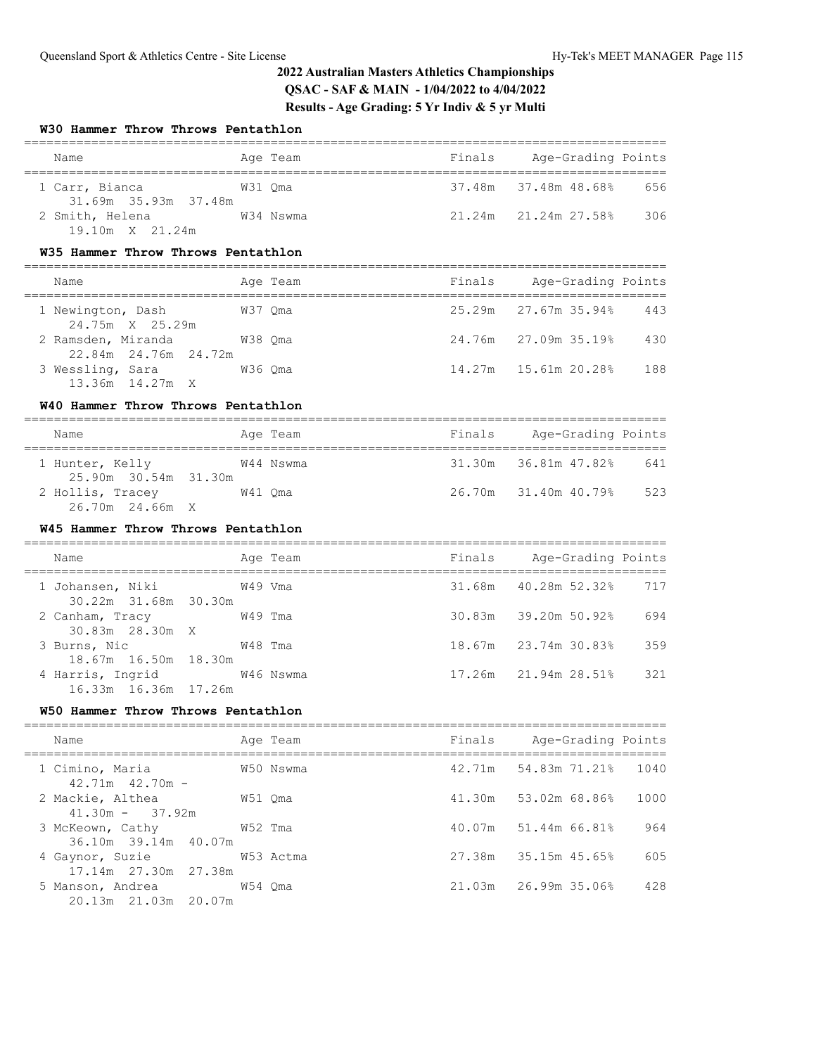# 2022 Australian Masters Athletics Championships

**QSAC - SAF & MAIN - 1/04/2022 to 4/04/2022**

**Results - Age Grading: 5 Yr Indiv & 5 yr Multi**

### W30 Hammer Throw Throws Pentathlon

| Name | Age | Team | Finals | Age-Grading | | Points |
|---|---|---|---|---|---|---|
| 1 Carr, Bianca | W31 | Qma | 37.48m | 37.48m | 48.68% | 656 |
| 31.69m 35.93m 37.48m | | | | | | |
| 2 Smith, Helena | W34 | Nswma | 21.24m | 21.24m | 27.58% | 306 |
| 19.10m X 21.24m | | | | | | |

### W35 Hammer Throw Throws Pentathlon

| Name | Age | Team | Finals | Age-Grading | | Points |
|---|---|---|---|---|---|---|
| 1 Newington, Dash | W37 | Qma | 25.29m | 27.67m | 35.94% | 443 |
| 24.75m X 25.29m | | | | | | |
| 2 Ramsden, Miranda | W38 | Qma | 24.76m | 27.09m | 35.19% | 430 |
| 22.84m 24.76m 24.72m | | | | | | |
| 3 Wessling, Sara | W36 | Qma | 14.27m | 15.61m | 20.28% | 188 |
| 13.36m 14.27m X | | | | | | |

### W40 Hammer Throw Throws Pentathlon

| Name | Age | Team | Finals | Age-Grading | | Points |
|---|---|---|---|---|---|---|
| 1 Hunter, Kelly | W44 | Nswma | 31.30m | 36.81m | 47.82% | 641 |
| 25.90m 30.54m 31.30m | | | | | | |
| 2 Hollis, Tracey | W41 | Qma | 26.70m | 31.40m | 40.79% | 523 |
| 26.70m 24.66m X | | | | | | |

### W45 Hammer Throw Throws Pentathlon

| Name | Age | Team | Finals | Age-Grading | | Points |
|---|---|---|---|---|---|---|
| 1 Johansen, Niki | W49 | Vma | 31.68m | 40.28m | 52.32% | 717 |
| 30.22m 31.68m 30.30m | | | | | | |
| 2 Canham, Tracy | W49 | Tma | 30.83m | 39.20m | 50.92% | 694 |
| 30.83m 28.30m X | | | | | | |
| 3 Burns, Nic | W48 | Tma | 18.67m | 23.74m | 30.83% | 359 |
| 18.67m 16.50m 18.30m | | | | | | |
| 4 Harris, Ingrid | W46 | Nswma | 17.26m | 21.94m | 28.51% | 321 |
| 16.33m 16.36m 17.26m | | | | | | |

### W50 Hammer Throw Throws Pentathlon

| Name | Age | Team | Finals | Age-Grading | | Points |
|---|---|---|---|---|---|---|
| 1 Cimino, Maria | W50 | Nswma | 42.71m | 54.83m | 71.21% | 1040 |
| 42.71m 42.70m - | | | | | | |
| 2 Mackie, Althea | W51 | Qma | 41.30m | 53.02m | 68.86% | 1000 |
| 41.30m - 37.92m | | | | | | |
| 3 McKeown, Cathy | W52 | Tma | 40.07m | 51.44m | 66.81% | 964 |
| 36.10m 39.14m 40.07m | | | | | | |
| 4 Gaynor, Suzie | W53 | Actma | 27.38m | 35.15m | 45.65% | 605 |
| 17.14m 27.30m 27.38m | | | | | | |
| 5 Manson, Andrea | W54 | Qma | 21.03m | 26.99m | 35.06% | 428 |
| 20.13m 21.03m 20.07m | | | | | | |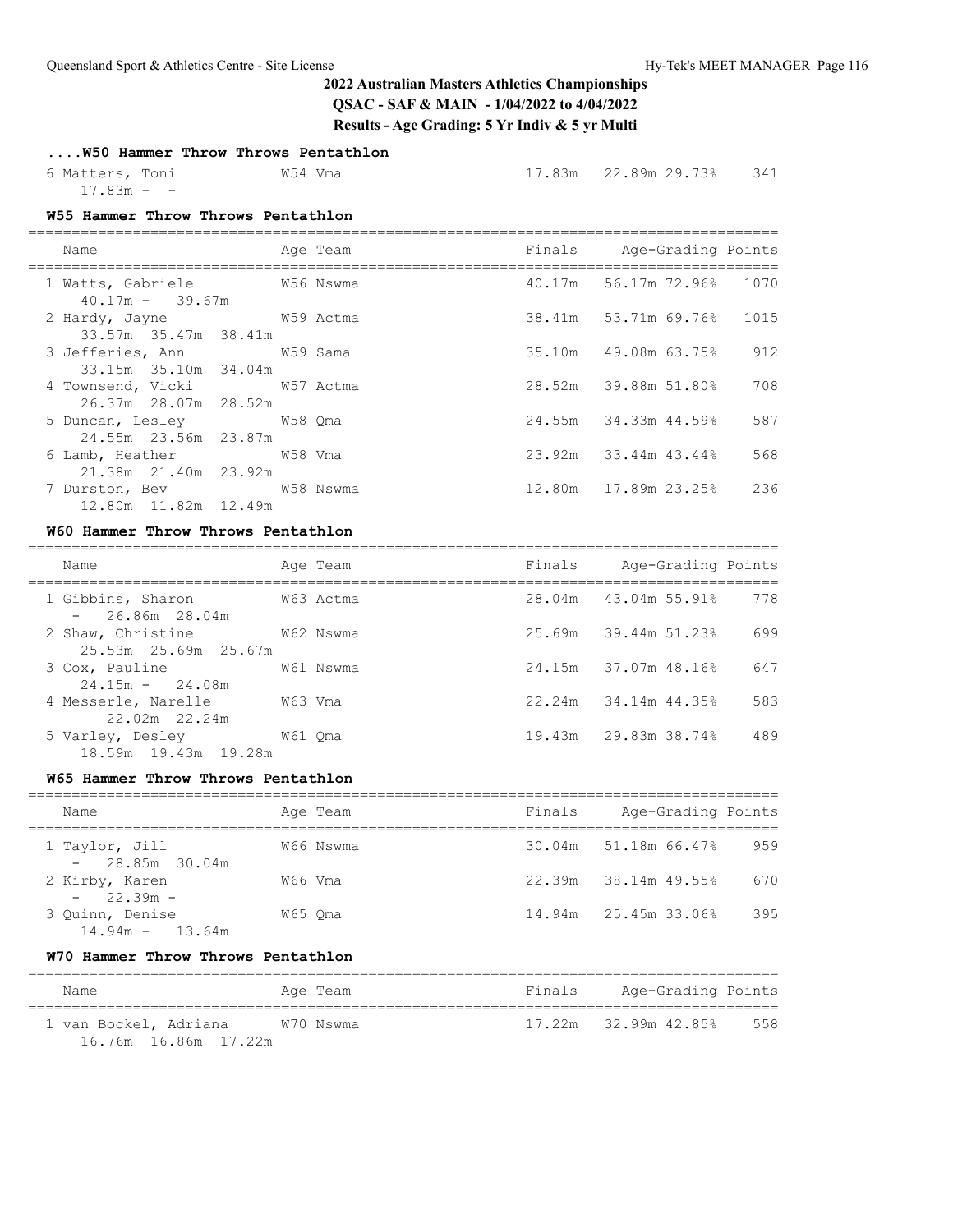# 2022 Australian Masters Athletics Championships

**QSAC - SAF & MAIN - 1/04/2022 to 4/04/2022**

**Results - Age Grading: 5 Yr Indiv & 5 yr Multi**

### ....W50 Hammer Throw Throws Pentathlon

| Place | Name | Age Team | Finals | Age-Grading | | Points |
|---|---|---|---|---|---|---|
| 6 | Matters, Toni | W54 Vma | 17.83m | 22.89m | 29.73% | 341 |
| | 17.83m - - | | | | | |

### W55 Hammer Throw Throws Pentathlon

| Place | Name | Age Team | Finals | Age-Grading | | Points |
|---|---|---|---|---|---|---|
| 1 | Watts, Gabriele | W56 Nswma | 40.17m | 56.17m | 72.96% | 1070 |
| | 40.17m - 39.67m | | | | | |
| 2 | Hardy, Jayne | W59 Actma | 38.41m | 53.71m | 69.76% | 1015 |
| | 33.57m 35.47m 38.41m | | | | | |
| 3 | Jefferies, Ann | W59 Sama | 35.10m | 49.08m | 63.75% | 912 |
| | 33.15m 35.10m 34.04m | | | | | |
| 4 | Townsend, Vicki | W57 Actma | 28.52m | 39.88m | 51.80% | 708 |
| | 26.37m 28.07m 28.52m | | | | | |
| 5 | Duncan, Lesley | W58 Qma | 24.55m | 34.33m | 44.59% | 587 |
| | 24.55m 23.56m 23.87m | | | | | |
| 6 | Lamb, Heather | W58 Vma | 23.92m | 33.44m | 43.44% | 568 |
| | 21.38m 21.40m 23.92m | | | | | |
| 7 | Durston, Bev | W58 Nswma | 12.80m | 17.89m | 23.25% | 236 |
| | 12.80m 11.82m 12.49m | | | | | |

### W60 Hammer Throw Throws Pentathlon

| Place | Name | Age Team | Finals | Age-Grading | | Points |
|---|---|---|---|---|---|---|
| 1 | Gibbins, Sharon | W63 Actma | 28.04m | 43.04m | 55.91% | 778 |
| | - 26.86m 28.04m | | | | | |
| 2 | Shaw, Christine | W62 Nswma | 25.69m | 39.44m | 51.23% | 699 |
| | 25.53m 25.69m 25.67m | | | | | |
| 3 | Cox, Pauline | W61 Nswma | 24.15m | 37.07m | 48.16% | 647 |
| | 24.15m - 24.08m | | | | | |
| 4 | Messerle, Narelle | W63 Vma | 22.24m | 34.14m | 44.35% | 583 |
| | 22.02m 22.24m | | | | | |
| 5 | Varley, Desley | W61 Qma | 19.43m | 29.83m | 38.74% | 489 |
| | 18.59m 19.43m 19.28m | | | | | |

### W65 Hammer Throw Throws Pentathlon

| Place | Name | Age Team | Finals | Age-Grading | | Points |
|---|---|---|---|---|---|---|
| 1 | Taylor, Jill | W66 Nswma | 30.04m | 51.18m | 66.47% | 959 |
| | - 28.85m 30.04m | | | | | |
| 2 | Kirby, Karen | W66 Vma | 22.39m | 38.14m | 49.55% | 670 |
| | - 22.39m - | | | | | |
| 3 | Quinn, Denise | W65 Qma | 14.94m | 25.45m | 33.06% | 395 |
| | 14.94m - 13.64m | | | | | |

### W70 Hammer Throw Throws Pentathlon

| Place | Name | Age Team | Finals | Age-Grading | | Points |
|---|---|---|---|---|---|---|
| 1 | van Bockel, Adriana | W70 Nswma | 17.22m | 32.99m | 42.85% | 558 |
| | 16.76m 16.86m 17.22m | | | | | |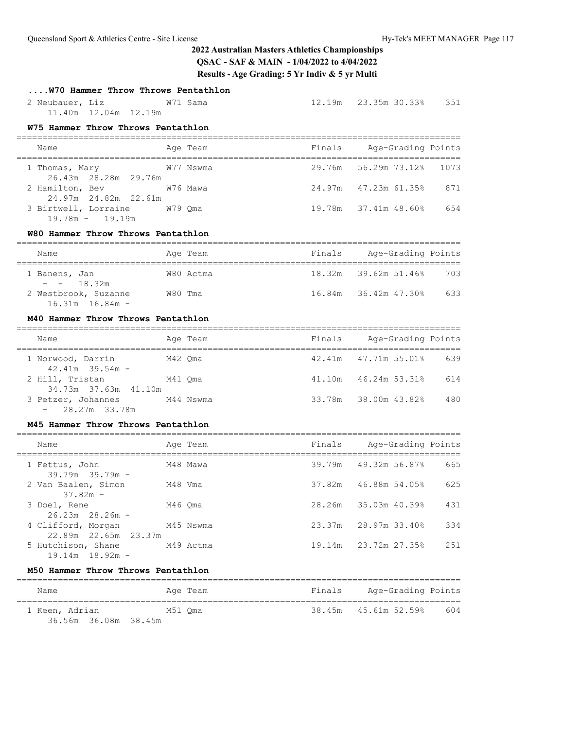## 2022 Australian Masters Athletics Championships

**QSAC - SAF & MAIN - 1/04/2022 to 4/04/2022**

**Results - Age Grading: 5 Yr Indiv & 5 yr Multi**

### ....W70 Hammer Throw Throws Pentathlon

| Name | Age | Team | Finals | Age-Grading | | Points |
|---|---|---|---|---|---|---|
| 2 Neubauer, Liz | W71 | Sama | 12.19m | 23.35m | 30.33% | 351 |
| 11.40m 12.04m 12.19m | | | | | | |

### W75 Hammer Throw Throws Pentathlon

| Name | Age | Team | Finals | Age-Grading | | Points |
|---|---|---|---|---|---|---|
| 1 Thomas, Mary | W77 | Nswma | 29.76m | 56.29m | 73.12% | 1073 |
| 26.43m 28.28m 29.76m | | | | | | |
| 2 Hamilton, Bev | W76 | Mawa | 24.97m | 47.23m | 61.35% | 871 |
| 24.97m 24.82m 22.61m | | | | | | |
| 3 Birtwell, Lorraine | W79 | Qma | 19.78m | 37.41m | 48.60% | 654 |
| 19.78m - 19.19m | | | | | | |

### W80 Hammer Throw Throws Pentathlon

| Name | Age | Team | Finals | Age-Grading | | Points |
|---|---|---|---|---|---|---|
| 1 Banens, Jan | W80 | Actma | 18.32m | 39.62m | 51.46% | 703 |
| - - 18.32m | | | | | | |
| 2 Westbrook, Suzanne | W80 | Tma | 16.84m | 36.42m | 47.30% | 633 |
| 16.31m 16.84m - | | | | | | |

### M40 Hammer Throw Throws Pentathlon

| Name | Age | Team | Finals | Age-Grading | | Points |
|---|---|---|---|---|---|---|
| 1 Norwood, Darrin | M42 | Qma | 42.41m | 47.71m | 55.01% | 639 |
| 42.41m 39.54m - | | | | | | |
| 2 Hill, Tristan | M41 | Qma | 41.10m | 46.24m | 53.31% | 614 |
| 34.73m 37.63m 41.10m | | | | | | |
| 3 Petzer, Johannes | M44 | Nswma | 33.78m | 38.00m | 43.82% | 480 |
| - 28.27m 33.78m | | | | | | |

### M45 Hammer Throw Throws Pentathlon

| Name | Age | Team | Finals | Age-Grading | | Points |
|---|---|---|---|---|---|---|
| 1 Fettus, John | M48 | Mawa | 39.79m | 49.32m | 56.87% | 665 |
| 39.79m 39.79m - | | | | | | |
| 2 Van Baalen, Simon | M48 | Vma | 37.82m | 46.88m | 54.05% | 625 |
| 37.82m - | | | | | | |
| 3 Doel, Rene | M46 | Qma | 28.26m | 35.03m | 40.39% | 431 |
| 26.23m 28.26m - | | | | | | |
| 4 Clifford, Morgan | M45 | Nswma | 23.37m | 28.97m | 33.40% | 334 |
| 22.89m 22.65m 23.37m | | | | | | |
| 5 Hutchison, Shane | M49 | Actma | 19.14m | 23.72m | 27.35% | 251 |
| 19.14m 18.92m - | | | | | | |

### M50 Hammer Throw Throws Pentathlon

| Name | Age | Team | Finals | Age-Grading | | Points |
|---|---|---|---|---|---|---|
| 1 Keen, Adrian | M51 | Qma | 38.45m | 45.61m | 52.59% | 604 |
| 36.56m 36.08m 38.45m | | | | | | |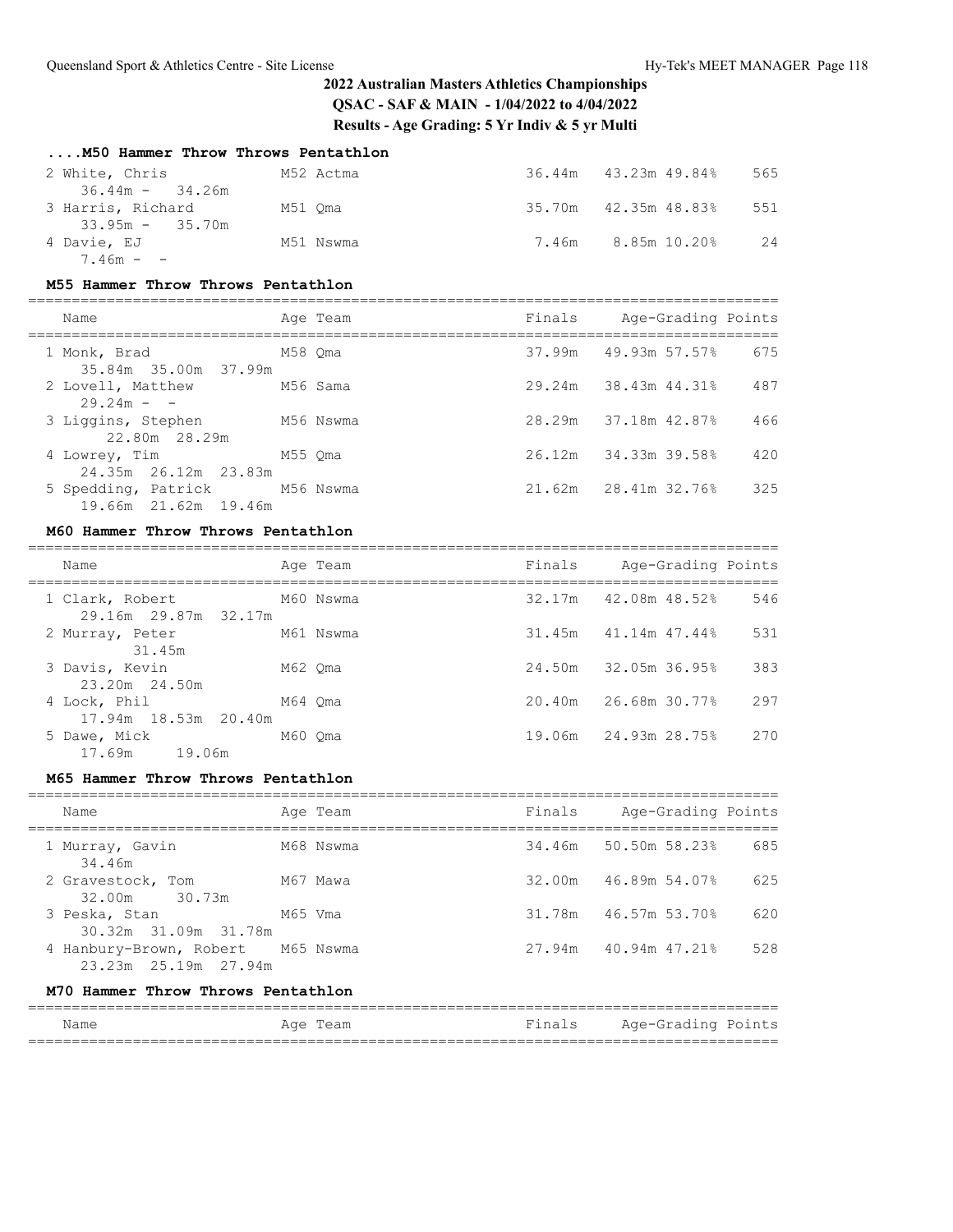## 2022 Australian Masters Athletics Championships

**QSAC - SAF & MAIN - 1/04/2022 to 4/04/2022**

**Results - Age Grading: 5 Yr Indiv & 5 yr Multi**

### ....M50 Hammer Throw Throws Pentathlon

| Name | Age Team | Finals | Age-Grading | | Points |
|---|---|---|---|---|---|
| 2 White, Chris | M52 Actma | 36.44m | 43.23m | 49.84% | 565 |
| 36.44m - 34.26m | | | | | |
| 3 Harris, Richard | M51 Qma | 35.70m | 42.35m | 48.83% | 551 |
| 33.95m - 35.70m | | | | | |
| 4 Davie, EJ | M51 Nswma | 7.46m | 8.85m | 10.20% | 24 |
| 7.46m - - | | | | | |

### M55 Hammer Throw Throws Pentathlon

| Name | Age Team | Finals | Age-Grading | | Points |
|---|---|---|---|---|---|
| 1 Monk, Brad | M58 Qma | 37.99m | 49.93m | 57.57% | 675 |
| 35.84m 35.00m 37.99m | | | | | |
| 2 Lovell, Matthew | M56 Sama | 29.24m | 38.43m | 44.31% | 487 |
| 29.24m - - | | | | | |
| 3 Liggins, Stephen | M56 Nswma | 28.29m | 37.18m | 42.87% | 466 |
| 22.80m 28.29m | | | | | |
| 4 Lowrey, Tim | M55 Qma | 26.12m | 34.33m | 39.58% | 420 |
| 24.35m 26.12m 23.83m | | | | | |
| 5 Spedding, Patrick | M56 Nswma | 21.62m | 28.41m | 32.76% | 325 |
| 19.66m 21.62m 19.46m | | | | | |

### M60 Hammer Throw Throws Pentathlon

| Name | Age Team | Finals | Age-Grading | | Points |
|---|---|---|---|---|---|
| 1 Clark, Robert | M60 Nswma | 32.17m | 42.08m | 48.52% | 546 |
| 29.16m 29.87m 32.17m | | | | | |
| 2 Murray, Peter | M61 Nswma | 31.45m | 41.14m | 47.44% | 531 |
| 31.45m | | | | | |
| 3 Davis, Kevin | M62 Qma | 24.50m | 32.05m | 36.95% | 383 |
| 23.20m 24.50m | | | | | |
| 4 Lock, Phil | M64 Qma | 20.40m | 26.68m | 30.77% | 297 |
| 17.94m 18.53m 20.40m | | | | | |
| 5 Dawe, Mick | M60 Qma | 19.06m | 24.93m | 28.75% | 270 |
| 17.69m 19.06m | | | | | |

### M65 Hammer Throw Throws Pentathlon

| Name | Age Team | Finals | Age-Grading | | Points |
|---|---|---|---|---|---|
| 1 Murray, Gavin | M68 Nswma | 34.46m | 50.50m | 58.23% | 685 |
| 34.46m | | | | | |
| 2 Gravestock, Tom | M67 Mawa | 32.00m | 46.89m | 54.07% | 625 |
| 32.00m 30.73m | | | | | |
| 3 Peska, Stan | M65 Vma | 31.78m | 46.57m | 53.70% | 620 |
| 30.32m 31.09m 31.78m | | | | | |
| 4 Hanbury-Brown, Robert | M65 Nswma | 27.94m | 40.94m | 47.21% | 528 |
| 23.23m 25.19m 27.94m | | | | | |

### M70 Hammer Throw Throws Pentathlon

| Name | Age Team | Finals | Age-Grading | | Points |
|---|---|---|---|---|---|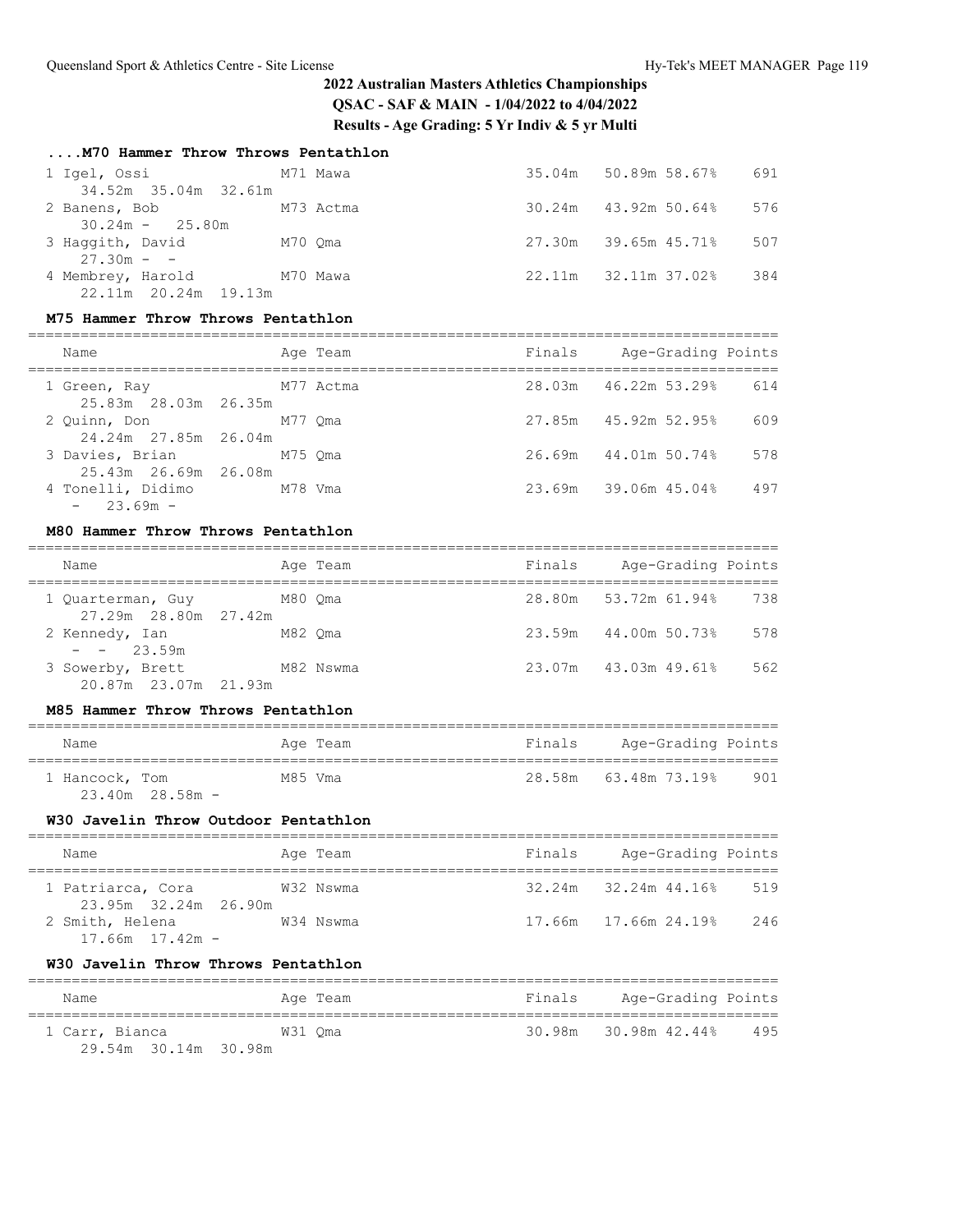## 2022 Australian Masters Athletics Championships

**QSAC - SAF & MAIN - 1/04/2022 to 4/04/2022**

**Results - Age Grading: 5 Yr Indiv & 5 yr Multi**

### ....M70 Hammer Throw Throws Pentathlon

| Name | Age Team | Finals | Age-Grading | | Points |
|---|---|---|---|---|---|
| 1 Igel, Ossi | M71 Mawa | 35.04m | 50.89m | 58.67% | 691 |
| 34.52m 35.04m 32.61m | | | | | |
| 2 Banens, Bob | M73 Actma | 30.24m | 43.92m | 50.64% | 576 |
| 30.24m - 25.80m | | | | | |
| 3 Haggith, David | M70 Qma | 27.30m | 39.65m | 45.71% | 507 |
| 27.30m - - | | | | | |
| 4 Membrey, Harold | M70 Mawa | 22.11m | 32.11m | 37.02% | 384 |
| 22.11m 20.24m 19.13m | | | | | |

### M75 Hammer Throw Throws Pentathlon

| Name | Age Team | Finals | Age-Grading | | Points |
|---|---|---|---|---|---|
| 1 Green, Ray | M77 Actma | 28.03m | 46.22m | 53.29% | 614 |
| 25.83m 28.03m 26.35m | | | | | |
| 2 Quinn, Don | M77 Qma | 27.85m | 45.92m | 52.95% | 609 |
| 24.24m 27.85m 26.04m | | | | | |
| 3 Davies, Brian | M75 Qma | 26.69m | 44.01m | 50.74% | 578 |
| 25.43m 26.69m 26.08m | | | | | |
| 4 Tonelli, Didimo | M78 Vma | 23.69m | 39.06m | 45.04% | 497 |
| - 23.69m - | | | | | |

### M80 Hammer Throw Throws Pentathlon

| Name | Age Team | Finals | Age-Grading | | Points |
|---|---|---|---|---|---|
| 1 Quarterman, Guy | M80 Qma | 28.80m | 53.72m | 61.94% | 738 |
| 27.29m 28.80m 27.42m | | | | | |
| 2 Kennedy, Ian | M82 Qma | 23.59m | 44.00m | 50.73% | 578 |
| - - 23.59m | | | | | |
| 3 Sowerby, Brett | M82 Nswma | 23.07m | 43.03m | 49.61% | 562 |
| 20.87m 23.07m 21.93m | | | | | |

### M85 Hammer Throw Throws Pentathlon

| Name | Age Team | Finals | Age-Grading | | Points |
|---|---|---|---|---|---|
| 1 Hancock, Tom | M85 Vma | 28.58m | 63.48m | 73.19% | 901 |
| 23.40m 28.58m - | | | | | |

### W30 Javelin Throw Outdoor Pentathlon

| Name | Age Team | Finals | Age-Grading | | Points |
|---|---|---|---|---|---|
| 1 Patriarca, Cora | W32 Nswma | 32.24m | 32.24m | 44.16% | 519 |
| 23.95m 32.24m 26.90m | | | | | |
| 2 Smith, Helena | W34 Nswma | 17.66m | 17.66m | 24.19% | 246 |
| 17.66m 17.42m - | | | | | |

### W30 Javelin Throw Throws Pentathlon

| Name | Age Team | Finals | Age-Grading | | Points |
|---|---|---|---|---|---|
| 1 Carr, Bianca | W31 Qma | 30.98m | 30.98m | 42.44% | 495 |
| 29.54m 30.14m 30.98m | | | | | |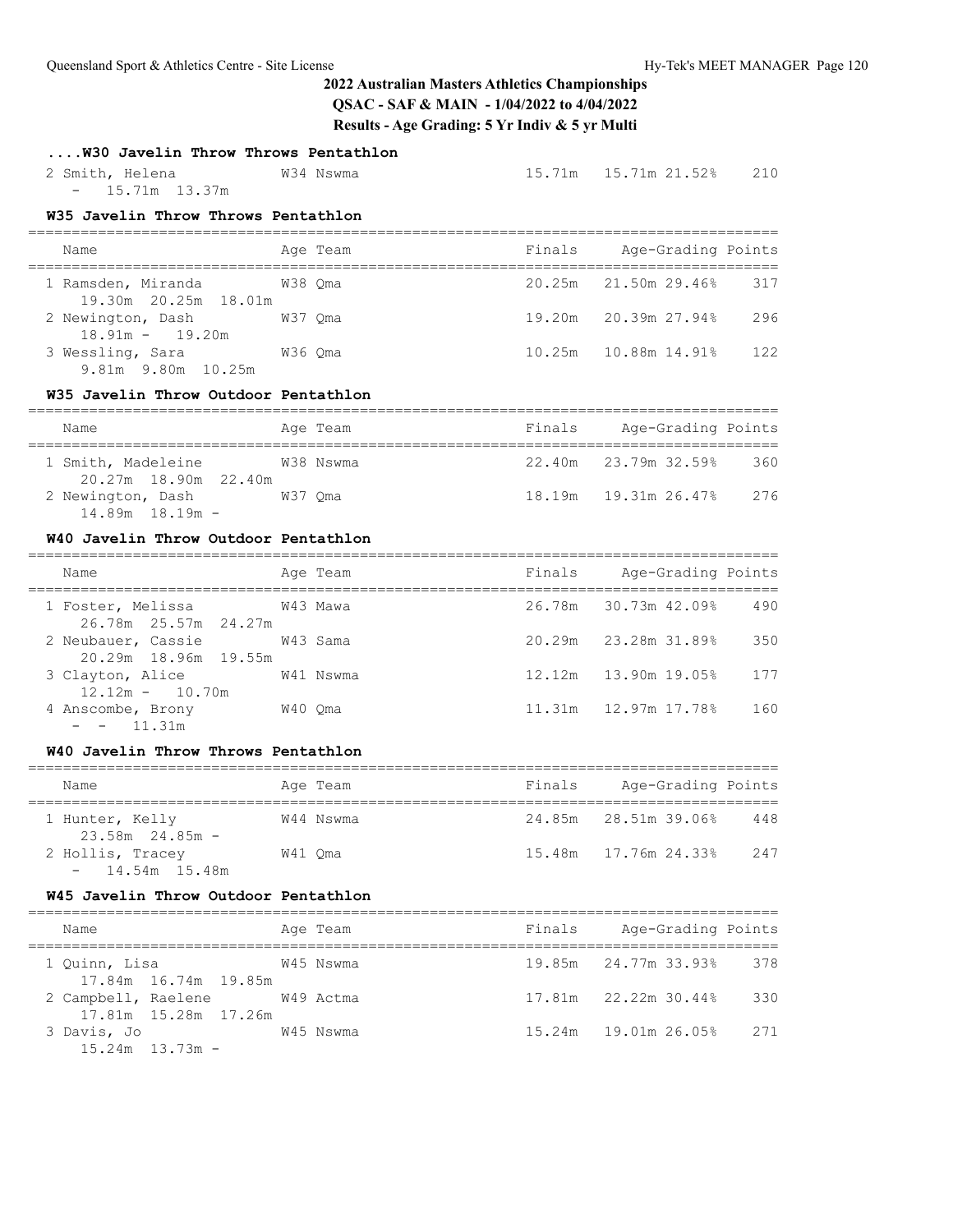## ....W30 Javelin Throw Throws Pentathlon

| Name | Age | Team | Finals | Age-Grading | | Points |
|---|---|---|---|---|---|---|
| 2 Smith, Helena | W34 | Nswma | 15.71m | 15.71m | 21.52% | 210 |
| - 15.71m 13.37m | | | | | | |

## W35 Javelin Throw Throws Pentathlon

| Name | Age | Team | Finals | Age-Grading | | Points |
|---|---|---|---|---|---|---|
| 1 Ramsden, Miranda | W38 | Qma | 20.25m | 21.50m | 29.46% | 317 |
| 19.30m 20.25m 18.01m | | | | | | |
| 2 Newington, Dash | W37 | Qma | 19.20m | 20.39m | 27.94% | 296 |
| 18.91m - 19.20m | | | | | | |
| 3 Wessling, Sara | W36 | Qma | 10.25m | 10.88m | 14.91% | 122 |
| 9.81m 9.80m 10.25m | | | | | | |

## W35 Javelin Throw Outdoor Pentathlon

| Name | Age | Team | Finals | Age-Grading | | Points |
|---|---|---|---|---|---|---|
| 1 Smith, Madeleine | W38 | Nswma | 22.40m | 23.79m | 32.59% | 360 |
| 20.27m 18.90m 22.40m | | | | | | |
| 2 Newington, Dash | W37 | Qma | 18.19m | 19.31m | 26.47% | 276 |
| 14.89m 18.19m - | | | | | | |

## W40 Javelin Throw Outdoor Pentathlon

| Name | Age | Team | Finals | Age-Grading | | Points |
|---|---|---|---|---|---|---|
| 1 Foster, Melissa | W43 | Mawa | 26.78m | 30.73m | 42.09% | 490 |
| 26.78m 25.57m 24.27m | | | | | | |
| 2 Neubauer, Cassie | W43 | Sama | 20.29m | 23.28m | 31.89% | 350 |
| 20.29m 18.96m 19.55m | | | | | | |
| 3 Clayton, Alice | W41 | Nswma | 12.12m | 13.90m | 19.05% | 177 |
| 12.12m - 10.70m | | | | | | |
| 4 Anscombe, Brony | W40 | Qma | 11.31m | 12.97m | 17.78% | 160 |
| - - 11.31m | | | | | | |

## W40 Javelin Throw Throws Pentathlon

| Name | Age | Team | Finals | Age-Grading | | Points |
|---|---|---|---|---|---|---|
| 1 Hunter, Kelly | W44 | Nswma | 24.85m | 28.51m | 39.06% | 448 |
| 23.58m 24.85m - | | | | | | |
| 2 Hollis, Tracey | W41 | Qma | 15.48m | 17.76m | 24.33% | 247 |
| - 14.54m 15.48m | | | | | | |

## W45 Javelin Throw Outdoor Pentathlon

| Name | Age | Team | Finals | Age-Grading | | Points |
|---|---|---|---|---|---|---|
| 1 Quinn, Lisa | W45 | Nswma | 19.85m | 24.77m | 33.93% | 378 |
| 17.84m 16.74m 19.85m | | | | | | |
| 2 Campbell, Raelene | W49 | Actma | 17.81m | 22.22m | 30.44% | 330 |
| 17.81m 15.28m 17.26m | | | | | | |
| 3 Davis, Jo | W45 | Nswma | 15.24m | 19.01m | 26.05% | 271 |
| 15.24m 13.73m - | | | | | | |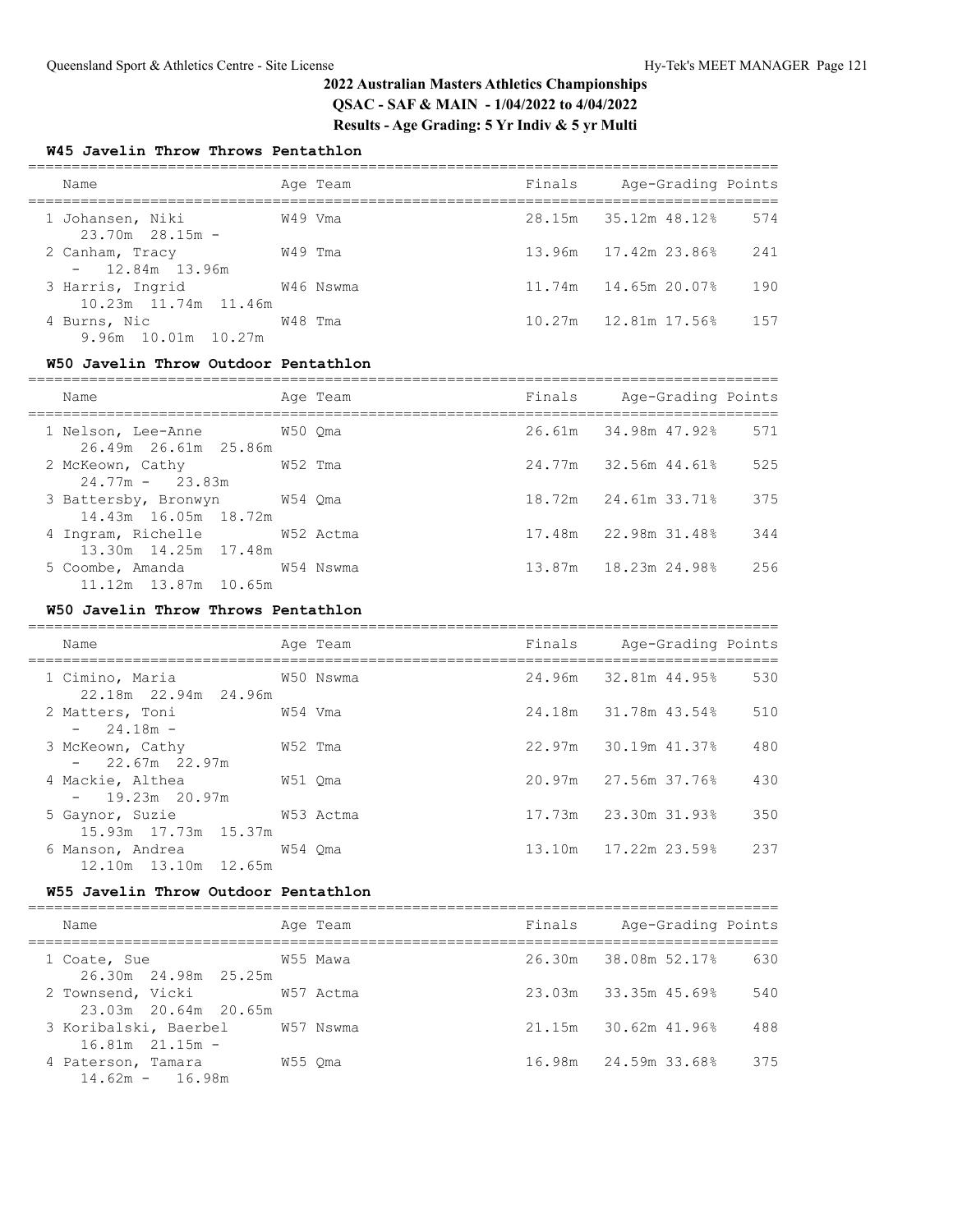## 2022 Australian Masters Athletics Championships

**QSAC - SAF & MAIN - 1/04/2022 to 4/04/2022**

**Results - Age Grading: 5 Yr Indiv & 5 yr Multi**

### W45 Javelin Throw Throws Pentathlon

| Name | Age | Team | Finals | Age-Grading | | Points |
|---|---|---|---|---|---|---|
| 1 Johansen, Niki | W49 | Vma | 28.15m | 35.12m | 48.12% | 574 |
| 23.70m 28.15m - | | | | | | |
| 2 Canham, Tracy | W49 | Tma | 13.96m | 17.42m | 23.86% | 241 |
| - 12.84m 13.96m | | | | | | |
| 3 Harris, Ingrid | W46 | Nswma | 11.74m | 14.65m | 20.07% | 190 |
| 10.23m 11.74m 11.46m | | | | | | |
| 4 Burns, Nic | W48 | Tma | 10.27m | 12.81m | 17.56% | 157 |
| 9.96m 10.01m 10.27m | | | | | | |

### W50 Javelin Throw Outdoor Pentathlon

| Name | Age | Team | Finals | Age-Grading | | Points |
|---|---|---|---|---|---|---|
| 1 Nelson, Lee-Anne | W50 | Qma | 26.61m | 34.98m | 47.92% | 571 |
| 26.49m 26.61m 25.86m | | | | | | |
| 2 McKeown, Cathy | W52 | Tma | 24.77m | 32.56m | 44.61% | 525 |
| 24.77m - 23.83m | | | | | | |
| 3 Battersby, Bronwyn | W54 | Qma | 18.72m | 24.61m | 33.71% | 375 |
| 14.43m 16.05m 18.72m | | | | | | |
| 4 Ingram, Richelle | W52 | Actma | 17.48m | 22.98m | 31.48% | 344 |
| 13.30m 14.25m 17.48m | | | | | | |
| 5 Coombe, Amanda | W54 | Nswma | 13.87m | 18.23m | 24.98% | 256 |
| 11.12m 13.87m 10.65m | | | | | | |

### W50 Javelin Throw Throws Pentathlon

| Name | Age | Team | Finals | Age-Grading | | Points |
|---|---|---|---|---|---|---|
| 1 Cimino, Maria | W50 | Nswma | 24.96m | 32.81m | 44.95% | 530 |
| 22.18m 22.94m 24.96m | | | | | | |
| 2 Matters, Toni | W54 | Vma | 24.18m | 31.78m | 43.54% | 510 |
| - 24.18m - | | | | | | |
| 3 McKeown, Cathy | W52 | Tma | 22.97m | 30.19m | 41.37% | 480 |
| - 22.67m 22.97m | | | | | | |
| 4 Mackie, Althea | W51 | Qma | 20.97m | 27.56m | 37.76% | 430 |
| - 19.23m 20.97m | | | | | | |
| 5 Gaynor, Suzie | W53 | Actma | 17.73m | 23.30m | 31.93% | 350 |
| 15.93m 17.73m 15.37m | | | | | | |
| 6 Manson, Andrea | W54 | Qma | 13.10m | 17.22m | 23.59% | 237 |
| 12.10m 13.10m 12.65m | | | | | | |

### W55 Javelin Throw Outdoor Pentathlon

| Name | Age | Team | Finals | Age-Grading | | Points |
|---|---|---|---|---|---|---|
| 1 Coate, Sue | W55 | Mawa | 26.30m | 38.08m | 52.17% | 630 |
| 26.30m 24.98m 25.25m | | | | | | |
| 2 Townsend, Vicki | W57 | Actma | 23.03m | 33.35m | 45.69% | 540 |
| 23.03m 20.64m 20.65m | | | | | | |
| 3 Koribalski, Baerbel | W57 | Nswma | 21.15m | 30.62m | 41.96% | 488 |
| 16.81m 21.15m - | | | | | | |
| 4 Paterson, Tamara | W55 | Qma | 16.98m | 24.59m | 33.68% | 375 |
| 14.62m - 16.98m | | | | | | |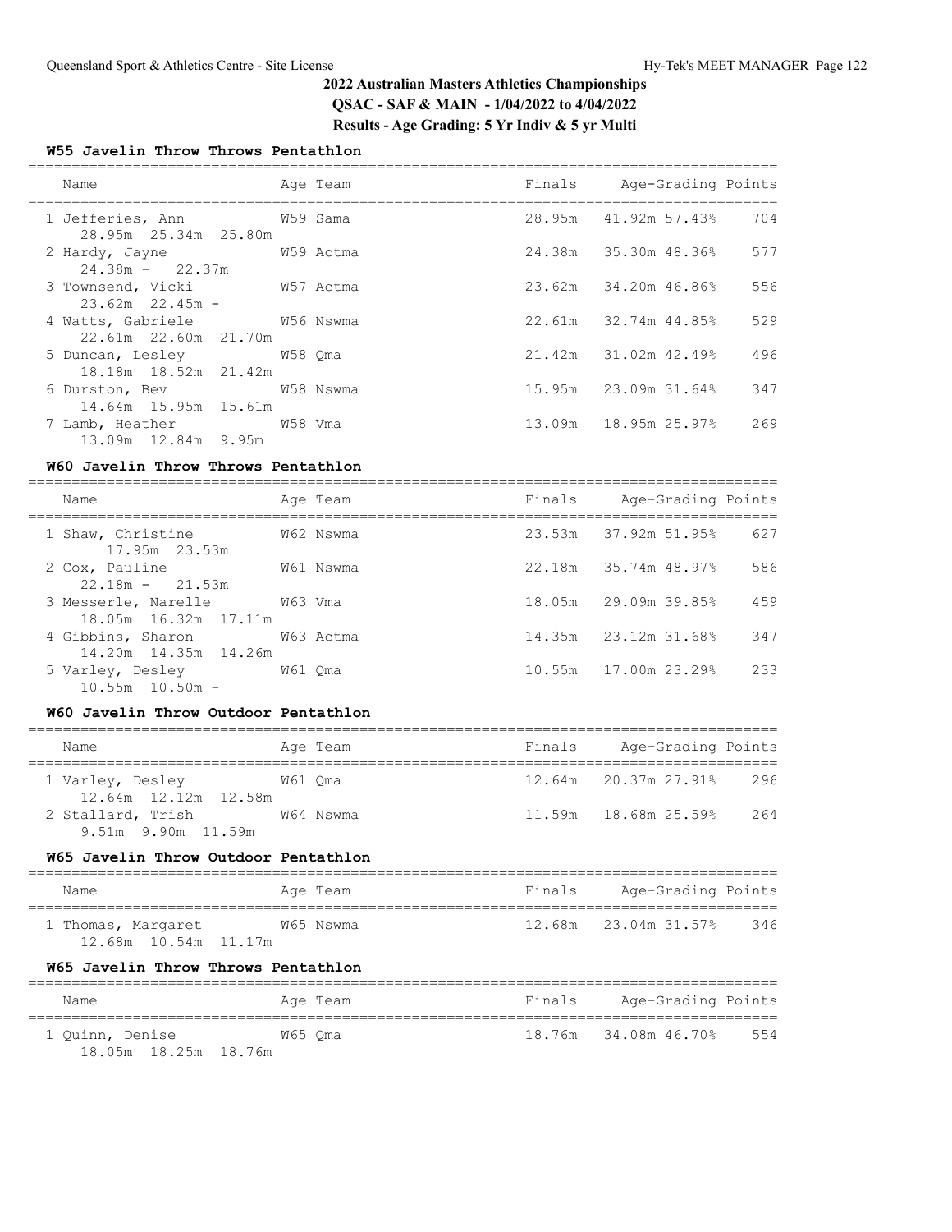## 2022 Australian Masters Athletics Championships

**QSAC - SAF & MAIN - 1/04/2022 to 4/04/2022**

**Results - Age Grading: 5 Yr Indiv & 5 yr Multi**

### W55 Javelin Throw Throws Pentathlon

| Name | Age | Team | Finals | Age-Grading | | Points |
|---|---|---|---|---|---|---|
| 1 Jefferies, Ann | W59 | Sama | 28.95m | 41.92m | 57.43% | 704 |
| 28.95m 25.34m 25.80m | | | | | | |
| 2 Hardy, Jayne | W59 | Actma | 24.38m | 35.30m | 48.36% | 577 |
| 24.38m - 22.37m | | | | | | |
| 3 Townsend, Vicki | W57 | Actma | 23.62m | 34.20m | 46.86% | 556 |
| 23.62m 22.45m - | | | | | | |
| 4 Watts, Gabriele | W56 | Nswma | 22.61m | 32.74m | 44.85% | 529 |
| 22.61m 22.60m 21.70m | | | | | | |
| 5 Duncan, Lesley | W58 | Qma | 21.42m | 31.02m | 42.49% | 496 |
| 18.18m 18.52m 21.42m | | | | | | |
| 6 Durston, Bev | W58 | Nswma | 15.95m | 23.09m | 31.64% | 347 |
| 14.64m 15.95m 15.61m | | | | | | |
| 7 Lamb, Heather | W58 | Vma | 13.09m | 18.95m | 25.97% | 269 |
| 13.09m 12.84m 9.95m | | | | | | |

### W60 Javelin Throw Throws Pentathlon

| Name | Age | Team | Finals | Age-Grading | | Points |
|---|---|---|---|---|---|---|
| 1 Shaw, Christine | W62 | Nswma | 23.53m | 37.92m | 51.95% | 627 |
| 17.95m 23.53m | | | | | | |
| 2 Cox, Pauline | W61 | Nswma | 22.18m | 35.74m | 48.97% | 586 |
| 22.18m - 21.53m | | | | | | |
| 3 Messerle, Narelle | W63 | Vma | 18.05m | 29.09m | 39.85% | 459 |
| 18.05m 16.32m 17.11m | | | | | | |
| 4 Gibbins, Sharon | W63 | Actma | 14.35m | 23.12m | 31.68% | 347 |
| 14.20m 14.35m 14.26m | | | | | | |
| 5 Varley, Desley | W61 | Qma | 10.55m | 17.00m | 23.29% | 233 |
| 10.55m 10.50m - | | | | | | |

### W60 Javelin Throw Outdoor Pentathlon

| Name | Age | Team | Finals | Age-Grading | | Points |
|---|---|---|---|---|---|---|
| 1 Varley, Desley | W61 | Qma | 12.64m | 20.37m | 27.91% | 296 |
| 12.64m 12.12m 12.58m | | | | | | |
| 2 Stallard, Trish | W64 | Nswma | 11.59m | 18.68m | 25.59% | 264 |
| 9.51m 9.90m 11.59m | | | | | | |

### W65 Javelin Throw Outdoor Pentathlon

| Name | Age | Team | Finals | Age-Grading | | Points |
|---|---|---|---|---|---|---|
| 1 Thomas, Margaret | W65 | Nswma | 12.68m | 23.04m | 31.57% | 346 |
| 12.68m 10.54m 11.17m | | | | | | |

### W65 Javelin Throw Throws Pentathlon

| Name | Age | Team | Finals | Age-Grading | | Points |
|---|---|---|---|---|---|---|
| 1 Quinn, Denise | W65 | Qma | 18.76m | 34.08m | 46.70% | 554 |
| 18.05m 18.25m 18.76m | | | | | | |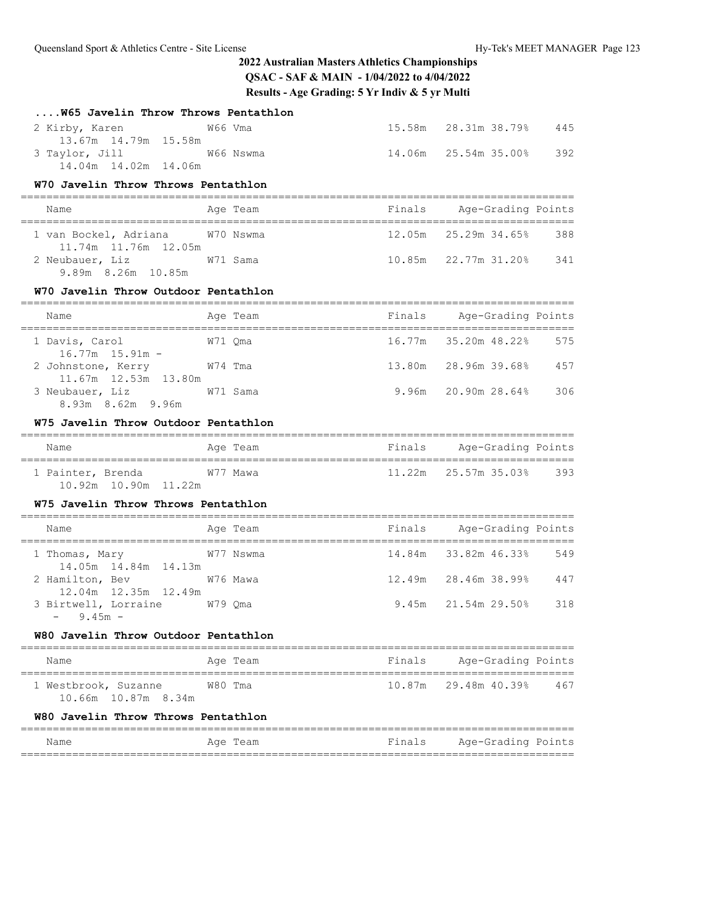## 2022 Australian Masters Athletics Championships

**QSAC - SAF & MAIN - 1/04/2022 to 4/04/2022**

**Results - Age Grading: 5 Yr Indiv & 5 yr Multi**

### ....W65 Javelin Throw Throws Pentathlon

| Name | Age Team | Finals | Age-Grading | | Points |
|---|---|---|---|---|---|
| 2 Kirby, Karen | W66 Vma | 15.58m | 28.31m | 38.79% | 445 |
| 13.67m 14.79m 15.58m | | | | | |
| 3 Taylor, Jill | W66 Nswma | 14.06m | 25.54m | 35.00% | 392 |
| 14.04m 14.02m 14.06m | | | | | |

### W70 Javelin Throw Throws Pentathlon

| Name | Age Team | Finals | Age-Grading | | Points |
|---|---|---|---|---|---|
| 1 van Bockel, Adriana | W70 Nswma | 12.05m | 25.29m | 34.65% | 388 |
| 11.74m 11.76m 12.05m | | | | | |
| 2 Neubauer, Liz | W71 Sama | 10.85m | 22.77m | 31.20% | 341 |
| 9.89m 8.26m 10.85m | | | | | |

### W70 Javelin Throw Outdoor Pentathlon

| Name | Age Team | Finals | Age-Grading | | Points |
|---|---|---|---|---|---|
| 1 Davis, Carol | W71 Qma | 16.77m | 35.20m | 48.22% | 575 |
| 16.77m 15.91m - | | | | | |
| 2 Johnstone, Kerry | W74 Tma | 13.80m | 28.96m | 39.68% | 457 |
| 11.67m 12.53m 13.80m | | | | | |
| 3 Neubauer, Liz | W71 Sama | 9.96m | 20.90m | 28.64% | 306 |
| 8.93m 8.62m 9.96m | | | | | |

### W75 Javelin Throw Outdoor Pentathlon

| Name | Age Team | Finals | Age-Grading | | Points |
|---|---|---|---|---|---|
| 1 Painter, Brenda | W77 Mawa | 11.22m | 25.57m | 35.03% | 393 |
| 10.92m 10.90m 11.22m | | | | | |

### W75 Javelin Throw Throws Pentathlon

| Name | Age Team | Finals | Age-Grading | | Points |
|---|---|---|---|---|---|
| 1 Thomas, Mary | W77 Nswma | 14.84m | 33.82m | 46.33% | 549 |
| 14.05m 14.84m 14.13m | | | | | |
| 2 Hamilton, Bev | W76 Mawa | 12.49m | 28.46m | 38.99% | 447 |
| 12.04m 12.35m 12.49m | | | | | |
| 3 Birtwell, Lorraine | W79 Qma | 9.45m | 21.54m | 29.50% | 318 |
| - 9.45m - | | | | | |

### W80 Javelin Throw Outdoor Pentathlon

| Name | Age Team | Finals | Age-Grading | | Points |
|---|---|---|---|---|---|
| 1 Westbrook, Suzanne | W80 Tma | 10.87m | 29.48m | 40.39% | 467 |
| 10.66m 10.87m 8.34m | | | | | |

### W80 Javelin Throw Throws Pentathlon

| Name | Age Team | Finals | Age-Grading | | Points |
|---|---|---|---|---|---|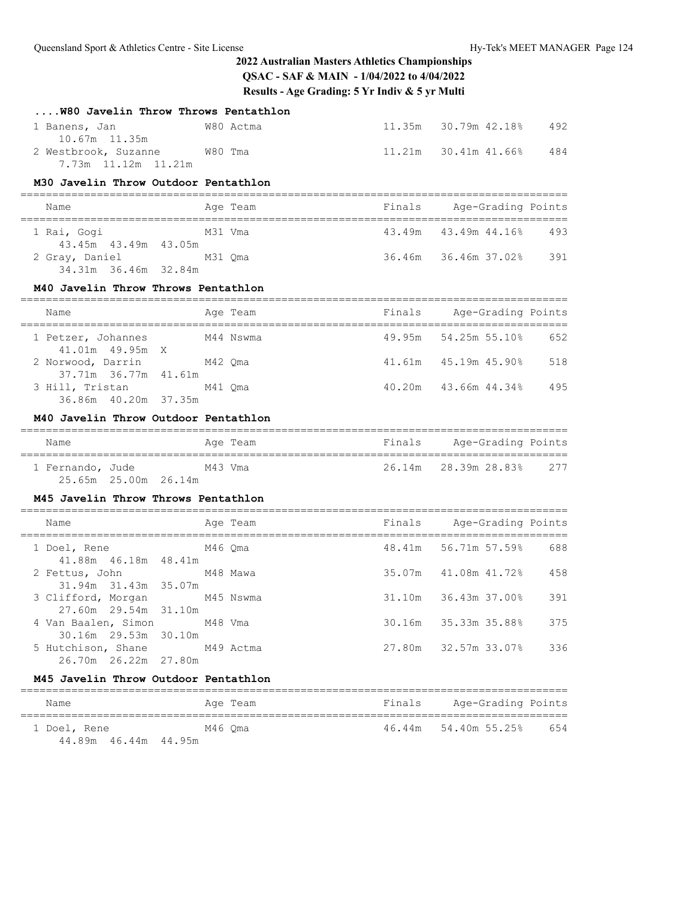## 2022 Australian Masters Athletics Championships

**QSAC - SAF & MAIN - 1/04/2022 to 4/04/2022**

**Results - Age Grading: 5 Yr Indiv & 5 yr Multi**

### ....W80 Javelin Throw Throws Pentathlon

| Name | Age | Team | Finals | Age-Grading | | Points |
|---|---|---|---|---|---|---|
| 1 Banens, Jan | W80 | Actma | 11.35m | 30.79m | 42.18% | 492 |
| 10.67m 11.35m | | | | | | |
| 2 Westbrook, Suzanne | W80 | Tma | 11.21m | 30.41m | 41.66% | 484 |
| 7.73m 11.12m 11.21m | | | | | | |

### M30 Javelin Throw Outdoor Pentathlon

| Name | Age | Team | Finals | Age-Grading | | Points |
|---|---|---|---|---|---|---|
| 1 Rai, Gogi | M31 | Vma | 43.49m | 43.49m | 44.16% | 493 |
| 43.45m 43.49m 43.05m | | | | | | |
| 2 Gray, Daniel | M31 | Qma | 36.46m | 36.46m | 37.02% | 391 |
| 34.31m 36.46m 32.84m | | | | | | |

### M40 Javelin Throw Throws Pentathlon

| Name | Age | Team | Finals | Age-Grading | | Points |
|---|---|---|---|---|---|---|
| 1 Petzer, Johannes | M44 | Nswma | 49.95m | 54.25m | 55.10% | 652 |
| 41.01m 49.95m X | | | | | | |
| 2 Norwood, Darrin | M42 | Qma | 41.61m | 45.19m | 45.90% | 518 |
| 37.71m 36.77m 41.61m | | | | | | |
| 3 Hill, Tristan | M41 | Qma | 40.20m | 43.66m | 44.34% | 495 |
| 36.86m 40.20m 37.35m | | | | | | |

### M40 Javelin Throw Outdoor Pentathlon

| Name | Age | Team | Finals | Age-Grading | | Points |
|---|---|---|---|---|---|---|
| 1 Fernando, Jude | M43 | Vma | 26.14m | 28.39m | 28.83% | 277 |
| 25.65m 25.00m 26.14m | | | | | | |

### M45 Javelin Throw Throws Pentathlon

| Name | Age | Team | Finals | Age-Grading | | Points |
|---|---|---|---|---|---|---|
| 1 Doel, Rene | M46 | Qma | 48.41m | 56.71m | 57.59% | 688 |
| 41.88m 46.18m 48.41m | | | | | | |
| 2 Fettus, John | M48 | Mawa | 35.07m | 41.08m | 41.72% | 458 |
| 31.94m 31.43m 35.07m | | | | | | |
| 3 Clifford, Morgan | M45 | Nswma | 31.10m | 36.43m | 37.00% | 391 |
| 27.60m 29.54m 31.10m | | | | | | |
| 4 Van Baalen, Simon | M48 | Vma | 30.16m | 35.33m | 35.88% | 375 |
| 30.16m 29.53m 30.10m | | | | | | |
| 5 Hutchison, Shane | M49 | Actma | 27.80m | 32.57m | 33.07% | 336 |
| 26.70m 26.22m 27.80m | | | | | | |

### M45 Javelin Throw Outdoor Pentathlon

| Name | Age | Team | Finals | Age-Grading | | Points |
|---|---|---|---|---|---|---|
| 1 Doel, Rene | M46 | Qma | 46.44m | 54.40m | 55.25% | 654 |
| 44.89m 46.44m 44.95m | | | | | | |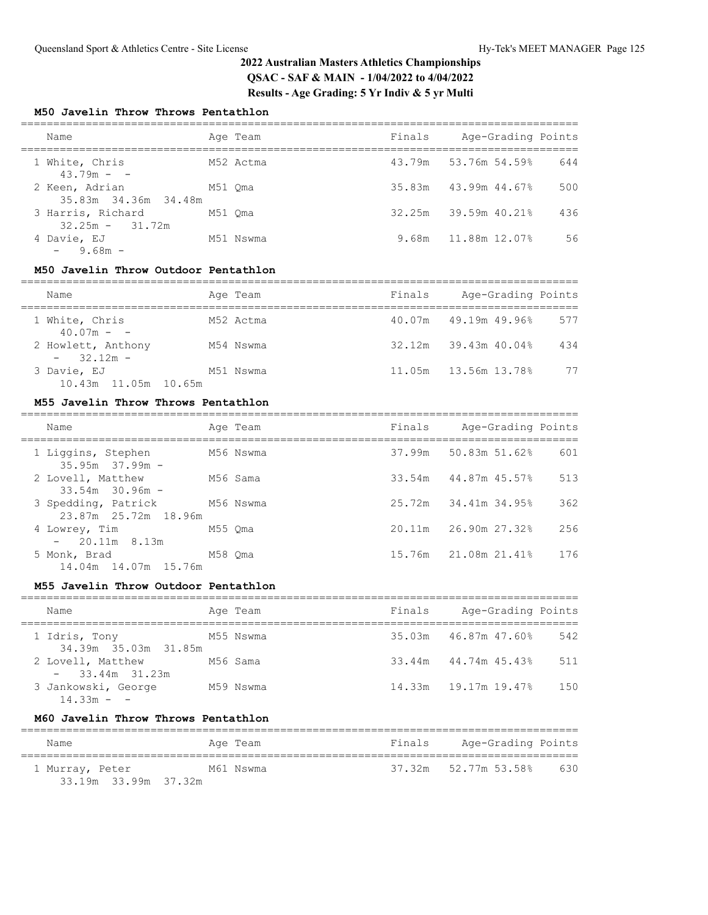## 2022 Australian Masters Athletics Championships

**QSAC - SAF & MAIN - 1/04/2022 to 4/04/2022**

**Results - Age Grading: 5 Yr Indiv & 5 yr Multi**

### M50 Javelin Throw Throws Pentathlon

| Place | Name | Age | Team | Finals | Age-Grading | | Points |
|---|---|---|---|---|---|---|---|
| 1 | White, Chris | M52 | Actma | 43.79m | 53.76m | 54.59% | 644 |
| | 43.79m - - | | | | | | |
| 2 | Keen, Adrian | M51 | Qma | 35.83m | 43.99m | 44.67% | 500 |
| | 35.83m 34.36m 34.48m | | | | | | |
| 3 | Harris, Richard | M51 | Qma | 32.25m | 39.59m | 40.21% | 436 |
| | 32.25m - 31.72m | | | | | | |
| 4 | Davie, EJ | M51 | Nswma | 9.68m | 11.88m | 12.07% | 56 |
| | - 9.68m - | | | | | | |

### M50 Javelin Throw Outdoor Pentathlon

| Place | Name | Age | Team | Finals | Age-Grading | | Points |
|---|---|---|---|---|---|---|---|
| 1 | White, Chris | M52 | Actma | 40.07m | 49.19m | 49.96% | 577 |
| | 40.07m - - | | | | | | |
| 2 | Howlett, Anthony | M54 | Nswma | 32.12m | 39.43m | 40.04% | 434 |
| | - 32.12m - | | | | | | |
| 3 | Davie, EJ | M51 | Nswma | 11.05m | 13.56m | 13.78% | 77 |
| | 10.43m 11.05m 10.65m | | | | | | |

### M55 Javelin Throw Throws Pentathlon

| Place | Name | Age | Team | Finals | Age-Grading | | Points |
|---|---|---|---|---|---|---|---|
| 1 | Liggins, Stephen | M56 | Nswma | 37.99m | 50.83m | 51.62% | 601 |
| | 35.95m 37.99m - | | | | | | |
| 2 | Lovell, Matthew | M56 | Sama | 33.54m | 44.87m | 45.57% | 513 |
| | 33.54m 30.96m - | | | | | | |
| 3 | Spedding, Patrick | M56 | Nswma | 25.72m | 34.41m | 34.95% | 362 |
| | 23.87m 25.72m 18.96m | | | | | | |
| 4 | Lowrey, Tim | M55 | Qma | 20.11m | 26.90m | 27.32% | 256 |
| | - 20.11m 8.13m | | | | | | |
| 5 | Monk, Brad | M58 | Qma | 15.76m | 21.08m | 21.41% | 176 |
| | 14.04m 14.07m 15.76m | | | | | | |

### M55 Javelin Throw Outdoor Pentathlon

| Place | Name | Age | Team | Finals | Age-Grading | | Points |
|---|---|---|---|---|---|---|---|
| 1 | Idris, Tony | M55 | Nswma | 35.03m | 46.87m | 47.60% | 542 |
| | 34.39m 35.03m 31.85m | | | | | | |
| 2 | Lovell, Matthew | M56 | Sama | 33.44m | 44.74m | 45.43% | 511 |
| | - 33.44m 31.23m | | | | | | |
| 3 | Jankowski, George | M59 | Nswma | 14.33m | 19.17m | 19.47% | 150 |
| | 14.33m - - | | | | | | |

### M60 Javelin Throw Throws Pentathlon

| Place | Name | Age | Team | Finals | Age-Grading | | Points |
|---|---|---|---|---|---|---|---|
| 1 | Murray, Peter | M61 | Nswma | 37.32m | 52.77m | 53.58% | 630 |
| | 33.19m 33.99m 37.32m | | | | | | |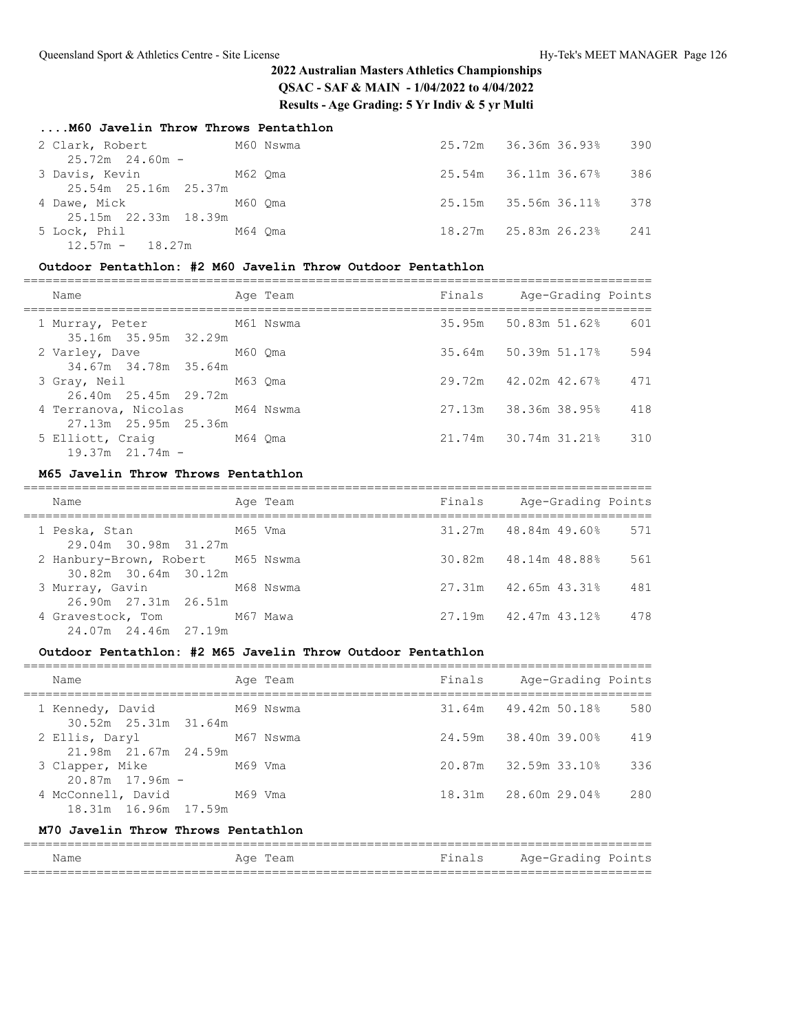## 2022 Australian Masters Athletics Championships

**QSAC - SAF & MAIN - 1/04/2022 to 4/04/2022**

**Results - Age Grading: 5 Yr Indiv & 5 yr Multi**

### ....M60 Javelin Throw Throws Pentathlon

| Name | Age | Team | Finals | Age-Grading | | Points |
|---|---|---|---|---|---|---|
| 2 Clark, Robert | M60 | Nswma | 25.72m | 36.36m | 36.93% | 390 |
| 25.72m 24.60m - | | | | | | |
| 3 Davis, Kevin | M62 | Qma | 25.54m | 36.11m | 36.67% | 386 |
| 25.54m 25.16m 25.37m | | | | | | |
| 4 Dawe, Mick | M60 | Qma | 25.15m | 35.56m | 36.11% | 378 |
| 25.15m 22.33m 18.39m | | | | | | |
| 5 Lock, Phil | M64 | Qma | 18.27m | 25.83m | 26.23% | 241 |
| 12.57m - 18.27m | | | | | | |

### Outdoor Pentathlon: #2 M60 Javelin Throw Outdoor Pentathlon

| Name | Age | Team | Finals | Age-Grading | | Points |
|---|---|---|---|---|---|---|
| 1 Murray, Peter | M61 | Nswma | 35.95m | 50.83m | 51.62% | 601 |
| 35.16m 35.95m 32.29m | | | | | | |
| 2 Varley, Dave | M60 | Qma | 35.64m | 50.39m | 51.17% | 594 |
| 34.67m 34.78m 35.64m | | | | | | |
| 3 Gray, Neil | M63 | Qma | 29.72m | 42.02m | 42.67% | 471 |
| 26.40m 25.45m 29.72m | | | | | | |
| 4 Terranova, Nicolas | M64 | Nswma | 27.13m | 38.36m | 38.95% | 418 |
| 27.13m 25.95m 25.36m | | | | | | |
| 5 Elliott, Craig | M64 | Qma | 21.74m | 30.74m | 31.21% | 310 |
| 19.37m 21.74m - | | | | | | |

### M65 Javelin Throw Throws Pentathlon

| Name | Age | Team | Finals | Age-Grading | | Points |
|---|---|---|---|---|---|---|
| 1 Peska, Stan | M65 | Vma | 31.27m | 48.84m | 49.60% | 571 |
| 29.04m 30.98m 31.27m | | | | | | |
| 2 Hanbury-Brown, Robert | M65 | Nswma | 30.82m | 48.14m | 48.88% | 561 |
| 30.82m 30.64m 30.12m | | | | | | |
| 3 Murray, Gavin | M68 | Nswma | 27.31m | 42.65m | 43.31% | 481 |
| 26.90m 27.31m 26.51m | | | | | | |
| 4 Gravestock, Tom | M67 | Mawa | 27.19m | 42.47m | 43.12% | 478 |
| 24.07m 24.46m 27.19m | | | | | | |

### Outdoor Pentathlon: #2 M65 Javelin Throw Outdoor Pentathlon

| Name | Age | Team | Finals | Age-Grading | | Points |
|---|---|---|---|---|---|---|
| 1 Kennedy, David | M69 | Nswma | 31.64m | 49.42m | 50.18% | 580 |
| 30.52m 25.31m 31.64m | | | | | | |
| 2 Ellis, Daryl | M67 | Nswma | 24.59m | 38.40m | 39.00% | 419 |
| 21.98m 21.67m 24.59m | | | | | | |
| 3 Clapper, Mike | M69 | Vma | 20.87m | 32.59m | 33.10% | 336 |
| 20.87m 17.96m - | | | | | | |
| 4 McConnell, David | M69 | Vma | 18.31m | 28.60m | 29.04% | 280 |
| 18.31m 16.96m 17.59m | | | | | | |

### M70 Javelin Throw Throws Pentathlon

| Name | Age | Team | Finals | Age-Grading | | Points |
|---|---|---|---|---|---|---|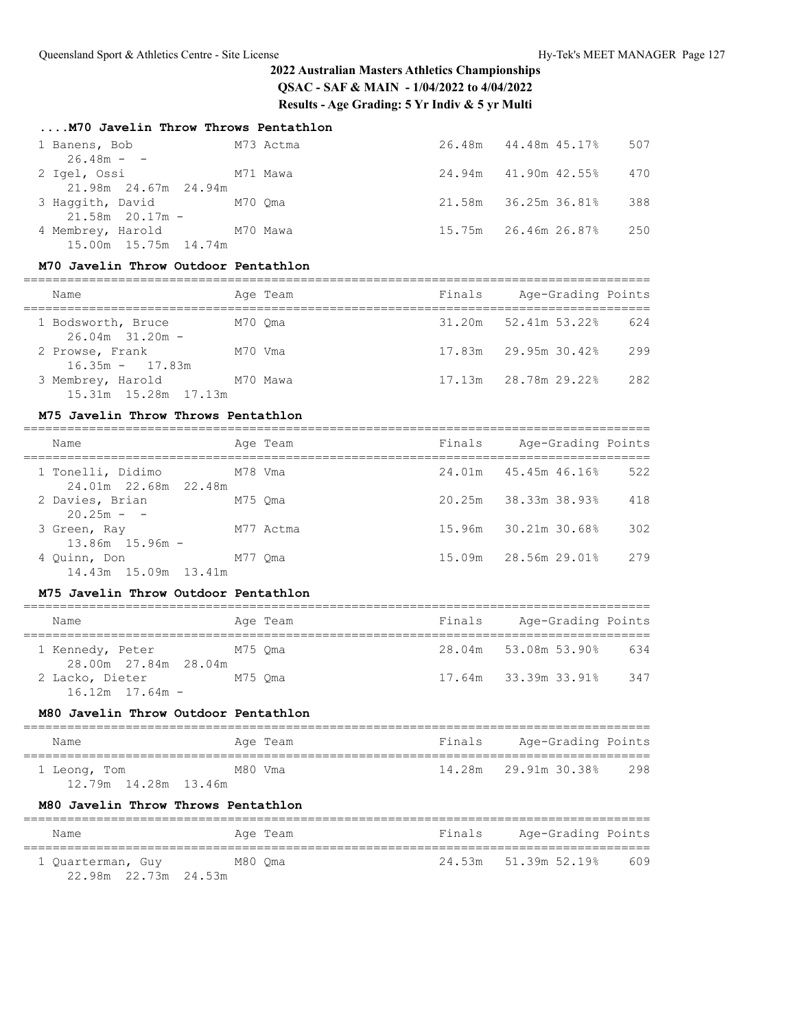## 2022 Australian Masters Athletics Championships

**QSAC - SAF & MAIN - 1/04/2022 to 4/04/2022**

**Results - Age Grading: 5 Yr Indiv & 5 yr Multi**

### ....M70 Javelin Throw Throws Pentathlon

| Name | Age Team | Finals | Age-Grading | | Points |
|---|---|---|---|---|---|
| 1 Banens, Bob | M73 Actma | 26.48m | 44.48m | 45.17% | 507 |
| 26.48m - - | | | | | |
| 2 Igel, Ossi | M71 Mawa | 24.94m | 41.90m | 42.55% | 470 |
| 21.98m 24.67m 24.94m | | | | | |
| 3 Haggith, David | M70 Qma | 21.58m | 36.25m | 36.81% | 388 |
| 21.58m 20.17m - | | | | | |
| 4 Membrey, Harold | M70 Mawa | 15.75m | 26.46m | 26.87% | 250 |
| 15.00m 15.75m 14.74m | | | | | |

### M70 Javelin Throw Outdoor Pentathlon

| Name | Age Team | Finals | Age-Grading | | Points |
|---|---|---|---|---|---|
| 1 Bodsworth, Bruce | M70 Qma | 31.20m | 52.41m | 53.22% | 624 |
| 26.04m 31.20m - | | | | | |
| 2 Prowse, Frank | M70 Vma | 17.83m | 29.95m | 30.42% | 299 |
| 16.35m - 17.83m | | | | | |
| 3 Membrey, Harold | M70 Mawa | 17.13m | 28.78m | 29.22% | 282 |
| 15.31m 15.28m 17.13m | | | | | |

### M75 Javelin Throw Throws Pentathlon

| Name | Age Team | Finals | Age-Grading | | Points |
|---|---|---|---|---|---|
| 1 Tonelli, Didimo | M78 Vma | 24.01m | 45.45m | 46.16% | 522 |
| 24.01m 22.68m 22.48m | | | | | |
| 2 Davies, Brian | M75 Qma | 20.25m | 38.33m | 38.93% | 418 |
| 20.25m - - | | | | | |
| 3 Green, Ray | M77 Actma | 15.96m | 30.21m | 30.68% | 302 |
| 13.86m 15.96m - | | | | | |
| 4 Quinn, Don | M77 Qma | 15.09m | 28.56m | 29.01% | 279 |
| 14.43m 15.09m 13.41m | | | | | |

### M75 Javelin Throw Outdoor Pentathlon

| Name | Age Team | Finals | Age-Grading | | Points |
|---|---|---|---|---|---|
| 1 Kennedy, Peter | M75 Qma | 28.04m | 53.08m | 53.90% | 634 |
| 28.00m 27.84m 28.04m | | | | | |
| 2 Lacko, Dieter | M75 Qma | 17.64m | 33.39m | 33.91% | 347 |
| 16.12m 17.64m - | | | | | |

### M80 Javelin Throw Outdoor Pentathlon

| Name | Age Team | Finals | Age-Grading | | Points |
|---|---|---|---|---|---|
| 1 Leong, Tom | M80 Vma | 14.28m | 29.91m | 30.38% | 298 |
| 12.79m 14.28m 13.46m | | | | | |

### M80 Javelin Throw Throws Pentathlon

| Name | Age Team | Finals | Age-Grading | | Points |
|---|---|---|---|---|---|
| 1 Quarterman, Guy | M80 Qma | 24.53m | 51.39m | 52.19% | 609 |
| 22.98m 22.73m 24.53m | | | | | |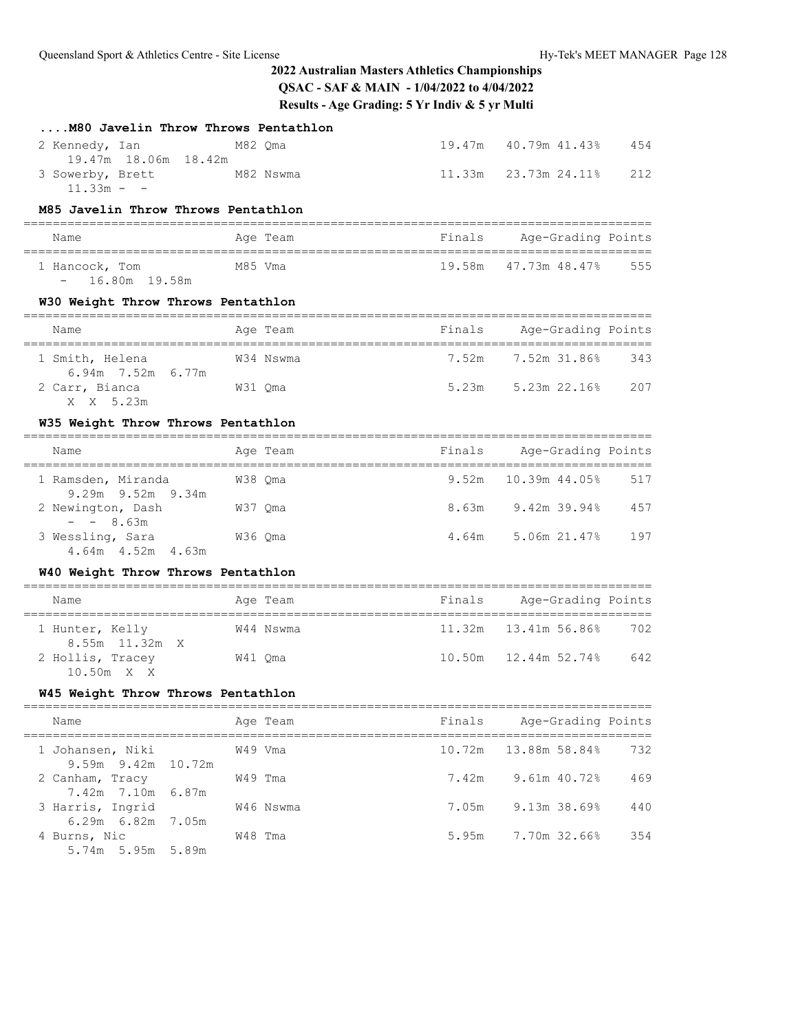## 2022 Australian Masters Athletics Championships

**QSAC - SAF & MAIN - 1/04/2022 to 4/04/2022**

**Results - Age Grading: 5 Yr Indiv & 5 yr Multi**

### ....M80 Javelin Throw Throws Pentathlon

| Name | Age | Team | Finals | Age-Grading | | Points |
|---|---|---|---|---|---|---|
| 2 Kennedy, Ian | M82 | Qma | 19.47m | 40.79m | 41.43% | 454 |
| 19.47m 18.06m 18.42m | | | | | | |
| 3 Sowerby, Brett | M82 | Nswma | 11.33m | 23.73m | 24.11% | 212 |
| 11.33m - - | | | | | | |

### M85 Javelin Throw Throws Pentathlon

| Name | Age | Team | Finals | Age-Grading | | Points |
|---|---|---|---|---|---|---|
| 1 Hancock, Tom | M85 | Vma | 19.58m | 47.73m | 48.47% | 555 |
| - 16.80m 19.58m | | | | | | |

### W30 Weight Throw Throws Pentathlon

| Name | Age | Team | Finals | Age-Grading | | Points |
|---|---|---|---|---|---|---|
| 1 Smith, Helena | W34 | Nswma | 7.52m | 7.52m | 31.86% | 343 |
| 6.94m 7.52m 6.77m | | | | | | |
| 2 Carr, Bianca | W31 | Qma | 5.23m | 5.23m | 22.16% | 207 |
| X X 5.23m | | | | | | |

### W35 Weight Throw Throws Pentathlon

| Name | Age | Team | Finals | Age-Grading | | Points |
|---|---|---|---|---|---|---|
| 1 Ramsden, Miranda | W38 | Qma | 9.52m | 10.39m | 44.05% | 517 |
| 9.29m 9.52m 9.34m | | | | | | |
| 2 Newington, Dash | W37 | Qma | 8.63m | 9.42m | 39.94% | 457 |
| - - 8.63m | | | | | | |
| 3 Wessling, Sara | W36 | Qma | 4.64m | 5.06m | 21.47% | 197 |
| 4.64m 4.52m 4.63m | | | | | | |

### W40 Weight Throw Throws Pentathlon

| Name | Age | Team | Finals | Age-Grading | | Points |
|---|---|---|---|---|---|---|
| 1 Hunter, Kelly | W44 | Nswma | 11.32m | 13.41m | 56.86% | 702 |
| 8.55m 11.32m X | | | | | | |
| 2 Hollis, Tracey | W41 | Qma | 10.50m | 12.44m | 52.74% | 642 |
| 10.50m X X | | | | | | |

### W45 Weight Throw Throws Pentathlon

| Name | Age | Team | Finals | Age-Grading | | Points |
|---|---|---|---|---|---|---|
| 1 Johansen, Niki | W49 | Vma | 10.72m | 13.88m | 58.84% | 732 |
| 9.59m 9.42m 10.72m | | | | | | |
| 2 Canham, Tracy | W49 | Tma | 7.42m | 9.61m | 40.72% | 469 |
| 7.42m 7.10m 6.87m | | | | | | |
| 3 Harris, Ingrid | W46 | Nswma | 7.05m | 9.13m | 38.69% | 440 |
| 6.29m 6.82m 7.05m | | | | | | |
| 4 Burns, Nic | W48 | Tma | 5.95m | 7.70m | 32.66% | 354 |
| 5.74m 5.95m 5.89m | | | | | | |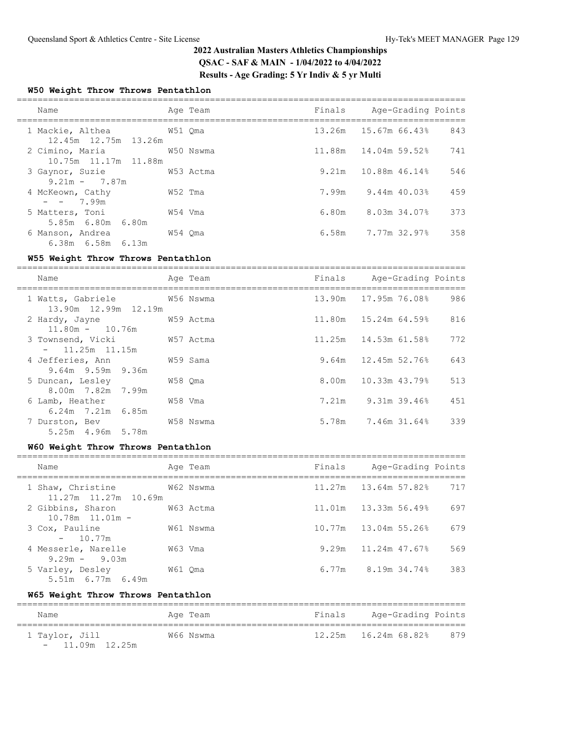## 2022 Australian Masters Athletics Championships

**QSAC - SAF & MAIN - 1/04/2022 to 4/04/2022**

**Results - Age Grading: 5 Yr Indiv & 5 yr Multi**

### W50 Weight Throw Throws Pentathlon

| Place | Name | Age | Team | Finals | Age-Grading | | Points |
|---|---|---|---|---|---|---|---|
| 1 | Mackie, Althea | W51 | Qma | 13.26m | 15.67m | 66.43% | 843 |
| | 12.45m 12.75m 13.26m | | | | | | |
| 2 | Cimino, Maria | W50 | Nswma | 11.88m | 14.04m | 59.52% | 741 |
| | 10.75m 11.17m 11.88m | | | | | | |
| 3 | Gaynor, Suzie | W53 | Actma | 9.21m | 10.88m | 46.14% | 546 |
| | 9.21m - 7.87m | | | | | | |
| 4 | McKeown, Cathy | W52 | Tma | 7.99m | 9.44m | 40.03% | 459 |
| | - - 7.99m | | | | | | |
| 5 | Matters, Toni | W54 | Vma | 6.80m | 8.03m | 34.07% | 373 |
| | 5.85m 6.80m 6.80m | | | | | | |
| 6 | Manson, Andrea | W54 | Qma | 6.58m | 7.77m | 32.97% | 358 |
| | 6.38m 6.58m 6.13m | | | | | | |

### W55 Weight Throw Throws Pentathlon

| Place | Name | Age | Team | Finals | Age-Grading | | Points |
|---|---|---|---|---|---|---|---|
| 1 | Watts, Gabriele | W56 | Nswma | 13.90m | 17.95m | 76.08% | 986 |
| | 13.90m 12.99m 12.19m | | | | | | |
| 2 | Hardy, Jayne | W59 | Actma | 11.80m | 15.24m | 64.59% | 816 |
| | 11.80m - 10.76m | | | | | | |
| 3 | Townsend, Vicki | W57 | Actma | 11.25m | 14.53m | 61.58% | 772 |
| | - 11.25m 11.15m | | | | | | |
| 4 | Jefferies, Ann | W59 | Sama | 9.64m | 12.45m | 52.76% | 643 |
| | 9.64m 9.59m 9.36m | | | | | | |
| 5 | Duncan, Lesley | W58 | Qma | 8.00m | 10.33m | 43.79% | 513 |
| | 8.00m 7.82m 7.99m | | | | | | |
| 6 | Lamb, Heather | W58 | Vma | 7.21m | 9.31m | 39.46% | 451 |
| | 6.24m 7.21m 6.85m | | | | | | |
| 7 | Durston, Bev | W58 | Nswma | 5.78m | 7.46m | 31.64% | 339 |
| | 5.25m 4.96m 5.78m | | | | | | |

### W60 Weight Throw Throws Pentathlon

| Place | Name | Age | Team | Finals | Age-Grading | | Points |
|---|---|---|---|---|---|---|---|
| 1 | Shaw, Christine | W62 | Nswma | 11.27m | 13.64m | 57.82% | 717 |
| | 11.27m 11.27m 10.69m | | | | | | |
| 2 | Gibbins, Sharon | W63 | Actma | 11.01m | 13.33m | 56.49% | 697 |
| | 10.78m 11.01m - | | | | | | |
| 3 | Cox, Pauline | W61 | Nswma | 10.77m | 13.04m | 55.26% | 679 |
| | - 10.77m | | | | | | |
| 4 | Messerle, Narelle | W63 | Vma | 9.29m | 11.24m | 47.67% | 569 |
| | 9.29m - 9.03m | | | | | | |
| 5 | Varley, Desley | W61 | Qma | 6.77m | 8.19m | 34.74% | 383 |
| | 5.51m 6.77m 6.49m | | | | | | |

### W65 Weight Throw Throws Pentathlon

| Place | Name | Age | Team | Finals | Age-Grading | | Points |
|---|---|---|---|---|---|---|---|
| 1 | Taylor, Jill | W66 | Nswma | 12.25m | 16.24m | 68.82% | 879 |
| | - 11.09m 12.25m | | | | | | |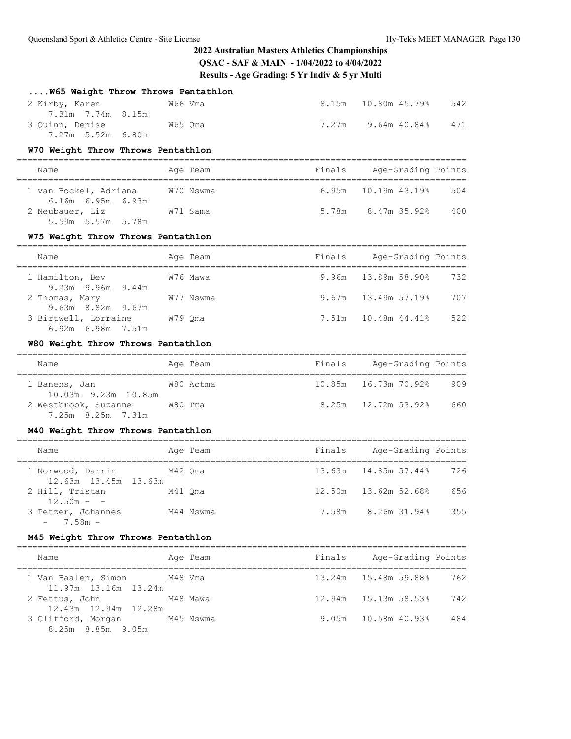## 2022 Australian Masters Athletics Championships

**QSAC - SAF & MAIN - 1/04/2022 to 4/04/2022**

**Results - Age Grading: 5 Yr Indiv & 5 yr Multi**

### ....W65 Weight Throw Throws Pentathlon

| Name | Age Team | Finals | Age-Grading | | Points |
|---|---|---|---|---|---|
| 2 Kirby, Karen | W66 Vma | 8.15m | 10.80m | 45.79% | 542 |
| 7.31m 7.74m 8.15m | | | | | |
| 3 Quinn, Denise | W65 Qma | 7.27m | 9.64m | 40.84% | 471 |
| 7.27m 5.52m 6.80m | | | | | |

### W70 Weight Throw Throws Pentathlon

| Name | Age Team | Finals | Age-Grading | | Points |
|---|---|---|---|---|---|
| 1 van Bockel, Adriana | W70 Nswma | 6.95m | 10.19m | 43.19% | 504 |
| 6.16m 6.95m 6.93m | | | | | |
| 2 Neubauer, Liz | W71 Sama | 5.78m | 8.47m | 35.92% | 400 |
| 5.59m 5.57m 5.78m | | | | | |

### W75 Weight Throw Throws Pentathlon

| Name | Age Team | Finals | Age-Grading | | Points |
|---|---|---|---|---|---|
| 1 Hamilton, Bev | W76 Mawa | 9.96m | 13.89m | 58.90% | 732 |
| 9.23m 9.96m 9.44m | | | | | |
| 2 Thomas, Mary | W77 Nswma | 9.67m | 13.49m | 57.19% | 707 |
| 9.63m 8.82m 9.67m | | | | | |
| 3 Birtwell, Lorraine | W79 Qma | 7.51m | 10.48m | 44.41% | 522 |
| 6.92m 6.98m 7.51m | | | | | |

### W80 Weight Throw Throws Pentathlon

| Name | Age Team | Finals | Age-Grading | | Points |
|---|---|---|---|---|---|
| 1 Banens, Jan | W80 Actma | 10.85m | 16.73m | 70.92% | 909 |
| 10.03m 9.23m 10.85m | | | | | |
| 2 Westbrook, Suzanne | W80 Tma | 8.25m | 12.72m | 53.92% | 660 |
| 7.25m 8.25m 7.31m | | | | | |

### M40 Weight Throw Throws Pentathlon

| Name | Age Team | Finals | Age-Grading | | Points |
|---|---|---|---|---|---|
| 1 Norwood, Darrin | M42 Qma | 13.63m | 14.85m | 57.44% | 726 |
| 12.63m 13.45m 13.63m | | | | | |
| 2 Hill, Tristan | M41 Qma | 12.50m | 13.62m | 52.68% | 656 |
| 12.50m - - | | | | | |
| 3 Petzer, Johannes | M44 Nswma | 7.58m | 8.26m | 31.94% | 355 |
| - 7.58m - | | | | | |

### M45 Weight Throw Throws Pentathlon

| Name | Age Team | Finals | Age-Grading | | Points |
|---|---|---|---|---|---|
| 1 Van Baalen, Simon | M48 Vma | 13.24m | 15.48m | 59.88% | 762 |
| 11.97m 13.16m 13.24m | | | | | |
| 2 Fettus, John | M48 Mawa | 12.94m | 15.13m | 58.53% | 742 |
| 12.43m 12.94m 12.28m | | | | | |
| 3 Clifford, Morgan | M45 Nswma | 9.05m | 10.58m | 40.93% | 484 |
| 8.25m 8.85m 9.05m | | | | | |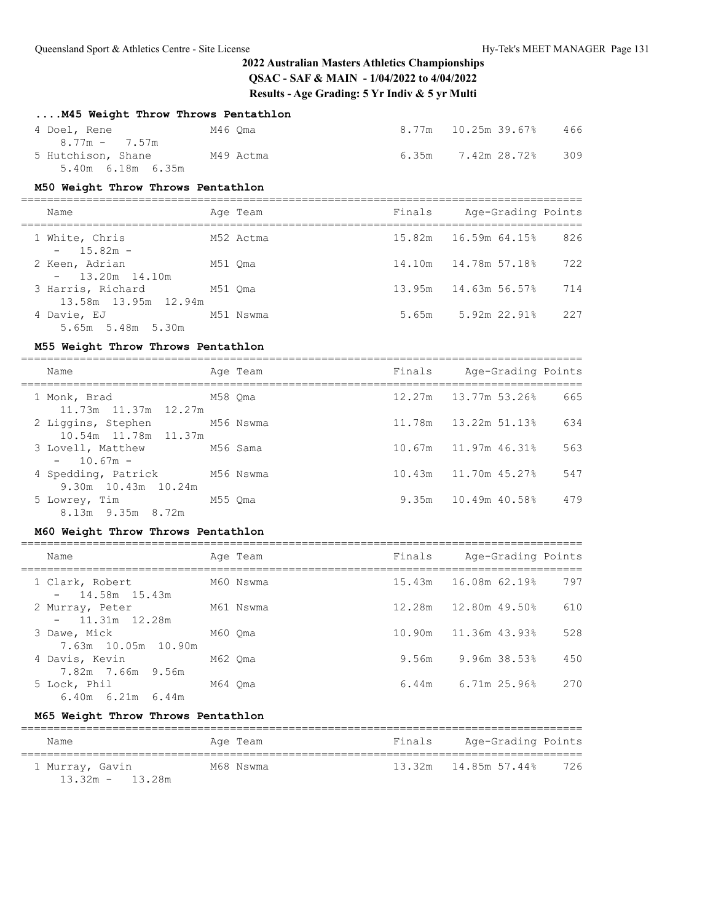## 2022 Australian Masters Athletics Championships

**QSAC - SAF & MAIN - 1/04/2022 to 4/04/2022**

**Results - Age Grading: 5 Yr Indiv & 5 yr Multi**

### ....M45 Weight Throw Throws Pentathlon

| Name | Age | Team | Finals | Age-Grading | | Points |
|---|---|---|---|---|---|---|
| 4 Doel, Rene | M46 | Qma | 8.77m | 10.25m | 39.67% | 466 |
| 8.77m - 7.57m | | | | | | |
| 5 Hutchison, Shane | M49 | Actma | 6.35m | 7.42m | 28.72% | 309 |
| 5.40m 6.18m 6.35m | | | | | | |

### M50 Weight Throw Throws Pentathlon

| Name | Age | Team | Finals | Age-Grading | | Points |
|---|---|---|---|---|---|---|
| 1 White, Chris | M52 | Actma | 15.82m | 16.59m | 64.15% | 826 |
| - 15.82m - | | | | | | |
| 2 Keen, Adrian | M51 | Qma | 14.10m | 14.78m | 57.18% | 722 |
| - 13.20m 14.10m | | | | | | |
| 3 Harris, Richard | M51 | Qma | 13.95m | 14.63m | 56.57% | 714 |
| 13.58m 13.95m 12.94m | | | | | | |
| 4 Davie, EJ | M51 | Nswma | 5.65m | 5.92m | 22.91% | 227 |
| 5.65m 5.48m 5.30m | | | | | | |

### M55 Weight Throw Throws Pentathlon

| Name | Age | Team | Finals | Age-Grading | | Points |
|---|---|---|---|---|---|---|
| 1 Monk, Brad | M58 | Qma | 12.27m | 13.77m | 53.26% | 665 |
| 11.73m 11.37m 12.27m | | | | | | |
| 2 Liggins, Stephen | M56 | Nswma | 11.78m | 13.22m | 51.13% | 634 |
| 10.54m 11.78m 11.37m | | | | | | |
| 3 Lovell, Matthew | M56 | Sama | 10.67m | 11.97m | 46.31% | 563 |
| - 10.67m - | | | | | | |
| 4 Spedding, Patrick | M56 | Nswma | 10.43m | 11.70m | 45.27% | 547 |
| 9.30m 10.43m 10.24m | | | | | | |
| 5 Lowrey, Tim | M55 | Qma | 9.35m | 10.49m | 40.58% | 479 |
| 8.13m 9.35m 8.72m | | | | | | |

### M60 Weight Throw Throws Pentathlon

| Name | Age | Team | Finals | Age-Grading | | Points |
|---|---|---|---|---|---|---|
| 1 Clark, Robert | M60 | Nswma | 15.43m | 16.08m | 62.19% | 797 |
| - 14.58m 15.43m | | | | | | |
| 2 Murray, Peter | M61 | Nswma | 12.28m | 12.80m | 49.50% | 610 |
| - 11.31m 12.28m | | | | | | |
| 3 Dawe, Mick | M60 | Qma | 10.90m | 11.36m | 43.93% | 528 |
| 7.63m 10.05m 10.90m | | | | | | |
| 4 Davis, Kevin | M62 | Qma | 9.56m | 9.96m | 38.53% | 450 |
| 7.82m 7.66m 9.56m | | | | | | |
| 5 Lock, Phil | M64 | Qma | 6.44m | 6.71m | 25.96% | 270 |
| 6.40m 6.21m 6.44m | | | | | | |

### M65 Weight Throw Throws Pentathlon

| Name | Age | Team | Finals | Age-Grading | | Points |
|---|---|---|---|---|---|---|
| 1 Murray, Gavin | M68 | Nswma | 13.32m | 14.85m | 57.44% | 726 |
| 13.32m - 13.28m | | | | | | |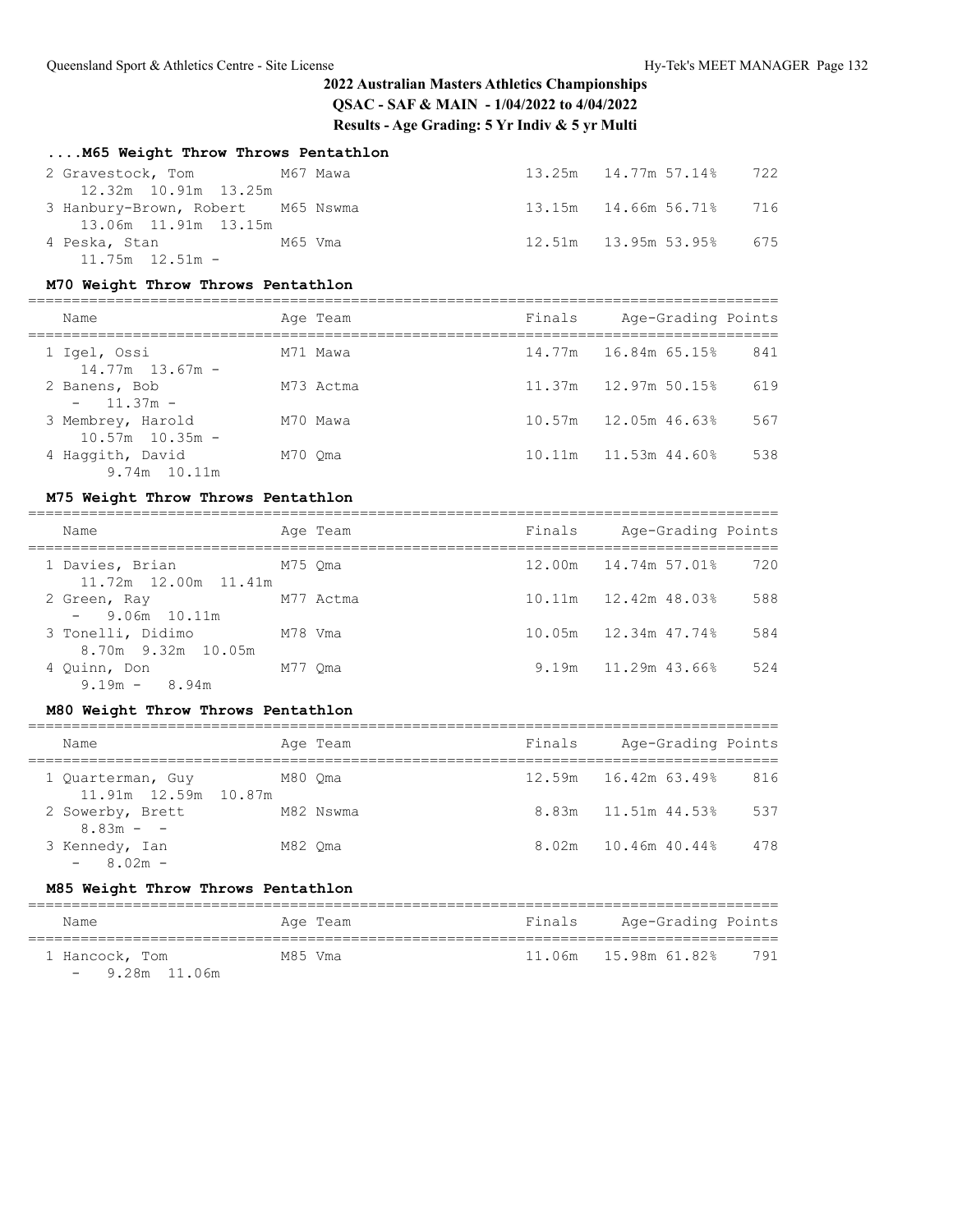# 2022 Australian Masters Athletics Championships

**QSAC - SAF & MAIN - 1/04/2022 to 4/04/2022**

**Results - Age Grading: 5 Yr Indiv & 5 yr Multi**

### ....M65 Weight Throw Throws Pentathlon

| Name | Age | Team | Finals | Age-Grading | | Points |
|---|---|---|---|---|---|---|
| 2 Gravestock, Tom | M67 | Mawa | 13.25m | 14.77m | 57.14% | 722 |
| 12.32m 10.91m 13.25m | | | | | | |
| 3 Hanbury-Brown, Robert | M65 | Nswma | 13.15m | 14.66m | 56.71% | 716 |
| 13.06m 11.91m 13.15m | | | | | | |
| 4 Peska, Stan | M65 | Vma | 12.51m | 13.95m | 53.95% | 675 |
| 11.75m 12.51m - | | | | | | |

### M70 Weight Throw Throws Pentathlon

| Name | Age | Team | Finals | Age-Grading | | Points |
|---|---|---|---|---|---|---|
| 1 Igel, Ossi | M71 | Mawa | 14.77m | 16.84m | 65.15% | 841 |
| 14.77m 13.67m - | | | | | | |
| 2 Banens, Bob | M73 | Actma | 11.37m | 12.97m | 50.15% | 619 |
| - 11.37m - | | | | | | |
| 3 Membrey, Harold | M70 | Mawa | 10.57m | 12.05m | 46.63% | 567 |
| 10.57m 10.35m - | | | | | | |
| 4 Haggith, David | M70 | Qma | 10.11m | 11.53m | 44.60% | 538 |
| 9.74m 10.11m | | | | | | |

### M75 Weight Throw Throws Pentathlon

| Name | Age | Team | Finals | Age-Grading | | Points |
|---|---|---|---|---|---|---|
| 1 Davies, Brian | M75 | Qma | 12.00m | 14.74m | 57.01% | 720 |
| 11.72m 12.00m 11.41m | | | | | | |
| 2 Green, Ray | M77 | Actma | 10.11m | 12.42m | 48.03% | 588 |
| - 9.06m 10.11m | | | | | | |
| 3 Tonelli, Didimo | M78 | Vma | 10.05m | 12.34m | 47.74% | 584 |
| 8.70m 9.32m 10.05m | | | | | | |
| 4 Quinn, Don | M77 | Qma | 9.19m | 11.29m | 43.66% | 524 |
| 9.19m - 8.94m | | | | | | |

### M80 Weight Throw Throws Pentathlon

| Name | Age | Team | Finals | Age-Grading | | Points |
|---|---|---|---|---|---|---|
| 1 Quarterman, Guy | M80 | Qma | 12.59m | 16.42m | 63.49% | 816 |
| 11.91m 12.59m 10.87m | | | | | | |
| 2 Sowerby, Brett | M82 | Nswma | 8.83m | 11.51m | 44.53% | 537 |
| 8.83m - - | | | | | | |
| 3 Kennedy, Ian | M82 | Qma | 8.02m | 10.46m | 40.44% | 478 |
| - 8.02m - | | | | | | |

### M85 Weight Throw Throws Pentathlon

| Name | Age | Team | Finals | Age-Grading | | Points |
|---|---|---|---|---|---|---|
| 1 Hancock, Tom | M85 | Vma | 11.06m | 15.98m | 61.82% | 791 |
| - 9.28m 11.06m | | | | | | |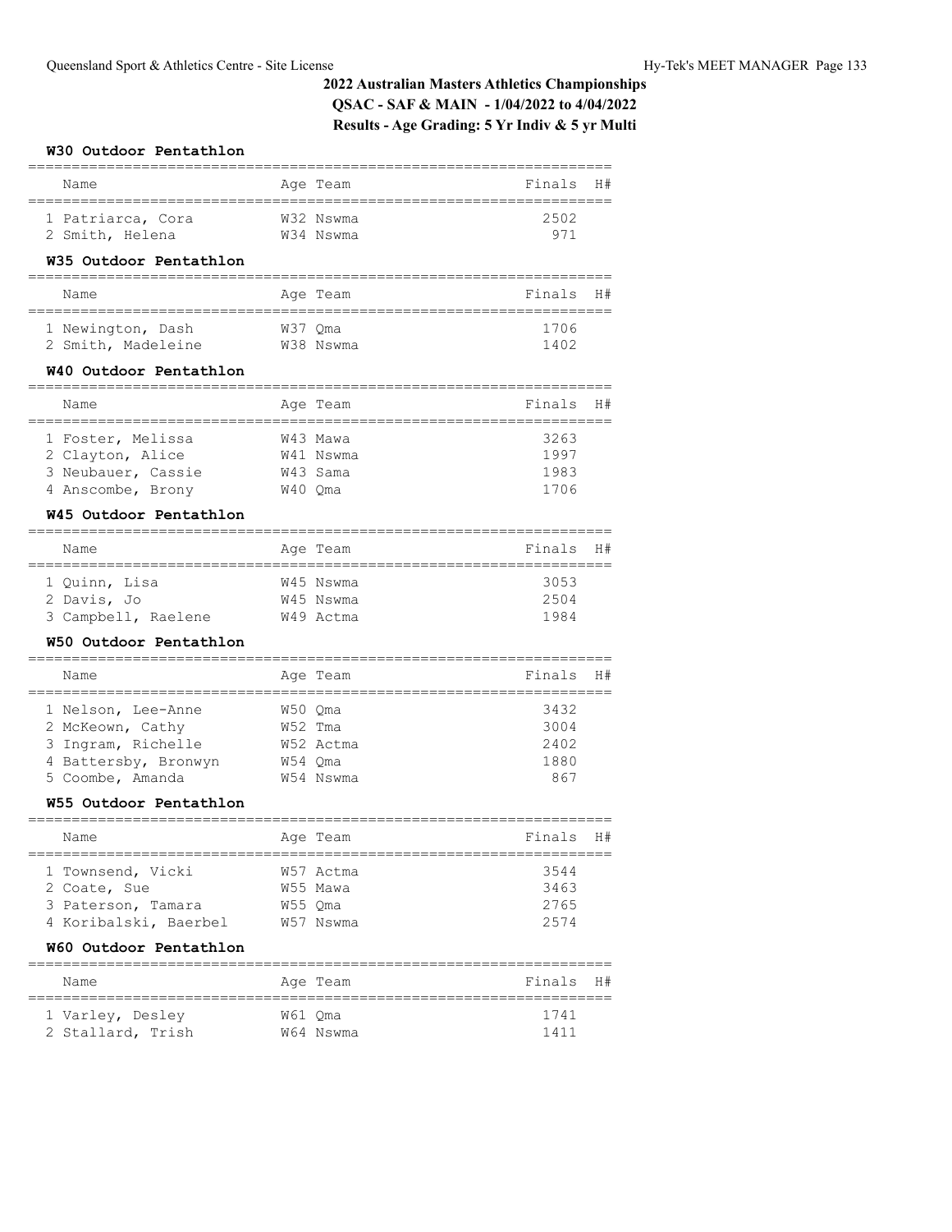## 2022 Australian Masters Athletics Championships

**QSAC - SAF & MAIN - 1/04/2022 to 4/04/2022**

**Results - Age Grading: 5 Yr Indiv & 5 yr Multi**

### W30 Outdoor Pentathlon

| | Name | Age | Team | Finals | H# |
|---|---|---|---|---|---|
| 1 | Patriarca, Cora | W32 | Nswma | 2502 | |
| 2 | Smith, Helena | W34 | Nswma | 971 | |

### W35 Outdoor Pentathlon

| | Name | Age | Team | Finals | H# |
|---|---|---|---|---|---|
| 1 | Newington, Dash | W37 | Qma | 1706 | |
| 2 | Smith, Madeleine | W38 | Nswma | 1402 | |

### W40 Outdoor Pentathlon

| | Name | Age | Team | Finals | H# |
|---|---|---|---|---|---|
| 1 | Foster, Melissa | W43 | Mawa | 3263 | |
| 2 | Clayton, Alice | W41 | Nswma | 1997 | |
| 3 | Neubauer, Cassie | W43 | Sama | 1983 | |
| 4 | Anscombe, Brony | W40 | Qma | 1706 | |

### W45 Outdoor Pentathlon

| | Name | Age | Team | Finals | H# |
|---|---|---|---|---|---|
| 1 | Quinn, Lisa | W45 | Nswma | 3053 | |
| 2 | Davis, Jo | W45 | Nswma | 2504 | |
| 3 | Campbell, Raelene | W49 | Actma | 1984 | |

### W50 Outdoor Pentathlon

| | Name | Age | Team | Finals | H# |
|---|---|---|---|---|---|
| 1 | Nelson, Lee-Anne | W50 | Qma | 3432 | |
| 2 | McKeown, Cathy | W52 | Tma | 3004 | |
| 3 | Ingram, Richelle | W52 | Actma | 2402 | |
| 4 | Battersby, Bronwyn | W54 | Qma | 1880 | |
| 5 | Coombe, Amanda | W54 | Nswma | 867 | |

### W55 Outdoor Pentathlon

| | Name | Age | Team | Finals | H# |
|---|---|---|---|---|---|
| 1 | Townsend, Vicki | W57 | Actma | 3544 | |
| 2 | Coate, Sue | W55 | Mawa | 3463 | |
| 3 | Paterson, Tamara | W55 | Qma | 2765 | |
| 4 | Koribalski, Baerbel | W57 | Nswma | 2574 | |

### W60 Outdoor Pentathlon

| | Name | Age | Team | Finals | H# |
|---|---|---|---|---|---|
| 1 | Varley, Desley | W61 | Qma | 1741 | |
| 2 | Stallard, Trish | W64 | Nswma | 1411 | |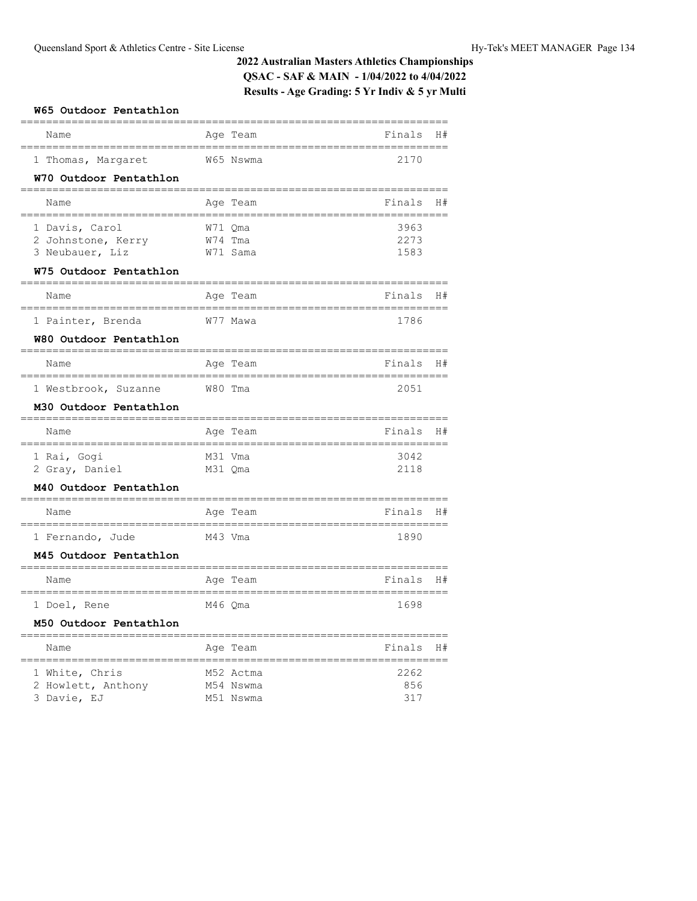# 2022 Australian Masters Athletics Championships

## QSAC - SAF & MAIN - 1/04/2022 to 4/04/2022

## Results - Age Grading: 5 Yr Indiv & 5 yr Multi

### W65 Outdoor Pentathlon

| Name | Age Team | Finals | H# |
|---|---|---|---|
| 1 Thomas, Margaret | W65 Nswma | 2170 | |

### W70 Outdoor Pentathlon

| Name | Age Team | Finals | H# |
|---|---|---|---|
| 1 Davis, Carol | W71 Qma | 3963 | |
| 2 Johnstone, Kerry | W74 Tma | 2273 | |
| 3 Neubauer, Liz | W71 Sama | 1583 | |

### W75 Outdoor Pentathlon

| Name | Age Team | Finals | H# |
|---|---|---|---|
| 1 Painter, Brenda | W77 Mawa | 1786 | |

### W80 Outdoor Pentathlon

| Name | Age Team | Finals | H# |
|---|---|---|---|
| 1 Westbrook, Suzanne | W80 Tma | 2051 | |

### M30 Outdoor Pentathlon

| Name | Age Team | Finals | H# |
|---|---|---|---|
| 1 Rai, Gogi | M31 Vma | 3042 | |
| 2 Gray, Daniel | M31 Qma | 2118 | |

### M40 Outdoor Pentathlon

| Name | Age Team | Finals | H# |
|---|---|---|---|
| 1 Fernando, Jude | M43 Vma | 1890 | |

### M45 Outdoor Pentathlon

| Name | Age Team | Finals | H# |
|---|---|---|---|
| 1 Doel, Rene | M46 Qma | 1698 | |

### M50 Outdoor Pentathlon

| Name | Age Team | Finals | H# |
|---|---|---|---|
| 1 White, Chris | M52 Actma | 2262 | |
| 2 Howlett, Anthony | M54 Nswma | 856 | |
| 3 Davie, EJ | M51 Nswma | 317 | |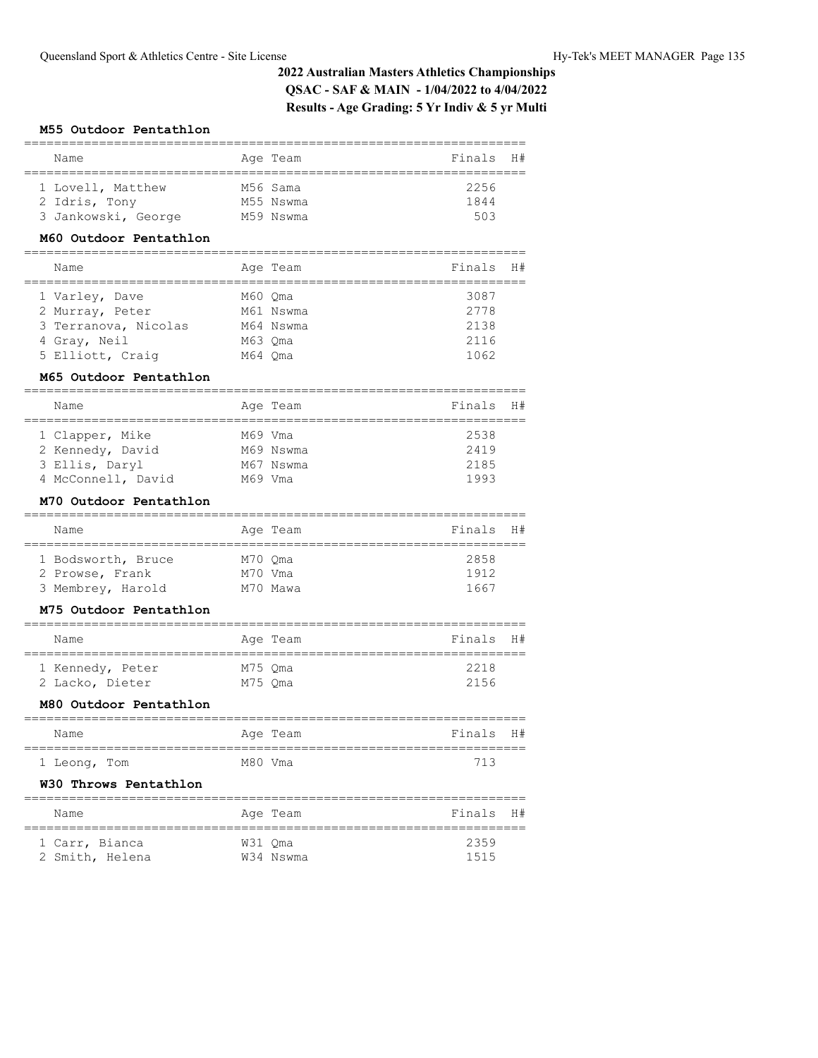## 2022 Australian Masters Athletics Championships

**QSAC - SAF & MAIN - 1/04/2022 to 4/04/2022**

**Results - Age Grading: 5 Yr Indiv & 5 yr Multi**

### M55 Outdoor Pentathlon

| | Name | Age | Team | Finals | H# |
|---|---|---|---|---|---|
| 1 | Lovell, Matthew | M56 | Sama | 2256 | |
| 2 | Idris, Tony | M55 | Nswma | 1844 | |
| 3 | Jankowski, George | M59 | Nswma | 503 | |

### M60 Outdoor Pentathlon

| | Name | Age | Team | Finals | H# |
|---|---|---|---|---|---|
| 1 | Varley, Dave | M60 | Qma | 3087 | |
| 2 | Murray, Peter | M61 | Nswma | 2778 | |
| 3 | Terranova, Nicolas | M64 | Nswma | 2138 | |
| 4 | Gray, Neil | M63 | Qma | 2116 | |
| 5 | Elliott, Craig | M64 | Qma | 1062 | |

### M65 Outdoor Pentathlon

| | Name | Age | Team | Finals | H# |
|---|---|---|---|---|---|
| 1 | Clapper, Mike | M69 | Vma | 2538 | |
| 2 | Kennedy, David | M69 | Nswma | 2419 | |
| 3 | Ellis, Daryl | M67 | Nswma | 2185 | |
| 4 | McConnell, David | M69 | Vma | 1993 | |

### M70 Outdoor Pentathlon

| | Name | Age | Team | Finals | H# |
|---|---|---|---|---|---|
| 1 | Bodsworth, Bruce | M70 | Qma | 2858 | |
| 2 | Prowse, Frank | M70 | Vma | 1912 | |
| 3 | Membrey, Harold | M70 | Mawa | 1667 | |

### M75 Outdoor Pentathlon

| | Name | Age | Team | Finals | H# |
|---|---|---|---|---|---|
| 1 | Kennedy, Peter | M75 | Qma | 2218 | |
| 2 | Lacko, Dieter | M75 | Qma | 2156 | |

### M80 Outdoor Pentathlon

| | Name | Age | Team | Finals | H# |
|---|---|---|---|---|---|
| 1 | Leong, Tom | M80 | Vma | 713 | |

### W30 Throws Pentathlon

| | Name | Age | Team | Finals | H# |
|---|---|---|---|---|---|
| 1 | Carr, Bianca | W31 | Qma | 2359 | |
| 2 | Smith, Helena | W34 | Nswma | 1515 | |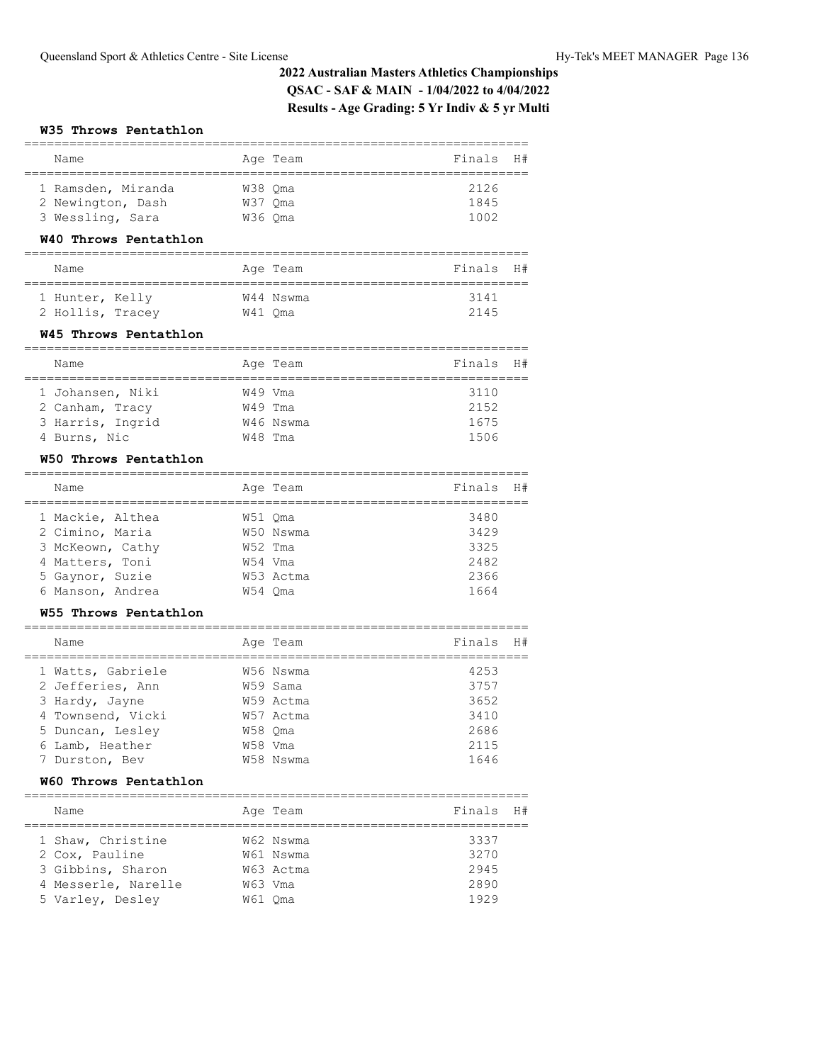## 2022 Australian Masters Athletics Championships

**QSAC - SAF & MAIN - 1/04/2022 to 4/04/2022**

**Results - Age Grading: 5 Yr Indiv & 5 yr Multi**

### W35 Throws Pentathlon

| | Name | Age | Team | Finals | H# |
|---|---|---|---|---|---|
| 1 | Ramsden, Miranda | W38 | Qma | 2126 | |
| 2 | Newington, Dash | W37 | Qma | 1845 | |
| 3 | Wessling, Sara | W36 | Qma | 1002 | |

### W40 Throws Pentathlon

| | Name | Age | Team | Finals | H# |
|---|---|---|---|---|---|
| 1 | Hunter, Kelly | W44 | Nswma | 3141 | |
| 2 | Hollis, Tracey | W41 | Qma | 2145 | |

### W45 Throws Pentathlon

| | Name | Age | Team | Finals | H# |
|---|---|---|---|---|---|
| 1 | Johansen, Niki | W49 | Vma | 3110 | |
| 2 | Canham, Tracy | W49 | Tma | 2152 | |
| 3 | Harris, Ingrid | W46 | Nswma | 1675 | |
| 4 | Burns, Nic | W48 | Tma | 1506 | |

### W50 Throws Pentathlon

| | Name | Age | Team | Finals | H# |
|---|---|---|---|---|---|
| 1 | Mackie, Althea | W51 | Qma | 3480 | |
| 2 | Cimino, Maria | W50 | Nswma | 3429 | |
| 3 | McKeown, Cathy | W52 | Tma | 3325 | |
| 4 | Matters, Toni | W54 | Vma | 2482 | |
| 5 | Gaynor, Suzie | W53 | Actma | 2366 | |
| 6 | Manson, Andrea | W54 | Qma | 1664 | |

### W55 Throws Pentathlon

| | Name | Age | Team | Finals | H# |
|---|---|---|---|---|---|
| 1 | Watts, Gabriele | W56 | Nswma | 4253 | |
| 2 | Jefferies, Ann | W59 | Sama | 3757 | |
| 3 | Hardy, Jayne | W59 | Actma | 3652 | |
| 4 | Townsend, Vicki | W57 | Actma | 3410 | |
| 5 | Duncan, Lesley | W58 | Qma | 2686 | |
| 6 | Lamb, Heather | W58 | Vma | 2115 | |
| 7 | Durston, Bev | W58 | Nswma | 1646 | |

### W60 Throws Pentathlon

| | Name | Age | Team | Finals | H# |
|---|---|---|---|---|---|
| 1 | Shaw, Christine | W62 | Nswma | 3337 | |
| 2 | Cox, Pauline | W61 | Nswma | 3270 | |
| 3 | Gibbins, Sharon | W63 | Actma | 2945 | |
| 4 | Messerle, Narelle | W63 | Vma | 2890 | |
| 5 | Varley, Desley | W61 | Qma | 1929 | |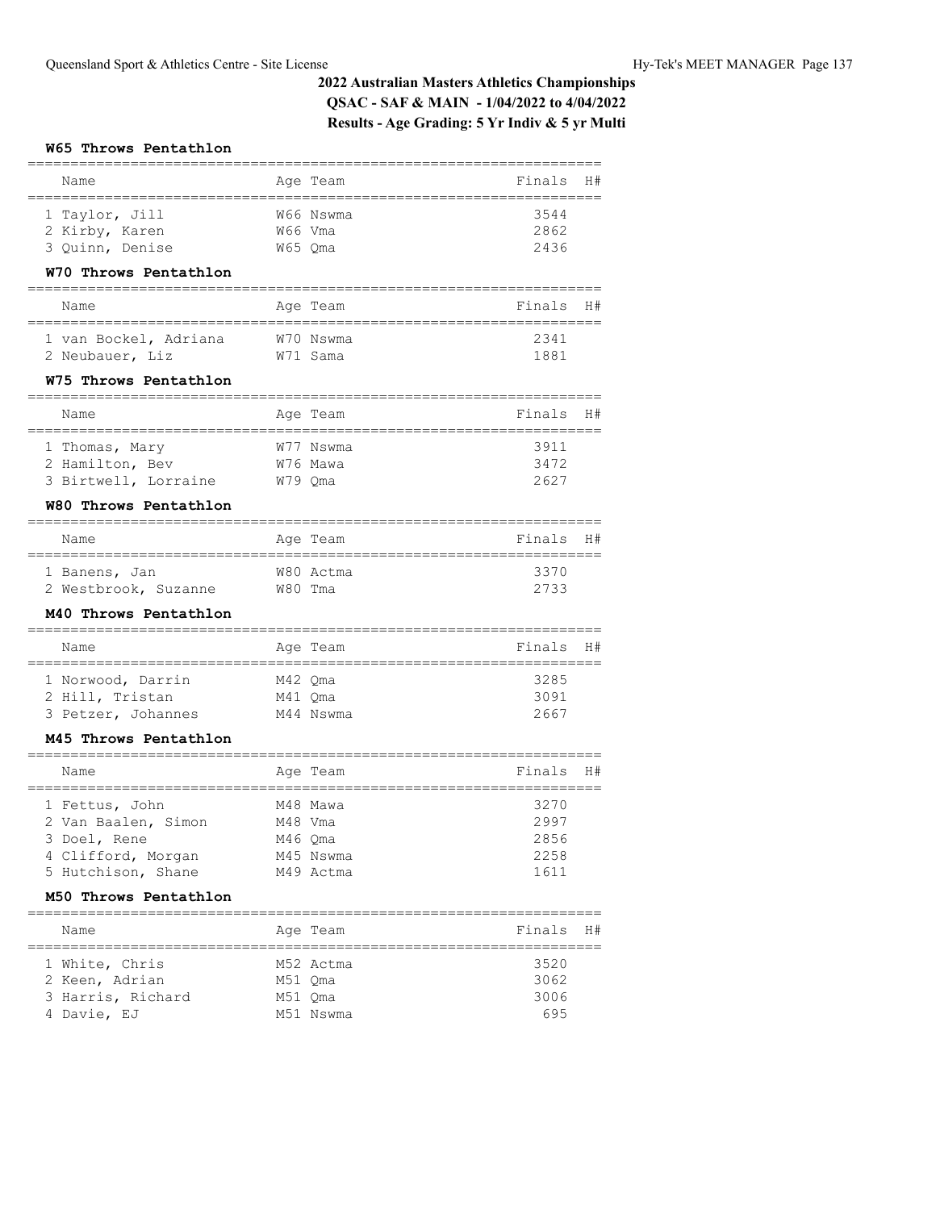# 2022 Australian Masters Athletics Championships

**QSAC - SAF & MAIN - 1/04/2022 to 4/04/2022**

**Results - Age Grading: 5 Yr Indiv & 5 yr Multi**

### W65 Throws Pentathlon

| | Name | Age | Team | Finals | H# |
|---|---|---|---|---|---|
| 1 | Taylor, Jill | W66 | Nswma | 3544 | |
| 2 | Kirby, Karen | W66 | Vma | 2862 | |
| 3 | Quinn, Denise | W65 | Qma | 2436 | |

### W70 Throws Pentathlon

| | Name | Age | Team | Finals | H# |
|---|---|---|---|---|---|
| 1 | van Bockel, Adriana | W70 | Nswma | 2341 | |
| 2 | Neubauer, Liz | W71 | Sama | 1881 | |

### W75 Throws Pentathlon

| | Name | Age | Team | Finals | H# |
|---|---|---|---|---|---|
| 1 | Thomas, Mary | W77 | Nswma | 3911 | |
| 2 | Hamilton, Bev | W76 | Mawa | 3472 | |
| 3 | Birtwell, Lorraine | W79 | Qma | 2627 | |

### W80 Throws Pentathlon

| | Name | Age | Team | Finals | H# |
|---|---|---|---|---|---|
| 1 | Banens, Jan | W80 | Actma | 3370 | |
| 2 | Westbrook, Suzanne | W80 | Tma | 2733 | |

### M40 Throws Pentathlon

| | Name | Age | Team | Finals | H# |
|---|---|---|---|---|---|
| 1 | Norwood, Darrin | M42 | Qma | 3285 | |
| 2 | Hill, Tristan | M41 | Qma | 3091 | |
| 3 | Petzer, Johannes | M44 | Nswma | 2667 | |

### M45 Throws Pentathlon

| | Name | Age | Team | Finals | H# |
|---|---|---|---|---|---|
| 1 | Fettus, John | M48 | Mawa | 3270 | |
| 2 | Van Baalen, Simon | M48 | Vma | 2997 | |
| 3 | Doel, Rene | M46 | Qma | 2856 | |
| 4 | Clifford, Morgan | M45 | Nswma | 2258 | |
| 5 | Hutchison, Shane | M49 | Actma | 1611 | |

### M50 Throws Pentathlon

| | Name | Age | Team | Finals | H# |
|---|---|---|---|---|---|
| 1 | White, Chris | M52 | Actma | 3520 | |
| 2 | Keen, Adrian | M51 | Qma | 3062 | |
| 3 | Harris, Richard | M51 | Qma | 3006 | |
| 4 | Davie, EJ | M51 | Nswma | 695 | |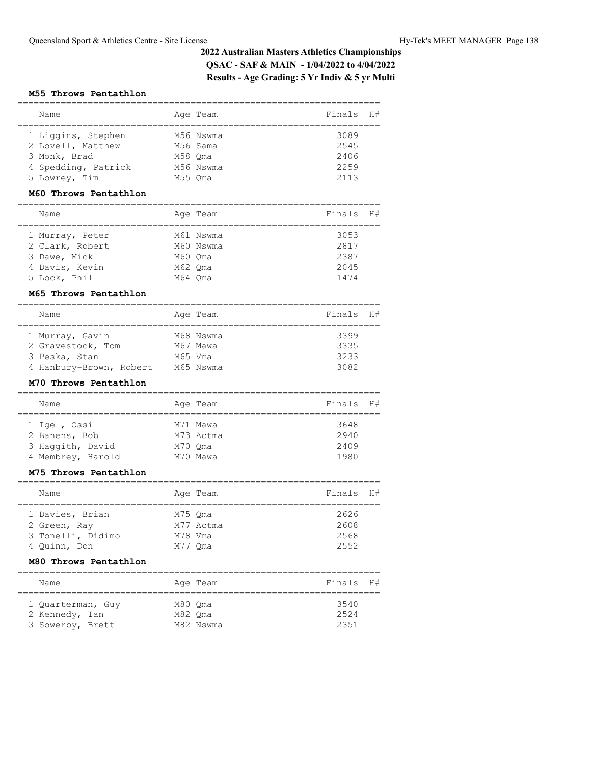## 2022 Australian Masters Athletics Championships

**QSAC - SAF & MAIN - 1/04/2022 to 4/04/2022**

**Results - Age Grading: 5 Yr Indiv & 5 yr Multi**

### M55 Throws Pentathlon

| Name | Age | Team | Finals | H# |
|---|---|---|---|---|
| 1 Liggins, Stephen | M56 | Nswma | 3089 | |
| 2 Lovell, Matthew | M56 | Sama | 2545 | |
| 3 Monk, Brad | M58 | Qma | 2406 | |
| 4 Spedding, Patrick | M56 | Nswma | 2259 | |
| 5 Lowrey, Tim | M55 | Qma | 2113 | |

### M60 Throws Pentathlon

| Name | Age | Team | Finals | H# |
|---|---|---|---|---|
| 1 Murray, Peter | M61 | Nswma | 3053 | |
| 2 Clark, Robert | M60 | Nswma | 2817 | |
| 3 Dawe, Mick | M60 | Qma | 2387 | |
| 4 Davis, Kevin | M62 | Qma | 2045 | |
| 5 Lock, Phil | M64 | Qma | 1474 | |

### M65 Throws Pentathlon

| Name | Age | Team | Finals | H# |
|---|---|---|---|---|
| 1 Murray, Gavin | M68 | Nswma | 3399 | |
| 2 Gravestock, Tom | M67 | Mawa | 3335 | |
| 3 Peska, Stan | M65 | Vma | 3233 | |
| 4 Hanbury-Brown, Robert | M65 | Nswma | 3082 | |

### M70 Throws Pentathlon

| Name | Age | Team | Finals | H# |
|---|---|---|---|---|
| 1 Igel, Ossi | M71 | Mawa | 3648 | |
| 2 Banens, Bob | M73 | Actma | 2940 | |
| 3 Haggith, David | M70 | Qma | 2409 | |
| 4 Membrey, Harold | M70 | Mawa | 1980 | |

### M75 Throws Pentathlon

| Name | Age | Team | Finals | H# |
|---|---|---|---|---|
| 1 Davies, Brian | M75 | Qma | 2626 | |
| 2 Green, Ray | M77 | Actma | 2608 | |
| 3 Tonelli, Didimo | M78 | Vma | 2568 | |
| 4 Quinn, Don | M77 | Qma | 2552 | |

### M80 Throws Pentathlon

| Name | Age | Team | Finals | H# |
|---|---|---|---|---|
| 1 Quarterman, Guy | M80 | Qma | 3540 | |
| 2 Kennedy, Ian | M82 | Qma | 2524 | |
| 3 Sowerby, Brett | M82 | Nswma | 2351 | |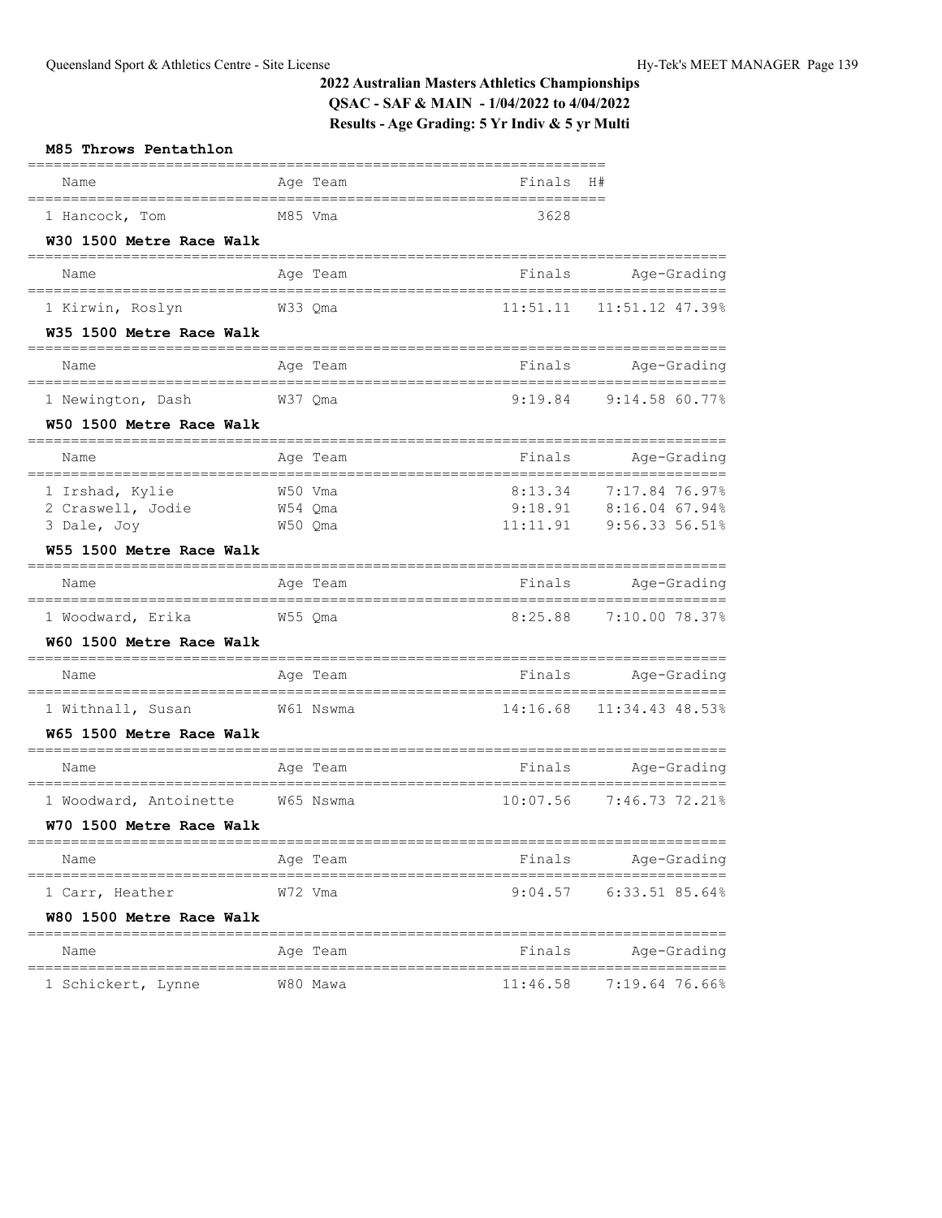## 2022 Australian Masters Athletics Championships

**QSAC - SAF & MAIN - 1/04/2022 to 4/04/2022**

**Results - Age Grading: 5 Yr Indiv & 5 yr Multi**

### M85 Throws Pentathlon

| Name | Age | Team | Finals | H# |
|---|---|---|---|---|
| 1 Hancock, Tom | M85 | Vma | 3628 | |

### W30 1500 Metre Race Walk

| Name | Age | Team | Finals | Age-Grading |
|---|---|---|---|---|
| 1 Kirwin, Roslyn | W33 | Qma | 11:51.11 | 11:51.12 47.39% |

### W35 1500 Metre Race Walk

| Name | Age | Team | Finals | Age-Grading |
|---|---|---|---|---|
| 1 Newington, Dash | W37 | Qma | 9:19.84 | 9:14.58 60.77% |

### W50 1500 Metre Race Walk

| Name | Age | Team | Finals | Age-Grading |
|---|---|---|---|---|
| 1 Irshad, Kylie | W50 | Vma | 8:13.34 | 7:17.84 76.97% |
| 2 Craswell, Jodie | W54 | Qma | 9:18.91 | 8:16.04 67.94% |
| 3 Dale, Joy | W50 | Qma | 11:11.91 | 9:56.33 56.51% |

### W55 1500 Metre Race Walk

| Name | Age | Team | Finals | Age-Grading |
|---|---|---|---|---|
| 1 Woodward, Erika | W55 | Qma | 8:25.88 | 7:10.00 78.37% |

### W60 1500 Metre Race Walk

| Name | Age | Team | Finals | Age-Grading |
|---|---|---|---|---|
| 1 Withnall, Susan | W61 | Nswma | 14:16.68 | 11:34.43 48.53% |

### W65 1500 Metre Race Walk

| Name | Age | Team | Finals | Age-Grading |
|---|---|---|---|---|
| 1 Woodward, Antoinette | W65 | Nswma | 10:07.56 | 7:46.73 72.21% |

### W70 1500 Metre Race Walk

| Name | Age | Team | Finals | Age-Grading |
|---|---|---|---|---|
| 1 Carr, Heather | W72 | Vma | 9:04.57 | 6:33.51 85.64% |

### W80 1500 Metre Race Walk

| Name | Age | Team | Finals | Age-Grading |
|---|---|---|---|---|
| 1 Schickert, Lynne | W80 | Mawa | 11:46.58 | 7:19.64 76.66% |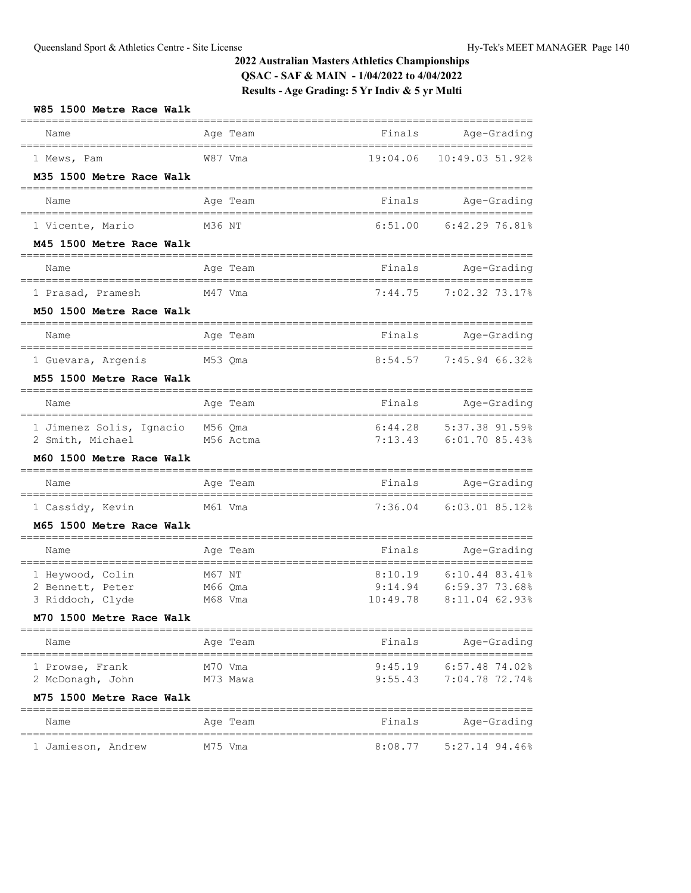# 2022 Australian Masters Athletics Championships

## QSAC - SAF & MAIN - 1/04/2022 to 4/04/2022

## Results - Age Grading: 5 Yr Indiv & 5 yr Multi

### W85 1500 Metre Race Walk

| Name | Age | Team | Finals | Age-Grading | |
|---|---|---|---|---|---|
| 1 Mews, Pam | W87 | Vma | 19:04.06 | 10:49.03 | 51.92% |

### M35 1500 Metre Race Walk

| Name | Age | Team | Finals | Age-Grading | |
|---|---|---|---|---|---|
| 1 Vicente, Mario | M36 | NT | 6:51.00 | 6:42.29 | 76.81% |

### M45 1500 Metre Race Walk

| Name | Age | Team | Finals | Age-Grading | |
|---|---|---|---|---|---|
| 1 Prasad, Pramesh | M47 | Vma | 7:44.75 | 7:02.32 | 73.17% |

### M50 1500 Metre Race Walk

| Name | Age | Team | Finals | Age-Grading | |
|---|---|---|---|---|---|
| 1 Guevara, Argenis | M53 | Qma | 8:54.57 | 7:45.94 | 66.32% |

### M55 1500 Metre Race Walk

| Name | Age | Team | Finals | Age-Grading | |
|---|---|---|---|---|---|
| 1 Jimenez Solis, Ignacio | M56 | Qma | 6:44.28 | 5:37.38 | 91.59% |
| 2 Smith, Michael | M56 | Actma | 7:13.43 | 6:01.70 | 85.43% |

### M60 1500 Metre Race Walk

| Name | Age | Team | Finals | Age-Grading | |
|---|---|---|---|---|---|
| 1 Cassidy, Kevin | M61 | Vma | 7:36.04 | 6:03.01 | 85.12% |

### M65 1500 Metre Race Walk

| Name | Age | Team | Finals | Age-Grading | |
|---|---|---|---|---|---|
| 1 Heywood, Colin | M67 | NT | 8:10.19 | 6:10.44 | 83.41% |
| 2 Bennett, Peter | M66 | Qma | 9:14.94 | 6:59.37 | 73.68% |
| 3 Riddoch, Clyde | M68 | Vma | 10:49.78 | 8:11.04 | 62.93% |

### M70 1500 Metre Race Walk

| Name | Age | Team | Finals | Age-Grading | |
|---|---|---|---|---|---|
| 1 Prowse, Frank | M70 | Vma | 9:45.19 | 6:57.48 | 74.02% |
| 2 McDonagh, John | M73 | Mawa | 9:55.43 | 7:04.78 | 72.74% |

### M75 1500 Metre Race Walk

| Name | Age | Team | Finals | Age-Grading | |
|---|---|---|---|---|---|
| 1 Jamieson, Andrew | M75 | Vma | 8:08.77 | 5:27.14 | 94.46% |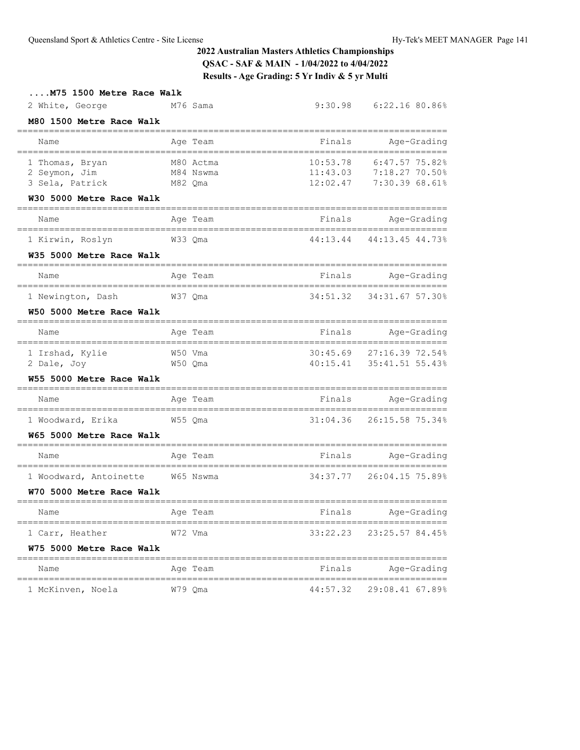## ....M75 1500 Metre Race Walk

| Name | Age | Team | Finals | Age-Grading |
|---|---|---|---|---|
| 2 White, George | M76 | Sama | 9:30.98 | 6:22.16 80.86% |

## M80 1500 Metre Race Walk

| Name | Age | Team | Finals | Age-Grading |
|---|---|---|---|---|
| 1 Thomas, Bryan | M80 | Actma | 10:53.78 | 6:47.57 75.82% |
| 2 Seymon, Jim | M84 | Nswma | 11:43.03 | 7:18.27 70.50% |
| 3 Sela, Patrick | M82 | Qma | 12:02.47 | 7:30.39 68.61% |

## W30 5000 Metre Race Walk

| Name | Age | Team | Finals | Age-Grading |
|---|---|---|---|---|
| 1 Kirwin, Roslyn | W33 | Qma | 44:13.44 | 44:13.45 44.73% |

## W35 5000 Metre Race Walk

| Name | Age | Team | Finals | Age-Grading |
|---|---|---|---|---|
| 1 Newington, Dash | W37 | Qma | 34:51.32 | 34:31.67 57.30% |

## W50 5000 Metre Race Walk

| Name | Age | Team | Finals | Age-Grading |
|---|---|---|---|---|
| 1 Irshad, Kylie | W50 | Vma | 30:45.69 | 27:16.39 72.54% |
| 2 Dale, Joy | W50 | Qma | 40:15.41 | 35:41.51 55.43% |

## W55 5000 Metre Race Walk

| Name | Age | Team | Finals | Age-Grading |
|---|---|---|---|---|
| 1 Woodward, Erika | W55 | Qma | 31:04.36 | 26:15.58 75.34% |

## W65 5000 Metre Race Walk

| Name | Age | Team | Finals | Age-Grading |
|---|---|---|---|---|
| 1 Woodward, Antoinette | W65 | Nswma | 34:37.77 | 26:04.15 75.89% |

## W70 5000 Metre Race Walk

| Name | Age | Team | Finals | Age-Grading |
|---|---|---|---|---|
| 1 Carr, Heather | W72 | Vma | 33:22.23 | 23:25.57 84.45% |

## W75 5000 Metre Race Walk

| Name | Age | Team | Finals | Age-Grading |
|---|---|---|---|---|
| 1 McKinven, Noela | W79 | Qma | 44:57.32 | 29:08.41 67.89% |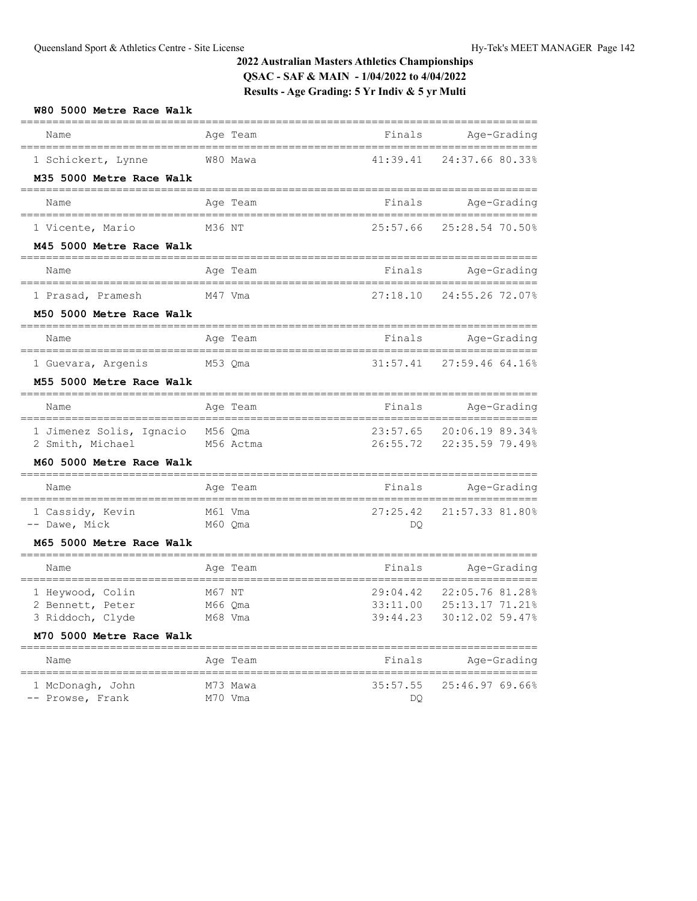# 2022 Australian Masters Athletics Championships

**QSAC - SAF & MAIN - 1/04/2022 to 4/04/2022**

**Results - Age Grading: 5 Yr Indiv & 5 yr Multi**

### W80 5000 Metre Race Walk

| Name | Age | Team | Finals | Age-Grading |
|---|---|---|---|---|
| 1 Schickert, Lynne | W80 | Mawa | 41:39.41 | 24:37.66 80.33% |

### M35 5000 Metre Race Walk

| Name | Age | Team | Finals | Age-Grading |
|---|---|---|---|---|
| 1 Vicente, Mario | M36 | NT | 25:57.66 | 25:28.54 70.50% |

### M45 5000 Metre Race Walk

| Name | Age | Team | Finals | Age-Grading |
|---|---|---|---|---|
| 1 Prasad, Pramesh | M47 | Vma | 27:18.10 | 24:55.26 72.07% |

### M50 5000 Metre Race Walk

| Name | Age | Team | Finals | Age-Grading |
|---|---|---|---|---|
| 1 Guevara, Argenis | M53 | Qma | 31:57.41 | 27:59.46 64.16% |

### M55 5000 Metre Race Walk

| Name | Age | Team | Finals | Age-Grading |
|---|---|---|---|---|
| 1 Jimenez Solis, Ignacio | M56 | Qma | 23:57.65 | 20:06.19 89.34% |
| 2 Smith, Michael | M56 | Actma | 26:55.72 | 22:35.59 79.49% |

### M60 5000 Metre Race Walk

| Name | Age | Team | Finals | Age-Grading |
|---|---|---|---|---|
| 1 Cassidy, Kevin | M61 | Vma | 27:25.42 | 21:57.33 81.80% |
| -- Dawe, Mick | M60 | Qma | DQ | |

### M65 5000 Metre Race Walk

| Name | Age | Team | Finals | Age-Grading |
|---|---|---|---|---|
| 1 Heywood, Colin | M67 | NT | 29:04.42 | 22:05.76 81.28% |
| 2 Bennett, Peter | M66 | Qma | 33:11.00 | 25:13.17 71.21% |
| 3 Riddoch, Clyde | M68 | Vma | 39:44.23 | 30:12.02 59.47% |

### M70 5000 Metre Race Walk

| Name | Age | Team | Finals | Age-Grading |
|---|---|---|---|---|
| 1 McDonagh, John | M73 | Mawa | 35:57.55 | 25:46.97 69.66% |
| -- Prowse, Frank | M70 | Vma | DQ | |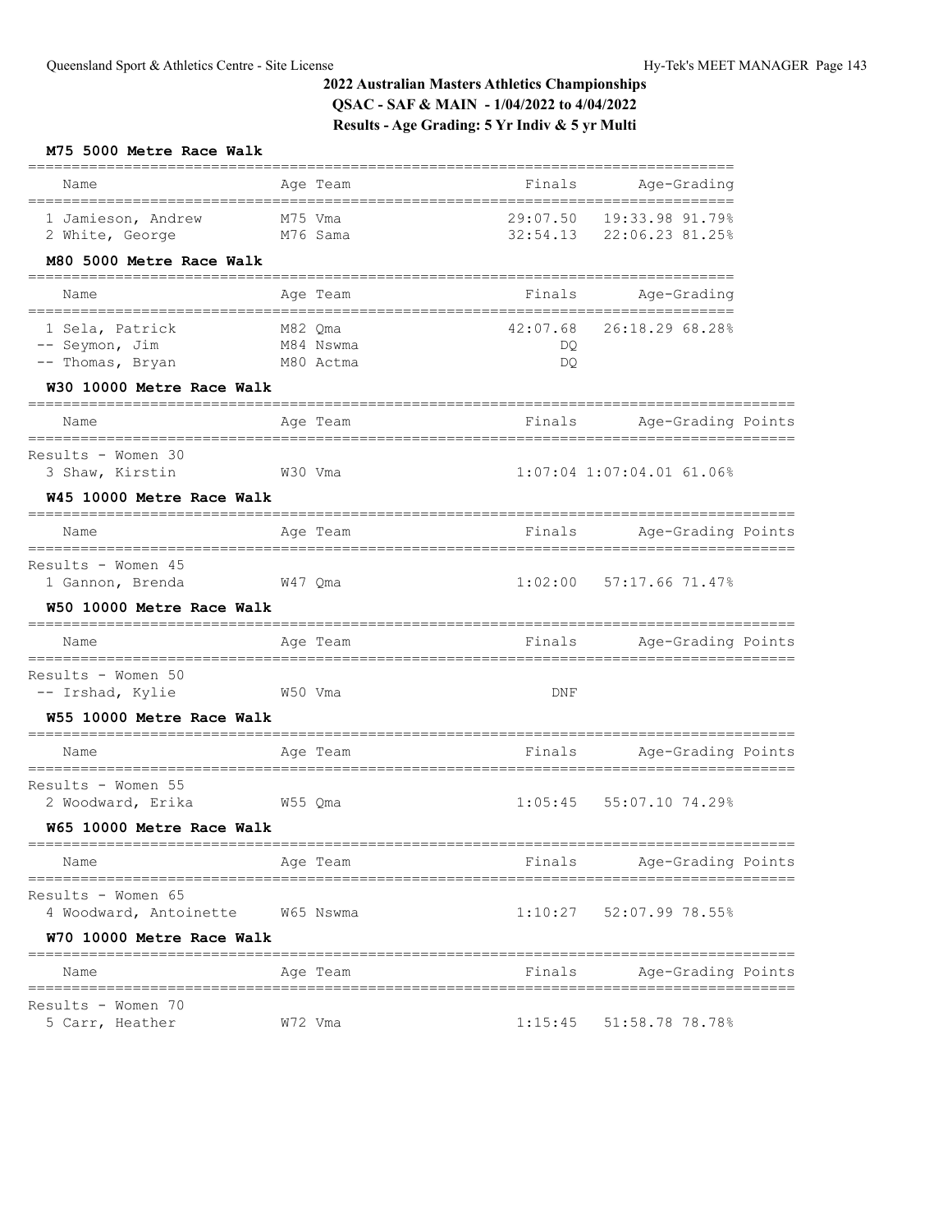# 2022 Australian Masters Athletics Championships

**QSAC - SAF & MAIN - 1/04/2022 to 4/04/2022**

**Results - Age Grading: 5 Yr Indiv & 5 yr Multi**

### M75 5000 Metre Race Walk

| Name | Age | Team | Finals | Age-Grading |
|---|---|---|---|---|
| 1 Jamieson, Andrew | M75 | Vma | 29:07.50 | 19:33.98 91.79% |
| 2 White, George | M76 | Sama | 32:54.13 | 22:06.23 81.25% |

### M80 5000 Metre Race Walk

| Name | Age | Team | Finals | Age-Grading |
|---|---|---|---|---|
| 1 Sela, Patrick | M82 | Qma | 42:07.68 | 26:18.29 68.28% |
| -- Seymon, Jim | M84 | Nswma | DQ | |
| -- Thomas, Bryan | M80 | Actma | DQ | |

### W30 10000 Metre Race Walk

| Name | Age | Team | Finals | Age-Grading | Points |
|---|---|---|---|---|---|
| Results - Women 30 | | | | | |
| 3 Shaw, Kirstin | W30 | Vma | 1:07:04 | 1:07:04.01 61.06% | |

### W45 10000 Metre Race Walk

| Name | Age | Team | Finals | Age-Grading | Points |
|---|---|---|---|---|---|
| Results - Women 45 | | | | | |
| 1 Gannon, Brenda | W47 | Qma | 1:02:00 | 57:17.66 71.47% | |

### W50 10000 Metre Race Walk

| Name | Age | Team | Finals | Age-Grading | Points |
|---|---|---|---|---|---|
| Results - Women 50 | | | | | |
| -- Irshad, Kylie | W50 | Vma | DNF | | |

### W55 10000 Metre Race Walk

| Name | Age | Team | Finals | Age-Grading | Points |
|---|---|---|---|---|---|
| Results - Women 55 | | | | | |
| 2 Woodward, Erika | W55 | Qma | 1:05:45 | 55:07.10 74.29% | |

### W65 10000 Metre Race Walk

| Name | Age | Team | Finals | Age-Grading | Points |
|---|---|---|---|---|---|
| Results - Women 65 | | | | | |
| 4 Woodward, Antoinette | W65 | Nswma | 1:10:27 | 52:07.99 78.55% | |

### W70 10000 Metre Race Walk

| Name | Age | Team | Finals | Age-Grading | Points |
|---|---|---|---|---|---|
| Results - Women 70 | | | | | |
| 5 Carr, Heather | W72 | Vma | 1:15:45 | 51:58.78 78.78% | |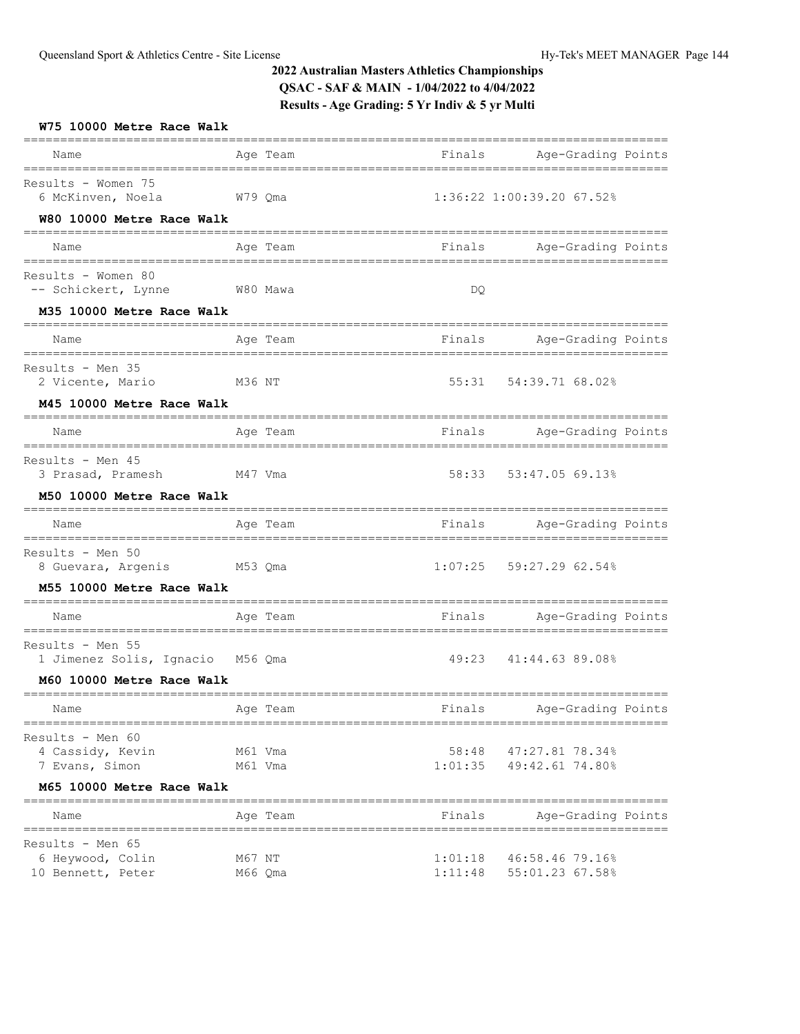## 2022 Australian Masters Athletics Championships
## QSAC - SAF & MAIN - 1/04/2022 to 4/04/2022
## Results - Age Grading: 5 Yr Indiv & 5 yr Multi

### W75 10000 Metre Race Walk

| Place | Name | Age Team | Finals | Age-Grading | Points |
|---|---|---|---|---|---|
| **Results - Women 75** | | | | | |
| 6 | McKinven, Noela | W79 Qma | 1:36:22 | 1:00:39.20 | 67.52% |

### W80 10000 Metre Race Walk

| Place | Name | Age Team | Finals | Age-Grading | Points |
|---|---|---|---|---|---|
| **Results - Women 80** | | | | | |
| -- | Schickert, Lynne | W80 Mawa | DQ | | |

### M35 10000 Metre Race Walk

| Place | Name | Age Team | Finals | Age-Grading | Points |
|---|---|---|---|---|---|
| **Results - Men 35** | | | | | |
| 2 | Vicente, Mario | M36 NT | 55:31 | 54:39.71 | 68.02% |

### M45 10000 Metre Race Walk

| Place | Name | Age Team | Finals | Age-Grading | Points |
|---|---|---|---|---|---|
| **Results - Men 45** | | | | | |
| 3 | Prasad, Pramesh | M47 Vma | 58:33 | 53:47.05 | 69.13% |

### M50 10000 Metre Race Walk

| Place | Name | Age Team | Finals | Age-Grading | Points |
|---|---|---|---|---|---|
| **Results - Men 50** | | | | | |
| 8 | Guevara, Argenis | M53 Qma | 1:07:25 | 59:27.29 | 62.54% |

### M55 10000 Metre Race Walk

| Place | Name | Age Team | Finals | Age-Grading | Points |
|---|---|---|---|---|---|
| **Results - Men 55** | | | | | |
| 1 | Jimenez Solis, Ignacio | M56 Qma | 49:23 | 41:44.63 | 89.08% |

### M60 10000 Metre Race Walk

| Place | Name | Age Team | Finals | Age-Grading | Points |
|---|---|---|---|---|---|
| **Results - Men 60** | | | | | |
| 4 | Cassidy, Kevin | M61 Vma | 58:48 | 47:27.81 | 78.34% |
| 7 | Evans, Simon | M61 Vma | 1:01:35 | 49:42.61 | 74.80% |

### M65 10000 Metre Race Walk

| Place | Name | Age Team | Finals | Age-Grading | Points |
|---|---|---|---|---|---|
| **Results - Men 65** | | | | | |
| 6 | Heywood, Colin | M67 NT | 1:01:18 | 46:58.46 | 79.16% |
| 10 | Bennett, Peter | M66 Qma | 1:11:48 | 55:01.23 | 67.58% |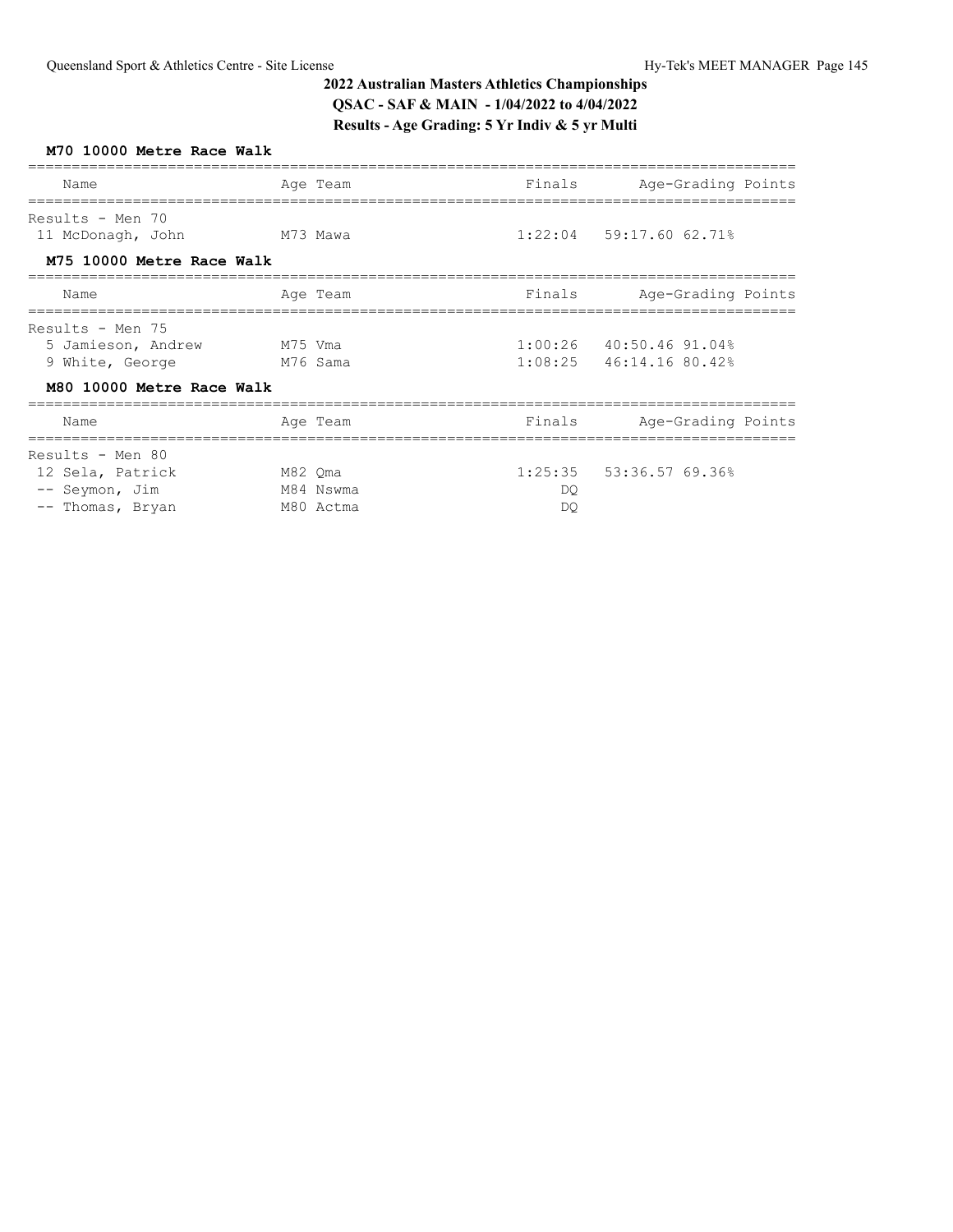## 2022 Australian Masters Athletics Championships
## QSAC - SAF & MAIN - 1/04/2022 to 4/04/2022
## Results - Age Grading: 5 Yr Indiv & 5 yr Multi

### M70 10000 Metre Race Walk

| Name | Age Team | Finals | Age-Grading Points |
|---|---|---|---|
| Results - Men 70 | | | |
| 11 McDonagh, John | M73 Mawa | 1:22:04 | 59:17.60 62.71% |

### M75 10000 Metre Race Walk

| Name | Age Team | Finals | Age-Grading Points |
|---|---|---|---|
| Results - Men 75 | | | |
| 5 Jamieson, Andrew | M75 Vma | 1:00:26 | 40:50.46 91.04% |
| 9 White, George | M76 Sama | 1:08:25 | 46:14.16 80.42% |

### M80 10000 Metre Race Walk

| Name | Age Team | Finals | Age-Grading Points |
|---|---|---|---|
| Results - Men 80 | | | |
| 12 Sela, Patrick | M82 Qma | 1:25:35 | 53:36.57 69.36% |
| -- Seymon, Jim | M84 Nswma | DQ | |
| -- Thomas, Bryan | M80 Actma | DQ | |